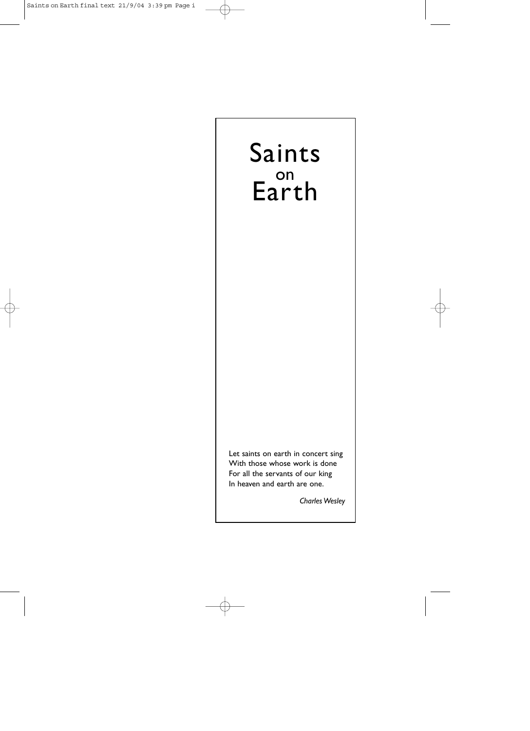# Saints on Earth

Let saints on earth in concert sing
With those whose work is done
For all the servants of our king
In heaven and earth are one.

*Charles Wesley*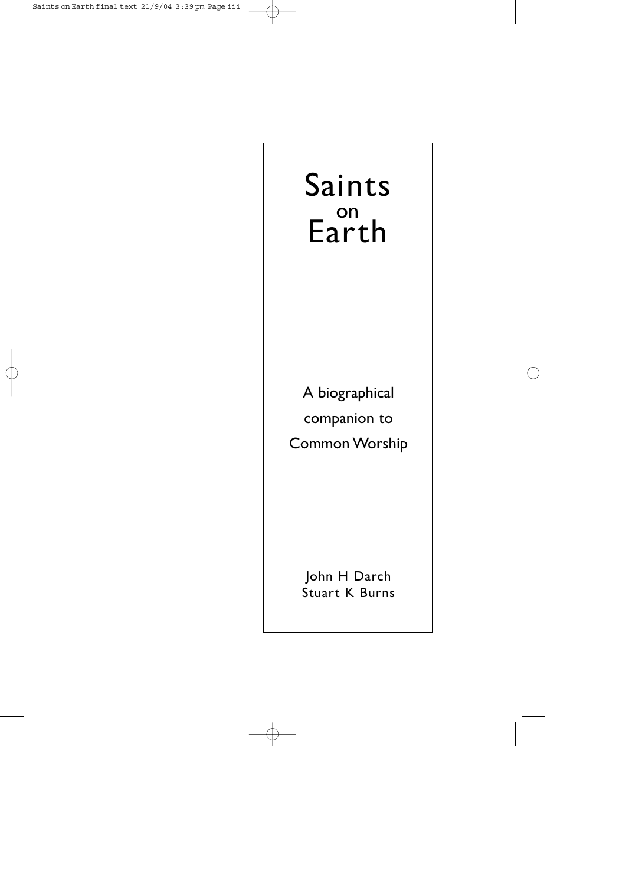# Saints on Earth

A biographical companion to Common Worship

John H Darch
Stuart K Burns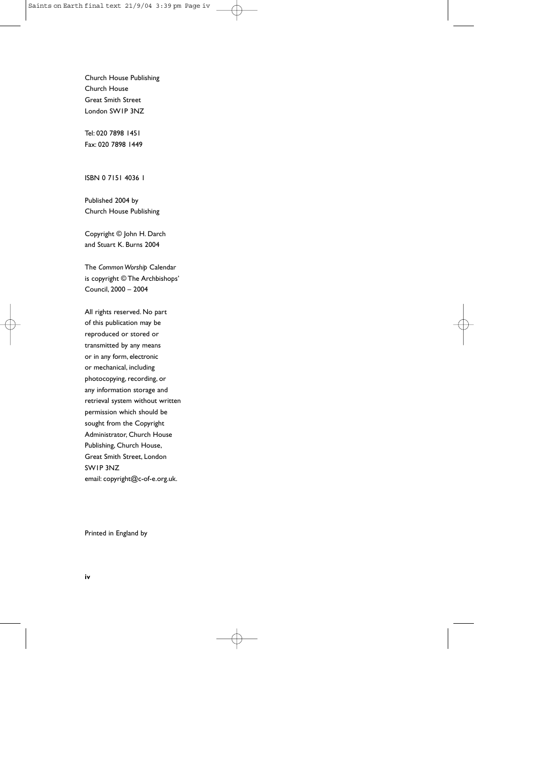Church House Publishing
Church House
Great Smith Street
London SW1P 3NZ

Tel: 020 7898 1451
Fax: 020 7898 1449

ISBN 0 7151 4036 1

Published 2004 by
Church House Publishing

Copyright © John H. Darch
and Stuart K. Burns 2004

The *Common Worship* Calendar
is copyright © The Archbishops'
Council, 2000 – 2004

All rights reserved. No part
of this publication may be
reproduced or stored or
transmitted by any means
or in any form, electronic
or mechanical, including
photocopying, recording, or
any information storage and
retrieval system without written
permission which should be
sought from the Copyright
Administrator, Church House
Publishing, Church House,
Great Smith Street, London
SW1P 3NZ
email: copyright@c-of-e.org.uk.

Printed in England by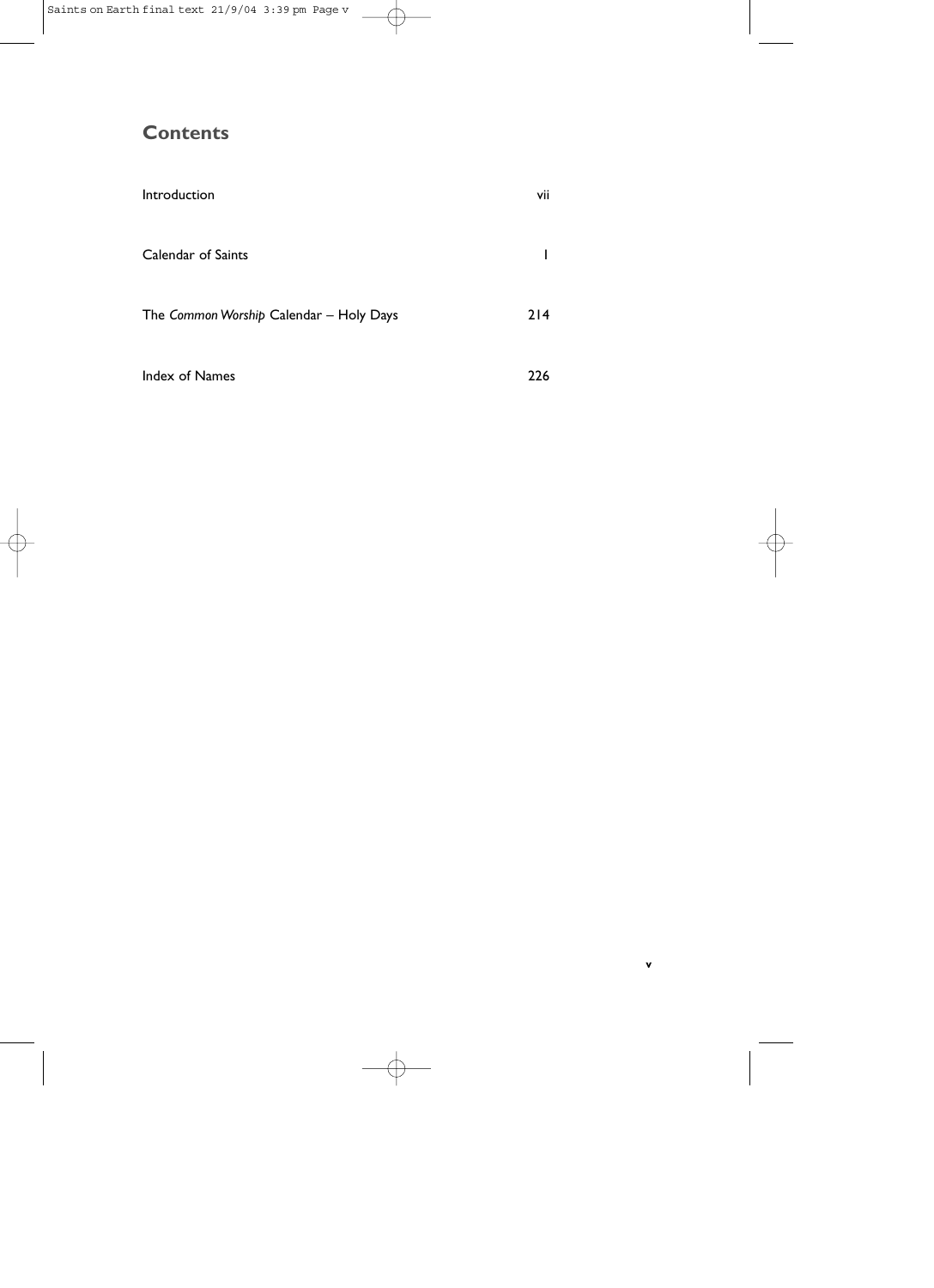## Contents

| | |
|---|---|
| Introduction | vii |
| Calendar of Saints | 1 |
| The *Common Worship* Calendar – Holy Days | 214 |
| Index of Names | 226 |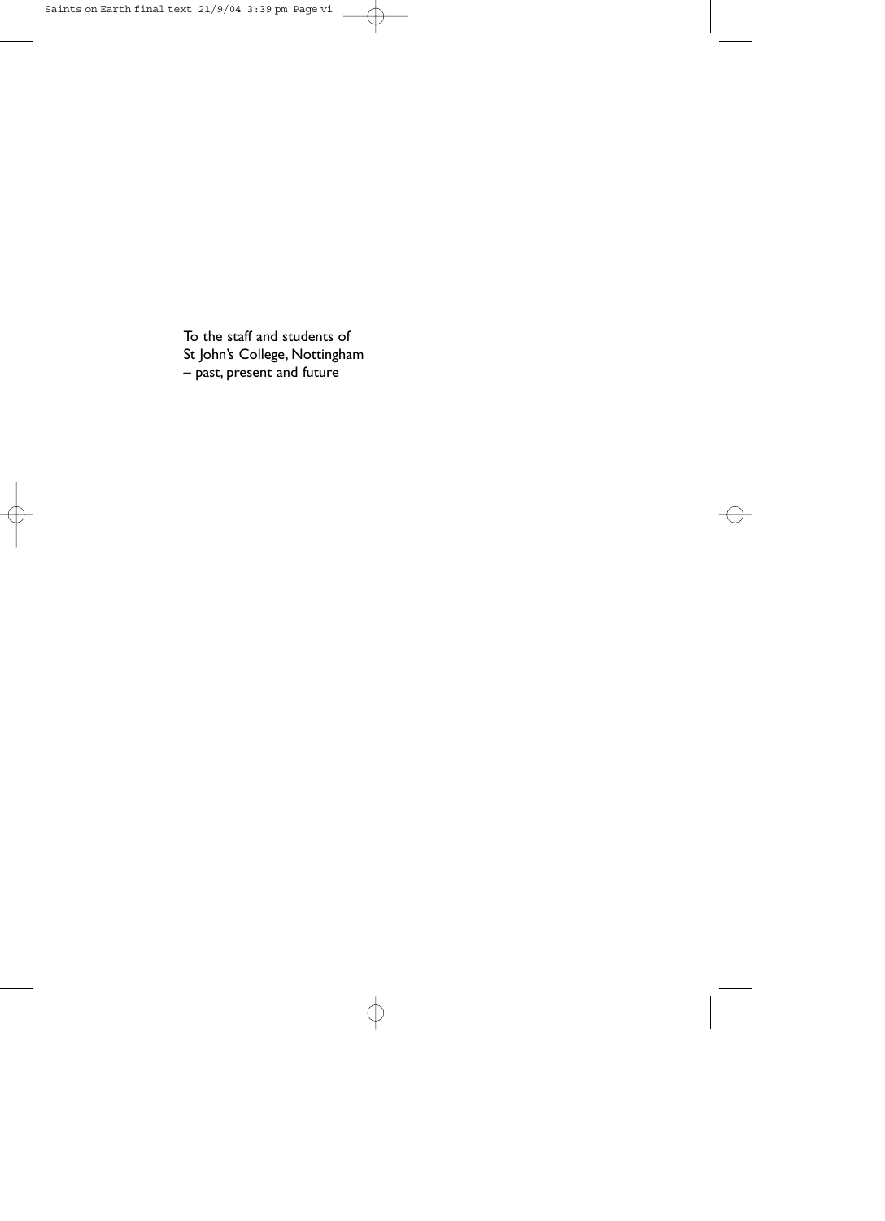To the staff and students of
St John's College, Nottingham
– past, present and future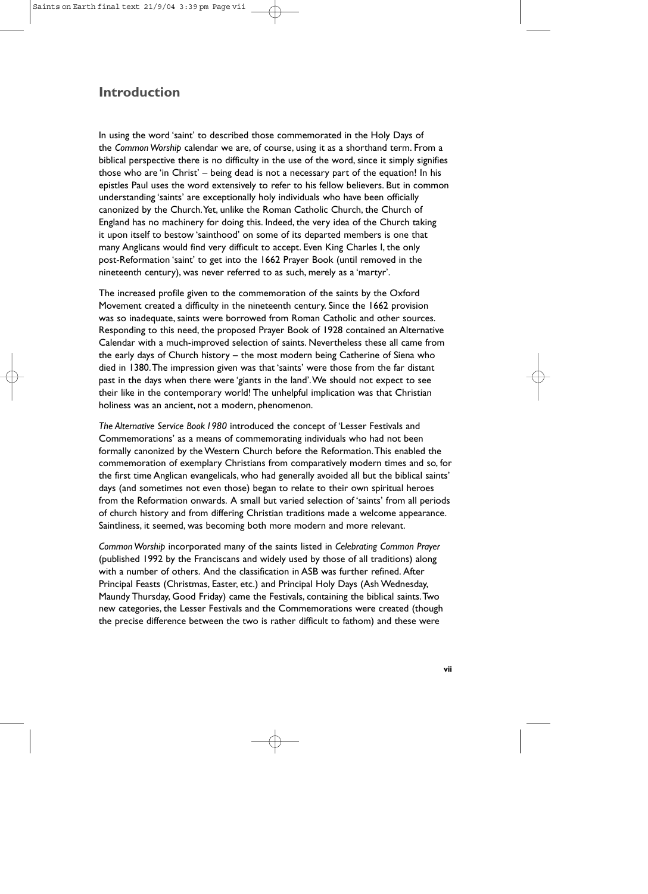## Introduction

In using the word 'saint' to described those commemorated in the Holy Days of the *Common Worship* calendar we are, of course, using it as a shorthand term. From a biblical perspective there is no difficulty in the use of the word, since it simply signifies those who are 'in Christ' – being dead is not a necessary part of the equation! In his epistles Paul uses the word extensively to refer to his fellow believers. But in common understanding 'saints' are exceptionally holy individuals who have been officially canonized by the Church. Yet, unlike the Roman Catholic Church, the Church of England has no machinery for doing this. Indeed, the very idea of the Church taking it upon itself to bestow 'sainthood' on some of its departed members is one that many Anglicans would find very difficult to accept. Even King Charles I, the only post-Reformation 'saint' to get into the 1662 Prayer Book (until removed in the nineteenth century), was never referred to as such, merely as a 'martyr'.

The increased profile given to the commemoration of the saints by the Oxford Movement created a difficulty in the nineteenth century. Since the 1662 provision was so inadequate, saints were borrowed from Roman Catholic and other sources. Responding to this need, the proposed Prayer Book of 1928 contained an Alternative Calendar with a much-improved selection of saints. Nevertheless these all came from the early days of Church history – the most modern being Catherine of Siena who died in 1380. The impression given was that 'saints' were those from the far distant past in the days when there were 'giants in the land'. We should not expect to see their like in the contemporary world! The unhelpful implication was that Christian holiness was an ancient, not a modern, phenomenon.

*The Alternative Service Book 1980* introduced the concept of 'Lesser Festivals and Commemorations' as a means of commemorating individuals who had not been formally canonized by the Western Church before the Reformation. This enabled the commemoration of exemplary Christians from comparatively modern times and so, for the first time Anglican evangelicals, who had generally avoided all but the biblical saints' days (and sometimes not even those) began to relate to their own spiritual heroes from the Reformation onwards. A small but varied selection of 'saints' from all periods of church history and from differing Christian traditions made a welcome appearance. Saintliness, it seemed, was becoming both more modern and more relevant.

*Common Worship* incorporated many of the saints listed in *Celebrating Common Prayer* (published 1992 by the Franciscans and widely used by those of all traditions) along with a number of others. And the classification in ASB was further refined. After Principal Feasts (Christmas, Easter, etc.) and Principal Holy Days (Ash Wednesday, Maundy Thursday, Good Friday) came the Festivals, containing the biblical saints. Two new categories, the Lesser Festivals and the Commemorations were created (though the precise difference between the two is rather difficult to fathom) and these were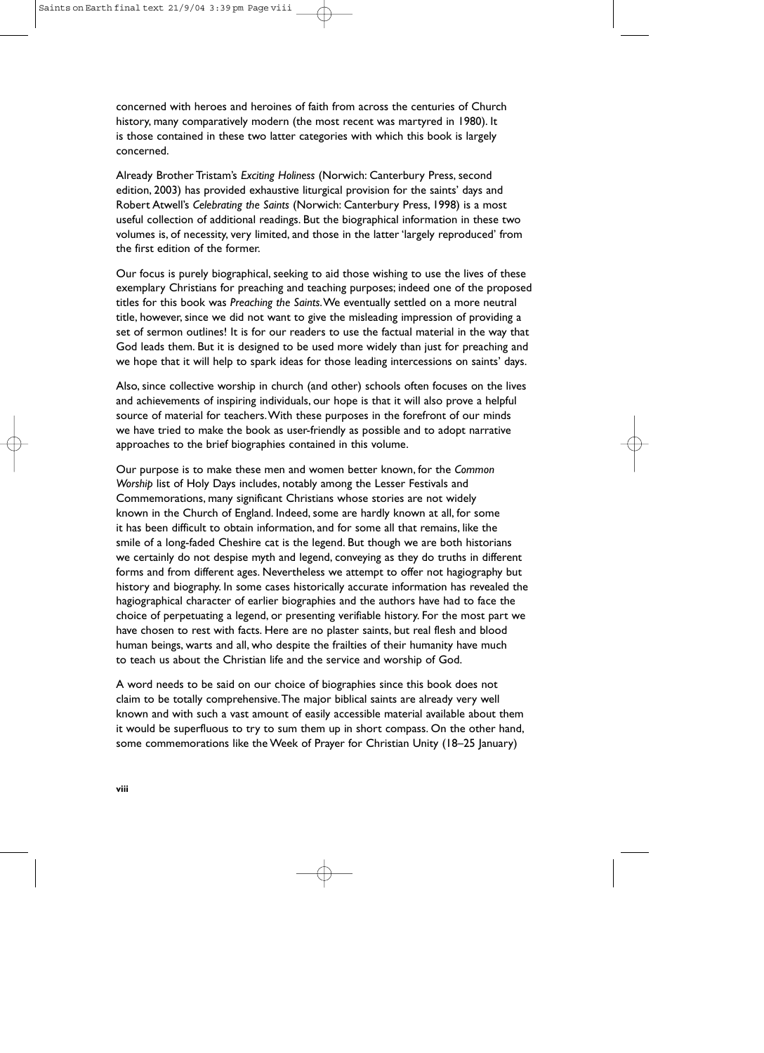concerned with heroes and heroines of faith from across the centuries of Church history, many comparatively modern (the most recent was martyred in 1980). It is those contained in these two latter categories with which this book is largely concerned.

Already Brother Tristam's *Exciting Holiness* (Norwich: Canterbury Press, second edition, 2003) has provided exhaustive liturgical provision for the saints' days and Robert Atwell's *Celebrating the Saints* (Norwich: Canterbury Press, 1998) is a most useful collection of additional readings. But the biographical information in these two volumes is, of necessity, very limited, and those in the latter 'largely reproduced' from the first edition of the former.

Our focus is purely biographical, seeking to aid those wishing to use the lives of these exemplary Christians for preaching and teaching purposes; indeed one of the proposed titles for this book was *Preaching the Saints*. We eventually settled on a more neutral title, however, since we did not want to give the misleading impression of providing a set of sermon outlines! It is for our readers to use the factual material in the way that God leads them. But it is designed to be used more widely than just for preaching and we hope that it will help to spark ideas for those leading intercessions on saints' days.

Also, since collective worship in church (and other) schools often focuses on the lives and achievements of inspiring individuals, our hope is that it will also prove a helpful source of material for teachers. With these purposes in the forefront of our minds we have tried to make the book as user-friendly as possible and to adopt narrative approaches to the brief biographies contained in this volume.

Our purpose is to make these men and women better known, for the *Common Worship* list of Holy Days includes, notably among the Lesser Festivals and Commemorations, many significant Christians whose stories are not widely known in the Church of England. Indeed, some are hardly known at all, for some it has been difficult to obtain information, and for some all that remains, like the smile of a long-faded Cheshire cat is the legend. But though we are both historians we certainly do not despise myth and legend, conveying as they do truths in different forms and from different ages. Nevertheless we attempt to offer not hagiography but history and biography. In some cases historically accurate information has revealed the hagiographical character of earlier biographies and the authors have had to face the choice of perpetuating a legend, or presenting verifiable history. For the most part we have chosen to rest with facts. Here are no plaster saints, but real flesh and blood human beings, warts and all, who despite the frailties of their humanity have much to teach us about the Christian life and the service and worship of God.

A word needs to be said on our choice of biographies since this book does not claim to be totally comprehensive. The major biblical saints are already very well known and with such a vast amount of easily accessible material available about them it would be superfluous to try to sum them up in short compass. On the other hand, some commemorations like the Week of Prayer for Christian Unity (18–25 January)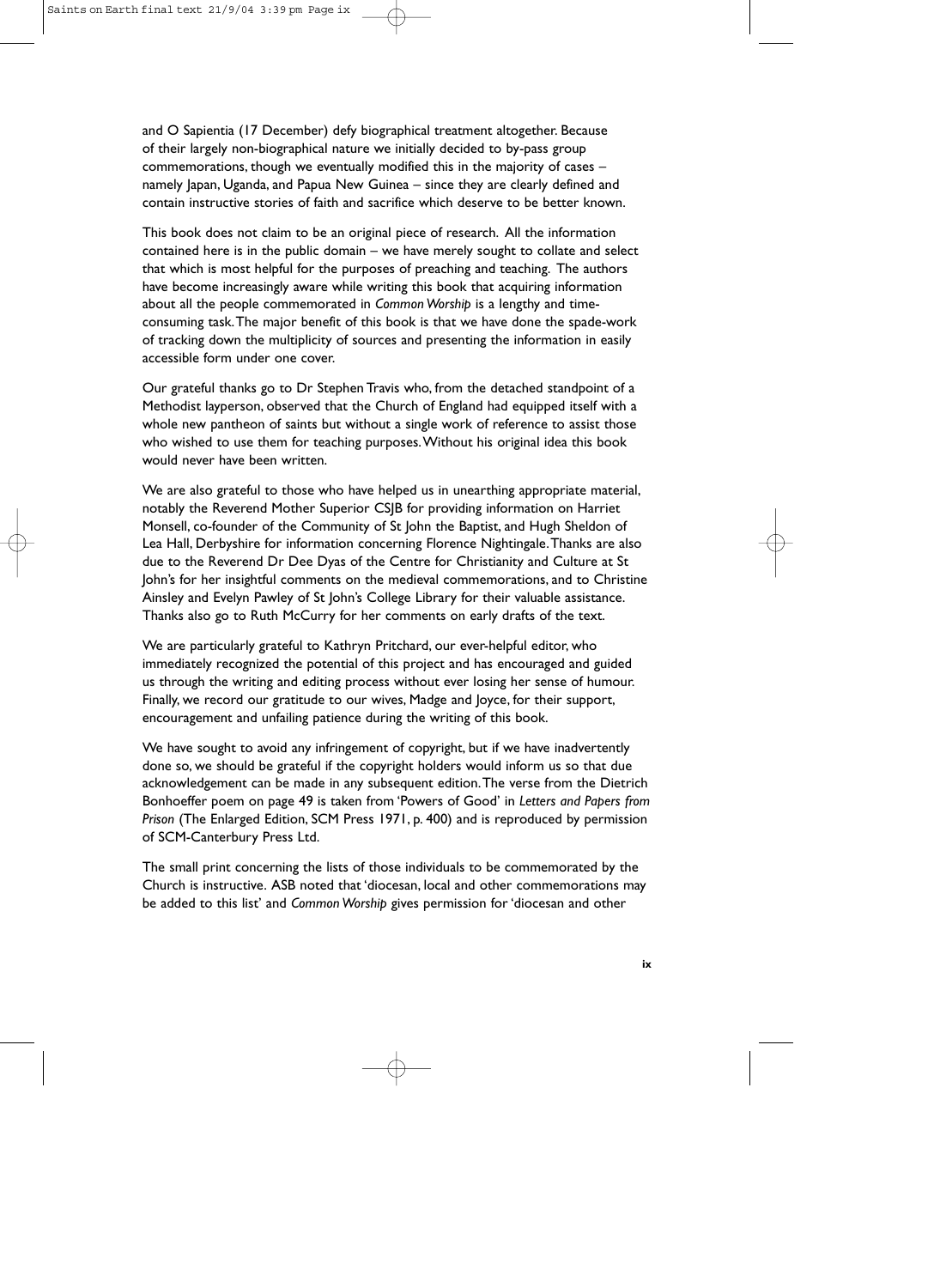and O Sapientia (17 December) defy biographical treatment altogether. Because of their largely non-biographical nature we initially decided to by-pass group commemorations, though we eventually modified this in the majority of cases – namely Japan, Uganda, and Papua New Guinea – since they are clearly defined and contain instructive stories of faith and sacrifice which deserve to be better known.

This book does not claim to be an original piece of research. All the information contained here is in the public domain – we have merely sought to collate and select that which is most helpful for the purposes of preaching and teaching. The authors have become increasingly aware while writing this book that acquiring information about all the people commemorated in *Common Worship* is a lengthy and time-consuming task. The major benefit of this book is that we have done the spade-work of tracking down the multiplicity of sources and presenting the information in easily accessible form under one cover.

Our grateful thanks go to Dr Stephen Travis who, from the detached standpoint of a Methodist layperson, observed that the Church of England had equipped itself with a whole new pantheon of saints but without a single work of reference to assist those who wished to use them for teaching purposes. Without his original idea this book would never have been written.

We are also grateful to those who have helped us in unearthing appropriate material, notably the Reverend Mother Superior CSJB for providing information on Harriet Monsell, co-founder of the Community of St John the Baptist, and Hugh Sheldon of Lea Hall, Derbyshire for information concerning Florence Nightingale. Thanks are also due to the Reverend Dr Dee Dyas of the Centre for Christianity and Culture at St John's for her insightful comments on the medieval commemorations, and to Christine Ainsley and Evelyn Pawley of St John's College Library for their valuable assistance. Thanks also go to Ruth McCurry for her comments on early drafts of the text.

We are particularly grateful to Kathryn Pritchard, our ever-helpful editor, who immediately recognized the potential of this project and has encouraged and guided us through the writing and editing process without ever losing her sense of humour. Finally, we record our gratitude to our wives, Madge and Joyce, for their support, encouragement and unfailing patience during the writing of this book.

We have sought to avoid any infringement of copyright, but if we have inadvertently done so, we should be grateful if the copyright holders would inform us so that due acknowledgement can be made in any subsequent edition. The verse from the Dietrich Bonhoeffer poem on page 49 is taken from 'Powers of Good' in *Letters and Papers from Prison* (The Enlarged Edition, SCM Press 1971, p. 400) and is reproduced by permission of SCM-Canterbury Press Ltd.

The small print concerning the lists of those individuals to be commemorated by the Church is instructive. ASB noted that 'diocesan, local and other commemorations may be added to this list' and *Common Worship* gives permission for 'diocesan and other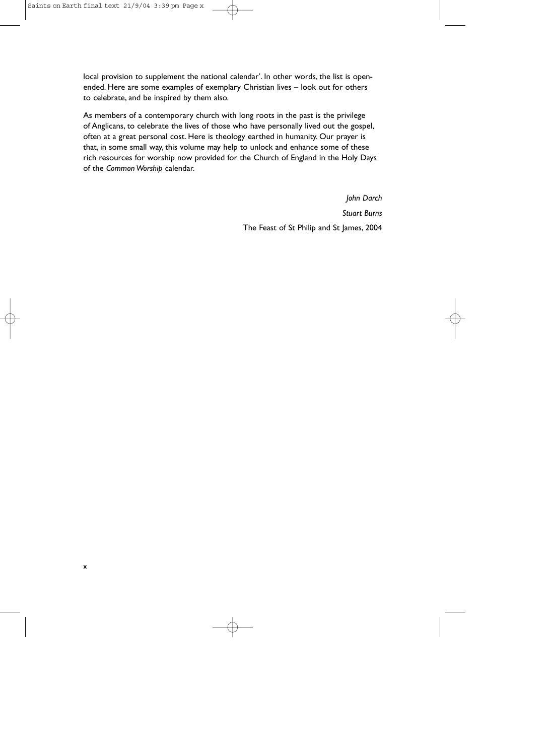local provision to supplement the national calendar'. In other words, the list is open-ended. Here are some examples of exemplary Christian lives – look out for others to celebrate, and be inspired by them also.

As members of a contemporary church with long roots in the past is the privilege of Anglicans, to celebrate the lives of those who have personally lived out the gospel, often at a great personal cost. Here is theology earthed in humanity. Our prayer is that, in some small way, this volume may help to unlock and enhance some of these rich resources for worship now provided for the Church of England in the Holy Days of the *Common Worship* calendar.

*John Darch*

*Stuart Burns*

The Feast of St Philip and St James, 2004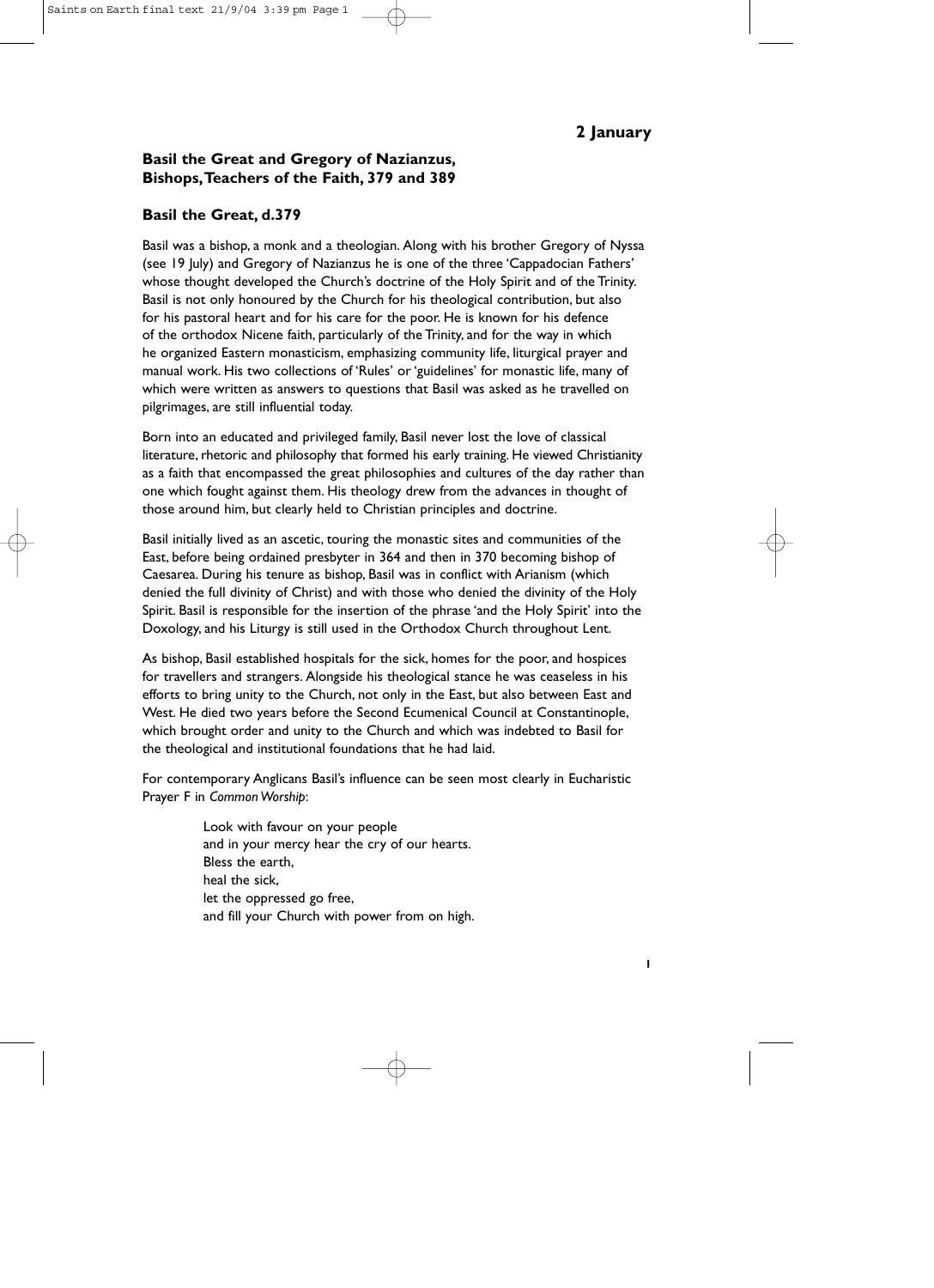## 2 January

### Basil the Great and Gregory of Nazianzus, Bishops, Teachers of the Faith, 379 and 389

### Basil the Great, d.379

Basil was a bishop, a monk and a theologian. Along with his brother Gregory of Nyssa (see 19 July) and Gregory of Nazianzus he is one of the three 'Cappadocian Fathers' whose thought developed the Church's doctrine of the Holy Spirit and of the Trinity. Basil is not only honoured by the Church for his theological contribution, but also for his pastoral heart and for his care for the poor. He is known for his defence of the orthodox Nicene faith, particularly of the Trinity, and for the way in which he organized Eastern monasticism, emphasizing community life, liturgical prayer and manual work. His two collections of 'Rules' or 'guidelines' for monastic life, many of which were written as answers to questions that Basil was asked as he travelled on pilgrimages, are still influential today.

Born into an educated and privileged family, Basil never lost the love of classical literature, rhetoric and philosophy that formed his early training. He viewed Christianity as a faith that encompassed the great philosophies and cultures of the day rather than one which fought against them. His theology drew from the advances in thought of those around him, but clearly held to Christian principles and doctrine.

Basil initially lived as an ascetic, touring the monastic sites and communities of the East, before being ordained presbyter in 364 and then in 370 becoming bishop of Caesarea. During his tenure as bishop, Basil was in conflict with Arianism (which denied the full divinity of Christ) and with those who denied the divinity of the Holy Spirit. Basil is responsible for the insertion of the phrase 'and the Holy Spirit' into the Doxology, and his Liturgy is still used in the Orthodox Church throughout Lent.

As bishop, Basil established hospitals for the sick, homes for the poor, and hospices for travellers and strangers. Alongside his theological stance he was ceaseless in his efforts to bring unity to the Church, not only in the East, but also between East and West. He died two years before the Second Ecumenical Council at Constantinople, which brought order and unity to the Church and which was indebted to Basil for the theological and institutional foundations that he had laid.

For contemporary Anglicans Basil's influence can be seen most clearly in Eucharistic Prayer F in *Common Worship*:

> Look with favour on your people
> and in your mercy hear the cry of our hearts.
> Bless the earth,
> heal the sick,
> let the oppressed go free,
> and fill your Church with power from on high.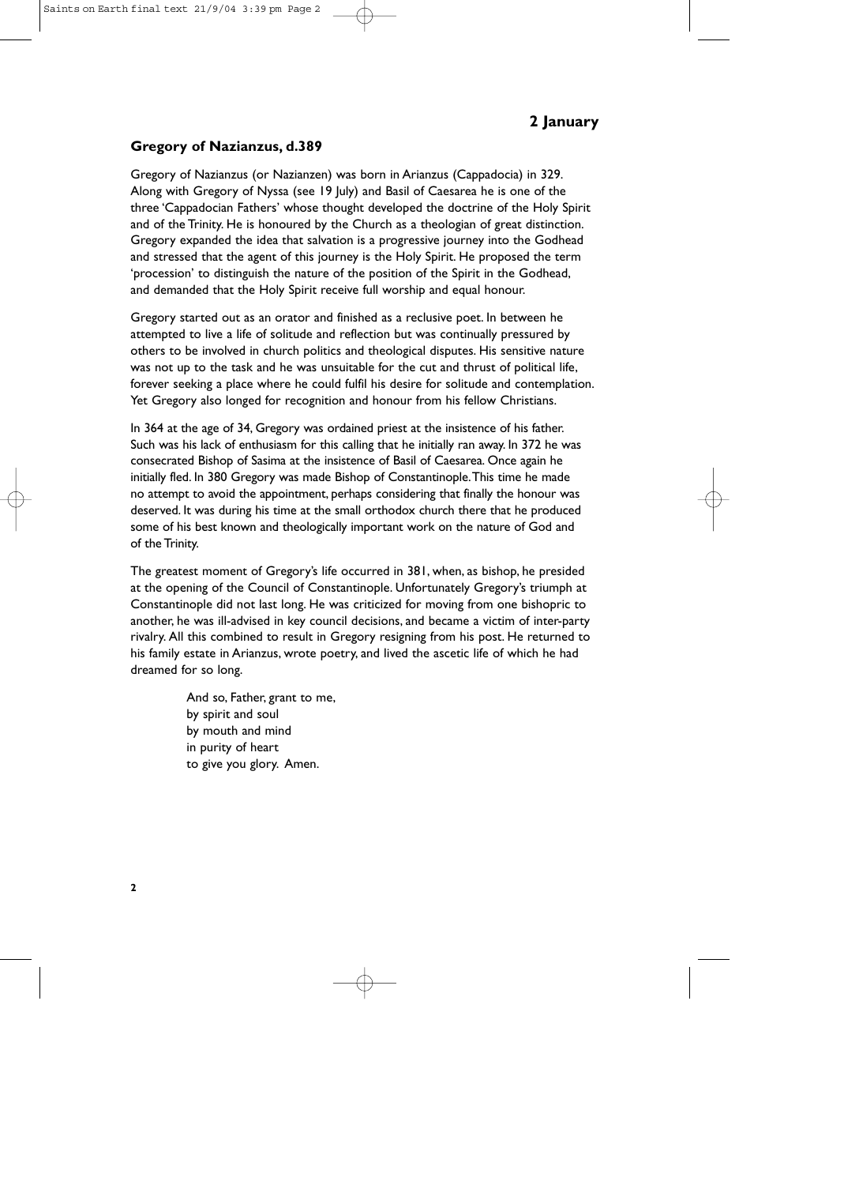## 2 January

### Gregory of Nazianzus, d.389

Gregory of Nazianzus (or Nazianzen) was born in Arianzus (Cappadocia) in 329. Along with Gregory of Nyssa (see 19 July) and Basil of Caesarea he is one of the three 'Cappadocian Fathers' whose thought developed the doctrine of the Holy Spirit and of the Trinity. He is honoured by the Church as a theologian of great distinction. Gregory expanded the idea that salvation is a progressive journey into the Godhead and stressed that the agent of this journey is the Holy Spirit. He proposed the term 'procession' to distinguish the nature of the position of the Spirit in the Godhead, and demanded that the Holy Spirit receive full worship and equal honour.

Gregory started out as an orator and finished as a reclusive poet. In between he attempted to live a life of solitude and reflection but was continually pressured by others to be involved in church politics and theological disputes. His sensitive nature was not up to the task and he was unsuitable for the cut and thrust of political life, forever seeking a place where he could fulfil his desire for solitude and contemplation. Yet Gregory also longed for recognition and honour from his fellow Christians.

In 364 at the age of 34, Gregory was ordained priest at the insistence of his father. Such was his lack of enthusiasm for this calling that he initially ran away. In 372 he was consecrated Bishop of Sasima at the insistence of Basil of Caesarea. Once again he initially fled. In 380 Gregory was made Bishop of Constantinople. This time he made no attempt to avoid the appointment, perhaps considering that finally the honour was deserved. It was during his time at the small orthodox church there that he produced some of his best known and theologically important work on the nature of God and of the Trinity.

The greatest moment of Gregory's life occurred in 381, when, as bishop, he presided at the opening of the Council of Constantinople. Unfortunately Gregory's triumph at Constantinople did not last long. He was criticized for moving from one bishopric to another, he was ill-advised in key council decisions, and became a victim of inter-party rivalry. All this combined to result in Gregory resigning from his post. He returned to his family estate in Arianzus, wrote poetry, and lived the ascetic life of which he had dreamed for so long.

> And so, Father, grant to me,
> by spirit and soul
> by mouth and mind
> in purity of heart
> to give you glory. Amen.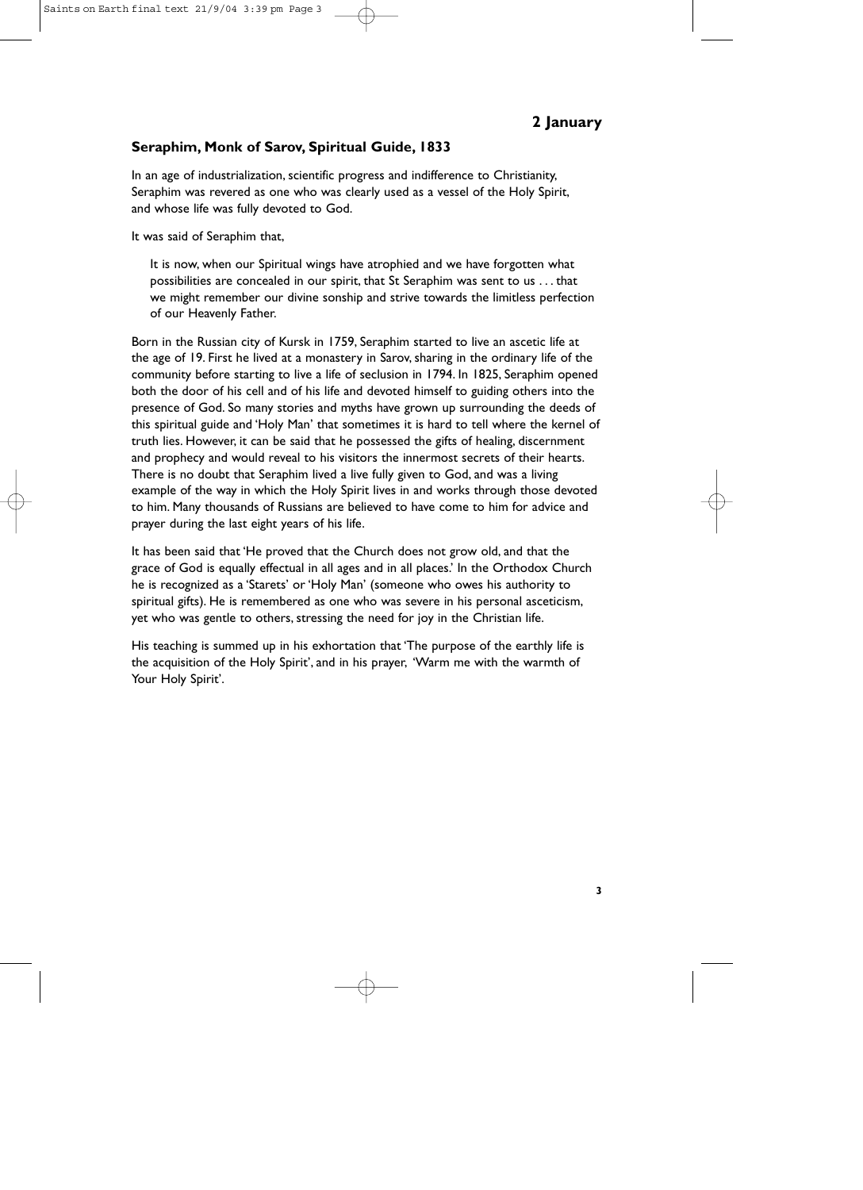## 2 January

### Seraphim, Monk of Sarov, Spiritual Guide, 1833

In an age of industrialization, scientific progress and indifference to Christianity, Seraphim was revered as one who was clearly used as a vessel of the Holy Spirit, and whose life was fully devoted to God.

It was said of Seraphim that,

> It is now, when our Spiritual wings have atrophied and we have forgotten what possibilities are concealed in our spirit, that St Seraphim was sent to us . . . that we might remember our divine sonship and strive towards the limitless perfection of our Heavenly Father.

Born in the Russian city of Kursk in 1759, Seraphim started to live an ascetic life at the age of 19. First he lived at a monastery in Sarov, sharing in the ordinary life of the community before starting to live a life of seclusion in 1794. In 1825, Seraphim opened both the door of his cell and of his life and devoted himself to guiding others into the presence of God. So many stories and myths have grown up surrounding the deeds of this spiritual guide and 'Holy Man' that sometimes it is hard to tell where the kernel of truth lies. However, it can be said that he possessed the gifts of healing, discernment and prophecy and would reveal to his visitors the innermost secrets of their hearts. There is no doubt that Seraphim lived a live fully given to God, and was a living example of the way in which the Holy Spirit lives in and works through those devoted to him. Many thousands of Russians are believed to have come to him for advice and prayer during the last eight years of his life.

It has been said that 'He proved that the Church does not grow old, and that the grace of God is equally effectual in all ages and in all places.' In the Orthodox Church he is recognized as a 'Starets' or 'Holy Man' (someone who owes his authority to spiritual gifts). He is remembered as one who was severe in his personal asceticism, yet who was gentle to others, stressing the need for joy in the Christian life.

His teaching is summed up in his exhortation that 'The purpose of the earthly life is the acquisition of the Holy Spirit', and in his prayer, 'Warm me with the warmth of Your Holy Spirit'.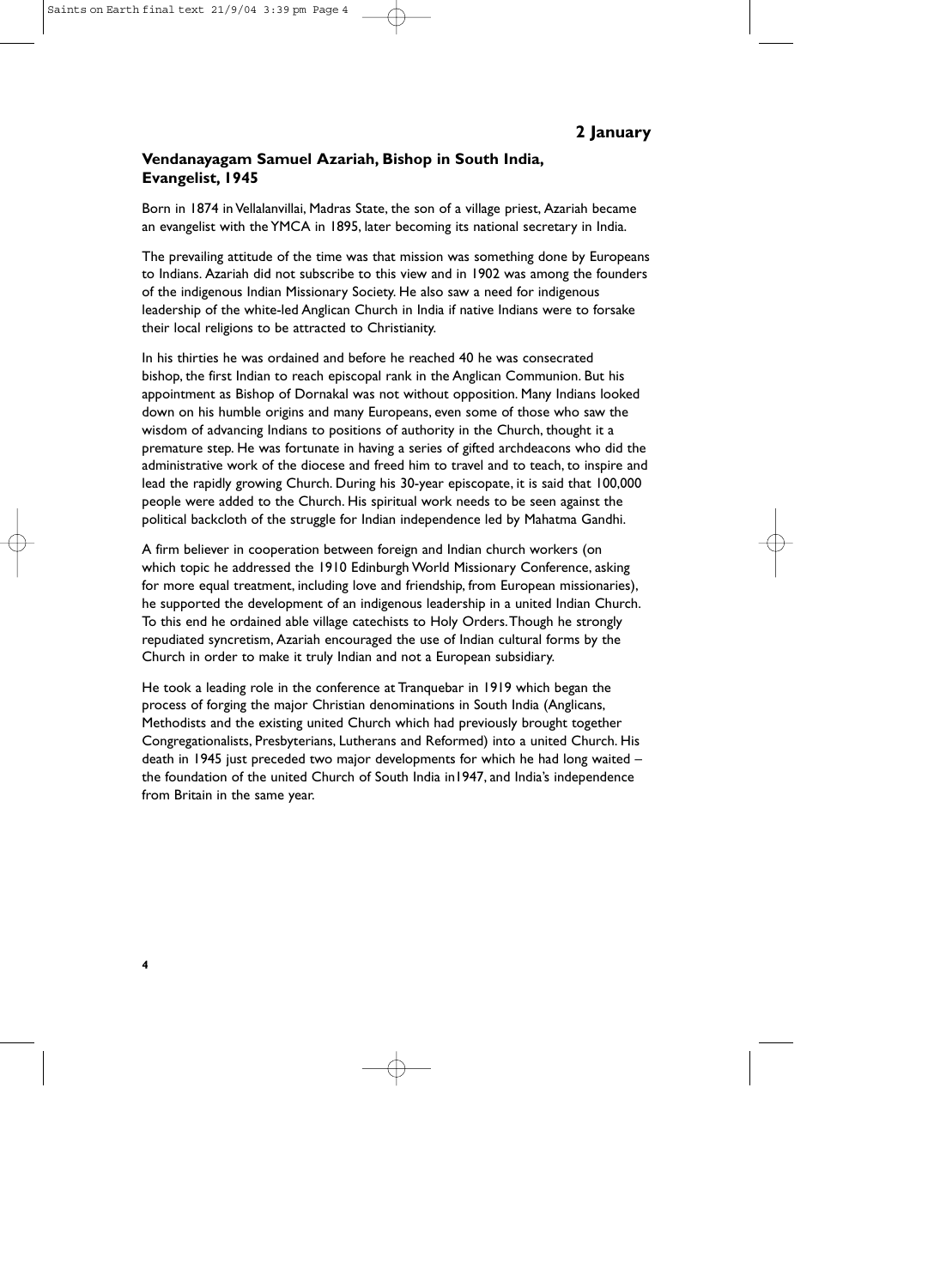## 2 January

### Vendanayagam Samuel Azariah, Bishop in South India, Evangelist, 1945

Born in 1874 in Vellalanvillai, Madras State, the son of a village priest, Azariah became an evangelist with the YMCA in 1895, later becoming its national secretary in India.

The prevailing attitude of the time was that mission was something done by Europeans to Indians. Azariah did not subscribe to this view and in 1902 was among the founders of the indigenous Indian Missionary Society. He also saw a need for indigenous leadership of the white-led Anglican Church in India if native Indians were to forsake their local religions to be attracted to Christianity.

In his thirties he was ordained and before he reached 40 he was consecrated bishop, the first Indian to reach episcopal rank in the Anglican Communion. But his appointment as Bishop of Dornakal was not without opposition. Many Indians looked down on his humble origins and many Europeans, even some of those who saw the wisdom of advancing Indians to positions of authority in the Church, thought it a premature step. He was fortunate in having a series of gifted archdeacons who did the administrative work of the diocese and freed him to travel and to teach, to inspire and lead the rapidly growing Church. During his 30-year episcopate, it is said that 100,000 people were added to the Church. His spiritual work needs to be seen against the political backcloth of the struggle for Indian independence led by Mahatma Gandhi.

A firm believer in cooperation between foreign and Indian church workers (on which topic he addressed the 1910 Edinburgh World Missionary Conference, asking for more equal treatment, including love and friendship, from European missionaries), he supported the development of an indigenous leadership in a united Indian Church. To this end he ordained able village catechists to Holy Orders. Though he strongly repudiated syncretism, Azariah encouraged the use of Indian cultural forms by the Church in order to make it truly Indian and not a European subsidiary.

He took a leading role in the conference at Tranquebar in 1919 which began the process of forging the major Christian denominations in South India (Anglicans, Methodists and the existing united Church which had previously brought together Congregationalists, Presbyterians, Lutherans and Reformed) into a united Church. His death in 1945 just preceded two major developments for which he had long waited – the foundation of the united Church of South India in1947, and India's independence from Britain in the same year.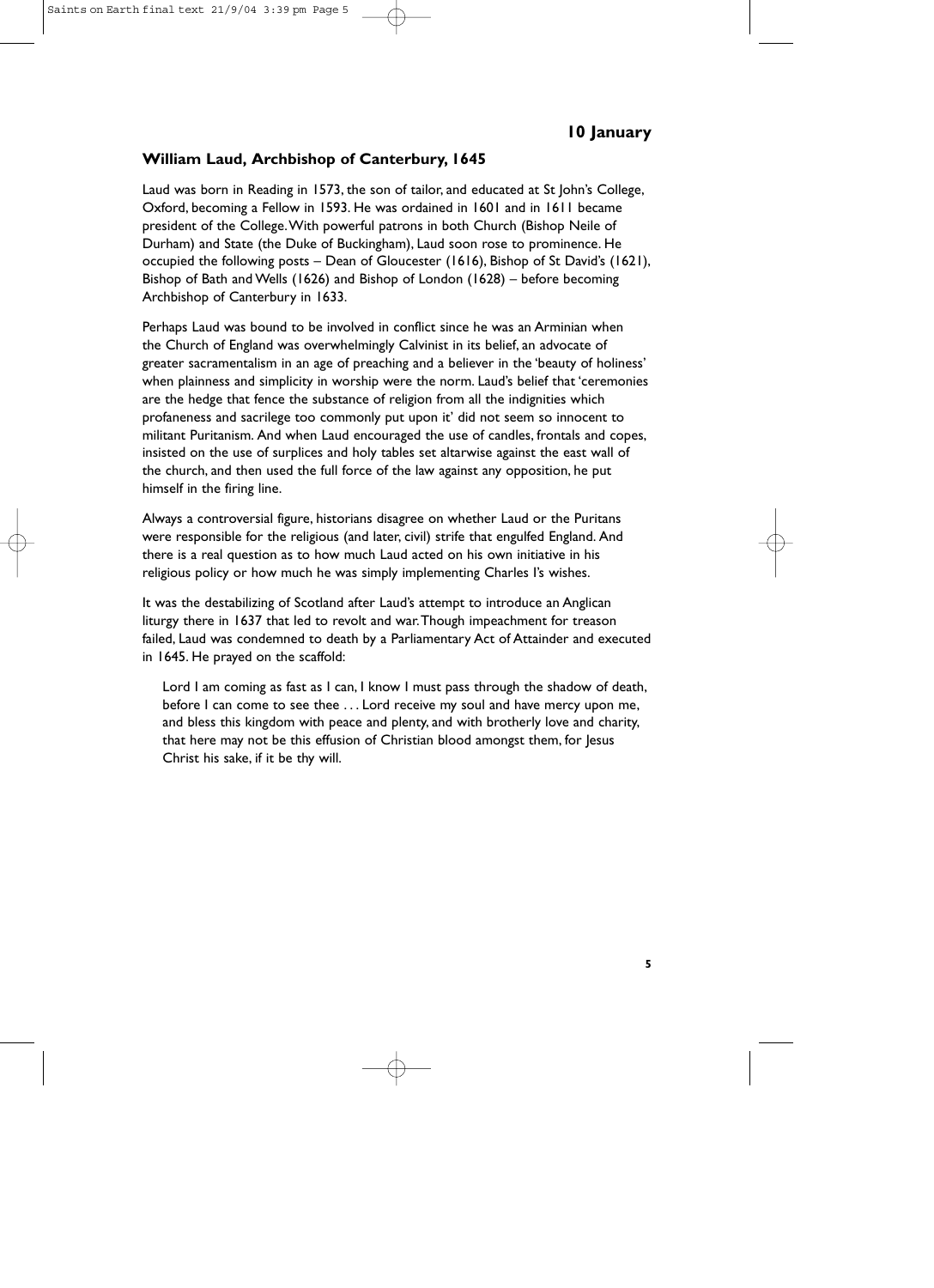## 10 January

### William Laud, Archbishop of Canterbury, 1645

Laud was born in Reading in 1573, the son of tailor, and educated at St John's College, Oxford, becoming a Fellow in 1593. He was ordained in 1601 and in 1611 became president of the College. With powerful patrons in both Church (Bishop Neile of Durham) and State (the Duke of Buckingham), Laud soon rose to prominence. He occupied the following posts – Dean of Gloucester (1616), Bishop of St David's (1621), Bishop of Bath and Wells (1626) and Bishop of London (1628) – before becoming Archbishop of Canterbury in 1633.

Perhaps Laud was bound to be involved in conflict since he was an Arminian when the Church of England was overwhelmingly Calvinist in its belief, an advocate of greater sacramentalism in an age of preaching and a believer in the 'beauty of holiness' when plainness and simplicity in worship were the norm. Laud's belief that 'ceremonies are the hedge that fence the substance of religion from all the indignities which profaneness and sacrilege too commonly put upon it' did not seem so innocent to militant Puritanism. And when Laud encouraged the use of candles, frontals and copes, insisted on the use of surplices and holy tables set altarwise against the east wall of the church, and then used the full force of the law against any opposition, he put himself in the firing line.

Always a controversial figure, historians disagree on whether Laud or the Puritans were responsible for the religious (and later, civil) strife that engulfed England. And there is a real question as to how much Laud acted on his own initiative in his religious policy or how much he was simply implementing Charles I's wishes.

It was the destabilizing of Scotland after Laud's attempt to introduce an Anglican liturgy there in 1637 that led to revolt and war. Though impeachment for treason failed, Laud was condemned to death by a Parliamentary Act of Attainder and executed in 1645. He prayed on the scaffold:

> Lord I am coming as fast as I can, I know I must pass through the shadow of death, before I can come to see thee . . . Lord receive my soul and have mercy upon me, and bless this kingdom with peace and plenty, and with brotherly love and charity, that here may not be this effusion of Christian blood amongst them, for Jesus Christ his sake, if it be thy will.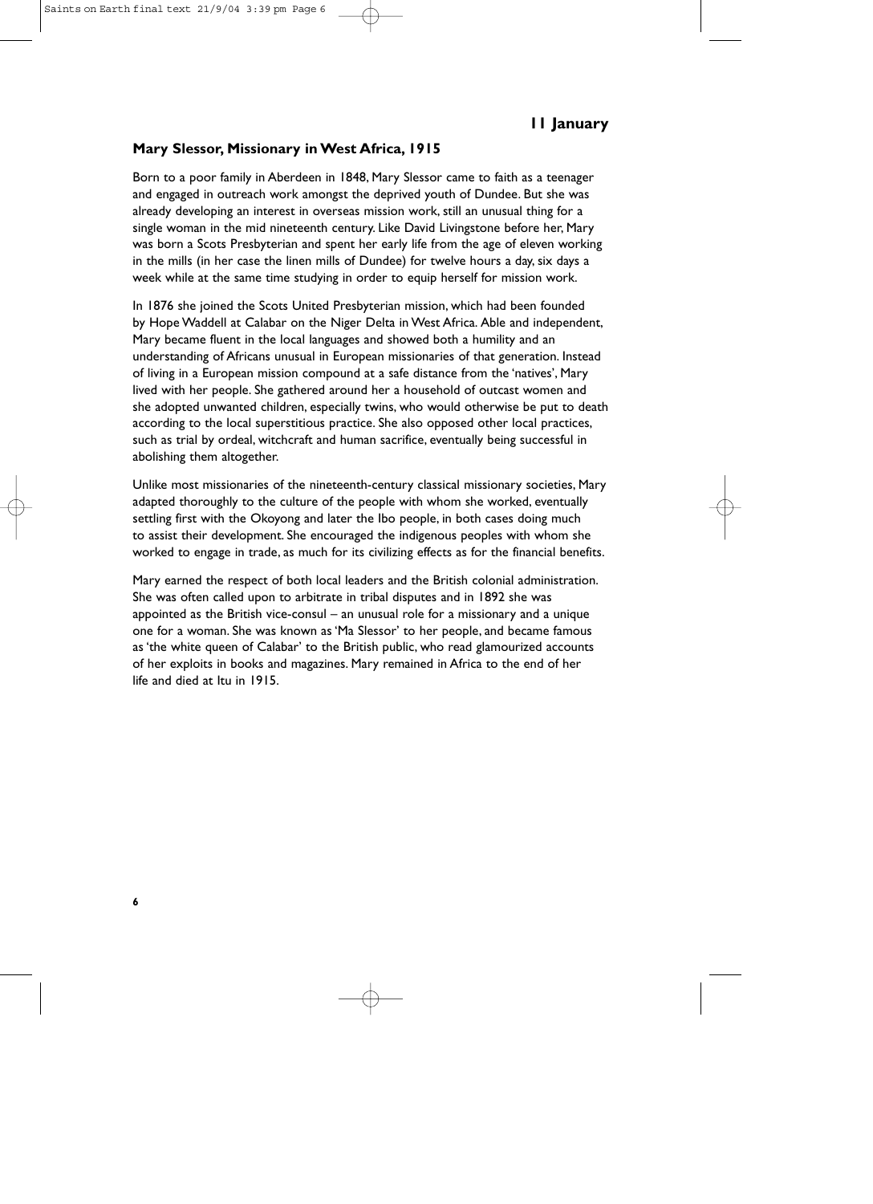## 11 January

### Mary Slessor, Missionary in West Africa, 1915

Born to a poor family in Aberdeen in 1848, Mary Slessor came to faith as a teenager and engaged in outreach work amongst the deprived youth of Dundee. But she was already developing an interest in overseas mission work, still an unusual thing for a single woman in the mid nineteenth century. Like David Livingstone before her, Mary was born a Scots Presbyterian and spent her early life from the age of eleven working in the mills (in her case the linen mills of Dundee) for twelve hours a day, six days a week while at the same time studying in order to equip herself for mission work.

In 1876 she joined the Scots United Presbyterian mission, which had been founded by Hope Waddell at Calabar on the Niger Delta in West Africa. Able and independent, Mary became fluent in the local languages and showed both a humility and an understanding of Africans unusual in European missionaries of that generation. Instead of living in a European mission compound at a safe distance from the 'natives', Mary lived with her people. She gathered around her a household of outcast women and she adopted unwanted children, especially twins, who would otherwise be put to death according to the local superstitious practice. She also opposed other local practices, such as trial by ordeal, witchcraft and human sacrifice, eventually being successful in abolishing them altogether.

Unlike most missionaries of the nineteenth-century classical missionary societies, Mary adapted thoroughly to the culture of the people with whom she worked, eventually settling first with the Okoyong and later the Ibo people, in both cases doing much to assist their development. She encouraged the indigenous peoples with whom she worked to engage in trade, as much for its civilizing effects as for the financial benefits.

Mary earned the respect of both local leaders and the British colonial administration. She was often called upon to arbitrate in tribal disputes and in 1892 she was appointed as the British vice-consul – an unusual role for a missionary and a unique one for a woman. She was known as 'Ma Slessor' to her people, and became famous as 'the white queen of Calabar' to the British public, who read glamourized accounts of her exploits in books and magazines. Mary remained in Africa to the end of her life and died at Itu in 1915.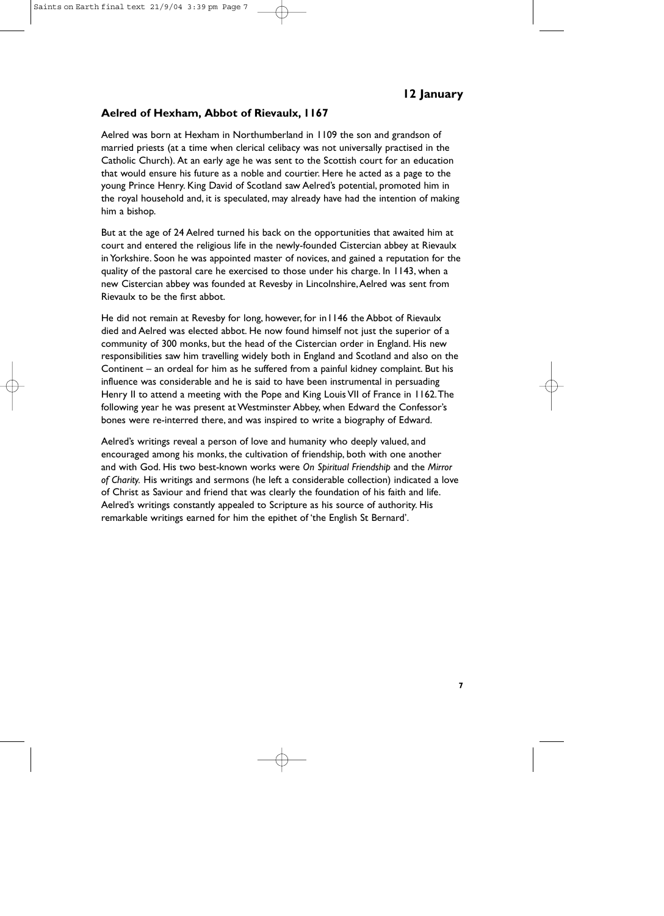## 12 January

### Aelred of Hexham, Abbot of Rievaulx, 1167

Aelred was born at Hexham in Northumberland in 1109 the son and grandson of married priests (at a time when clerical celibacy was not universally practised in the Catholic Church). At an early age he was sent to the Scottish court for an education that would ensure his future as a noble and courtier. Here he acted as a page to the young Prince Henry. King David of Scotland saw Aelred's potential, promoted him in the royal household and, it is speculated, may already have had the intention of making him a bishop.

But at the age of 24 Aelred turned his back on the opportunities that awaited him at court and entered the religious life in the newly-founded Cistercian abbey at Rievaulx in Yorkshire. Soon he was appointed master of novices, and gained a reputation for the quality of the pastoral care he exercised to those under his charge. In 1143, when a new Cistercian abbey was founded at Revesby in Lincolnshire, Aelred was sent from Rievaulx to be the first abbot.

He did not remain at Revesby for long, however, for in 1146 the Abbot of Rievaulx died and Aelred was elected abbot. He now found himself not just the superior of a community of 300 monks, but the head of the Cistercian order in England. His new responsibilities saw him travelling widely both in England and Scotland and also on the Continent – an ordeal for him as he suffered from a painful kidney complaint. But his influence was considerable and he is said to have been instrumental in persuading Henry II to attend a meeting with the Pope and King Louis VII of France in 1162. The following year he was present at Westminster Abbey, when Edward the Confessor's bones were re-interred there, and was inspired to write a biography of Edward.

Aelred's writings reveal a person of love and humanity who deeply valued, and encouraged among his monks, the cultivation of friendship, both with one another and with God. His two best-known works were *On Spiritual Friendship* and the *Mirror of Charity.* His writings and sermons (he left a considerable collection) indicated a love of Christ as Saviour and friend that was clearly the foundation of his faith and life. Aelred's writings constantly appealed to Scripture as his source of authority. His remarkable writings earned for him the epithet of 'the English St Bernard'.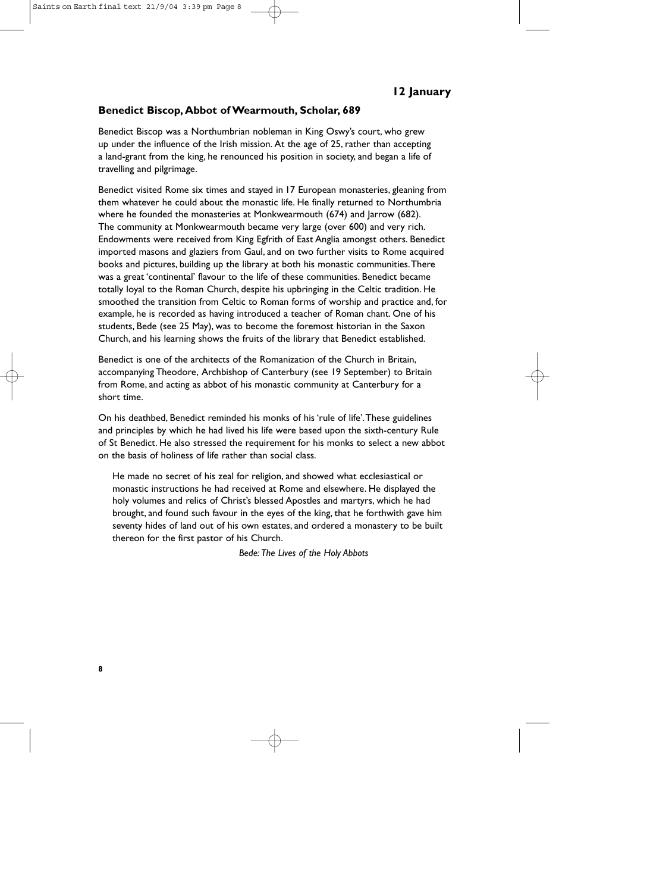## 12 January

### Benedict Biscop, Abbot of Wearmouth, Scholar, 689

Benedict Biscop was a Northumbrian nobleman in King Oswy's court, who grew up under the influence of the Irish mission. At the age of 25, rather than accepting a land-grant from the king, he renounced his position in society, and began a life of travelling and pilgrimage.

Benedict visited Rome six times and stayed in 17 European monasteries, gleaning from them whatever he could about the monastic life. He finally returned to Northumbria where he founded the monasteries at Monkwearmouth (674) and Jarrow (682). The community at Monkwearmouth became very large (over 600) and very rich. Endowments were received from King Egfrith of East Anglia amongst others. Benedict imported masons and glaziers from Gaul, and on two further visits to Rome acquired books and pictures, building up the library at both his monastic communities. There was a great 'continental' flavour to the life of these communities. Benedict became totally loyal to the Roman Church, despite his upbringing in the Celtic tradition. He smoothed the transition from Celtic to Roman forms of worship and practice and, for example, he is recorded as having introduced a teacher of Roman chant. One of his students, Bede (see 25 May), was to become the foremost historian in the Saxon Church, and his learning shows the fruits of the library that Benedict established.

Benedict is one of the architects of the Romanization of the Church in Britain, accompanying Theodore, Archbishop of Canterbury (see 19 September) to Britain from Rome, and acting as abbot of his monastic community at Canterbury for a short time.

On his deathbed, Benedict reminded his monks of his 'rule of life'. These guidelines and principles by which he had lived his life were based upon the sixth-century Rule of St Benedict. He also stressed the requirement for his monks to select a new abbot on the basis of holiness of life rather than social class.

> He made no secret of his zeal for religion, and showed what ecclesiastical or monastic instructions he had received at Rome and elsewhere. He displayed the holy volumes and relics of Christ's blessed Apostles and martyrs, which he had brought, and found such favour in the eyes of the king, that he forthwith gave him seventy hides of land out of his own estates, and ordered a monastery to be built thereon for the first pastor of his Church.
>
> *Bede: The Lives of the Holy Abbots*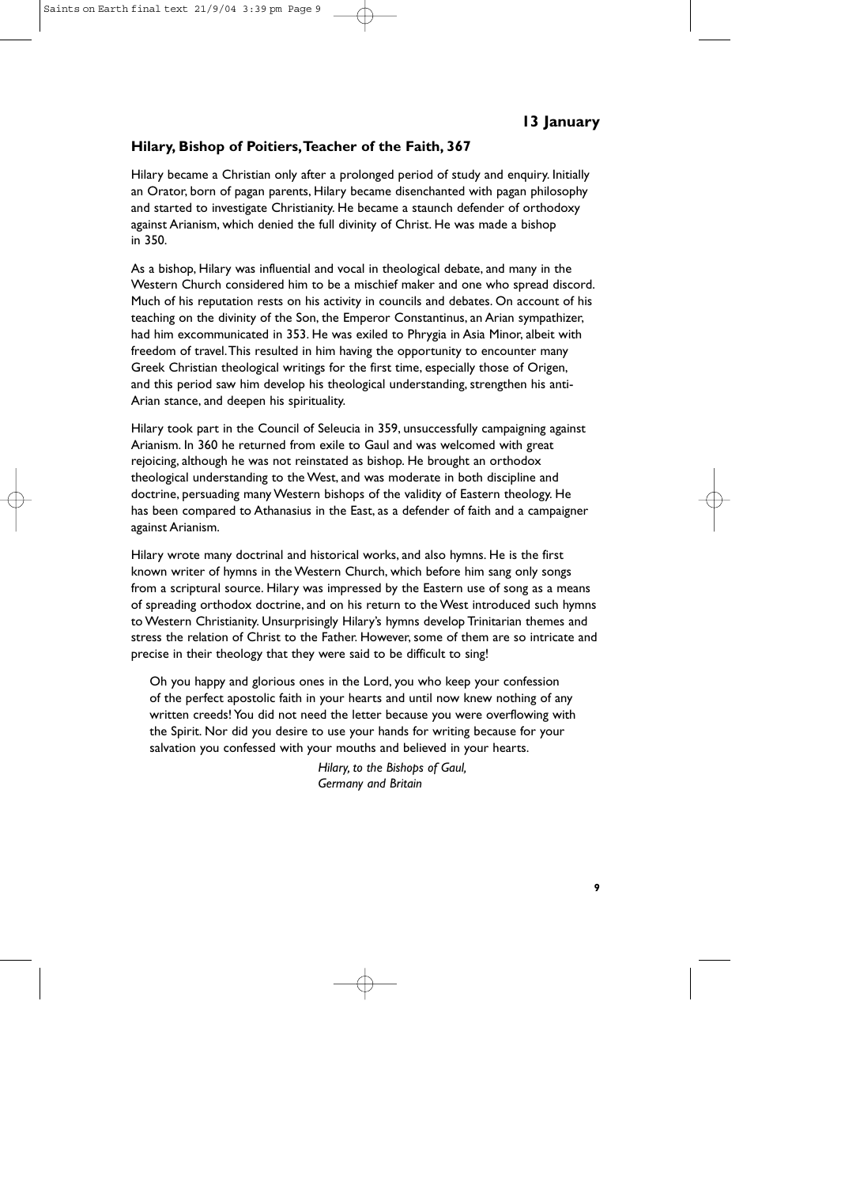## 13 January

### Hilary, Bishop of Poitiers, Teacher of the Faith, 367

Hilary became a Christian only after a prolonged period of study and enquiry. Initially an Orator, born of pagan parents, Hilary became disenchanted with pagan philosophy and started to investigate Christianity. He became a staunch defender of orthodoxy against Arianism, which denied the full divinity of Christ. He was made a bishop in 350.

As a bishop, Hilary was influential and vocal in theological debate, and many in the Western Church considered him to be a mischief maker and one who spread discord. Much of his reputation rests on his activity in councils and debates. On account of his teaching on the divinity of the Son, the Emperor Constantinus, an Arian sympathizer, had him excommunicated in 353. He was exiled to Phrygia in Asia Minor, albeit with freedom of travel. This resulted in him having the opportunity to encounter many Greek Christian theological writings for the first time, especially those of Origen, and this period saw him develop his theological understanding, strengthen his anti-Arian stance, and deepen his spirituality.

Hilary took part in the Council of Seleucia in 359, unsuccessfully campaigning against Arianism. In 360 he returned from exile to Gaul and was welcomed with great rejoicing, although he was not reinstated as bishop. He brought an orthodox theological understanding to the West, and was moderate in both discipline and doctrine, persuading many Western bishops of the validity of Eastern theology. He has been compared to Athanasius in the East, as a defender of faith and a campaigner against Arianism.

Hilary wrote many doctrinal and historical works, and also hymns. He is the first known writer of hymns in the Western Church, which before him sang only songs from a scriptural source. Hilary was impressed by the Eastern use of song as a means of spreading orthodox doctrine, and on his return to the West introduced such hymns to Western Christianity. Unsurprisingly Hilary's hymns develop Trinitarian themes and stress the relation of Christ to the Father. However, some of them are so intricate and precise in their theology that they were said to be difficult to sing!

> Oh you happy and glorious ones in the Lord, you who keep your confession of the perfect apostolic faith in your hearts and until now knew nothing of any written creeds! You did not need the letter because you were overflowing with the Spirit. Nor did you desire to use your hands for writing because for your salvation you confessed with your mouths and believed in your hearts.
>
> *Hilary, to the Bishops of Gaul, Germany and Britain*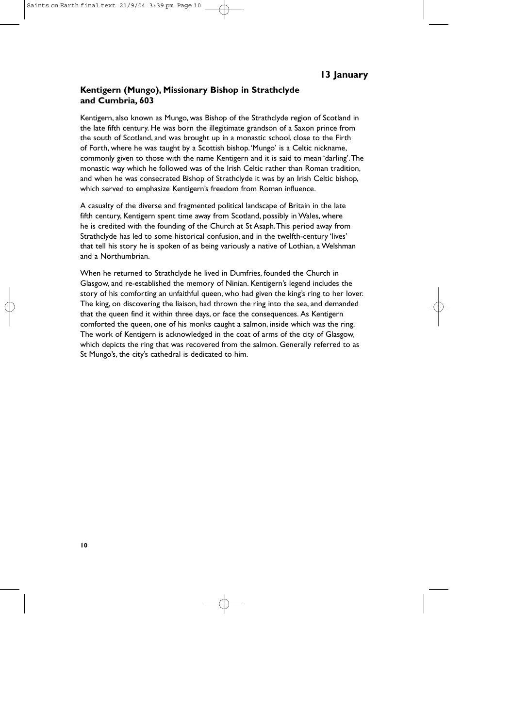## 13 January

### Kentigern (Mungo), Missionary Bishop in Strathclyde and Cumbria, 603

Kentigern, also known as Mungo, was Bishop of the Strathclyde region of Scotland in the late fifth century. He was born the illegitimate grandson of a Saxon prince from the south of Scotland, and was brought up in a monastic school, close to the Firth of Forth, where he was taught by a Scottish bishop. 'Mungo' is a Celtic nickname, commonly given to those with the name Kentigern and it is said to mean 'darling'. The monastic way which he followed was of the Irish Celtic rather than Roman tradition, and when he was consecrated Bishop of Strathclyde it was by an Irish Celtic bishop, which served to emphasize Kentigern's freedom from Roman influence.

A casualty of the diverse and fragmented political landscape of Britain in the late fifth century, Kentigern spent time away from Scotland, possibly in Wales, where he is credited with the founding of the Church at St Asaph. This period away from Strathclyde has led to some historical confusion, and in the twelfth-century 'lives' that tell his story he is spoken of as being variously a native of Lothian, a Welshman and a Northumbrian.

When he returned to Strathclyde he lived in Dumfries, founded the Church in Glasgow, and re-established the memory of Ninian. Kentigern's legend includes the story of his comforting an unfaithful queen, who had given the king's ring to her lover. The king, on discovering the liaison, had thrown the ring into the sea, and demanded that the queen find it within three days, or face the consequences. As Kentigern comforted the queen, one of his monks caught a salmon, inside which was the ring. The work of Kentigern is acknowledged in the coat of arms of the city of Glasgow, which depicts the ring that was recovered from the salmon. Generally referred to as St Mungo's, the city's cathedral is dedicated to him.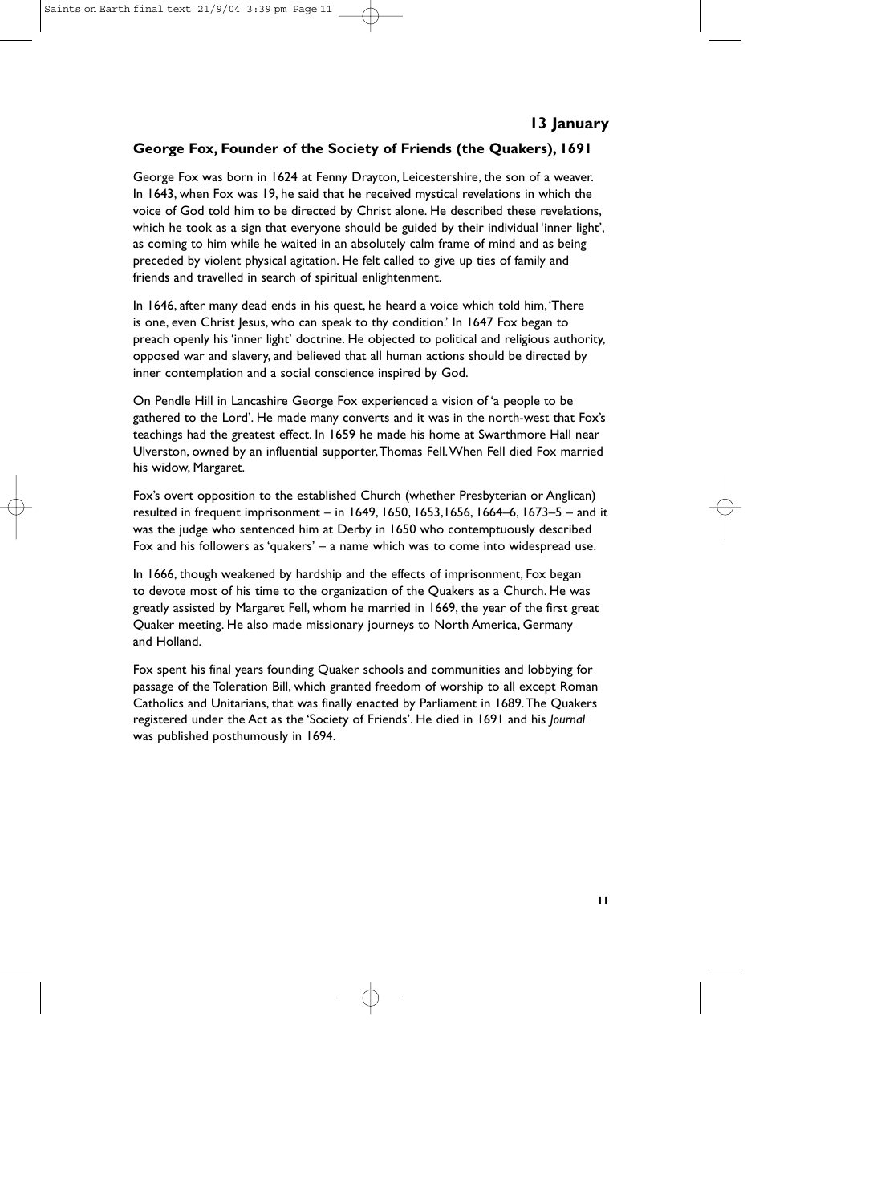## 13 January

### George Fox, Founder of the Society of Friends (the Quakers), 1691

George Fox was born in 1624 at Fenny Drayton, Leicestershire, the son of a weaver. In 1643, when Fox was 19, he said that he received mystical revelations in which the voice of God told him to be directed by Christ alone. He described these revelations, which he took as a sign that everyone should be guided by their individual 'inner light', as coming to him while he waited in an absolutely calm frame of mind and as being preceded by violent physical agitation. He felt called to give up ties of family and friends and travelled in search of spiritual enlightenment.

In 1646, after many dead ends in his quest, he heard a voice which told him, 'There is one, even Christ Jesus, who can speak to thy condition.' In 1647 Fox began to preach openly his 'inner light' doctrine. He objected to political and religious authority, opposed war and slavery, and believed that all human actions should be directed by inner contemplation and a social conscience inspired by God.

On Pendle Hill in Lancashire George Fox experienced a vision of 'a people to be gathered to the Lord'. He made many converts and it was in the north-west that Fox's teachings had the greatest effect. In 1659 he made his home at Swarthmore Hall near Ulverston, owned by an influential supporter, Thomas Fell. When Fell died Fox married his widow, Margaret.

Fox's overt opposition to the established Church (whether Presbyterian or Anglican) resulted in frequent imprisonment – in 1649, 1650, 1653,1656, 1664–6, 1673–5 – and it was the judge who sentenced him at Derby in 1650 who contemptuously described Fox and his followers as 'quakers' – a name which was to come into widespread use.

In 1666, though weakened by hardship and the effects of imprisonment, Fox began to devote most of his time to the organization of the Quakers as a Church. He was greatly assisted by Margaret Fell, whom he married in 1669, the year of the first great Quaker meeting. He also made missionary journeys to North America, Germany and Holland.

Fox spent his final years founding Quaker schools and communities and lobbying for passage of the Toleration Bill, which granted freedom of worship to all except Roman Catholics and Unitarians, that was finally enacted by Parliament in 1689. The Quakers registered under the Act as the 'Society of Friends'. He died in 1691 and his *Journal* was published posthumously in 1694.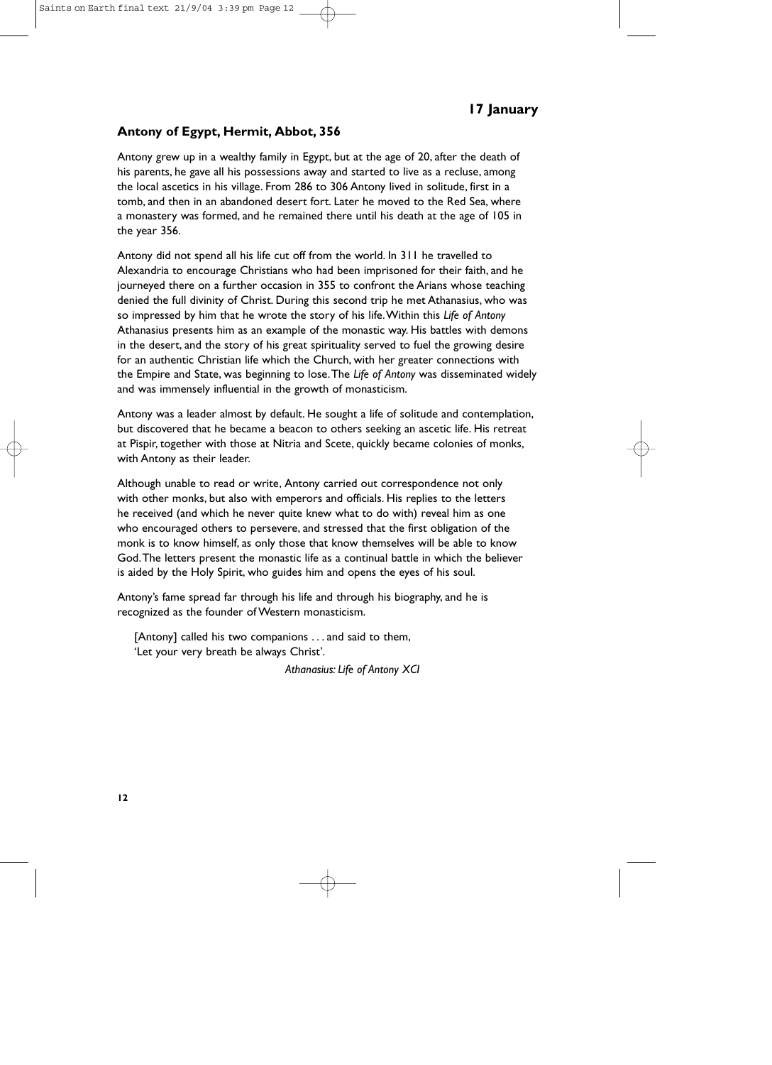## 17 January

### Antony of Egypt, Hermit, Abbot, 356

Antony grew up in a wealthy family in Egypt, but at the age of 20, after the death of his parents, he gave all his possessions away and started to live as a recluse, among the local ascetics in his village. From 286 to 306 Antony lived in solitude, first in a tomb, and then in an abandoned desert fort. Later he moved to the Red Sea, where a monastery was formed, and he remained there until his death at the age of 105 in the year 356.

Antony did not spend all his life cut off from the world. In 311 he travelled to Alexandria to encourage Christians who had been imprisoned for their faith, and he journeyed there on a further occasion in 355 to confront the Arians whose teaching denied the full divinity of Christ. During this second trip he met Athanasius, who was so impressed by him that he wrote the story of his life. Within this *Life of Antony* Athanasius presents him as an example of the monastic way. His battles with demons in the desert, and the story of his great spirituality served to fuel the growing desire for an authentic Christian life which the Church, with her greater connections with the Empire and State, was beginning to lose. The *Life of Antony* was disseminated widely and was immensely influential in the growth of monasticism.

Antony was a leader almost by default. He sought a life of solitude and contemplation, but discovered that he became a beacon to others seeking an ascetic life. His retreat at Pispir, together with those at Nitria and Scete, quickly became colonies of monks, with Antony as their leader.

Although unable to read or write, Antony carried out correspondence not only with other monks, but also with emperors and officials. His replies to the letters he received (and which he never quite knew what to do with) reveal him as one who encouraged others to persevere, and stressed that the first obligation of the monk is to know himself, as only those that know themselves will be able to know God. The letters present the monastic life as a continual battle in which the believer is aided by the Holy Spirit, who guides him and opens the eyes of his soul.

Antony's fame spread far through his life and through his biography, and he is recognized as the founder of Western monasticism.

> [Antony] called his two companions . . . and said to them,
> 'Let your very breath be always Christ'.
>
> *Athanasius: Life of Antony XCI*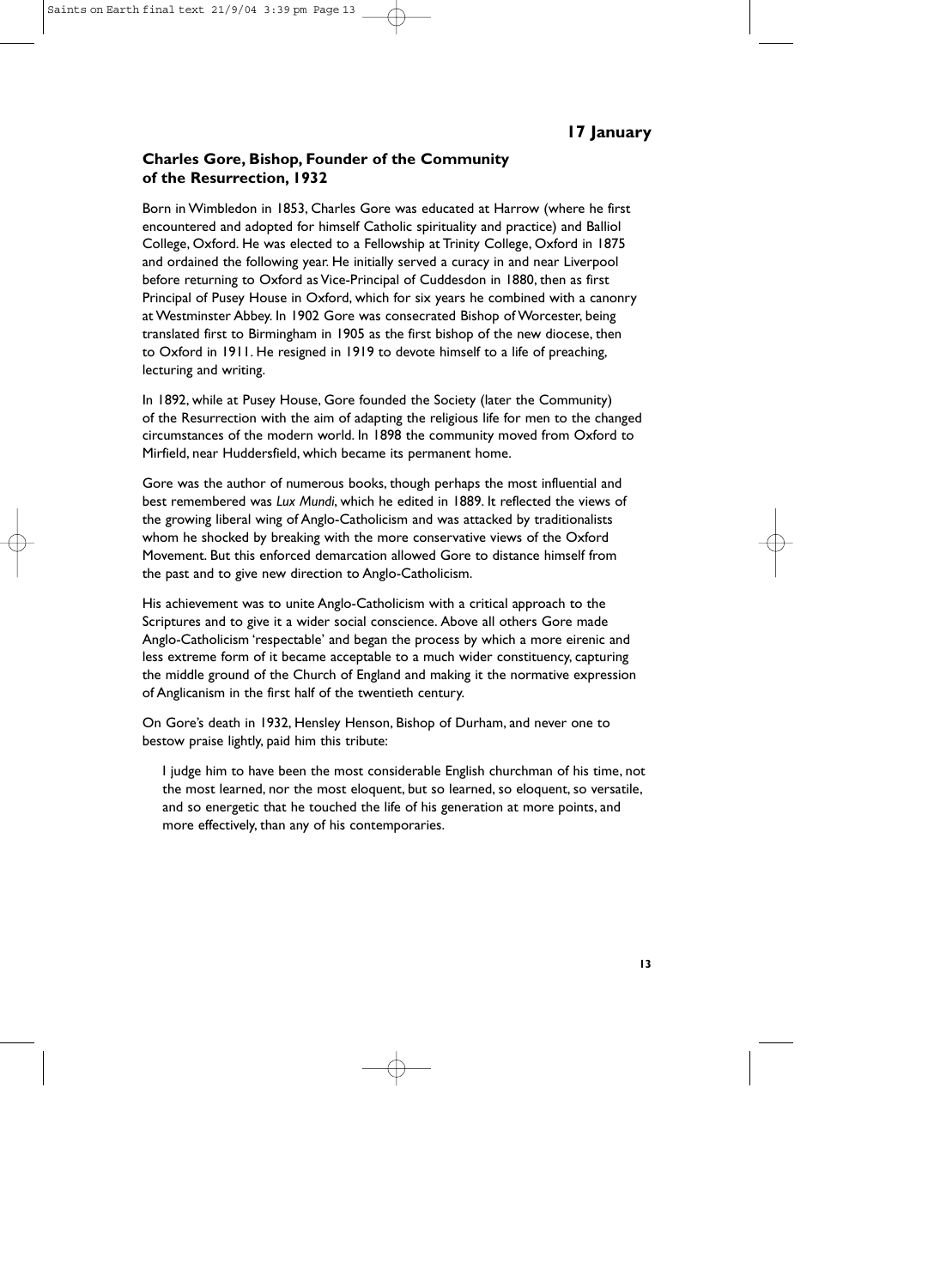## 17 January

### Charles Gore, Bishop, Founder of the Community of the Resurrection, 1932

Born in Wimbledon in 1853, Charles Gore was educated at Harrow (where he first encountered and adopted for himself Catholic spirituality and practice) and Balliol College, Oxford. He was elected to a Fellowship at Trinity College, Oxford in 1875 and ordained the following year. He initially served a curacy in and near Liverpool before returning to Oxford as Vice-Principal of Cuddesdon in 1880, then as first Principal of Pusey House in Oxford, which for six years he combined with a canonry at Westminster Abbey. In 1902 Gore was consecrated Bishop of Worcester, being translated first to Birmingham in 1905 as the first bishop of the new diocese, then to Oxford in 1911. He resigned in 1919 to devote himself to a life of preaching, lecturing and writing.

In 1892, while at Pusey House, Gore founded the Society (later the Community) of the Resurrection with the aim of adapting the religious life for men to the changed circumstances of the modern world. In 1898 the community moved from Oxford to Mirfield, near Huddersfield, which became its permanent home.

Gore was the author of numerous books, though perhaps the most influential and best remembered was *Lux Mundi*, which he edited in 1889. It reflected the views of the growing liberal wing of Anglo-Catholicism and was attacked by traditionalists whom he shocked by breaking with the more conservative views of the Oxford Movement. But this enforced demarcation allowed Gore to distance himself from the past and to give new direction to Anglo-Catholicism.

His achievement was to unite Anglo-Catholicism with a critical approach to the Scriptures and to give it a wider social conscience. Above all others Gore made Anglo-Catholicism 'respectable' and began the process by which a more eirenic and less extreme form of it became acceptable to a much wider constituency, capturing the middle ground of the Church of England and making it the normative expression of Anglicanism in the first half of the twentieth century.

On Gore's death in 1932, Hensley Henson, Bishop of Durham, and never one to bestow praise lightly, paid him this tribute:

> I judge him to have been the most considerable English churchman of his time, not the most learned, nor the most eloquent, but so learned, so eloquent, so versatile, and so energetic that he touched the life of his generation at more points, and more effectively, than any of his contemporaries.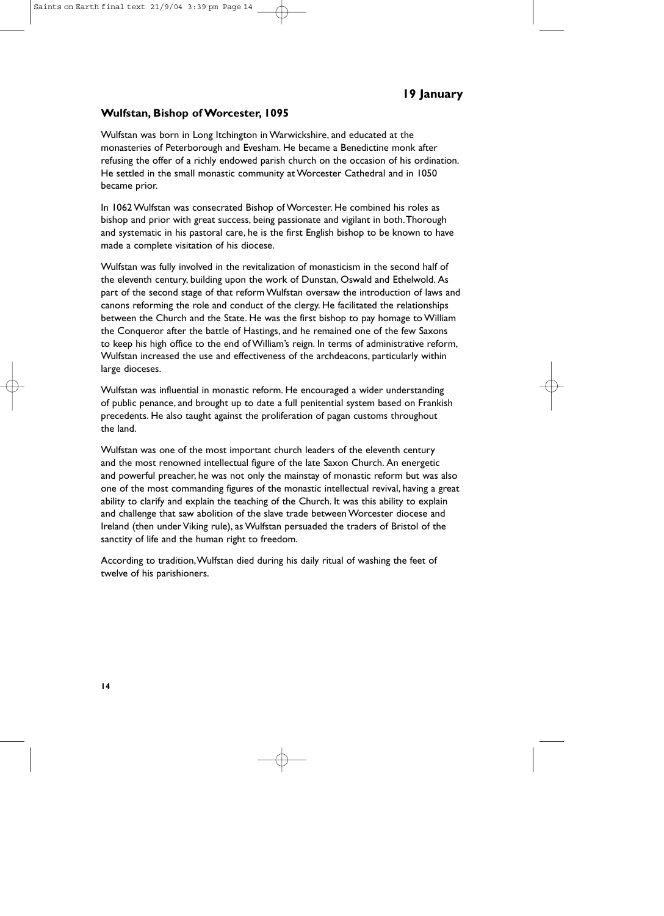## 19 January

### Wulfstan, Bishop of Worcester, 1095

Wulfstan was born in Long Itchington in Warwickshire, and educated at the monasteries of Peterborough and Evesham. He became a Benedictine monk after refusing the offer of a richly endowed parish church on the occasion of his ordination. He settled in the small monastic community at Worcester Cathedral and in 1050 became prior.

In 1062 Wulfstan was consecrated Bishop of Worcester. He combined his roles as bishop and prior with great success, being passionate and vigilant in both. Thorough and systematic in his pastoral care, he is the first English bishop to be known to have made a complete visitation of his diocese.

Wulfstan was fully involved in the revitalization of monasticism in the second half of the eleventh century, building upon the work of Dunstan, Oswald and Ethelwold. As part of the second stage of that reform Wulfstan oversaw the introduction of laws and canons reforming the role and conduct of the clergy. He facilitated the relationships between the Church and the State. He was the first bishop to pay homage to William the Conqueror after the battle of Hastings, and he remained one of the few Saxons to keep his high office to the end of William's reign. In terms of administrative reform, Wulfstan increased the use and effectiveness of the archdeacons, particularly within large dioceses.

Wulfstan was influential in monastic reform. He encouraged a wider understanding of public penance, and brought up to date a full penitential system based on Frankish precedents. He also taught against the proliferation of pagan customs throughout the land.

Wulfstan was one of the most important church leaders of the eleventh century and the most renowned intellectual figure of the late Saxon Church. An energetic and powerful preacher, he was not only the mainstay of monastic reform but was also one of the most commanding figures of the monastic intellectual revival, having a great ability to clarify and explain the teaching of the Church. It was this ability to explain and challenge that saw abolition of the slave trade between Worcester diocese and Ireland (then under Viking rule), as Wulfstan persuaded the traders of Bristol of the sanctity of life and the human right to freedom.

According to tradition, Wulfstan died during his daily ritual of washing the feet of twelve of his parishioners.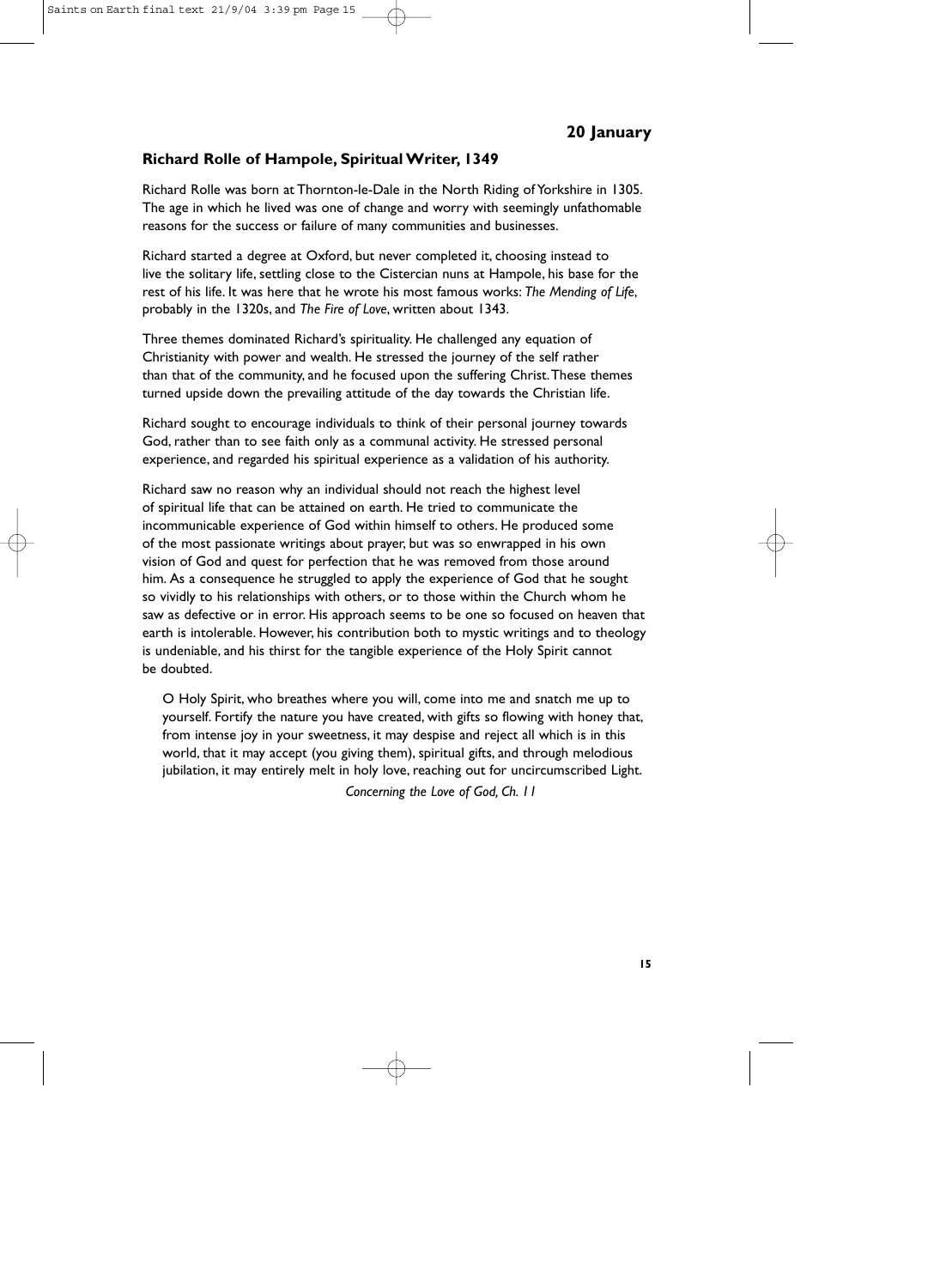## 20 January

### Richard Rolle of Hampole, Spiritual Writer, 1349

Richard Rolle was born at Thornton-le-Dale in the North Riding of Yorkshire in 1305. The age in which he lived was one of change and worry with seemingly unfathomable reasons for the success or failure of many communities and businesses.

Richard started a degree at Oxford, but never completed it, choosing instead to live the solitary life, settling close to the Cistercian nuns at Hampole, his base for the rest of his life. It was here that he wrote his most famous works: *The Mending of Life*, probably in the 1320s, and *The Fire of Love*, written about 1343.

Three themes dominated Richard's spirituality. He challenged any equation of Christianity with power and wealth. He stressed the journey of the self rather than that of the community, and he focused upon the suffering Christ. These themes turned upside down the prevailing attitude of the day towards the Christian life.

Richard sought to encourage individuals to think of their personal journey towards God, rather than to see faith only as a communal activity. He stressed personal experience, and regarded his spiritual experience as a validation of his authority.

Richard saw no reason why an individual should not reach the highest level of spiritual life that can be attained on earth. He tried to communicate the incommunicable experience of God within himself to others. He produced some of the most passionate writings about prayer, but was so enwrapped in his own vision of God and quest for perfection that he was removed from those around him. As a consequence he struggled to apply the experience of God that he sought so vividly to his relationships with others, or to those within the Church whom he saw as defective or in error. His approach seems to be one so focused on heaven that earth is intolerable. However, his contribution both to mystic writings and to theology is undeniable, and his thirst for the tangible experience of the Holy Spirit cannot be doubted.

> O Holy Spirit, who breathes where you will, come into me and snatch me up to yourself. Fortify the nature you have created, with gifts so flowing with honey that, from intense joy in your sweetness, it may despise and reject all which is in this world, that it may accept (you giving them), spiritual gifts, and through melodious jubilation, it may entirely melt in holy love, reaching out for uncircumscribed Light.
>
> *Concerning the Love of God, Ch. 11*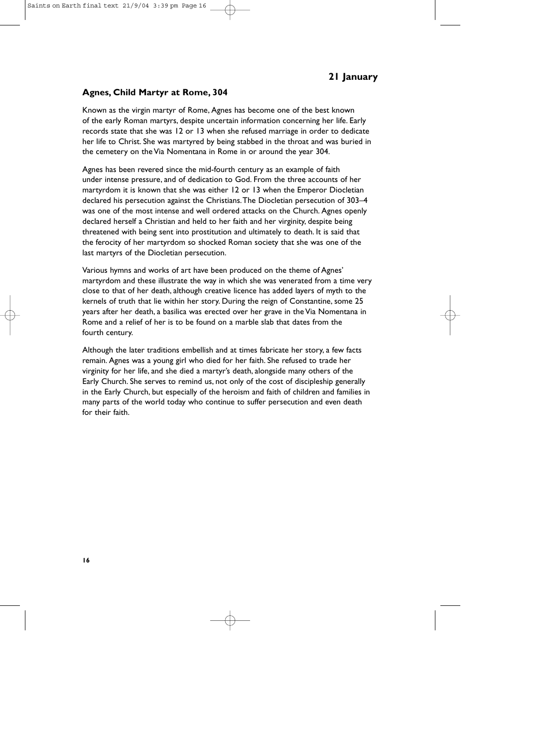## 21 January

### Agnes, Child Martyr at Rome, 304

Known as the virgin martyr of Rome, Agnes has become one of the best known of the early Roman martyrs, despite uncertain information concerning her life. Early records state that she was 12 or 13 when she refused marriage in order to dedicate her life to Christ. She was martyred by being stabbed in the throat and was buried in the cemetery on the Via Nomentana in Rome in or around the year 304.

Agnes has been revered since the mid-fourth century as an example of faith under intense pressure, and of dedication to God. From the three accounts of her martyrdom it is known that she was either 12 or 13 when the Emperor Diocletian declared his persecution against the Christians. The Diocletian persecution of 303–4 was one of the most intense and well ordered attacks on the Church. Agnes openly declared herself a Christian and held to her faith and her virginity, despite being threatened with being sent into prostitution and ultimately to death. It is said that the ferocity of her martyrdom so shocked Roman society that she was one of the last martyrs of the Diocletian persecution.

Various hymns and works of art have been produced on the theme of Agnes' martyrdom and these illustrate the way in which she was venerated from a time very close to that of her death, although creative licence has added layers of myth to the kernels of truth that lie within her story. During the reign of Constantine, some 25 years after her death, a basilica was erected over her grave in the Via Nomentana in Rome and a relief of her is to be found on a marble slab that dates from the fourth century.

Although the later traditions embellish and at times fabricate her story, a few facts remain. Agnes was a young girl who died for her faith. She refused to trade her virginity for her life, and she died a martyr's death, alongside many others of the Early Church. She serves to remind us, not only of the cost of discipleship generally in the Early Church, but especially of the heroism and faith of children and families in many parts of the world today who continue to suffer persecution and even death for their faith.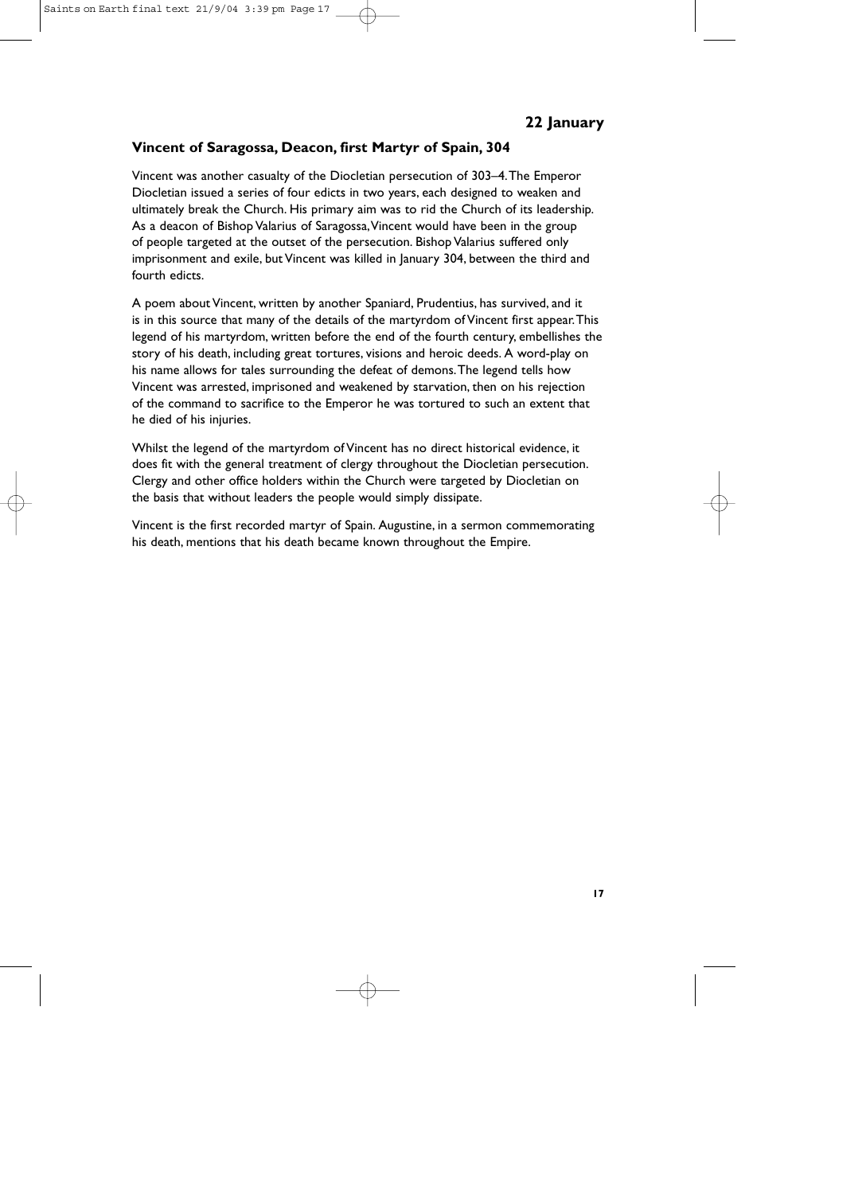## 22 January

### Vincent of Saragossa, Deacon, first Martyr of Spain, 304

Vincent was another casualty of the Diocletian persecution of 303–4. The Emperor Diocletian issued a series of four edicts in two years, each designed to weaken and ultimately break the Church. His primary aim was to rid the Church of its leadership. As a deacon of Bishop Valarius of Saragossa, Vincent would have been in the group of people targeted at the outset of the persecution. Bishop Valarius suffered only imprisonment and exile, but Vincent was killed in January 304, between the third and fourth edicts.

A poem about Vincent, written by another Spaniard, Prudentius, has survived, and it is in this source that many of the details of the martyrdom of Vincent first appear. This legend of his martyrdom, written before the end of the fourth century, embellishes the story of his death, including great tortures, visions and heroic deeds. A word-play on his name allows for tales surrounding the defeat of demons. The legend tells how Vincent was arrested, imprisoned and weakened by starvation, then on his rejection of the command to sacrifice to the Emperor he was tortured to such an extent that he died of his injuries.

Whilst the legend of the martyrdom of Vincent has no direct historical evidence, it does fit with the general treatment of clergy throughout the Diocletian persecution. Clergy and other office holders within the Church were targeted by Diocletian on the basis that without leaders the people would simply dissipate.

Vincent is the first recorded martyr of Spain. Augustine, in a sermon commemorating his death, mentions that his death became known throughout the Empire.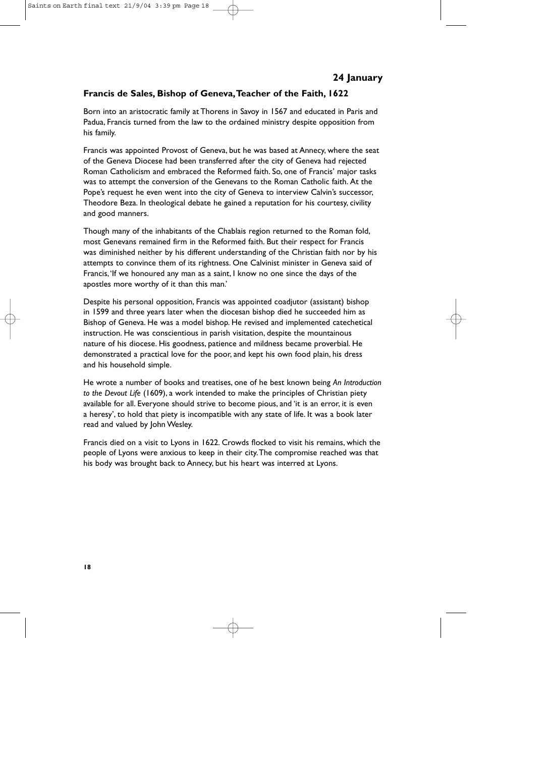## 24 January

### Francis de Sales, Bishop of Geneva, Teacher of the Faith, 1622

Born into an aristocratic family at Thorens in Savoy in 1567 and educated in Paris and Padua, Francis turned from the law to the ordained ministry despite opposition from his family.

Francis was appointed Provost of Geneva, but he was based at Annecy, where the seat of the Geneva Diocese had been transferred after the city of Geneva had rejected Roman Catholicism and embraced the Reformed faith. So, one of Francis' major tasks was to attempt the conversion of the Genevans to the Roman Catholic faith. At the Pope's request he even went into the city of Geneva to interview Calvin's successor, Theodore Beza. In theological debate he gained a reputation for his courtesy, civility and good manners.

Though many of the inhabitants of the Chablais region returned to the Roman fold, most Genevans remained firm in the Reformed faith. But their respect for Francis was diminished neither by his different understanding of the Christian faith nor by his attempts to convince them of its rightness. One Calvinist minister in Geneva said of Francis, 'If we honoured any man as a saint, I know no one since the days of the apostles more worthy of it than this man.'

Despite his personal opposition, Francis was appointed coadjutor (assistant) bishop in 1599 and three years later when the diocesan bishop died he succeeded him as Bishop of Geneva. He was a model bishop. He revised and implemented catechetical instruction. He was conscientious in parish visitation, despite the mountainous nature of his diocese. His goodness, patience and mildness became proverbial. He demonstrated a practical love for the poor, and kept his own food plain, his dress and his household simple.

He wrote a number of books and treatises, one of he best known being *An Introduction to the Devout Life* (1609), a work intended to make the principles of Christian piety available for all. Everyone should strive to become pious, and 'it is an error, it is even a heresy', to hold that piety is incompatible with any state of life. It was a book later read and valued by John Wesley.

Francis died on a visit to Lyons in 1622. Crowds flocked to visit his remains, which the people of Lyons were anxious to keep in their city. The compromise reached was that his body was brought back to Annecy, but his heart was interred at Lyons.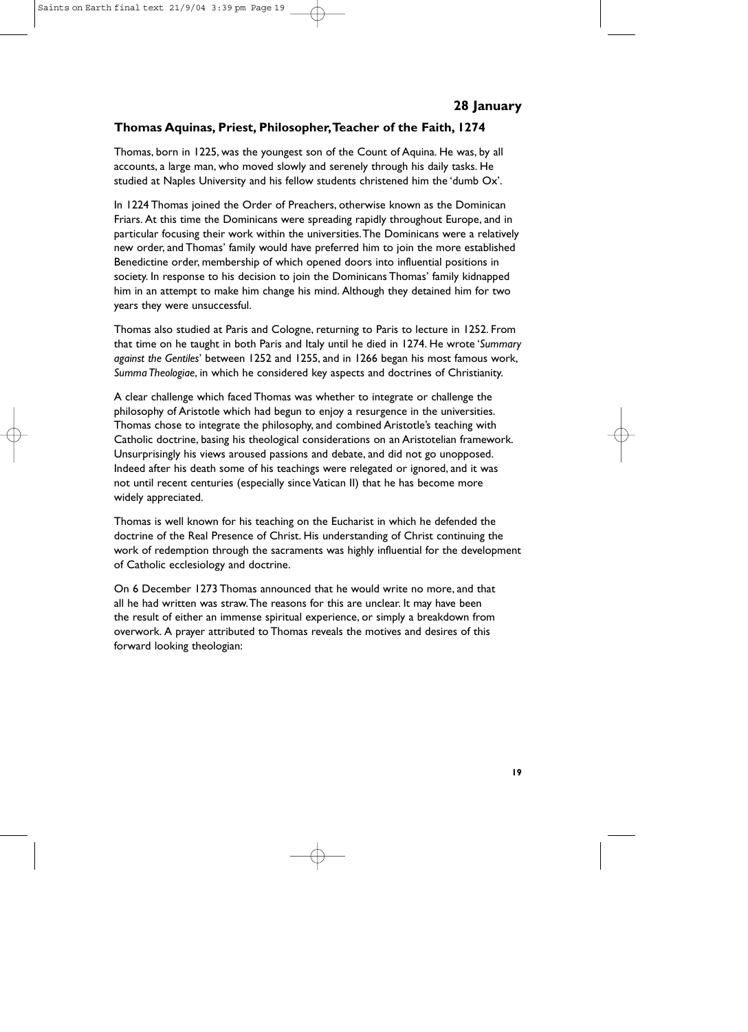## 28 January

### Thomas Aquinas, Priest, Philosopher, Teacher of the Faith, 1274

Thomas, born in 1225, was the youngest son of the Count of Aquina. He was, by all accounts, a large man, who moved slowly and serenely through his daily tasks. He studied at Naples University and his fellow students christened him the 'dumb Ox'.

In 1224 Thomas joined the Order of Preachers, otherwise known as the Dominican Friars. At this time the Dominicans were spreading rapidly throughout Europe, and in particular focusing their work within the universities. The Dominicans were a relatively new order, and Thomas' family would have preferred him to join the more established Benedictine order, membership of which opened doors into influential positions in society. In response to his decision to join the Dominicans Thomas' family kidnapped him in an attempt to make him change his mind. Although they detained him for two years they were unsuccessful.

Thomas also studied at Paris and Cologne, returning to Paris to lecture in 1252. From that time on he taught in both Paris and Italy until he died in 1274. He wrote '*Summary against the Gentiles*' between 1252 and 1255, and in 1266 began his most famous work, *Summa Theologiae*, in which he considered key aspects and doctrines of Christianity.

A clear challenge which faced Thomas was whether to integrate or challenge the philosophy of Aristotle which had begun to enjoy a resurgence in the universities. Thomas chose to integrate the philosophy, and combined Aristotle's teaching with Catholic doctrine, basing his theological considerations on an Aristotelian framework. Unsurprisingly his views aroused passions and debate, and did not go unopposed. Indeed after his death some of his teachings were relegated or ignored, and it was not until recent centuries (especially since Vatican II) that he has become more widely appreciated.

Thomas is well known for his teaching on the Eucharist in which he defended the doctrine of the Real Presence of Christ. His understanding of Christ continuing the work of redemption through the sacraments was highly influential for the development of Catholic ecclesiology and doctrine.

On 6 December 1273 Thomas announced that he would write no more, and that all he had written was straw. The reasons for this are unclear. It may have been the result of either an immense spiritual experience, or simply a breakdown from overwork. A prayer attributed to Thomas reveals the motives and desires of this forward looking theologian: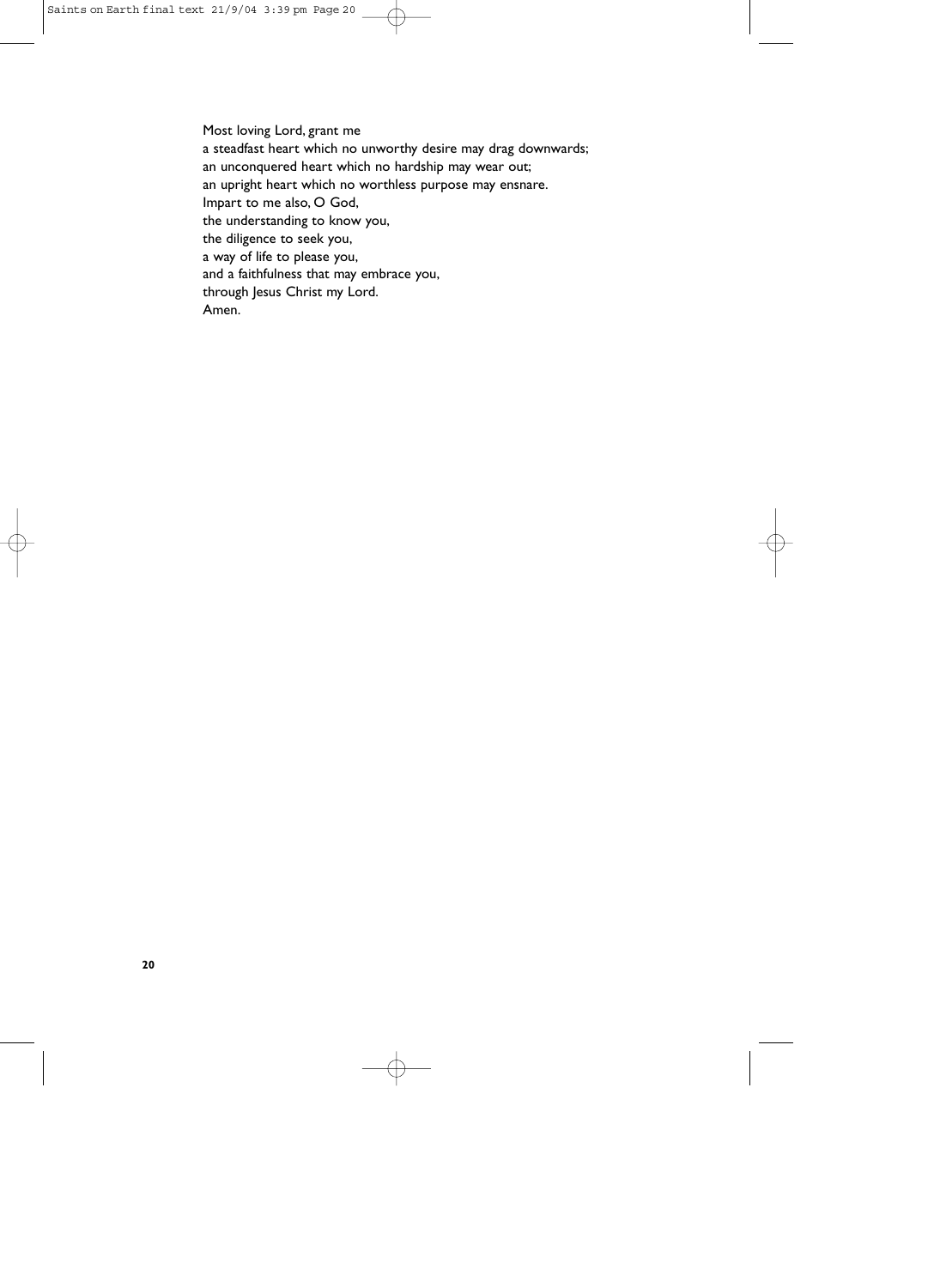Most loving Lord, grant me
a steadfast heart which no unworthy desire may drag downwards;
an unconquered heart which no hardship may wear out;
an upright heart which no worthless purpose may ensnare.
Impart to me also, O God,
the understanding to know you,
the diligence to seek you,
a way of life to please you,
and a faithfulness that may embrace you,
through Jesus Christ my Lord.
Amen.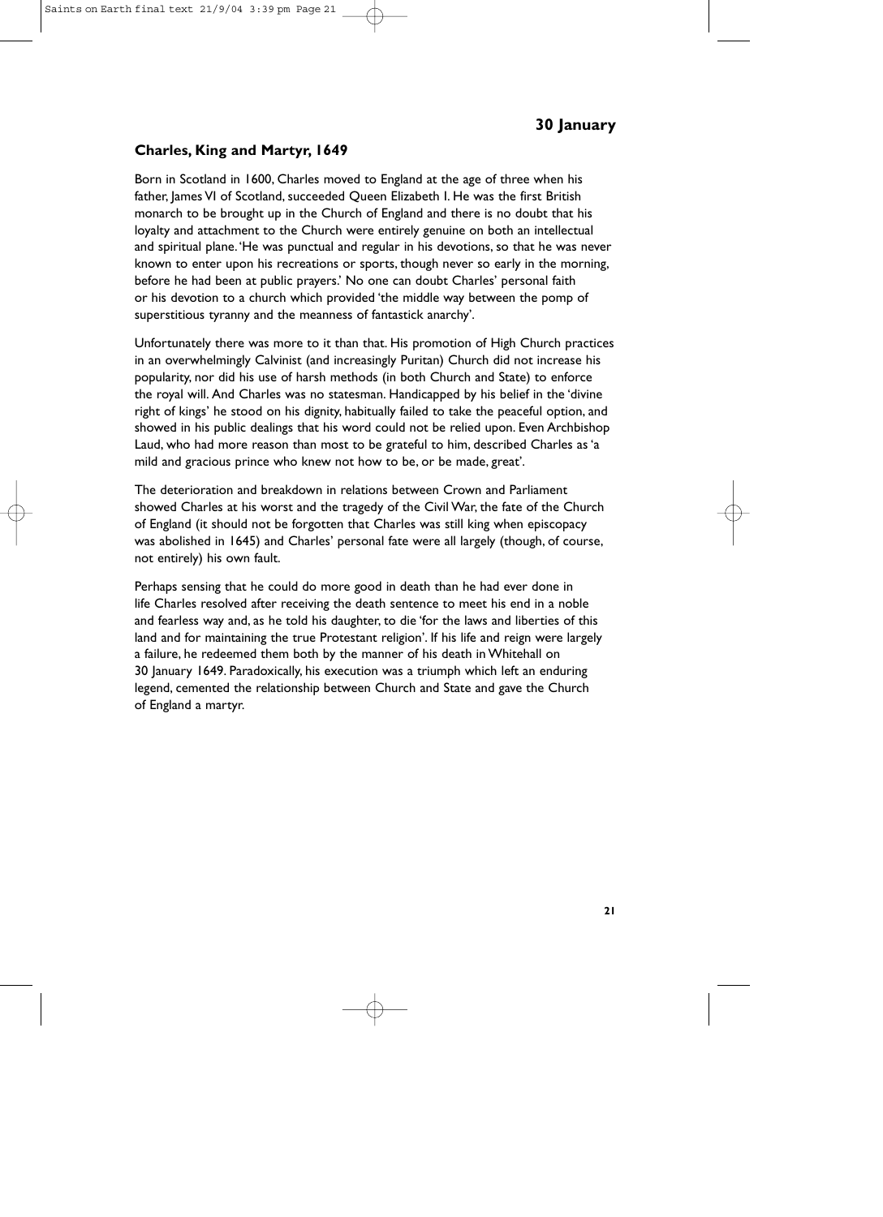## 30 January

### Charles, King and Martyr, 1649

Born in Scotland in 1600, Charles moved to England at the age of three when his father, James VI of Scotland, succeeded Queen Elizabeth I. He was the first British monarch to be brought up in the Church of England and there is no doubt that his loyalty and attachment to the Church were entirely genuine on both an intellectual and spiritual plane. 'He was punctual and regular in his devotions, so that he was never known to enter upon his recreations or sports, though never so early in the morning, before he had been at public prayers.' No one can doubt Charles' personal faith or his devotion to a church which provided 'the middle way between the pomp of superstitious tyranny and the meanness of fantastick anarchy'.

Unfortunately there was more to it than that. His promotion of High Church practices in an overwhelmingly Calvinist (and increasingly Puritan) Church did not increase his popularity, nor did his use of harsh methods (in both Church and State) to enforce the royal will. And Charles was no statesman. Handicapped by his belief in the 'divine right of kings' he stood on his dignity, habitually failed to take the peaceful option, and showed in his public dealings that his word could not be relied upon. Even Archbishop Laud, who had more reason than most to be grateful to him, described Charles as 'a mild and gracious prince who knew not how to be, or be made, great'.

The deterioration and breakdown in relations between Crown and Parliament showed Charles at his worst and the tragedy of the Civil War, the fate of the Church of England (it should not be forgotten that Charles was still king when episcopacy was abolished in 1645) and Charles' personal fate were all largely (though, of course, not entirely) his own fault.

Perhaps sensing that he could do more good in death than he had ever done in life Charles resolved after receiving the death sentence to meet his end in a noble and fearless way and, as he told his daughter, to die 'for the laws and liberties of this land and for maintaining the true Protestant religion'. If his life and reign were largely a failure, he redeemed them both by the manner of his death in Whitehall on 30 January 1649. Paradoxically, his execution was a triumph which left an enduring legend, cemented the relationship between Church and State and gave the Church of England a martyr.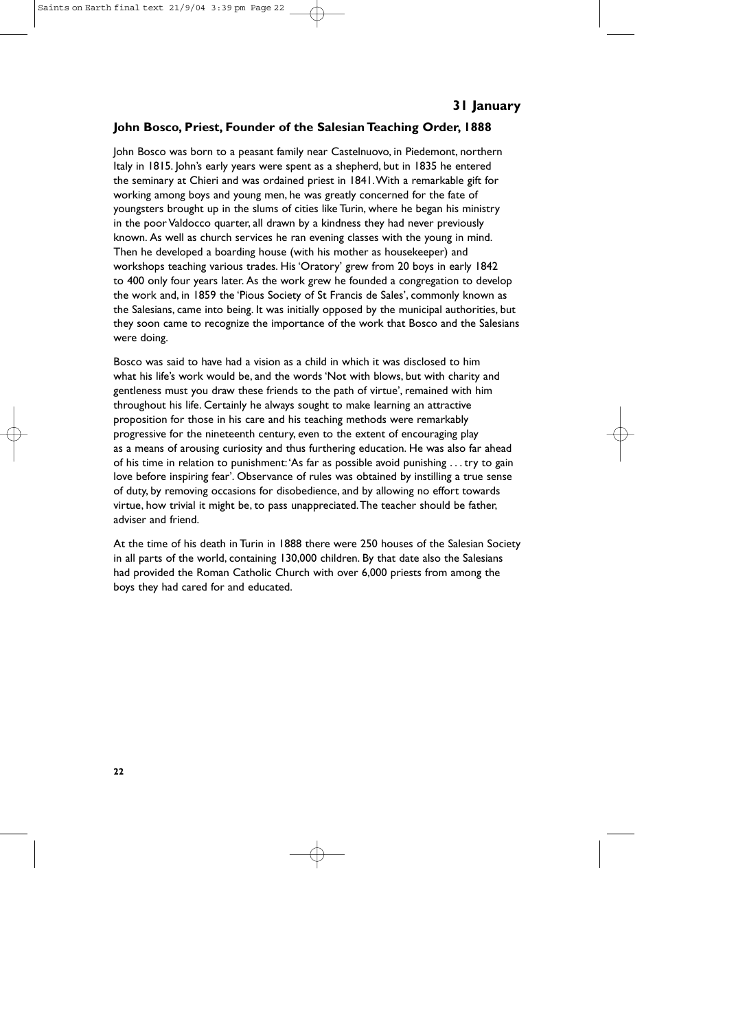## 31 January

### John Bosco, Priest, Founder of the Salesian Teaching Order, 1888

John Bosco was born to a peasant family near Castelnuovo, in Piedemont, northern Italy in 1815. John's early years were spent as a shepherd, but in 1835 he entered the seminary at Chieri and was ordained priest in 1841. With a remarkable gift for working among boys and young men, he was greatly concerned for the fate of youngsters brought up in the slums of cities like Turin, where he began his ministry in the poor Valdocco quarter, all drawn by a kindness they had never previously known. As well as church services he ran evening classes with the young in mind. Then he developed a boarding house (with his mother as housekeeper) and workshops teaching various trades. His 'Oratory' grew from 20 boys in early 1842 to 400 only four years later. As the work grew he founded a congregation to develop the work and, in 1859 the 'Pious Society of St Francis de Sales', commonly known as the Salesians, came into being. It was initially opposed by the municipal authorities, but they soon came to recognize the importance of the work that Bosco and the Salesians were doing.

Bosco was said to have had a vision as a child in which it was disclosed to him what his life's work would be, and the words 'Not with blows, but with charity and gentleness must you draw these friends to the path of virtue', remained with him throughout his life. Certainly he always sought to make learning an attractive proposition for those in his care and his teaching methods were remarkably progressive for the nineteenth century, even to the extent of encouraging play as a means of arousing curiosity and thus furthering education. He was also far ahead of his time in relation to punishment: 'As far as possible avoid punishing . . . try to gain love before inspiring fear'. Observance of rules was obtained by instilling a true sense of duty, by removing occasions for disobedience, and by allowing no effort towards virtue, how trivial it might be, to pass unappreciated. The teacher should be father, adviser and friend.

At the time of his death in Turin in 1888 there were 250 houses of the Salesian Society in all parts of the world, containing 130,000 children. By that date also the Salesians had provided the Roman Catholic Church with over 6,000 priests from among the boys they had cared for and educated.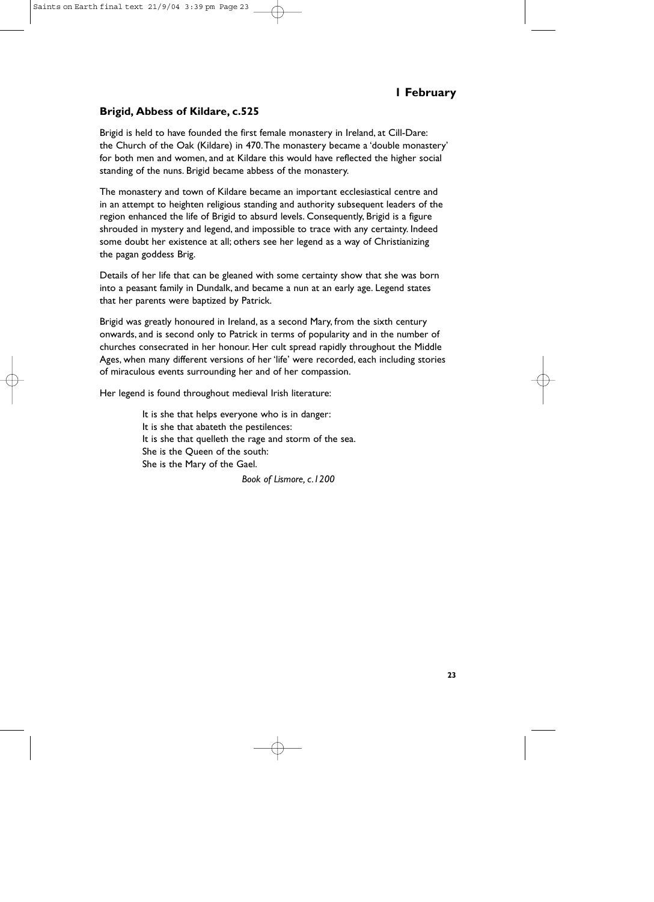## 1 February

### Brigid, Abbess of Kildare, c.525

Brigid is held to have founded the first female monastery in Ireland, at Cill-Dare: the Church of the Oak (Kildare) in 470. The monastery became a 'double monastery' for both men and women, and at Kildare this would have reflected the higher social standing of the nuns. Brigid became abbess of the monastery.

The monastery and town of Kildare became an important ecclesiastical centre and in an attempt to heighten religious standing and authority subsequent leaders of the region enhanced the life of Brigid to absurd levels. Consequently, Brigid is a figure shrouded in mystery and legend, and impossible to trace with any certainty. Indeed some doubt her existence at all; others see her legend as a way of Christianizing the pagan goddess Brig.

Details of her life that can be gleaned with some certainty show that she was born into a peasant family in Dundalk, and became a nun at an early age. Legend states that her parents were baptized by Patrick.

Brigid was greatly honoured in Ireland, as a second Mary, from the sixth century onwards, and is second only to Patrick in terms of popularity and in the number of churches consecrated in her honour. Her cult spread rapidly throughout the Middle Ages, when many different versions of her 'life' were recorded, each including stories of miraculous events surrounding her and of her compassion.

Her legend is found throughout medieval Irish literature:

> It is she that helps everyone who is in danger:
> It is she that abateth the pestilences:
> It is she that quelleth the rage and storm of the sea.
> She is the Queen of the south:
> She is the Mary of the Gael.
>
> *Book of Lismore, c.1200*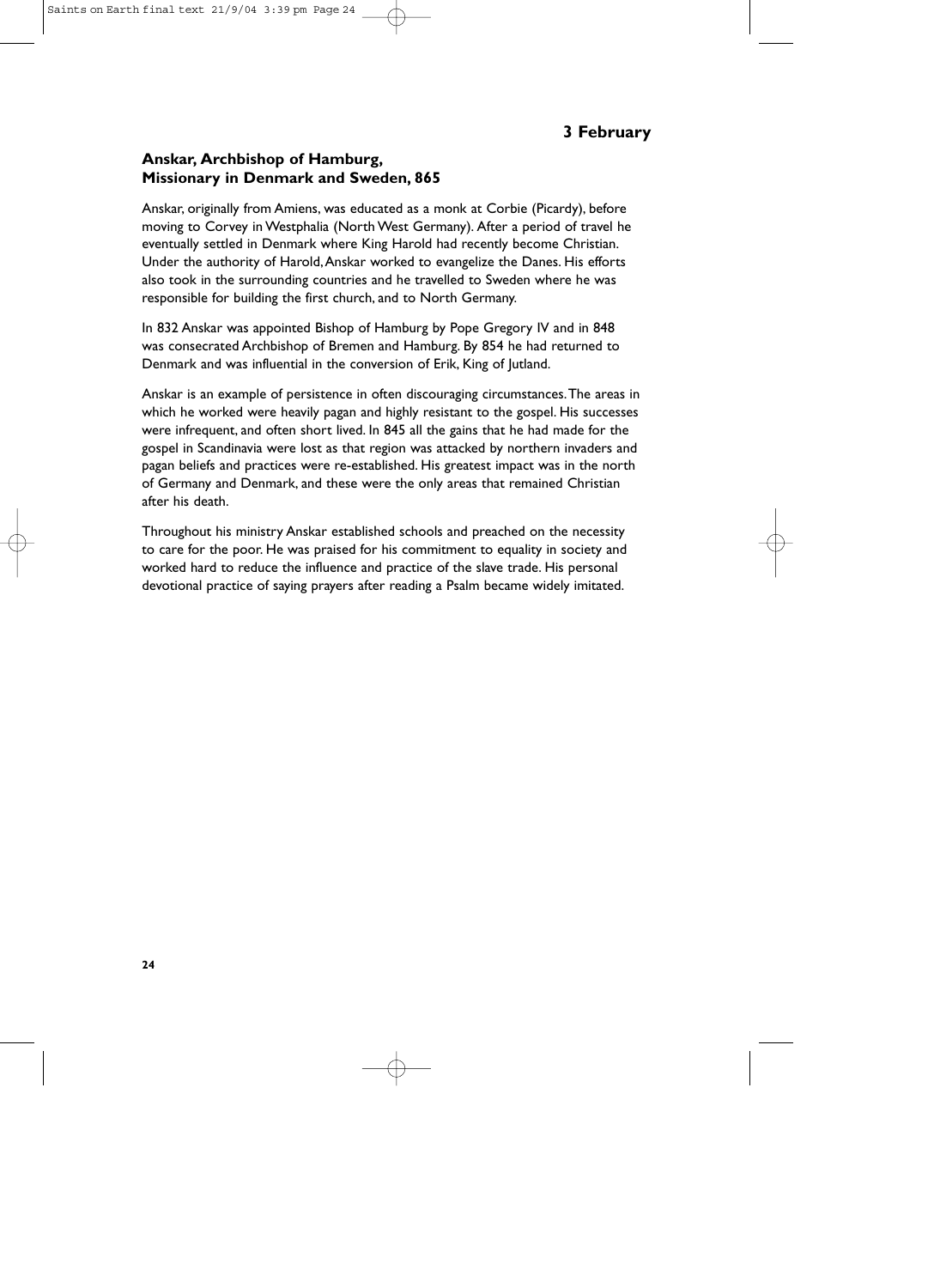**3 February**

## Anskar, Archbishop of Hamburg, Missionary in Denmark and Sweden, 865

Anskar, originally from Amiens, was educated as a monk at Corbie (Picardy), before moving to Corvey in Westphalia (North West Germany). After a period of travel he eventually settled in Denmark where King Harold had recently become Christian. Under the authority of Harold, Anskar worked to evangelize the Danes. His efforts also took in the surrounding countries and he travelled to Sweden where he was responsible for building the first church, and to North Germany.

In 832 Anskar was appointed Bishop of Hamburg by Pope Gregory IV and in 848 was consecrated Archbishop of Bremen and Hamburg. By 854 he had returned to Denmark and was influential in the conversion of Erik, King of Jutland.

Anskar is an example of persistence in often discouraging circumstances. The areas in which he worked were heavily pagan and highly resistant to the gospel. His successes were infrequent, and often short lived. In 845 all the gains that he had made for the gospel in Scandinavia were lost as that region was attacked by northern invaders and pagan beliefs and practices were re-established. His greatest impact was in the north of Germany and Denmark, and these were the only areas that remained Christian after his death.

Throughout his ministry Anskar established schools and preached on the necessity to care for the poor. He was praised for his commitment to equality in society and worked hard to reduce the influence and practice of the slave trade. His personal devotional practice of saying prayers after reading a Psalm became widely imitated.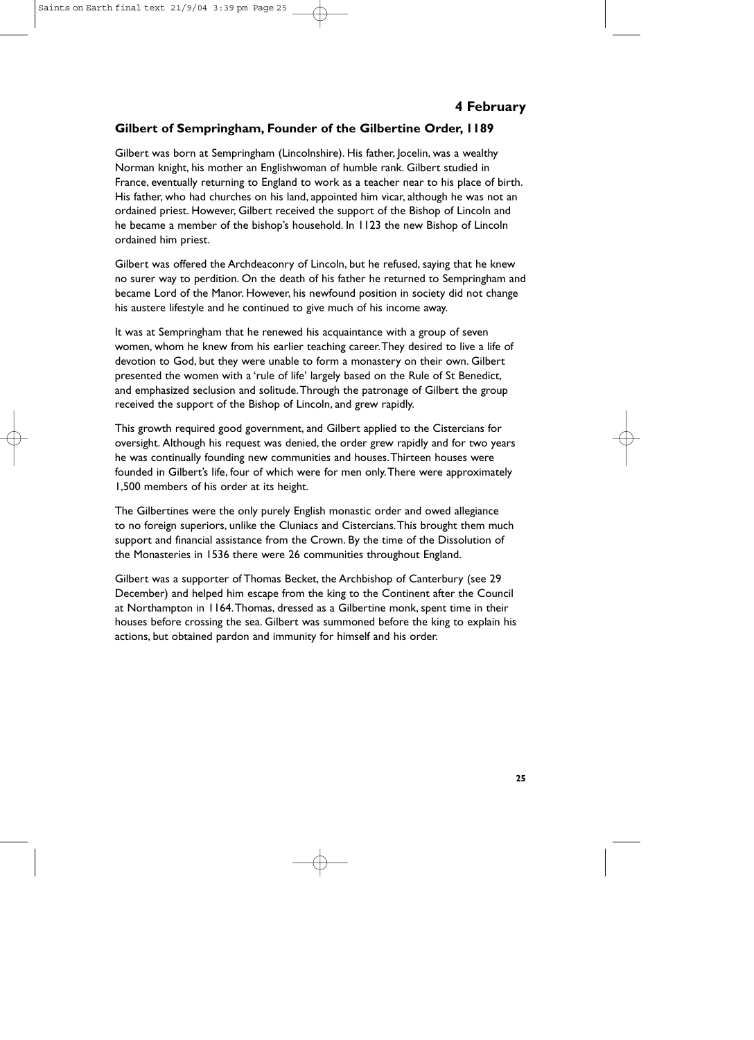## 4 February

### Gilbert of Sempringham, Founder of the Gilbertine Order, 1189

Gilbert was born at Sempringham (Lincolnshire). His father, Jocelin, was a wealthy Norman knight, his mother an Englishwoman of humble rank. Gilbert studied in France, eventually returning to England to work as a teacher near to his place of birth. His father, who had churches on his land, appointed him vicar, although he was not an ordained priest. However, Gilbert received the support of the Bishop of Lincoln and he became a member of the bishop's household. In 1123 the new Bishop of Lincoln ordained him priest.

Gilbert was offered the Archdeaconry of Lincoln, but he refused, saying that he knew no surer way to perdition. On the death of his father he returned to Sempringham and became Lord of the Manor. However, his newfound position in society did not change his austere lifestyle and he continued to give much of his income away.

It was at Sempringham that he renewed his acquaintance with a group of seven women, whom he knew from his earlier teaching career. They desired to live a life of devotion to God, but they were unable to form a monastery on their own. Gilbert presented the women with a 'rule of life' largely based on the Rule of St Benedict, and emphasized seclusion and solitude. Through the patronage of Gilbert the group received the support of the Bishop of Lincoln, and grew rapidly.

This growth required good government, and Gilbert applied to the Cistercians for oversight. Although his request was denied, the order grew rapidly and for two years he was continually founding new communities and houses. Thirteen houses were founded in Gilbert's life, four of which were for men only. There were approximately 1,500 members of his order at its height.

The Gilbertines were the only purely English monastic order and owed allegiance to no foreign superiors, unlike the Cluniacs and Cistercians. This brought them much support and financial assistance from the Crown. By the time of the Dissolution of the Monasteries in 1536 there were 26 communities throughout England.

Gilbert was a supporter of Thomas Becket, the Archbishop of Canterbury (see 29 December) and helped him escape from the king to the Continent after the Council at Northampton in 1164. Thomas, dressed as a Gilbertine monk, spent time in their houses before crossing the sea. Gilbert was summoned before the king to explain his actions, but obtained pardon and immunity for himself and his order.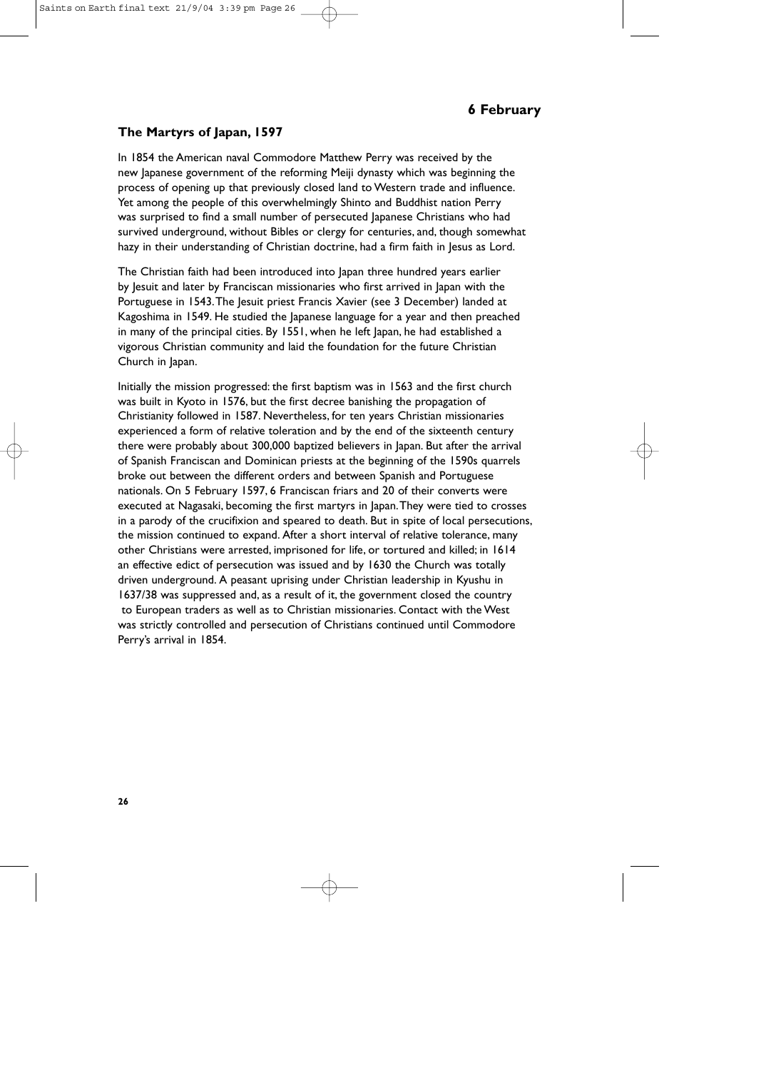## 6 February

### The Martyrs of Japan, 1597

In 1854 the American naval Commodore Matthew Perry was received by the new Japanese government of the reforming Meiji dynasty which was beginning the process of opening up that previously closed land to Western trade and influence. Yet among the people of this overwhelmingly Shinto and Buddhist nation Perry was surprised to find a small number of persecuted Japanese Christians who had survived underground, without Bibles or clergy for centuries, and, though somewhat hazy in their understanding of Christian doctrine, had a firm faith in Jesus as Lord.

The Christian faith had been introduced into Japan three hundred years earlier by Jesuit and later by Franciscan missionaries who first arrived in Japan with the Portuguese in 1543. The Jesuit priest Francis Xavier (see 3 December) landed at Kagoshima in 1549. He studied the Japanese language for a year and then preached in many of the principal cities. By 1551, when he left Japan, he had established a vigorous Christian community and laid the foundation for the future Christian Church in Japan.

Initially the mission progressed: the first baptism was in 1563 and the first church was built in Kyoto in 1576, but the first decree banishing the propagation of Christianity followed in 1587. Nevertheless, for ten years Christian missionaries experienced a form of relative toleration and by the end of the sixteenth century there were probably about 300,000 baptized believers in Japan. But after the arrival of Spanish Franciscan and Dominican priests at the beginning of the 1590s quarrels broke out between the different orders and between Spanish and Portuguese nationals. On 5 February 1597, 6 Franciscan friars and 20 of their converts were executed at Nagasaki, becoming the first martyrs in Japan. They were tied to crosses in a parody of the crucifixion and speared to death. But in spite of local persecutions, the mission continued to expand. After a short interval of relative tolerance, many other Christians were arrested, imprisoned for life, or tortured and killed; in 1614 an effective edict of persecution was issued and by 1630 the Church was totally driven underground. A peasant uprising under Christian leadership in Kyushu in 1637/38 was suppressed and, as a result of it, the government closed the country to European traders as well as to Christian missionaries. Contact with the West was strictly controlled and persecution of Christians continued until Commodore Perry's arrival in 1854.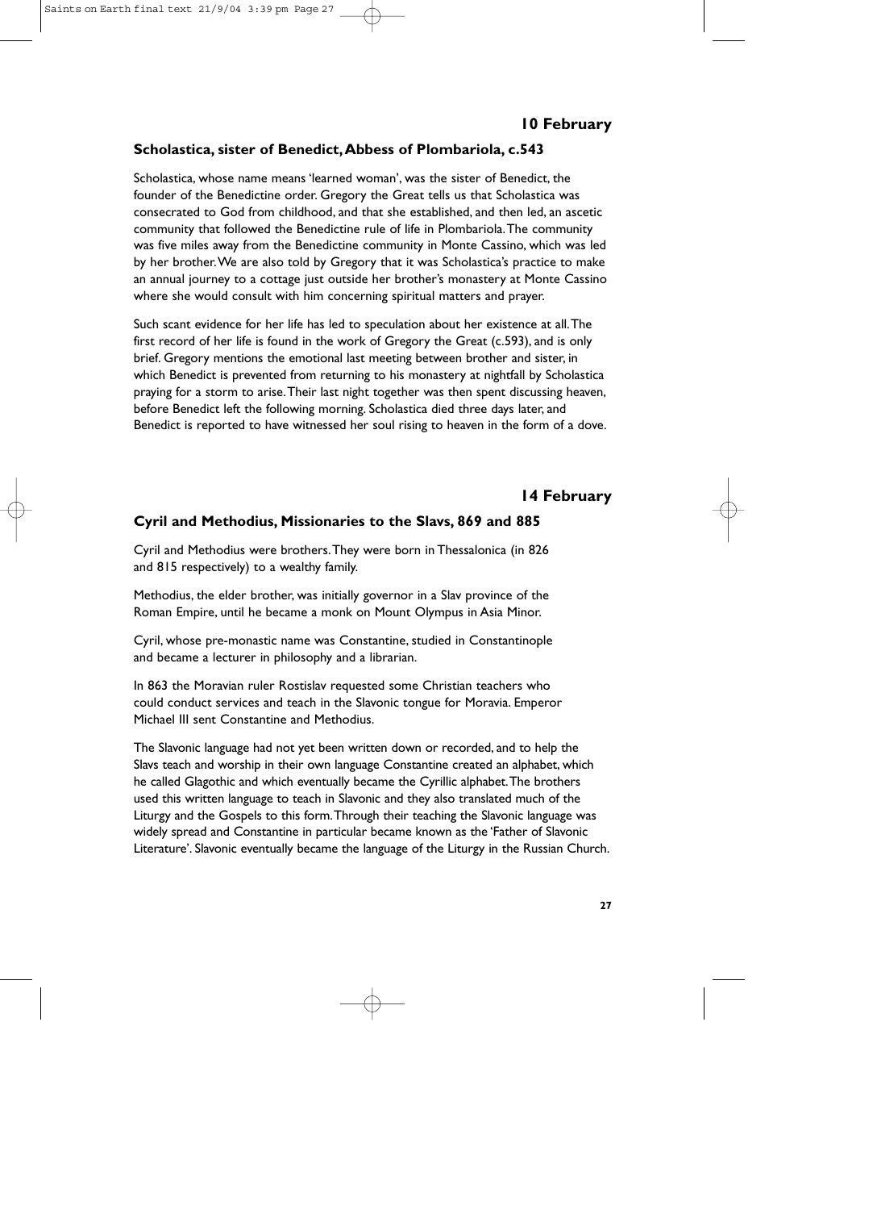## 10 February

### Scholastica, sister of Benedict, Abbess of Plombariola, c.543

Scholastica, whose name means 'learned woman', was the sister of Benedict, the founder of the Benedictine order. Gregory the Great tells us that Scholastica was consecrated to God from childhood, and that she established, and then led, an ascetic community that followed the Benedictine rule of life in Plombariola. The community was five miles away from the Benedictine community in Monte Cassino, which was led by her brother. We are also told by Gregory that it was Scholastica's practice to make an annual journey to a cottage just outside her brother's monastery at Monte Cassino where she would consult with him concerning spiritual matters and prayer.

Such scant evidence for her life has led to speculation about her existence at all. The first record of her life is found in the work of Gregory the Great (c.593), and is only brief. Gregory mentions the emotional last meeting between brother and sister, in which Benedict is prevented from returning to his monastery at nightfall by Scholastica praying for a storm to arise. Their last night together was then spent discussing heaven, before Benedict left the following morning. Scholastica died three days later, and Benedict is reported to have witnessed her soul rising to heaven in the form of a dove.

## 14 February

### Cyril and Methodius, Missionaries to the Slavs, 869 and 885

Cyril and Methodius were brothers. They were born in Thessalonica (in 826 and 815 respectively) to a wealthy family.

Methodius, the elder brother, was initially governor in a Slav province of the Roman Empire, until he became a monk on Mount Olympus in Asia Minor.

Cyril, whose pre-monastic name was Constantine, studied in Constantinople and became a lecturer in philosophy and a librarian.

In 863 the Moravian ruler Rostislav requested some Christian teachers who could conduct services and teach in the Slavonic tongue for Moravia. Emperor Michael III sent Constantine and Methodius.

The Slavonic language had not yet been written down or recorded, and to help the Slavs teach and worship in their own language Constantine created an alphabet, which he called Glagothic and which eventually became the Cyrillic alphabet. The brothers used this written language to teach in Slavonic and they also translated much of the Liturgy and the Gospels to this form. Through their teaching the Slavonic language was widely spread and Constantine in particular became known as the 'Father of Slavonic Literature'. Slavonic eventually became the language of the Liturgy in the Russian Church.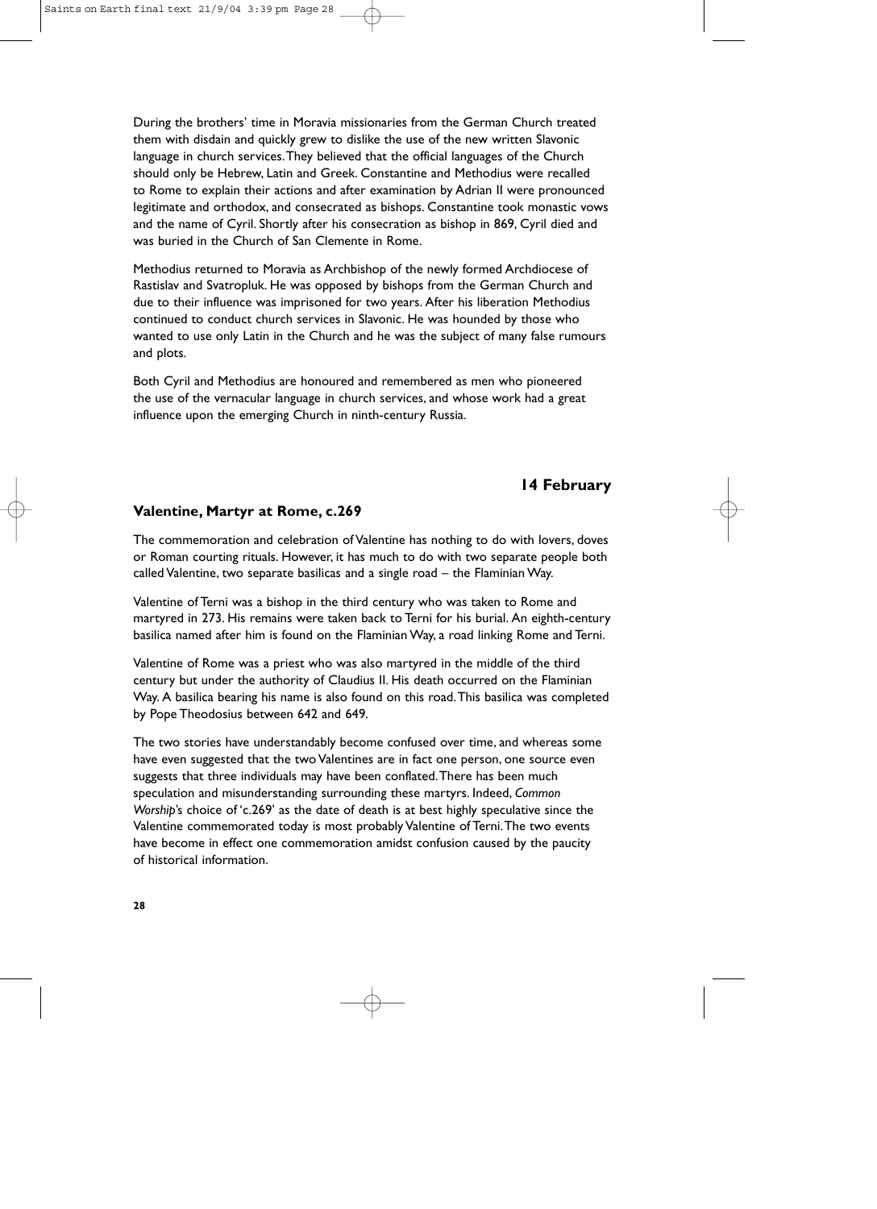During the brothers' time in Moravia missionaries from the German Church treated them with disdain and quickly grew to dislike the use of the new written Slavonic language in church services. They believed that the official languages of the Church should only be Hebrew, Latin and Greek. Constantine and Methodius were recalled to Rome to explain their actions and after examination by Adrian II were pronounced legitimate and orthodox, and consecrated as bishops. Constantine took monastic vows and the name of Cyril. Shortly after his consecration as bishop in 869, Cyril died and was buried in the Church of San Clemente in Rome.

Methodius returned to Moravia as Archbishop of the newly formed Archdiocese of Rastislav and Svatopluk. He was opposed by bishops from the German Church and due to their influence was imprisoned for two years. After his liberation Methodius continued to conduct church services in Slavonic. He was hounded by those who wanted to use only Latin in the Church and he was the subject of many false rumours and plots.

Both Cyril and Methodius are honoured and remembered as men who pioneered the use of the vernacular language in church services, and whose work had a great influence upon the emerging Church in ninth-century Russia.

## 14 February

### Valentine, Martyr at Rome, c.269

The commemoration and celebration of Valentine has nothing to do with lovers, doves or Roman courting rituals. However, it has much to do with two separate people both called Valentine, two separate basilicas and a single road – the Flaminian Way.

Valentine of Terni was a bishop in the third century who was taken to Rome and martyred in 273. His remains were taken back to Terni for his burial. An eighth-century basilica named after him is found on the Flaminian Way, a road linking Rome and Terni.

Valentine of Rome was a priest who was also martyred in the middle of the third century but under the authority of Claudius II. His death occurred on the Flaminian Way. A basilica bearing his name is also found on this road. This basilica was completed by Pope Theodosius between 642 and 649.

The two stories have understandably become confused over time, and whereas some have even suggested that the two Valentines are in fact one person, one source even suggests that three individuals may have been conflated. There has been much speculation and misunderstanding surrounding these martyrs. Indeed, *Common Worship*'s choice of 'c.269' as the date of death is at best highly speculative since the Valentine commemorated today is most probably Valentine of Terni. The two events have become in effect one commemoration amidst confusion caused by the paucity of historical information.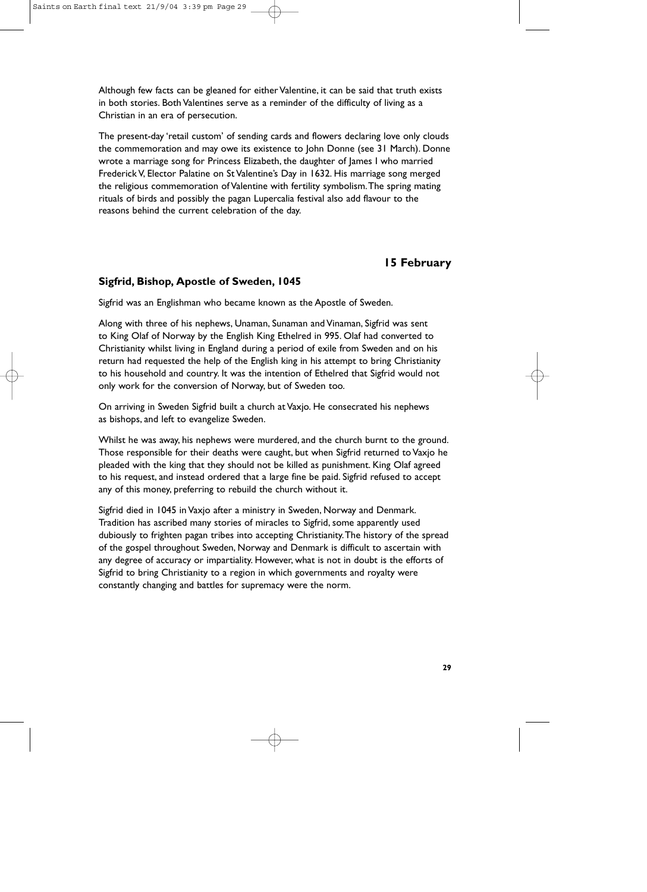Although few facts can be gleaned for either Valentine, it can be said that truth exists in both stories. Both Valentines serve as a reminder of the difficulty of living as a Christian in an era of persecution.

The present-day 'retail custom' of sending cards and flowers declaring love only clouds the commemoration and may owe its existence to John Donne (see 31 March). Donne wrote a marriage song for Princess Elizabeth, the daughter of James I who married Frederick V, Elector Palatine on St Valentine's Day in 1632. His marriage song merged the religious commemoration of Valentine with fertility symbolism. The spring mating rituals of birds and possibly the pagan Lupercalia festival also add flavour to the reasons behind the current celebration of the day.

## 15 February

### Sigfrid, Bishop, Apostle of Sweden, 1045

Sigfrid was an Englishman who became known as the Apostle of Sweden.

Along with three of his nephews, Unaman, Sunaman and Vinaman, Sigfrid was sent to King Olaf of Norway by the English King Ethelred in 995. Olaf had converted to Christianity whilst living in England during a period of exile from Sweden and on his return had requested the help of the English king in his attempt to bring Christianity to his household and country. It was the intention of Ethelred that Sigfrid would not only work for the conversion of Norway, but of Sweden too.

On arriving in Sweden Sigfrid built a church at Vaxjo. He consecrated his nephews as bishops, and left to evangelize Sweden.

Whilst he was away, his nephews were murdered, and the church burnt to the ground. Those responsible for their deaths were caught, but when Sigfrid returned to Vaxjo he pleaded with the king that they should not be killed as punishment. King Olaf agreed to his request, and instead ordered that a large fine be paid. Sigfrid refused to accept any of this money, preferring to rebuild the church without it.

Sigfrid died in 1045 in Vaxjo after a ministry in Sweden, Norway and Denmark. Tradition has ascribed many stories of miracles to Sigfrid, some apparently used dubiously to frighten pagan tribes into accepting Christianity. The history of the spread of the gospel throughout Sweden, Norway and Denmark is difficult to ascertain with any degree of accuracy or impartiality. However, what is not in doubt is the efforts of Sigfrid to bring Christianity to a region in which governments and royalty were constantly changing and battles for supremacy were the norm.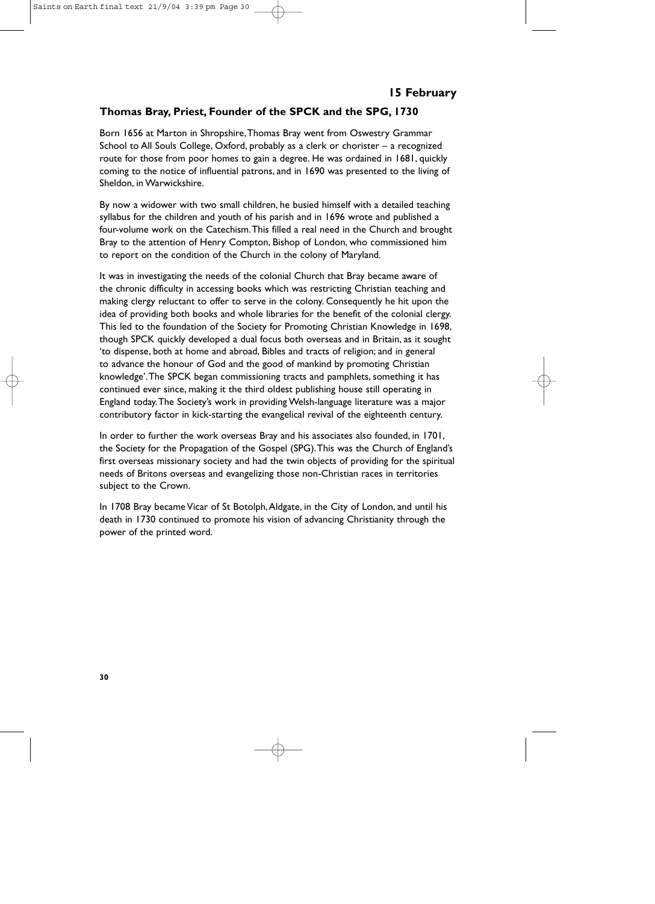## 15 February

### Thomas Bray, Priest, Founder of the SPCK and the SPG, 1730

Born 1656 at Marton in Shropshire, Thomas Bray went from Oswestry Grammar School to All Souls College, Oxford, probably as a clerk or chorister – a recognized route for those from poor homes to gain a degree. He was ordained in 1681, quickly coming to the notice of influential patrons, and in 1690 was presented to the living of Sheldon, in Warwickshire.

By now a widower with two small children, he busied himself with a detailed teaching syllabus for the children and youth of his parish and in 1696 wrote and published a four-volume work on the Catechism. This filled a real need in the Church and brought Bray to the attention of Henry Compton, Bishop of London, who commissioned him to report on the condition of the Church in the colony of Maryland.

It was in investigating the needs of the colonial Church that Bray became aware of the chronic difficulty in accessing books which was restricting Christian teaching and making clergy reluctant to offer to serve in the colony. Consequently he hit upon the idea of providing both books and whole libraries for the benefit of the colonial clergy. This led to the foundation of the Society for Promoting Christian Knowledge in 1698, though SPCK quickly developed a dual focus both overseas and in Britain, as it sought 'to dispense, both at home and abroad, Bibles and tracts of religion; and in general to advance the honour of God and the good of mankind by promoting Christian knowledge'. The SPCK began commissioning tracts and pamphlets, something it has continued ever since, making it the third oldest publishing house still operating in England today. The Society's work in providing Welsh-language literature was a major contributory factor in kick-starting the evangelical revival of the eighteenth century.

In order to further the work overseas Bray and his associates also founded, in 1701, the Society for the Propagation of the Gospel (SPG). This was the Church of England's first overseas missionary society and had the twin objects of providing for the spiritual needs of Britons overseas and evangelizing those non-Christian races in territories subject to the Crown.

In 1708 Bray became Vicar of St Botolph, Aldgate, in the City of London, and until his death in 1730 continued to promote his vision of advancing Christianity through the power of the printed word.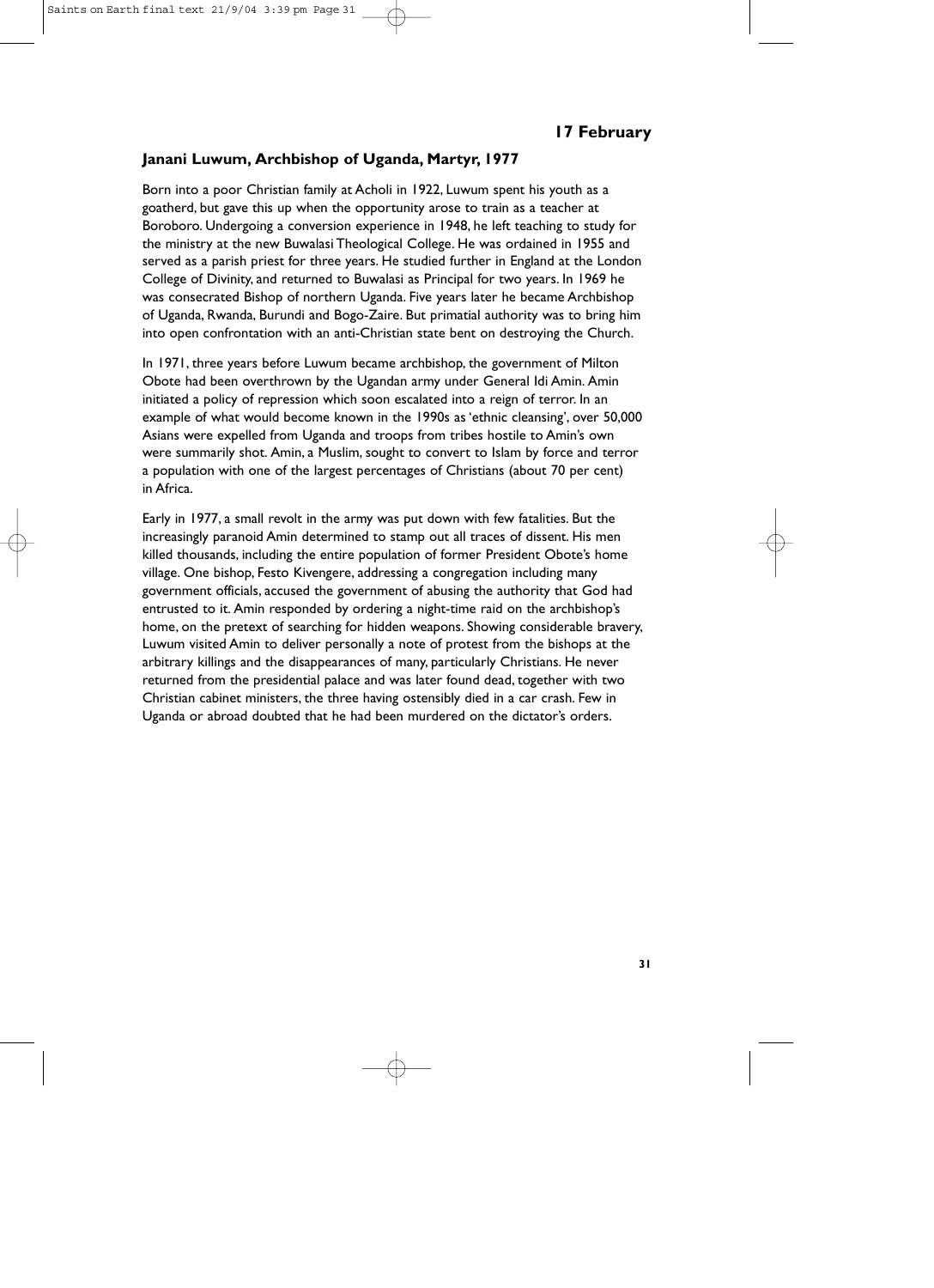## 17 February

### Janani Luwum, Archbishop of Uganda, Martyr, 1977

Born into a poor Christian family at Acholi in 1922, Luwum spent his youth as a goatherd, but gave this up when the opportunity arose to train as a teacher at Boroboro. Undergoing a conversion experience in 1948, he left teaching to study for the ministry at the new Buwalasi Theological College. He was ordained in 1955 and served as a parish priest for three years. He studied further in England at the London College of Divinity, and returned to Buwalasi as Principal for two years. In 1969 he was consecrated Bishop of northern Uganda. Five years later he became Archbishop of Uganda, Rwanda, Burundi and Bogo-Zaire. But primatial authority was to bring him into open confrontation with an anti-Christian state bent on destroying the Church.

In 1971, three years before Luwum became archbishop, the government of Milton Obote had been overthrown by the Ugandan army under General Idi Amin. Amin initiated a policy of repression which soon escalated into a reign of terror. In an example of what would become known in the 1990s as 'ethnic cleansing', over 50,000 Asians were expelled from Uganda and troops from tribes hostile to Amin's own were summarily shot. Amin, a Muslim, sought to convert to Islam by force and terror a population with one of the largest percentages of Christians (about 70 per cent) in Africa.

Early in 1977, a small revolt in the army was put down with few fatalities. But the increasingly paranoid Amin determined to stamp out all traces of dissent. His men killed thousands, including the entire population of former President Obote's home village. One bishop, Festo Kivengere, addressing a congregation including many government officials, accused the government of abusing the authority that God had entrusted to it. Amin responded by ordering a night-time raid on the archbishop's home, on the pretext of searching for hidden weapons. Showing considerable bravery, Luwum visited Amin to deliver personally a note of protest from the bishops at the arbitrary killings and the disappearances of many, particularly Christians. He never returned from the presidential palace and was later found dead, together with two Christian cabinet ministers, the three having ostensibly died in a car crash. Few in Uganda or abroad doubted that he had been murdered on the dictator's orders.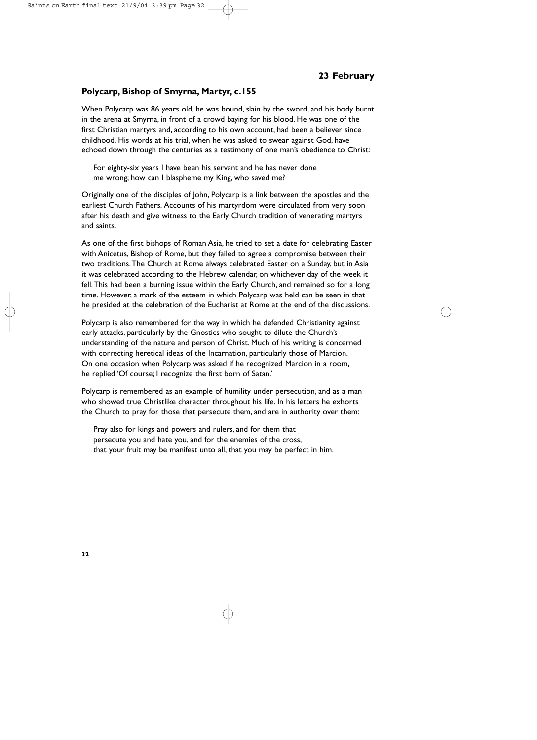## 23 February

### Polycarp, Bishop of Smyrna, Martyr, c.155

When Polycarp was 86 years old, he was bound, slain by the sword, and his body burnt in the arena at Smyrna, in front of a crowd baying for his blood. He was one of the first Christian martyrs and, according to his own account, had been a believer since childhood. His words at his trial, when he was asked to swear against God, have echoed down through the centuries as a testimony of one man's obedience to Christ:

> For eighty-six years I have been his servant and he has never done me wrong; how can I blaspheme my King, who saved me?

Originally one of the disciples of John, Polycarp is a link between the apostles and the earliest Church Fathers. Accounts of his martyrdom were circulated from very soon after his death and give witness to the Early Church tradition of venerating martyrs and saints.

As one of the first bishops of Roman Asia, he tried to set a date for celebrating Easter with Anicetus, Bishop of Rome, but they failed to agree a compromise between their two traditions. The Church at Rome always celebrated Easter on a Sunday, but in Asia it was celebrated according to the Hebrew calendar, on whichever day of the week it fell. This had been a burning issue within the Early Church, and remained so for a long time. However, a mark of the esteem in which Polycarp was held can be seen in that he presided at the celebration of the Eucharist at Rome at the end of the discussions.

Polycarp is also remembered for the way in which he defended Christianity against early attacks, particularly by the Gnostics who sought to dilute the Church's understanding of the nature and person of Christ. Much of his writing is concerned with correcting heretical ideas of the Incarnation, particularly those of Marcion. On one occasion when Polycarp was asked if he recognized Marcion in a room, he replied 'Of course; I recognize the first born of Satan.'

Polycarp is remembered as an example of humility under persecution, and as a man who showed true Christlike character throughout his life. In his letters he exhorts the Church to pray for those that persecute them, and are in authority over them:

> Pray also for kings and powers and rulers, and for them that persecute you and hate you, and for the enemies of the cross, that your fruit may be manifest unto all, that you may be perfect in him.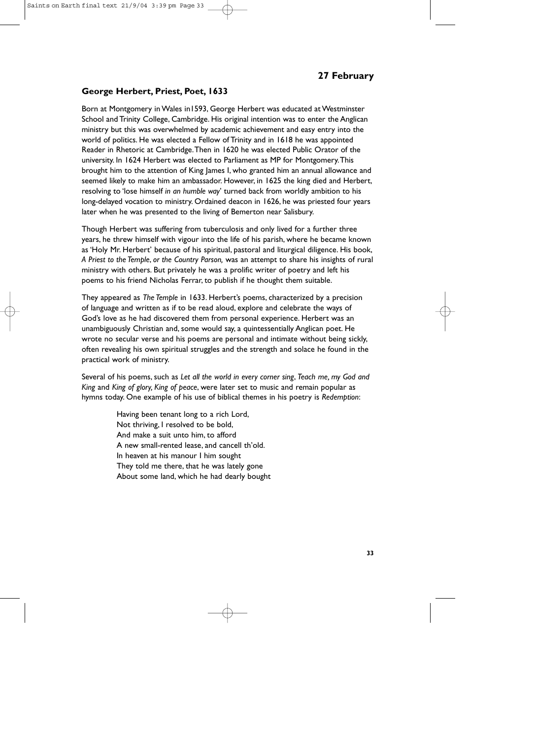## 27 February

### George Herbert, Priest, Poet, 1633

Born at Montgomery in Wales in1593, George Herbert was educated at Westminster School and Trinity College, Cambridge. His original intention was to enter the Anglican ministry but this was overwhelmed by academic achievement and easy entry into the world of politics. He was elected a Fellow of Trinity and in 1618 he was appointed Reader in Rhetoric at Cambridge. Then in 1620 he was elected Public Orator of the university. In 1624 Herbert was elected to Parliament as MP for Montgomery. This brought him to the attention of King James I, who granted him an annual allowance and seemed likely to make him an ambassador. However, in 1625 the king died and Herbert, resolving to 'lose himself *in an humble way*' turned back from worldly ambition to his long-delayed vocation to ministry. Ordained deacon in 1626, he was priested four years later when he was presented to the living of Bemerton near Salisbury.

Though Herbert was suffering from tuberculosis and only lived for a further three years, he threw himself with vigour into the life of his parish, where he became known as 'Holy Mr. Herbert' because of his spiritual, pastoral and liturgical diligence. His book, *A Priest to the Temple, or the Country Parson,* was an attempt to share his insights of rural ministry with others. But privately he was a prolific writer of poetry and left his poems to his friend Nicholas Ferrar, to publish if he thought them suitable.

They appeared as *The Temple* in 1633. Herbert's poems, characterized by a precision of language and written as if to be read aloud, explore and celebrate the ways of God's love as he had discovered them from personal experience. Herbert was an unambiguously Christian and, some would say, a quintessentially Anglican poet. He wrote no secular verse and his poems are personal and intimate without being sickly, often revealing his own spiritual struggles and the strength and solace he found in the practical work of ministry.

Several of his poems, such as *Let all the world in every corner sing*, *Teach me, my God and King* and *King of glory, King of peace*, were later set to music and remain popular as hymns today. One example of his use of biblical themes in his poetry is *Redemption*:

> Having been tenant long to a rich Lord,
> Not thriving, I resolved to be bold,
> And make a suit unto him, to afford
> A new small-rented lease, and cancell th'old.
> In heaven at his manour I him sought
> They told me there, that he was lately gone
> About some land, which he had dearly bought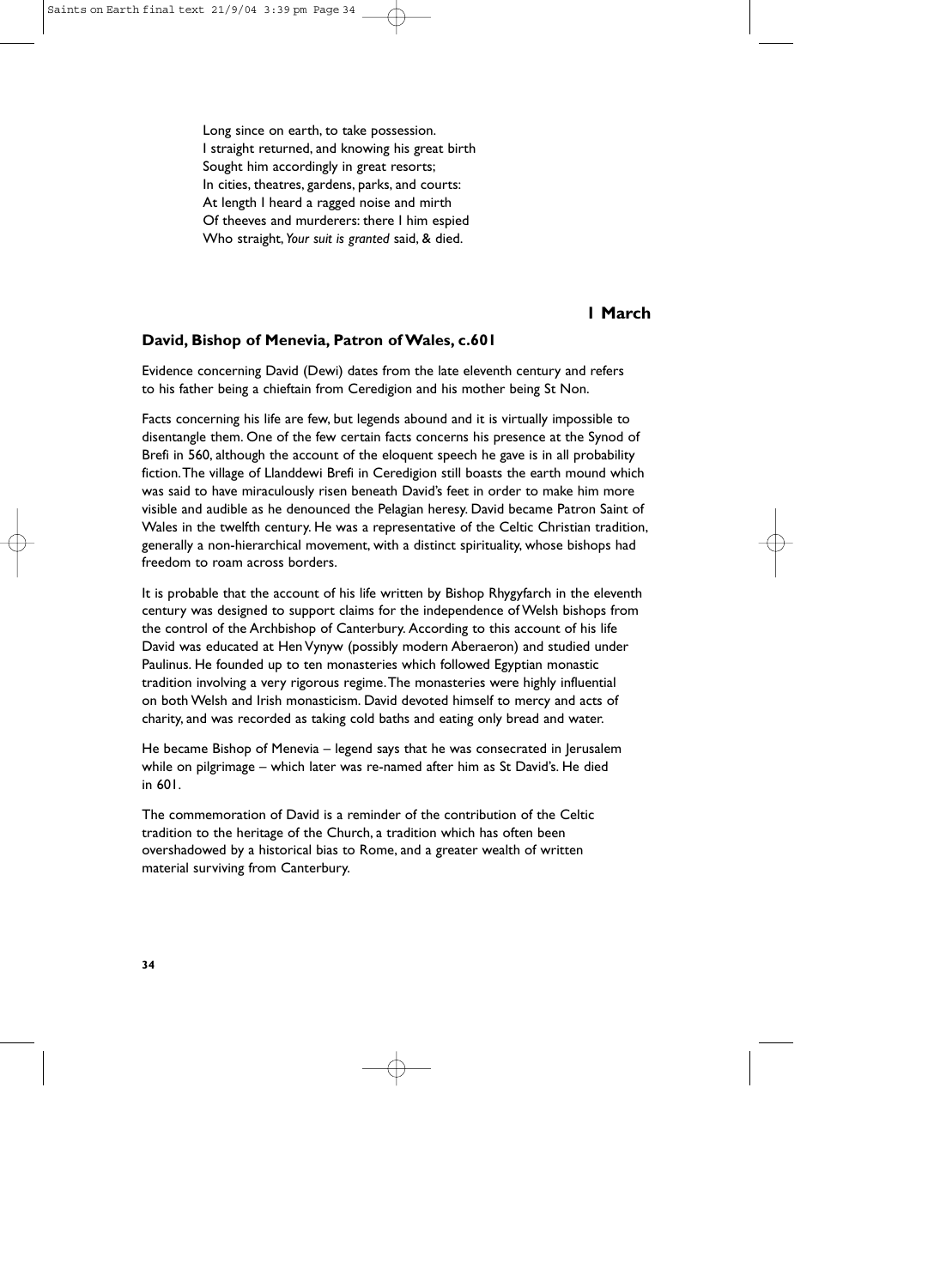Long since on earth, to take possession.  
I straight returned, and knowing his great birth  
Sought him accordingly in great resorts;  
In cities, theatres, gardens, parks, and courts:  
At length I heard a ragged noise and mirth  
Of theeves and murderers: there I him espied  
Who straight, *Your suit is granted* said, & died.

## 1 March

### David, Bishop of Menevia, Patron of Wales, c.601

Evidence concerning David (Dewi) dates from the late eleventh century and refers to his father being a chieftain from Ceredigion and his mother being St Non.

Facts concerning his life are few, but legends abound and it is virtually impossible to disentangle them. One of the few certain facts concerns his presence at the Synod of Brefi in 560, although the account of the eloquent speech he gave is in all probability fiction. The village of Llanddewi Brefi in Ceredigion still boasts the earth mound which was said to have miraculously risen beneath David's feet in order to make him more visible and audible as he denounced the Pelagian heresy. David became Patron Saint of Wales in the twelfth century. He was a representative of the Celtic Christian tradition, generally a non-hierarchical movement, with a distinct spirituality, whose bishops had freedom to roam across borders.

It is probable that the account of his life written by Bishop Rhygyfarch in the eleventh century was designed to support claims for the independence of Welsh bishops from the control of the Archbishop of Canterbury. According to this account of his life David was educated at Hen Vynyw (possibly modern Aberaeron) and studied under Paulinus. He founded up to ten monasteries which followed Egyptian monastic tradition involving a very rigorous regime. The monasteries were highly influential on both Welsh and Irish monasticism. David devoted himself to mercy and acts of charity, and was recorded as taking cold baths and eating only bread and water.

He became Bishop of Menevia – legend says that he was consecrated in Jerusalem while on pilgrimage – which later was re-named after him as St David's. He died in 601.

The commemoration of David is a reminder of the contribution of the Celtic tradition to the heritage of the Church, a tradition which has often been overshadowed by a historical bias to Rome, and a greater wealth of written material surviving from Canterbury.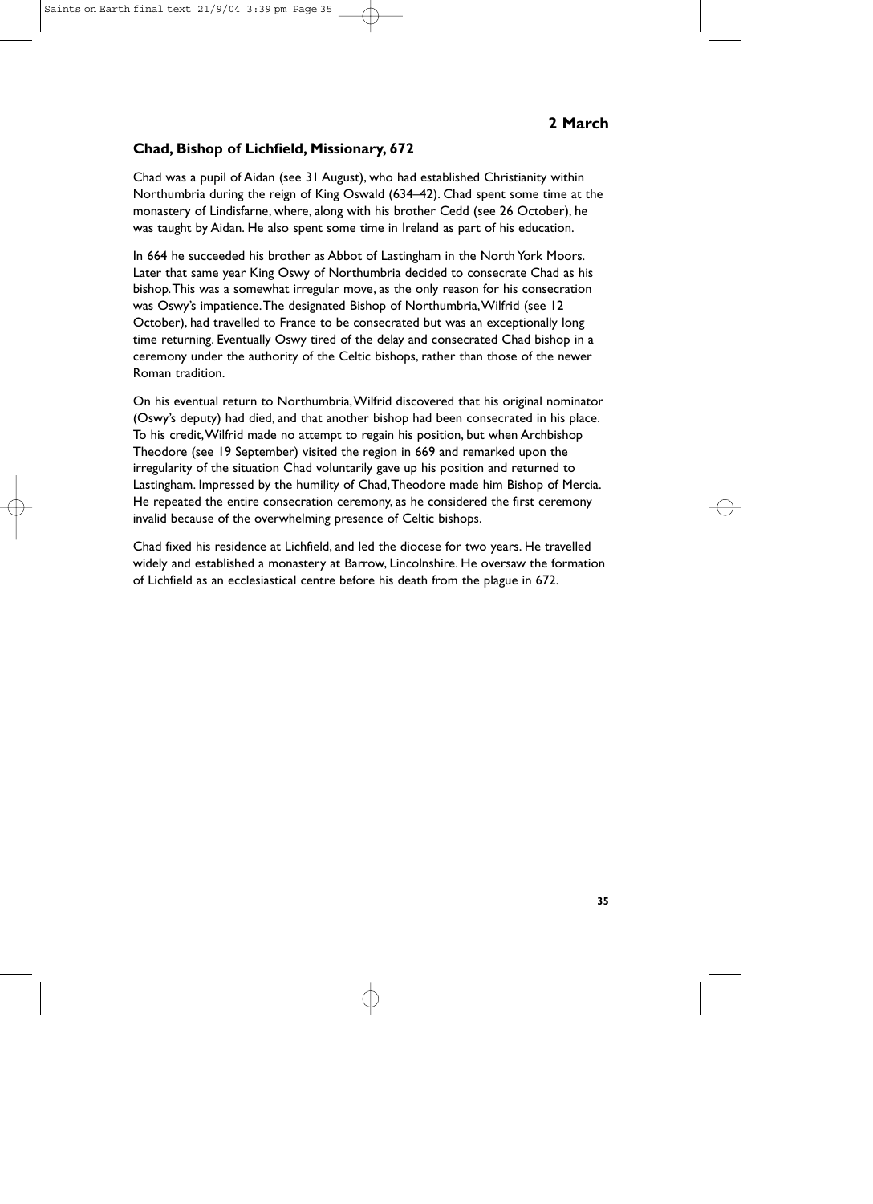## 2 March

### Chad, Bishop of Lichfield, Missionary, 672

Chad was a pupil of Aidan (see 31 August), who had established Christianity within Northumbria during the reign of King Oswald (634–42). Chad spent some time at the monastery of Lindisfarne, where, along with his brother Cedd (see 26 October), he was taught by Aidan. He also spent some time in Ireland as part of his education.

In 664 he succeeded his brother as Abbot of Lastingham in the North York Moors. Later that same year King Oswy of Northumbria decided to consecrate Chad as his bishop. This was a somewhat irregular move, as the only reason for his consecration was Oswy's impatience. The designated Bishop of Northumbria, Wilfrid (see 12 October), had travelled to France to be consecrated but was an exceptionally long time returning. Eventually Oswy tired of the delay and consecrated Chad bishop in a ceremony under the authority of the Celtic bishops, rather than those of the newer Roman tradition.

On his eventual return to Northumbria, Wilfrid discovered that his original nominator (Oswy's deputy) had died, and that another bishop had been consecrated in his place. To his credit, Wilfrid made no attempt to regain his position, but when Archbishop Theodore (see 19 September) visited the region in 669 and remarked upon the irregularity of the situation Chad voluntarily gave up his position and returned to Lastingham. Impressed by the humility of Chad, Theodore made him Bishop of Mercia. He repeated the entire consecration ceremony, as he considered the first ceremony invalid because of the overwhelming presence of Celtic bishops.

Chad fixed his residence at Lichfield, and led the diocese for two years. He travelled widely and established a monastery at Barrow, Lincolnshire. He oversaw the formation of Lichfield as an ecclesiastical centre before his death from the plague in 672.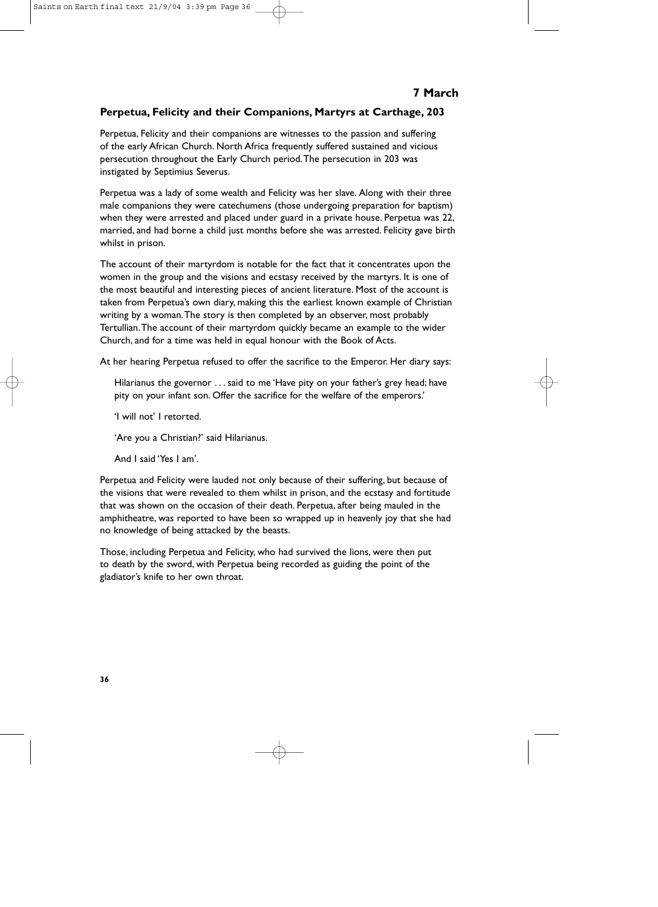## 7 March

### Perpetua, Felicity and their Companions, Martyrs at Carthage, 203

Perpetua, Felicity and their companions are witnesses to the passion and suffering of the early African Church. North Africa frequently suffered sustained and vicious persecution throughout the Early Church period. The persecution in 203 was instigated by Septimius Severus.

Perpetua was a lady of some wealth and Felicity was her slave. Along with their three male companions they were catechumens (those undergoing preparation for baptism) when they were arrested and placed under guard in a private house. Perpetua was 22, married, and had borne a child just months before she was arrested. Felicity gave birth whilst in prison.

The account of their martyrdom is notable for the fact that it concentrates upon the women in the group and the visions and ecstasy received by the martyrs. It is one of the most beautiful and interesting pieces of ancient literature. Most of the account is taken from Perpetua's own diary, making this the earliest known example of Christian writing by a woman. The story is then completed by an observer, most probably Tertullian. The account of their martyrdom quickly became an example to the wider Church, and for a time was held in equal honour with the Book of Acts.

At her hearing Perpetua refused to offer the sacrifice to the Emperor. Her diary says:

> Hilarianus the governor . . . said to me 'Have pity on your father's grey head; have pity on your infant son. Offer the sacrifice for the welfare of the emperors.'
>
> 'I will not' I retorted.
>
> 'Are you a Christian?' said Hilarianus.
>
> And I said 'Yes I am'.

Perpetua and Felicity were lauded not only because of their suffering, but because of the visions that were revealed to them whilst in prison, and the ecstasy and fortitude that was shown on the occasion of their death. Perpetua, after being mauled in the amphitheatre, was reported to have been so wrapped up in heavenly joy that she had no knowledge of being attacked by the beasts.

Those, including Perpetua and Felicity, who had survived the lions, were then put to death by the sword, with Perpetua being recorded as guiding the point of the gladiator's knife to her own throat.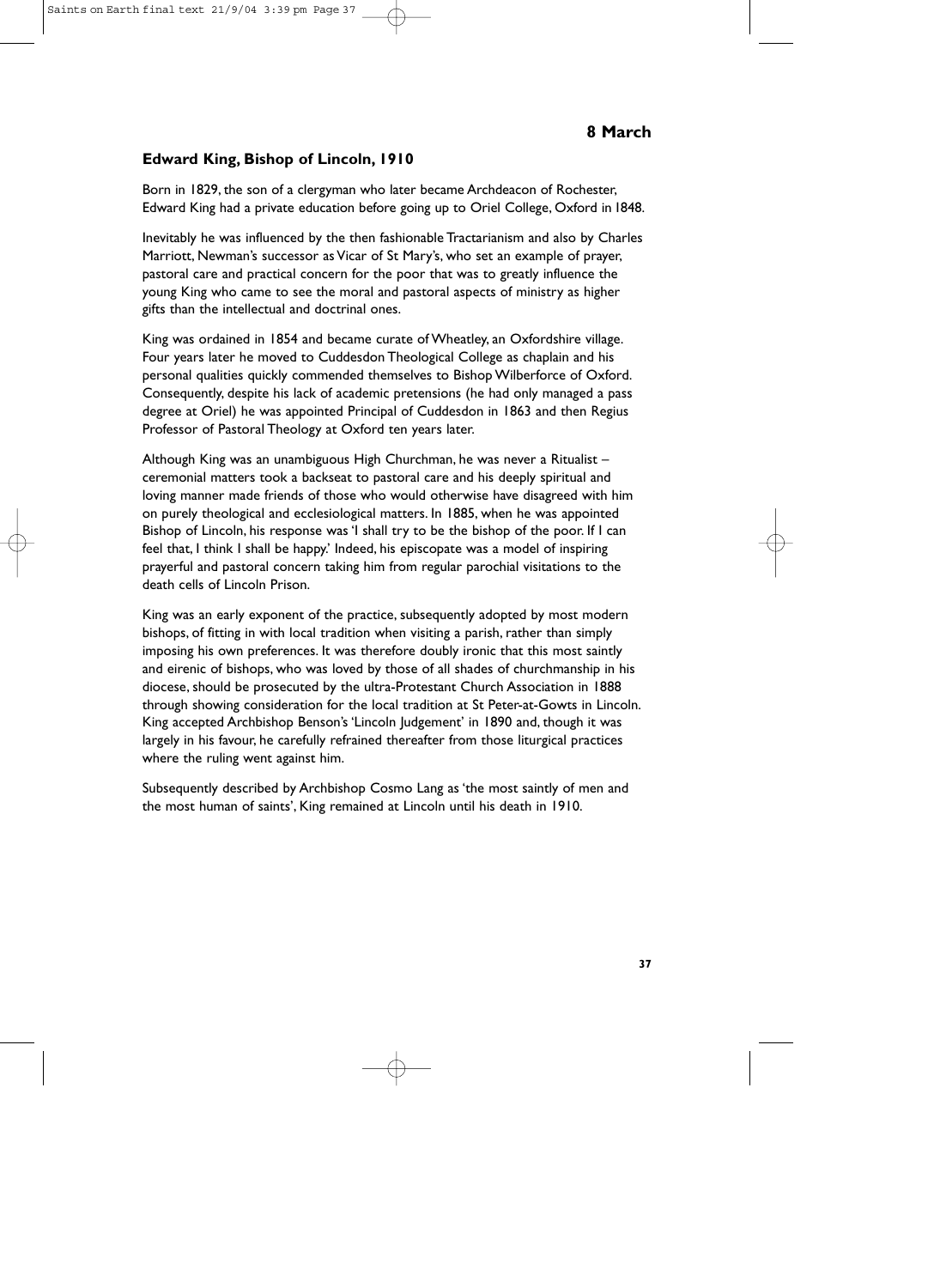## 8 March

### Edward King, Bishop of Lincoln, 1910

Born in 1829, the son of a clergyman who later became Archdeacon of Rochester, Edward King had a private education before going up to Oriel College, Oxford in 1848.

Inevitably he was influenced by the then fashionable Tractarianism and also by Charles Marriott, Newman's successor as Vicar of St Mary's, who set an example of prayer, pastoral care and practical concern for the poor that was to greatly influence the young King who came to see the moral and pastoral aspects of ministry as higher gifts than the intellectual and doctrinal ones.

King was ordained in 1854 and became curate of Wheatley, an Oxfordshire village. Four years later he moved to Cuddesdon Theological College as chaplain and his personal qualities quickly commended themselves to Bishop Wilberforce of Oxford. Consequently, despite his lack of academic pretensions (he had only managed a pass degree at Oriel) he was appointed Principal of Cuddesdon in 1863 and then Regius Professor of Pastoral Theology at Oxford ten years later.

Although King was an unambiguous High Churchman, he was never a Ritualist – ceremonial matters took a backseat to pastoral care and his deeply spiritual and loving manner made friends of those who would otherwise have disagreed with him on purely theological and ecclesiological matters. In 1885, when he was appointed Bishop of Lincoln, his response was 'I shall try to be the bishop of the poor. If I can feel that, I think I shall be happy.' Indeed, his episcopate was a model of inspiring prayerful and pastoral concern taking him from regular parochial visitations to the death cells of Lincoln Prison.

King was an early exponent of the practice, subsequently adopted by most modern bishops, of fitting in with local tradition when visiting a parish, rather than simply imposing his own preferences. It was therefore doubly ironic that this most saintly and eirenic of bishops, who was loved by those of all shades of churchmanship in his diocese, should be prosecuted by the ultra-Protestant Church Association in 1888 through showing consideration for the local tradition at St Peter-at-Gowts in Lincoln. King accepted Archbishop Benson's 'Lincoln Judgement' in 1890 and, though it was largely in his favour, he carefully refrained thereafter from those liturgical practices where the ruling went against him.

Subsequently described by Archbishop Cosmo Lang as 'the most saintly of men and the most human of saints', King remained at Lincoln until his death in 1910.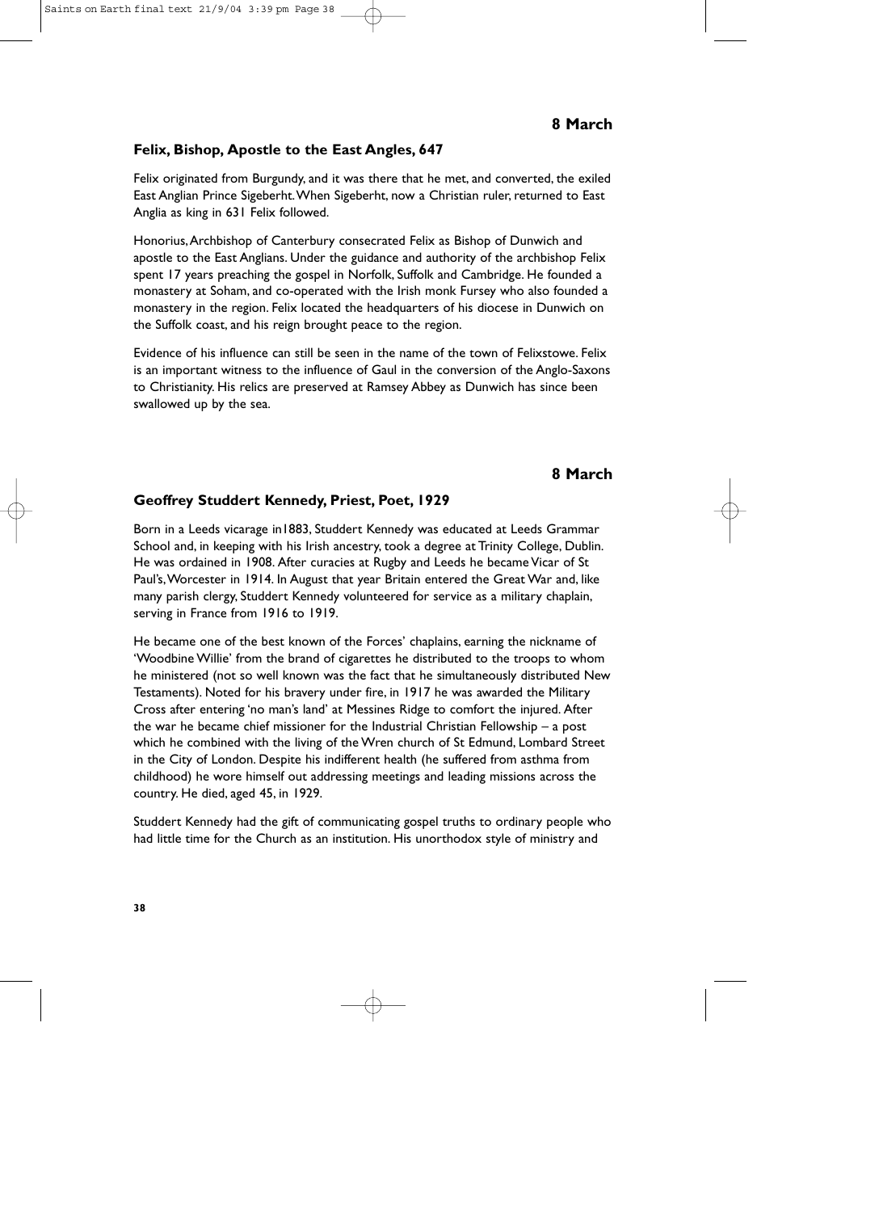## 8 March

### Felix, Bishop, Apostle to the East Angles, 647

Felix originated from Burgundy, and it was there that he met, and converted, the exiled East Anglian Prince Sigeberht. When Sigeberht, now a Christian ruler, returned to East Anglia as king in 631 Felix followed.

Honorius, Archbishop of Canterbury consecrated Felix as Bishop of Dunwich and apostle to the East Anglians. Under the guidance and authority of the archbishop Felix spent 17 years preaching the gospel in Norfolk, Suffolk and Cambridge. He founded a monastery at Soham, and co-operated with the Irish monk Fursey who also founded a monastery in the region. Felix located the headquarters of his diocese in Dunwich on the Suffolk coast, and his reign brought peace to the region.

Evidence of his influence can still be seen in the name of the town of Felixstowe. Felix is an important witness to the influence of Gaul in the conversion of the Anglo-Saxons to Christianity. His relics are preserved at Ramsey Abbey as Dunwich has since been swallowed up by the sea.

## 8 March

### Geoffrey Studdert Kennedy, Priest, Poet, 1929

Born in a Leeds vicarage in1883, Studdert Kennedy was educated at Leeds Grammar School and, in keeping with his Irish ancestry, took a degree at Trinity College, Dublin. He was ordained in 1908. After curacies at Rugby and Leeds he became Vicar of St Paul's, Worcester in 1914. In August that year Britain entered the Great War and, like many parish clergy, Studdert Kennedy volunteered for service as a military chaplain, serving in France from 1916 to 1919.

He became one of the best known of the Forces' chaplains, earning the nickname of 'Woodbine Willie' from the brand of cigarettes he distributed to the troops to whom he ministered (not so well known was the fact that he simultaneously distributed New Testaments). Noted for his bravery under fire, in 1917 he was awarded the Military Cross after entering 'no man's land' at Messines Ridge to comfort the injured. After the war he became chief missioner for the Industrial Christian Fellowship – a post which he combined with the living of the Wren church of St Edmund, Lombard Street in the City of London. Despite his indifferent health (he suffered from asthma from childhood) he wore himself out addressing meetings and leading missions across the country. He died, aged 45, in 1929.

Studdert Kennedy had the gift of communicating gospel truths to ordinary people who had little time for the Church as an institution. His unorthodox style of ministry and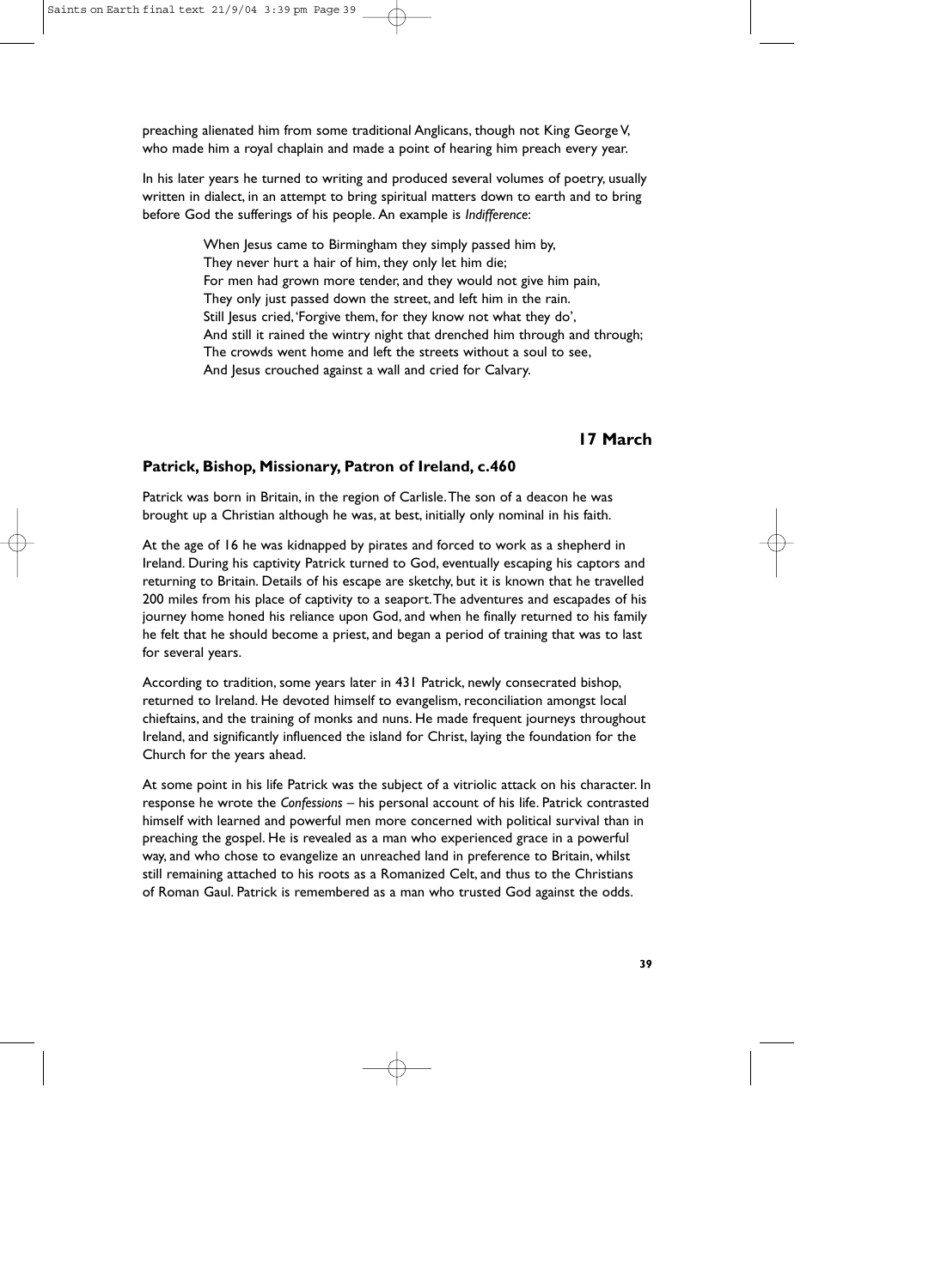preaching alienated him from some traditional Anglicans, though not King George V, who made him a royal chaplain and made a point of hearing him preach every year.

In his later years he turned to writing and produced several volumes of poetry, usually written in dialect, in an attempt to bring spiritual matters down to earth and to bring before God the sufferings of his people. An example is *Indifference*:

> When Jesus came to Birmingham they simply passed him by,
> They never hurt a hair of him, they only let him die;
> For men had grown more tender, and they would not give him pain,
> They only just passed down the street, and left him in the rain.
> Still Jesus cried, 'Forgive them, for they know not what they do',
> And still it rained the wintry night that drenched him through and through;
> The crowds went home and left the streets without a soul to see,
> And Jesus crouched against a wall and cried for Calvary.

## 17 March

### Patrick, Bishop, Missionary, Patron of Ireland, c.460

Patrick was born in Britain, in the region of Carlisle. The son of a deacon he was brought up a Christian although he was, at best, initially only nominal in his faith.

At the age of 16 he was kidnapped by pirates and forced to work as a shepherd in Ireland. During his captivity Patrick turned to God, eventually escaping his captors and returning to Britain. Details of his escape are sketchy, but it is known that he travelled 200 miles from his place of captivity to a seaport. The adventures and escapades of his journey home honed his reliance upon God, and when he finally returned to his family he felt that he should become a priest, and began a period of training that was to last for several years.

According to tradition, some years later in 431 Patrick, newly consecrated bishop, returned to Ireland. He devoted himself to evangelism, reconciliation amongst local chieftains, and the training of monks and nuns. He made frequent journeys throughout Ireland, and significantly influenced the island for Christ, laying the foundation for the Church for the years ahead.

At some point in his life Patrick was the subject of a vitriolic attack on his character. In response he wrote the *Confessions* – his personal account of his life. Patrick contrasted himself with learned and powerful men more concerned with political survival than in preaching the gospel. He is revealed as a man who experienced grace in a powerful way, and who chose to evangelize an unreached land in preference to Britain, whilst still remaining attached to his roots as a Romanized Celt, and thus to the Christians of Roman Gaul. Patrick is remembered as a man who trusted God against the odds.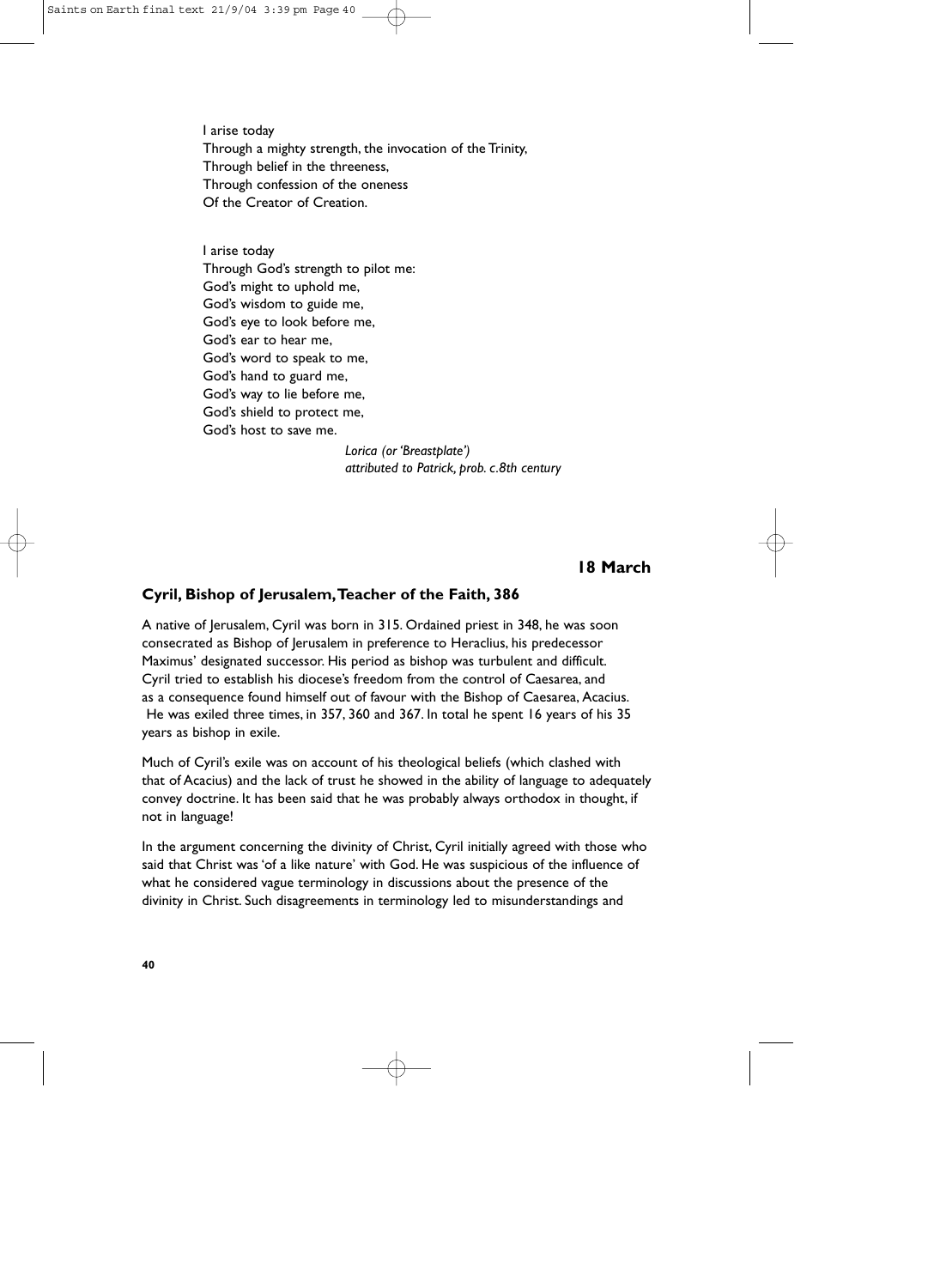I arise today
Through a mighty strength, the invocation of the Trinity,
Through belief in the threeness,
Through confession of the oneness
Of the Creator of Creation.

I arise today
Through God's strength to pilot me:
God's might to uphold me,
God's wisdom to guide me,
God's eye to look before me,
God's ear to hear me,
God's word to speak to me,
God's hand to guard me,
God's way to lie before me,
God's shield to protect me,
God's host to save me.

*Lorica (or 'Breastplate')*
*attributed to Patrick, prob. c.8th century*

## 18 March

### Cyril, Bishop of Jerusalem, Teacher of the Faith, 386

A native of Jerusalem, Cyril was born in 315. Ordained priest in 348, he was soon consecrated as Bishop of Jerusalem in preference to Heraclius, his predecessor Maximus' designated successor. His period as bishop was turbulent and difficult. Cyril tried to establish his diocese's freedom from the control of Caesarea, and as a consequence found himself out of favour with the Bishop of Caesarea, Acacius. He was exiled three times, in 357, 360 and 367. In total he spent 16 years of his 35 years as bishop in exile.

Much of Cyril's exile was on account of his theological beliefs (which clashed with that of Acacius) and the lack of trust he showed in the ability of language to adequately convey doctrine. It has been said that he was probably always orthodox in thought, if not in language!

In the argument concerning the divinity of Christ, Cyril initially agreed with those who said that Christ was 'of a like nature' with God. He was suspicious of the influence of what he considered vague terminology in discussions about the presence of the divinity in Christ. Such disagreements in terminology led to misunderstandings and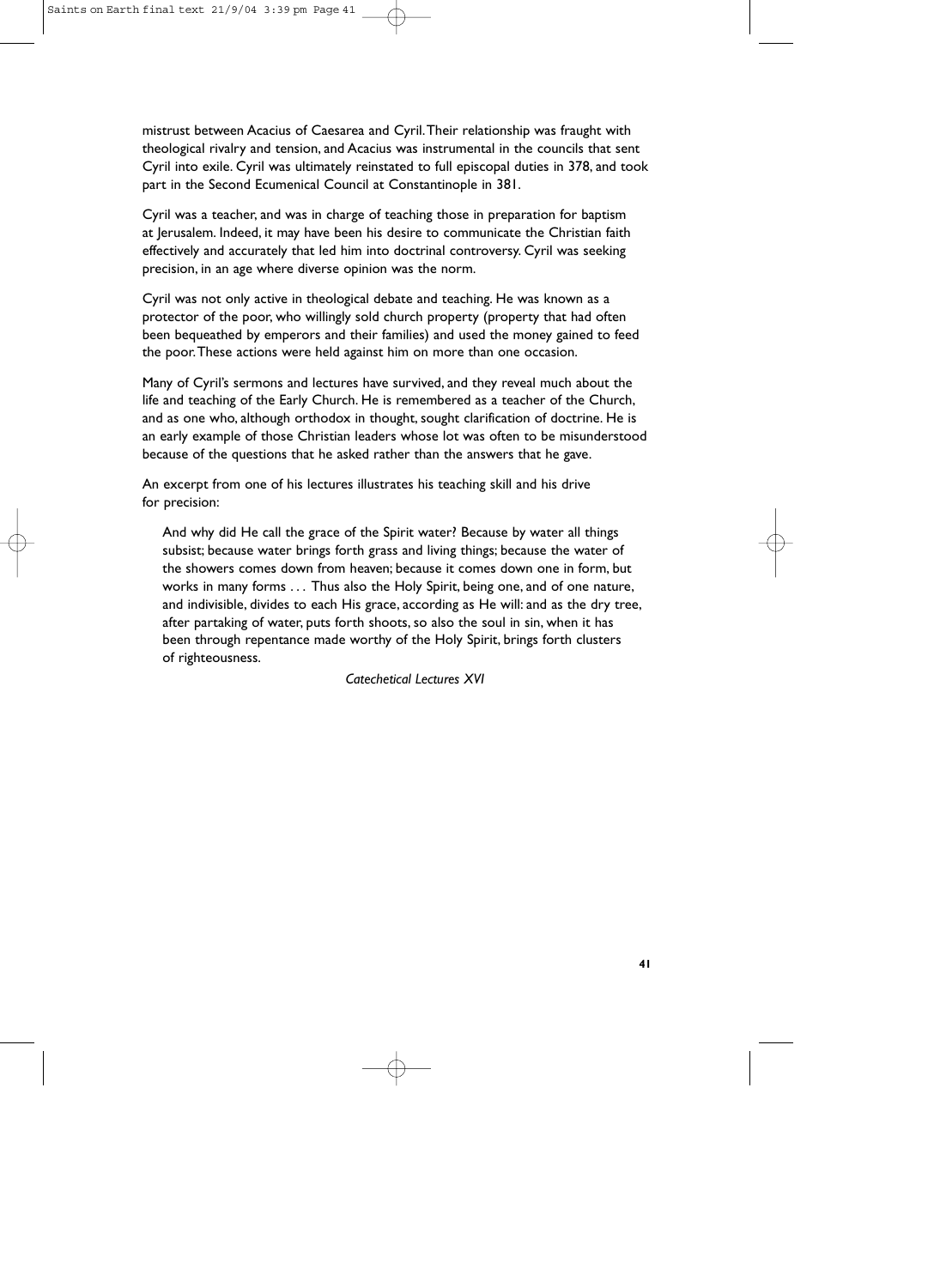mistrust between Acacius of Caesarea and Cyril. Their relationship was fraught with theological rivalry and tension, and Acacius was instrumental in the councils that sent Cyril into exile. Cyril was ultimately reinstated to full episcopal duties in 378, and took part in the Second Ecumenical Council at Constantinople in 381.

Cyril was a teacher, and was in charge of teaching those in preparation for baptism at Jerusalem. Indeed, it may have been his desire to communicate the Christian faith effectively and accurately that led him into doctrinal controversy. Cyril was seeking precision, in an age where diverse opinion was the norm.

Cyril was not only active in theological debate and teaching. He was known as a protector of the poor, who willingly sold church property (property that had often been bequeathed by emperors and their families) and used the money gained to feed the poor. These actions were held against him on more than one occasion.

Many of Cyril's sermons and lectures have survived, and they reveal much about the life and teaching of the Early Church. He is remembered as a teacher of the Church, and as one who, although orthodox in thought, sought clarification of doctrine. He is an early example of those Christian leaders whose lot was often to be misunderstood because of the questions that he asked rather than the answers that he gave.

An excerpt from one of his lectures illustrates his teaching skill and his drive for precision:

> And why did He call the grace of the Spirit water? Because by water all things subsist; because water brings forth grass and living things; because the water of the showers comes down from heaven; because it comes down one in form, but works in many forms . . . Thus also the Holy Spirit, being one, and of one nature, and indivisible, divides to each His grace, according as He will: and as the dry tree, after partaking of water, puts forth shoots, so also the soul in sin, when it has been through repentance made worthy of the Holy Spirit, brings forth clusters of righteousness.
>
> *Catechetical Lectures XVI*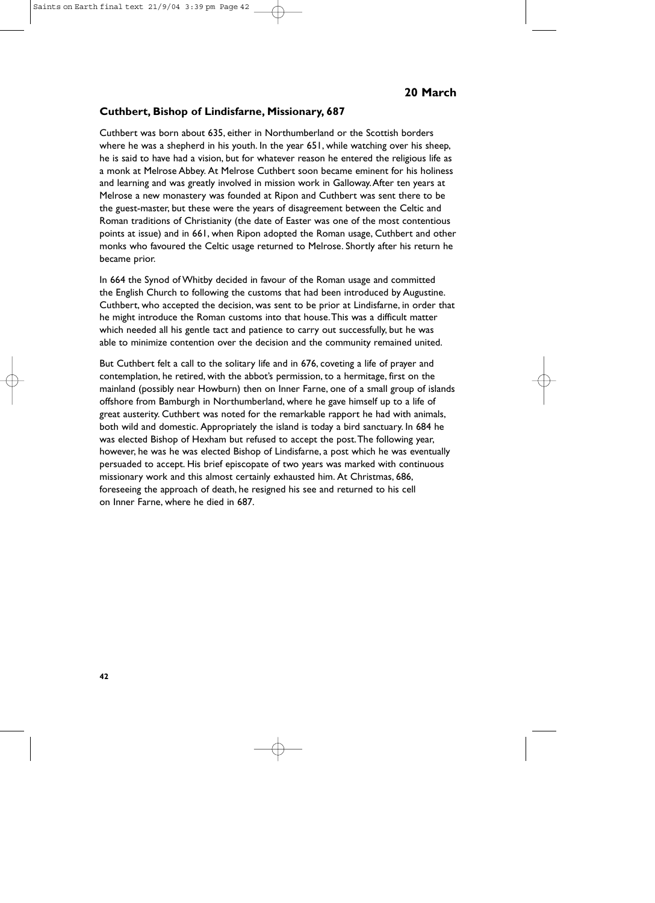## 20 March

### Cuthbert, Bishop of Lindisfarne, Missionary, 687

Cuthbert was born about 635, either in Northumberland or the Scottish borders where he was a shepherd in his youth. In the year 651, while watching over his sheep, he is said to have had a vision, but for whatever reason he entered the religious life as a monk at Melrose Abbey. At Melrose Cuthbert soon became eminent for his holiness and learning and was greatly involved in mission work in Galloway. After ten years at Melrose a new monastery was founded at Ripon and Cuthbert was sent there to be the guest-master, but these were the years of disagreement between the Celtic and Roman traditions of Christianity (the date of Easter was one of the most contentious points at issue) and in 661, when Ripon adopted the Roman usage, Cuthbert and other monks who favoured the Celtic usage returned to Melrose. Shortly after his return he became prior.

In 664 the Synod of Whitby decided in favour of the Roman usage and committed the English Church to following the customs that had been introduced by Augustine. Cuthbert, who accepted the decision, was sent to be prior at Lindisfarne, in order that he might introduce the Roman customs into that house. This was a difficult matter which needed all his gentle tact and patience to carry out successfully, but he was able to minimize contention over the decision and the community remained united.

But Cuthbert felt a call to the solitary life and in 676, coveting a life of prayer and contemplation, he retired, with the abbot's permission, to a hermitage, first on the mainland (possibly near Howburn) then on Inner Farne, one of a small group of islands offshore from Bamburgh in Northumberland, where he gave himself up to a life of great austerity. Cuthbert was noted for the remarkable rapport he had with animals, both wild and domestic. Appropriately the island is today a bird sanctuary. In 684 he was elected Bishop of Hexham but refused to accept the post. The following year, however, he was he was elected Bishop of Lindisfarne, a post which he was eventually persuaded to accept. His brief episcopate of two years was marked with continuous missionary work and this almost certainly exhausted him. At Christmas, 686, foreseeing the approach of death, he resigned his see and returned to his cell on Inner Farne, where he died in 687.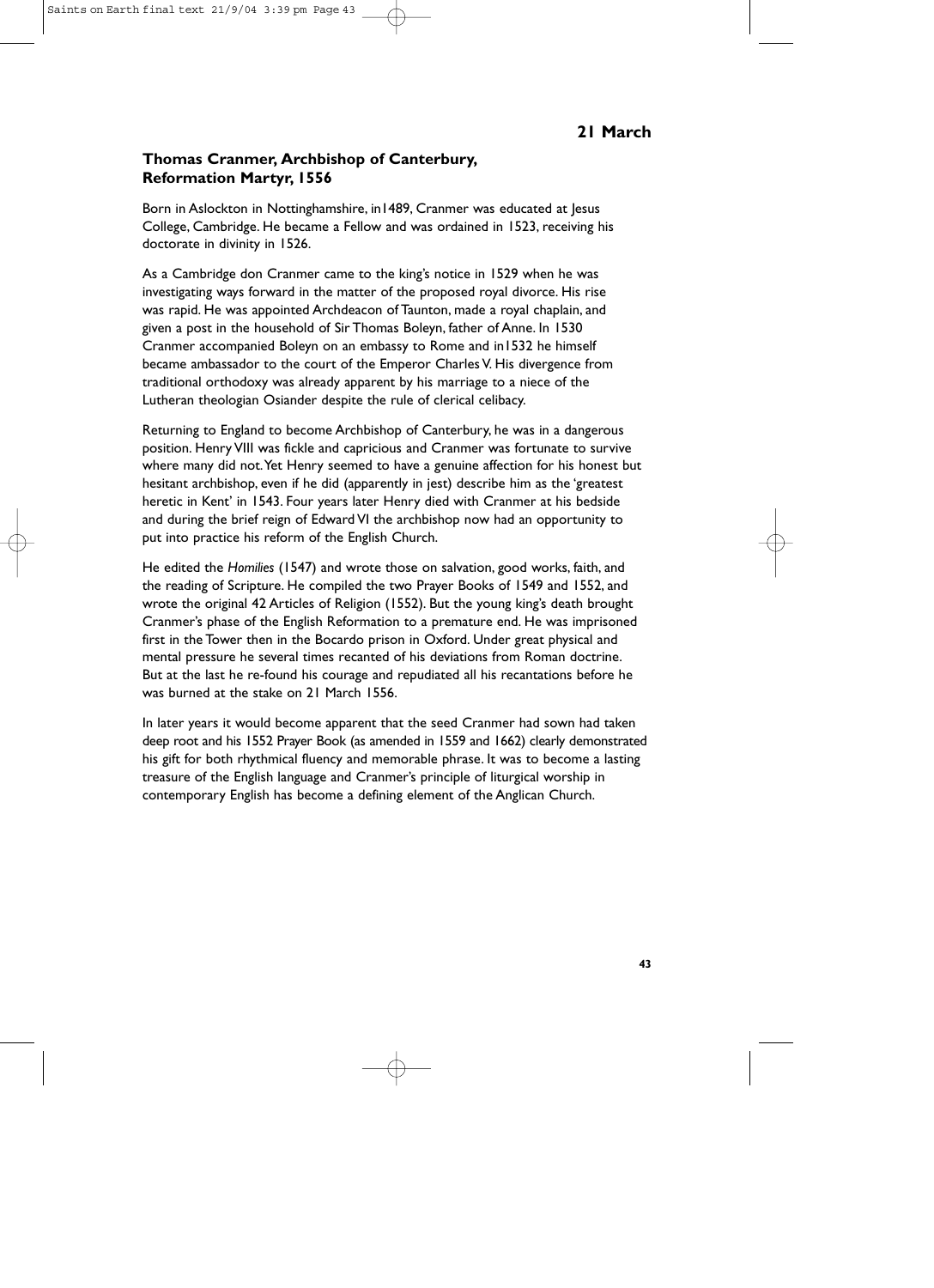## 21 March

### Thomas Cranmer, Archbishop of Canterbury, Reformation Martyr, 1556

Born in Aslockton in Nottinghamshire, in1489, Cranmer was educated at Jesus College, Cambridge. He became a Fellow and was ordained in 1523, receiving his doctorate in divinity in 1526.

As a Cambridge don Cranmer came to the king's notice in 1529 when he was investigating ways forward in the matter of the proposed royal divorce. His rise was rapid. He was appointed Archdeacon of Taunton, made a royal chaplain, and given a post in the household of Sir Thomas Boleyn, father of Anne. In 1530 Cranmer accompanied Boleyn on an embassy to Rome and in1532 he himself became ambassador to the court of the Emperor Charles V. His divergence from traditional orthodoxy was already apparent by his marriage to a niece of the Lutheran theologian Osiander despite the rule of clerical celibacy.

Returning to England to become Archbishop of Canterbury, he was in a dangerous position. Henry VIII was fickle and capricious and Cranmer was fortunate to survive where many did not. Yet Henry seemed to have a genuine affection for his honest but hesitant archbishop, even if he did (apparently in jest) describe him as the 'greatest heretic in Kent' in 1543. Four years later Henry died with Cranmer at his bedside and during the brief reign of Edward VI the archbishop now had an opportunity to put into practice his reform of the English Church.

He edited the *Homilies* (1547) and wrote those on salvation, good works, faith, and the reading of Scripture. He compiled the two Prayer Books of 1549 and 1552, and wrote the original 42 Articles of Religion (1552). But the young king's death brought Cranmer's phase of the English Reformation to a premature end. He was imprisoned first in the Tower then in the Bocardo prison in Oxford. Under great physical and mental pressure he several times recanted of his deviations from Roman doctrine. But at the last he re-found his courage and repudiated all his recantations before he was burned at the stake on 21 March 1556.

In later years it would become apparent that the seed Cranmer had sown had taken deep root and his 1552 Prayer Book (as amended in 1559 and 1662) clearly demonstrated his gift for both rhythmical fluency and memorable phrase. It was to become a lasting treasure of the English language and Cranmer's principle of liturgical worship in contemporary English has become a defining element of the Anglican Church.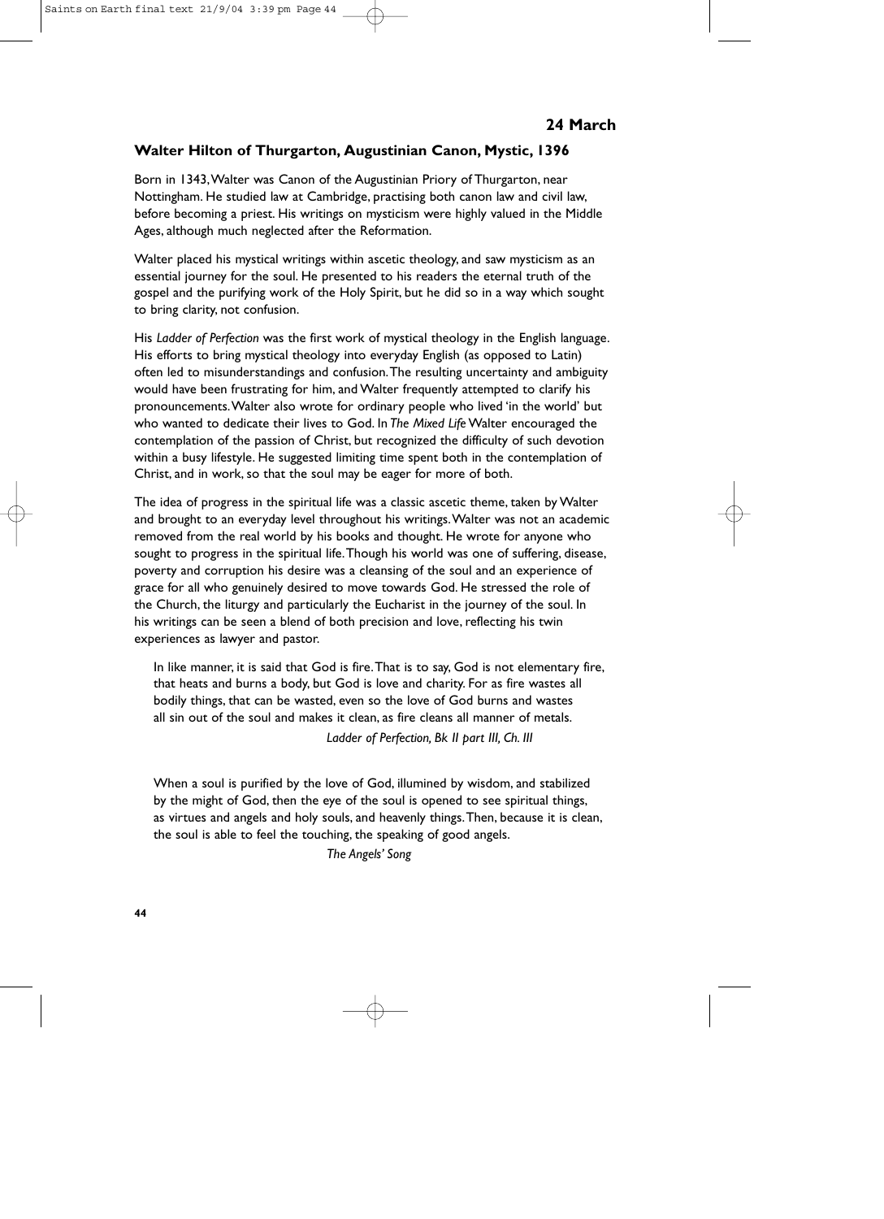## 24 March

### Walter Hilton of Thurgarton, Augustinian Canon, Mystic, 1396

Born in 1343, Walter was Canon of the Augustinian Priory of Thurgarton, near Nottingham. He studied law at Cambridge, practising both canon law and civil law, before becoming a priest. His writings on mysticism were highly valued in the Middle Ages, although much neglected after the Reformation.

Walter placed his mystical writings within ascetic theology, and saw mysticism as an essential journey for the soul. He presented to his readers the eternal truth of the gospel and the purifying work of the Holy Spirit, but he did so in a way which sought to bring clarity, not confusion.

His *Ladder of Perfection* was the first work of mystical theology in the English language. His efforts to bring mystical theology into everyday English (as opposed to Latin) often led to misunderstandings and confusion. The resulting uncertainty and ambiguity would have been frustrating for him, and Walter frequently attempted to clarify his pronouncements. Walter also wrote for ordinary people who lived 'in the world' but who wanted to dedicate their lives to God. In *The Mixed Life* Walter encouraged the contemplation of the passion of Christ, but recognized the difficulty of such devotion within a busy lifestyle. He suggested limiting time spent both in the contemplation of Christ, and in work, so that the soul may be eager for more of both.

The idea of progress in the spiritual life was a classic ascetic theme, taken by Walter and brought to an everyday level throughout his writings. Walter was not an academic removed from the real world by his books and thought. He wrote for anyone who sought to progress in the spiritual life. Though his world was one of suffering, disease, poverty and corruption his desire was a cleansing of the soul and an experience of grace for all who genuinely desired to move towards God. He stressed the role of the Church, the liturgy and particularly the Eucharist in the journey of the soul. In his writings can be seen a blend of both precision and love, reflecting his twin experiences as lawyer and pastor.

> In like manner, it is said that God is fire. That is to say, God is not elementary fire, that heats and burns a body, but God is love and charity. For as fire wastes all bodily things, that can be wasted, even so the love of God burns and wastes all sin out of the soul and makes it clean, as fire cleans all manner of metals.
>
> *Ladder of Perfection, Bk II part III, Ch. III*

> When a soul is purified by the love of God, illumined by wisdom, and stabilized by the might of God, then the eye of the soul is opened to see spiritual things, as virtues and angels and holy souls, and heavenly things. Then, because it is clean, the soul is able to feel the touching, the speaking of good angels.
>
> *The Angels' Song*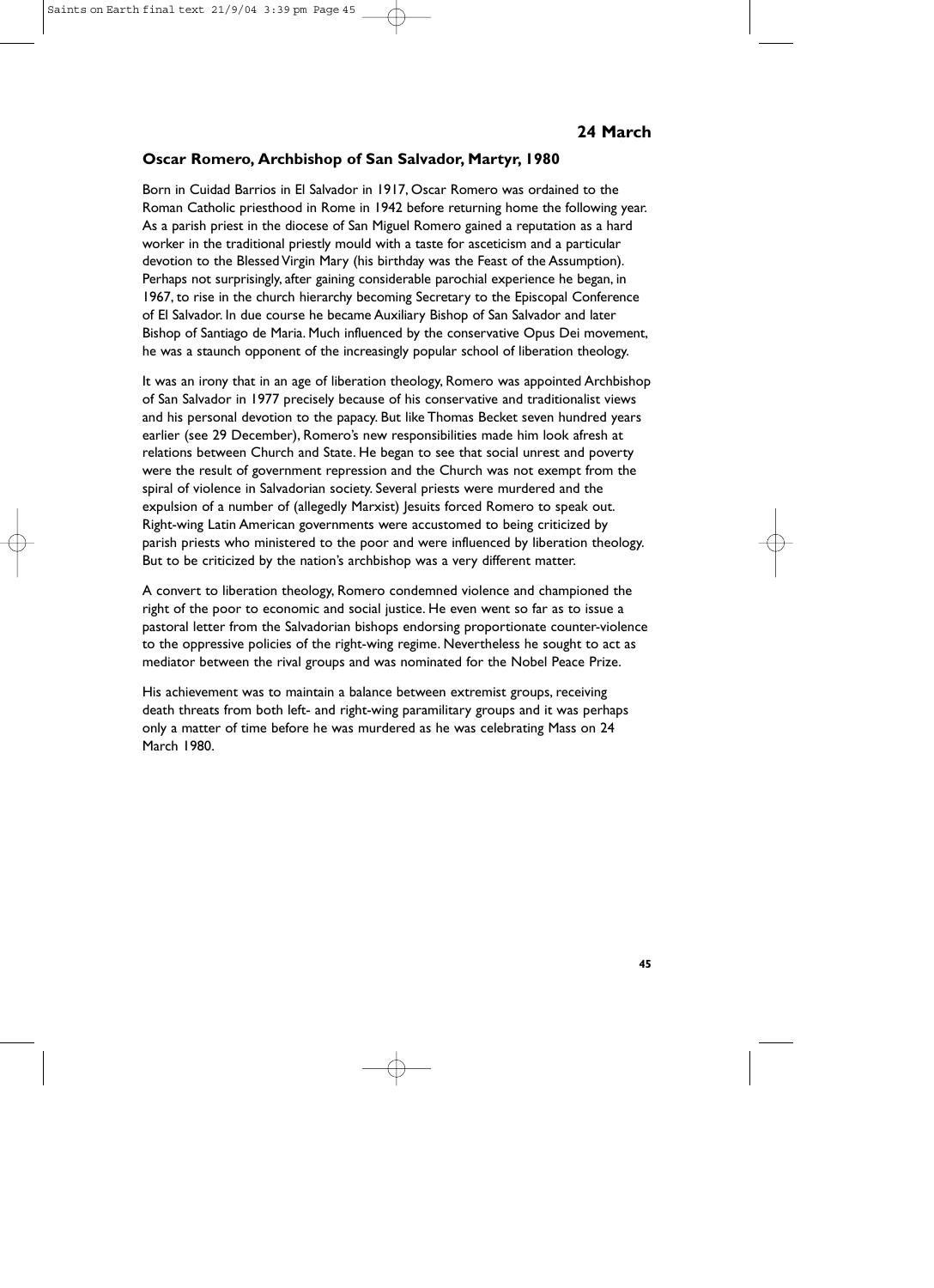## 24 March

### Oscar Romero, Archbishop of San Salvador, Martyr, 1980

Born in Cuidad Barrios in El Salvador in 1917, Oscar Romero was ordained to the Roman Catholic priesthood in Rome in 1942 before returning home the following year. As a parish priest in the diocese of San Miguel Romero gained a reputation as a hard worker in the traditional priestly mould with a taste for asceticism and a particular devotion to the Blessed Virgin Mary (his birthday was the Feast of the Assumption). Perhaps not surprisingly, after gaining considerable parochial experience he began, in 1967, to rise in the church hierarchy becoming Secretary to the Episcopal Conference of El Salvador. In due course he became Auxiliary Bishop of San Salvador and later Bishop of Santiago de Maria. Much influenced by the conservative Opus Dei movement, he was a staunch opponent of the increasingly popular school of liberation theology.

It was an irony that in an age of liberation theology, Romero was appointed Archbishop of San Salvador in 1977 precisely because of his conservative and traditionalist views and his personal devotion to the papacy. But like Thomas Becket seven hundred years earlier (see 29 December), Romero's new responsibilities made him look afresh at relations between Church and State. He began to see that social unrest and poverty were the result of government repression and the Church was not exempt from the spiral of violence in Salvadorian society. Several priests were murdered and the expulsion of a number of (allegedly Marxist) Jesuits forced Romero to speak out. Right-wing Latin American governments were accustomed to being criticized by parish priests who ministered to the poor and were influenced by liberation theology. But to be criticized by the nation's archbishop was a very different matter.

A convert to liberation theology, Romero condemned violence and championed the right of the poor to economic and social justice. He even went so far as to issue a pastoral letter from the Salvadorian bishops endorsing proportionate counter-violence to the oppressive policies of the right-wing regime. Nevertheless he sought to act as mediator between the rival groups and was nominated for the Nobel Peace Prize.

His achievement was to maintain a balance between extremist groups, receiving death threats from both left- and right-wing paramilitary groups and it was perhaps only a matter of time before he was murdered as he was celebrating Mass on 24 March 1980.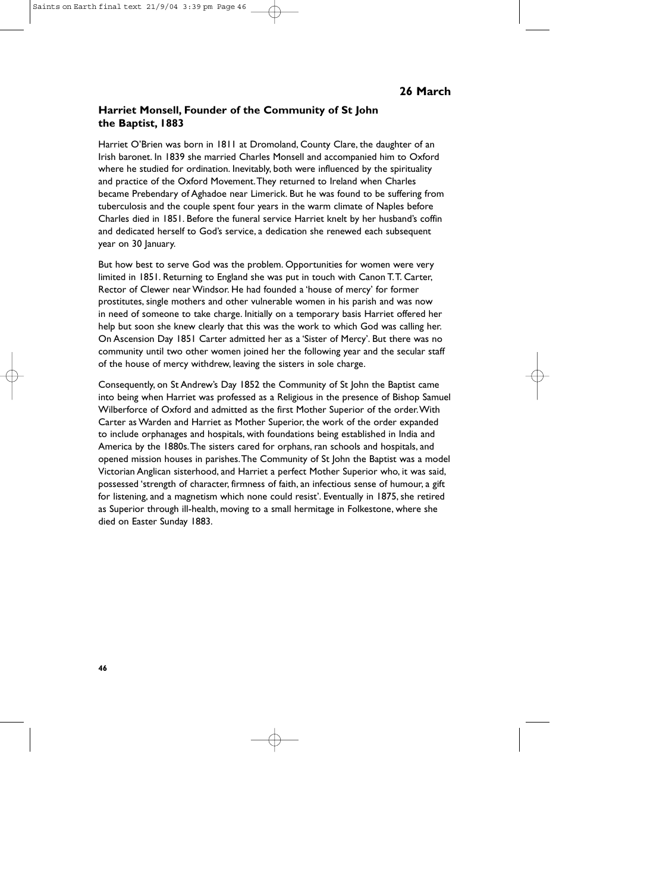**26 March**

## Harriet Monsell, Founder of the Community of St John the Baptist, 1883

Harriet O'Brien was born in 1811 at Dromoland, County Clare, the daughter of an Irish baronet. In 1839 she married Charles Monsell and accompanied him to Oxford where he studied for ordination. Inevitably, both were influenced by the spirituality and practice of the Oxford Movement. They returned to Ireland when Charles became Prebendary of Aghadoe near Limerick. But he was found to be suffering from tuberculosis and the couple spent four years in the warm climate of Naples before Charles died in 1851. Before the funeral service Harriet knelt by her husband's coffin and dedicated herself to God's service, a dedication she renewed each subsequent year on 30 January.

But how best to serve God was the problem. Opportunities for women were very limited in 1851. Returning to England she was put in touch with Canon T. T. Carter, Rector of Clewer near Windsor. He had founded a 'house of mercy' for former prostitutes, single mothers and other vulnerable women in his parish and was now in need of someone to take charge. Initially on a temporary basis Harriet offered her help but soon she knew clearly that this was the work to which God was calling her. On Ascension Day 1851 Carter admitted her as a 'Sister of Mercy'. But there was no community until two other women joined her the following year and the secular staff of the house of mercy withdrew, leaving the sisters in sole charge.

Consequently, on St Andrew's Day 1852 the Community of St John the Baptist came into being when Harriet was professed as a Religious in the presence of Bishop Samuel Wilberforce of Oxford and admitted as the first Mother Superior of the order. With Carter as Warden and Harriet as Mother Superior, the work of the order expanded to include orphanages and hospitals, with foundations being established in India and America by the 1880s. The sisters cared for orphans, ran schools and hospitals, and opened mission houses in parishes. The Community of St John the Baptist was a model Victorian Anglican sisterhood, and Harriet a perfect Mother Superior who, it was said, possessed 'strength of character, firmness of faith, an infectious sense of humour, a gift for listening, and a magnetism which none could resist'. Eventually in 1875, she retired as Superior through ill-health, moving to a small hermitage in Folkestone, where she died on Easter Sunday 1883.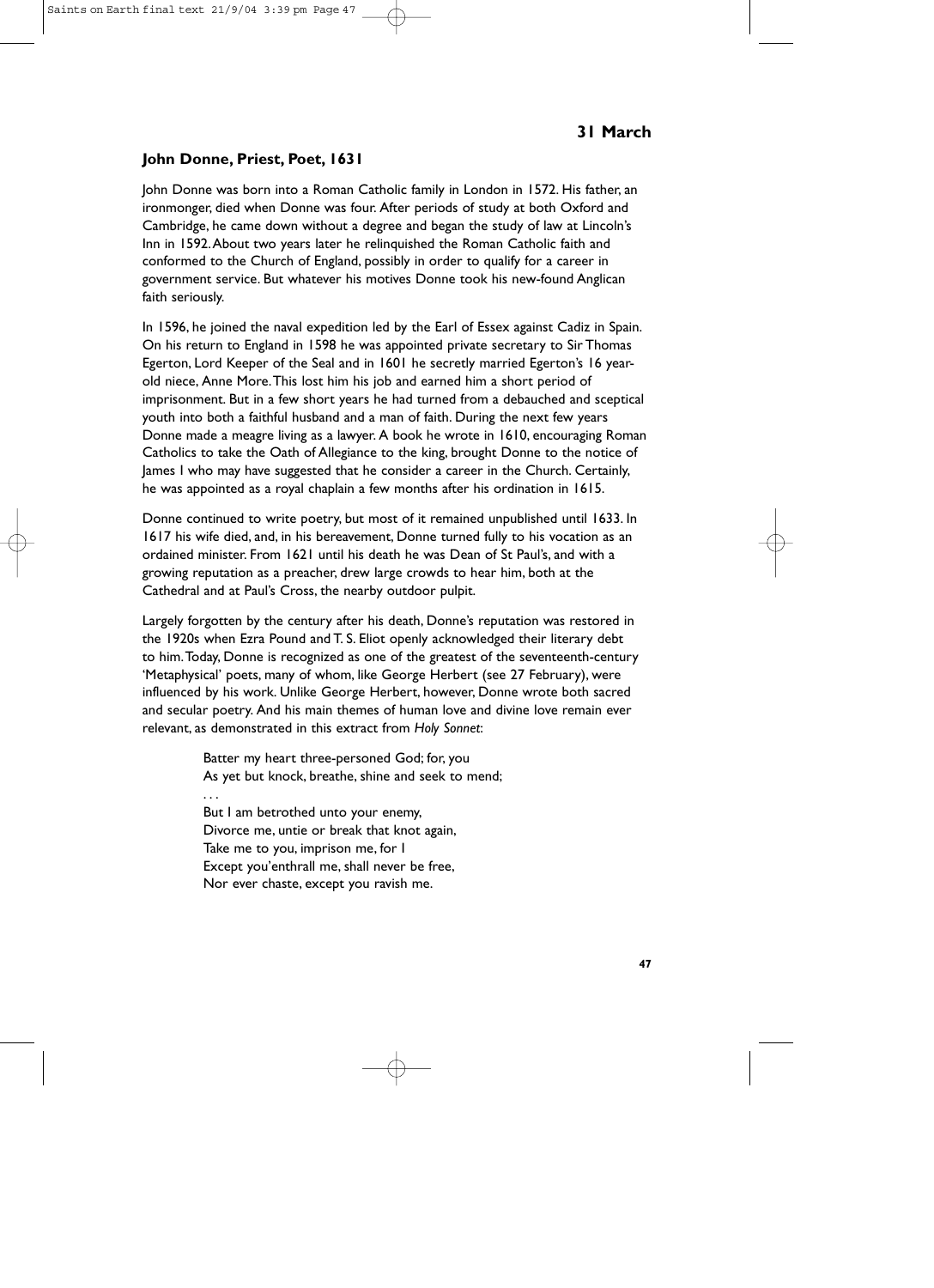## 31 March

### John Donne, Priest, Poet, 1631

John Donne was born into a Roman Catholic family in London in 1572. His father, an ironmonger, died when Donne was four. After periods of study at both Oxford and Cambridge, he came down without a degree and began the study of law at Lincoln's Inn in 1592. About two years later he relinquished the Roman Catholic faith and conformed to the Church of England, possibly in order to qualify for a career in government service. But whatever his motives Donne took his new-found Anglican faith seriously.

In 1596, he joined the naval expedition led by the Earl of Essex against Cadiz in Spain. On his return to England in 1598 he was appointed private secretary to Sir Thomas Egerton, Lord Keeper of the Seal and in 1601 he secretly married Egerton's 16 year-old niece, Anne More. This lost him his job and earned him a short period of imprisonment. But in a few short years he had turned from a debauched and sceptical youth into both a faithful husband and a man of faith. During the next few years Donne made a meagre living as a lawyer. A book he wrote in 1610, encouraging Roman Catholics to take the Oath of Allegiance to the king, brought Donne to the notice of James I who may have suggested that he consider a career in the Church. Certainly, he was appointed as a royal chaplain a few months after his ordination in 1615.

Donne continued to write poetry, but most of it remained unpublished until 1633. In 1617 his wife died, and, in his bereavement, Donne turned fully to his vocation as an ordained minister. From 1621 until his death he was Dean of St Paul's, and with a growing reputation as a preacher, drew large crowds to hear him, both at the Cathedral and at Paul's Cross, the nearby outdoor pulpit.

Largely forgotten by the century after his death, Donne's reputation was restored in the 1920s when Ezra Pound and T. S. Eliot openly acknowledged their literary debt to him. Today, Donne is recognized as one of the greatest of the seventeenth-century 'Metaphysical' poets, many of whom, like George Herbert (see 27 February), were influenced by his work. Unlike George Herbert, however, Donne wrote both sacred and secular poetry. And his main themes of human love and divine love remain ever relevant, as demonstrated in this extract from *Holy Sonnet*:

> Batter my heart three-personed God; for, you
> As yet but knock, breathe, shine and seek to mend;
> . . .
> But I am betrothed unto your enemy,
> Divorce me, untie or break that knot again,
> Take me to you, imprison me, for I
> Except you'enthrall me, shall never be free,
> Nor ever chaste, except you ravish me.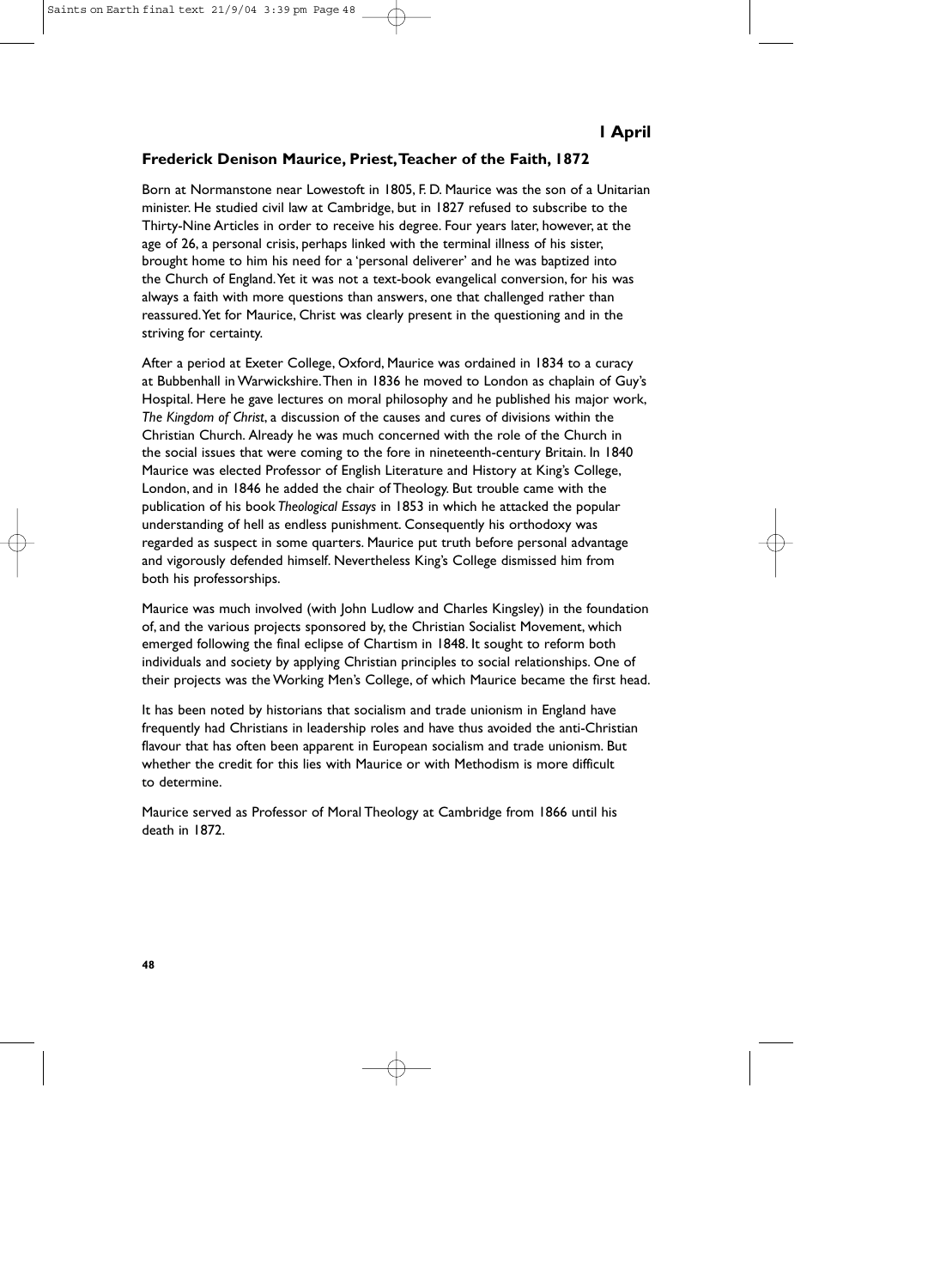**1 April**

### Frederick Denison Maurice, Priest, Teacher of the Faith, 1872

Born at Normanstone near Lowestoft in 1805, F. D. Maurice was the son of a Unitarian minister. He studied civil law at Cambridge, but in 1827 refused to subscribe to the Thirty-Nine Articles in order to receive his degree. Four years later, however, at the age of 26, a personal crisis, perhaps linked with the terminal illness of his sister, brought home to him his need for a 'personal deliverer' and he was baptized into the Church of England. Yet it was not a text-book evangelical conversion, for his was always a faith with more questions than answers, one that challenged rather than reassured. Yet for Maurice, Christ was clearly present in the questioning and in the striving for certainty.

After a period at Exeter College, Oxford, Maurice was ordained in 1834 to a curacy at Bubbenhall in Warwickshire. Then in 1836 he moved to London as chaplain of Guy's Hospital. Here he gave lectures on moral philosophy and he published his major work, *The Kingdom of Christ*, a discussion of the causes and cures of divisions within the Christian Church. Already he was much concerned with the role of the Church in the social issues that were coming to the fore in nineteenth-century Britain. In 1840 Maurice was elected Professor of English Literature and History at King's College, London, and in 1846 he added the chair of Theology. But trouble came with the publication of his book *Theological Essays* in 1853 in which he attacked the popular understanding of hell as endless punishment. Consequently his orthodoxy was regarded as suspect in some quarters. Maurice put truth before personal advantage and vigorously defended himself. Nevertheless King's College dismissed him from both his professorships.

Maurice was much involved (with John Ludlow and Charles Kingsley) in the foundation of, and the various projects sponsored by, the Christian Socialist Movement, which emerged following the final eclipse of Chartism in 1848. It sought to reform both individuals and society by applying Christian principles to social relationships. One of their projects was the Working Men's College, of which Maurice became the first head.

It has been noted by historians that socialism and trade unionism in England have frequently had Christians in leadership roles and have thus avoided the anti-Christian flavour that has often been apparent in European socialism and trade unionism. But whether the credit for this lies with Maurice or with Methodism is more difficult to determine.

Maurice served as Professor of Moral Theology at Cambridge from 1866 until his death in 1872.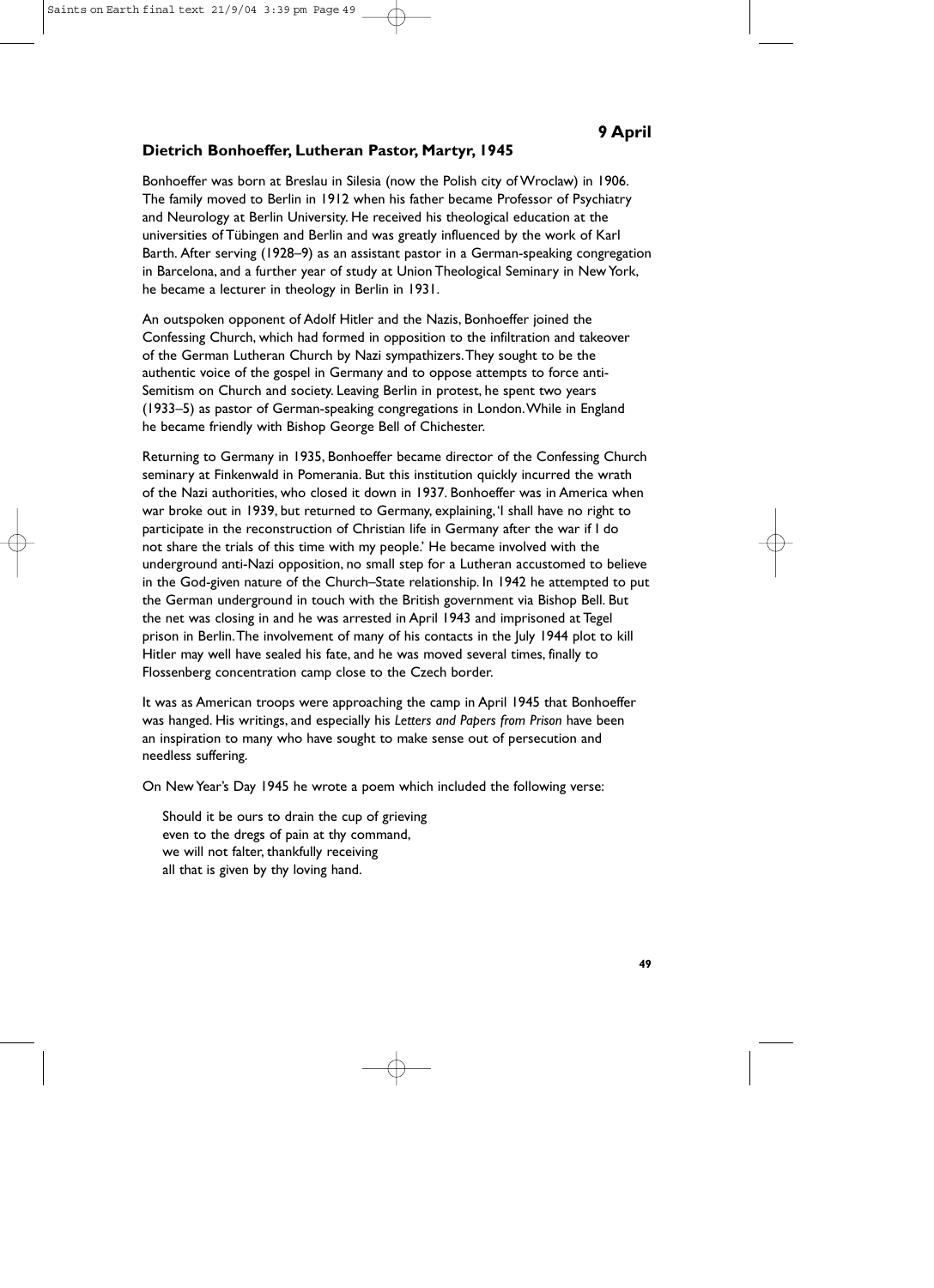## 9 April

### Dietrich Bonhoeffer, Lutheran Pastor, Martyr, 1945

Bonhoeffer was born at Breslau in Silesia (now the Polish city of Wroclaw) in 1906. The family moved to Berlin in 1912 when his father became Professor of Psychiatry and Neurology at Berlin University. He received his theological education at the universities of Tübingen and Berlin and was greatly influenced by the work of Karl Barth. After serving (1928–9) as an assistant pastor in a German-speaking congregation in Barcelona, and a further year of study at Union Theological Seminary in New York, he became a lecturer in theology in Berlin in 1931.

An outspoken opponent of Adolf Hitler and the Nazis, Bonhoeffer joined the Confessing Church, which had formed in opposition to the infiltration and takeover of the German Lutheran Church by Nazi sympathizers. They sought to be the authentic voice of the gospel in Germany and to oppose attempts to force anti-Semitism on Church and society. Leaving Berlin in protest, he spent two years (1933–5) as pastor of German-speaking congregations in London. While in England he became friendly with Bishop George Bell of Chichester.

Returning to Germany in 1935, Bonhoeffer became director of the Confessing Church seminary at Finkenwald in Pomerania. But this institution quickly incurred the wrath of the Nazi authorities, who closed it down in 1937. Bonhoeffer was in America when war broke out in 1939, but returned to Germany, explaining, 'I shall have no right to participate in the reconstruction of Christian life in Germany after the war if I do not share the trials of this time with my people.' He became involved with the underground anti-Nazi opposition, no small step for a Lutheran accustomed to believe in the God-given nature of the Church–State relationship. In 1942 he attempted to put the German underground in touch with the British government via Bishop Bell. But the net was closing in and he was arrested in April 1943 and imprisoned at Tegel prison in Berlin. The involvement of many of his contacts in the July 1944 plot to kill Hitler may well have sealed his fate, and he was moved several times, finally to Flossenberg concentration camp close to the Czech border.

It was as American troops were approaching the camp in April 1945 that Bonhoeffer was hanged. His writings, and especially his *Letters and Papers from Prison* have been an inspiration to many who have sought to make sense out of persecution and needless suffering.

On New Year's Day 1945 he wrote a poem which included the following verse:

> Should it be ours to drain the cup of grieving
> even to the dregs of pain at thy command,
> we will not falter, thankfully receiving
> all that is given by thy loving hand.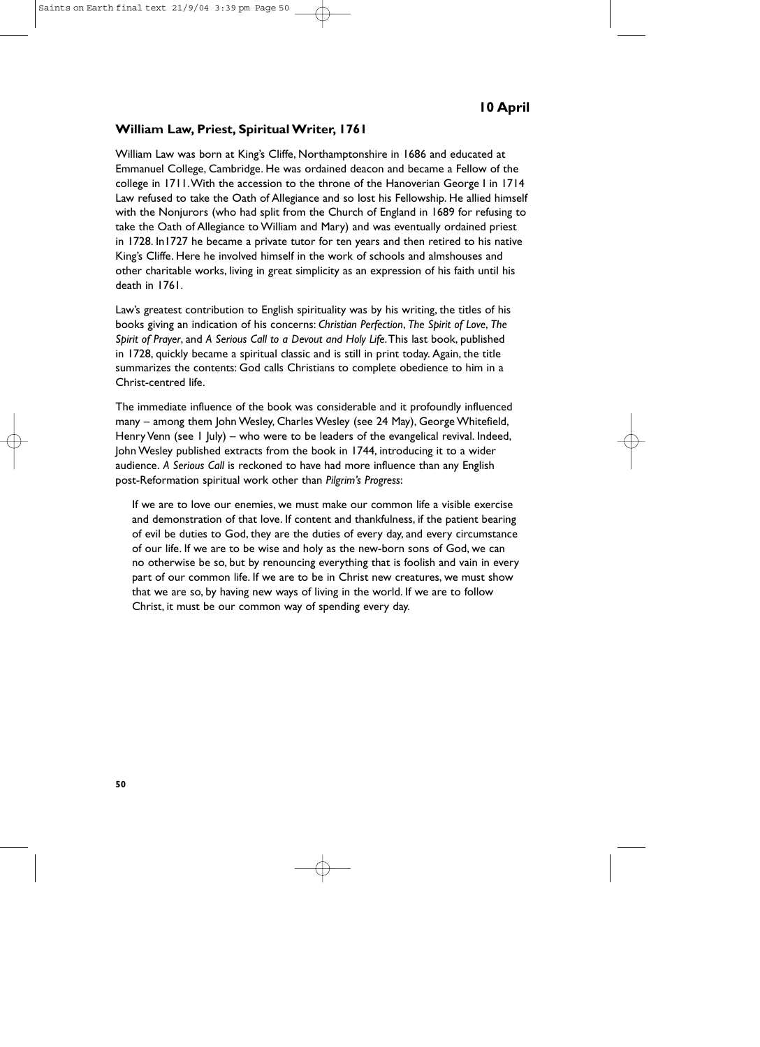**10 April**

## William Law, Priest, Spiritual Writer, 1761

William Law was born at King's Cliffe, Northamptonshire in 1686 and educated at Emmanuel College, Cambridge. He was ordained deacon and became a Fellow of the college in 1711. With the accession to the throne of the Hanoverian George I in 1714 Law refused to take the Oath of Allegiance and so lost his Fellowship. He allied himself with the Nonjurors (who had split from the Church of England in 1689 for refusing to take the Oath of Allegiance to William and Mary) and was eventually ordained priest in 1728. In1727 he became a private tutor for ten years and then retired to his native King's Cliffe. Here he involved himself in the work of schools and almshouses and other charitable works, living in great simplicity as an expression of his faith until his death in 1761.

Law's greatest contribution to English spirituality was by his writing, the titles of his books giving an indication of his concerns: *Christian Perfection*, *The Spirit of Love*, *The Spirit of Prayer*, and *A Serious Call to a Devout and Holy Life.* This last book, published in 1728, quickly became a spiritual classic and is still in print today. Again, the title summarizes the contents: God calls Christians to complete obedience to him in a Christ-centred life.

The immediate influence of the book was considerable and it profoundly influenced many – among them John Wesley, Charles Wesley (see 24 May), George Whitefield, Henry Venn (see 1 July) – who were to be leaders of the evangelical revival. Indeed, John Wesley published extracts from the book in 1744, introducing it to a wider audience. *A Serious Call* is reckoned to have had more influence than any English post-Reformation spiritual work other than *Pilgrim's Progress*:

> If we are to love our enemies, we must make our common life a visible exercise and demonstration of that love. If content and thankfulness, if the patient bearing of evil be duties to God, they are the duties of every day, and every circumstance of our life. If we are to be wise and holy as the new-born sons of God, we can no otherwise be so, but by renouncing everything that is foolish and vain in every part of our common life. If we are to be in Christ new creatures, we must show that we are so, by having new ways of living in the world. If we are to follow Christ, it must be our common way of spending every day.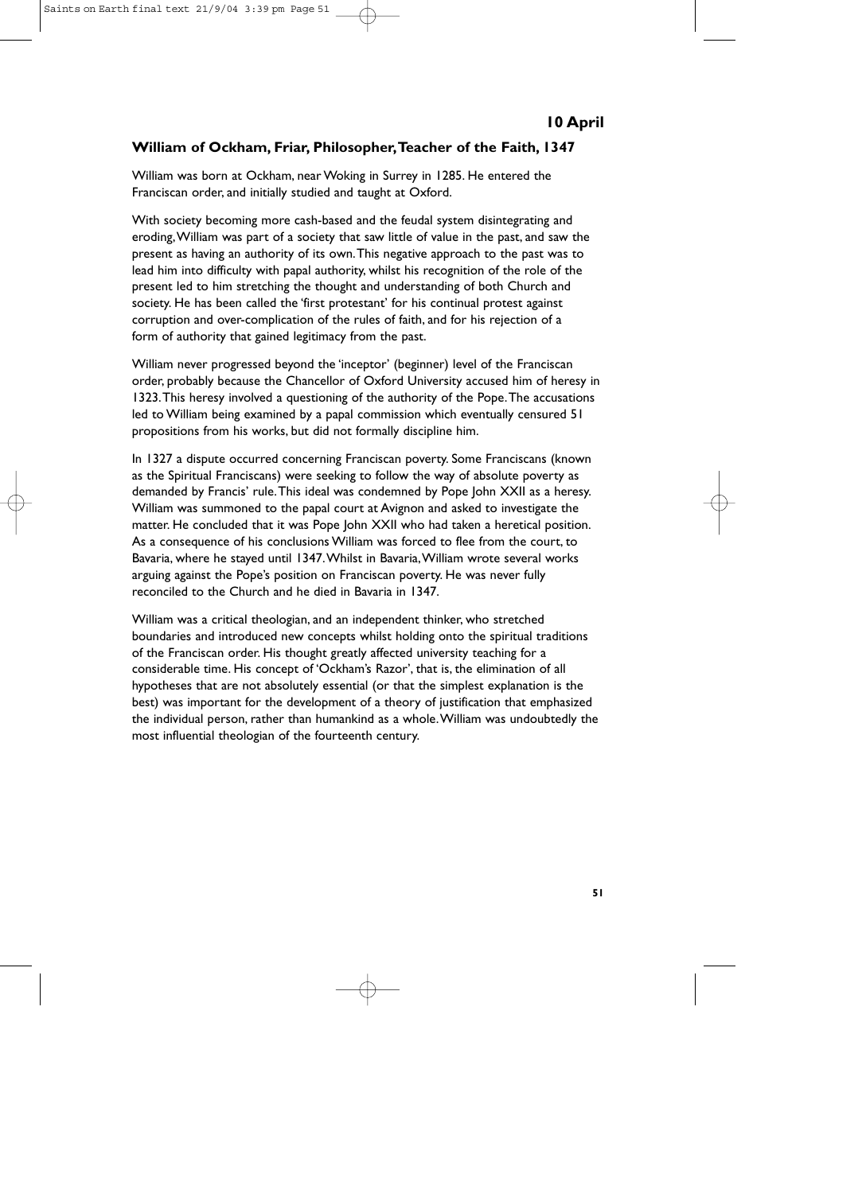**10 April**

## William of Ockham, Friar, Philosopher, Teacher of the Faith, 1347

William was born at Ockham, near Woking in Surrey in 1285. He entered the Franciscan order, and initially studied and taught at Oxford.

With society becoming more cash-based and the feudal system disintegrating and eroding, William was part of a society that saw little of value in the past, and saw the present as having an authority of its own. This negative approach to the past was to lead him into difficulty with papal authority, whilst his recognition of the role of the present led to him stretching the thought and understanding of both Church and society. He has been called the 'first protestant' for his continual protest against corruption and over-complication of the rules of faith, and for his rejection of a form of authority that gained legitimacy from the past.

William never progressed beyond the 'inceptor' (beginner) level of the Franciscan order, probably because the Chancellor of Oxford University accused him of heresy in 1323. This heresy involved a questioning of the authority of the Pope. The accusations led to William being examined by a papal commission which eventually censured 51 propositions from his works, but did not formally discipline him.

In 1327 a dispute occurred concerning Franciscan poverty. Some Franciscans (known as the Spiritual Franciscans) were seeking to follow the way of absolute poverty as demanded by Francis' rule. This ideal was condemned by Pope John XXII as a heresy. William was summoned to the papal court at Avignon and asked to investigate the matter. He concluded that it was Pope John XXII who had taken a heretical position. As a consequence of his conclusions William was forced to flee from the court, to Bavaria, where he stayed until 1347. Whilst in Bavaria, William wrote several works arguing against the Pope's position on Franciscan poverty. He was never fully reconciled to the Church and he died in Bavaria in 1347.

William was a critical theologian, and an independent thinker, who stretched boundaries and introduced new concepts whilst holding onto the spiritual traditions of the Franciscan order. His thought greatly affected university teaching for a considerable time. His concept of 'Ockham's Razor', that is, the elimination of all hypotheses that are not absolutely essential (or that the simplest explanation is the best) was important for the development of a theory of justification that emphasized the individual person, rather than humankind as a whole. William was undoubtedly the most influential theologian of the fourteenth century.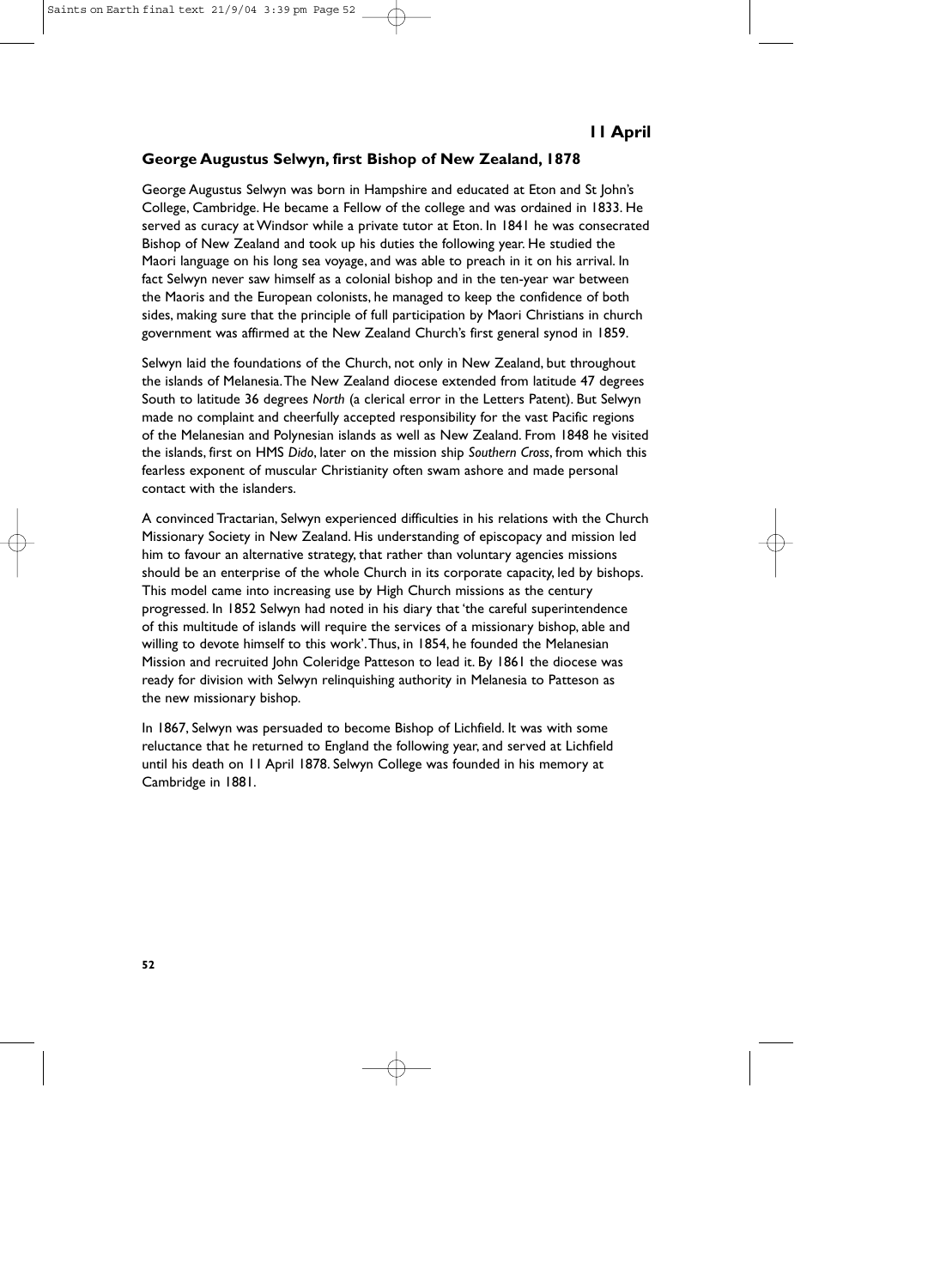## 11 April

### George Augustus Selwyn, first Bishop of New Zealand, 1878

George Augustus Selwyn was born in Hampshire and educated at Eton and St John's College, Cambridge. He became a Fellow of the college and was ordained in 1833. He served as curacy at Windsor while a private tutor at Eton. In 1841 he was consecrated Bishop of New Zealand and took up his duties the following year. He studied the Maori language on his long sea voyage, and was able to preach in it on his arrival. In fact Selwyn never saw himself as a colonial bishop and in the ten-year war between the Maoris and the European colonists, he managed to keep the confidence of both sides, making sure that the principle of full participation by Maori Christians in church government was affirmed at the New Zealand Church's first general synod in 1859.

Selwyn laid the foundations of the Church, not only in New Zealand, but throughout the islands of Melanesia. The New Zealand diocese extended from latitude 47 degrees South to latitude 36 degrees *North* (a clerical error in the Letters Patent). But Selwyn made no complaint and cheerfully accepted responsibility for the vast Pacific regions of the Melanesian and Polynesian islands as well as New Zealand. From 1848 he visited the islands, first on HMS *Dido*, later on the mission ship *Southern Cross*, from which this fearless exponent of muscular Christianity often swam ashore and made personal contact with the islanders.

A convinced Tractarian, Selwyn experienced difficulties in his relations with the Church Missionary Society in New Zealand. His understanding of episcopacy and mission led him to favour an alternative strategy, that rather than voluntary agencies missions should be an enterprise of the whole Church in its corporate capacity, led by bishops. This model came into increasing use by High Church missions as the century progressed. In 1852 Selwyn had noted in his diary that 'the careful superintendence of this multitude of islands will require the services of a missionary bishop, able and willing to devote himself to this work'. Thus, in 1854, he founded the Melanesian Mission and recruited John Coleridge Patteson to lead it. By 1861 the diocese was ready for division with Selwyn relinquishing authority in Melanesia to Patteson as the new missionary bishop.

In 1867, Selwyn was persuaded to become Bishop of Lichfield. It was with some reluctance that he returned to England the following year, and served at Lichfield until his death on 11 April 1878. Selwyn College was founded in his memory at Cambridge in 1881.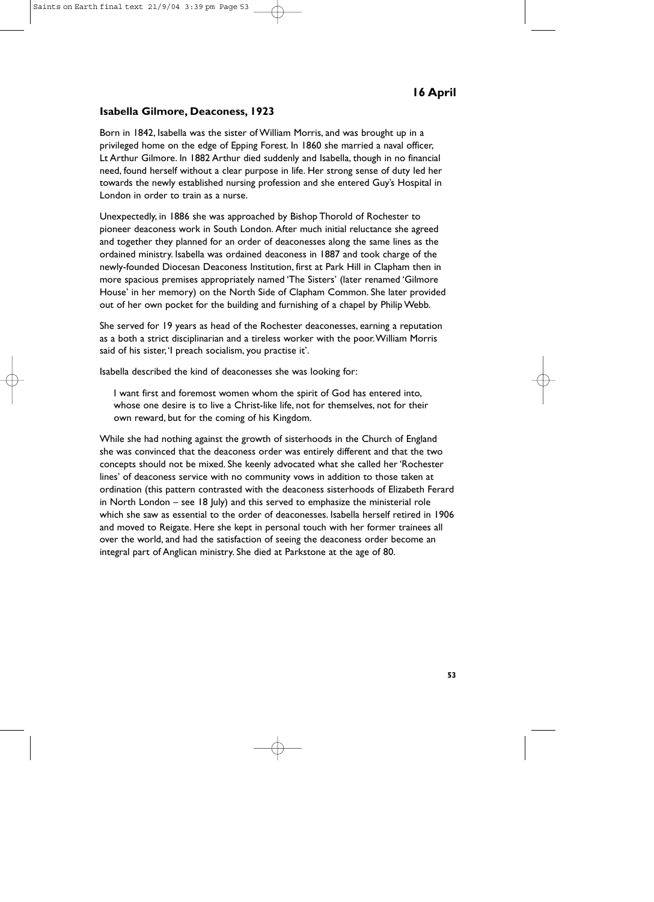## 16 April

### Isabella Gilmore, Deaconess, 1923

Born in 1842, Isabella was the sister of William Morris, and was brought up in a privileged home on the edge of Epping Forest. In 1860 she married a naval officer, Lt Arthur Gilmore. In 1882 Arthur died suddenly and Isabella, though in no financial need, found herself without a clear purpose in life. Her strong sense of duty led her towards the newly established nursing profession and she entered Guy's Hospital in London in order to train as a nurse.

Unexpectedly, in 1886 she was approached by Bishop Thorold of Rochester to pioneer deaconess work in South London. After much initial reluctance she agreed and together they planned for an order of deaconesses along the same lines as the ordained ministry. Isabella was ordained deaconess in 1887 and took charge of the newly-founded Diocesan Deaconess Institution, first at Park Hill in Clapham then in more spacious premises appropriately named 'The Sisters' (later renamed 'Gilmore House' in her memory) on the North Side of Clapham Common. She later provided out of her own pocket for the building and furnishing of a chapel by Philip Webb.

She served for 19 years as head of the Rochester deaconesses, earning a reputation as a both a strict disciplinarian and a tireless worker with the poor. William Morris said of his sister, 'I preach socialism, you practise it'.

Isabella described the kind of deaconesses she was looking for:

> I want first and foremost women whom the spirit of God has entered into, whose one desire is to live a Christ-like life, not for themselves, not for their own reward, but for the coming of his Kingdom.

While she had nothing against the growth of sisterhoods in the Church of England she was convinced that the deaconess order was entirely different and that the two concepts should not be mixed. She keenly advocated what she called her 'Rochester lines' of deaconess service with no community vows in addition to those taken at ordination (this pattern contrasted with the deaconess sisterhoods of Elizabeth Ferard in North London – see 18 July) and this served to emphasize the ministerial role which she saw as essential to the order of deaconesses. Isabella herself retired in 1906 and moved to Reigate. Here she kept in personal touch with her former trainees all over the world, and had the satisfaction of seeing the deaconess order become an integral part of Anglican ministry. She died at Parkstone at the age of 80.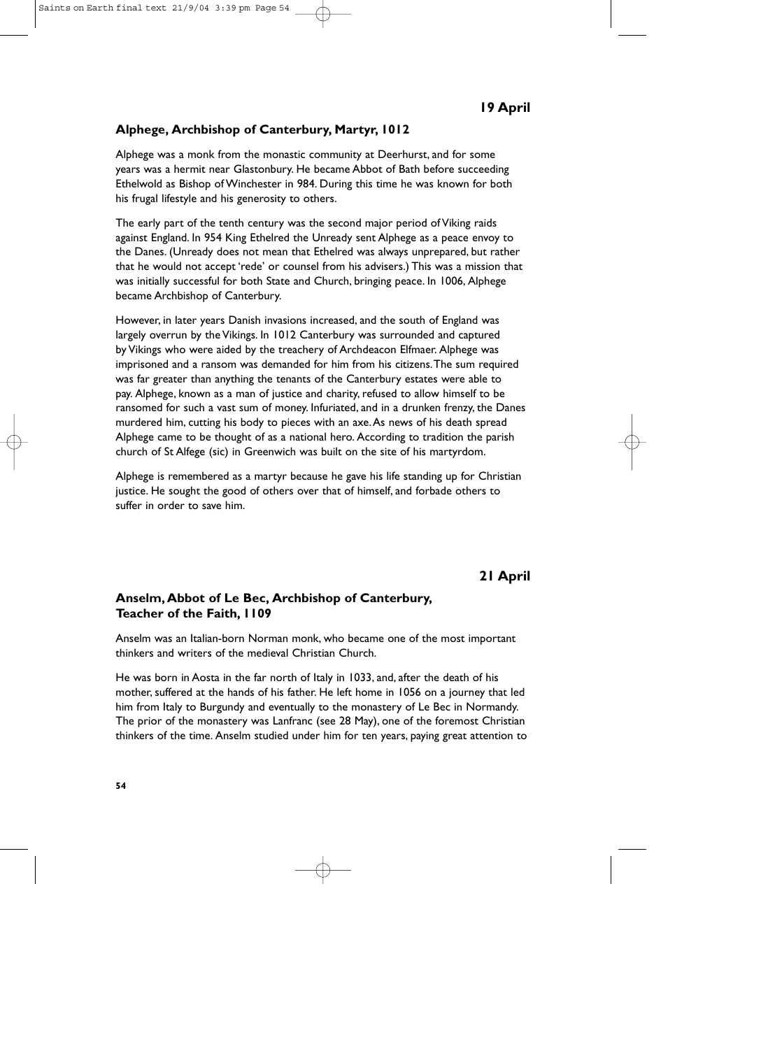**19 April**

### Alphege, Archbishop of Canterbury, Martyr, 1012

Alphege was a monk from the monastic community at Deerhurst, and for some years was a hermit near Glastonbury. He became Abbot of Bath before succeeding Ethelwold as Bishop of Winchester in 984. During this time he was known for both his frugal lifestyle and his generosity to others.

The early part of the tenth century was the second major period of Viking raids against England. In 954 King Ethelred the Unready sent Alphege as a peace envoy to the Danes. (Unready does not mean that Ethelred was always unprepared, but rather that he would not accept 'rede' or counsel from his advisers.) This was a mission that was initially successful for both State and Church, bringing peace. In 1006, Alphege became Archbishop of Canterbury.

However, in later years Danish invasions increased, and the south of England was largely overrun by the Vikings. In 1012 Canterbury was surrounded and captured by Vikings who were aided by the treachery of Archdeacon Elfmaer. Alphege was imprisoned and a ransom was demanded for him from his citizens. The sum required was far greater than anything the tenants of the Canterbury estates were able to pay. Alphege, known as a man of justice and charity, refused to allow himself to be ransomed for such a vast sum of money. Infuriated, and in a drunken frenzy, the Danes murdered him, cutting his body to pieces with an axe. As news of his death spread Alphege came to be thought of as a national hero. According to tradition the parish church of St Alfege (sic) in Greenwich was built on the site of his martyrdom.

Alphege is remembered as a martyr because he gave his life standing up for Christian justice. He sought the good of others over that of himself, and forbade others to suffer in order to save him.

**21 April**

### Anselm, Abbot of Le Bec, Archbishop of Canterbury, Teacher of the Faith, 1109

Anselm was an Italian-born Norman monk, who became one of the most important thinkers and writers of the medieval Christian Church.

He was born in Aosta in the far north of Italy in 1033, and, after the death of his mother, suffered at the hands of his father. He left home in 1056 on a journey that led him from Italy to Burgundy and eventually to the monastery of Le Bec in Normandy. The prior of the monastery was Lanfranc (see 28 May), one of the foremost Christian thinkers of the time. Anselm studied under him for ten years, paying great attention to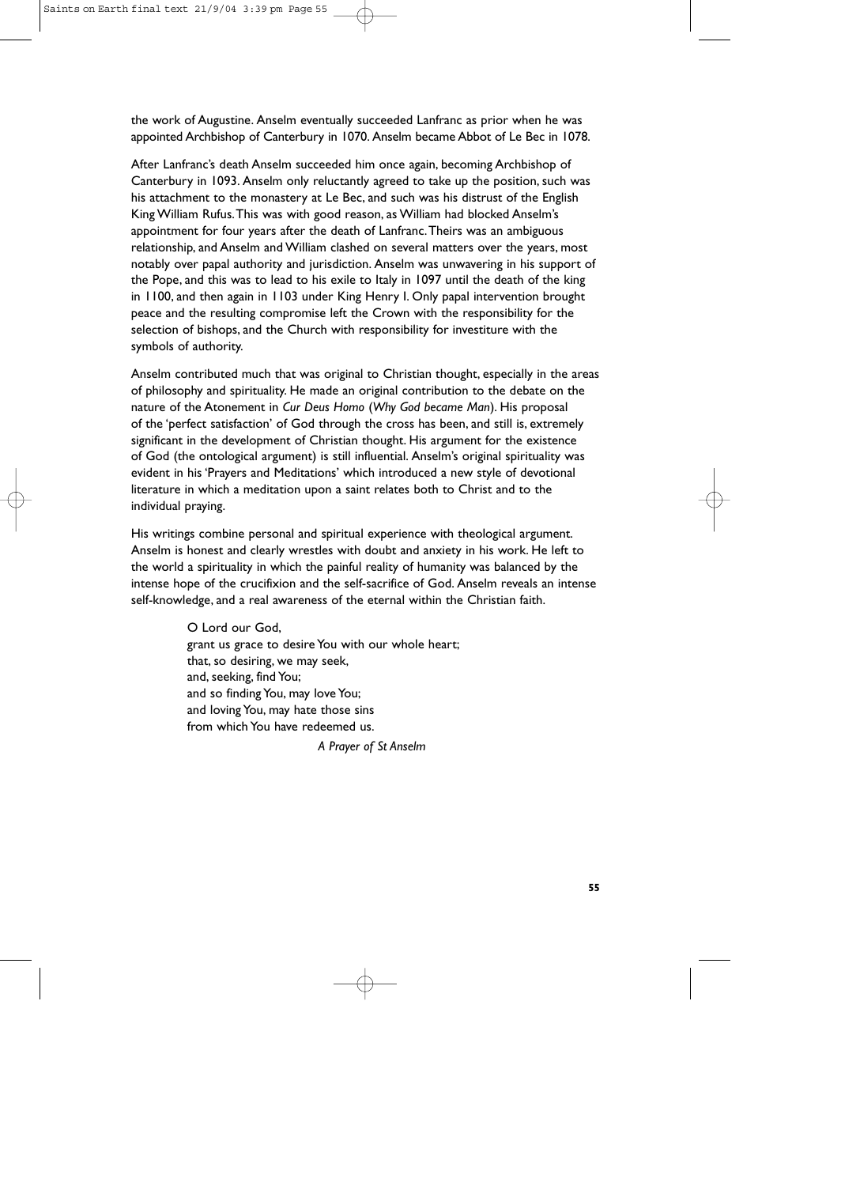the work of Augustine. Anselm eventually succeeded Lanfranc as prior when he was appointed Archbishop of Canterbury in 1070. Anselm became Abbot of Le Bec in 1078.

After Lanfranc's death Anselm succeeded him once again, becoming Archbishop of Canterbury in 1093. Anselm only reluctantly agreed to take up the position, such was his attachment to the monastery at Le Bec, and such was his distrust of the English King William Rufus. This was with good reason, as William had blocked Anselm's appointment for four years after the death of Lanfranc. Theirs was an ambiguous relationship, and Anselm and William clashed on several matters over the years, most notably over papal authority and jurisdiction. Anselm was unwavering in his support of the Pope, and this was to lead to his exile to Italy in 1097 until the death of the king in 1100, and then again in 1103 under King Henry I. Only papal intervention brought peace and the resulting compromise left the Crown with the responsibility for the selection of bishops, and the Church with responsibility for investiture with the symbols of authority.

Anselm contributed much that was original to Christian thought, especially in the areas of philosophy and spirituality. He made an original contribution to the debate on the nature of the Atonement in *Cur Deus Homo* (*Why God became Man*). His proposal of the 'perfect satisfaction' of God through the cross has been, and still is, extremely significant in the development of Christian thought. His argument for the existence of God (the ontological argument) is still influential. Anselm's original spirituality was evident in his 'Prayers and Meditations' which introduced a new style of devotional literature in which a meditation upon a saint relates both to Christ and to the individual praying.

His writings combine personal and spiritual experience with theological argument. Anselm is honest and clearly wrestles with doubt and anxiety in his work. He left to the world a spirituality in which the painful reality of humanity was balanced by the intense hope of the crucifixion and the self-sacrifice of God. Anselm reveals an intense self-knowledge, and a real awareness of the eternal within the Christian faith.

> O Lord our God,
> grant us grace to desire You with our whole heart;
> that, so desiring, we may seek,
> and, seeking, find You;
> and so finding You, may love You;
> and loving You, may hate those sins
> from which You have redeemed us.
>
> *A Prayer of St Anselm*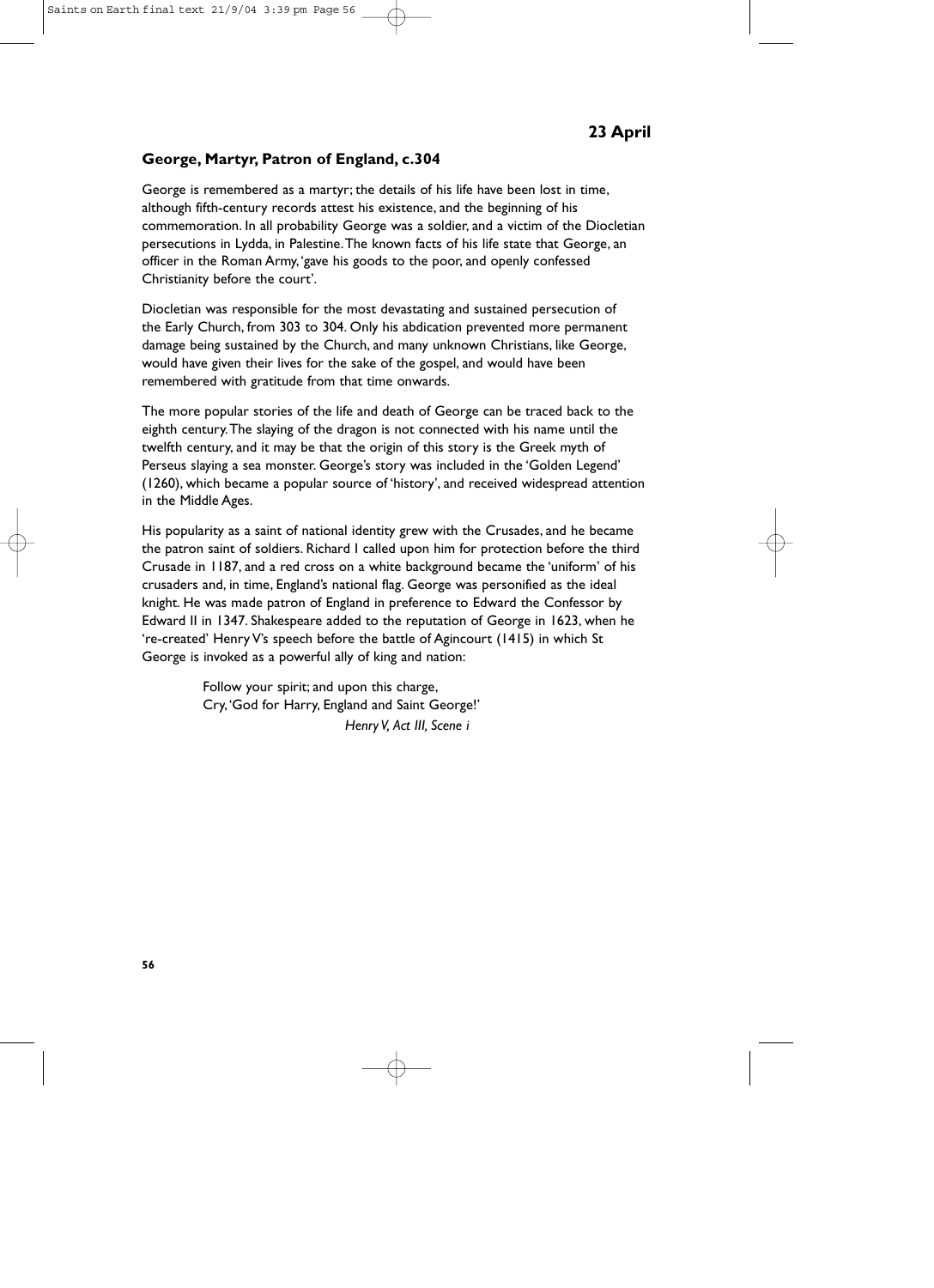**23 April**

### George, Martyr, Patron of England, c.304

George is remembered as a martyr; the details of his life have been lost in time, although fifth-century records attest his existence, and the beginning of his commemoration. In all probability George was a soldier, and a victim of the Diocletian persecutions in Lydda, in Palestine. The known facts of his life state that George, an officer in the Roman Army, 'gave his goods to the poor, and openly confessed Christianity before the court'.

Diocletian was responsible for the most devastating and sustained persecution of the Early Church, from 303 to 304. Only his abdication prevented more permanent damage being sustained by the Church, and many unknown Christians, like George, would have given their lives for the sake of the gospel, and would have been remembered with gratitude from that time onwards.

The more popular stories of the life and death of George can be traced back to the eighth century. The slaying of the dragon is not connected with his name until the twelfth century, and it may be that the origin of this story is the Greek myth of Perseus slaying a sea monster. George's story was included in the 'Golden Legend' (1260), which became a popular source of 'history', and received widespread attention in the Middle Ages.

His popularity as a saint of national identity grew with the Crusades, and he became the patron saint of soldiers. Richard I called upon him for protection before the third Crusade in 1187, and a red cross on a white background became the 'uniform' of his crusaders and, in time, England's national flag. George was personified as the ideal knight. He was made patron of England in preference to Edward the Confessor by Edward II in 1347. Shakespeare added to the reputation of George in 1623, when he 're-created' Henry V's speech before the battle of Agincourt (1415) in which St George is invoked as a powerful ally of king and nation:

> Follow your spirit; and upon this charge,
> Cry, 'God for Harry, England and Saint George!'
>
> *Henry V, Act III, Scene i*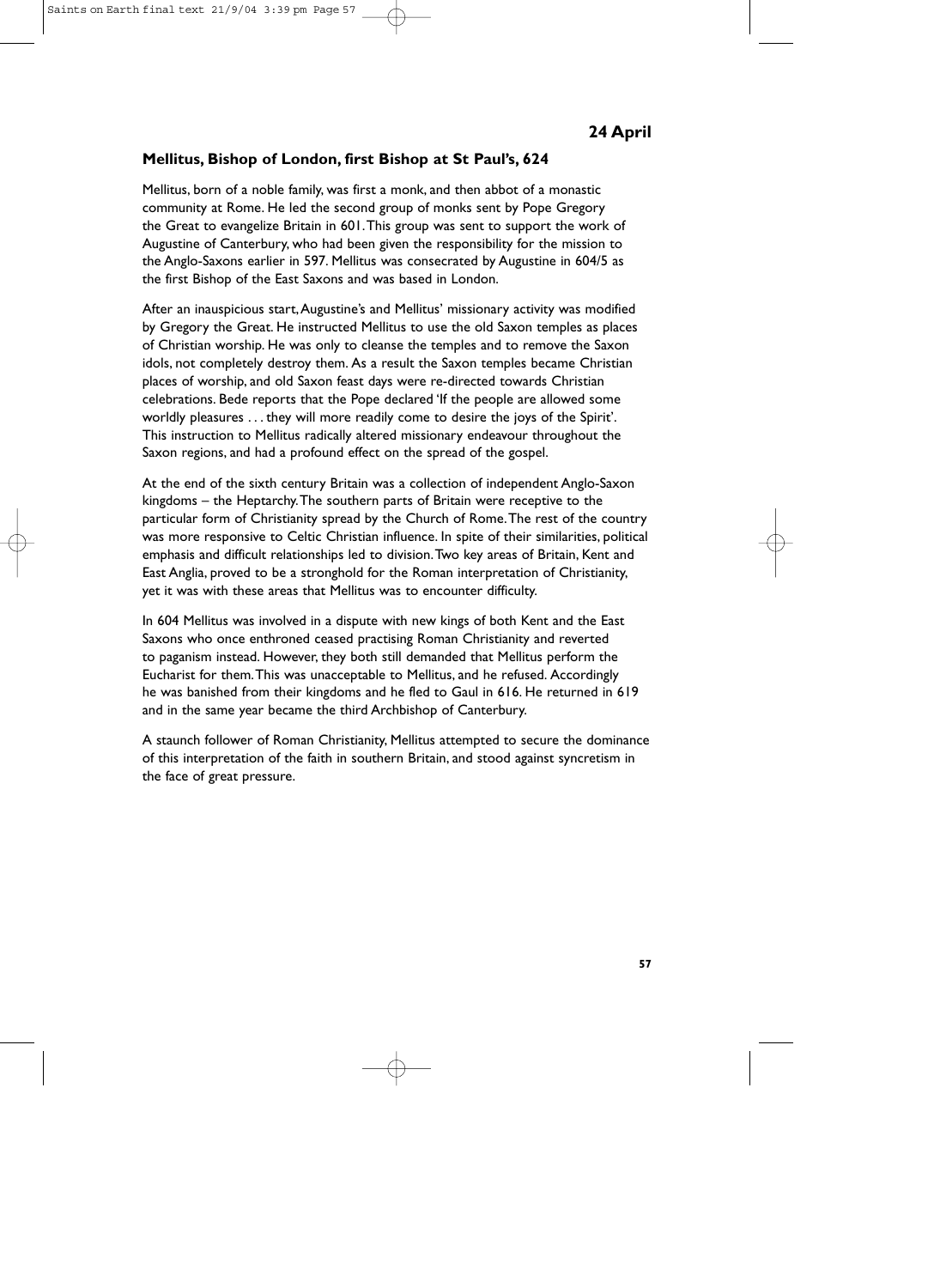## 24 April

### Mellitus, Bishop of London, first Bishop at St Paul's, 624

Mellitus, born of a noble family, was first a monk, and then abbot of a monastic community at Rome. He led the second group of monks sent by Pope Gregory the Great to evangelize Britain in 601. This group was sent to support the work of Augustine of Canterbury, who had been given the responsibility for the mission to the Anglo-Saxons earlier in 597. Mellitus was consecrated by Augustine in 604/5 as the first Bishop of the East Saxons and was based in London.

After an inauspicious start, Augustine's and Mellitus' missionary activity was modified by Gregory the Great. He instructed Mellitus to use the old Saxon temples as places of Christian worship. He was only to cleanse the temples and to remove the Saxon idols, not completely destroy them. As a result the Saxon temples became Christian places of worship, and old Saxon feast days were re-directed towards Christian celebrations. Bede reports that the Pope declared 'If the people are allowed some worldly pleasures . . . they will more readily come to desire the joys of the Spirit'. This instruction to Mellitus radically altered missionary endeavour throughout the Saxon regions, and had a profound effect on the spread of the gospel.

At the end of the sixth century Britain was a collection of independent Anglo-Saxon kingdoms – the Heptarchy. The southern parts of Britain were receptive to the particular form of Christianity spread by the Church of Rome. The rest of the country was more responsive to Celtic Christian influence. In spite of their similarities, political emphasis and difficult relationships led to division. Two key areas of Britain, Kent and East Anglia, proved to be a stronghold for the Roman interpretation of Christianity, yet it was with these areas that Mellitus was to encounter difficulty.

In 604 Mellitus was involved in a dispute with new kings of both Kent and the East Saxons who once enthroned ceased practising Roman Christianity and reverted to paganism instead. However, they both still demanded that Mellitus perform the Eucharist for them. This was unacceptable to Mellitus, and he refused. Accordingly he was banished from their kingdoms and he fled to Gaul in 616. He returned in 619 and in the same year became the third Archbishop of Canterbury.

A staunch follower of Roman Christianity, Mellitus attempted to secure the dominance of this interpretation of the faith in southern Britain, and stood against syncretism in the face of great pressure.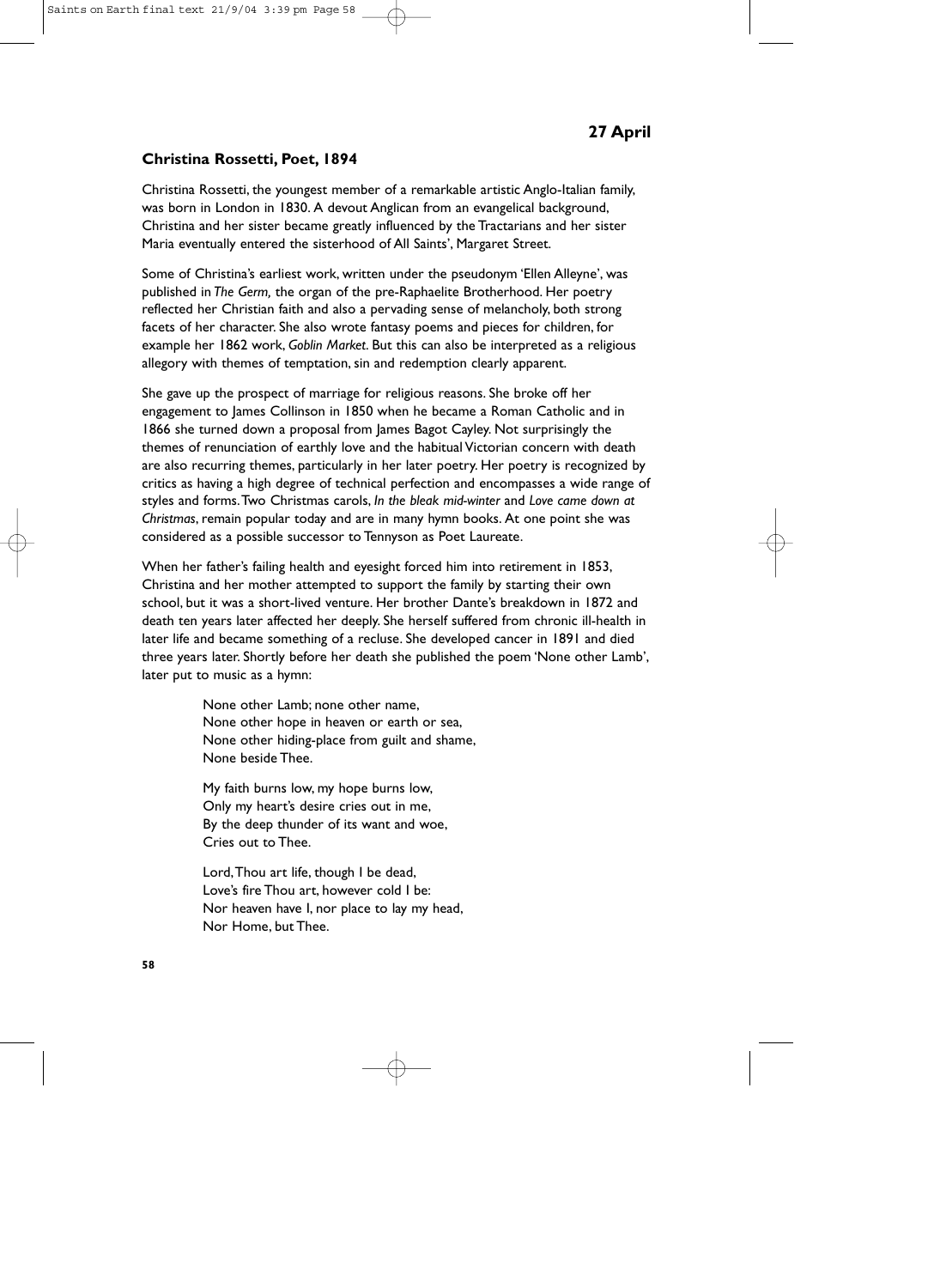## 27 April

### Christina Rossetti, Poet, 1894

Christina Rossetti, the youngest member of a remarkable artistic Anglo-Italian family, was born in London in 1830. A devout Anglican from an evangelical background, Christina and her sister became greatly influenced by the Tractarians and her sister Maria eventually entered the sisterhood of All Saints', Margaret Street.

Some of Christina's earliest work, written under the pseudonym 'Ellen Alleyne', was published in *The Germ,* the organ of the pre-Raphaelite Brotherhood. Her poetry reflected her Christian faith and also a pervading sense of melancholy, both strong facets of her character. She also wrote fantasy poems and pieces for children, for example her 1862 work, *Goblin Market*. But this can also be interpreted as a religious allegory with themes of temptation, sin and redemption clearly apparent.

She gave up the prospect of marriage for religious reasons. She broke off her engagement to James Collinson in 1850 when he became a Roman Catholic and in 1866 she turned down a proposal from James Bagot Cayley. Not surprisingly the themes of renunciation of earthly love and the habitual Victorian concern with death are also recurring themes, particularly in her later poetry. Her poetry is recognized by critics as having a high degree of technical perfection and encompasses a wide range of styles and forms. Two Christmas carols, *In the bleak mid-winter* and *Love came down at Christmas*, remain popular today and are in many hymn books. At one point she was considered as a possible successor to Tennyson as Poet Laureate.

When her father's failing health and eyesight forced him into retirement in 1853, Christina and her mother attempted to support the family by starting their own school, but it was a short-lived venture. Her brother Dante's breakdown in 1872 and death ten years later affected her deeply. She herself suffered from chronic ill-health in later life and became something of a recluse. She developed cancer in 1891 and died three years later. Shortly before her death she published the poem 'None other Lamb', later put to music as a hymn:

> None other Lamb; none other name,
> None other hope in heaven or earth or sea,
> None other hiding-place from guilt and shame,
> None beside Thee.
>
> My faith burns low, my hope burns low,
> Only my heart's desire cries out in me,
> By the deep thunder of its want and woe,
> Cries out to Thee.
>
> Lord, Thou art life, though I be dead,
> Love's fire Thou art, however cold I be:
> Nor heaven have I, nor place to lay my head,
> Nor Home, but Thee.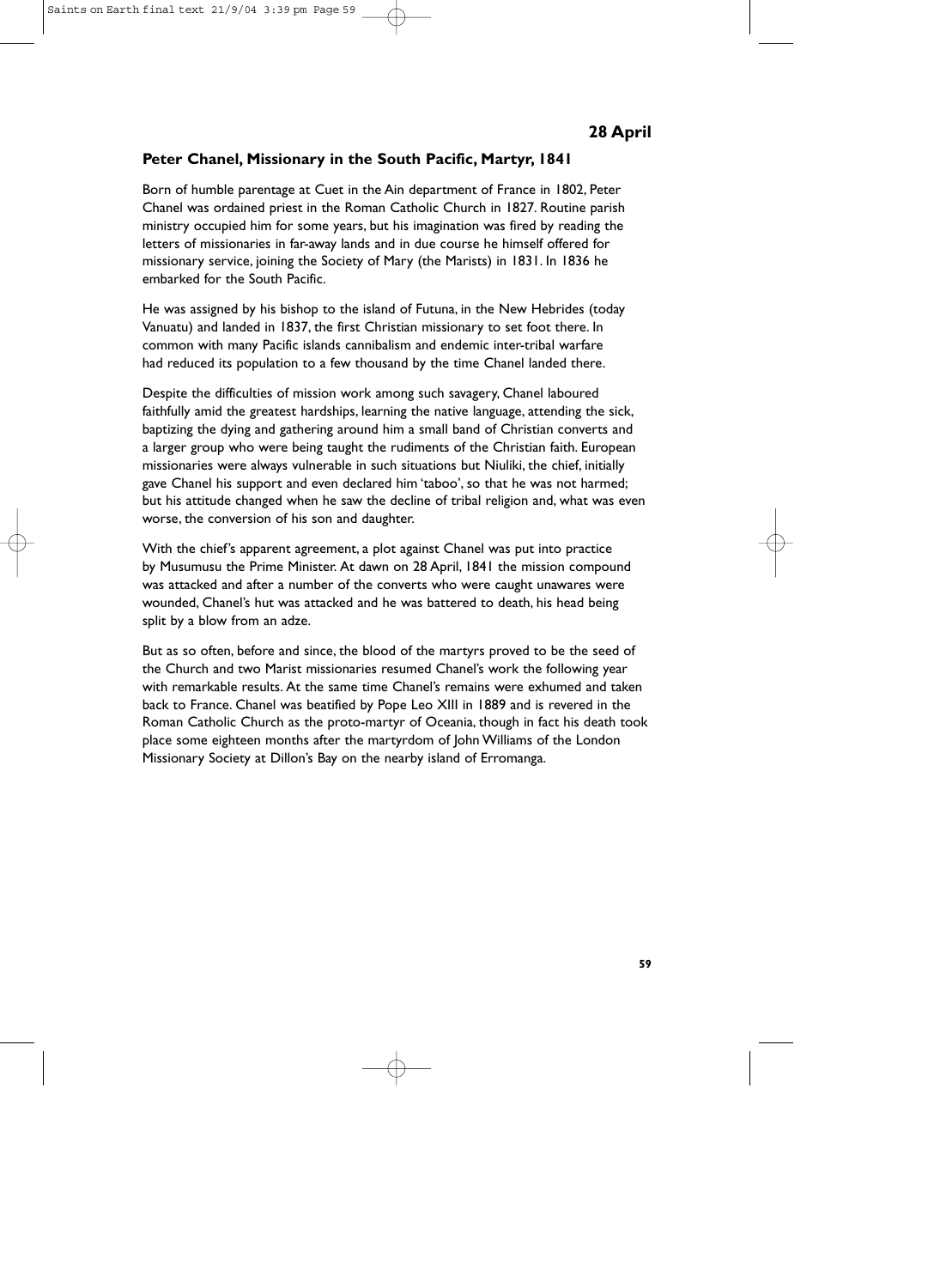## 28 April

### Peter Chanel, Missionary in the South Pacific, Martyr, 1841

Born of humble parentage at Cuet in the Ain department of France in 1802, Peter Chanel was ordained priest in the Roman Catholic Church in 1827. Routine parish ministry occupied him for some years, but his imagination was fired by reading the letters of missionaries in far-away lands and in due course he himself offered for missionary service, joining the Society of Mary (the Marists) in 1831. In 1836 he embarked for the South Pacific.

He was assigned by his bishop to the island of Futuna, in the New Hebrides (today Vanuatu) and landed in 1837, the first Christian missionary to set foot there. In common with many Pacific islands cannibalism and endemic inter-tribal warfare had reduced its population to a few thousand by the time Chanel landed there.

Despite the difficulties of mission work among such savagery, Chanel laboured faithfully amid the greatest hardships, learning the native language, attending the sick, baptizing the dying and gathering around him a small band of Christian converts and a larger group who were being taught the rudiments of the Christian faith. European missionaries were always vulnerable in such situations but Niuliki, the chief, initially gave Chanel his support and even declared him 'taboo', so that he was not harmed; but his attitude changed when he saw the decline of tribal religion and, what was even worse, the conversion of his son and daughter.

With the chief's apparent agreement, a plot against Chanel was put into practice by Musumusu the Prime Minister. At dawn on 28 April, 1841 the mission compound was attacked and after a number of the converts who were caught unawares were wounded, Chanel's hut was attacked and he was battered to death, his head being split by a blow from an adze.

But as so often, before and since, the blood of the martyrs proved to be the seed of the Church and two Marist missionaries resumed Chanel's work the following year with remarkable results. At the same time Chanel's remains were exhumed and taken back to France. Chanel was beatified by Pope Leo XIII in 1889 and is revered in the Roman Catholic Church as the proto-martyr of Oceania, though in fact his death took place some eighteen months after the martyrdom of John Williams of the London Missionary Society at Dillon's Bay on the nearby island of Erromanga.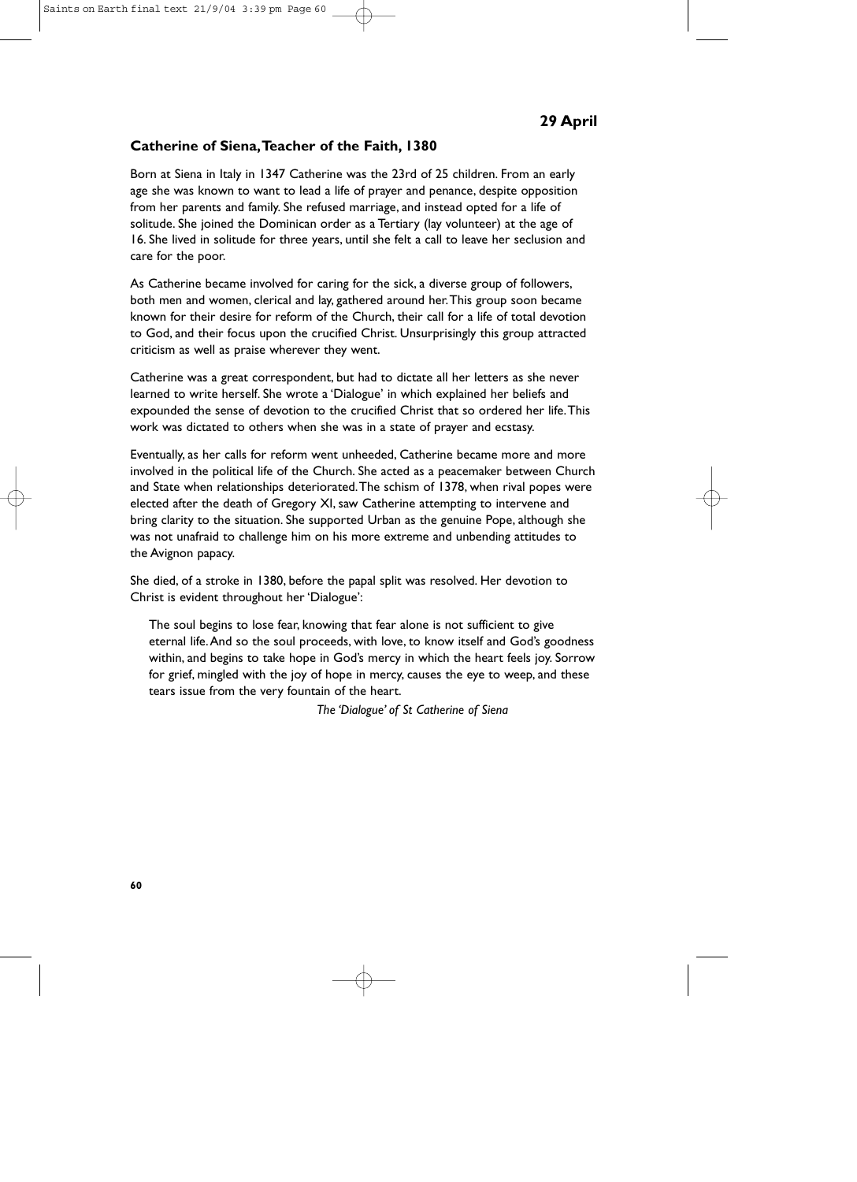**29 April**

## Catherine of Siena, Teacher of the Faith, 1380

Born at Siena in Italy in 1347 Catherine was the 23rd of 25 children. From an early age she was known to want to lead a life of prayer and penance, despite opposition from her parents and family. She refused marriage, and instead opted for a life of solitude. She joined the Dominican order as a Tertiary (lay volunteer) at the age of 16. She lived in solitude for three years, until she felt a call to leave her seclusion and care for the poor.

As Catherine became involved for caring for the sick, a diverse group of followers, both men and women, clerical and lay, gathered around her. This group soon became known for their desire for reform of the Church, their call for a life of total devotion to God, and their focus upon the crucified Christ. Unsurprisingly this group attracted criticism as well as praise wherever they went.

Catherine was a great correspondent, but had to dictate all her letters as she never learned to write herself. She wrote a 'Dialogue' in which explained her beliefs and expounded the sense of devotion to the crucified Christ that so ordered her life. This work was dictated to others when she was in a state of prayer and ecstasy.

Eventually, as her calls for reform went unheeded, Catherine became more and more involved in the political life of the Church. She acted as a peacemaker between Church and State when relationships deteriorated. The schism of 1378, when rival popes were elected after the death of Gregory XI, saw Catherine attempting to intervene and bring clarity to the situation. She supported Urban as the genuine Pope, although she was not unafraid to challenge him on his more extreme and unbending attitudes to the Avignon papacy.

She died, of a stroke in 1380, before the papal split was resolved. Her devotion to Christ is evident throughout her 'Dialogue':

> The soul begins to lose fear, knowing that fear alone is not sufficient to give eternal life. And so the soul proceeds, with love, to know itself and God's goodness within, and begins to take hope in God's mercy in which the heart feels joy. Sorrow for grief, mingled with the joy of hope in mercy, causes the eye to weep, and these tears issue from the very fountain of the heart.
>
> *The 'Dialogue' of St Catherine of Siena*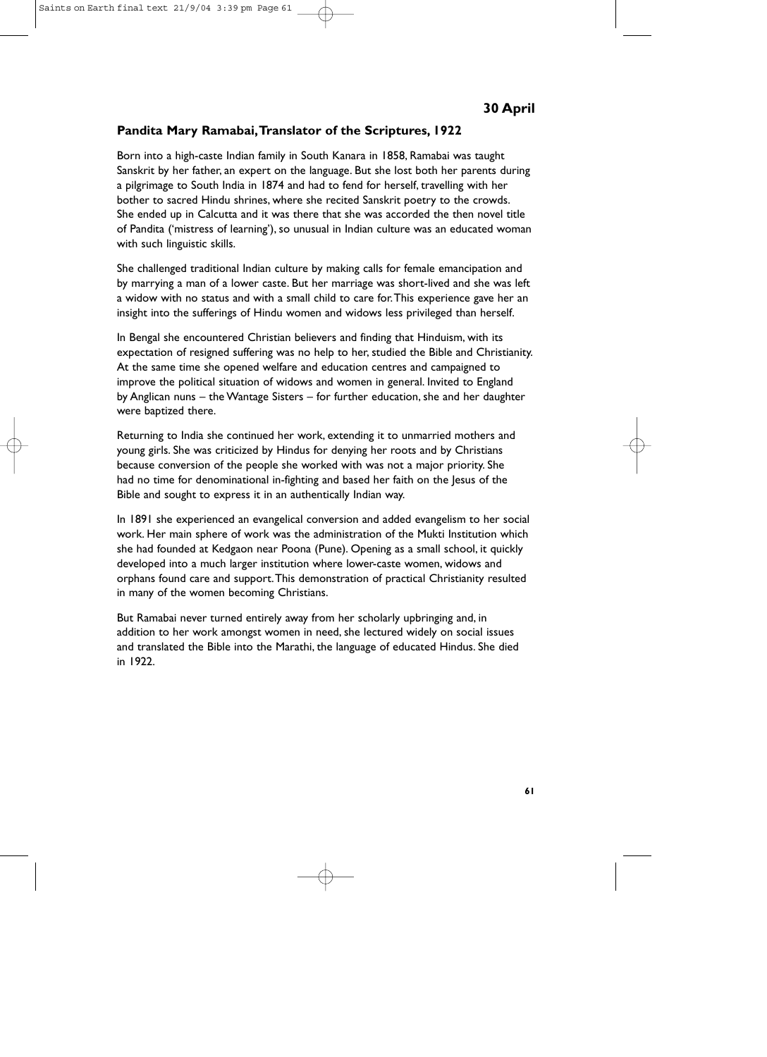## 30 April

### Pandita Mary Ramabai, Translator of the Scriptures, 1922

Born into a high-caste Indian family in South Kanara in 1858, Ramabai was taught Sanskrit by her father, an expert on the language. But she lost both her parents during a pilgrimage to South India in 1874 and had to fend for herself, travelling with her bother to sacred Hindu shrines, where she recited Sanskrit poetry to the crowds. She ended up in Calcutta and it was there that she was accorded the then novel title of Pandita ('mistress of learning'), so unusual in Indian culture was an educated woman with such linguistic skills.

She challenged traditional Indian culture by making calls for female emancipation and by marrying a man of a lower caste. But her marriage was short-lived and she was left a widow with no status and with a small child to care for. This experience gave her an insight into the sufferings of Hindu women and widows less privileged than herself.

In Bengal she encountered Christian believers and finding that Hinduism, with its expectation of resigned suffering was no help to her, studied the Bible and Christianity. At the same time she opened welfare and education centres and campaigned to improve the political situation of widows and women in general. Invited to England by Anglican nuns – the Wantage Sisters – for further education, she and her daughter were baptized there.

Returning to India she continued her work, extending it to unmarried mothers and young girls. She was criticized by Hindus for denying her roots and by Christians because conversion of the people she worked with was not a major priority. She had no time for denominational in-fighting and based her faith on the Jesus of the Bible and sought to express it in an authentically Indian way.

In 1891 she experienced an evangelical conversion and added evangelism to her social work. Her main sphere of work was the administration of the Mukti Institution which she had founded at Kedgaon near Poona (Pune). Opening as a small school, it quickly developed into a much larger institution where lower-caste women, widows and orphans found care and support. This demonstration of practical Christianity resulted in many of the women becoming Christians.

But Ramabai never turned entirely away from her scholarly upbringing and, in addition to her work amongst women in need, she lectured widely on social issues and translated the Bible into the Marathi, the language of educated Hindus. She died in 1922.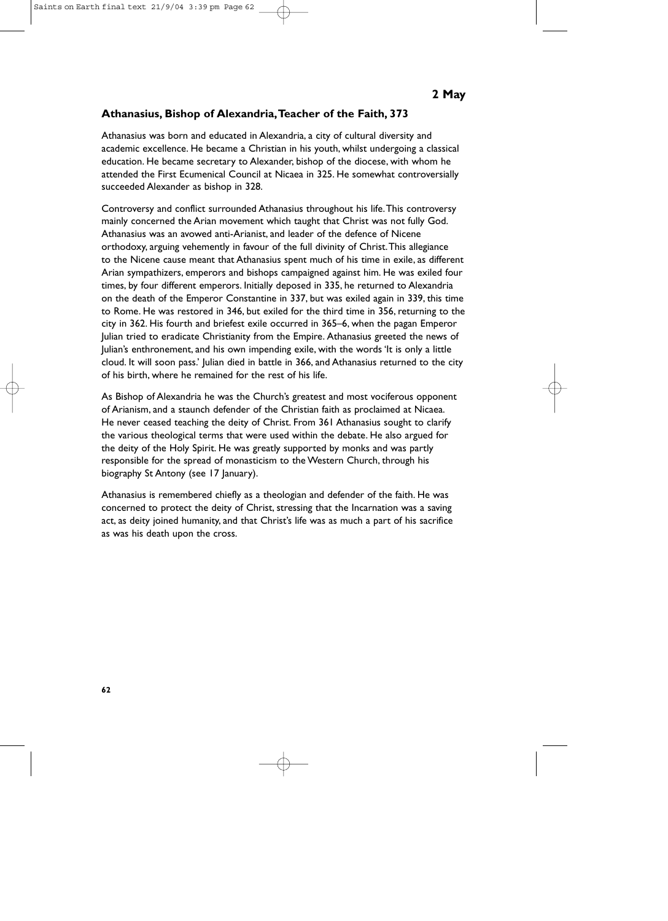**2 May**

## Athanasius, Bishop of Alexandria, Teacher of the Faith, 373

Athanasius was born and educated in Alexandria, a city of cultural diversity and academic excellence. He became a Christian in his youth, whilst undergoing a classical education. He became secretary to Alexander, bishop of the diocese, with whom he attended the First Ecumenical Council at Nicaea in 325. He somewhat controversially succeeded Alexander as bishop in 328.

Controversy and conflict surrounded Athanasius throughout his life. This controversy mainly concerned the Arian movement which taught that Christ was not fully God. Athanasius was an avowed anti-Arianist, and leader of the defence of Nicene orthodoxy, arguing vehemently in favour of the full divinity of Christ. This allegiance to the Nicene cause meant that Athanasius spent much of his time in exile, as different Arian sympathizers, emperors and bishops campaigned against him. He was exiled four times, by four different emperors. Initially deposed in 335, he returned to Alexandria on the death of the Emperor Constantine in 337, but was exiled again in 339, this time to Rome. He was restored in 346, but exiled for the third time in 356, returning to the city in 362. His fourth and briefest exile occurred in 365–6, when the pagan Emperor Julian tried to eradicate Christianity from the Empire. Athanasius greeted the news of Julian's enthronement, and his own impending exile, with the words 'It is only a little cloud. It will soon pass.' Julian died in battle in 366, and Athanasius returned to the city of his birth, where he remained for the rest of his life.

As Bishop of Alexandria he was the Church's greatest and most vociferous opponent of Arianism, and a staunch defender of the Christian faith as proclaimed at Nicaea. He never ceased teaching the deity of Christ. From 361 Athanasius sought to clarify the various theological terms that were used within the debate. He also argued for the deity of the Holy Spirit. He was greatly supported by monks and was partly responsible for the spread of monasticism to the Western Church, through his biography St Antony (see 17 January).

Athanasius is remembered chiefly as a theologian and defender of the faith. He was concerned to protect the deity of Christ, stressing that the Incarnation was a saving act, as deity joined humanity, and that Christ's life was as much a part of his sacrifice as was his death upon the cross.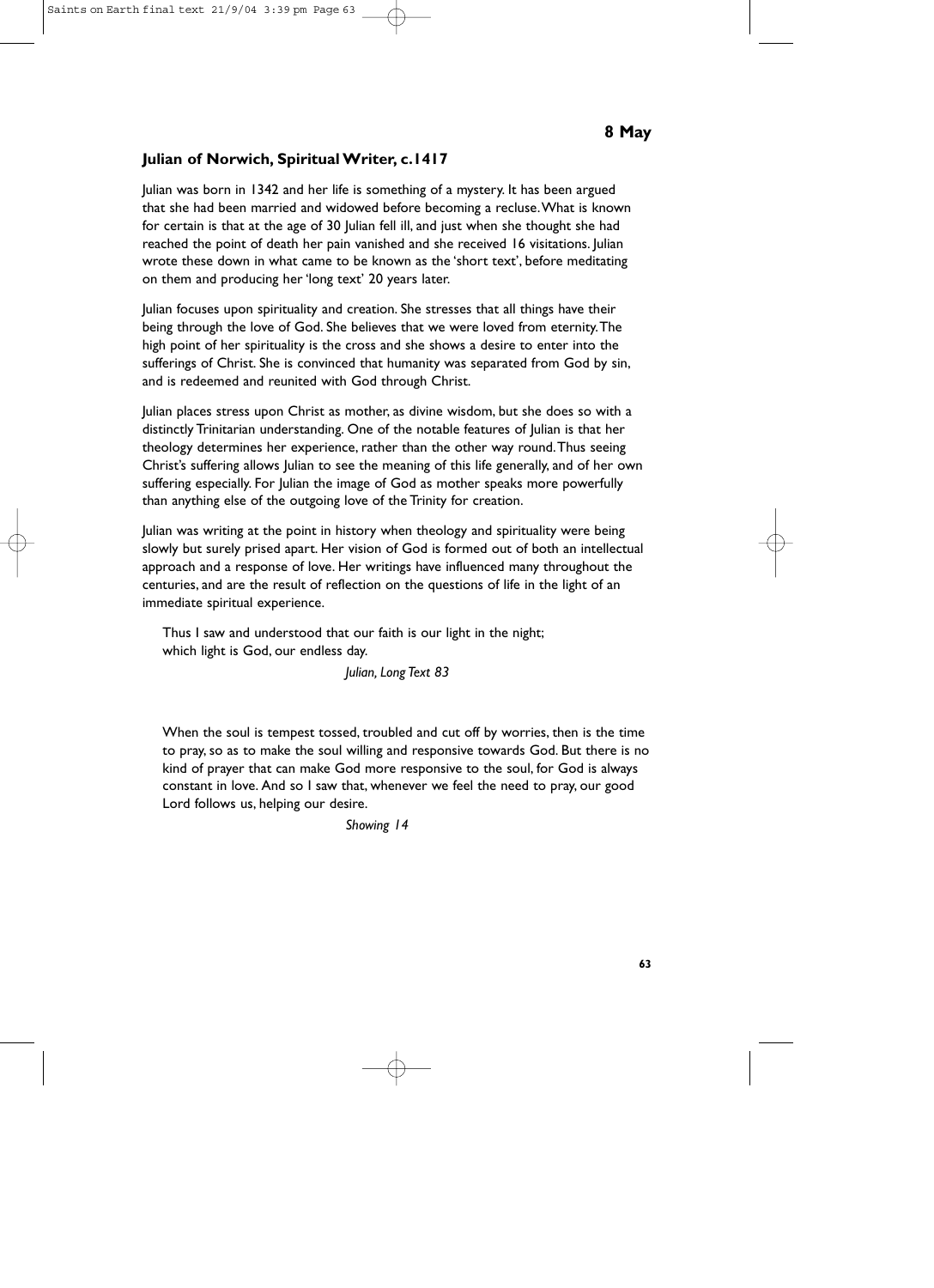**8 May**

## Julian of Norwich, Spiritual Writer, c.1417

Julian was born in 1342 and her life is something of a mystery. It has been argued that she had been married and widowed before becoming a recluse. What is known for certain is that at the age of 30 Julian fell ill, and just when she thought she had reached the point of death her pain vanished and she received 16 visitations. Julian wrote these down in what came to be known as the 'short text', before meditating on them and producing her 'long text' 20 years later.

Julian focuses upon spirituality and creation. She stresses that all things have their being through the love of God. She believes that we were loved from eternity. The high point of her spirituality is the cross and she shows a desire to enter into the sufferings of Christ. She is convinced that humanity was separated from God by sin, and is redeemed and reunited with God through Christ.

Julian places stress upon Christ as mother, as divine wisdom, but she does so with a distinctly Trinitarian understanding. One of the notable features of Julian is that her theology determines her experience, rather than the other way round. Thus seeing Christ's suffering allows Julian to see the meaning of this life generally, and of her own suffering especially. For Julian the image of God as mother speaks more powerfully than anything else of the outgoing love of the Trinity for creation.

Julian was writing at the point in history when theology and spirituality were being slowly but surely prised apart. Her vision of God is formed out of both an intellectual approach and a response of love. Her writings have influenced many throughout the centuries, and are the result of reflection on the questions of life in the light of an immediate spiritual experience.

> Thus I saw and understood that our faith is our light in the night;
> which light is God, our endless day.
>
> *Julian, Long Text 83*

> When the soul is tempest tossed, troubled and cut off by worries, then is the time to pray, so as to make the soul willing and responsive towards God. But there is no kind of prayer that can make God more responsive to the soul, for God is always constant in love. And so I saw that, whenever we feel the need to pray, our good Lord follows us, helping our desire.
>
> *Showing 14*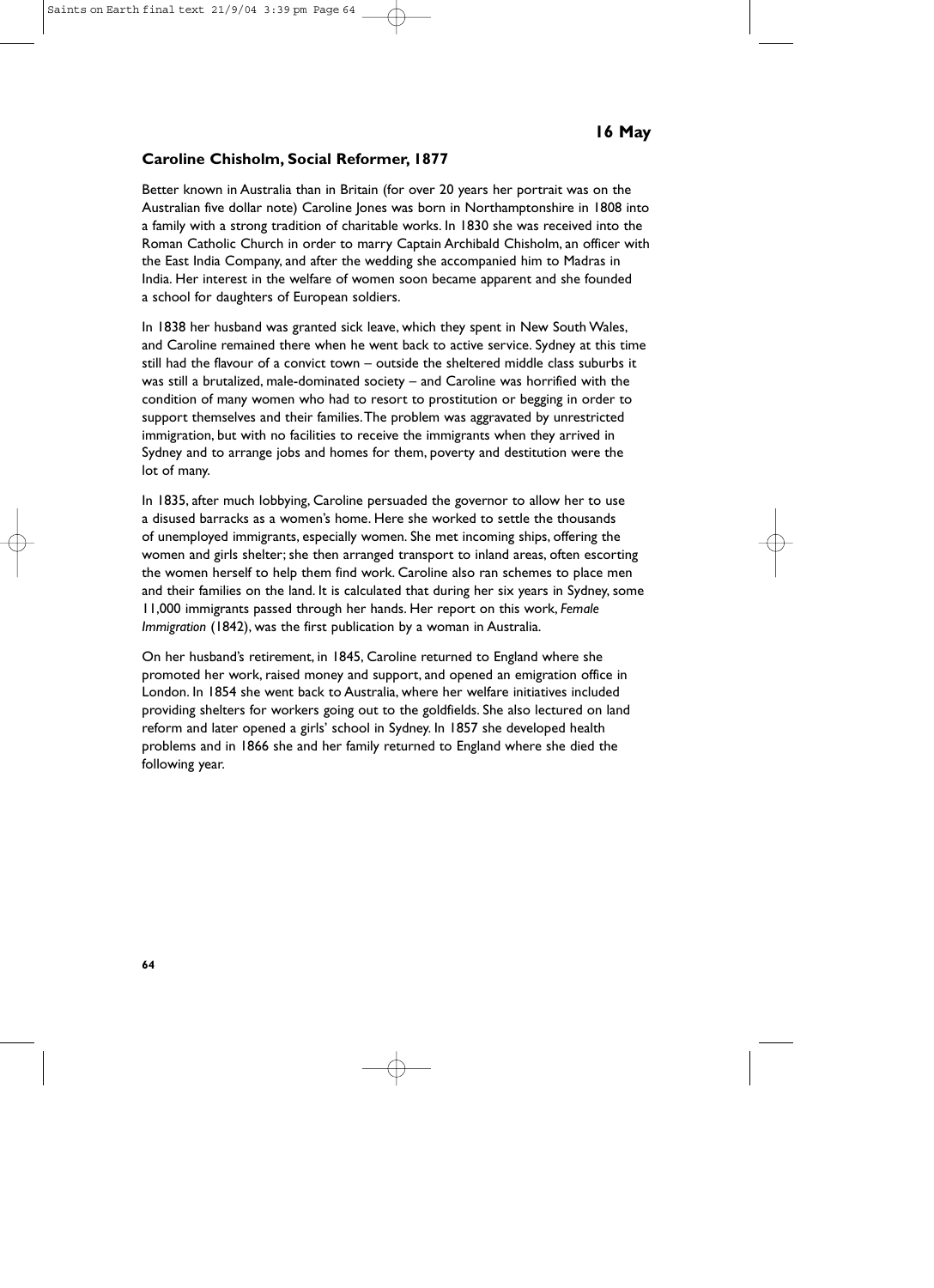**16 May**

### Caroline Chisholm, Social Reformer, 1877

Better known in Australia than in Britain (for over 20 years her portrait was on the Australian five dollar note) Caroline Jones was born in Northamptonshire in 1808 into a family with a strong tradition of charitable works. In 1830 she was received into the Roman Catholic Church in order to marry Captain Archibald Chisholm, an officer with the East India Company, and after the wedding she accompanied him to Madras in India. Her interest in the welfare of women soon became apparent and she founded a school for daughters of European soldiers.

In 1838 her husband was granted sick leave, which they spent in New South Wales, and Caroline remained there when he went back to active service. Sydney at this time still had the flavour of a convict town – outside the sheltered middle class suburbs it was still a brutalized, male-dominated society – and Caroline was horrified with the condition of many women who had to resort to prostitution or begging in order to support themselves and their families. The problem was aggravated by unrestricted immigration, but with no facilities to receive the immigrants when they arrived in Sydney and to arrange jobs and homes for them, poverty and destitution were the lot of many.

In 1835, after much lobbying, Caroline persuaded the governor to allow her to use a disused barracks as a women's home. Here she worked to settle the thousands of unemployed immigrants, especially women. She met incoming ships, offering the women and girls shelter; she then arranged transport to inland areas, often escorting the women herself to help them find work. Caroline also ran schemes to place men and their families on the land. It is calculated that during her six years in Sydney, some 11,000 immigrants passed through her hands. Her report on this work, *Female Immigration* (1842), was the first publication by a woman in Australia.

On her husband's retirement, in 1845, Caroline returned to England where she promoted her work, raised money and support, and opened an emigration office in London. In 1854 she went back to Australia, where her welfare initiatives included providing shelters for workers going out to the goldfields. She also lectured on land reform and later opened a girls' school in Sydney. In 1857 she developed health problems and in 1866 she and her family returned to England where she died the following year.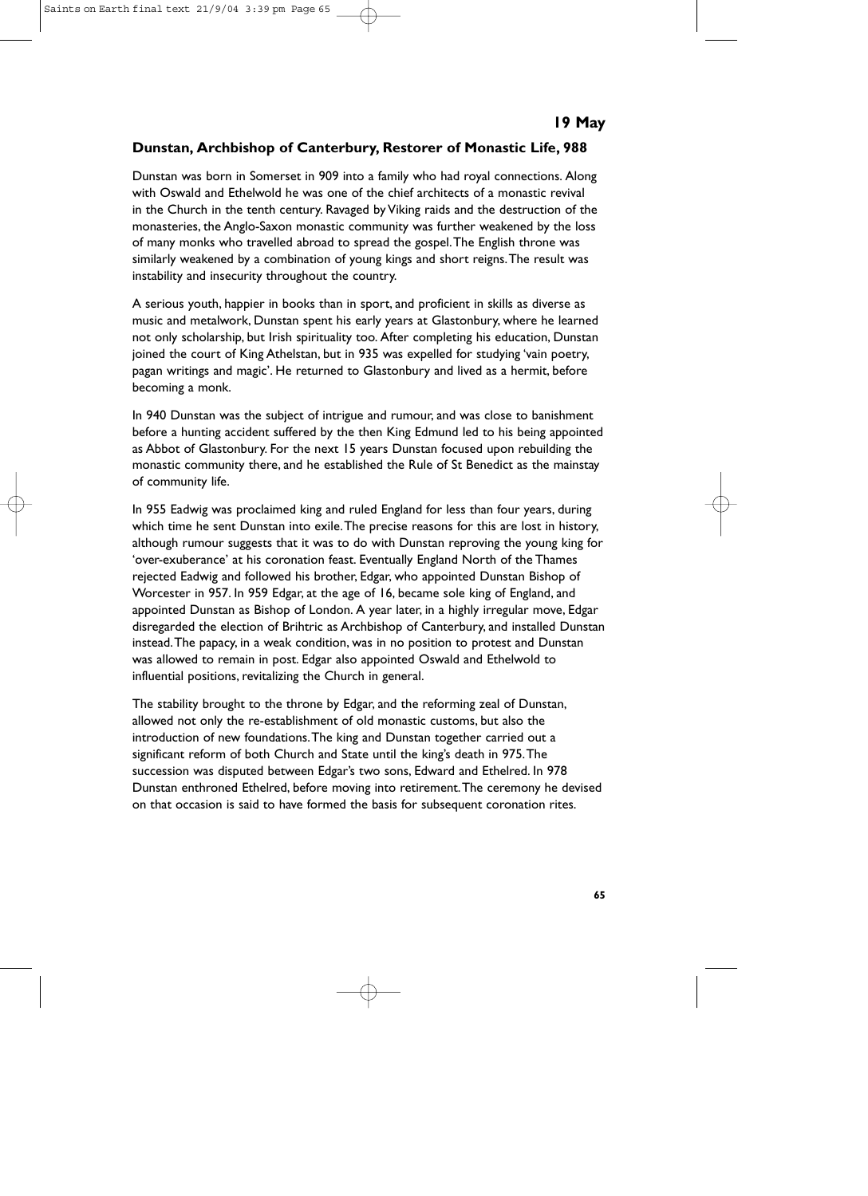**19 May**

## Dunstan, Archbishop of Canterbury, Restorer of Monastic Life, 988

Dunstan was born in Somerset in 909 into a family who had royal connections. Along with Oswald and Ethelwold he was one of the chief architects of a monastic revival in the Church in the tenth century. Ravaged by Viking raids and the destruction of the monasteries, the Anglo-Saxon monastic community was further weakened by the loss of many monks who travelled abroad to spread the gospel. The English throne was similarly weakened by a combination of young kings and short reigns. The result was instability and insecurity throughout the country.

A serious youth, happier in books than in sport, and proficient in skills as diverse as music and metalwork, Dunstan spent his early years at Glastonbury, where he learned not only scholarship, but Irish spirituality too. After completing his education, Dunstan joined the court of King Athelstan, but in 935 was expelled for studying 'vain poetry, pagan writings and magic'. He returned to Glastonbury and lived as a hermit, before becoming a monk.

In 940 Dunstan was the subject of intrigue and rumour, and was close to banishment before a hunting accident suffered by the then King Edmund led to his being appointed as Abbot of Glastonbury. For the next 15 years Dunstan focused upon rebuilding the monastic community there, and he established the Rule of St Benedict as the mainstay of community life.

In 955 Eadwig was proclaimed king and ruled England for less than four years, during which time he sent Dunstan into exile. The precise reasons for this are lost in history, although rumour suggests that it was to do with Dunstan reproving the young king for 'over-exuberance' at his coronation feast. Eventually England North of the Thames rejected Eadwig and followed his brother, Edgar, who appointed Dunstan Bishop of Worcester in 957. In 959 Edgar, at the age of 16, became sole king of England, and appointed Dunstan as Bishop of London. A year later, in a highly irregular move, Edgar disregarded the election of Brihtric as Archbishop of Canterbury, and installed Dunstan instead. The papacy, in a weak condition, was in no position to protest and Dunstan was allowed to remain in post. Edgar also appointed Oswald and Ethelwold to influential positions, revitalizing the Church in general.

The stability brought to the throne by Edgar, and the reforming zeal of Dunstan, allowed not only the re-establishment of old monastic customs, but also the introduction of new foundations. The king and Dunstan together carried out a significant reform of both Church and State until the king's death in 975. The succession was disputed between Edgar's two sons, Edward and Ethelred. In 978 Dunstan enthroned Ethelred, before moving into retirement. The ceremony he devised on that occasion is said to have formed the basis for subsequent coronation rites.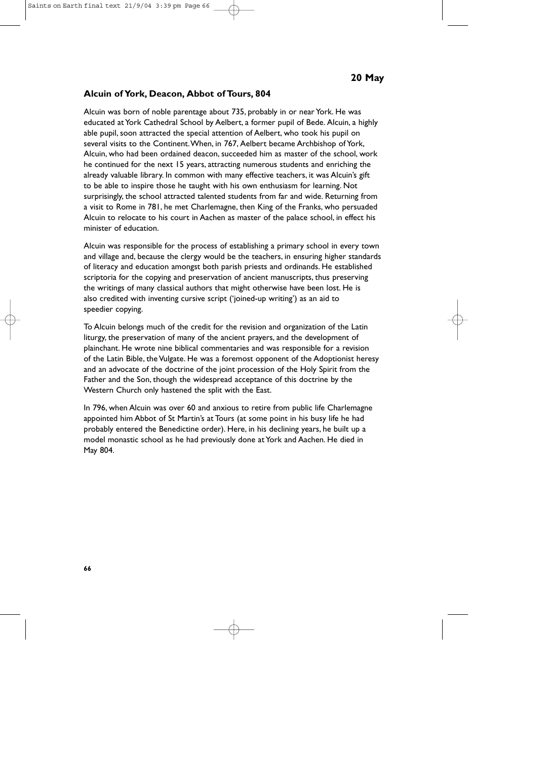**20 May**

## Alcuin of York, Deacon, Abbot of Tours, 804

Alcuin was born of noble parentage about 735, probably in or near York. He was educated at York Cathedral School by Aelbert, a former pupil of Bede. Alcuin, a highly able pupil, soon attracted the special attention of Aelbert, who took his pupil on several visits to the Continent. When, in 767, Aelbert became Archbishop of York, Alcuin, who had been ordained deacon, succeeded him as master of the school, work he continued for the next 15 years, attracting numerous students and enriching the already valuable library. In common with many effective teachers, it was Alcuin's gift to be able to inspire those he taught with his own enthusiasm for learning. Not surprisingly, the school attracted talented students from far and wide. Returning from a visit to Rome in 781, he met Charlemagne, then King of the Franks, who persuaded Alcuin to relocate to his court in Aachen as master of the palace school, in effect his minister of education.

Alcuin was responsible for the process of establishing a primary school in every town and village and, because the clergy would be the teachers, in ensuring higher standards of literacy and education amongst both parish priests and ordinands. He established scriptoria for the copying and preservation of ancient manuscripts, thus preserving the writings of many classical authors that might otherwise have been lost. He is also credited with inventing cursive script ('joined-up writing') as an aid to speedier copying.

To Alcuin belongs much of the credit for the revision and organization of the Latin liturgy, the preservation of many of the ancient prayers, and the development of plainchant. He wrote nine biblical commentaries and was responsible for a revision of the Latin Bible, the Vulgate. He was a foremost opponent of the Adoptionist heresy and an advocate of the doctrine of the joint procession of the Holy Spirit from the Father and the Son, though the widespread acceptance of this doctrine by the Western Church only hastened the split with the East.

In 796, when Alcuin was over 60 and anxious to retire from public life Charlemagne appointed him Abbot of St Martin's at Tours (at some point in his busy life he had probably entered the Benedictine order). Here, in his declining years, he built up a model monastic school as he had previously done at York and Aachen. He died in May 804.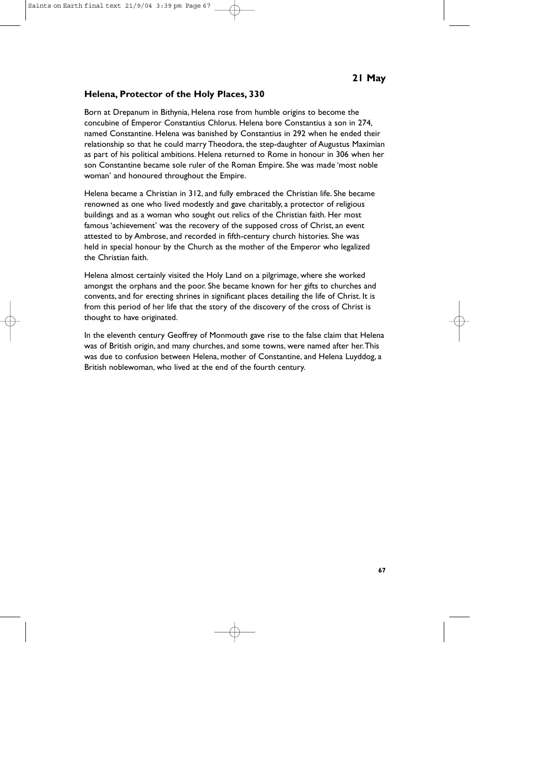**21 May**

## Helena, Protector of the Holy Places, 330

Born at Drepanum in Bithynia, Helena rose from humble origins to become the concubine of Emperor Constantius Chlorus. Helena bore Constantius a son in 274, named Constantine. Helena was banished by Constantius in 292 when he ended their relationship so that he could marry Theodora, the step-daughter of Augustus Maximian as part of his political ambitions. Helena returned to Rome in honour in 306 when her son Constantine became sole ruler of the Roman Empire. She was made 'most noble woman' and honoured throughout the Empire.

Helena became a Christian in 312, and fully embraced the Christian life. She became renowned as one who lived modestly and gave charitably, a protector of religious buildings and as a woman who sought out relics of the Christian faith. Her most famous 'achievement' was the recovery of the supposed cross of Christ, an event attested to by Ambrose, and recorded in fifth-century church histories. She was held in special honour by the Church as the mother of the Emperor who legalized the Christian faith.

Helena almost certainly visited the Holy Land on a pilgrimage, where she worked amongst the orphans and the poor. She became known for her gifts to churches and convents, and for erecting shrines in significant places detailing the life of Christ. It is from this period of her life that the story of the discovery of the cross of Christ is thought to have originated.

In the eleventh century Geoffrey of Monmouth gave rise to the false claim that Helena was of British origin, and many churches, and some towns, were named after her. This was due to confusion between Helena, mother of Constantine, and Helena Luyddog, a British noblewoman, who lived at the end of the fourth century.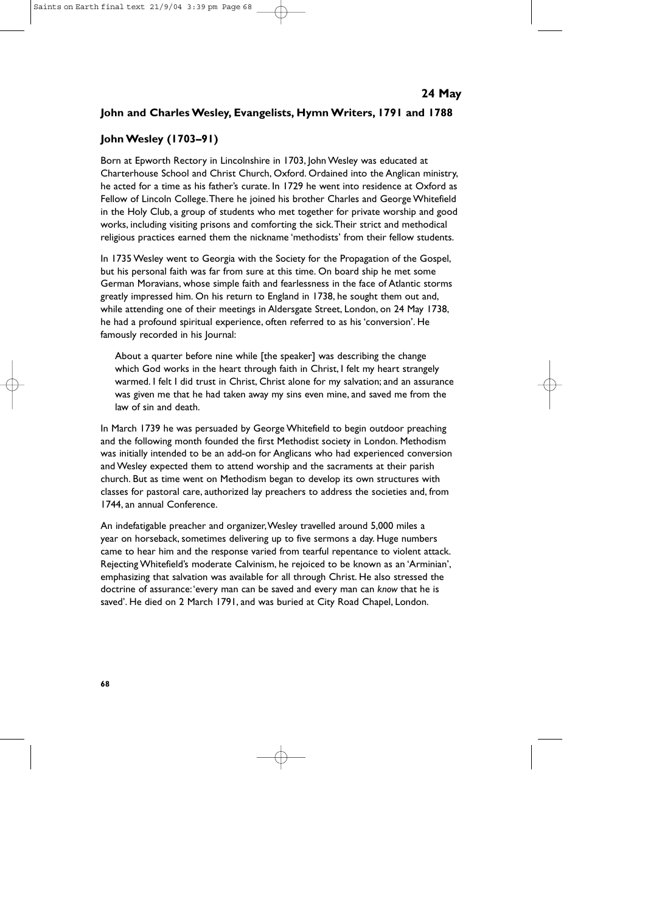**24 May**

## John and Charles Wesley, Evangelists, Hymn Writers, 1791 and 1788

### John Wesley (1703–91)

Born at Epworth Rectory in Lincolnshire in 1703, John Wesley was educated at Charterhouse School and Christ Church, Oxford. Ordained into the Anglican ministry, he acted for a time as his father's curate. In 1729 he went into residence at Oxford as Fellow of Lincoln College. There he joined his brother Charles and George Whitefield in the Holy Club, a group of students who met together for private worship and good works, including visiting prisons and comforting the sick. Their strict and methodical religious practices earned them the nickname 'methodists' from their fellow students.

In 1735 Wesley went to Georgia with the Society for the Propagation of the Gospel, but his personal faith was far from sure at this time. On board ship he met some German Moravians, whose simple faith and fearlessness in the face of Atlantic storms greatly impressed him. On his return to England in 1738, he sought them out and, while attending one of their meetings in Aldersgate Street, London, on 24 May 1738, he had a profound spiritual experience, often referred to as his 'conversion'. He famously recorded in his Journal:

> About a quarter before nine while [the speaker] was describing the change which God works in the heart through faith in Christ, I felt my heart strangely warmed. I felt I did trust in Christ, Christ alone for my salvation; and an assurance was given me that he had taken away my sins even mine, and saved me from the law of sin and death.

In March 1739 he was persuaded by George Whitefield to begin outdoor preaching and the following month founded the first Methodist society in London. Methodism was initially intended to be an add-on for Anglicans who had experienced conversion and Wesley expected them to attend worship and the sacraments at their parish church. But as time went on Methodism began to develop its own structures with classes for pastoral care, authorized lay preachers to address the societies and, from 1744, an annual Conference.

An indefatigable preacher and organizer, Wesley travelled around 5,000 miles a year on horseback, sometimes delivering up to five sermons a day. Huge numbers came to hear him and the response varied from tearful repentance to violent attack. Rejecting Whitefield's moderate Calvinism, he rejoiced to be known as an 'Arminian', emphasizing that salvation was available for all through Christ. He also stressed the doctrine of assurance: 'every man can be saved and every man can *know* that he is saved'. He died on 2 March 1791, and was buried at City Road Chapel, London.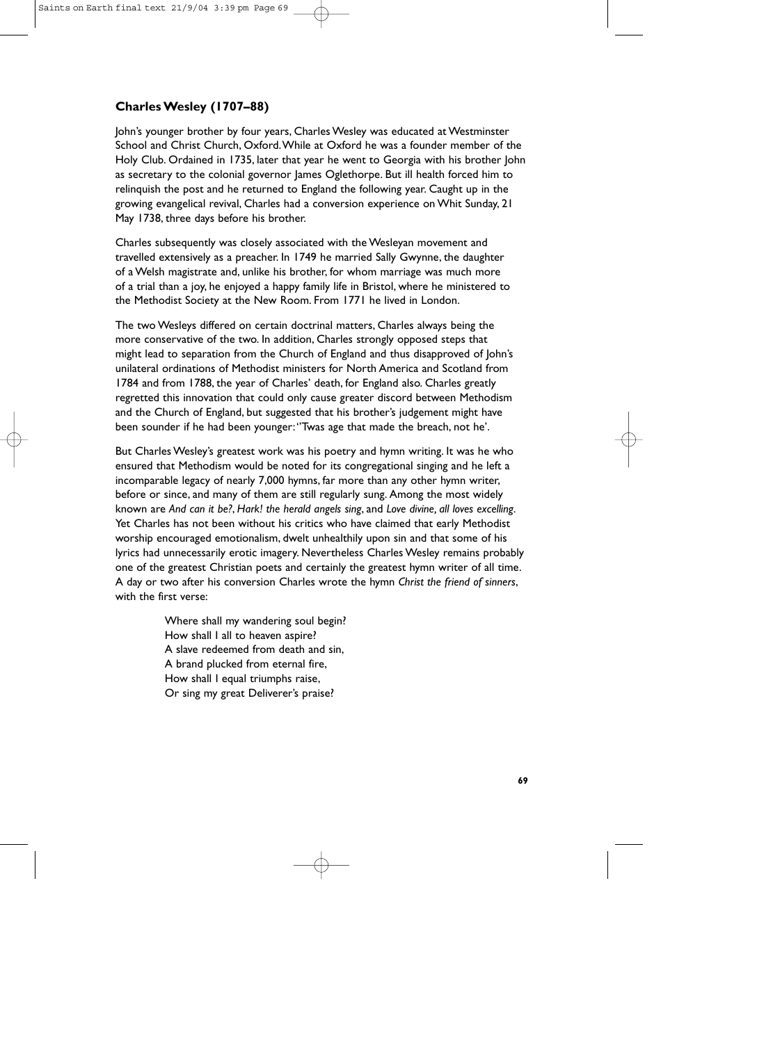### Charles Wesley (1707–88)

John's younger brother by four years, Charles Wesley was educated at Westminster School and Christ Church, Oxford. While at Oxford he was a founder member of the Holy Club. Ordained in 1735, later that year he went to Georgia with his brother John as secretary to the colonial governor James Oglethorpe. But ill health forced him to relinquish the post and he returned to England the following year. Caught up in the growing evangelical revival, Charles had a conversion experience on Whit Sunday, 21 May 1738, three days before his brother.

Charles subsequently was closely associated with the Wesleyan movement and travelled extensively as a preacher. In 1749 he married Sally Gwynne, the daughter of a Welsh magistrate and, unlike his brother, for whom marriage was much more of a trial than a joy, he enjoyed a happy family life in Bristol, where he ministered to the Methodist Society at the New Room. From 1771 he lived in London.

The two Wesleys differed on certain doctrinal matters, Charles always being the more conservative of the two. In addition, Charles strongly opposed steps that might lead to separation from the Church of England and thus disapproved of John's unilateral ordinations of Methodist ministers for North America and Scotland from 1784 and from 1788, the year of Charles' death, for England also. Charles greatly regretted this innovation that could only cause greater discord between Methodism and the Church of England, but suggested that his brother's judgement might have been sounder if he had been younger: ''Twas age that made the breach, not he'.

But Charles Wesley's greatest work was his poetry and hymn writing. It was he who ensured that Methodism would be noted for its congregational singing and he left a incomparable legacy of nearly 7,000 hymns, far more than any other hymn writer, before or since, and many of them are still regularly sung. Among the most widely known are *And can it be?*, *Hark! the herald angels sing*, and *Love divine, all loves excelling*. Yet Charles has not been without his critics who have claimed that early Methodist worship encouraged emotionalism, dwelt unhealthily upon sin and that some of his lyrics had unnecessarily erotic imagery. Nevertheless Charles Wesley remains probably one of the greatest Christian poets and certainly the greatest hymn writer of all time. A day or two after his conversion Charles wrote the hymn *Christ the friend of sinners*, with the first verse:

> Where shall my wandering soul begin?
> How shall I all to heaven aspire?
> A slave redeemed from death and sin,
> A brand plucked from eternal fire,
> How shall I equal triumphs raise,
> Or sing my great Deliverer's praise?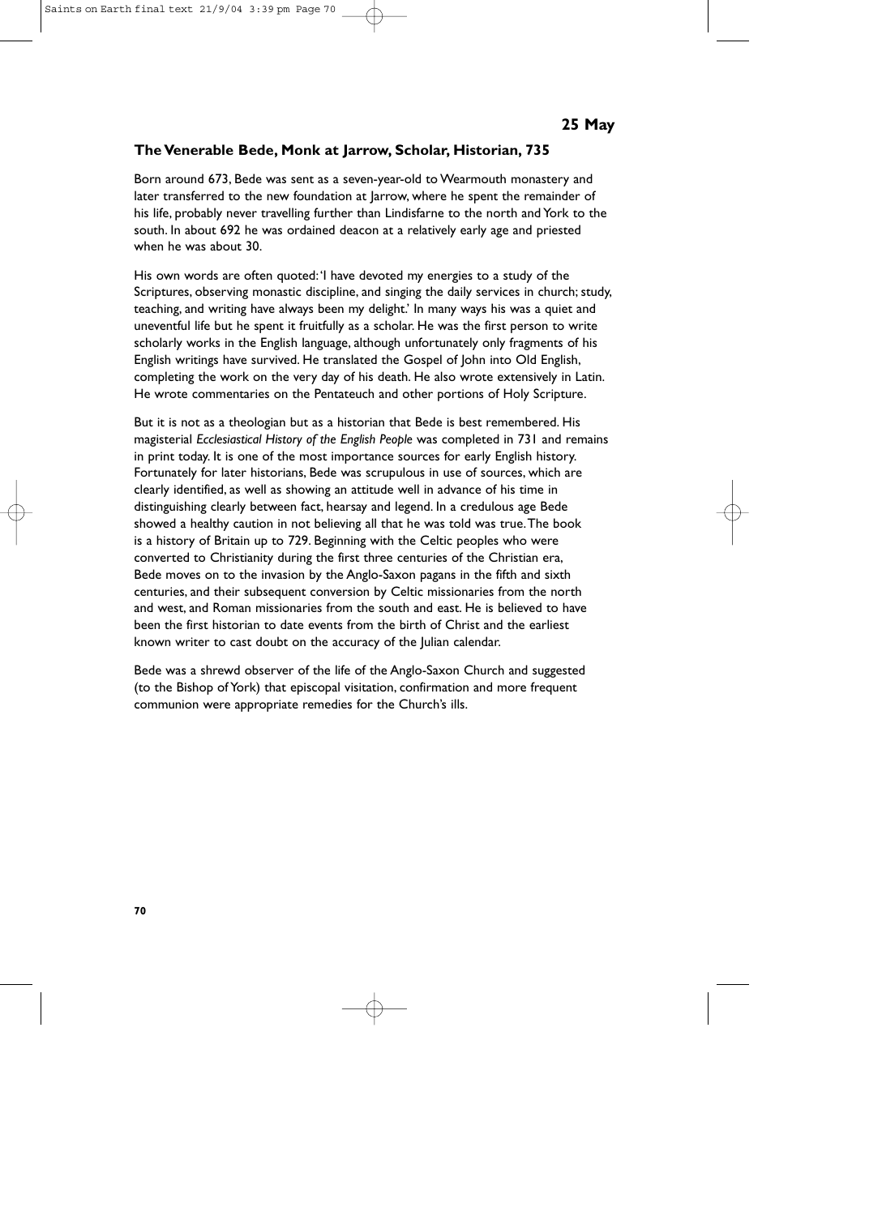**25 May**

## The Venerable Bede, Monk at Jarrow, Scholar, Historian, 735

Born around 673, Bede was sent as a seven-year-old to Wearmouth monastery and later transferred to the new foundation at Jarrow, where he spent the remainder of his life, probably never travelling further than Lindisfarne to the north and York to the south. In about 692 he was ordained deacon at a relatively early age and priested when he was about 30.

His own words are often quoted: 'I have devoted my energies to a study of the Scriptures, observing monastic discipline, and singing the daily services in church; study, teaching, and writing have always been my delight.' In many ways his was a quiet and uneventful life but he spent it fruitfully as a scholar. He was the first person to write scholarly works in the English language, although unfortunately only fragments of his English writings have survived. He translated the Gospel of John into Old English, completing the work on the very day of his death. He also wrote extensively in Latin. He wrote commentaries on the Pentateuch and other portions of Holy Scripture.

But it is not as a theologian but as a historian that Bede is best remembered. His magisterial *Ecclesiastical History of the English People* was completed in 731 and remains in print today. It is one of the most importance sources for early English history. Fortunately for later historians, Bede was scrupulous in use of sources, which are clearly identified, as well as showing an attitude well in advance of his time in distinguishing clearly between fact, hearsay and legend. In a credulous age Bede showed a healthy caution in not believing all that he was told was true. The book is a history of Britain up to 729. Beginning with the Celtic peoples who were converted to Christianity during the first three centuries of the Christian era, Bede moves on to the invasion by the Anglo-Saxon pagans in the fifth and sixth centuries, and their subsequent conversion by Celtic missionaries from the north and west, and Roman missionaries from the south and east. He is believed to have been the first historian to date events from the birth of Christ and the earliest known writer to cast doubt on the accuracy of the Julian calendar.

Bede was a shrewd observer of the life of the Anglo-Saxon Church and suggested (to the Bishop of York) that episcopal visitation, confirmation and more frequent communion were appropriate remedies for the Church's ills.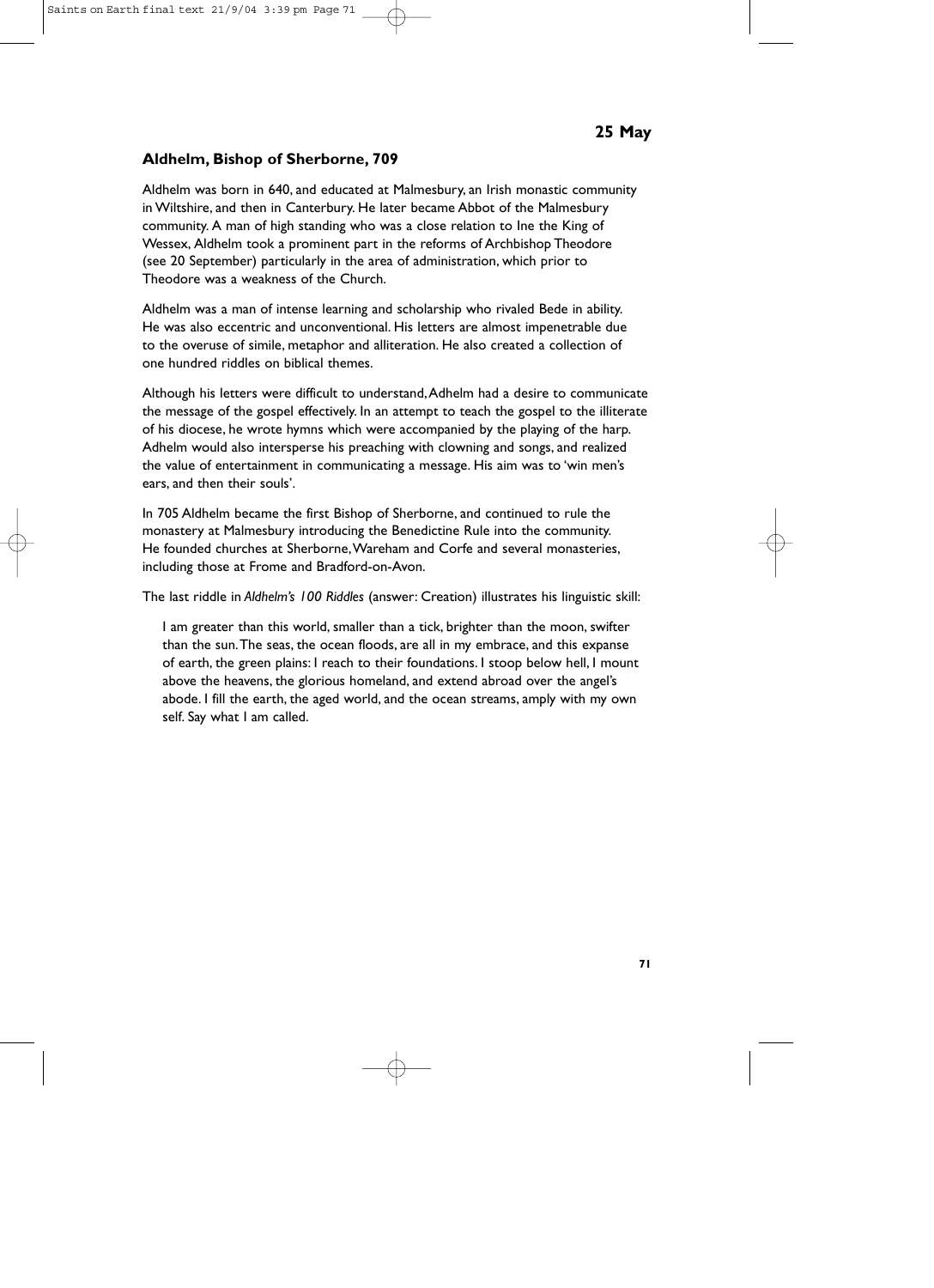**25 May**

## Aldhelm, Bishop of Sherborne, 709

Aldhelm was born in 640, and educated at Malmesbury, an Irish monastic community in Wiltshire, and then in Canterbury. He later became Abbot of the Malmesbury community. A man of high standing who was a close relation to Ine the King of Wessex, Aldhelm took a prominent part in the reforms of Archbishop Theodore (see 20 September) particularly in the area of administration, which prior to Theodore was a weakness of the Church.

Aldhelm was a man of intense learning and scholarship who rivaled Bede in ability. He was also eccentric and unconventional. His letters are almost impenetrable due to the overuse of simile, metaphor and alliteration. He also created a collection of one hundred riddles on biblical themes.

Although his letters were difficult to understand, Adhelm had a desire to communicate the message of the gospel effectively. In an attempt to teach the gospel to the illiterate of his diocese, he wrote hymns which were accompanied by the playing of the harp. Adhelm would also intersperse his preaching with clowning and songs, and realized the value of entertainment in communicating a message. His aim was to 'win men's ears, and then their souls'.

In 705 Aldhelm became the first Bishop of Sherborne, and continued to rule the monastery at Malmesbury introducing the Benedictine Rule into the community. He founded churches at Sherborne, Wareham and Corfe and several monasteries, including those at Frome and Bradford-on-Avon.

The last riddle in *Aldhelm's 100 Riddles* (answer: Creation) illustrates his linguistic skill:

> I am greater than this world, smaller than a tick, brighter than the moon, swifter than the sun. The seas, the ocean floods, are all in my embrace, and this expanse of earth, the green plains: I reach to their foundations. I stoop below hell, I mount above the heavens, the glorious homeland, and extend abroad over the angel's abode. I fill the earth, the aged world, and the ocean streams, amply with my own self. Say what I am called.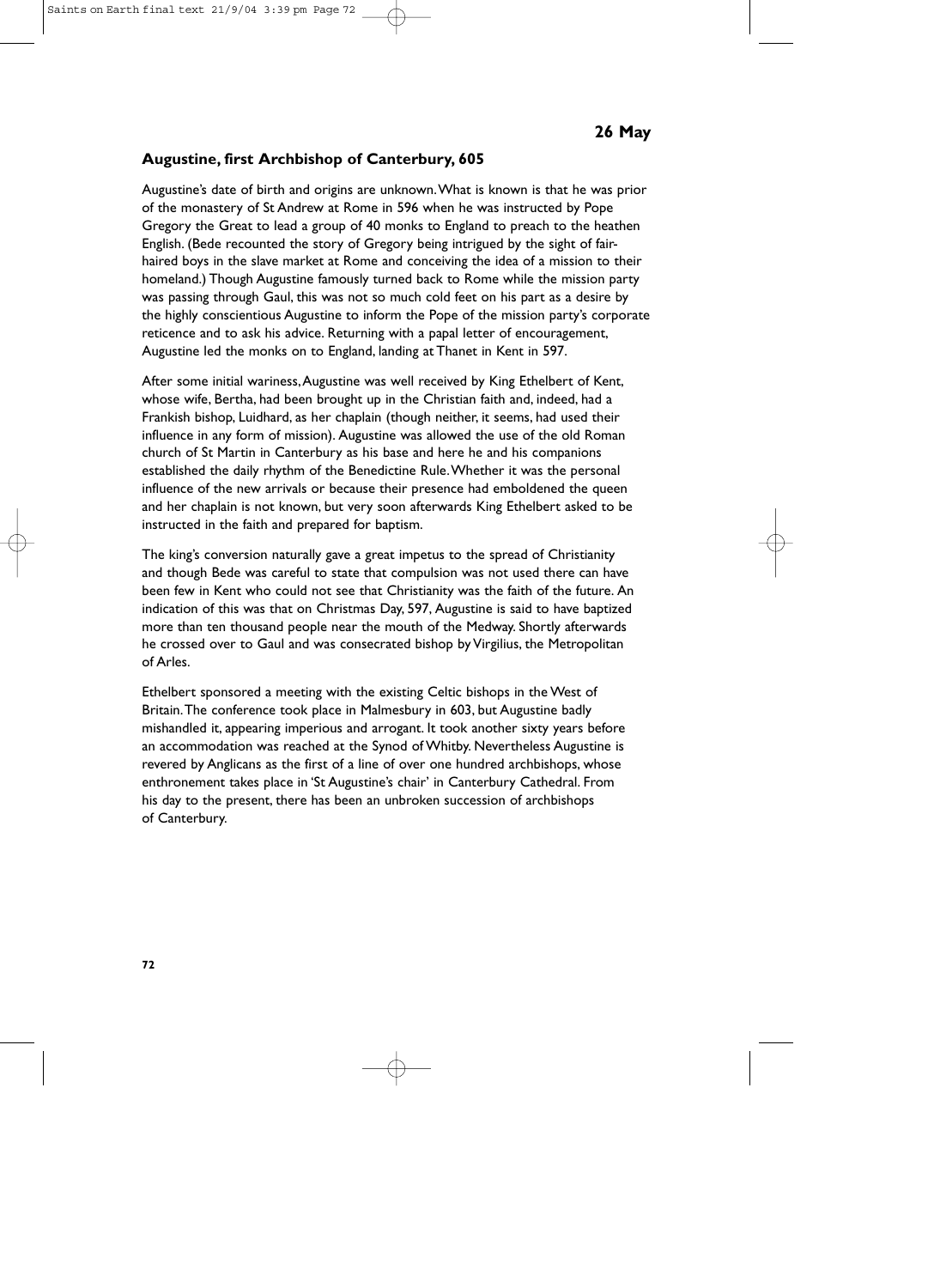**26 May**

## Augustine, first Archbishop of Canterbury, 605

Augustine's date of birth and origins are unknown. What is known is that he was prior of the monastery of St Andrew at Rome in 596 when he was instructed by Pope Gregory the Great to lead a group of 40 monks to England to preach to the heathen English. (Bede recounted the story of Gregory being intrigued by the sight of fair-haired boys in the slave market at Rome and conceiving the idea of a mission to their homeland.) Though Augustine famously turned back to Rome while the mission party was passing through Gaul, this was not so much cold feet on his part as a desire by the highly conscientious Augustine to inform the Pope of the mission party's corporate reticence and to ask his advice. Returning with a papal letter of encouragement, Augustine led the monks on to England, landing at Thanet in Kent in 597.

After some initial wariness, Augustine was well received by King Ethelbert of Kent, whose wife, Bertha, had been brought up in the Christian faith and, indeed, had a Frankish bishop, Luidhard, as her chaplain (though neither, it seems, had used their influence in any form of mission). Augustine was allowed the use of the old Roman church of St Martin in Canterbury as his base and here he and his companions established the daily rhythm of the Benedictine Rule. Whether it was the personal influence of the new arrivals or because their presence had emboldened the queen and her chaplain is not known, but very soon afterwards King Ethelbert asked to be instructed in the faith and prepared for baptism.

The king's conversion naturally gave a great impetus to the spread of Christianity and though Bede was careful to state that compulsion was not used there can have been few in Kent who could not see that Christianity was the faith of the future. An indication of this was that on Christmas Day, 597, Augustine is said to have baptized more than ten thousand people near the mouth of the Medway. Shortly afterwards he crossed over to Gaul and was consecrated bishop by Virgilius, the Metropolitan of Arles.

Ethelbert sponsored a meeting with the existing Celtic bishops in the West of Britain. The conference took place in Malmesbury in 603, but Augustine badly mishandled it, appearing imperious and arrogant. It took another sixty years before an accommodation was reached at the Synod of Whitby. Nevertheless Augustine is revered by Anglicans as the first of a line of over one hundred archbishops, whose enthronement takes place in 'St Augustine's chair' in Canterbury Cathedral. From his day to the present, there has been an unbroken succession of archbishops of Canterbury.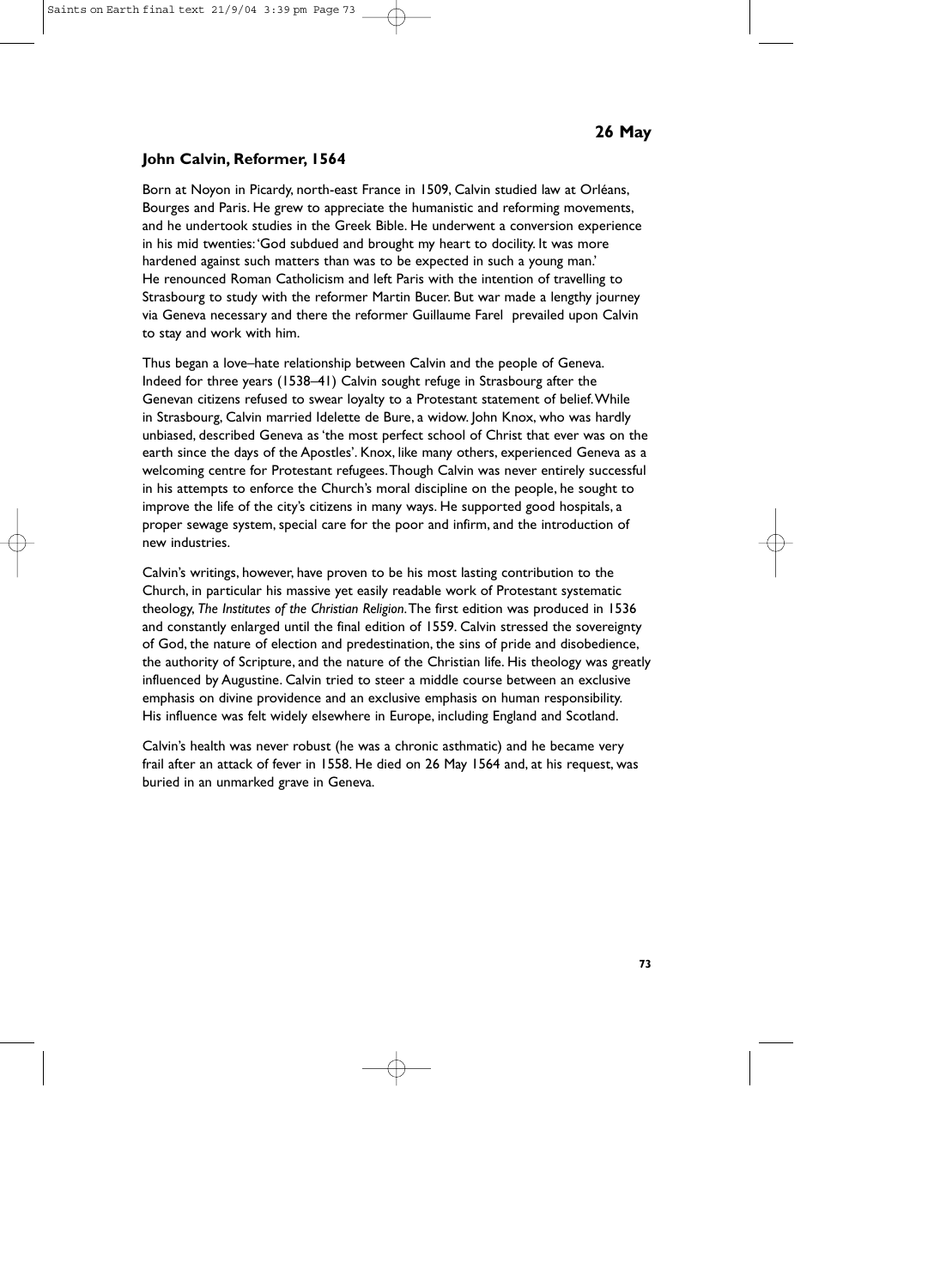**26 May**

## John Calvin, Reformer, 1564

Born at Noyon in Picardy, north-east France in 1509, Calvin studied law at Orléans, Bourges and Paris. He grew to appreciate the humanistic and reforming movements, and he undertook studies in the Greek Bible. He underwent a conversion experience in his mid twenties: 'God subdued and brought my heart to docility. It was more hardened against such matters than was to be expected in such a young man.' He renounced Roman Catholicism and left Paris with the intention of travelling to Strasbourg to study with the reformer Martin Bucer. But war made a lengthy journey via Geneva necessary and there the reformer Guillaume Farel prevailed upon Calvin to stay and work with him.

Thus began a love–hate relationship between Calvin and the people of Geneva. Indeed for three years (1538–41) Calvin sought refuge in Strasbourg after the Genevan citizens refused to swear loyalty to a Protestant statement of belief. While in Strasbourg, Calvin married Idelette de Bure, a widow. John Knox, who was hardly unbiased, described Geneva as 'the most perfect school of Christ that ever was on the earth since the days of the Apostles'. Knox, like many others, experienced Geneva as a welcoming centre for Protestant refugees. Though Calvin was never entirely successful in his attempts to enforce the Church's moral discipline on the people, he sought to improve the life of the city's citizens in many ways. He supported good hospitals, a proper sewage system, special care for the poor and infirm, and the introduction of new industries.

Calvin's writings, however, have proven to be his most lasting contribution to the Church, in particular his massive yet easily readable work of Protestant systematic theology, *The Institutes of the Christian Religion*. The first edition was produced in 1536 and constantly enlarged until the final edition of 1559. Calvin stressed the sovereignty of God, the nature of election and predestination, the sins of pride and disobedience, the authority of Scripture, and the nature of the Christian life. His theology was greatly influenced by Augustine. Calvin tried to steer a middle course between an exclusive emphasis on divine providence and an exclusive emphasis on human responsibility. His influence was felt widely elsewhere in Europe, including England and Scotland.

Calvin's health was never robust (he was a chronic asthmatic) and he became very frail after an attack of fever in 1558. He died on 26 May 1564 and, at his request, was buried in an unmarked grave in Geneva.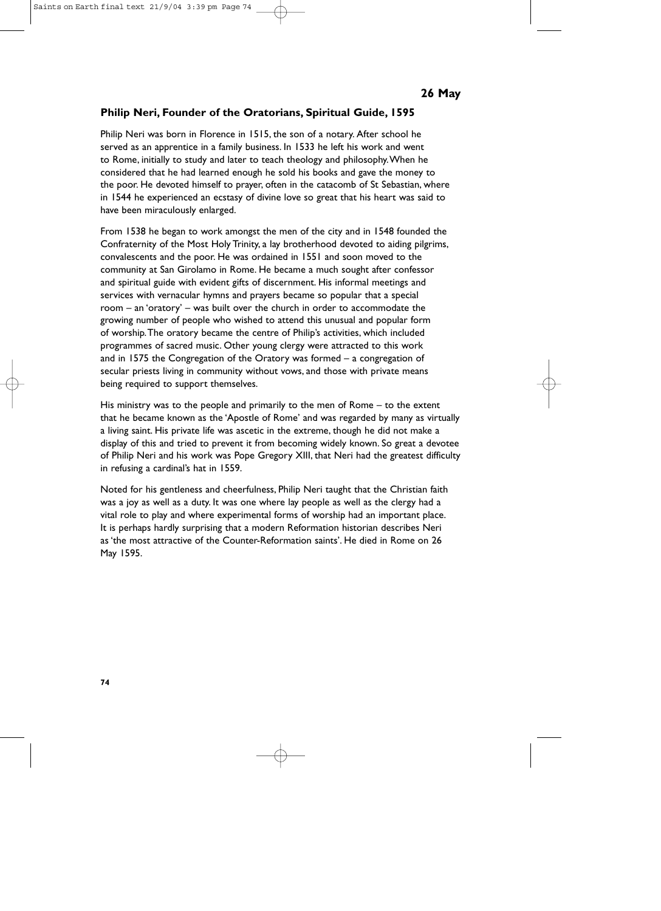**26 May**

### Philip Neri, Founder of the Oratorians, Spiritual Guide, 1595

Philip Neri was born in Florence in 1515, the son of a notary. After school he served as an apprentice in a family business. In 1533 he left his work and went to Rome, initially to study and later to teach theology and philosophy. When he considered that he had learned enough he sold his books and gave the money to the poor. He devoted himself to prayer, often in the catacomb of St Sebastian, where in 1544 he experienced an ecstasy of divine love so great that his heart was said to have been miraculously enlarged.

From 1538 he began to work amongst the men of the city and in 1548 founded the Confraternity of the Most Holy Trinity, a lay brotherhood devoted to aiding pilgrims, convalescents and the poor. He was ordained in 1551 and soon moved to the community at San Girolamo in Rome. He became a much sought after confessor and spiritual guide with evident gifts of discernment. His informal meetings and services with vernacular hymns and prayers became so popular that a special room – an 'oratory' – was built over the church in order to accommodate the growing number of people who wished to attend this unusual and popular form of worship. The oratory became the centre of Philip's activities, which included programmes of sacred music. Other young clergy were attracted to this work and in 1575 the Congregation of the Oratory was formed – a congregation of secular priests living in community without vows, and those with private means being required to support themselves.

His ministry was to the people and primarily to the men of Rome – to the extent that he became known as the 'Apostle of Rome' and was regarded by many as virtually a living saint. His private life was ascetic in the extreme, though he did not make a display of this and tried to prevent it from becoming widely known. So great a devotee of Philip Neri and his work was Pope Gregory XIII, that Neri had the greatest difficulty in refusing a cardinal's hat in 1559.

Noted for his gentleness and cheerfulness, Philip Neri taught that the Christian faith was a joy as well as a duty. It was one where lay people as well as the clergy had a vital role to play and where experimental forms of worship had an important place. It is perhaps hardly surprising that a modern Reformation historian describes Neri as 'the most attractive of the Counter-Reformation saints'. He died in Rome on 26 May 1595.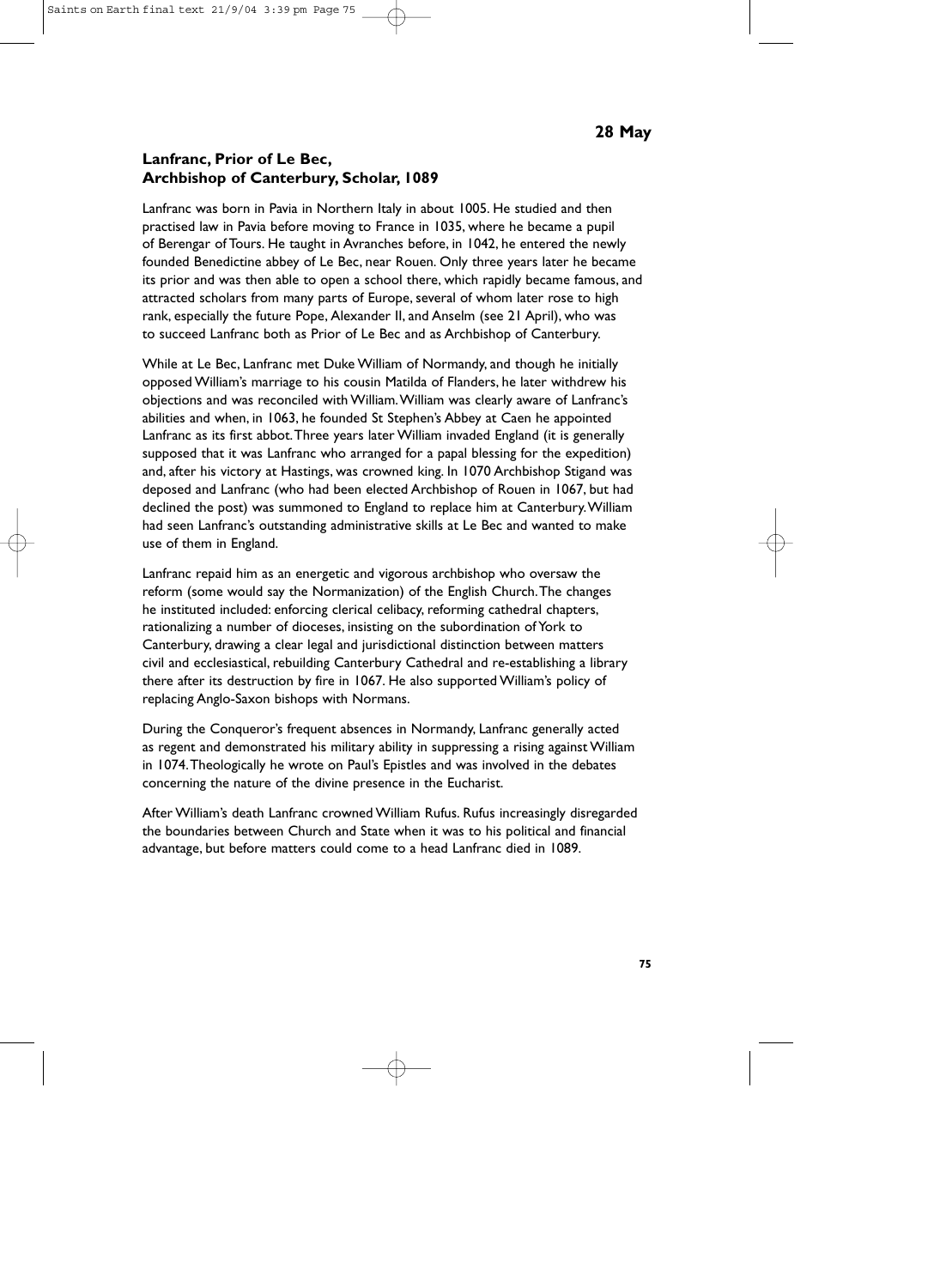**28 May**

## Lanfranc, Prior of Le Bec, Archbishop of Canterbury, Scholar, 1089

Lanfranc was born in Pavia in Northern Italy in about 1005. He studied and then practised law in Pavia before moving to France in 1035, where he became a pupil of Berengar of Tours. He taught in Avranches before, in 1042, he entered the newly founded Benedictine abbey of Le Bec, near Rouen. Only three years later he became its prior and was then able to open a school there, which rapidly became famous, and attracted scholars from many parts of Europe, several of whom later rose to high rank, especially the future Pope, Alexander II, and Anselm (see 21 April), who was to succeed Lanfranc both as Prior of Le Bec and as Archbishop of Canterbury.

While at Le Bec, Lanfranc met Duke William of Normandy, and though he initially opposed William's marriage to his cousin Matilda of Flanders, he later withdrew his objections and was reconciled with William. William was clearly aware of Lanfranc's abilities and when, in 1063, he founded St Stephen's Abbey at Caen he appointed Lanfranc as its first abbot. Three years later William invaded England (it is generally supposed that it was Lanfranc who arranged for a papal blessing for the expedition) and, after his victory at Hastings, was crowned king. In 1070 Archbishop Stigand was deposed and Lanfranc (who had been elected Archbishop of Rouen in 1067, but had declined the post) was summoned to England to replace him at Canterbury. William had seen Lanfranc's outstanding administrative skills at Le Bec and wanted to make use of them in England.

Lanfranc repaid him as an energetic and vigorous archbishop who oversaw the reform (some would say the Normanization) of the English Church. The changes he instituted included: enforcing clerical celibacy, reforming cathedral chapters, rationalizing a number of dioceses, insisting on the subordination of York to Canterbury, drawing a clear legal and jurisdictional distinction between matters civil and ecclesiastical, rebuilding Canterbury Cathedral and re-establishing a library there after its destruction by fire in 1067. He also supported William's policy of replacing Anglo-Saxon bishops with Normans.

During the Conqueror's frequent absences in Normandy, Lanfranc generally acted as regent and demonstrated his military ability in suppressing a rising against William in 1074. Theologically he wrote on Paul's Epistles and was involved in the debates concerning the nature of the divine presence in the Eucharist.

After William's death Lanfranc crowned William Rufus. Rufus increasingly disregarded the boundaries between Church and State when it was to his political and financial advantage, but before matters could come to a head Lanfranc died in 1089.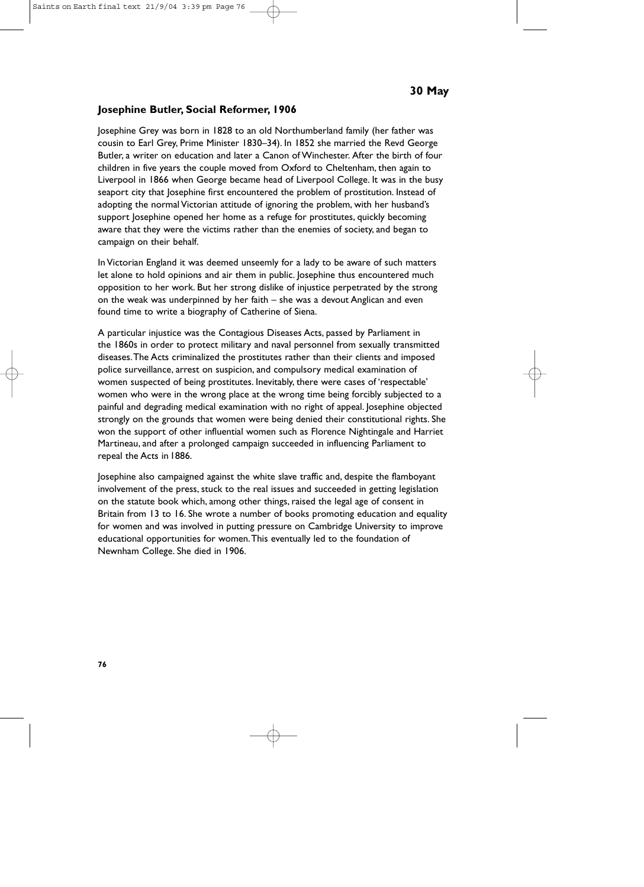**30 May**

## Josephine Butler, Social Reformer, 1906

Josephine Grey was born in 1828 to an old Northumberland family (her father was cousin to Earl Grey, Prime Minister 1830–34). In 1852 she married the Revd George Butler, a writer on education and later a Canon of Winchester. After the birth of four children in five years the couple moved from Oxford to Cheltenham, then again to Liverpool in 1866 when George became head of Liverpool College. It was in the busy seaport city that Josephine first encountered the problem of prostitution. Instead of adopting the normal Victorian attitude of ignoring the problem, with her husband's support Josephine opened her home as a refuge for prostitutes, quickly becoming aware that they were the victims rather than the enemies of society, and began to campaign on their behalf.

In Victorian England it was deemed unseemly for a lady to be aware of such matters let alone to hold opinions and air them in public. Josephine thus encountered much opposition to her work. But her strong dislike of injustice perpetrated by the strong on the weak was underpinned by her faith – she was a devout Anglican and even found time to write a biography of Catherine of Siena.

A particular injustice was the Contagious Diseases Acts, passed by Parliament in the 1860s in order to protect military and naval personnel from sexually transmitted diseases. The Acts criminalized the prostitutes rather than their clients and imposed police surveillance, arrest on suspicion, and compulsory medical examination of women suspected of being prostitutes. Inevitably, there were cases of 'respectable' women who were in the wrong place at the wrong time being forcibly subjected to a painful and degrading medical examination with no right of appeal. Josephine objected strongly on the grounds that women were being denied their constitutional rights. She won the support of other influential women such as Florence Nightingale and Harriet Martineau, and after a prolonged campaign succeeded in influencing Parliament to repeal the Acts in 1886.

Josephine also campaigned against the white slave traffic and, despite the flamboyant involvement of the press, stuck to the real issues and succeeded in getting legislation on the statute book which, among other things, raised the legal age of consent in Britain from 13 to 16. She wrote a number of books promoting education and equality for women and was involved in putting pressure on Cambridge University to improve educational opportunities for women. This eventually led to the foundation of Newnham College. She died in 1906.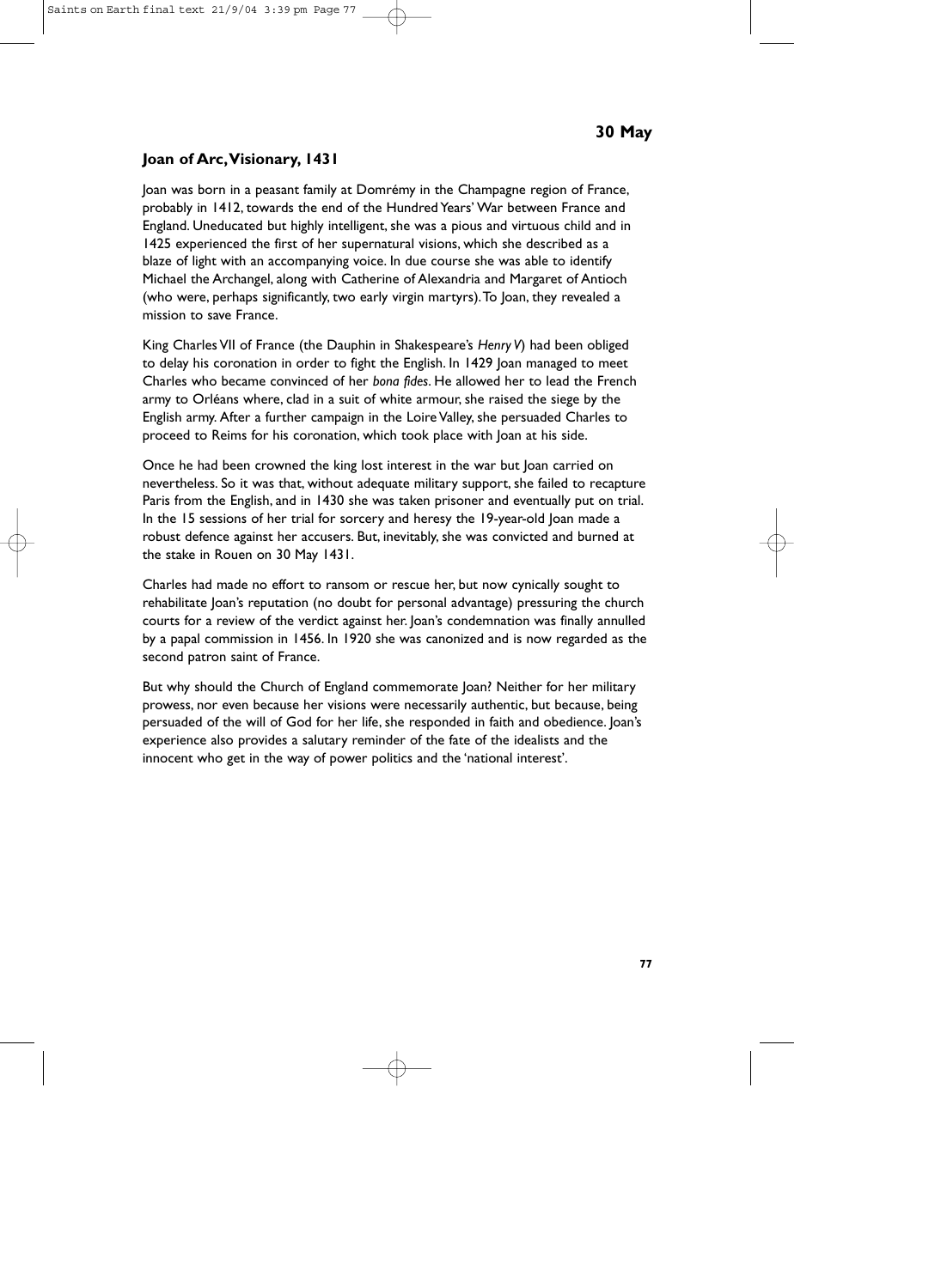**30 May**

## Joan of Arc, Visionary, 1431

Joan was born in a peasant family at Domrémy in the Champagne region of France, probably in 1412, towards the end of the Hundred Years' War between France and England. Uneducated but highly intelligent, she was a pious and virtuous child and in 1425 experienced the first of her supernatural visions, which she described as a blaze of light with an accompanying voice. In due course she was able to identify Michael the Archangel, along with Catherine of Alexandria and Margaret of Antioch (who were, perhaps significantly, two early virgin martyrs). To Joan, they revealed a mission to save France.

King Charles VII of France (the Dauphin in Shakespeare's *Henry V*) had been obliged to delay his coronation in order to fight the English. In 1429 Joan managed to meet Charles who became convinced of her *bona fides*. He allowed her to lead the French army to Orléans where, clad in a suit of white armour, she raised the siege by the English army. After a further campaign in the Loire Valley, she persuaded Charles to proceed to Reims for his coronation, which took place with Joan at his side.

Once he had been crowned the king lost interest in the war but Joan carried on nevertheless. So it was that, without adequate military support, she failed to recapture Paris from the English, and in 1430 she was taken prisoner and eventually put on trial. In the 15 sessions of her trial for sorcery and heresy the 19-year-old Joan made a robust defence against her accusers. But, inevitably, she was convicted and burned at the stake in Rouen on 30 May 1431.

Charles had made no effort to ransom or rescue her, but now cynically sought to rehabilitate Joan's reputation (no doubt for personal advantage) pressuring the church courts for a review of the verdict against her. Joan's condemnation was finally annulled by a papal commission in 1456. In 1920 she was canonized and is now regarded as the second patron saint of France.

But why should the Church of England commemorate Joan? Neither for her military prowess, nor even because her visions were necessarily authentic, but because, being persuaded of the will of God for her life, she responded in faith and obedience. Joan's experience also provides a salutary reminder of the fate of the idealists and the innocent who get in the way of power politics and the 'national interest'.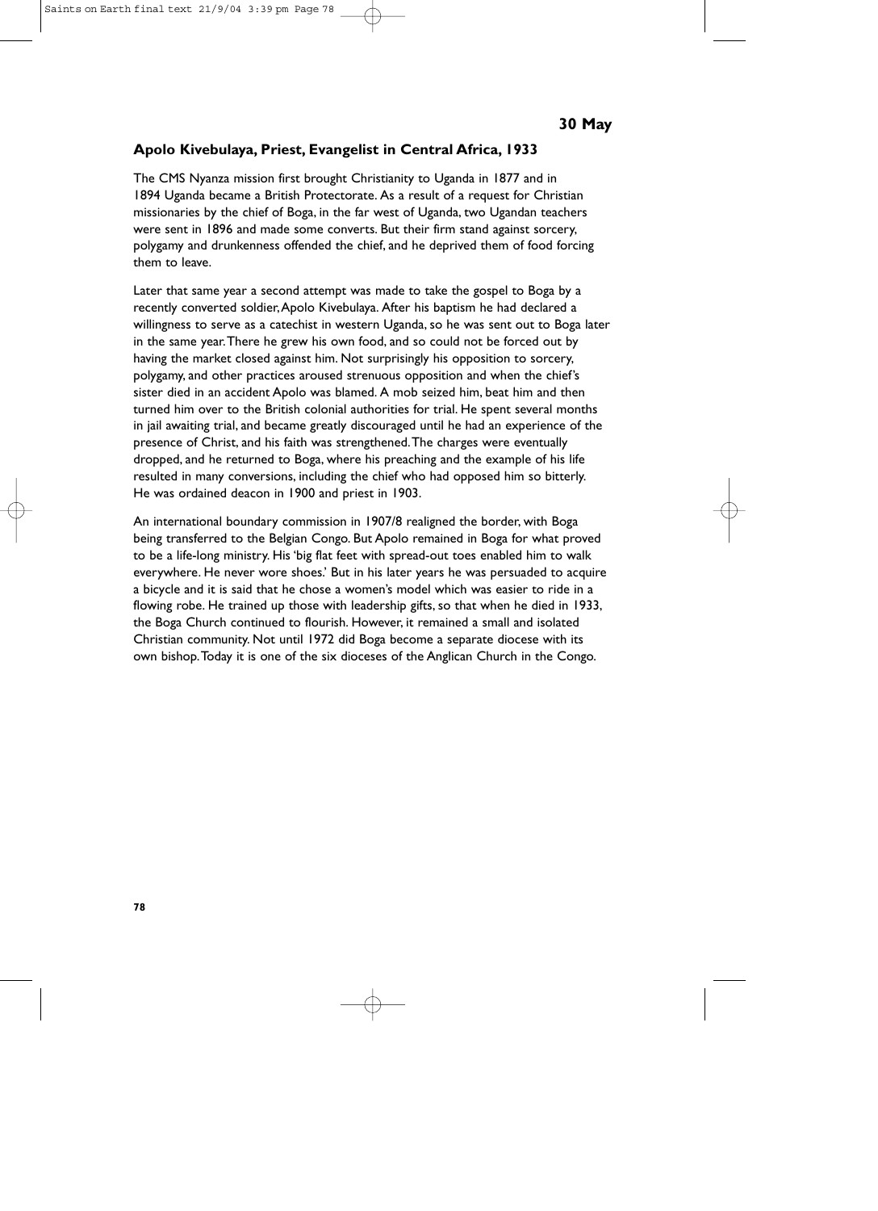**30 May**

## Apolo Kivebulaya, Priest, Evangelist in Central Africa, 1933

The CMS Nyanza mission first brought Christianity to Uganda in 1877 and in 1894 Uganda became a British Protectorate. As a result of a request for Christian missionaries by the chief of Boga, in the far west of Uganda, two Ugandan teachers were sent in 1896 and made some converts. But their firm stand against sorcery, polygamy and drunkenness offended the chief, and he deprived them of food forcing them to leave.

Later that same year a second attempt was made to take the gospel to Boga by a recently converted soldier, Apolo Kivebulaya. After his baptism he had declared a willingness to serve as a catechist in western Uganda, so he was sent out to Boga later in the same year. There he grew his own food, and so could not be forced out by having the market closed against him. Not surprisingly his opposition to sorcery, polygamy, and other practices aroused strenuous opposition and when the chief's sister died in an accident Apolo was blamed. A mob seized him, beat him and then turned him over to the British colonial authorities for trial. He spent several months in jail awaiting trial, and became greatly discouraged until he had an experience of the presence of Christ, and his faith was strengthened. The charges were eventually dropped, and he returned to Boga, where his preaching and the example of his life resulted in many conversions, including the chief who had opposed him so bitterly. He was ordained deacon in 1900 and priest in 1903.

An international boundary commission in 1907/8 realigned the border, with Boga being transferred to the Belgian Congo. But Apolo remained in Boga for what proved to be a life-long ministry. His 'big flat feet with spread-out toes enabled him to walk everywhere. He never wore shoes.' But in his later years he was persuaded to acquire a bicycle and it is said that he chose a women's model which was easier to ride in a flowing robe. He trained up those with leadership gifts, so that when he died in 1933, the Boga Church continued to flourish. However, it remained a small and isolated Christian community. Not until 1972 did Boga become a separate diocese with its own bishop. Today it is one of the six dioceses of the Anglican Church in the Congo.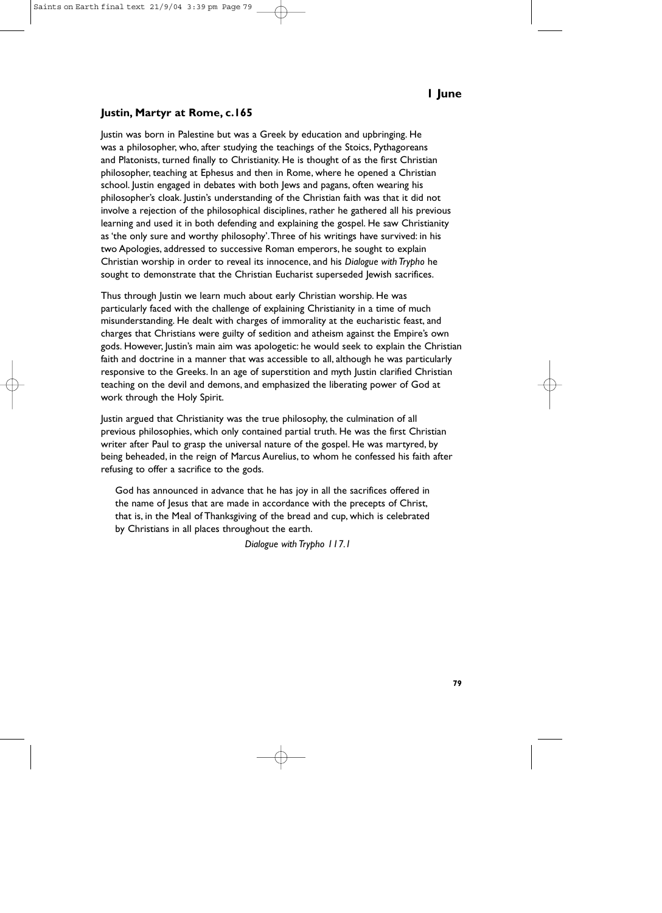# 1 June

## Justin, Martyr at Rome, c.165

Justin was born in Palestine but was a Greek by education and upbringing. He was a philosopher, who, after studying the teachings of the Stoics, Pythagoreans and Platonists, turned finally to Christianity. He is thought of as the first Christian philosopher, teaching at Ephesus and then in Rome, where he opened a Christian school. Justin engaged in debates with both Jews and pagans, often wearing his philosopher's cloak. Justin's understanding of the Christian faith was that it did not involve a rejection of the philosophical disciplines, rather he gathered all his previous learning and used it in both defending and explaining the gospel. He saw Christianity as 'the only sure and worthy philosophy'. Three of his writings have survived: in his two Apologies, addressed to successive Roman emperors, he sought to explain Christian worship in order to reveal its innocence, and his *Dialogue with Trypho* he sought to demonstrate that the Christian Eucharist superseded Jewish sacrifices.

Thus through Justin we learn much about early Christian worship. He was particularly faced with the challenge of explaining Christianity in a time of much misunderstanding. He dealt with charges of immorality at the eucharistic feast, and charges that Christians were guilty of sedition and atheism against the Empire's own gods. However, Justin's main aim was apologetic: he would seek to explain the Christian faith and doctrine in a manner that was accessible to all, although he was particularly responsive to the Greeks. In an age of superstition and myth Justin clarified Christian teaching on the devil and demons, and emphasized the liberating power of God at work through the Holy Spirit.

Justin argued that Christianity was the true philosophy, the culmination of all previous philosophies, which only contained partial truth. He was the first Christian writer after Paul to grasp the universal nature of the gospel. He was martyred, by being beheaded, in the reign of Marcus Aurelius, to whom he confessed his faith after refusing to offer a sacrifice to the gods.

> God has announced in advance that he has joy in all the sacrifices offered in the name of Jesus that are made in accordance with the precepts of Christ, that is, in the Meal of Thanksgiving of the bread and cup, which is celebrated by Christians in all places throughout the earth.
>
> *Dialogue with Trypho 117.1*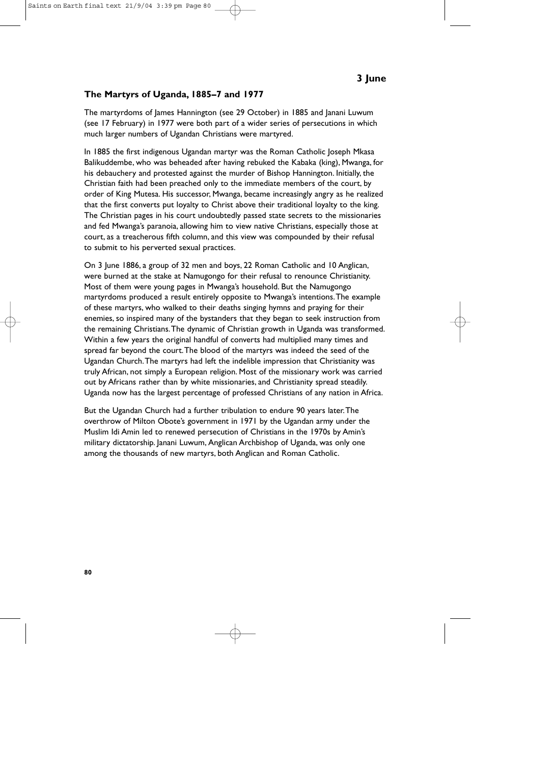**3 June**

## The Martyrs of Uganda, 1885–7 and 1977

The martyrdoms of James Hannington (see 29 October) in 1885 and Janani Luwum (see 17 February) in 1977 were both part of a wider series of persecutions in which much larger numbers of Ugandan Christians were martyred.

In 1885 the first indigenous Ugandan martyr was the Roman Catholic Joseph Mkasa Balikuddembe, who was beheaded after having rebuked the Kabaka (king), Mwanga, for his debauchery and protested against the murder of Bishop Hannington. Initially, the Christian faith had been preached only to the immediate members of the court, by order of King Mutesa. His successor, Mwanga, became increasingly angry as he realized that the first converts put loyalty to Christ above their traditional loyalty to the king. The Christian pages in his court undoubtedly passed state secrets to the missionaries and fed Mwanga's paranoia, allowing him to view native Christians, especially those at court, as a treacherous fifth column, and this view was compounded by their refusal to submit to his perverted sexual practices.

On 3 June 1886, a group of 32 men and boys, 22 Roman Catholic and 10 Anglican, were burned at the stake at Namugongo for their refusal to renounce Christianity. Most of them were young pages in Mwanga's household. But the Namugongo martyrdoms produced a result entirely opposite to Mwanga's intentions. The example of these martyrs, who walked to their deaths singing hymns and praying for their enemies, so inspired many of the bystanders that they began to seek instruction from the remaining Christians. The dynamic of Christian growth in Uganda was transformed. Within a few years the original handful of converts had multiplied many times and spread far beyond the court. The blood of the martyrs was indeed the seed of the Ugandan Church. The martyrs had left the indelible impression that Christianity was truly African, not simply a European religion. Most of the missionary work was carried out by Africans rather than by white missionaries, and Christianity spread steadily. Uganda now has the largest percentage of professed Christians of any nation in Africa.

But the Ugandan Church had a further tribulation to endure 90 years later. The overthrow of Milton Obote's government in 1971 by the Ugandan army under the Muslim Idi Amin led to renewed persecution of Christians in the 1970s by Amin's military dictatorship. Janani Luwum, Anglican Archbishop of Uganda, was only one among the thousands of new martyrs, both Anglican and Roman Catholic.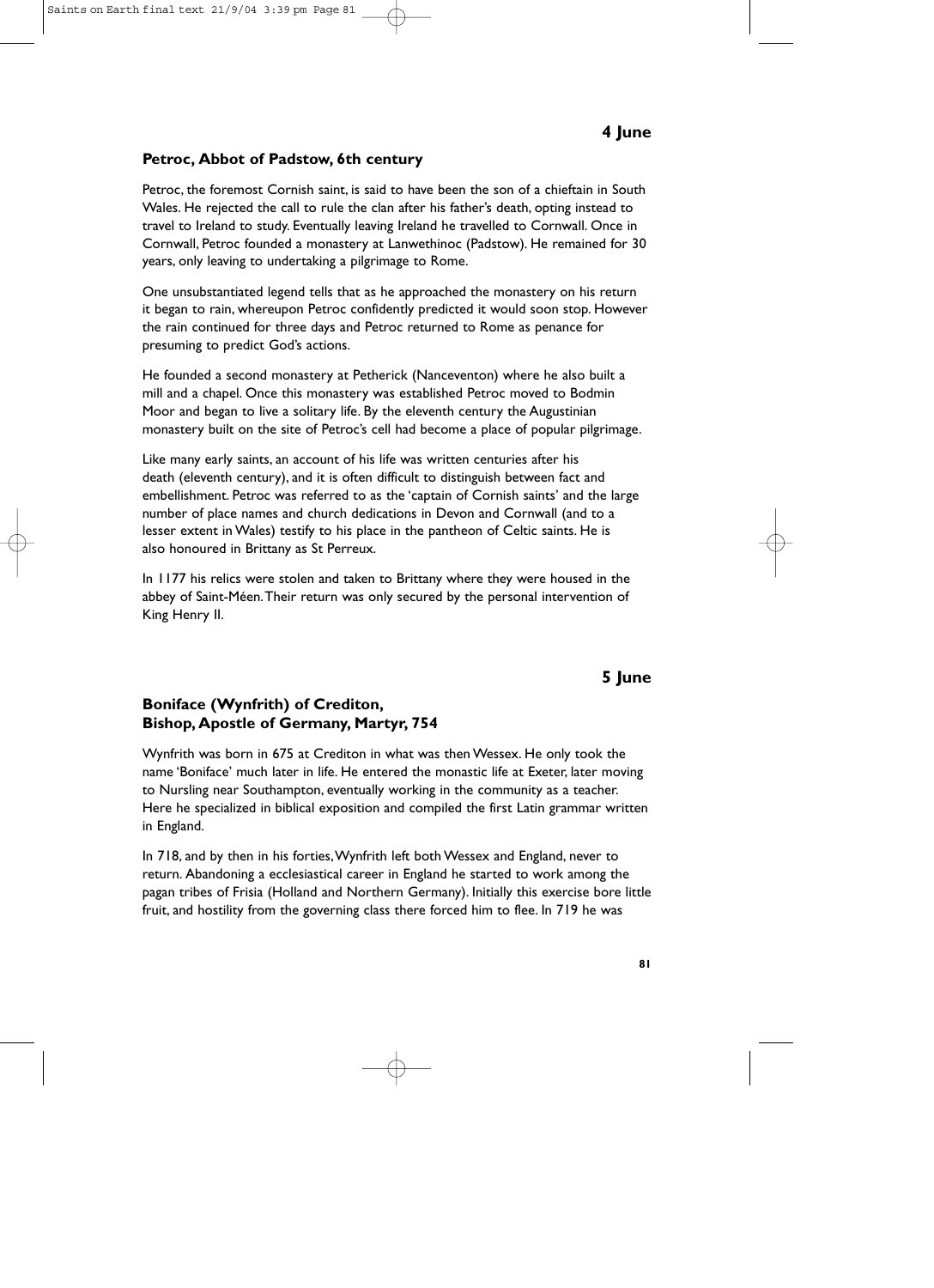## 4 June

### Petroc, Abbot of Padstow, 6th century

Petroc, the foremost Cornish saint, is said to have been the son of a chieftain in South Wales. He rejected the call to rule the clan after his father's death, opting instead to travel to Ireland to study. Eventually leaving Ireland he travelled to Cornwall. Once in Cornwall, Petroc founded a monastery at Lanwethinoc (Padstow). He remained for 30 years, only leaving to undertaking a pilgrimage to Rome.

One unsubstantiated legend tells that as he approached the monastery on his return it began to rain, whereupon Petroc confidently predicted it would soon stop. However the rain continued for three days and Petroc returned to Rome as penance for presuming to predict God's actions.

He founded a second monastery at Petherick (Nanceventon) where he also built a mill and a chapel. Once this monastery was established Petroc moved to Bodmin Moor and began to live a solitary life. By the eleventh century the Augustinian monastery built on the site of Petroc's cell had become a place of popular pilgrimage.

Like many early saints, an account of his life was written centuries after his death (eleventh century), and it is often difficult to distinguish between fact and embellishment. Petroc was referred to as the 'captain of Cornish saints' and the large number of place names and church dedications in Devon and Cornwall (and to a lesser extent in Wales) testify to his place in the pantheon of Celtic saints. He is also honoured in Brittany as St Perreux.

In 1177 his relics were stolen and taken to Brittany where they were housed in the abbey of Saint-Méen. Their return was only secured by the personal intervention of King Henry II.

## 5 June

### Boniface (Wynfrith) of Crediton, Bishop, Apostle of Germany, Martyr, 754

Wynfrith was born in 675 at Crediton in what was then Wessex. He only took the name 'Boniface' much later in life. He entered the monastic life at Exeter, later moving to Nursling near Southampton, eventually working in the community as a teacher. Here he specialized in biblical exposition and compiled the first Latin grammar written in England.

In 718, and by then in his forties, Wynfrith left both Wessex and England, never to return. Abandoning a ecclesiastical career in England he started to work among the pagan tribes of Frisia (Holland and Northern Germany). Initially this exercise bore little fruit, and hostility from the governing class there forced him to flee. In 719 he was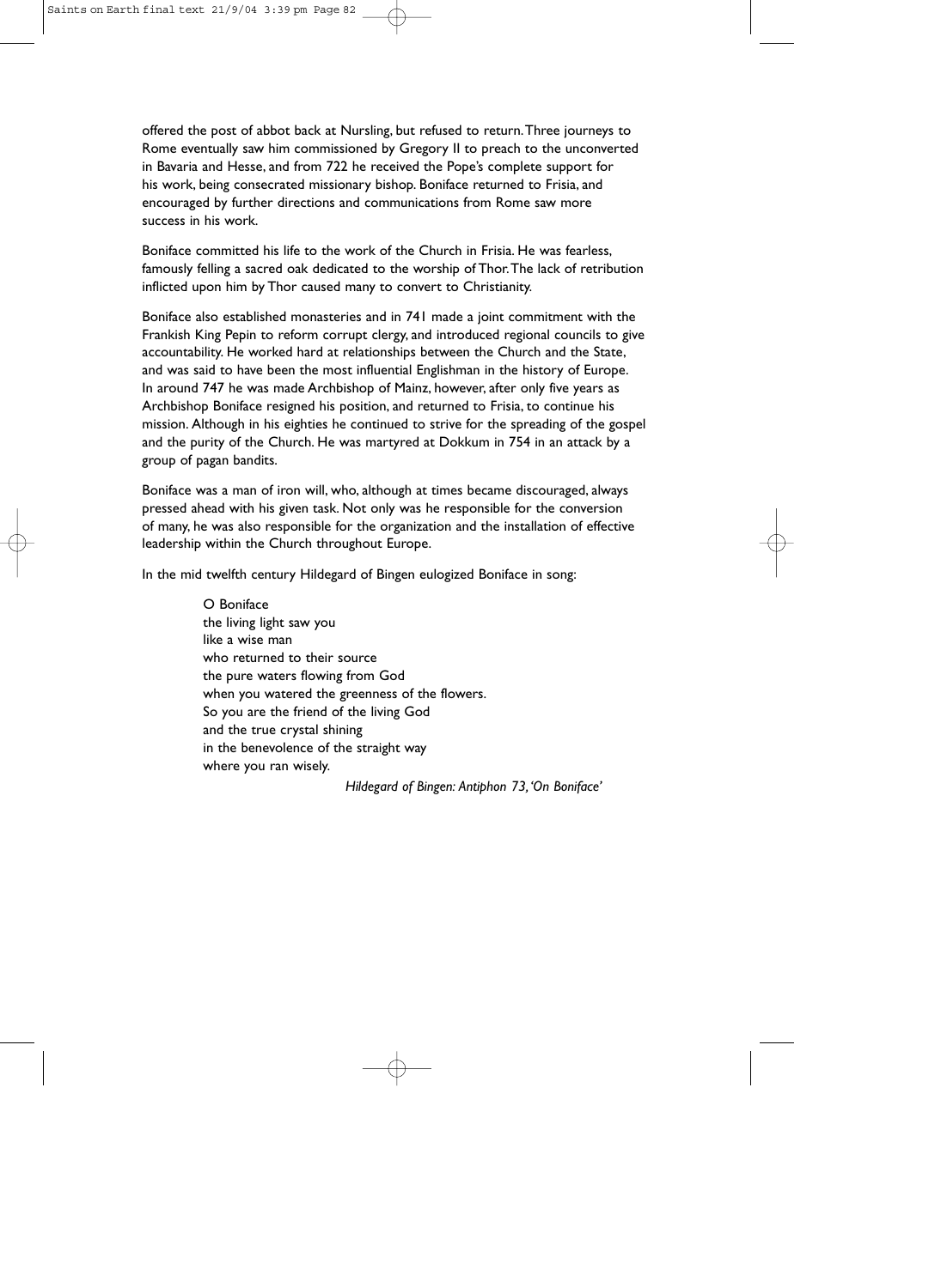offered the post of abbot back at Nursling, but refused to return. Three journeys to Rome eventually saw him commissioned by Gregory II to preach to the unconverted in Bavaria and Hesse, and from 722 he received the Pope's complete support for his work, being consecrated missionary bishop. Boniface returned to Frisia, and encouraged by further directions and communications from Rome saw more success in his work.

Boniface committed his life to the work of the Church in Frisia. He was fearless, famously felling a sacred oak dedicated to the worship of Thor. The lack of retribution inflicted upon him by Thor caused many to convert to Christianity.

Boniface also established monasteries and in 741 made a joint commitment with the Frankish King Pepin to reform corrupt clergy, and introduced regional councils to give accountability. He worked hard at relationships between the Church and the State, and was said to have been the most influential Englishman in the history of Europe. In around 747 he was made Archbishop of Mainz, however, after only five years as Archbishop Boniface resigned his position, and returned to Frisia, to continue his mission. Although in his eighties he continued to strive for the spreading of the gospel and the purity of the Church. He was martyred at Dokkum in 754 in an attack by a group of pagan bandits.

Boniface was a man of iron will, who, although at times became discouraged, always pressed ahead with his given task. Not only was he responsible for the conversion of many, he was also responsible for the organization and the installation of effective leadership within the Church throughout Europe.

In the mid twelfth century Hildegard of Bingen eulogized Boniface in song:

> O Boniface
> the living light saw you
> like a wise man
> who returned to their source
> the pure waters flowing from God
> when you watered the greenness of the flowers.
> So you are the friend of the living God
> and the true crystal shining
> in the benevolence of the straight way
> where you ran wisely.
>
> *Hildegard of Bingen: Antiphon 73, 'On Boniface'*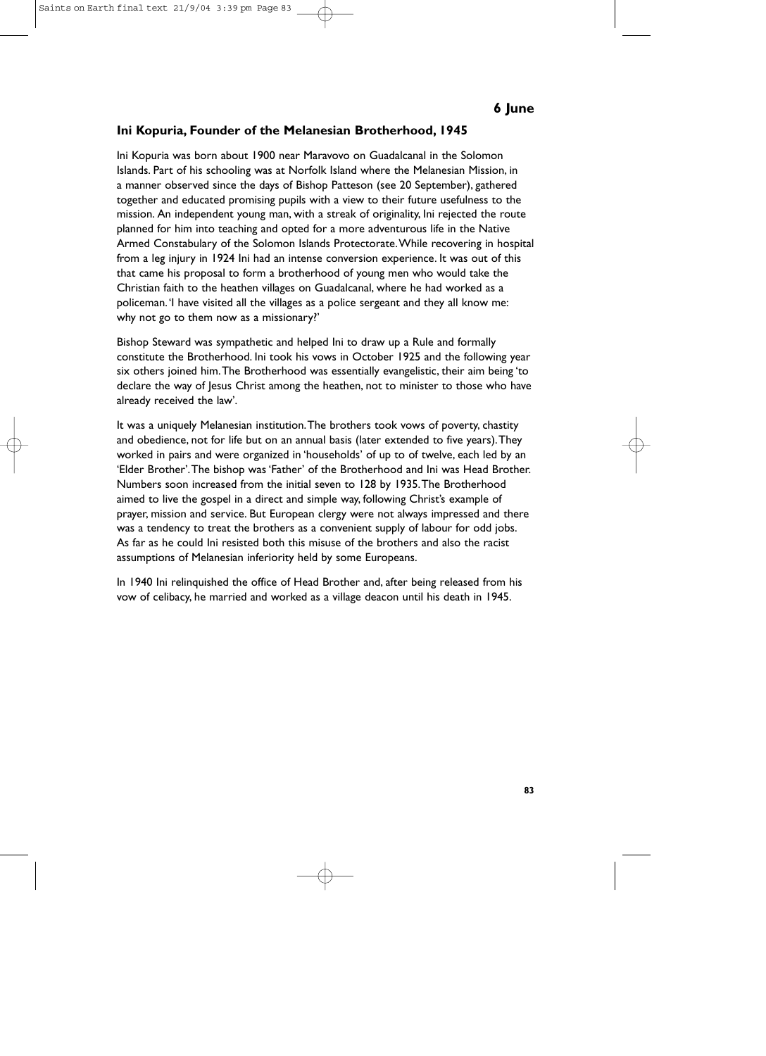**6 June**

## Ini Kopuria, Founder of the Melanesian Brotherhood, 1945

Ini Kopuria was born about 1900 near Maravovo on Guadalcanal in the Solomon Islands. Part of his schooling was at Norfolk Island where the Melanesian Mission, in a manner observed since the days of Bishop Patteson (see 20 September), gathered together and educated promising pupils with a view to their future usefulness to the mission. An independent young man, with a streak of originality, Ini rejected the route planned for him into teaching and opted for a more adventurous life in the Native Armed Constabulary of the Solomon Islands Protectorate. While recovering in hospital from a leg injury in 1924 Ini had an intense conversion experience. It was out of this that came his proposal to form a brotherhood of young men who would take the Christian faith to the heathen villages on Guadalcanal, where he had worked as a policeman. 'I have visited all the villages as a police sergeant and they all know me: why not go to them now as a missionary?'

Bishop Steward was sympathetic and helped Ini to draw up a Rule and formally constitute the Brotherhood. Ini took his vows in October 1925 and the following year six others joined him. The Brotherhood was essentially evangelistic, their aim being 'to declare the way of Jesus Christ among the heathen, not to minister to those who have already received the law'.

It was a uniquely Melanesian institution. The brothers took vows of poverty, chastity and obedience, not for life but on an annual basis (later extended to five years). They worked in pairs and were organized in 'households' of up to of twelve, each led by an 'Elder Brother'. The bishop was 'Father' of the Brotherhood and Ini was Head Brother. Numbers soon increased from the initial seven to 128 by 1935. The Brotherhood aimed to live the gospel in a direct and simple way, following Christ's example of prayer, mission and service. But European clergy were not always impressed and there was a tendency to treat the brothers as a convenient supply of labour for odd jobs. As far as he could Ini resisted both this misuse of the brothers and also the racist assumptions of Melanesian inferiority held by some Europeans.

In 1940 Ini relinquished the office of Head Brother and, after being released from his vow of celibacy, he married and worked as a village deacon until his death in 1945.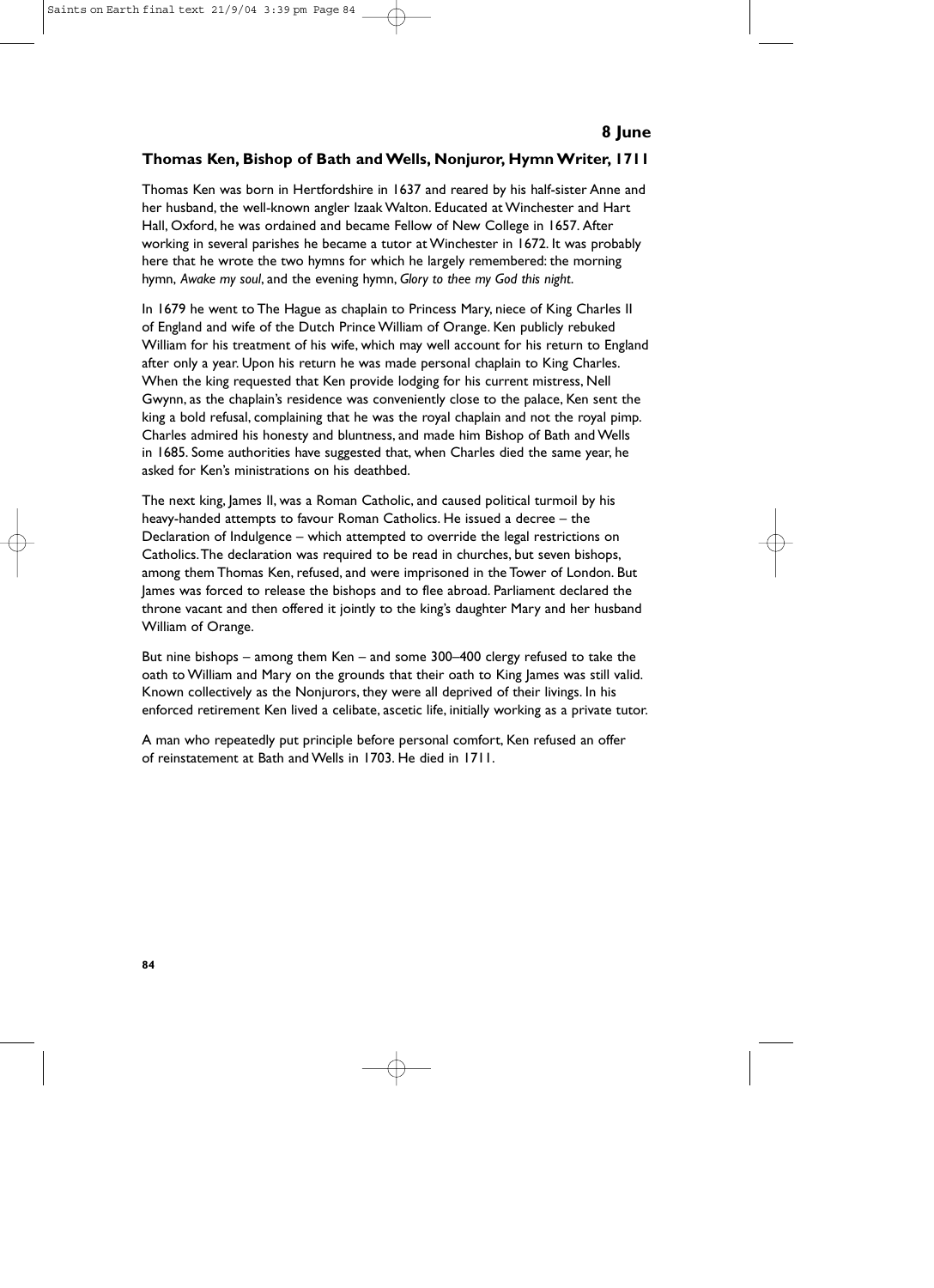**8 June**

## Thomas Ken, Bishop of Bath and Wells, Nonjuror, Hymn Writer, 1711

Thomas Ken was born in Hertfordshire in 1637 and reared by his half-sister Anne and her husband, the well-known angler Izaak Walton. Educated at Winchester and Hart Hall, Oxford, he was ordained and became Fellow of New College in 1657. After working in several parishes he became a tutor at Winchester in 1672. It was probably here that he wrote the two hymns for which he largely remembered: the morning hymn, *Awake my soul*, and the evening hymn, *Glory to thee my God this night*.

In 1679 he went to The Hague as chaplain to Princess Mary, niece of King Charles II of England and wife of the Dutch Prince William of Orange. Ken publicly rebuked William for his treatment of his wife, which may well account for his return to England after only a year. Upon his return he was made personal chaplain to King Charles. When the king requested that Ken provide lodging for his current mistress, Nell Gwynn, as the chaplain's residence was conveniently close to the palace, Ken sent the king a bold refusal, complaining that he was the royal chaplain and not the royal pimp. Charles admired his honesty and bluntness, and made him Bishop of Bath and Wells in 1685. Some authorities have suggested that, when Charles died the same year, he asked for Ken's ministrations on his deathbed.

The next king, James II, was a Roman Catholic, and caused political turmoil by his heavy-handed attempts to favour Roman Catholics. He issued a decree – the Declaration of Indulgence – which attempted to override the legal restrictions on Catholics. The declaration was required to be read in churches, but seven bishops, among them Thomas Ken, refused, and were imprisoned in the Tower of London. But James was forced to release the bishops and to flee abroad. Parliament declared the throne vacant and then offered it jointly to the king's daughter Mary and her husband William of Orange.

But nine bishops – among them Ken – and some 300–400 clergy refused to take the oath to William and Mary on the grounds that their oath to King James was still valid. Known collectively as the Nonjurors, they were all deprived of their livings. In his enforced retirement Ken lived a celibate, ascetic life, initially working as a private tutor.

A man who repeatedly put principle before personal comfort, Ken refused an offer of reinstatement at Bath and Wells in 1703. He died in 1711.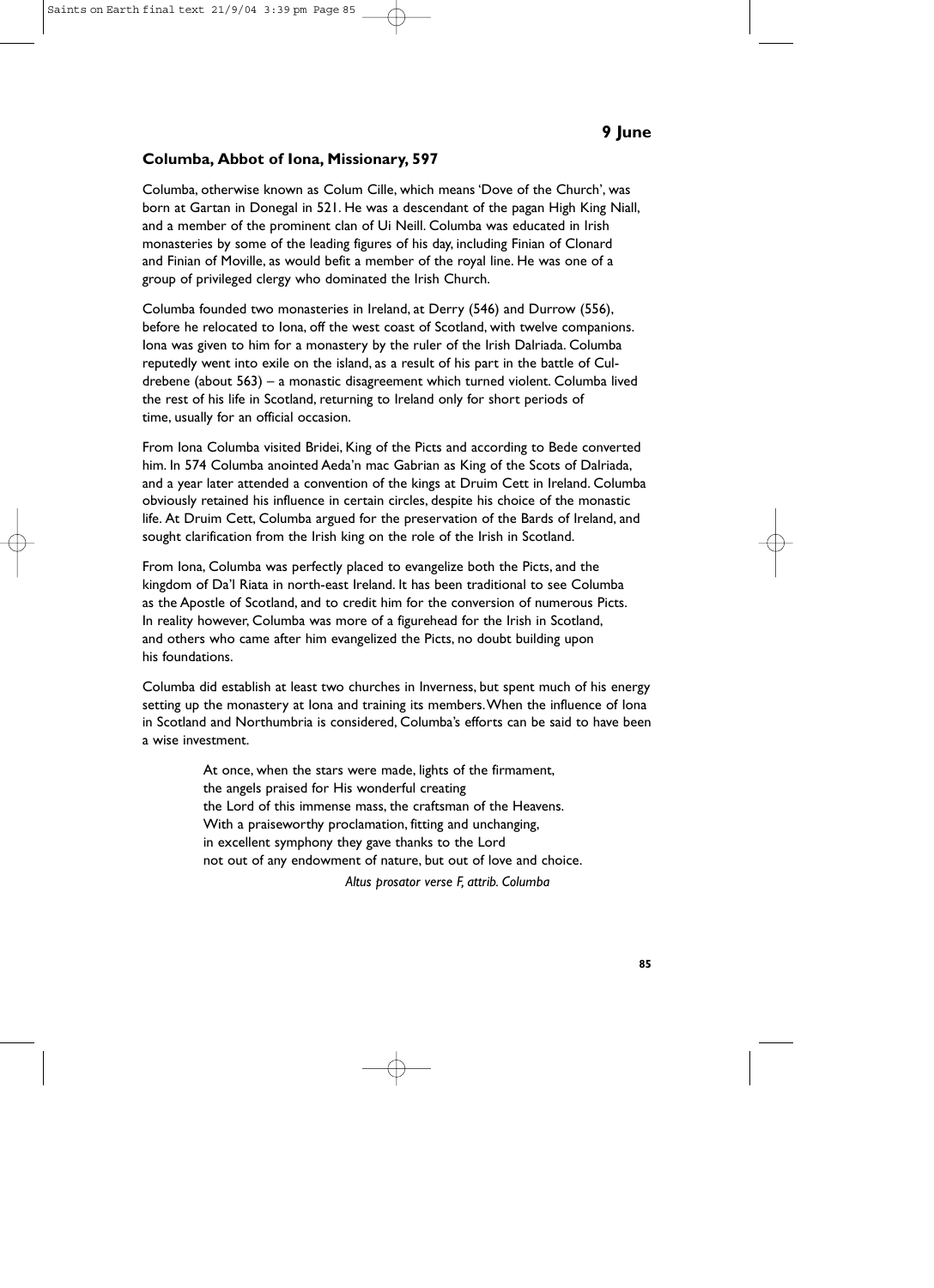**9 June**

## Columba, Abbot of Iona, Missionary, 597

Columba, otherwise known as Colum Cille, which means 'Dove of the Church', was born at Gartan in Donegal in 521. He was a descendant of the pagan High King Niall, and a member of the prominent clan of Ui Neill. Columba was educated in Irish monasteries by some of the leading figures of his day, including Finian of Clonard and Finian of Moville, as would befit a member of the royal line. He was one of a group of privileged clergy who dominated the Irish Church.

Columba founded two monasteries in Ireland, at Derry (546) and Durrow (556), before he relocated to Iona, off the west coast of Scotland, with twelve companions. Iona was given to him for a monastery by the ruler of the Irish Dalriada. Columba reputedly went into exile on the island, as a result of his part in the battle of Cul-drebene (about 563) – a monastic disagreement which turned violent. Columba lived the rest of his life in Scotland, returning to Ireland only for short periods of time, usually for an official occasion.

From Iona Columba visited Bridei, King of the Picts and according to Bede converted him. In 574 Columba anointed Aeda'n mac Gabrian as King of the Scots of Dalriada, and a year later attended a convention of the kings at Druim Cett in Ireland. Columba obviously retained his influence in certain circles, despite his choice of the monastic life. At Druim Cett, Columba argued for the preservation of the Bards of Ireland, and sought clarification from the Irish king on the role of the Irish in Scotland.

From Iona, Columba was perfectly placed to evangelize both the Picts, and the kingdom of Da'l Riata in north-east Ireland. It has been traditional to see Columba as the Apostle of Scotland, and to credit him for the conversion of numerous Picts. In reality however, Columba was more of a figurehead for the Irish in Scotland, and others who came after him evangelized the Picts, no doubt building upon his foundations.

Columba did establish at least two churches in Inverness, but spent much of his energy setting up the monastery at Iona and training its members. When the influence of Iona in Scotland and Northumbria is considered, Columba's efforts can be said to have been a wise investment.

> At once, when the stars were made, lights of the firmament,
> the angels praised for His wonderful creating
> the Lord of this immense mass, the craftsman of the Heavens.
> With a praiseworthy proclamation, fitting and unchanging,
> in excellent symphony they gave thanks to the Lord
> not out of any endowment of nature, but out of love and choice.
>
> *Altus prosator verse F, attrib. Columba*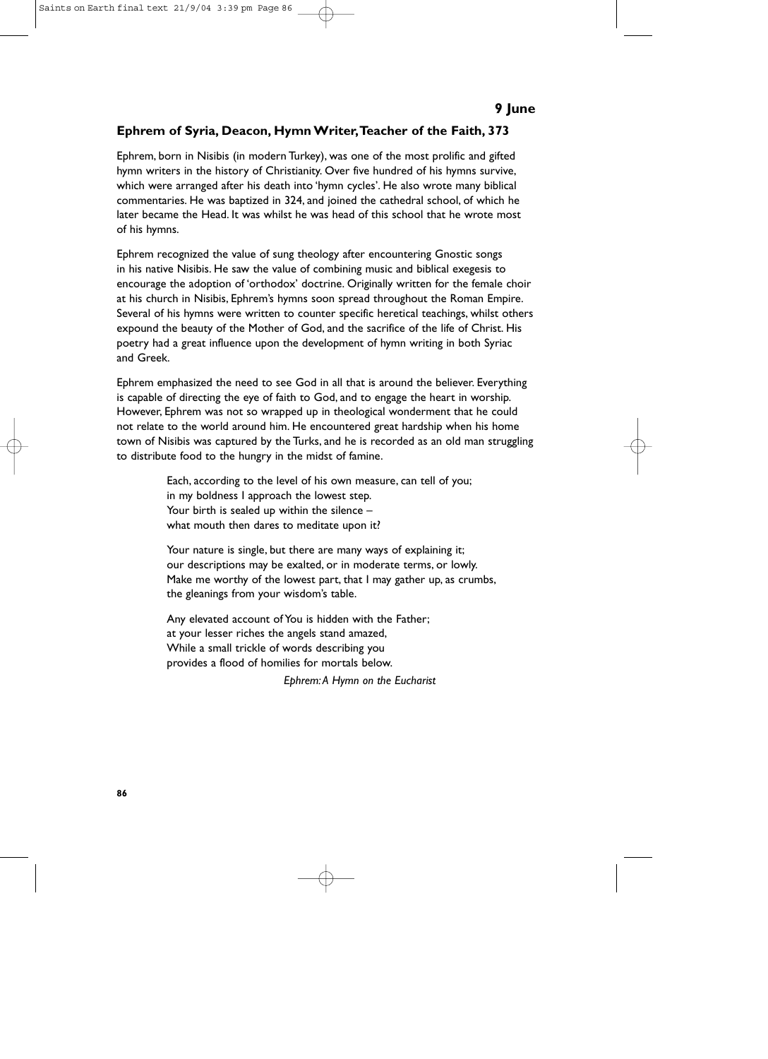**9 June**

## Ephrem of Syria, Deacon, Hymn Writer, Teacher of the Faith, 373

Ephrem, born in Nisibis (in modern Turkey), was one of the most prolific and gifted hymn writers in the history of Christianity. Over five hundred of his hymns survive, which were arranged after his death into 'hymn cycles'. He also wrote many biblical commentaries. He was baptized in 324, and joined the cathedral school, of which he later became the Head. It was whilst he was head of this school that he wrote most of his hymns.

Ephrem recognized the value of sung theology after encountering Gnostic songs in his native Nisibis. He saw the value of combining music and biblical exegesis to encourage the adoption of 'orthodox' doctrine. Originally written for the female choir at his church in Nisibis, Ephrem's hymns soon spread throughout the Roman Empire. Several of his hymns were written to counter specific heretical teachings, whilst others expound the beauty of the Mother of God, and the sacrifice of the life of Christ. His poetry had a great influence upon the development of hymn writing in both Syriac and Greek.

Ephrem emphasized the need to see God in all that is around the believer. Everything is capable of directing the eye of faith to God, and to engage the heart in worship. However, Ephrem was not so wrapped up in theological wonderment that he could not relate to the world around him. He encountered great hardship when his home town of Nisibis was captured by the Turks, and he is recorded as an old man struggling to distribute food to the hungry in the midst of famine.

> Each, according to the level of his own measure, can tell of you;
> in my boldness I approach the lowest step.
> Your birth is sealed up within the silence –
> what mouth then dares to meditate upon it?
>
> Your nature is single, but there are many ways of explaining it;
> our descriptions may be exalted, or in moderate terms, or lowly.
> Make me worthy of the lowest part, that I may gather up, as crumbs,
> the gleanings from your wisdom's table.
>
> Any elevated account of You is hidden with the Father;
> at your lesser riches the angels stand amazed,
> While a small trickle of words describing you
> provides a flood of homilies for mortals below.
>
> *Ephrem: A Hymn on the Eucharist*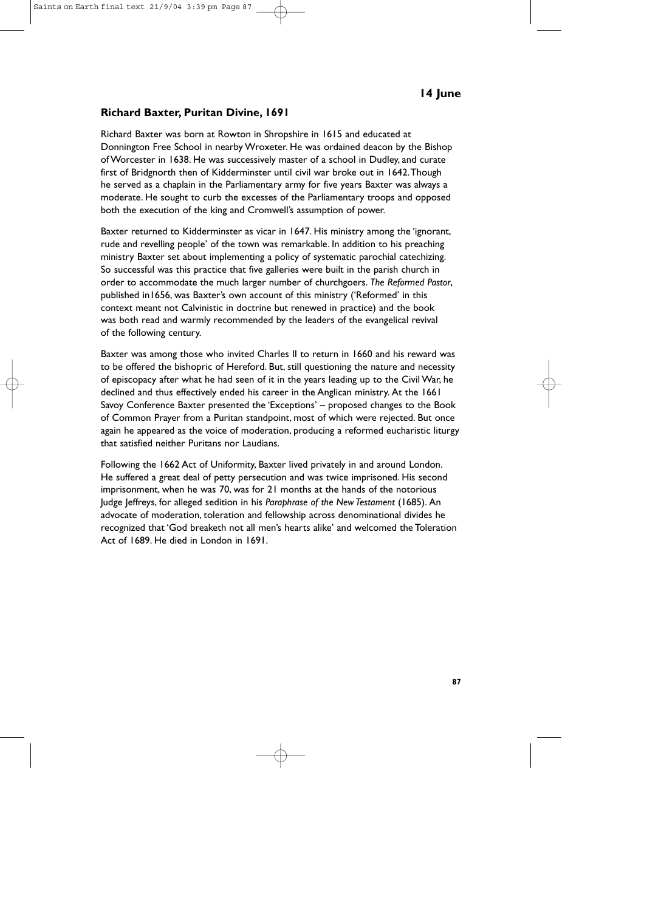**14 June**

## Richard Baxter, Puritan Divine, 1691

Richard Baxter was born at Rowton in Shropshire in 1615 and educated at Donnington Free School in nearby Wroxeter. He was ordained deacon by the Bishop of Worcester in 1638. He was successively master of a school in Dudley, and curate first of Bridgnorth then of Kidderminster until civil war broke out in 1642. Though he served as a chaplain in the Parliamentary army for five years Baxter was always a moderate. He sought to curb the excesses of the Parliamentary troops and opposed both the execution of the king and Cromwell's assumption of power.

Baxter returned to Kidderminster as vicar in 1647. His ministry among the 'ignorant, rude and revelling people' of the town was remarkable. In addition to his preaching ministry Baxter set about implementing a policy of systematic parochial catechizing. So successful was this practice that five galleries were built in the parish church in order to accommodate the much larger number of churchgoers. *The Reformed Pastor*, published in1656, was Baxter's own account of this ministry ('Reformed' in this context meant not Calvinistic in doctrine but renewed in practice) and the book was both read and warmly recommended by the leaders of the evangelical revival of the following century.

Baxter was among those who invited Charles II to return in 1660 and his reward was to be offered the bishopric of Hereford. But, still questioning the nature and necessity of episcopacy after what he had seen of it in the years leading up to the Civil War, he declined and thus effectively ended his career in the Anglican ministry. At the 1661 Savoy Conference Baxter presented the 'Exceptions' – proposed changes to the Book of Common Prayer from a Puritan standpoint, most of which were rejected. But once again he appeared as the voice of moderation, producing a reformed eucharistic liturgy that satisfied neither Puritans nor Laudians.

Following the 1662 Act of Uniformity, Baxter lived privately in and around London. He suffered a great deal of petty persecution and was twice imprisoned. His second imprisonment, when he was 70, was for 21 months at the hands of the notorious Judge Jeffreys, for alleged sedition in his *Paraphrase of the New Testament* (1685). An advocate of moderation, toleration and fellowship across denominational divides he recognized that 'God breaketh not all men's hearts alike' and welcomed the Toleration Act of 1689. He died in London in 1691.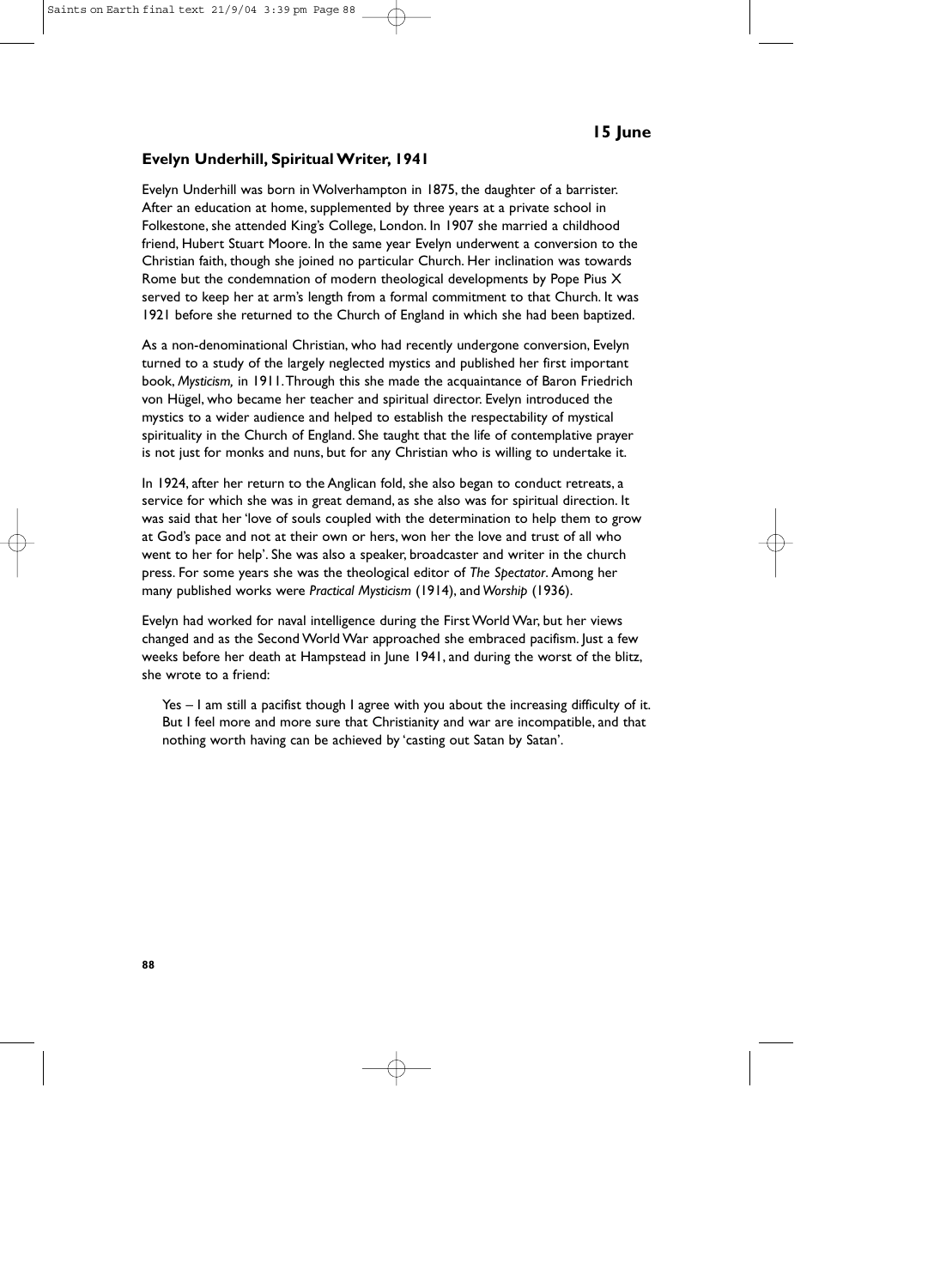## 15 June

### Evelyn Underhill, Spiritual Writer, 1941

Evelyn Underhill was born in Wolverhampton in 1875, the daughter of a barrister. After an education at home, supplemented by three years at a private school in Folkestone, she attended King's College, London. In 1907 she married a childhood friend, Hubert Stuart Moore. In the same year Evelyn underwent a conversion to the Christian faith, though she joined no particular Church. Her inclination was towards Rome but the condemnation of modern theological developments by Pope Pius X served to keep her at arm's length from a formal commitment to that Church. It was 1921 before she returned to the Church of England in which she had been baptized.

As a non-denominational Christian, who had recently undergone conversion, Evelyn turned to a study of the largely neglected mystics and published her first important book, *Mysticism,* in 1911. Through this she made the acquaintance of Baron Friedrich von Hügel, who became her teacher and spiritual director. Evelyn introduced the mystics to a wider audience and helped to establish the respectability of mystical spirituality in the Church of England. She taught that the life of contemplative prayer is not just for monks and nuns, but for any Christian who is willing to undertake it.

In 1924, after her return to the Anglican fold, she also began to conduct retreats, a service for which she was in great demand, as she also was for spiritual direction. It was said that her 'love of souls coupled with the determination to help them to grow at God's pace and not at their own or hers, won her the love and trust of all who went to her for help'. She was also a speaker, broadcaster and writer in the church press. For some years she was the theological editor of *The Spectator*. Among her many published works were *Practical Mysticism* (1914), and *Worship* (1936).

Evelyn had worked for naval intelligence during the First World War, but her views changed and as the Second World War approached she embraced pacifism. Just a few weeks before her death at Hampstead in June 1941, and during the worst of the blitz, she wrote to a friend:

> Yes – I am still a pacifist though I agree with you about the increasing difficulty of it. But I feel more and more sure that Christianity and war are incompatible, and that nothing worth having can be achieved by 'casting out Satan by Satan'.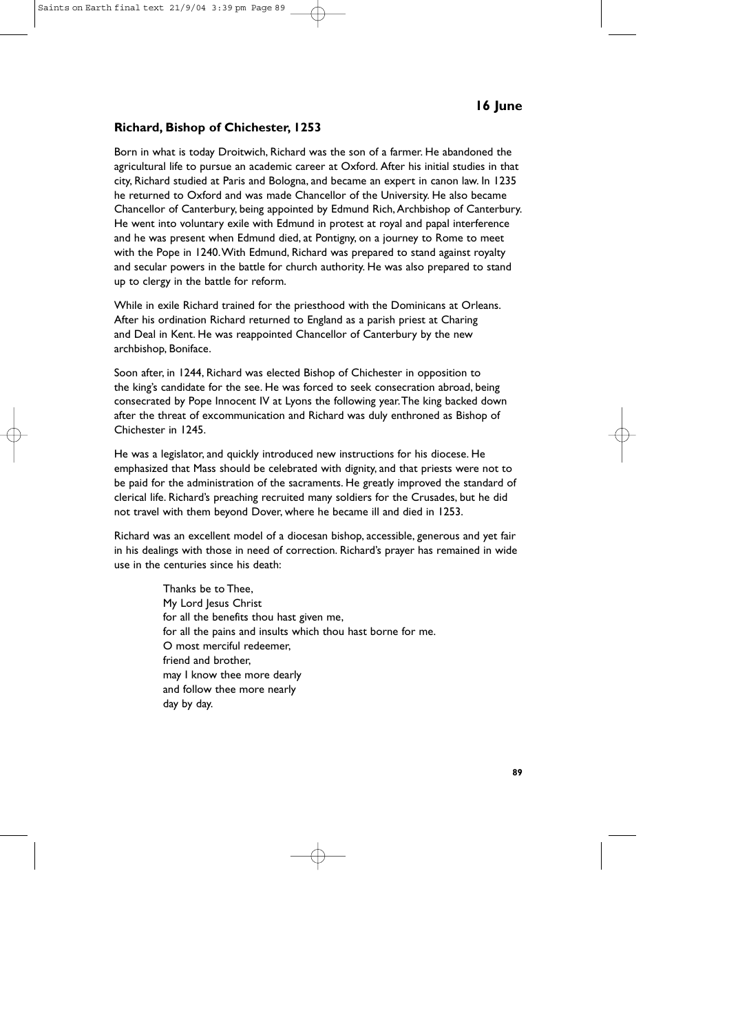## 16 June

### Richard, Bishop of Chichester, 1253

Born in what is today Droitwich, Richard was the son of a farmer. He abandoned the agricultural life to pursue an academic career at Oxford. After his initial studies in that city, Richard studied at Paris and Bologna, and became an expert in canon law. In 1235 he returned to Oxford and was made Chancellor of the University. He also became Chancellor of Canterbury, being appointed by Edmund Rich, Archbishop of Canterbury. He went into voluntary exile with Edmund in protest at royal and papal interference and he was present when Edmund died, at Pontigny, on a journey to Rome to meet with the Pope in 1240. With Edmund, Richard was prepared to stand against royalty and secular powers in the battle for church authority. He was also prepared to stand up to clergy in the battle for reform.

While in exile Richard trained for the priesthood with the Dominicans at Orleans. After his ordination Richard returned to England as a parish priest at Charing and Deal in Kent. He was reappointed Chancellor of Canterbury by the new archbishop, Boniface.

Soon after, in 1244, Richard was elected Bishop of Chichester in opposition to the king's candidate for the see. He was forced to seek consecration abroad, being consecrated by Pope Innocent IV at Lyons the following year. The king backed down after the threat of excommunication and Richard was duly enthroned as Bishop of Chichester in 1245.

He was a legislator, and quickly introduced new instructions for his diocese. He emphasized that Mass should be celebrated with dignity, and that priests were not to be paid for the administration of the sacraments. He greatly improved the standard of clerical life. Richard's preaching recruited many soldiers for the Crusades, but he did not travel with them beyond Dover, where he became ill and died in 1253.

Richard was an excellent model of a diocesan bishop, accessible, generous and yet fair in his dealings with those in need of correction. Richard's prayer has remained in wide use in the centuries since his death:

> Thanks be to Thee,
> My Lord Jesus Christ
> for all the benefits thou hast given me,
> for all the pains and insults which thou hast borne for me.
> O most merciful redeemer,
> friend and brother,
> may I know thee more dearly
> and follow thee more nearly
> day by day.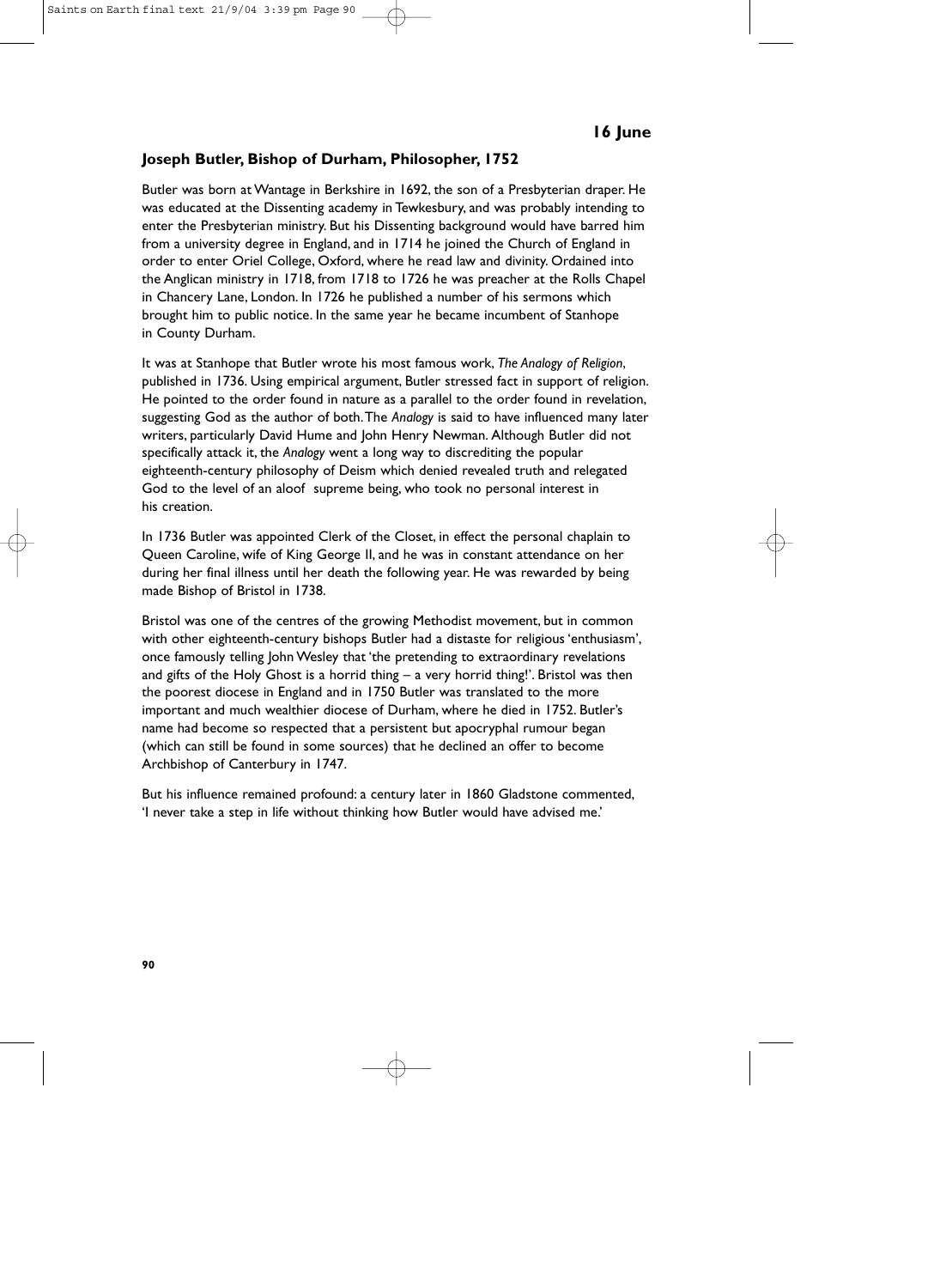## 16 June

### Joseph Butler, Bishop of Durham, Philosopher, 1752

Butler was born at Wantage in Berkshire in 1692, the son of a Presbyterian draper. He was educated at the Dissenting academy in Tewkesbury, and was probably intending to enter the Presbyterian ministry. But his Dissenting background would have barred him from a university degree in England, and in 1714 he joined the Church of England in order to enter Oriel College, Oxford, where he read law and divinity. Ordained into the Anglican ministry in 1718, from 1718 to 1726 he was preacher at the Rolls Chapel in Chancery Lane, London. In 1726 he published a number of his sermons which brought him to public notice. In the same year he became incumbent of Stanhope in County Durham.

It was at Stanhope that Butler wrote his most famous work, *The Analogy of Religion*, published in 1736. Using empirical argument, Butler stressed fact in support of religion. He pointed to the order found in nature as a parallel to the order found in revelation, suggesting God as the author of both. The *Analogy* is said to have influenced many later writers, particularly David Hume and John Henry Newman. Although Butler did not specifically attack it, the *Analogy* went a long way to discrediting the popular eighteenth-century philosophy of Deism which denied revealed truth and relegated God to the level of an aloof supreme being, who took no personal interest in his creation.

In 1736 Butler was appointed Clerk of the Closet, in effect the personal chaplain to Queen Caroline, wife of King George II, and he was in constant attendance on her during her final illness until her death the following year. He was rewarded by being made Bishop of Bristol in 1738.

Bristol was one of the centres of the growing Methodist movement, but in common with other eighteenth-century bishops Butler had a distaste for religious 'enthusiasm', once famously telling John Wesley that 'the pretending to extraordinary revelations and gifts of the Holy Ghost is a horrid thing – a very horrid thing!'. Bristol was then the poorest diocese in England and in 1750 Butler was translated to the more important and much wealthier diocese of Durham, where he died in 1752. Butler's name had become so respected that a persistent but apocryphal rumour began (which can still be found in some sources) that he declined an offer to become Archbishop of Canterbury in 1747.

But his influence remained profound: a century later in 1860 Gladstone commented, 'I never take a step in life without thinking how Butler would have advised me.'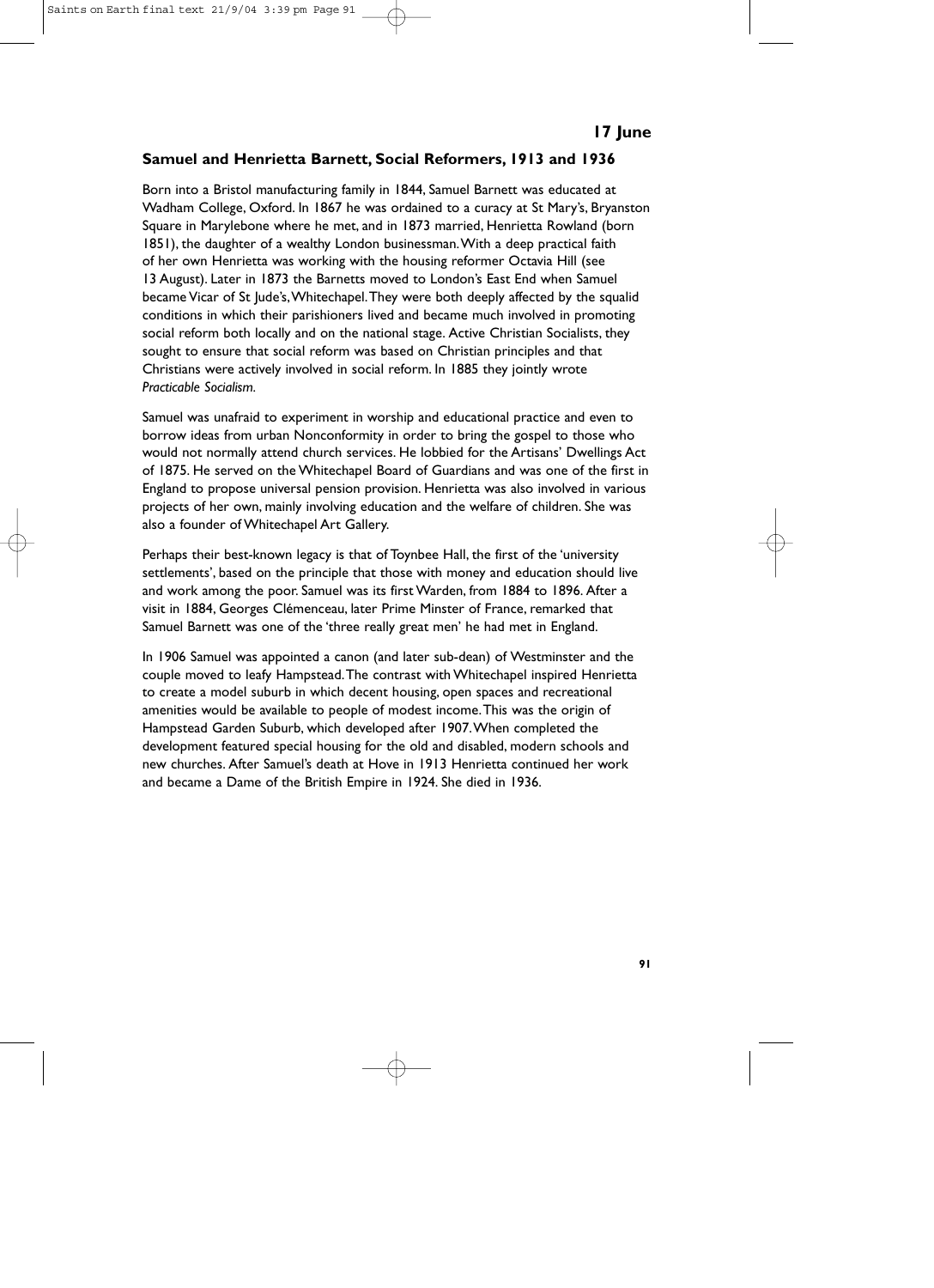## 17 June

### Samuel and Henrietta Barnett, Social Reformers, 1913 and 1936

Born into a Bristol manufacturing family in 1844, Samuel Barnett was educated at Wadham College, Oxford. In 1867 he was ordained to a curacy at St Mary's, Bryanston Square in Marylebone where he met, and in 1873 married, Henrietta Rowland (born 1851), the daughter of a wealthy London businessman. With a deep practical faith of her own Henrietta was working with the housing reformer Octavia Hill (see 13 August). Later in 1873 the Barnetts moved to London's East End when Samuel became Vicar of St Jude's, Whitechapel. They were both deeply affected by the squalid conditions in which their parishioners lived and became much involved in promoting social reform both locally and on the national stage. Active Christian Socialists, they sought to ensure that social reform was based on Christian principles and that Christians were actively involved in social reform. In 1885 they jointly wrote *Practicable Socialism*.

Samuel was unafraid to experiment in worship and educational practice and even to borrow ideas from urban Nonconformity in order to bring the gospel to those who would not normally attend church services. He lobbied for the Artisans' Dwellings Act of 1875. He served on the Whitechapel Board of Guardians and was one of the first in England to propose universal pension provision. Henrietta was also involved in various projects of her own, mainly involving education and the welfare of children. She was also a founder of Whitechapel Art Gallery.

Perhaps their best-known legacy is that of Toynbee Hall, the first of the 'university settlements', based on the principle that those with money and education should live and work among the poor. Samuel was its first Warden, from 1884 to 1896. After a visit in 1884, Georges Clémenceau, later Prime Minster of France, remarked that Samuel Barnett was one of the 'three really great men' he had met in England.

In 1906 Samuel was appointed a canon (and later sub-dean) of Westminster and the couple moved to leafy Hampstead. The contrast with Whitechapel inspired Henrietta to create a model suburb in which decent housing, open spaces and recreational amenities would be available to people of modest income. This was the origin of Hampstead Garden Suburb, which developed after 1907. When completed the development featured special housing for the old and disabled, modern schools and new churches. After Samuel's death at Hove in 1913 Henrietta continued her work and became a Dame of the British Empire in 1924. She died in 1936.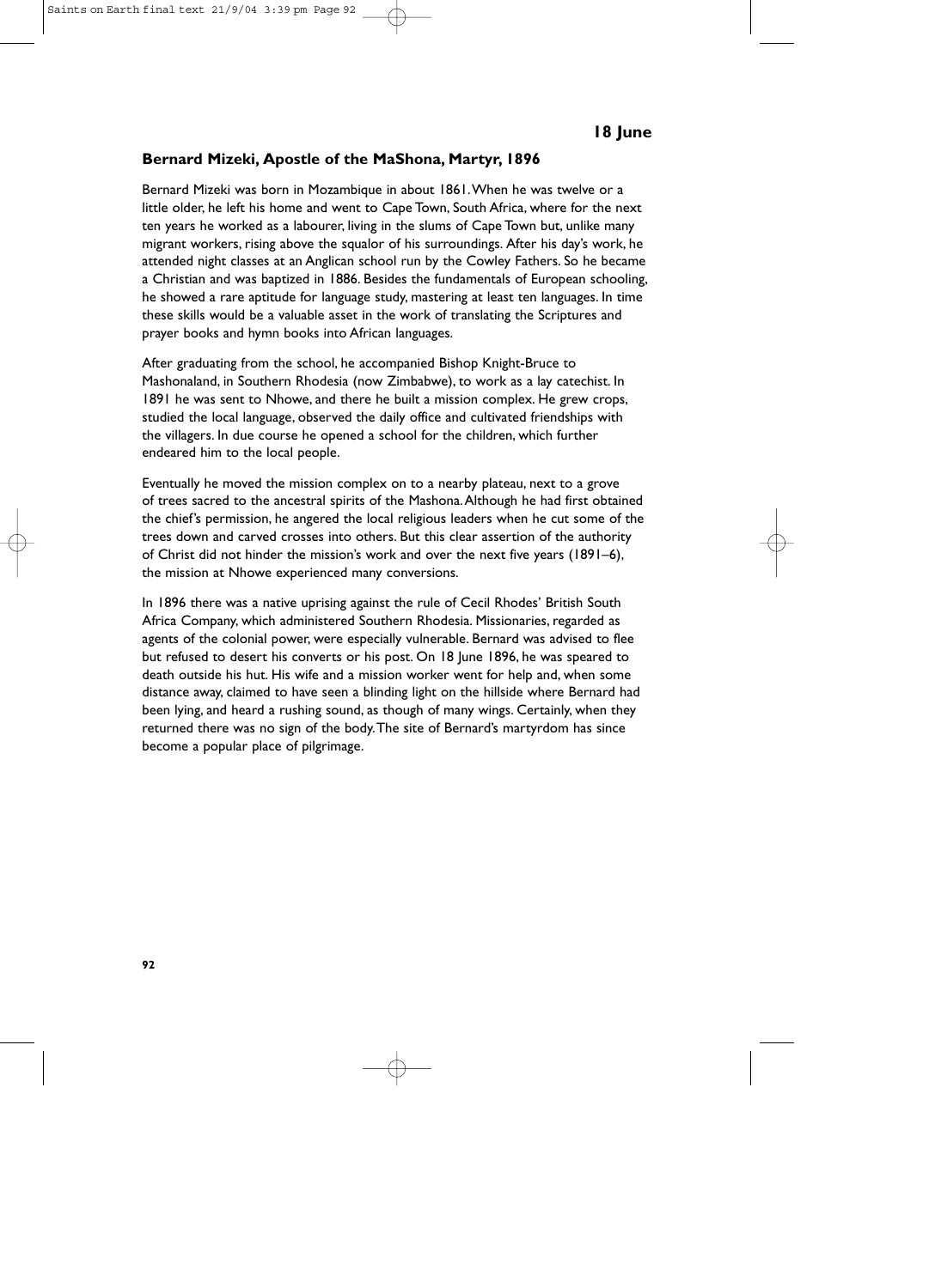## 18 June

### Bernard Mizeki, Apostle of the MaShona, Martyr, 1896

Bernard Mizeki was born in Mozambique in about 1861. When he was twelve or a little older, he left his home and went to Cape Town, South Africa, where for the next ten years he worked as a labourer, living in the slums of Cape Town but, unlike many migrant workers, rising above the squalor of his surroundings. After his day's work, he attended night classes at an Anglican school run by the Cowley Fathers. So he became a Christian and was baptized in 1886. Besides the fundamentals of European schooling, he showed a rare aptitude for language study, mastering at least ten languages. In time these skills would be a valuable asset in the work of translating the Scriptures and prayer books and hymn books into African languages.

After graduating from the school, he accompanied Bishop Knight-Bruce to Mashonaland, in Southern Rhodesia (now Zimbabwe), to work as a lay catechist. In 1891 he was sent to Nhowe, and there he built a mission complex. He grew crops, studied the local language, observed the daily office and cultivated friendships with the villagers. In due course he opened a school for the children, which further endeared him to the local people.

Eventually he moved the mission complex on to a nearby plateau, next to a grove of trees sacred to the ancestral spirits of the Mashona. Although he had first obtained the chief's permission, he angered the local religious leaders when he cut some of the trees down and carved crosses into others. But this clear assertion of the authority of Christ did not hinder the mission's work and over the next five years (1891–6), the mission at Nhowe experienced many conversions.

In 1896 there was a native uprising against the rule of Cecil Rhodes' British South Africa Company, which administered Southern Rhodesia. Missionaries, regarded as agents of the colonial power, were especially vulnerable. Bernard was advised to flee but refused to desert his converts or his post. On 18 June 1896, he was speared to death outside his hut. His wife and a mission worker went for help and, when some distance away, claimed to have seen a blinding light on the hillside where Bernard had been lying, and heard a rushing sound, as though of many wings. Certainly, when they returned there was no sign of the body. The site of Bernard's martyrdom has since become a popular place of pilgrimage.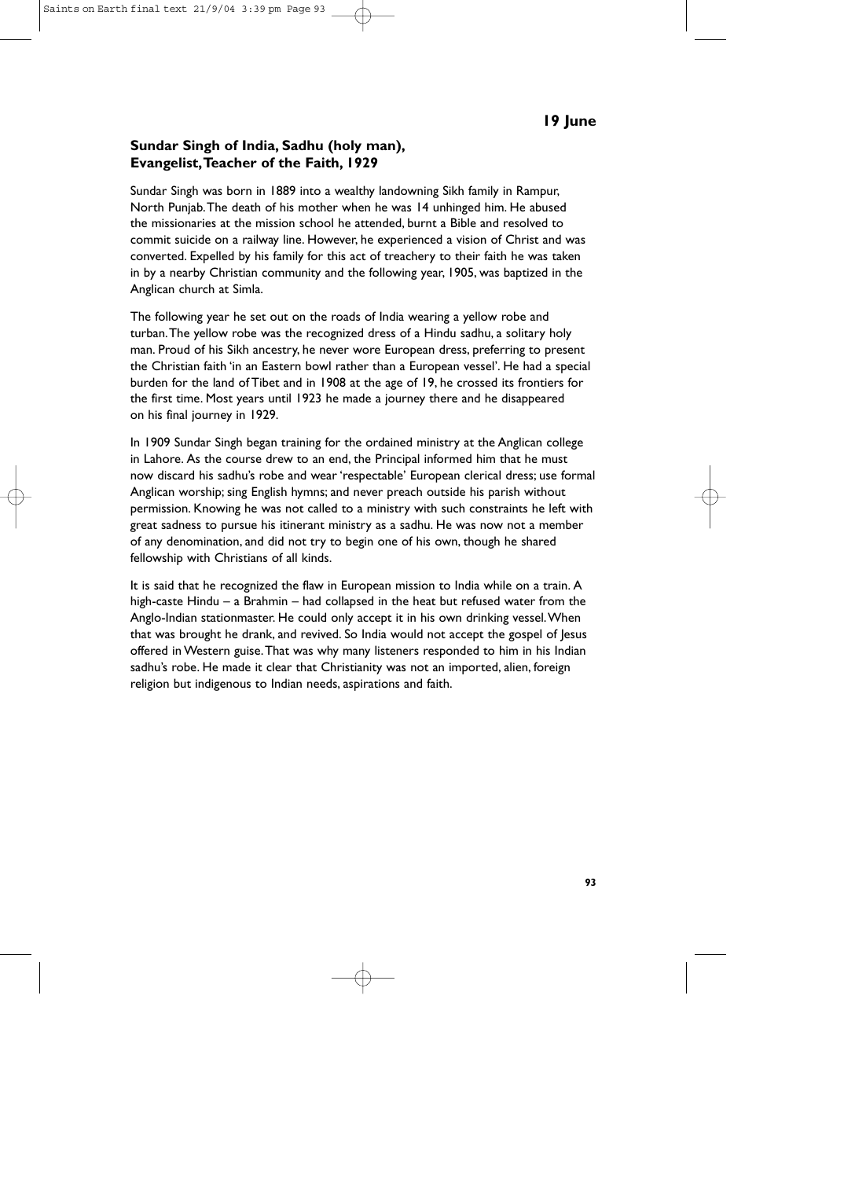**19 June**

## Sundar Singh of India, Sadhu (holy man), Evangelist, Teacher of the Faith, 1929

Sundar Singh was born in 1889 into a wealthy landowning Sikh family in Rampur, North Punjab. The death of his mother when he was 14 unhinged him. He abused the missionaries at the mission school he attended, burnt a Bible and resolved to commit suicide on a railway line. However, he experienced a vision of Christ and was converted. Expelled by his family for this act of treachery to their faith he was taken in by a nearby Christian community and the following year, 1905, was baptized in the Anglican church at Simla.

The following year he set out on the roads of India wearing a yellow robe and turban. The yellow robe was the recognized dress of a Hindu sadhu, a solitary holy man. Proud of his Sikh ancestry, he never wore European dress, preferring to present the Christian faith 'in an Eastern bowl rather than a European vessel'. He had a special burden for the land of Tibet and in 1908 at the age of 19, he crossed its frontiers for the first time. Most years until 1923 he made a journey there and he disappeared on his final journey in 1929.

In 1909 Sundar Singh began training for the ordained ministry at the Anglican college in Lahore. As the course drew to an end, the Principal informed him that he must now discard his sadhu's robe and wear 'respectable' European clerical dress; use formal Anglican worship; sing English hymns; and never preach outside his parish without permission. Knowing he was not called to a ministry with such constraints he left with great sadness to pursue his itinerant ministry as a sadhu. He was now not a member of any denomination, and did not try to begin one of his own, though he shared fellowship with Christians of all kinds.

It is said that he recognized the flaw in European mission to India while on a train. A high-caste Hindu – a Brahmin – had collapsed in the heat but refused water from the Anglo-Indian stationmaster. He could only accept it in his own drinking vessel. When that was brought he drank, and revived. So India would not accept the gospel of Jesus offered in Western guise. That was why many listeners responded to him in his Indian sadhu's robe. He made it clear that Christianity was not an imported, alien, foreign religion but indigenous to Indian needs, aspirations and faith.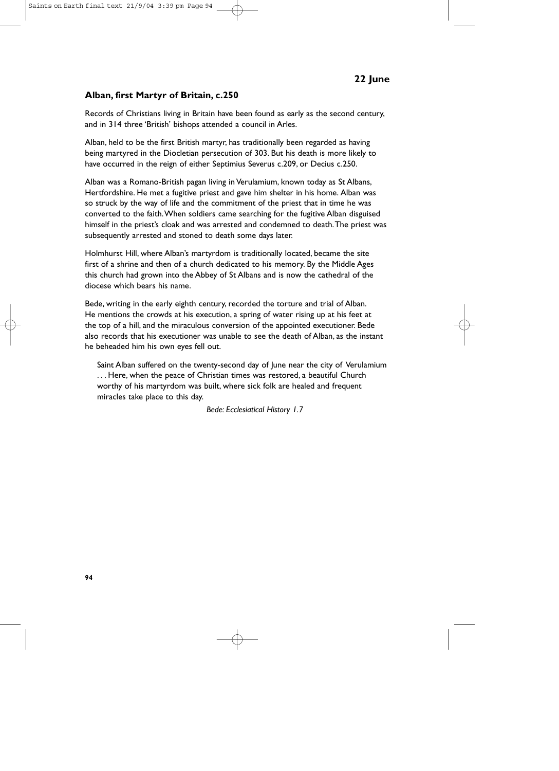## 22 June

### Alban, first Martyr of Britain, c.250

Records of Christians living in Britain have been found as early as the second century, and in 314 three 'British' bishops attended a council in Arles.

Alban, held to be the first British martyr, has traditionally been regarded as having being martyred in the Diocletian persecution of 303. But his death is more likely to have occurred in the reign of either Septimius Severus c.209, or Decius c.250.

Alban was a Romano-British pagan living in Verulamium, known today as St Albans, Hertfordshire. He met a fugitive priest and gave him shelter in his home. Alban was so struck by the way of life and the commitment of the priest that in time he was converted to the faith. When soldiers came searching for the fugitive Alban disguised himself in the priest's cloak and was arrested and condemned to death. The priest was subsequently arrested and stoned to death some days later.

Holmhurst Hill, where Alban's martyrdom is traditionally located, became the site first of a shrine and then of a church dedicated to his memory. By the Middle Ages this church had grown into the Abbey of St Albans and is now the cathedral of the diocese which bears his name.

Bede, writing in the early eighth century, recorded the torture and trial of Alban. He mentions the crowds at his execution, a spring of water rising up at his feet at the top of a hill, and the miraculous conversion of the appointed executioner. Bede also records that his executioner was unable to see the death of Alban, as the instant he beheaded him his own eyes fell out.

> Saint Alban suffered on the twenty-second day of June near the city of Verulamium . . . Here, when the peace of Christian times was restored, a beautiful Church worthy of his martyrdom was built, where sick folk are healed and frequent miracles take place to this day.
>
> *Bede: Ecclesiatical History 1.7*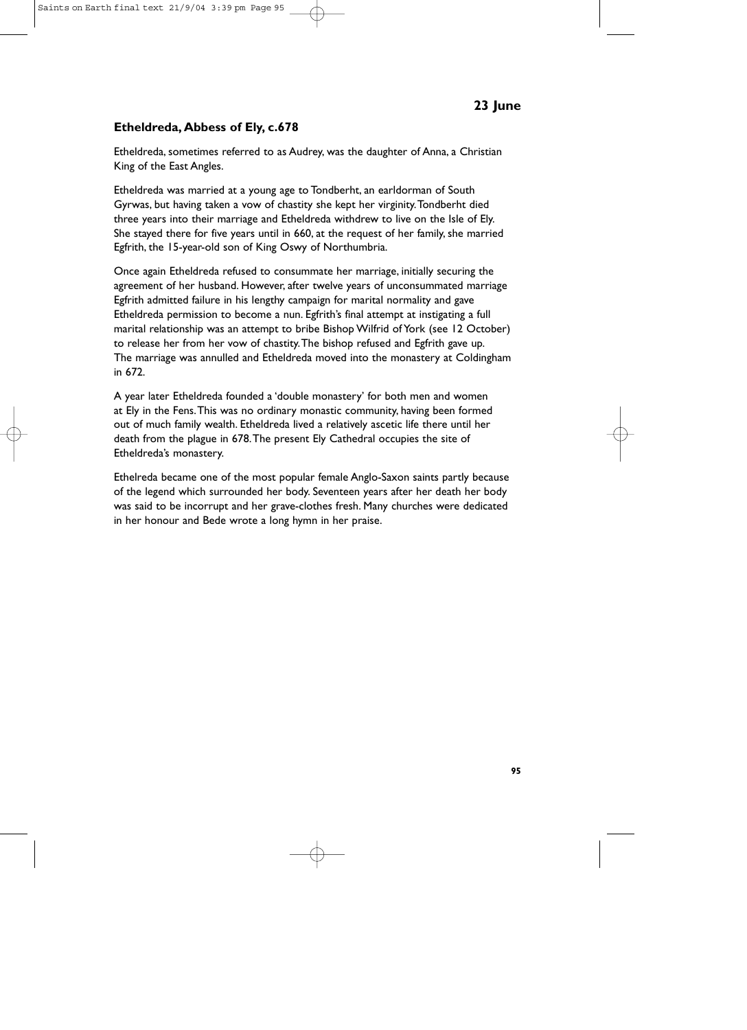## 23 June

### Etheldreda, Abbess of Ely, c.678

Etheldreda, sometimes referred to as Audrey, was the daughter of Anna, a Christian King of the East Angles.

Etheldreda was married at a young age to Tondberht, an earldorman of South Gyrwas, but having taken a vow of chastity she kept her virginity. Tondberht died three years into their marriage and Etheldreda withdrew to live on the Isle of Ely. She stayed there for five years until in 660, at the request of her family, she married Egfrith, the 15-year-old son of King Oswy of Northumbria.

Once again Etheldreda refused to consummate her marriage, initially securing the agreement of her husband. However, after twelve years of unconsummated marriage Egfrith admitted failure in his lengthy campaign for marital normality and gave Etheldreda permission to become a nun. Egfrith's final attempt at instigating a full marital relationship was an attempt to bribe Bishop Wilfrid of York (see 12 October) to release her from her vow of chastity. The bishop refused and Egfrith gave up. The marriage was annulled and Etheldreda moved into the monastery at Coldingham in 672.

A year later Etheldreda founded a 'double monastery' for both men and women at Ely in the Fens. This was no ordinary monastic community, having been formed out of much family wealth. Etheldreda lived a relatively ascetic life there until her death from the plague in 678. The present Ely Cathedral occupies the site of Etheldreda's monastery.

Ethelreda became one of the most popular female Anglo-Saxon saints partly because of the legend which surrounded her body. Seventeen years after her death her body was said to be incorrupt and her grave-clothes fresh. Many churches were dedicated in her honour and Bede wrote a long hymn in her praise.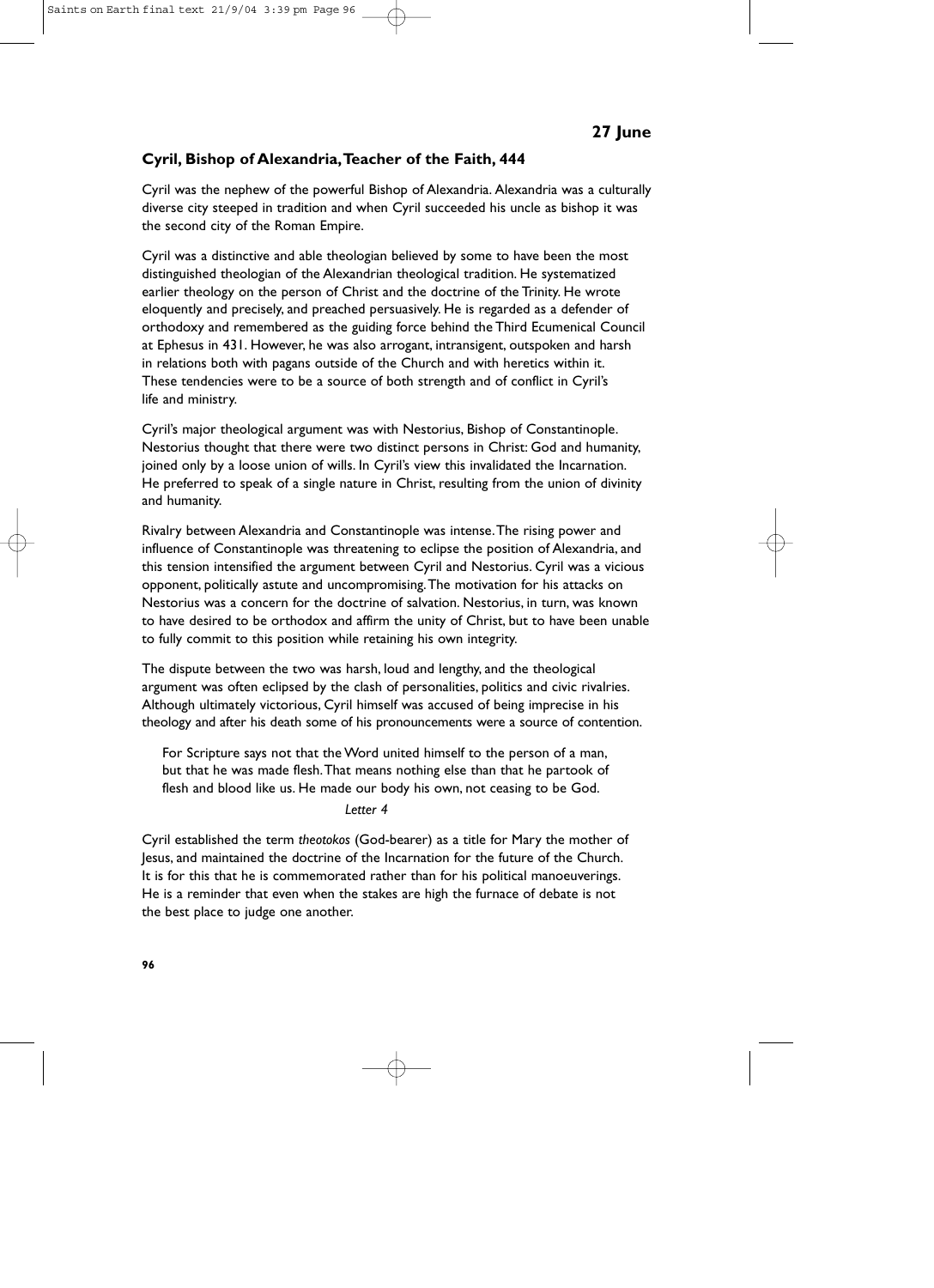**27 June**

## Cyril, Bishop of Alexandria, Teacher of the Faith, 444

Cyril was the nephew of the powerful Bishop of Alexandria. Alexandria was a culturally diverse city steeped in tradition and when Cyril succeeded his uncle as bishop it was the second city of the Roman Empire.

Cyril was a distinctive and able theologian believed by some to have been the most distinguished theologian of the Alexandrian theological tradition. He systematized earlier theology on the person of Christ and the doctrine of the Trinity. He wrote eloquently and precisely, and preached persuasively. He is regarded as a defender of orthodoxy and remembered as the guiding force behind the Third Ecumenical Council at Ephesus in 431. However, he was also arrogant, intransigent, outspoken and harsh in relations both with pagans outside of the Church and with heretics within it. These tendencies were to be a source of both strength and of conflict in Cyril's life and ministry.

Cyril's major theological argument was with Nestorius, Bishop of Constantinople. Nestorius thought that there were two distinct persons in Christ: God and humanity, joined only by a loose union of wills. In Cyril's view this invalidated the Incarnation. He preferred to speak of a single nature in Christ, resulting from the union of divinity and humanity.

Rivalry between Alexandria and Constantinople was intense. The rising power and influence of Constantinople was threatening to eclipse the position of Alexandria, and this tension intensified the argument between Cyril and Nestorius. Cyril was a vicious opponent, politically astute and uncompromising. The motivation for his attacks on Nestorius was a concern for the doctrine of salvation. Nestorius, in turn, was known to have desired to be orthodox and affirm the unity of Christ, but to have been unable to fully commit to this position while retaining his own integrity.

The dispute between the two was harsh, loud and lengthy, and the theological argument was often eclipsed by the clash of personalities, politics and civic rivalries. Although ultimately victorious, Cyril himself was accused of being imprecise in his theology and after his death some of his pronouncements were a source of contention.

> For Scripture says not that the Word united himself to the person of a man, but that he was made flesh. That means nothing else than that he partook of flesh and blood like us. He made our body his own, not ceasing to be God.
>
> *Letter 4*

Cyril established the term *theotokos* (God-bearer) as a title for Mary the mother of Jesus, and maintained the doctrine of the Incarnation for the future of the Church. It is for this that he is commemorated rather than for his political manoeuverings. He is a reminder that even when the stakes are high the furnace of debate is not the best place to judge one another.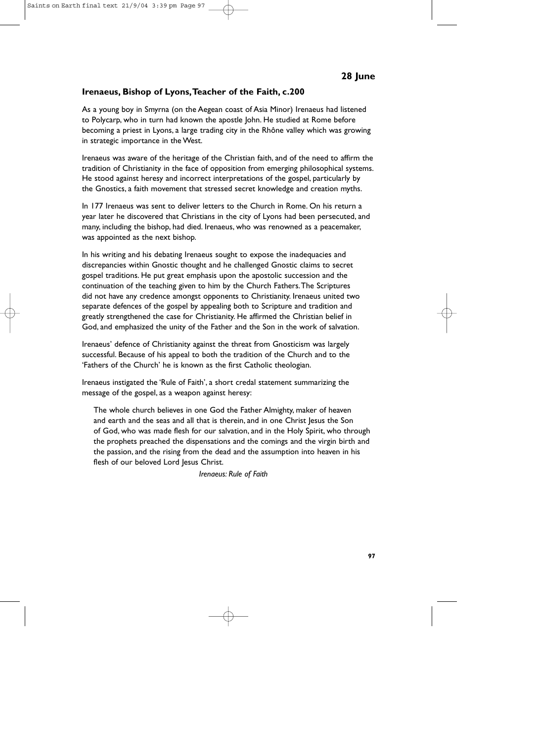## 28 June

### Irenaeus, Bishop of Lyons, Teacher of the Faith, c.200

As a young boy in Smyrna (on the Aegean coast of Asia Minor) Irenaeus had listened to Polycarp, who in turn had known the apostle John. He studied at Rome before becoming a priest in Lyons, a large trading city in the Rhône valley which was growing in strategic importance in the West.

Irenaeus was aware of the heritage of the Christian faith, and of the need to affirm the tradition of Christianity in the face of opposition from emerging philosophical systems. He stood against heresy and incorrect interpretations of the gospel, particularly by the Gnostics, a faith movement that stressed secret knowledge and creation myths.

In 177 Irenaeus was sent to deliver letters to the Church in Rome. On his return a year later he discovered that Christians in the city of Lyons had been persecuted, and many, including the bishop, had died. Irenaeus, who was renowned as a peacemaker, was appointed as the next bishop.

In his writing and his debating Irenaeus sought to expose the inadequacies and discrepancies within Gnostic thought and he challenged Gnostic claims to secret gospel traditions. He put great emphasis upon the apostolic succession and the continuation of the teaching given to him by the Church Fathers. The Scriptures did not have any credence amongst opponents to Christianity. Irenaeus united two separate defences of the gospel by appealing both to Scripture and tradition and greatly strengthened the case for Christianity. He affirmed the Christian belief in God, and emphasized the unity of the Father and the Son in the work of salvation.

Irenaeus' defence of Christianity against the threat from Gnosticism was largely successful. Because of his appeal to both the tradition of the Church and to the 'Fathers of the Church' he is known as the first Catholic theologian.

Irenaeus instigated the 'Rule of Faith', a short credal statement summarizing the message of the gospel, as a weapon against heresy:

> The whole church believes in one God the Father Almighty, maker of heaven and earth and the seas and all that is therein, and in one Christ Jesus the Son of God, who was made flesh for our salvation, and in the Holy Spirit, who through the prophets preached the dispensations and the comings and the virgin birth and the passion, and the rising from the dead and the assumption into heaven in his flesh of our beloved Lord Jesus Christ.
>
> *Irenaeus: Rule of Faith*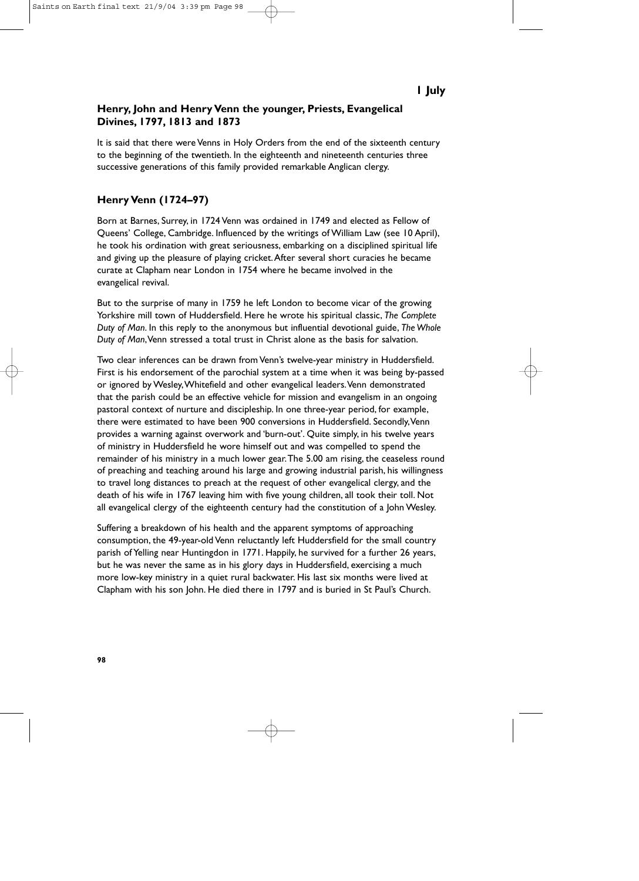**1 July**

## Henry, John and Henry Venn the younger, Priests, Evangelical Divines, 1797, 1813 and 1873

It is said that there were Venns in Holy Orders from the end of the sixteenth century to the beginning of the twentieth. In the eighteenth and nineteenth centuries three successive generations of this family provided remarkable Anglican clergy.

### Henry Venn (1724–97)

Born at Barnes, Surrey, in 1724 Venn was ordained in 1749 and elected as Fellow of Queens' College, Cambridge. Influenced by the writings of William Law (see 10 April), he took his ordination with great seriousness, embarking on a disciplined spiritual life and giving up the pleasure of playing cricket. After several short curacies he became curate at Clapham near London in 1754 where he became involved in the evangelical revival.

But to the surprise of many in 1759 he left London to become vicar of the growing Yorkshire mill town of Huddersfield. Here he wrote his spiritual classic, *The Complete Duty of Man*. In this reply to the anonymous but influential devotional guide, *The Whole Duty of Man*, Venn stressed a total trust in Christ alone as the basis for salvation.

Two clear inferences can be drawn from Venn's twelve-year ministry in Huddersfield. First is his endorsement of the parochial system at a time when it was being by-passed or ignored by Wesley, Whitefield and other evangelical leaders. Venn demonstrated that the parish could be an effective vehicle for mission and evangelism in an ongoing pastoral context of nurture and discipleship. In one three-year period, for example, there were estimated to have been 900 conversions in Huddersfield. Secondly, Venn provides a warning against overwork and 'burn-out'. Quite simply, in his twelve years of ministry in Huddersfield he wore himself out and was compelled to spend the remainder of his ministry in a much lower gear. The 5.00 am rising, the ceaseless round of preaching and teaching around his large and growing industrial parish, his willingness to travel long distances to preach at the request of other evangelical clergy, and the death of his wife in 1767 leaving him with five young children, all took their toll. Not all evangelical clergy of the eighteenth century had the constitution of a John Wesley.

Suffering a breakdown of his health and the apparent symptoms of approaching consumption, the 49-year-old Venn reluctantly left Huddersfield for the small country parish of Yelling near Huntingdon in 1771. Happily, he survived for a further 26 years, but he was never the same as in his glory days in Huddersfield, exercising a much more low-key ministry in a quiet rural backwater. His last six months were lived at Clapham with his son John. He died there in 1797 and is buried in St Paul's Church.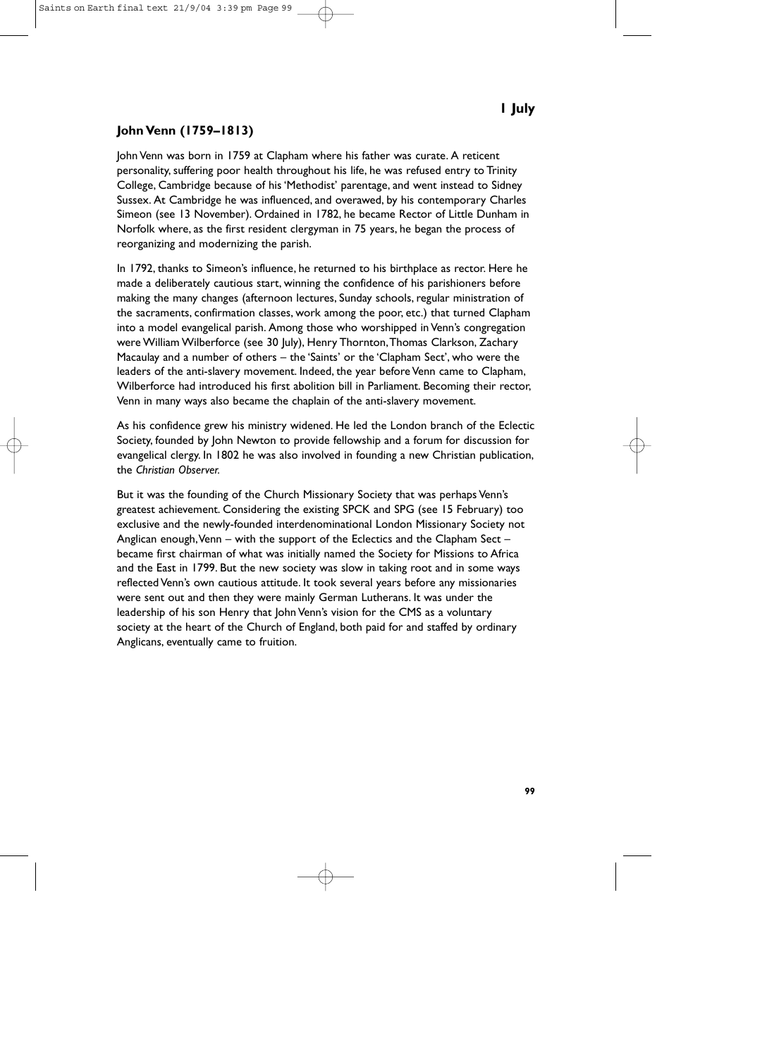**1 July**

## John Venn (1759–1813)

John Venn was born in 1759 at Clapham where his father was curate. A reticent personality, suffering poor health throughout his life, he was refused entry to Trinity College, Cambridge because of his 'Methodist' parentage, and went instead to Sidney Sussex. At Cambridge he was influenced, and overawed, by his contemporary Charles Simeon (see 13 November). Ordained in 1782, he became Rector of Little Dunham in Norfolk where, as the first resident clergyman in 75 years, he began the process of reorganizing and modernizing the parish.

In 1792, thanks to Simeon's influence, he returned to his birthplace as rector. Here he made a deliberately cautious start, winning the confidence of his parishioners before making the many changes (afternoon lectures, Sunday schools, regular ministration of the sacraments, confirmation classes, work among the poor, etc.) that turned Clapham into a model evangelical parish. Among those who worshipped in Venn's congregation were William Wilberforce (see 30 July), Henry Thornton, Thomas Clarkson, Zachary Macaulay and a number of others – the 'Saints' or the 'Clapham Sect', who were the leaders of the anti-slavery movement. Indeed, the year before Venn came to Clapham, Wilberforce had introduced his first abolition bill in Parliament. Becoming their rector, Venn in many ways also became the chaplain of the anti-slavery movement.

As his confidence grew his ministry widened. He led the London branch of the Eclectic Society, founded by John Newton to provide fellowship and a forum for discussion for evangelical clergy. In 1802 he was also involved in founding a new Christian publication, the *Christian Observer*.

But it was the founding of the Church Missionary Society that was perhaps Venn's greatest achievement. Considering the existing SPCK and SPG (see 15 February) too exclusive and the newly-founded interdenominational London Missionary Society not Anglican enough, Venn – with the support of the Eclectics and the Clapham Sect – became first chairman of what was initially named the Society for Missions to Africa and the East in 1799. But the new society was slow in taking root and in some ways reflected Venn's own cautious attitude. It took several years before any missionaries were sent out and then they were mainly German Lutherans. It was under the leadership of his son Henry that John Venn's vision for the CMS as a voluntary society at the heart of the Church of England, both paid for and staffed by ordinary Anglicans, eventually came to fruition.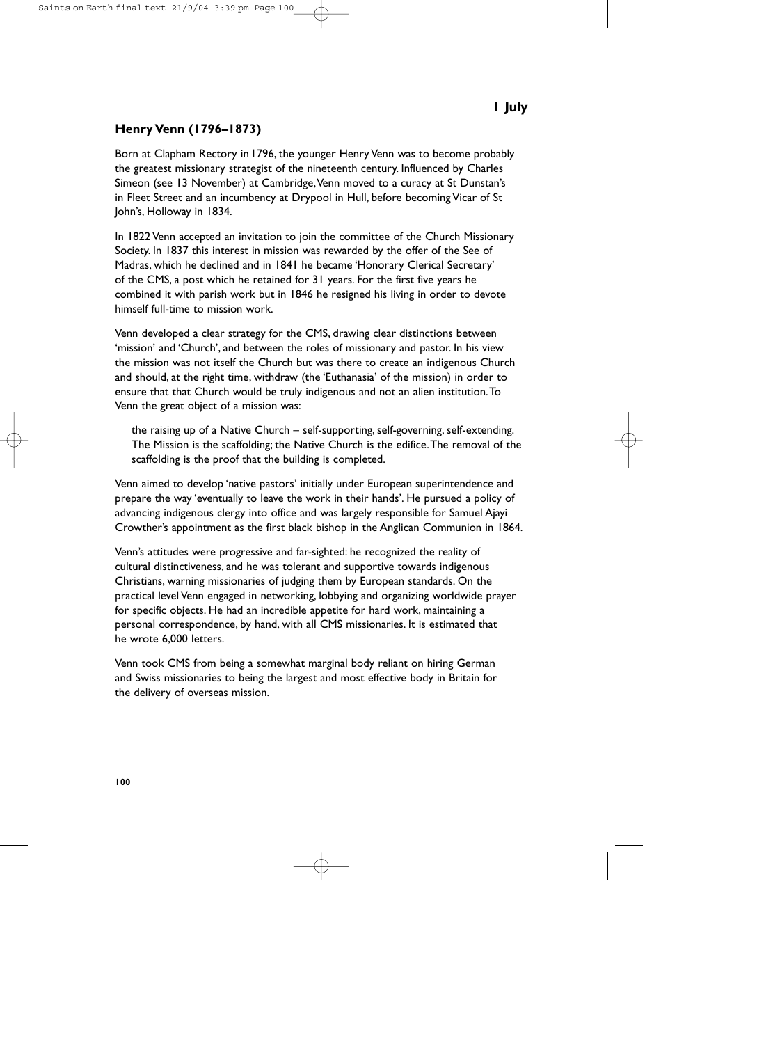**1 July**

## Henry Venn (1796–1873)

Born at Clapham Rectory in 1796, the younger Henry Venn was to become probably the greatest missionary strategist of the nineteenth century. Influenced by Charles Simeon (see 13 November) at Cambridge, Venn moved to a curacy at St Dunstan's in Fleet Street and an incumbency at Drypool in Hull, before becoming Vicar of St John's, Holloway in 1834.

In 1822 Venn accepted an invitation to join the committee of the Church Missionary Society. In 1837 this interest in mission was rewarded by the offer of the See of Madras, which he declined and in 1841 he became 'Honorary Clerical Secretary' of the CMS, a post which he retained for 31 years. For the first five years he combined it with parish work but in 1846 he resigned his living in order to devote himself full-time to mission work.

Venn developed a clear strategy for the CMS, drawing clear distinctions between 'mission' and 'Church', and between the roles of missionary and pastor. In his view the mission was not itself the Church but was there to create an indigenous Church and should, at the right time, withdraw (the 'Euthanasia' of the mission) in order to ensure that that Church would be truly indigenous and not an alien institution. To Venn the great object of a mission was:

> the raising up of a Native Church – self-supporting, self-governing, self-extending. The Mission is the scaffolding; the Native Church is the edifice. The removal of the scaffolding is the proof that the building is completed.

Venn aimed to develop 'native pastors' initially under European superintendence and prepare the way 'eventually to leave the work in their hands'. He pursued a policy of advancing indigenous clergy into office and was largely responsible for Samuel Ajayi Crowther's appointment as the first black bishop in the Anglican Communion in 1864.

Venn's attitudes were progressive and far-sighted: he recognized the reality of cultural distinctiveness, and he was tolerant and supportive towards indigenous Christians, warning missionaries of judging them by European standards. On the practical level Venn engaged in networking, lobbying and organizing worldwide prayer for specific objects. He had an incredible appetite for hard work, maintaining a personal correspondence, by hand, with all CMS missionaries. It is estimated that he wrote 6,000 letters.

Venn took CMS from being a somewhat marginal body reliant on hiring German and Swiss missionaries to being the largest and most effective body in Britain for the delivery of overseas mission.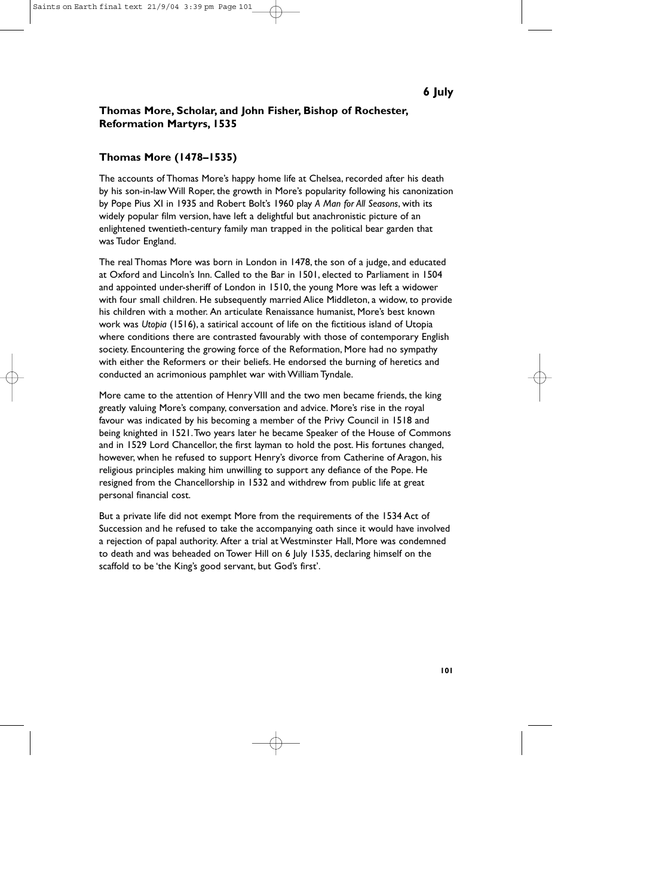**6 July**

## Thomas More, Scholar, and John Fisher, Bishop of Rochester, Reformation Martyrs, 1535

### Thomas More (1478–1535)

The accounts of Thomas More's happy home life at Chelsea, recorded after his death by his son-in-law Will Roper, the growth in More's popularity following his canonization by Pope Pius XI in 1935 and Robert Bolt's 1960 play *A Man for All Seasons*, with its widely popular film version, have left a delightful but anachronistic picture of an enlightened twentieth-century family man trapped in the political bear garden that was Tudor England.

The real Thomas More was born in London in 1478, the son of a judge, and educated at Oxford and Lincoln's Inn. Called to the Bar in 1501, elected to Parliament in 1504 and appointed under-sheriff of London in 1510, the young More was left a widower with four small children. He subsequently married Alice Middleton, a widow, to provide his children with a mother. An articulate Renaissance humanist, More's best known work was *Utopia* (1516), a satirical account of life on the fictitious island of Utopia where conditions there are contrasted favourably with those of contemporary English society. Encountering the growing force of the Reformation, More had no sympathy with either the Reformers or their beliefs. He endorsed the burning of heretics and conducted an acrimonious pamphlet war with William Tyndale.

More came to the attention of Henry VIII and the two men became friends, the king greatly valuing More's company, conversation and advice. More's rise in the royal favour was indicated by his becoming a member of the Privy Council in 1518 and being knighted in 1521. Two years later he became Speaker of the House of Commons and in 1529 Lord Chancellor, the first layman to hold the post. His fortunes changed, however, when he refused to support Henry's divorce from Catherine of Aragon, his religious principles making him unwilling to support any defiance of the Pope. He resigned from the Chancellorship in 1532 and withdrew from public life at great personal financial cost.

But a private life did not exempt More from the requirements of the 1534 Act of Succession and he refused to take the accompanying oath since it would have involved a rejection of papal authority. After a trial at Westminster Hall, More was condemned to death and was beheaded on Tower Hill on 6 July 1535, declaring himself on the scaffold to be 'the King's good servant, but God's first'.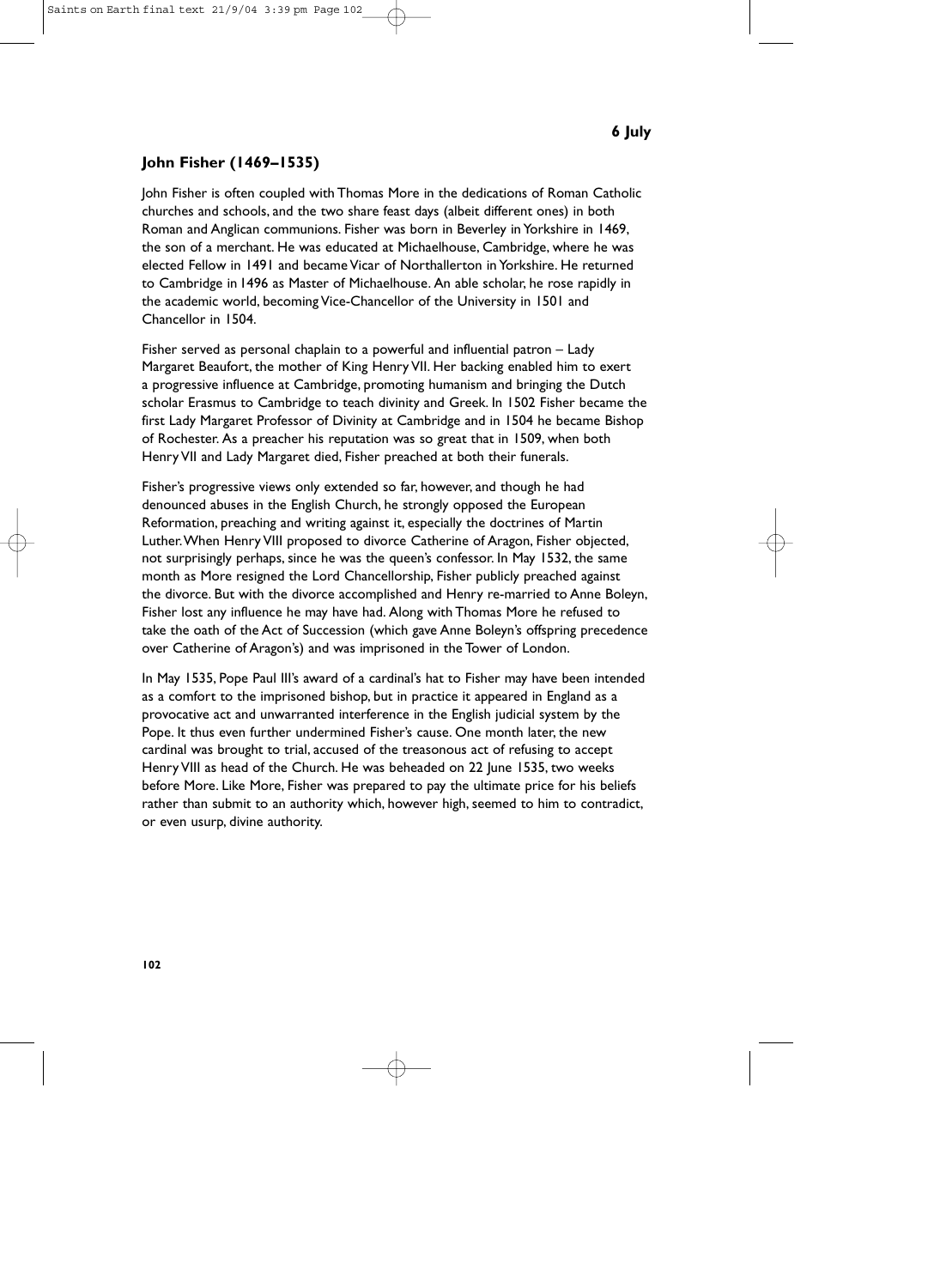**6 July**

## John Fisher (1469–1535)

John Fisher is often coupled with Thomas More in the dedications of Roman Catholic churches and schools, and the two share feast days (albeit different ones) in both Roman and Anglican communions. Fisher was born in Beverley in Yorkshire in 1469, the son of a merchant. He was educated at Michaelhouse, Cambridge, where he was elected Fellow in 1491 and became Vicar of Northallerton in Yorkshire. He returned to Cambridge in 1496 as Master of Michaelhouse. An able scholar, he rose rapidly in the academic world, becoming Vice-Chancellor of the University in 1501 and Chancellor in 1504.

Fisher served as personal chaplain to a powerful and influential patron – Lady Margaret Beaufort, the mother of King Henry VII. Her backing enabled him to exert a progressive influence at Cambridge, promoting humanism and bringing the Dutch scholar Erasmus to Cambridge to teach divinity and Greek. In 1502 Fisher became the first Lady Margaret Professor of Divinity at Cambridge and in 1504 he became Bishop of Rochester. As a preacher his reputation was so great that in 1509, when both Henry VII and Lady Margaret died, Fisher preached at both their funerals.

Fisher's progressive views only extended so far, however, and though he had denounced abuses in the English Church, he strongly opposed the European Reformation, preaching and writing against it, especially the doctrines of Martin Luther. When Henry VIII proposed to divorce Catherine of Aragon, Fisher objected, not surprisingly perhaps, since he was the queen's confessor. In May 1532, the same month as More resigned the Lord Chancellorship, Fisher publicly preached against the divorce. But with the divorce accomplished and Henry re-married to Anne Boleyn, Fisher lost any influence he may have had. Along with Thomas More he refused to take the oath of the Act of Succession (which gave Anne Boleyn's offspring precedence over Catherine of Aragon's) and was imprisoned in the Tower of London.

In May 1535, Pope Paul III's award of a cardinal's hat to Fisher may have been intended as a comfort to the imprisoned bishop, but in practice it appeared in England as a provocative act and unwarranted interference in the English judicial system by the Pope. It thus even further undermined Fisher's cause. One month later, the new cardinal was brought to trial, accused of the treasonous act of refusing to accept Henry VIII as head of the Church. He was beheaded on 22 June 1535, two weeks before More. Like More, Fisher was prepared to pay the ultimate price for his beliefs rather than submit to an authority which, however high, seemed to him to contradict, or even usurp, divine authority.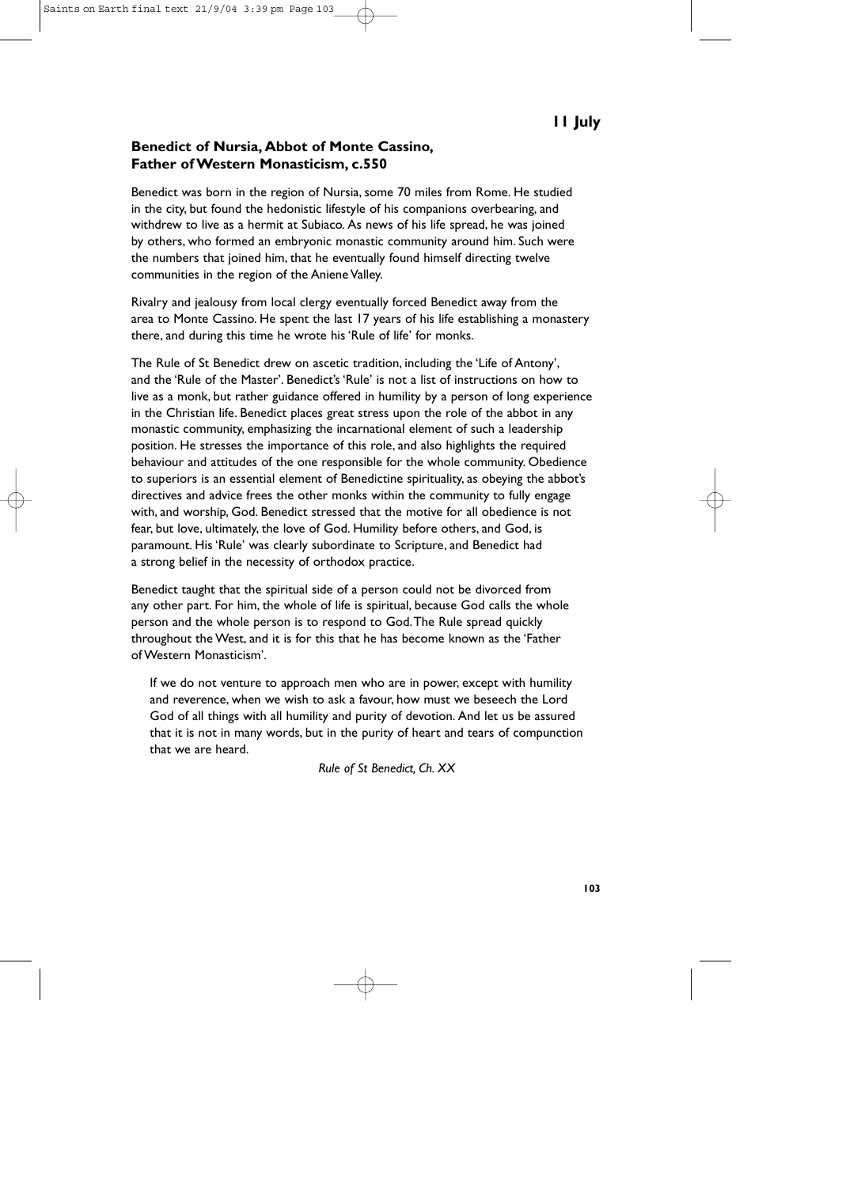**11 July**

## Benedict of Nursia, Abbot of Monte Cassino, Father of Western Monasticism, c.550

Benedict was born in the region of Nursia, some 70 miles from Rome. He studied in the city, but found the hedonistic lifestyle of his companions overbearing, and withdrew to live as a hermit at Subiaco. As news of his life spread, he was joined by others, who formed an embryonic monastic community around him. Such were the numbers that joined him, that he eventually found himself directing twelve communities in the region of the Aniene Valley.

Rivalry and jealousy from local clergy eventually forced Benedict away from the area to Monte Cassino. He spent the last 17 years of his life establishing a monastery there, and during this time he wrote his 'Rule of life' for monks.

The Rule of St Benedict drew on ascetic tradition, including the 'Life of Antony', and the 'Rule of the Master'. Benedict's 'Rule' is not a list of instructions on how to live as a monk, but rather guidance offered in humility by a person of long experience in the Christian life. Benedict places great stress upon the role of the abbot in any monastic community, emphasizing the incarnational element of such a leadership position. He stresses the importance of this role, and also highlights the required behaviour and attitudes of the one responsible for the whole community. Obedience to superiors is an essential element of Benedictine spirituality, as obeying the abbot's directives and advice frees the other monks within the community to fully engage with, and worship, God. Benedict stressed that the motive for all obedience is not fear, but love, ultimately, the love of God. Humility before others, and God, is paramount. His 'Rule' was clearly subordinate to Scripture, and Benedict had a strong belief in the necessity of orthodox practice.

Benedict taught that the spiritual side of a person could not be divorced from any other part. For him, the whole of life is spiritual, because God calls the whole person and the whole person is to respond to God. The Rule spread quickly throughout the West, and it is for this that he has become known as the 'Father of Western Monasticism'.

> If we do not venture to approach men who are in power, except with humility and reverence, when we wish to ask a favour, how must we beseech the Lord God of all things with all humility and purity of devotion. And let us be assured that it is not in many words, but in the purity of heart and tears of compunction that we are heard.
>
> *Rule of St Benedict, Ch. XX*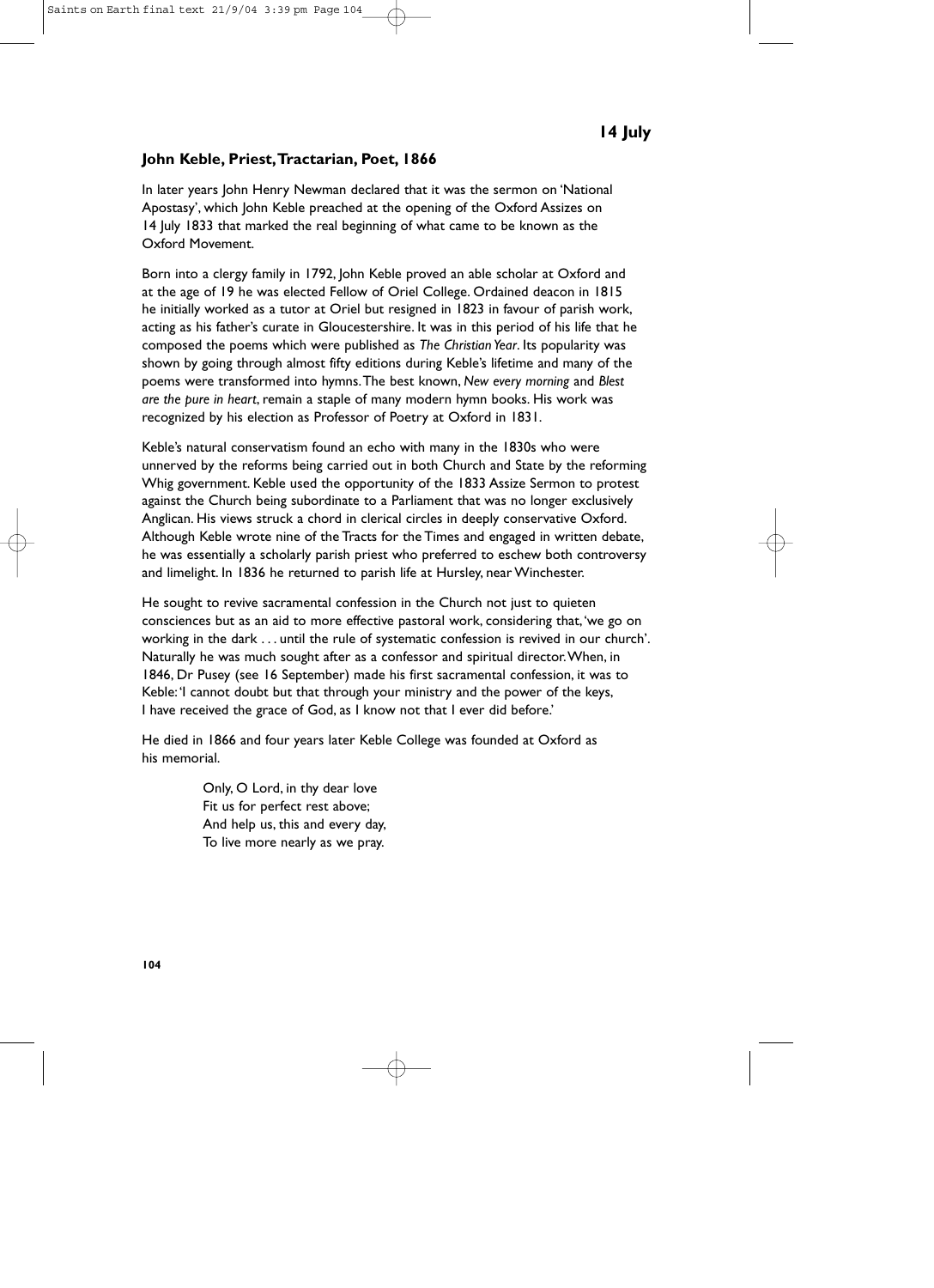**14 July**

### John Keble, Priest, Tractarian, Poet, 1866

In later years John Henry Newman declared that it was the sermon on 'National Apostasy', which John Keble preached at the opening of the Oxford Assizes on 14 July 1833 that marked the real beginning of what came to be known as the Oxford Movement.

Born into a clergy family in 1792, John Keble proved an able scholar at Oxford and at the age of 19 he was elected Fellow of Oriel College. Ordained deacon in 1815 he initially worked as a tutor at Oriel but resigned in 1823 in favour of parish work, acting as his father's curate in Gloucestershire. It was in this period of his life that he composed the poems which were published as *The Christian Year*. Its popularity was shown by going through almost fifty editions during Keble's lifetime and many of the poems were transformed into hymns. The best known, *New every morning* and *Blest are the pure in heart*, remain a staple of many modern hymn books. His work was recognized by his election as Professor of Poetry at Oxford in 1831.

Keble's natural conservatism found an echo with many in the 1830s who were unnerved by the reforms being carried out in both Church and State by the reforming Whig government. Keble used the opportunity of the 1833 Assize Sermon to protest against the Church being subordinate to a Parliament that was no longer exclusively Anglican. His views struck a chord in clerical circles in deeply conservative Oxford. Although Keble wrote nine of the Tracts for the Times and engaged in written debate, he was essentially a scholarly parish priest who preferred to eschew both controversy and limelight. In 1836 he returned to parish life at Hursley, near Winchester.

He sought to revive sacramental confession in the Church not just to quieten consciences but as an aid to more effective pastoral work, considering that, 'we go on working in the dark . . . until the rule of systematic confession is revived in our church'. Naturally he was much sought after as a confessor and spiritual director. When, in 1846, Dr Pusey (see 16 September) made his first sacramental confession, it was to Keble: 'I cannot doubt but that through your ministry and the power of the keys, I have received the grace of God, as I know not that I ever did before.'

He died in 1866 and four years later Keble College was founded at Oxford as his memorial.

> Only, O Lord, in thy dear love
> Fit us for perfect rest above;
> And help us, this and every day,
> To live more nearly as we pray.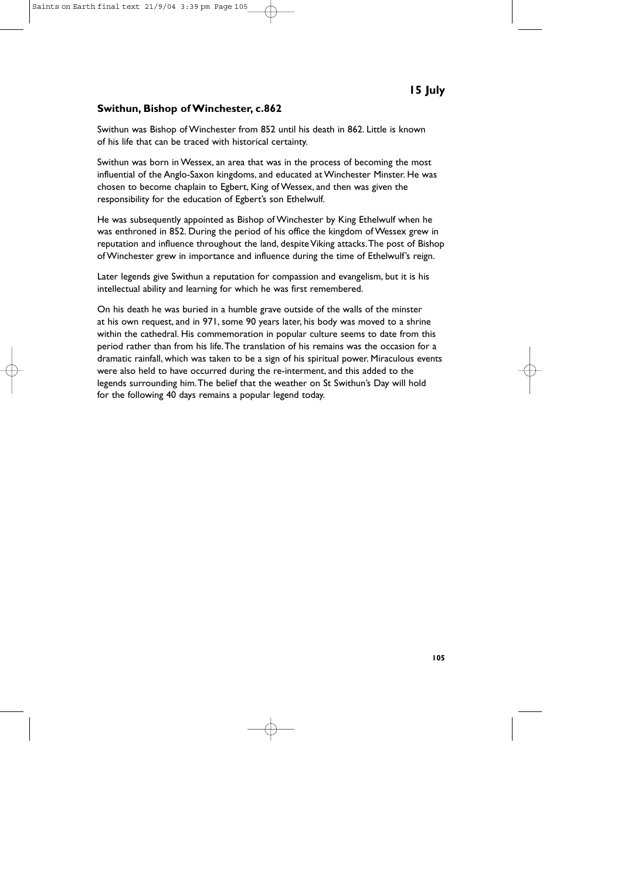## 15 July

### Swithun, Bishop of Winchester, c.862

Swithun was Bishop of Winchester from 852 until his death in 862. Little is known of his life that can be traced with historical certainty.

Swithun was born in Wessex, an area that was in the process of becoming the most influential of the Anglo-Saxon kingdoms, and educated at Winchester Minster. He was chosen to become chaplain to Egbert, King of Wessex, and then was given the responsibility for the education of Egbert's son Ethelwulf.

He was subsequently appointed as Bishop of Winchester by King Ethelwulf when he was enthroned in 852. During the period of his office the kingdom of Wessex grew in reputation and influence throughout the land, despite Viking attacks. The post of Bishop of Winchester grew in importance and influence during the time of Ethelwulf's reign.

Later legends give Swithun a reputation for compassion and evangelism, but it is his intellectual ability and learning for which he was first remembered.

On his death he was buried in a humble grave outside of the walls of the minster at his own request, and in 971, some 90 years later, his body was moved to a shrine within the cathedral. His commemoration in popular culture seems to date from this period rather than from his life. The translation of his remains was the occasion for a dramatic rainfall, which was taken to be a sign of his spiritual power. Miraculous events were also held to have occurred during the re-interment, and this added to the legends surrounding him. The belief that the weather on St Swithun's Day will hold for the following 40 days remains a popular legend today.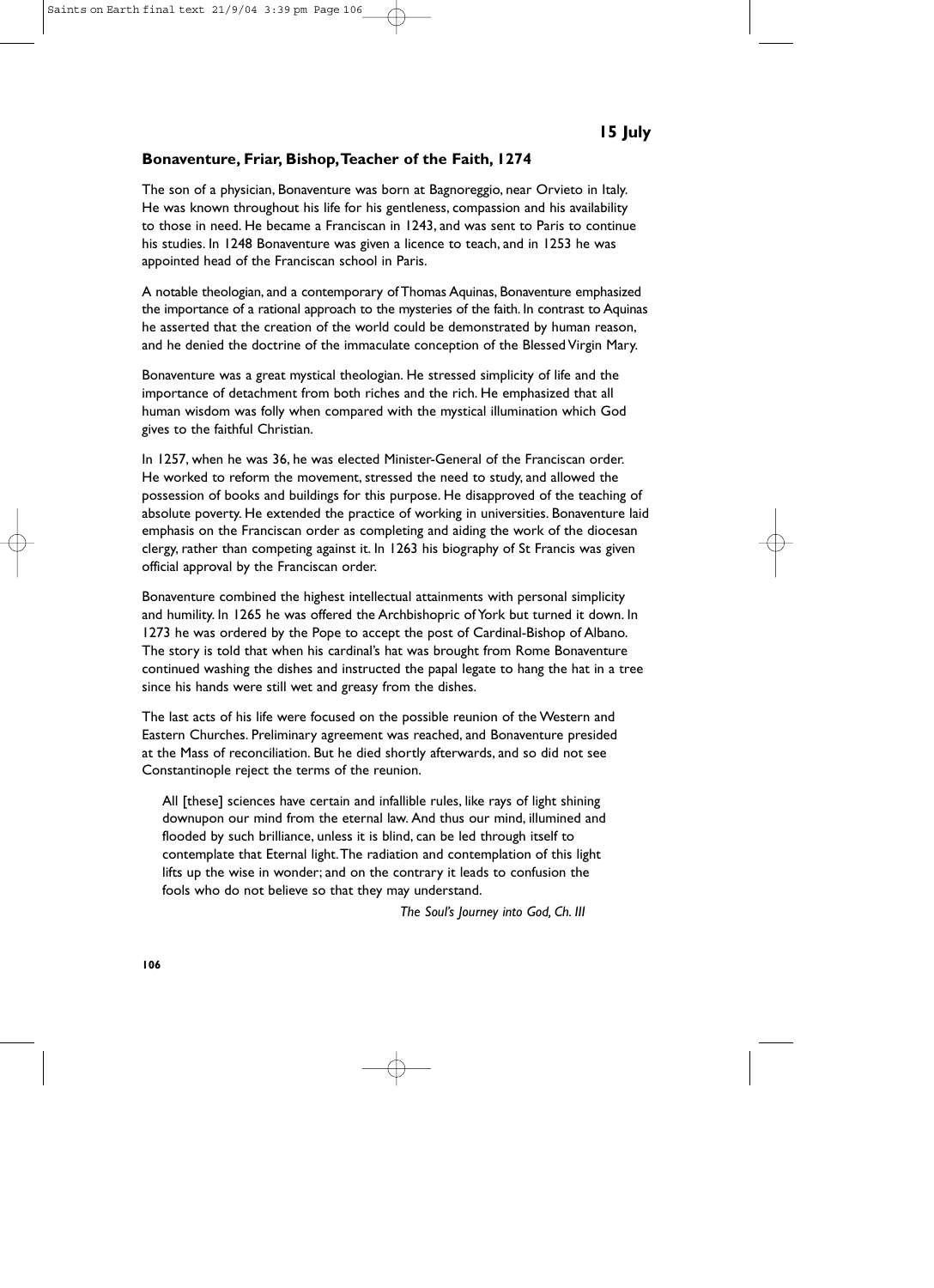**15 July**

## Bonaventure, Friar, Bishop, Teacher of the Faith, 1274

The son of a physician, Bonaventure was born at Bagnoreggio, near Orvieto in Italy. He was known throughout his life for his gentleness, compassion and his availability to those in need. He became a Franciscan in 1243, and was sent to Paris to continue his studies. In 1248 Bonaventure was given a licence to teach, and in 1253 he was appointed head of the Franciscan school in Paris.

A notable theologian, and a contemporary of Thomas Aquinas, Bonaventure emphasized the importance of a rational approach to the mysteries of the faith. In contrast to Aquinas he asserted that the creation of the world could be demonstrated by human reason, and he denied the doctrine of the immaculate conception of the Blessed Virgin Mary.

Bonaventure was a great mystical theologian. He stressed simplicity of life and the importance of detachment from both riches and the rich. He emphasized that all human wisdom was folly when compared with the mystical illumination which God gives to the faithful Christian.

In 1257, when he was 36, he was elected Minister-General of the Franciscan order. He worked to reform the movement, stressed the need to study, and allowed the possession of books and buildings for this purpose. He disapproved of the teaching of absolute poverty. He extended the practice of working in universities. Bonaventure laid emphasis on the Franciscan order as completing and aiding the work of the diocesan clergy, rather than competing against it. In 1263 his biography of St Francis was given official approval by the Franciscan order.

Bonaventure combined the highest intellectual attainments with personal simplicity and humility. In 1265 he was offered the Archbishopric of York but turned it down. In 1273 he was ordered by the Pope to accept the post of Cardinal-Bishop of Albano. The story is told that when his cardinal's hat was brought from Rome Bonaventure continued washing the dishes and instructed the papal legate to hang the hat in a tree since his hands were still wet and greasy from the dishes.

The last acts of his life were focused on the possible reunion of the Western and Eastern Churches. Preliminary agreement was reached, and Bonaventure presided at the Mass of reconciliation. But he died shortly afterwards, and so did not see Constantinople reject the terms of the reunion.

> All [these] sciences have certain and infallible rules, like rays of light shining downupon our mind from the eternal law. And thus our mind, illumined and flooded by such brilliance, unless it is blind, can be led through itself to contemplate that Eternal light. The radiation and contemplation of this light lifts up the wise in wonder; and on the contrary it leads to confusion the fools who do not believe so that they may understand.
>
> *The Soul's Journey into God, Ch. III*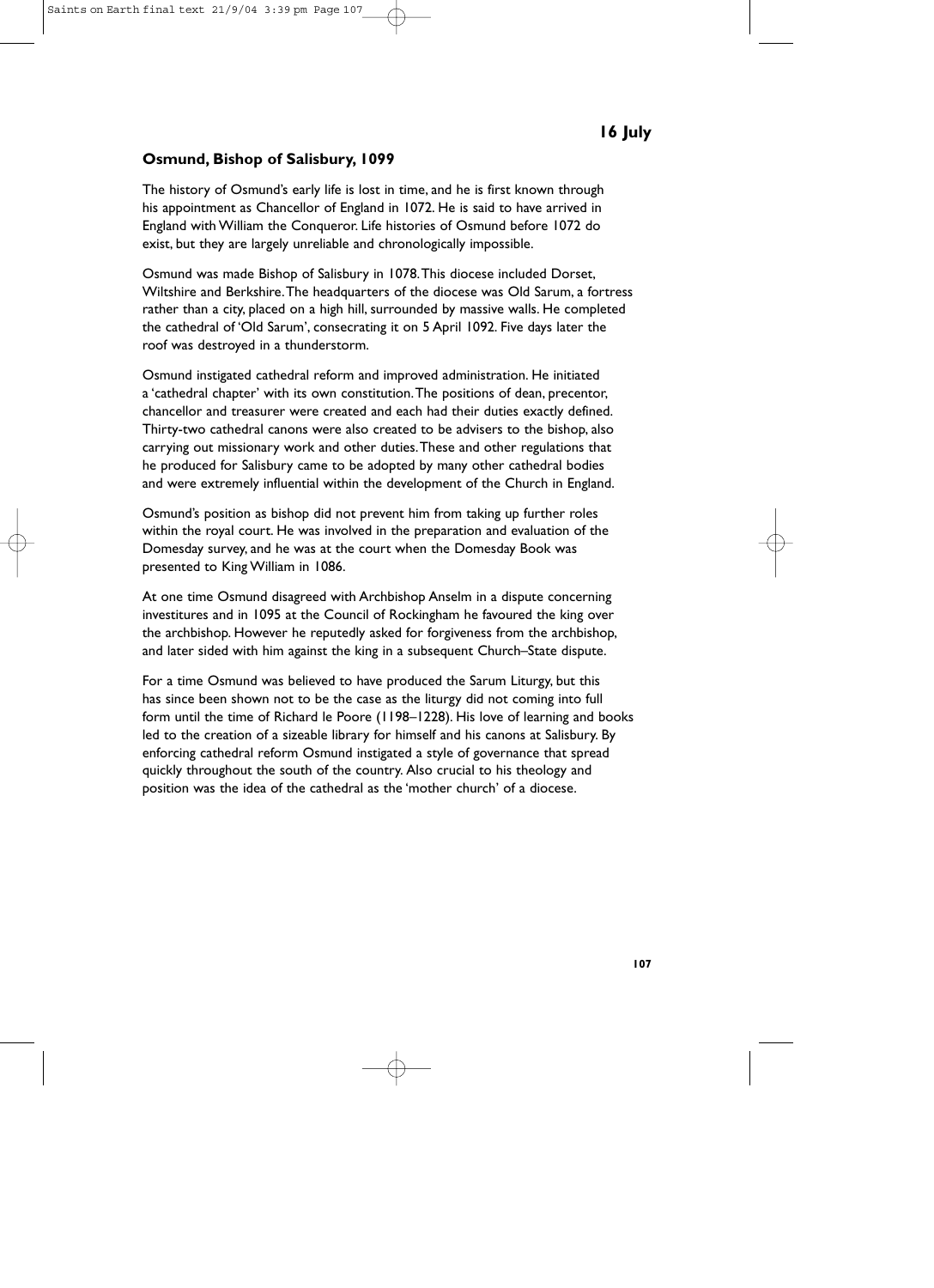## 16 July

### Osmund, Bishop of Salisbury, 1099

The history of Osmund's early life is lost in time, and he is first known through his appointment as Chancellor of England in 1072. He is said to have arrived in England with William the Conqueror. Life histories of Osmund before 1072 do exist, but they are largely unreliable and chronologically impossible.

Osmund was made Bishop of Salisbury in 1078. This diocese included Dorset, Wiltshire and Berkshire. The headquarters of the diocese was Old Sarum, a fortress rather than a city, placed on a high hill, surrounded by massive walls. He completed the cathedral of 'Old Sarum', consecrating it on 5 April 1092. Five days later the roof was destroyed in a thunderstorm.

Osmund instigated cathedral reform and improved administration. He initiated a 'cathedral chapter' with its own constitution. The positions of dean, precentor, chancellor and treasurer were created and each had their duties exactly defined. Thirty-two cathedral canons were also created to be advisers to the bishop, also carrying out missionary work and other duties. These and other regulations that he produced for Salisbury came to be adopted by many other cathedral bodies and were extremely influential within the development of the Church in England.

Osmund's position as bishop did not prevent him from taking up further roles within the royal court. He was involved in the preparation and evaluation of the Domesday survey, and he was at the court when the Domesday Book was presented to King William in 1086.

At one time Osmund disagreed with Archbishop Anselm in a dispute concerning investitures and in 1095 at the Council of Rockingham he favoured the king over the archbishop. However he reputedly asked for forgiveness from the archbishop, and later sided with him against the king in a subsequent Church–State dispute.

For a time Osmund was believed to have produced the Sarum Liturgy, but this has since been shown not to be the case as the liturgy did not coming into full form until the time of Richard le Poore (1198–1228). His love of learning and books led to the creation of a sizeable library for himself and his canons at Salisbury. By enforcing cathedral reform Osmund instigated a style of governance that spread quickly throughout the south of the country. Also crucial to his theology and position was the idea of the cathedral as the 'mother church' of a diocese.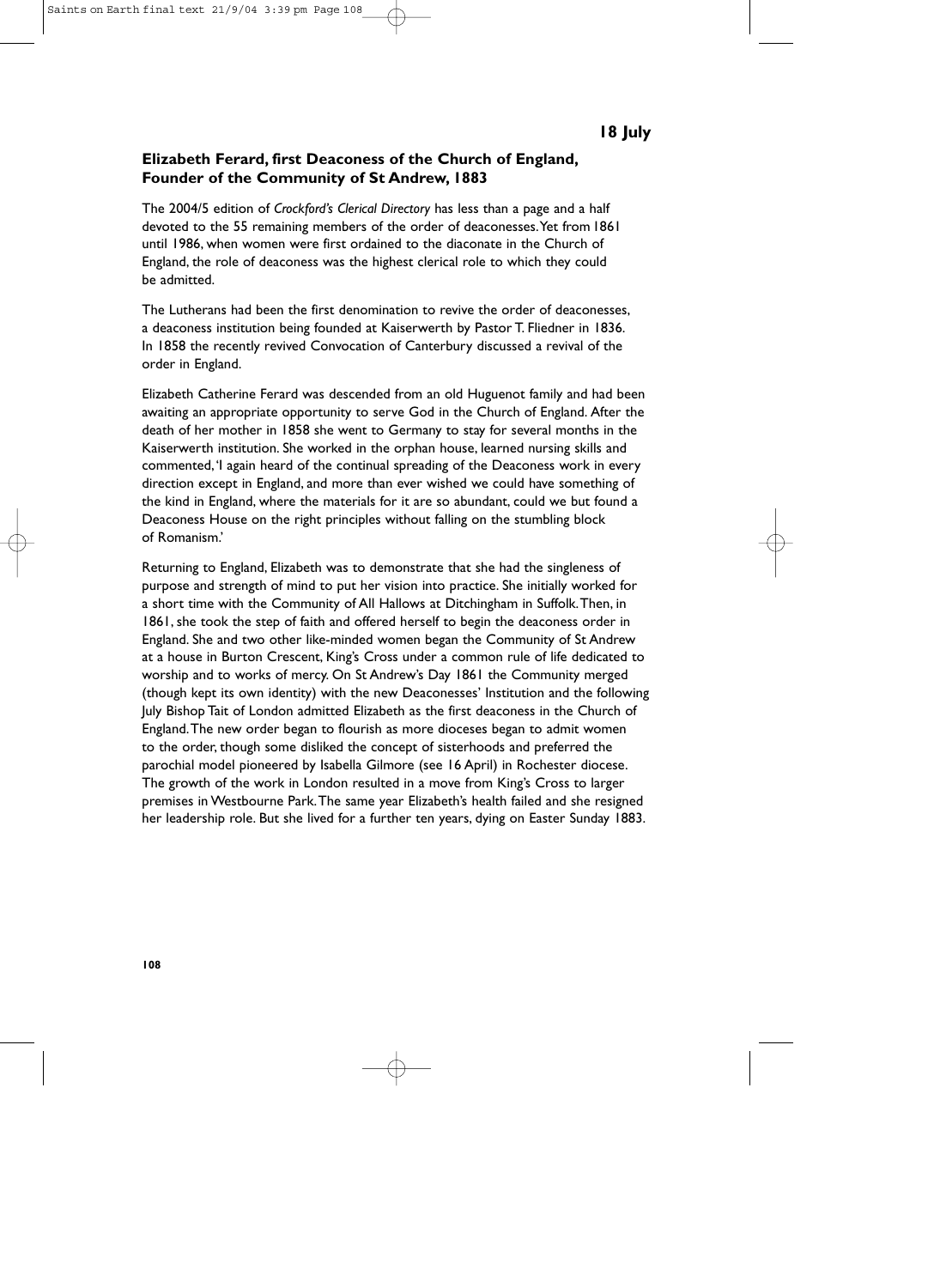**18 July**

## Elizabeth Ferard, first Deaconess of the Church of England, Founder of the Community of St Andrew, 1883

The 2004/5 edition of *Crockford's Clerical Directory* has less than a page and a half devoted to the 55 remaining members of the order of deaconesses. Yet from 1861 until 1986, when women were first ordained to the diaconate in the Church of England, the role of deaconess was the highest clerical role to which they could be admitted.

The Lutherans had been the first denomination to revive the order of deaconesses, a deaconess institution being founded at Kaiserwerth by Pastor T. Fliedner in 1836. In 1858 the recently revived Convocation of Canterbury discussed a revival of the order in England.

Elizabeth Catherine Ferard was descended from an old Huguenot family and had been awaiting an appropriate opportunity to serve God in the Church of England. After the death of her mother in 1858 she went to Germany to stay for several months in the Kaiserwerth institution. She worked in the orphan house, learned nursing skills and commented, 'I again heard of the continual spreading of the Deaconess work in every direction except in England, and more than ever wished we could have something of the kind in England, where the materials for it are so abundant, could we but found a Deaconess House on the right principles without falling on the stumbling block of Romanism.'

Returning to England, Elizabeth was to demonstrate that she had the singleness of purpose and strength of mind to put her vision into practice. She initially worked for a short time with the Community of All Hallows at Ditchingham in Suffolk. Then, in 1861, she took the step of faith and offered herself to begin the deaconess order in England. She and two other like-minded women began the Community of St Andrew at a house in Burton Crescent, King's Cross under a common rule of life dedicated to worship and to works of mercy. On St Andrew's Day 1861 the Community merged (though kept its own identity) with the new Deaconesses' Institution and the following July Bishop Tait of London admitted Elizabeth as the first deaconess in the Church of England. The new order began to flourish as more dioceses began to admit women to the order, though some disliked the concept of sisterhoods and preferred the parochial model pioneered by Isabella Gilmore (see 16 April) in Rochester diocese. The growth of the work in London resulted in a move from King's Cross to larger premises in Westbourne Park. The same year Elizabeth's health failed and she resigned her leadership role. But she lived for a further ten years, dying on Easter Sunday 1883.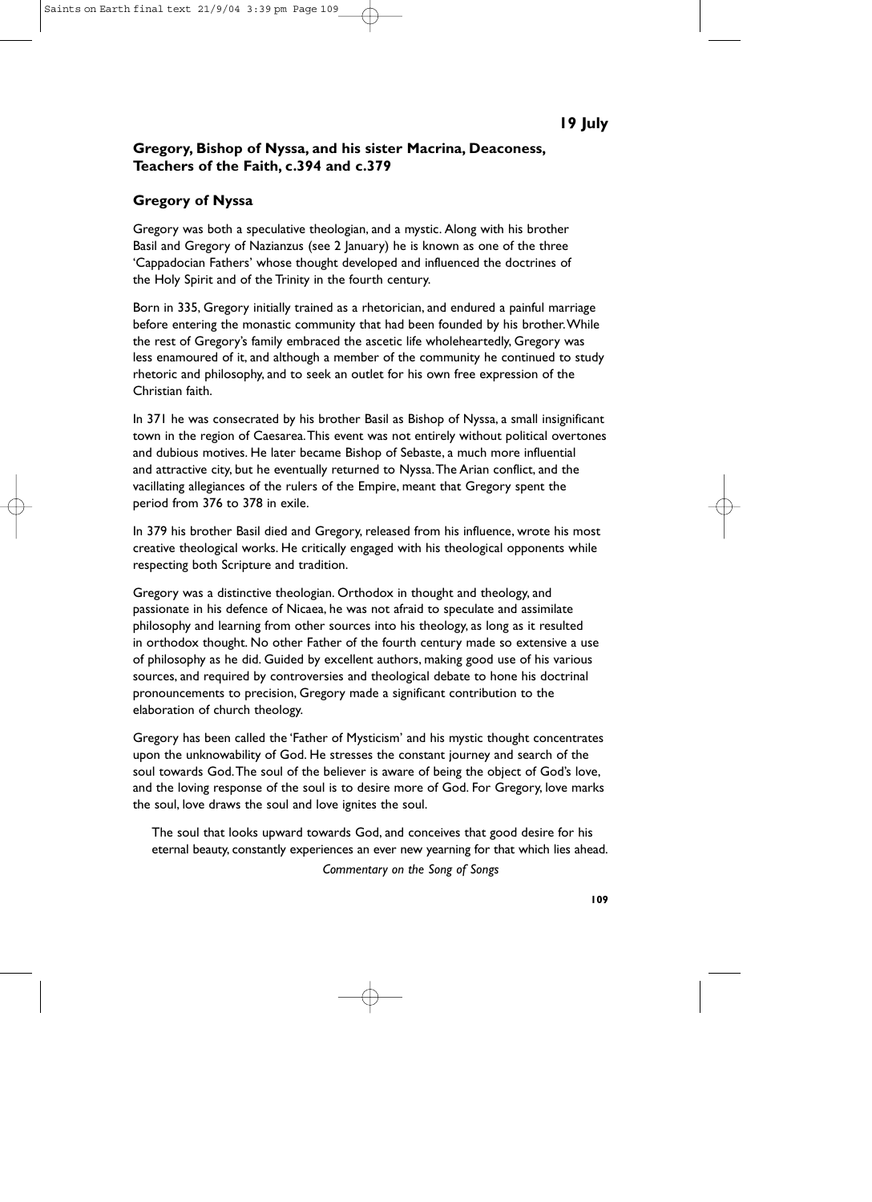**19 July**

## Gregory, Bishop of Nyssa, and his sister Macrina, Deaconess, Teachers of the Faith, c.394 and c.379

### Gregory of Nyssa

Gregory was both a speculative theologian, and a mystic. Along with his brother Basil and Gregory of Nazianzus (see 2 January) he is known as one of the three 'Cappadocian Fathers' whose thought developed and influenced the doctrines of the Holy Spirit and of the Trinity in the fourth century.

Born in 335, Gregory initially trained as a rhetorician, and endured a painful marriage before entering the monastic community that had been founded by his brother. While the rest of Gregory's family embraced the ascetic life wholeheartedly, Gregory was less enamoured of it, and although a member of the community he continued to study rhetoric and philosophy, and to seek an outlet for his own free expression of the Christian faith.

In 371 he was consecrated by his brother Basil as Bishop of Nyssa, a small insignificant town in the region of Caesarea. This event was not entirely without political overtones and dubious motives. He later became Bishop of Sebaste, a much more influential and attractive city, but he eventually returned to Nyssa. The Arian conflict, and the vacillating allegiances of the rulers of the Empire, meant that Gregory spent the period from 376 to 378 in exile.

In 379 his brother Basil died and Gregory, released from his influence, wrote his most creative theological works. He critically engaged with his theological opponents while respecting both Scripture and tradition.

Gregory was a distinctive theologian. Orthodox in thought and theology, and passionate in his defence of Nicaea, he was not afraid to speculate and assimilate philosophy and learning from other sources into his theology, as long as it resulted in orthodox thought. No other Father of the fourth century made so extensive a use of philosophy as he did. Guided by excellent authors, making good use of his various sources, and required by controversies and theological debate to hone his doctrinal pronouncements to precision, Gregory made a significant contribution to the elaboration of church theology.

Gregory has been called the 'Father of Mysticism' and his mystic thought concentrates upon the unknowability of God. He stresses the constant journey and search of the soul towards God. The soul of the believer is aware of being the object of God's love, and the loving response of the soul is to desire more of God. For Gregory, love marks the soul, love draws the soul and love ignites the soul.

> The soul that looks upward towards God, and conceives that good desire for his eternal beauty, constantly experiences an ever new yearning for that which lies ahead.
>
> *Commentary on the Song of Songs*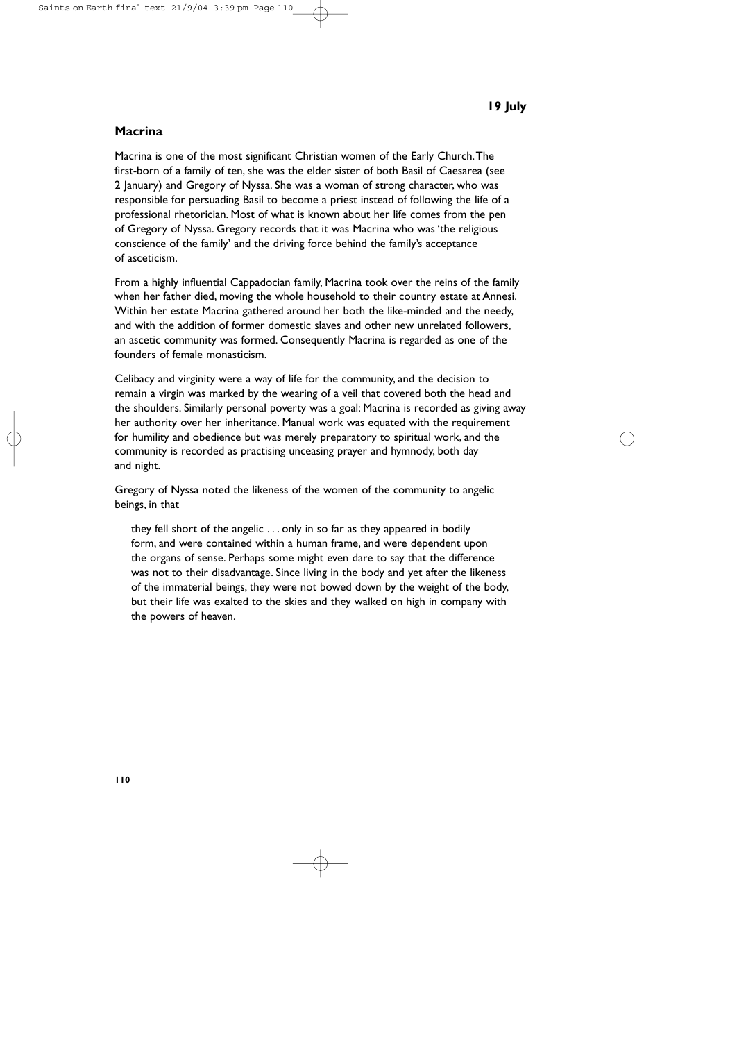**19 July**

## Macrina

Macrina is one of the most significant Christian women of the Early Church. The first-born of a family of ten, she was the elder sister of both Basil of Caesarea (see 2 January) and Gregory of Nyssa. She was a woman of strong character, who was responsible for persuading Basil to become a priest instead of following the life of a professional rhetorician. Most of what is known about her life comes from the pen of Gregory of Nyssa. Gregory records that it was Macrina who was 'the religious conscience of the family' and the driving force behind the family's acceptance of asceticism.

From a highly influential Cappadocian family, Macrina took over the reins of the family when her father died, moving the whole household to their country estate at Annesi. Within her estate Macrina gathered around her both the like-minded and the needy, and with the addition of former domestic slaves and other new unrelated followers, an ascetic community was formed. Consequently Macrina is regarded as one of the founders of female monasticism.

Celibacy and virginity were a way of life for the community, and the decision to remain a virgin was marked by the wearing of a veil that covered both the head and the shoulders. Similarly personal poverty was a goal: Macrina is recorded as giving away her authority over her inheritance. Manual work was equated with the requirement for humility and obedience but was merely preparatory to spiritual work, and the community is recorded as practising unceasing prayer and hymnody, both day and night.

Gregory of Nyssa noted the likeness of the women of the community to angelic beings, in that

> they fell short of the angelic . . . only in so far as they appeared in bodily form, and were contained within a human frame, and were dependent upon the organs of sense. Perhaps some might even dare to say that the difference was not to their disadvantage. Since living in the body and yet after the likeness of the immaterial beings, they were not bowed down by the weight of the body, but their life was exalted to the skies and they walked on high in company with the powers of heaven.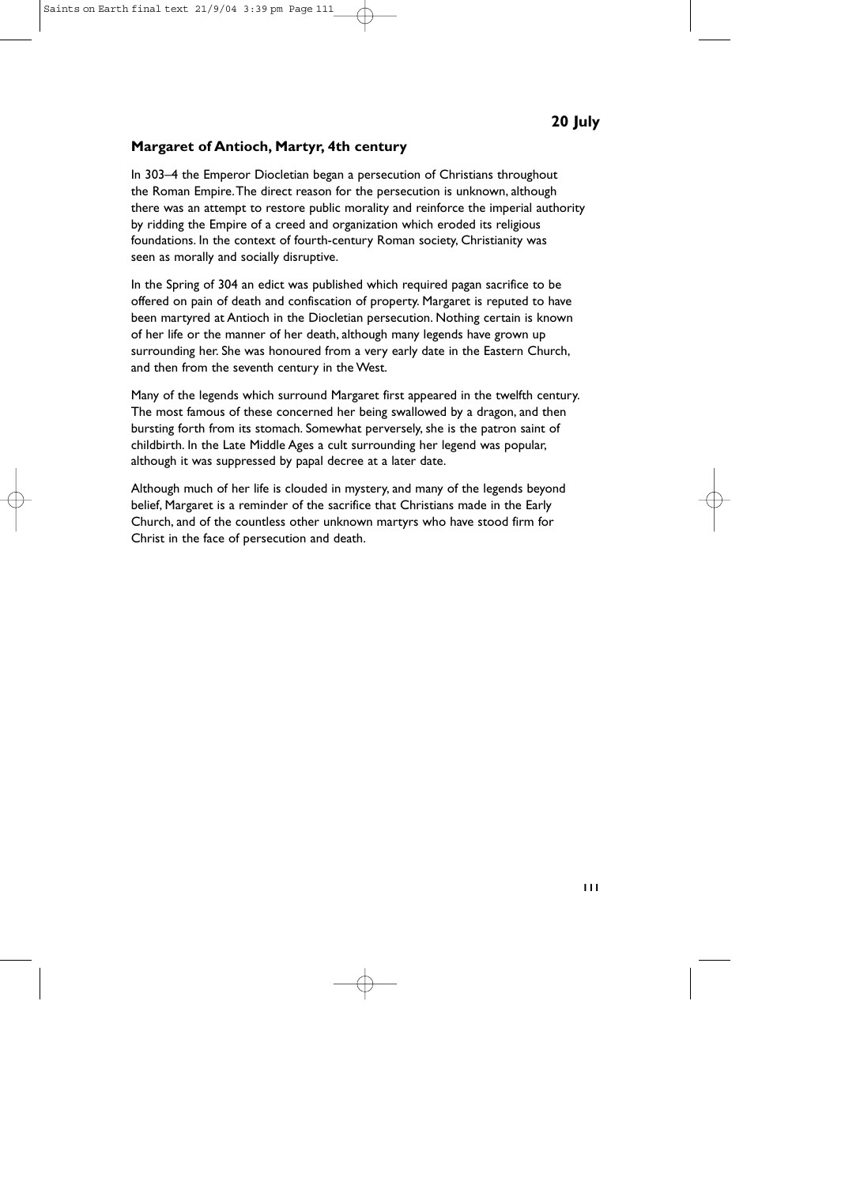## 20 July

### Margaret of Antioch, Martyr, 4th century

In 303–4 the Emperor Diocletian began a persecution of Christians throughout the Roman Empire. The direct reason for the persecution is unknown, although there was an attempt to restore public morality and reinforce the imperial authority by ridding the Empire of a creed and organization which eroded its religious foundations. In the context of fourth-century Roman society, Christianity was seen as morally and socially disruptive.

In the Spring of 304 an edict was published which required pagan sacrifice to be offered on pain of death and confiscation of property. Margaret is reputed to have been martyred at Antioch in the Diocletian persecution. Nothing certain is known of her life or the manner of her death, although many legends have grown up surrounding her. She was honoured from a very early date in the Eastern Church, and then from the seventh century in the West.

Many of the legends which surround Margaret first appeared in the twelfth century. The most famous of these concerned her being swallowed by a dragon, and then bursting forth from its stomach. Somewhat perversely, she is the patron saint of childbirth. In the Late Middle Ages a cult surrounding her legend was popular, although it was suppressed by papal decree at a later date.

Although much of her life is clouded in mystery, and many of the legends beyond belief, Margaret is a reminder of the sacrifice that Christians made in the Early Church, and of the countless other unknown martyrs who have stood firm for Christ in the face of persecution and death.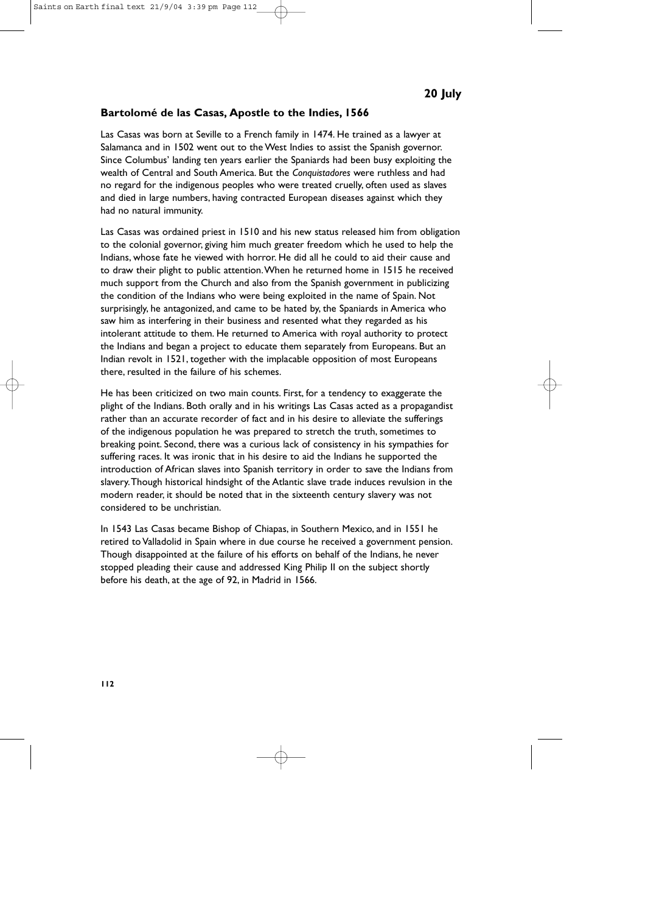**20 July**

## Bartolomé de las Casas, Apostle to the Indies, 1566

Las Casas was born at Seville to a French family in 1474. He trained as a lawyer at Salamanca and in 1502 went out to the West Indies to assist the Spanish governor. Since Columbus' landing ten years earlier the Spaniards had been busy exploiting the wealth of Central and South America. But the *Conquistadores* were ruthless and had no regard for the indigenous peoples who were treated cruelly, often used as slaves and died in large numbers, having contracted European diseases against which they had no natural immunity.

Las Casas was ordained priest in 1510 and his new status released him from obligation to the colonial governor, giving him much greater freedom which he used to help the Indians, whose fate he viewed with horror. He did all he could to aid their cause and to draw their plight to public attention. When he returned home in 1515 he received much support from the Church and also from the Spanish government in publicizing the condition of the Indians who were being exploited in the name of Spain. Not surprisingly, he antagonized, and came to be hated by, the Spaniards in America who saw him as interfering in their business and resented what they regarded as his intolerant attitude to them. He returned to America with royal authority to protect the Indians and began a project to educate them separately from Europeans. But an Indian revolt in 1521, together with the implacable opposition of most Europeans there, resulted in the failure of his schemes.

He has been criticized on two main counts. First, for a tendency to exaggerate the plight of the Indians. Both orally and in his writings Las Casas acted as a propagandist rather than an accurate recorder of fact and in his desire to alleviate the sufferings of the indigenous population he was prepared to stretch the truth, sometimes to breaking point. Second, there was a curious lack of consistency in his sympathies for suffering races. It was ironic that in his desire to aid the Indians he supported the introduction of African slaves into Spanish territory in order to save the Indians from slavery. Though historical hindsight of the Atlantic slave trade induces revulsion in the modern reader, it should be noted that in the sixteenth century slavery was not considered to be unchristian.

In 1543 Las Casas became Bishop of Chiapas, in Southern Mexico, and in 1551 he retired to Valladolid in Spain where in due course he received a government pension. Though disappointed at the failure of his efforts on behalf of the Indians, he never stopped pleading their cause and addressed King Philip II on the subject shortly before his death, at the age of 92, in Madrid in 1566.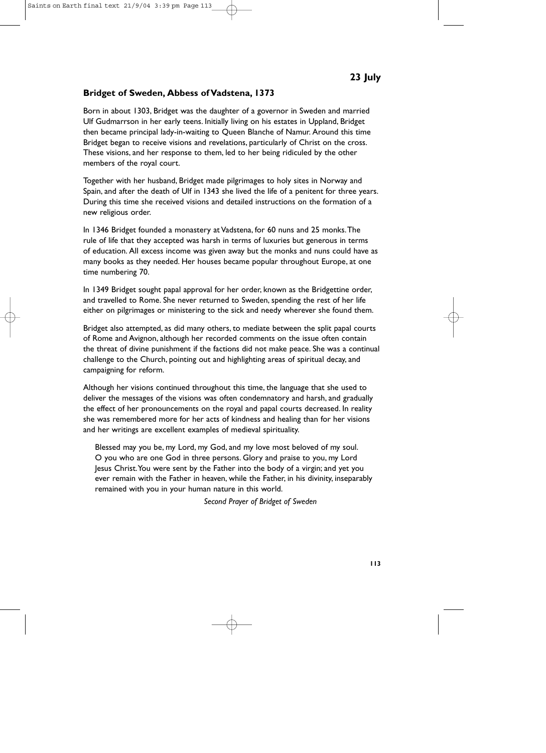**23 July**

## Bridget of Sweden, Abbess of Vadstena, 1373

Born in about 1303, Bridget was the daughter of a governor in Sweden and married Ulf Gudmarrson in her early teens. Initially living on his estates in Uppland, Bridget then became principal lady-in-waiting to Queen Blanche of Namur. Around this time Bridget began to receive visions and revelations, particularly of Christ on the cross. These visions, and her response to them, led to her being ridiculed by the other members of the royal court.

Together with her husband, Bridget made pilgrimages to holy sites in Norway and Spain, and after the death of Ulf in 1343 she lived the life of a penitent for three years. During this time she received visions and detailed instructions on the formation of a new religious order.

In 1346 Bridget founded a monastery at Vadstena, for 60 nuns and 25 monks. The rule of life that they accepted was harsh in terms of luxuries but generous in terms of education. All excess income was given away but the monks and nuns could have as many books as they needed. Her houses became popular throughout Europe, at one time numbering 70.

In 1349 Bridget sought papal approval for her order, known as the Bridgettine order, and travelled to Rome. She never returned to Sweden, spending the rest of her life either on pilgrimages or ministering to the sick and needy wherever she found them.

Bridget also attempted, as did many others, to mediate between the split papal courts of Rome and Avignon, although her recorded comments on the issue often contain the threat of divine punishment if the factions did not make peace. She was a continual challenge to the Church, pointing out and highlighting areas of spiritual decay, and campaigning for reform.

Although her visions continued throughout this time, the language that she used to deliver the messages of the visions was often condemnatory and harsh, and gradually the effect of her pronouncements on the royal and papal courts decreased. In reality she was remembered more for her acts of kindness and healing than for her visions and her writings are excellent examples of medieval spirituality.

> Blessed may you be, my Lord, my God, and my love most beloved of my soul. O you who are one God in three persons. Glory and praise to you, my Lord Jesus Christ. You were sent by the Father into the body of a virgin; and yet you ever remain with the Father in heaven, while the Father, in his divinity, inseparably remained with you in your human nature in this world.
>
> *Second Prayer of Bridget of Sweden*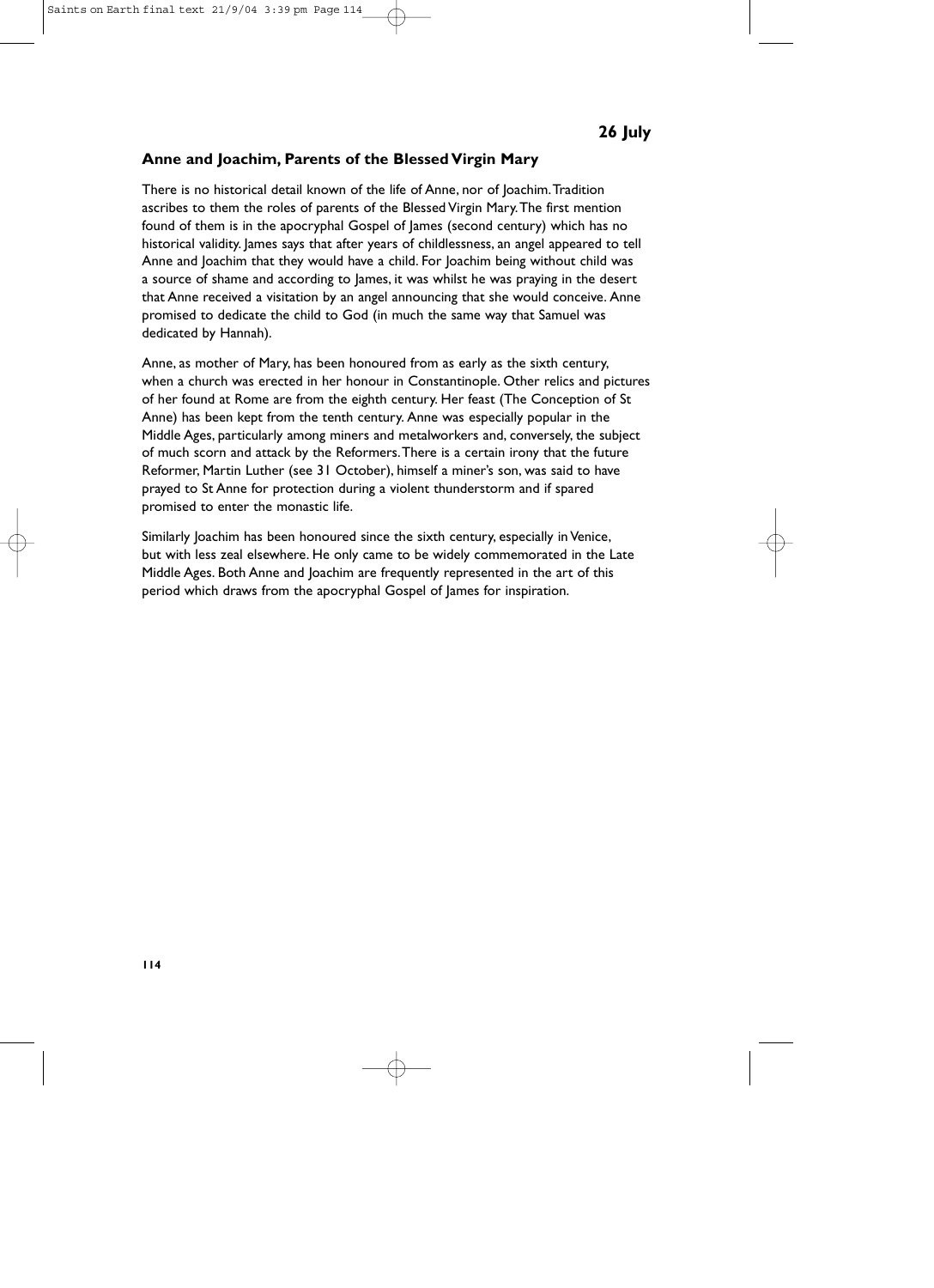**26 July**

## Anne and Joachim, Parents of the Blessed Virgin Mary

There is no historical detail known of the life of Anne, nor of Joachim. Tradition ascribes to them the roles of parents of the Blessed Virgin Mary. The first mention found of them is in the apocryphal Gospel of James (second century) which has no historical validity. James says that after years of childlessness, an angel appeared to tell Anne and Joachim that they would have a child. For Joachim being without child was a source of shame and according to James, it was whilst he was praying in the desert that Anne received a visitation by an angel announcing that she would conceive. Anne promised to dedicate the child to God (in much the same way that Samuel was dedicated by Hannah).

Anne, as mother of Mary, has been honoured from as early as the sixth century, when a church was erected in her honour in Constantinople. Other relics and pictures of her found at Rome are from the eighth century. Her feast (The Conception of St Anne) has been kept from the tenth century. Anne was especially popular in the Middle Ages, particularly among miners and metalworkers and, conversely, the subject of much scorn and attack by the Reformers. There is a certain irony that the future Reformer, Martin Luther (see 31 October), himself a miner's son, was said to have prayed to St Anne for protection during a violent thunderstorm and if spared promised to enter the monastic life.

Similarly Joachim has been honoured since the sixth century, especially in Venice, but with less zeal elsewhere. He only came to be widely commemorated in the Late Middle Ages. Both Anne and Joachim are frequently represented in the art of this period which draws from the apocryphal Gospel of James for inspiration.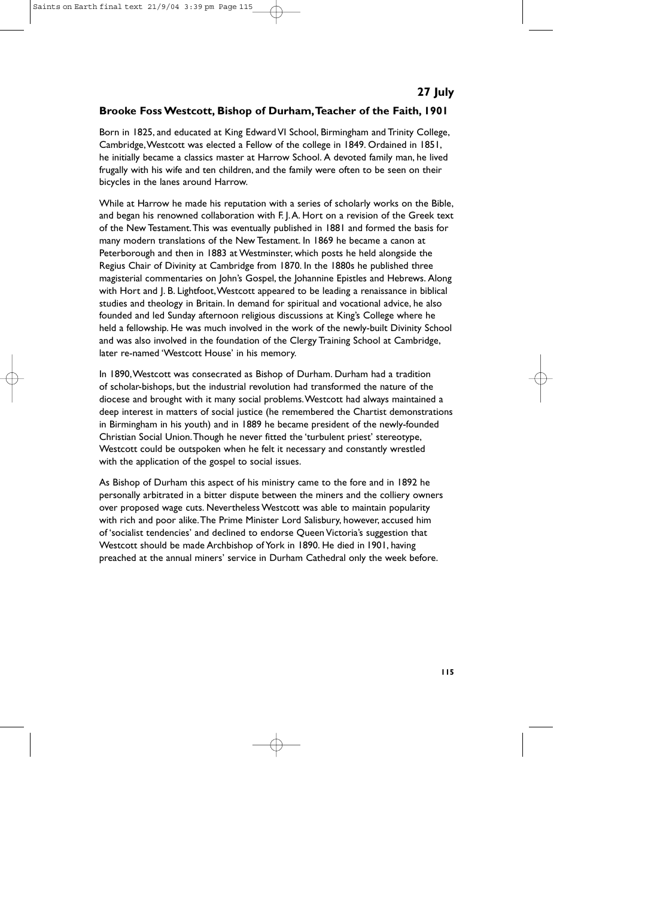## 27 July

### Brooke Foss Westcott, Bishop of Durham, Teacher of the Faith, 1901

Born in 1825, and educated at King Edward VI School, Birmingham and Trinity College, Cambridge, Westcott was elected a Fellow of the college in 1849. Ordained in 1851, he initially became a classics master at Harrow School. A devoted family man, he lived frugally with his wife and ten children, and the family were often to be seen on their bicycles in the lanes around Harrow.

While at Harrow he made his reputation with a series of scholarly works on the Bible, and began his renowned collaboration with F. J. A. Hort on a revision of the Greek text of the New Testament. This was eventually published in 1881 and formed the basis for many modern translations of the New Testament. In 1869 he became a canon at Peterborough and then in 1883 at Westminster, which posts he held alongside the Regius Chair of Divinity at Cambridge from 1870. In the 1880s he published three magisterial commentaries on John's Gospel, the Johannine Epistles and Hebrews. Along with Hort and J. B. Lightfoot, Westcott appeared to be leading a renaissance in biblical studies and theology in Britain. In demand for spiritual and vocational advice, he also founded and led Sunday afternoon religious discussions at King's College where he held a fellowship. He was much involved in the work of the newly-built Divinity School and was also involved in the foundation of the Clergy Training School at Cambridge, later re-named 'Westcott House' in his memory.

In 1890, Westcott was consecrated as Bishop of Durham. Durham had a tradition of scholar-bishops, but the industrial revolution had transformed the nature of the diocese and brought with it many social problems. Westcott had always maintained a deep interest in matters of social justice (he remembered the Chartist demonstrations in Birmingham in his youth) and in 1889 he became president of the newly-founded Christian Social Union. Though he never fitted the 'turbulent priest' stereotype, Westcott could be outspoken when he felt it necessary and constantly wrestled with the application of the gospel to social issues.

As Bishop of Durham this aspect of his ministry came to the fore and in 1892 he personally arbitrated in a bitter dispute between the miners and the colliery owners over proposed wage cuts. Nevertheless Westcott was able to maintain popularity with rich and poor alike. The Prime Minister Lord Salisbury, however, accused him of 'socialist tendencies' and declined to endorse Queen Victoria's suggestion that Westcott should be made Archbishop of York in 1890. He died in 1901, having preached at the annual miners' service in Durham Cathedral only the week before.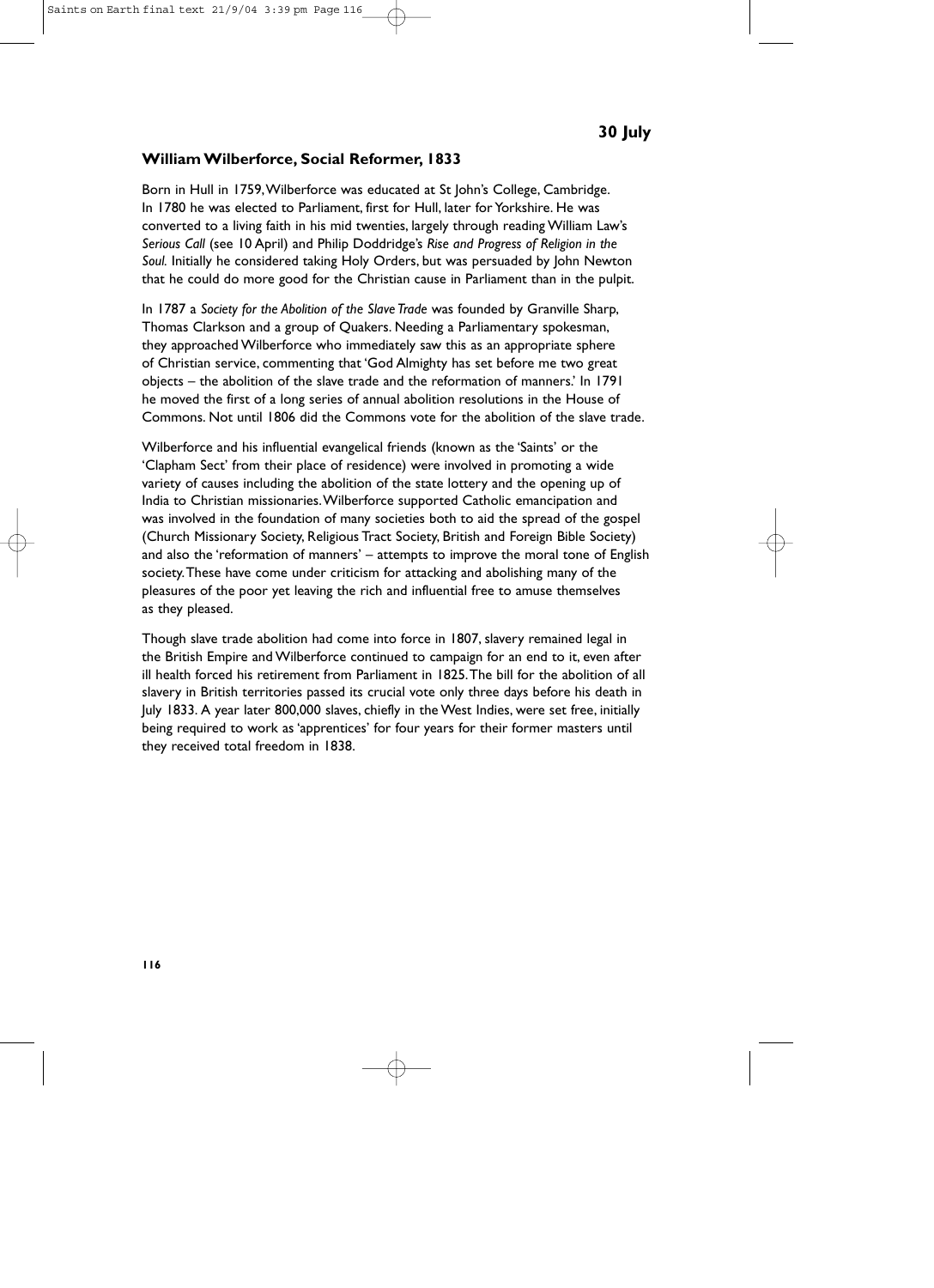**30 July**

## William Wilberforce, Social Reformer, 1833

Born in Hull in 1759, Wilberforce was educated at St John's College, Cambridge. In 1780 he was elected to Parliament, first for Hull, later for Yorkshire. He was converted to a living faith in his mid twenties, largely through reading William Law's *Serious Call* (see 10 April) and Philip Doddridge's *Rise and Progress of Religion in the Soul.* Initially he considered taking Holy Orders, but was persuaded by John Newton that he could do more good for the Christian cause in Parliament than in the pulpit.

In 1787 a *Society for the Abolition of the Slave Trade* was founded by Granville Sharp, Thomas Clarkson and a group of Quakers. Needing a Parliamentary spokesman, they approached Wilberforce who immediately saw this as an appropriate sphere of Christian service, commenting that 'God Almighty has set before me two great objects – the abolition of the slave trade and the reformation of manners.' In 1791 he moved the first of a long series of annual abolition resolutions in the House of Commons. Not until 1806 did the Commons vote for the abolition of the slave trade.

Wilberforce and his influential evangelical friends (known as the 'Saints' or the 'Clapham Sect' from their place of residence) were involved in promoting a wide variety of causes including the abolition of the state lottery and the opening up of India to Christian missionaries. Wilberforce supported Catholic emancipation and was involved in the foundation of many societies both to aid the spread of the gospel (Church Missionary Society, Religious Tract Society, British and Foreign Bible Society) and also the 'reformation of manners' – attempts to improve the moral tone of English society. These have come under criticism for attacking and abolishing many of the pleasures of the poor yet leaving the rich and influential free to amuse themselves as they pleased.

Though slave trade abolition had come into force in 1807, slavery remained legal in the British Empire and Wilberforce continued to campaign for an end to it, even after ill health forced his retirement from Parliament in 1825. The bill for the abolition of all slavery in British territories passed its crucial vote only three days before his death in July 1833. A year later 800,000 slaves, chiefly in the West Indies, were set free, initially being required to work as 'apprentices' for four years for their former masters until they received total freedom in 1838.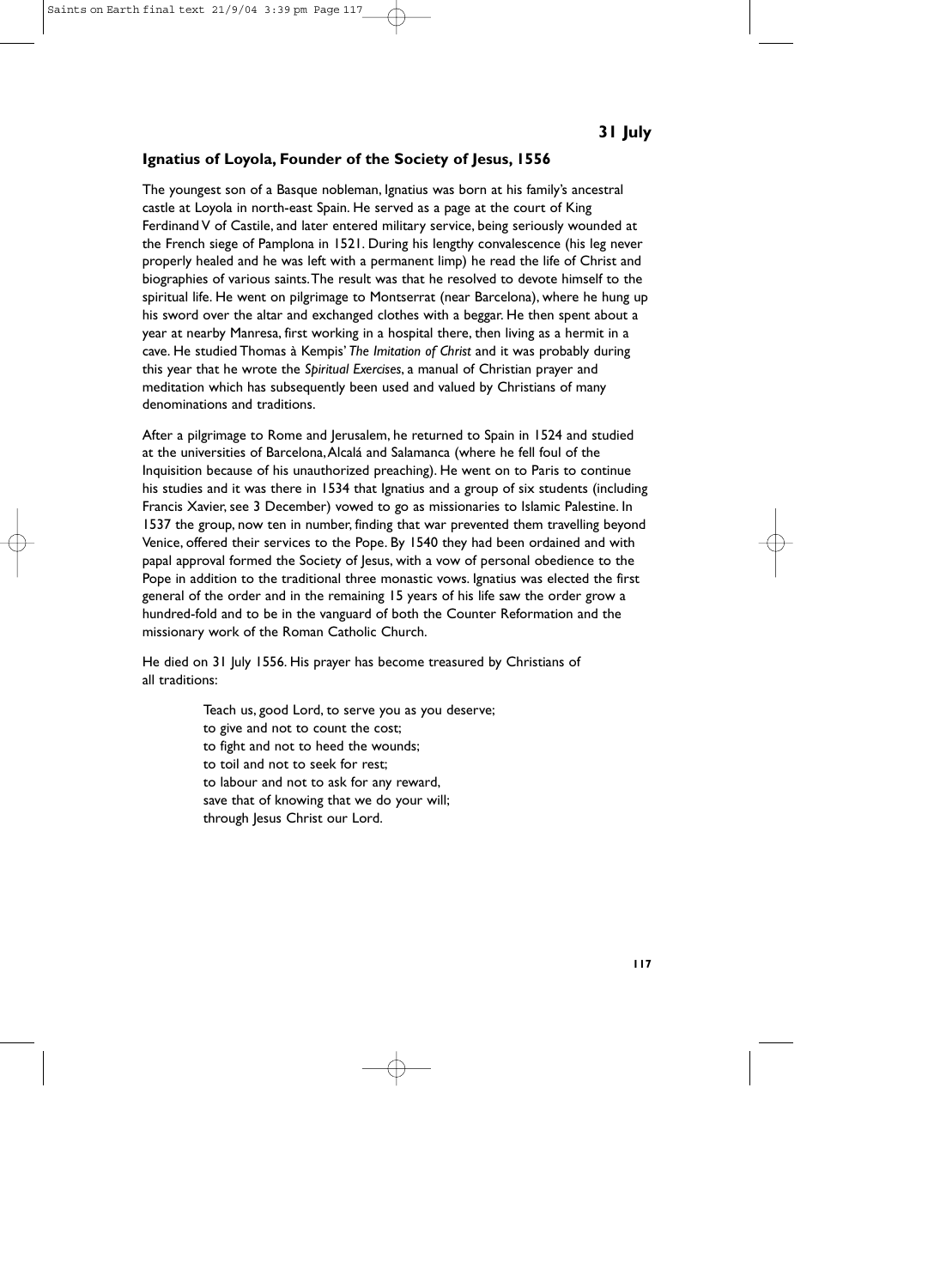## 31 July

### Ignatius of Loyola, Founder of the Society of Jesus, 1556

The youngest son of a Basque nobleman, Ignatius was born at his family's ancestral castle at Loyola in north-east Spain. He served as a page at the court of King Ferdinand V of Castile, and later entered military service, being seriously wounded at the French siege of Pamplona in 1521. During his lengthy convalescence (his leg never properly healed and he was left with a permanent limp) he read the life of Christ and biographies of various saints. The result was that he resolved to devote himself to the spiritual life. He went on pilgrimage to Montserrat (near Barcelona), where he hung up his sword over the altar and exchanged clothes with a beggar. He then spent about a year at nearby Manresa, first working in a hospital there, then living as a hermit in a cave. He studied Thomas à Kempis' *The Imitation of Christ* and it was probably during this year that he wrote the *Spiritual Exercises*, a manual of Christian prayer and meditation which has subsequently been used and valued by Christians of many denominations and traditions.

After a pilgrimage to Rome and Jerusalem, he returned to Spain in 1524 and studied at the universities of Barcelona, Alcalá and Salamanca (where he fell foul of the Inquisition because of his unauthorized preaching). He went on to Paris to continue his studies and it was there in 1534 that Ignatius and a group of six students (including Francis Xavier, see 3 December) vowed to go as missionaries to Islamic Palestine. In 1537 the group, now ten in number, finding that war prevented them travelling beyond Venice, offered their services to the Pope. By 1540 they had been ordained and with papal approval formed the Society of Jesus, with a vow of personal obedience to the Pope in addition to the traditional three monastic vows. Ignatius was elected the first general of the order and in the remaining 15 years of his life saw the order grow a hundred-fold and to be in the vanguard of both the Counter Reformation and the missionary work of the Roman Catholic Church.

He died on 31 July 1556. His prayer has become treasured by Christians of all traditions:

> Teach us, good Lord, to serve you as you deserve;
> to give and not to count the cost;
> to fight and not to heed the wounds;
> to toil and not to seek for rest;
> to labour and not to ask for any reward,
> save that of knowing that we do your will;
> through Jesus Christ our Lord.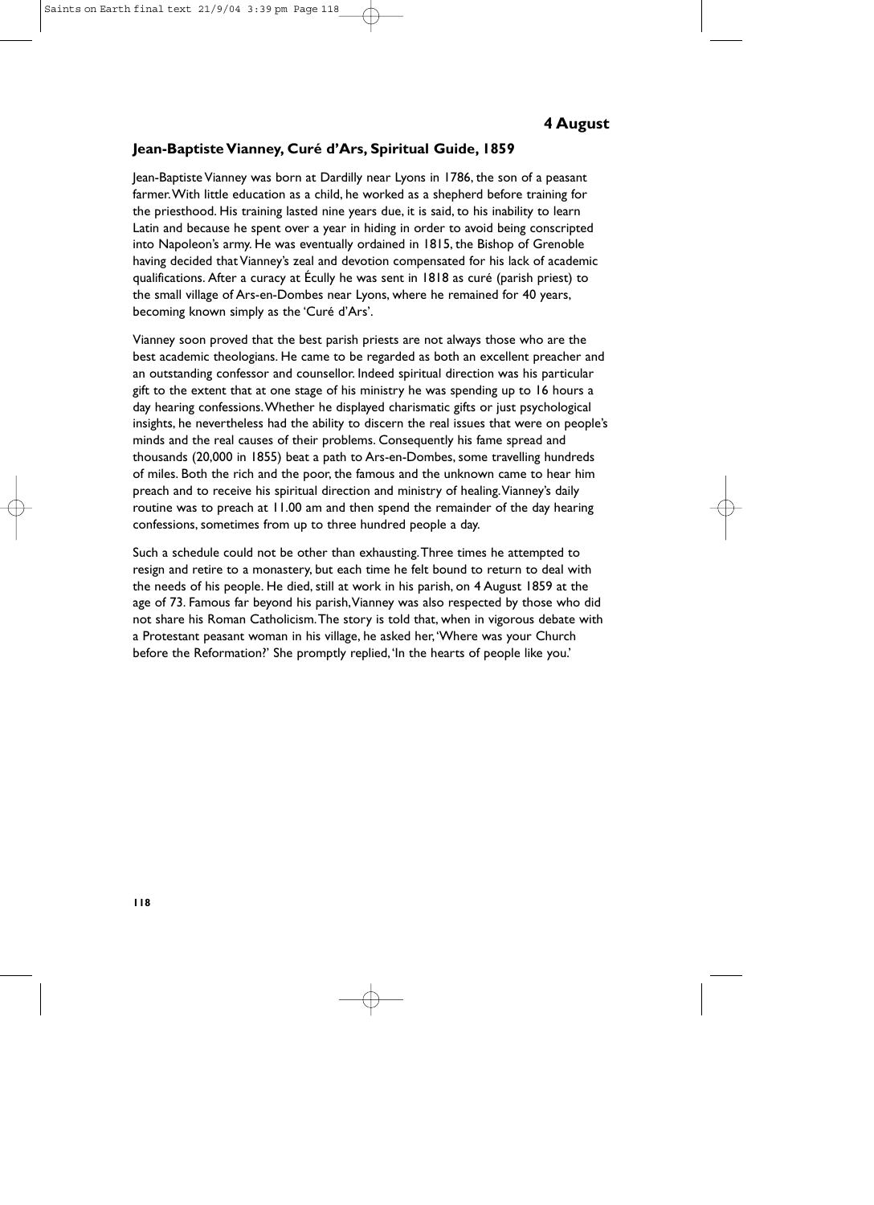# 4 August

## Jean-Baptiste Vianney, Curé d'Ars, Spiritual Guide, 1859

Jean-Baptiste Vianney was born at Dardilly near Lyons in 1786, the son of a peasant farmer. With little education as a child, he worked as a shepherd before training for the priesthood. His training lasted nine years due, it is said, to his inability to learn Latin and because he spent over a year in hiding in order to avoid being conscripted into Napoleon's army. He was eventually ordained in 1815, the Bishop of Grenoble having decided that Vianney's zeal and devotion compensated for his lack of academic qualifications. After a curacy at Écully he was sent in 1818 as curé (parish priest) to the small village of Ars-en-Dombes near Lyons, where he remained for 40 years, becoming known simply as the 'Curé d'Ars'.

Vianney soon proved that the best parish priests are not always those who are the best academic theologians. He came to be regarded as both an excellent preacher and an outstanding confessor and counsellor. Indeed spiritual direction was his particular gift to the extent that at one stage of his ministry he was spending up to 16 hours a day hearing confessions. Whether he displayed charismatic gifts or just psychological insights, he nevertheless had the ability to discern the real issues that were on people's minds and the real causes of their problems. Consequently his fame spread and thousands (20,000 in 1855) beat a path to Ars-en-Dombes, some travelling hundreds of miles. Both the rich and the poor, the famous and the unknown came to hear him preach and to receive his spiritual direction and ministry of healing. Vianney's daily routine was to preach at 11.00 am and then spend the remainder of the day hearing confessions, sometimes from up to three hundred people a day.

Such a schedule could not be other than exhausting. Three times he attempted to resign and retire to a monastery, but each time he felt bound to return to deal with the needs of his people. He died, still at work in his parish, on 4 August 1859 at the age of 73. Famous far beyond his parish, Vianney was also respected by those who did not share his Roman Catholicism. The story is told that, when in vigorous debate with a Protestant peasant woman in his village, he asked her, 'Where was your Church before the Reformation?' She promptly replied, 'In the hearts of people like you.'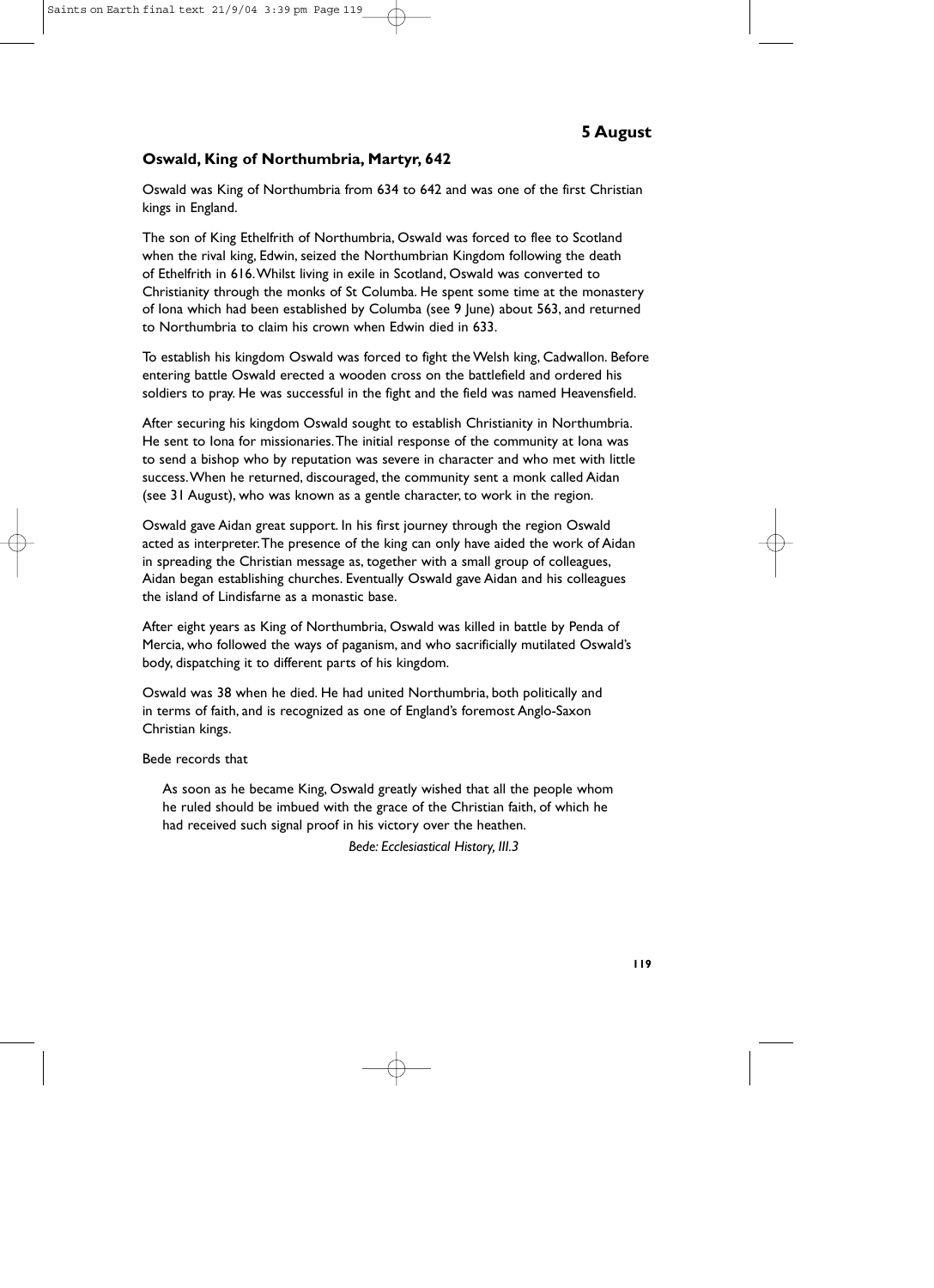## 5 August

### Oswald, King of Northumbria, Martyr, 642

Oswald was King of Northumbria from 634 to 642 and was one of the first Christian kings in England.

The son of King Ethelfrith of Northumbria, Oswald was forced to flee to Scotland when the rival king, Edwin, seized the Northumbrian Kingdom following the death of Ethelfrith in 616. Whilst living in exile in Scotland, Oswald was converted to Christianity through the monks of St Columba. He spent some time at the monastery of Iona which had been established by Columba (see 9 June) about 563, and returned to Northumbria to claim his crown when Edwin died in 633.

To establish his kingdom Oswald was forced to fight the Welsh king, Cadwallon. Before entering battle Oswald erected a wooden cross on the battlefield and ordered his soldiers to pray. He was successful in the fight and the field was named Heavensfield.

After securing his kingdom Oswald sought to establish Christianity in Northumbria. He sent to Iona for missionaries. The initial response of the community at Iona was to send a bishop who by reputation was severe in character and who met with little success. When he returned, discouraged, the community sent a monk called Aidan (see 31 August), who was known as a gentle character, to work in the region.

Oswald gave Aidan great support. In his first journey through the region Oswald acted as interpreter. The presence of the king can only have aided the work of Aidan in spreading the Christian message as, together with a small group of colleagues, Aidan began establishing churches. Eventually Oswald gave Aidan and his colleagues the island of Lindisfarne as a monastic base.

After eight years as King of Northumbria, Oswald was killed in battle by Penda of Mercia, who followed the ways of paganism, and who sacrificially mutilated Oswald's body, dispatching it to different parts of his kingdom.

Oswald was 38 when he died. He had united Northumbria, both politically and in terms of faith, and is recognized as one of England's foremost Anglo-Saxon Christian kings.

Bede records that

> As soon as he became King, Oswald greatly wished that all the people whom he ruled should be imbued with the grace of the Christian faith, of which he had received such signal proof in his victory over the heathen.
>
> *Bede: Ecclesiastical History, III.3*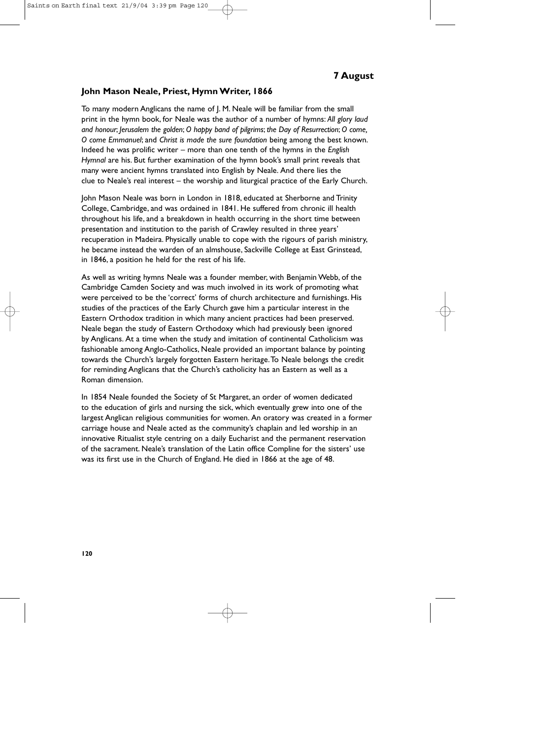## 7 August

### John Mason Neale, Priest, Hymn Writer, 1866

To many modern Anglicans the name of J. M. Neale will be familiar from the small print in the hymn book, for Neale was the author of a number of hymns: *All glory laud and honour*; *Jerusalem the golden*; *O happy band of pilgrims*; *the Day of Resurrection*; *O come, O come Emmanuel*; and *Christ is made the sure foundation* being among the best known. Indeed he was prolific writer – more than one tenth of the hymns in the *English Hymnal* are his. But further examination of the hymn book's small print reveals that many were ancient hymns translated into English by Neale. And there lies the clue to Neale's real interest – the worship and liturgical practice of the Early Church.

John Mason Neale was born in London in 1818, educated at Sherborne and Trinity College, Cambridge, and was ordained in 1841. He suffered from chronic ill health throughout his life, and a breakdown in health occurring in the short time between presentation and institution to the parish of Crawley resulted in three years' recuperation in Madeira. Physically unable to cope with the rigours of parish ministry, he became instead the warden of an almshouse, Sackville College at East Grinstead, in 1846, a position he held for the rest of his life.

As well as writing hymns Neale was a founder member, with Benjamin Webb, of the Cambridge Camden Society and was much involved in its work of promoting what were perceived to be the 'correct' forms of church architecture and furnishings. His studies of the practices of the Early Church gave him a particular interest in the Eastern Orthodox tradition in which many ancient practices had been preserved. Neale began the study of Eastern Orthodoxy which had previously been ignored by Anglicans. At a time when the study and imitation of continental Catholicism was fashionable among Anglo-Catholics, Neale provided an important balance by pointing towards the Church's largely forgotten Eastern heritage. To Neale belongs the credit for reminding Anglicans that the Church's catholicity has an Eastern as well as a Roman dimension.

In 1854 Neale founded the Society of St Margaret, an order of women dedicated to the education of girls and nursing the sick, which eventually grew into one of the largest Anglican religious communities for women. An oratory was created in a former carriage house and Neale acted as the community's chaplain and led worship in an innovative Ritualist style centring on a daily Eucharist and the permanent reservation of the sacrament. Neale's translation of the Latin office Compline for the sisters' use was its first use in the Church of England. He died in 1866 at the age of 48.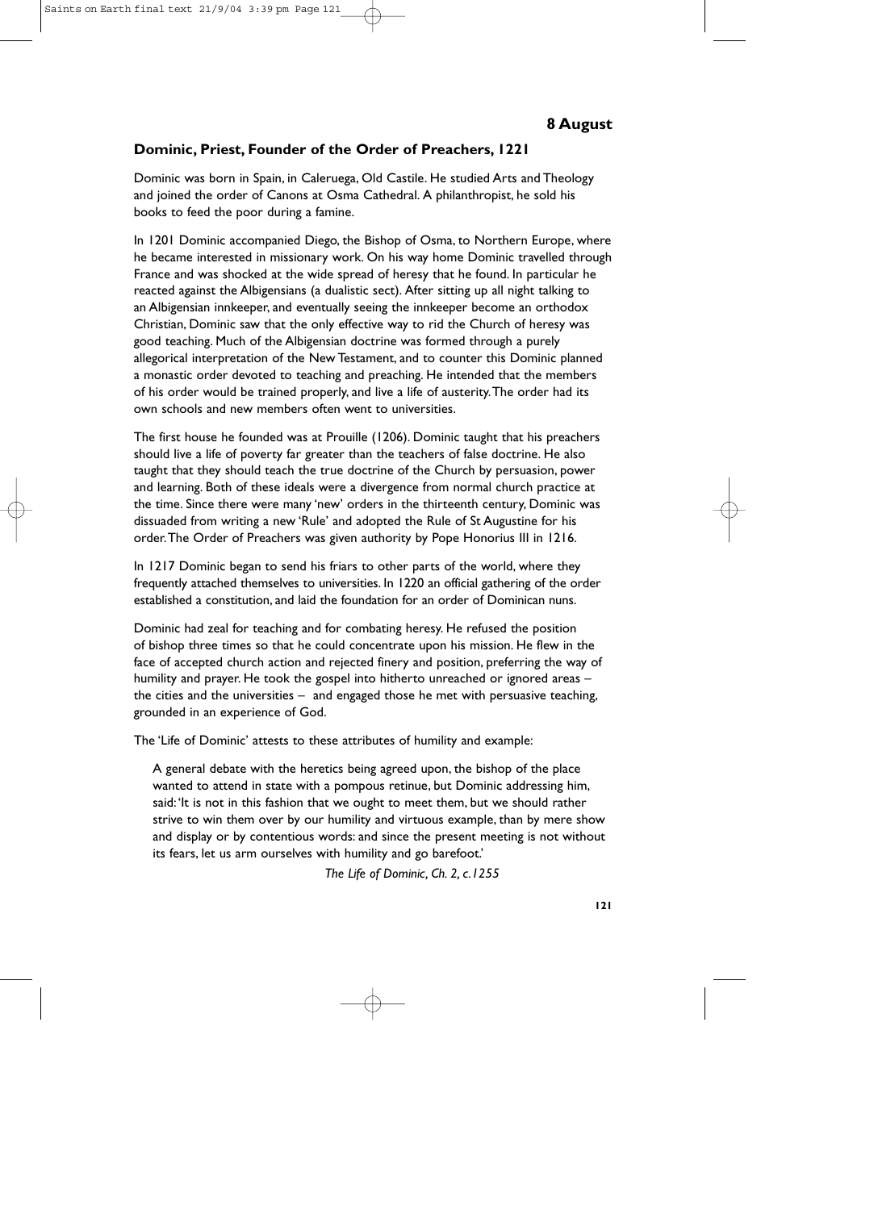# 8 August

## Dominic, Priest, Founder of the Order of Preachers, 1221

Dominic was born in Spain, in Caleruega, Old Castile. He studied Arts and Theology and joined the order of Canons at Osma Cathedral. A philanthropist, he sold his books to feed the poor during a famine.

In 1201 Dominic accompanied Diego, the Bishop of Osma, to Northern Europe, where he became interested in missionary work. On his way home Dominic travelled through France and was shocked at the wide spread of heresy that he found. In particular he reacted against the Albigensians (a dualistic sect). After sitting up all night talking to an Albigensian innkeeper, and eventually seeing the innkeeper become an orthodox Christian, Dominic saw that the only effective way to rid the Church of heresy was good teaching. Much of the Albigensian doctrine was formed through a purely allegorical interpretation of the New Testament, and to counter this Dominic planned a monastic order devoted to teaching and preaching. He intended that the members of his order would be trained properly, and live a life of austerity. The order had its own schools and new members often went to universities.

The first house he founded was at Prouille (1206). Dominic taught that his preachers should live a life of poverty far greater than the teachers of false doctrine. He also taught that they should teach the true doctrine of the Church by persuasion, power and learning. Both of these ideals were a divergence from normal church practice at the time. Since there were many 'new' orders in the thirteenth century, Dominic was dissuaded from writing a new 'Rule' and adopted the Rule of St Augustine for his order. The Order of Preachers was given authority by Pope Honorius III in 1216.

In 1217 Dominic began to send his friars to other parts of the world, where they frequently attached themselves to universities. In 1220 an official gathering of the order established a constitution, and laid the foundation for an order of Dominican nuns.

Dominic had zeal for teaching and for combating heresy. He refused the position of bishop three times so that he could concentrate upon his mission. He flew in the face of accepted church action and rejected finery and position, preferring the way of humility and prayer. He took the gospel into hitherto unreached or ignored areas – the cities and the universities – and engaged those he met with persuasive teaching, grounded in an experience of God.

The 'Life of Dominic' attests to these attributes of humility and example:

> A general debate with the heretics being agreed upon, the bishop of the place wanted to attend in state with a pompous retinue, but Dominic addressing him, said: 'It is not in this fashion that we ought to meet them, but we should rather strive to win them over by our humility and virtuous example, than by mere show and display or by contentious words: and since the present meeting is not without its fears, let us arm ourselves with humility and go barefoot.'
>
> *The Life of Dominic, Ch. 2, c.1255*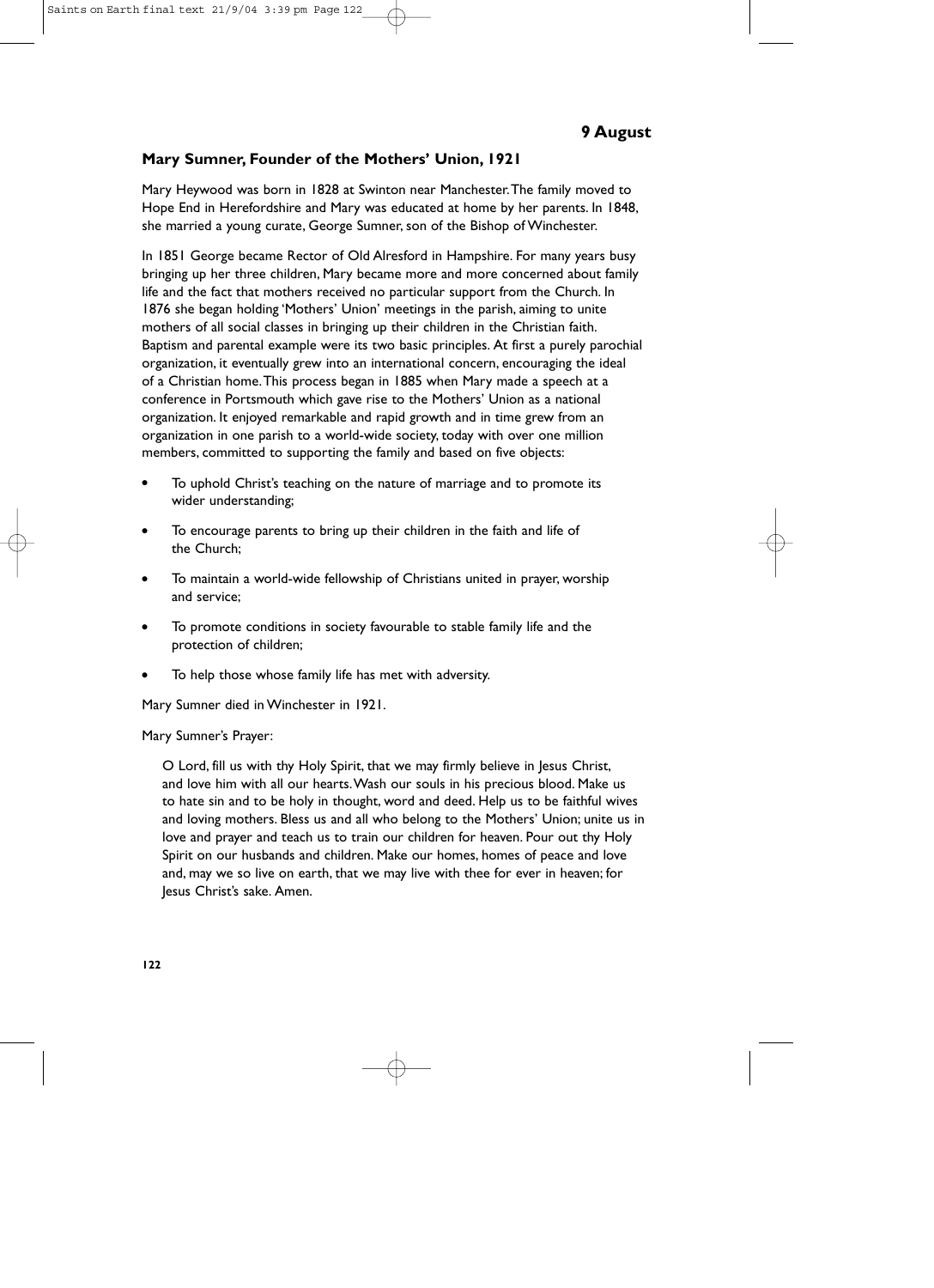**9 August**

### Mary Sumner, Founder of the Mothers' Union, 1921

Mary Heywood was born in 1828 at Swinton near Manchester. The family moved to Hope End in Herefordshire and Mary was educated at home by her parents. In 1848, she married a young curate, George Sumner, son of the Bishop of Winchester.

In 1851 George became Rector of Old Alresford in Hampshire. For many years busy bringing up her three children, Mary became more and more concerned about family life and the fact that mothers received no particular support from the Church. In 1876 she began holding 'Mothers' Union' meetings in the parish, aiming to unite mothers of all social classes in bringing up their children in the Christian faith. Baptism and parental example were its two basic principles. At first a purely parochial organization, it eventually grew into an international concern, encouraging the ideal of a Christian home. This process began in 1885 when Mary made a speech at a conference in Portsmouth which gave rise to the Mothers' Union as a national organization. It enjoyed remarkable and rapid growth and in time grew from an organization in one parish to a world-wide society, today with over one million members, committed to supporting the family and based on five objects:

- To uphold Christ's teaching on the nature of marriage and to promote its wider understanding;
- To encourage parents to bring up their children in the faith and life of the Church;
- To maintain a world-wide fellowship of Christians united in prayer, worship and service;
- To promote conditions in society favourable to stable family life and the protection of children;
- To help those whose family life has met with adversity.

Mary Sumner died in Winchester in 1921.

Mary Sumner's Prayer:

> O Lord, fill us with thy Holy Spirit, that we may firmly believe in Jesus Christ, and love him with all our hearts. Wash our souls in his precious blood. Make us to hate sin and to be holy in thought, word and deed. Help us to be faithful wives and loving mothers. Bless us and all who belong to the Mothers' Union; unite us in love and prayer and teach us to train our children for heaven. Pour out thy Holy Spirit on our husbands and children. Make our homes, homes of peace and love and, may we so live on earth, that we may live with thee for ever in heaven; for Jesus Christ's sake. Amen.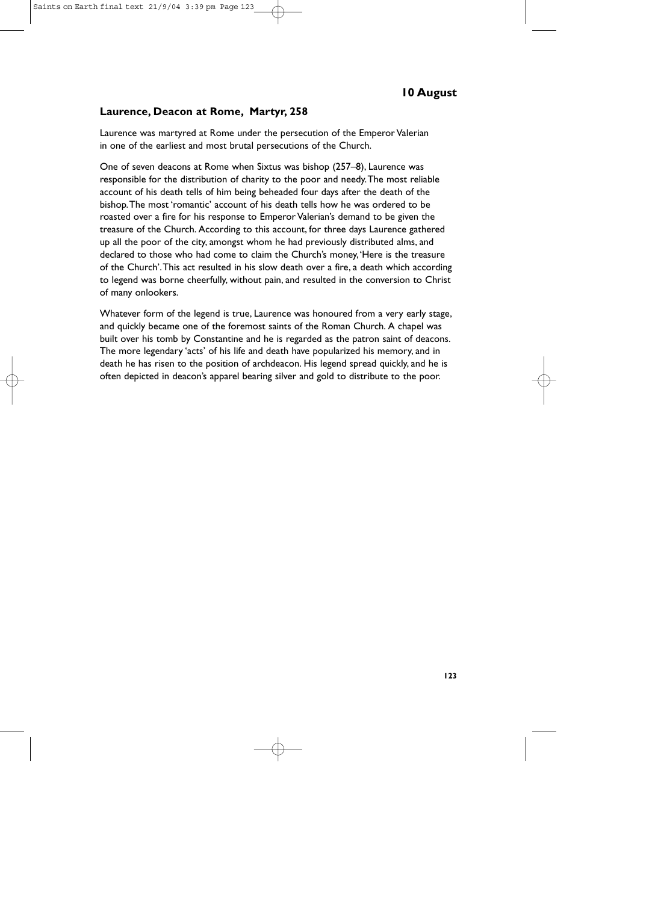## 10 August

### Laurence, Deacon at Rome, Martyr, 258

Laurence was martyred at Rome under the persecution of the Emperor Valerian in one of the earliest and most brutal persecutions of the Church.

One of seven deacons at Rome when Sixtus was bishop (257–8), Laurence was responsible for the distribution of charity to the poor and needy. The most reliable account of his death tells of him being beheaded four days after the death of the bishop. The most 'romantic' account of his death tells how he was ordered to be roasted over a fire for his response to Emperor Valerian's demand to be given the treasure of the Church. According to this account, for three days Laurence gathered up all the poor of the city, amongst whom he had previously distributed alms, and declared to those who had come to claim the Church's money, 'Here is the treasure of the Church'. This act resulted in his slow death over a fire, a death which according to legend was borne cheerfully, without pain, and resulted in the conversion to Christ of many onlookers.

Whatever form of the legend is true, Laurence was honoured from a very early stage, and quickly became one of the foremost saints of the Roman Church. A chapel was built over his tomb by Constantine and he is regarded as the patron saint of deacons. The more legendary 'acts' of his life and death have popularized his memory, and in death he has risen to the position of archdeacon. His legend spread quickly, and he is often depicted in deacon's apparel bearing silver and gold to distribute to the poor.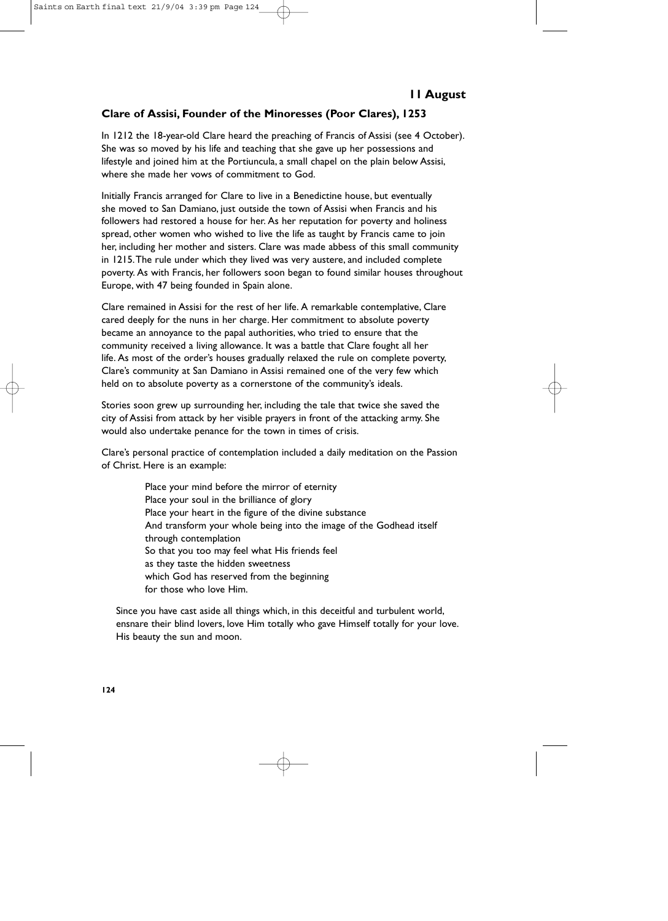## 11 August

### Clare of Assisi, Founder of the Minoresses (Poor Clares), 1253

In 1212 the 18-year-old Clare heard the preaching of Francis of Assisi (see 4 October). She was so moved by his life and teaching that she gave up her possessions and lifestyle and joined him at the Portiuncula, a small chapel on the plain below Assisi, where she made her vows of commitment to God.

Initially Francis arranged for Clare to live in a Benedictine house, but eventually she moved to San Damiano, just outside the town of Assisi when Francis and his followers had restored a house for her. As her reputation for poverty and holiness spread, other women who wished to live the life as taught by Francis came to join her, including her mother and sisters. Clare was made abbess of this small community in 1215. The rule under which they lived was very austere, and included complete poverty. As with Francis, her followers soon began to found similar houses throughout Europe, with 47 being founded in Spain alone.

Clare remained in Assisi for the rest of her life. A remarkable contemplative, Clare cared deeply for the nuns in her charge. Her commitment to absolute poverty became an annoyance to the papal authorities, who tried to ensure that the community received a living allowance. It was a battle that Clare fought all her life. As most of the order's houses gradually relaxed the rule on complete poverty, Clare's community at San Damiano in Assisi remained one of the very few which held on to absolute poverty as a cornerstone of the community's ideals.

Stories soon grew up surrounding her, including the tale that twice she saved the city of Assisi from attack by her visible prayers in front of the attacking army. She would also undertake penance for the town in times of crisis.

Clare's personal practice of contemplation included a daily meditation on the Passion of Christ. Here is an example:

> Place your mind before the mirror of eternity
> Place your soul in the brilliance of glory
> Place your heart in the figure of the divine substance
> And transform your whole being into the image of the Godhead itself
> through contemplation
> So that you too may feel what His friends feel
> as they taste the hidden sweetness
> which God has reserved from the beginning
> for those who love Him.

Since you have cast aside all things which, in this deceitful and turbulent world, ensnare their blind lovers, love Him totally who gave Himself totally for your love. His beauty the sun and moon.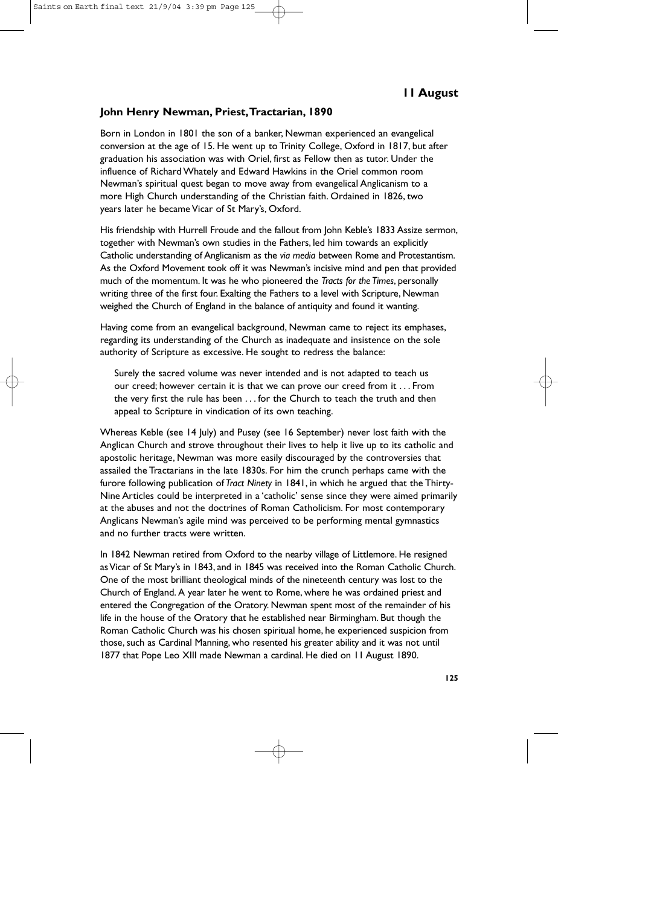## 11 August

### John Henry Newman, Priest, Tractarian, 1890

Born in London in 1801 the son of a banker, Newman experienced an evangelical conversion at the age of 15. He went up to Trinity College, Oxford in 1817, but after graduation his association was with Oriel, first as Fellow then as tutor. Under the influence of Richard Whately and Edward Hawkins in the Oriel common room Newman's spiritual quest began to move away from evangelical Anglicanism to a more High Church understanding of the Christian faith. Ordained in 1826, two years later he became Vicar of St Mary's, Oxford.

His friendship with Hurrell Froude and the fallout from John Keble's 1833 Assize sermon, together with Newman's own studies in the Fathers, led him towards an explicitly Catholic understanding of Anglicanism as the *via media* between Rome and Protestantism. As the Oxford Movement took off it was Newman's incisive mind and pen that provided much of the momentum. It was he who pioneered the *Tracts for the Times*, personally writing three of the first four. Exalting the Fathers to a level with Scripture, Newman weighed the Church of England in the balance of antiquity and found it wanting.

Having come from an evangelical background, Newman came to reject its emphases, regarding its understanding of the Church as inadequate and insistence on the sole authority of Scripture as excessive. He sought to redress the balance:

> Surely the sacred volume was never intended and is not adapted to teach us our creed; however certain it is that we can prove our creed from it . . . From the very first the rule has been . . . for the Church to teach the truth and then appeal to Scripture in vindication of its own teaching.

Whereas Keble (see 14 July) and Pusey (see 16 September) never lost faith with the Anglican Church and strove throughout their lives to help it live up to its catholic and apostolic heritage, Newman was more easily discouraged by the controversies that assailed the Tractarians in the late 1830s. For him the crunch perhaps came with the furore following publication of *Tract Ninety* in 1841, in which he argued that the Thirty-Nine Articles could be interpreted in a 'catholic' sense since they were aimed primarily at the abuses and not the doctrines of Roman Catholicism. For most contemporary Anglicans Newman's agile mind was perceived to be performing mental gymnastics and no further tracts were written.

In 1842 Newman retired from Oxford to the nearby village of Littlemore. He resigned as Vicar of St Mary's in 1843, and in 1845 was received into the Roman Catholic Church. One of the most brilliant theological minds of the nineteenth century was lost to the Church of England. A year later he went to Rome, where he was ordained priest and entered the Congregation of the Oratory. Newman spent most of the remainder of his life in the house of the Oratory that he established near Birmingham. But though the Roman Catholic Church was his chosen spiritual home, he experienced suspicion from those, such as Cardinal Manning, who resented his greater ability and it was not until 1877 that Pope Leo XIII made Newman a cardinal. He died on 11 August 1890.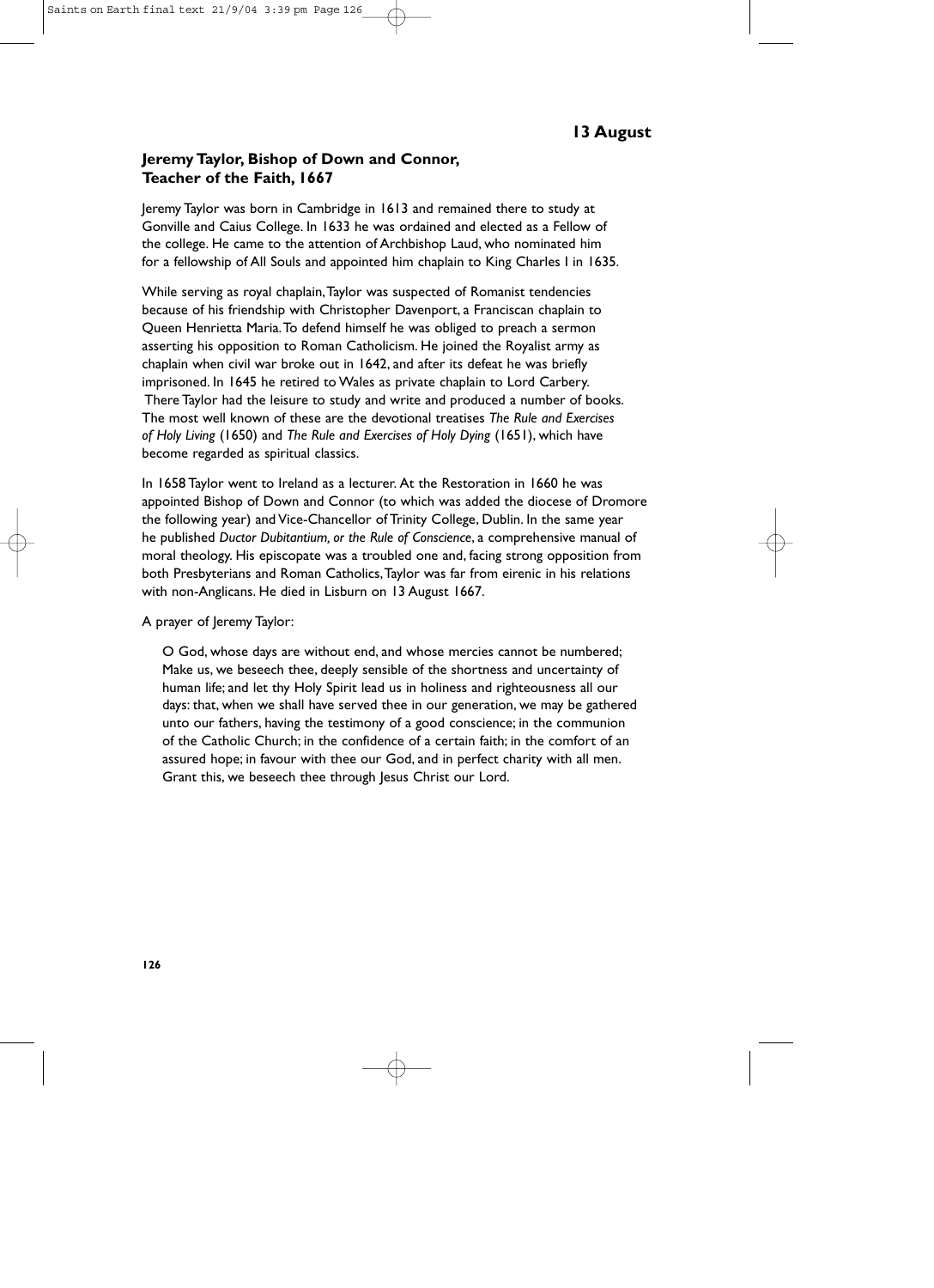## 13 August

### Jeremy Taylor, Bishop of Down and Connor, Teacher of the Faith, 1667

Jeremy Taylor was born in Cambridge in 1613 and remained there to study at Gonville and Caius College. In 1633 he was ordained and elected as a Fellow of the college. He came to the attention of Archbishop Laud, who nominated him for a fellowship of All Souls and appointed him chaplain to King Charles I in 1635.

While serving as royal chaplain, Taylor was suspected of Romanist tendencies because of his friendship with Christopher Davenport, a Franciscan chaplain to Queen Henrietta Maria. To defend himself he was obliged to preach a sermon asserting his opposition to Roman Catholicism. He joined the Royalist army as chaplain when civil war broke out in 1642, and after its defeat he was briefly imprisoned. In 1645 he retired to Wales as private chaplain to Lord Carbery. There Taylor had the leisure to study and write and produced a number of books. The most well known of these are the devotional treatises *The Rule and Exercises of Holy Living* (1650) and *The Rule and Exercises of Holy Dying* (1651), which have become regarded as spiritual classics.

In 1658 Taylor went to Ireland as a lecturer. At the Restoration in 1660 he was appointed Bishop of Down and Connor (to which was added the diocese of Dromore the following year) and Vice-Chancellor of Trinity College, Dublin. In the same year he published *Ductor Dubitantium, or the Rule of Conscience*, a comprehensive manual of moral theology. His episcopate was a troubled one and, facing strong opposition from both Presbyterians and Roman Catholics, Taylor was far from eirenic in his relations with non-Anglicans. He died in Lisburn on 13 August 1667.

A prayer of Jeremy Taylor:

> O God, whose days are without end, and whose mercies cannot be numbered; Make us, we beseech thee, deeply sensible of the shortness and uncertainty of human life; and let thy Holy Spirit lead us in holiness and righteousness all our days: that, when we shall have served thee in our generation, we may be gathered unto our fathers, having the testimony of a good conscience; in the communion of the Catholic Church; in the confidence of a certain faith; in the comfort of an assured hope; in favour with thee our God, and in perfect charity with all men. Grant this, we beseech thee through Jesus Christ our Lord.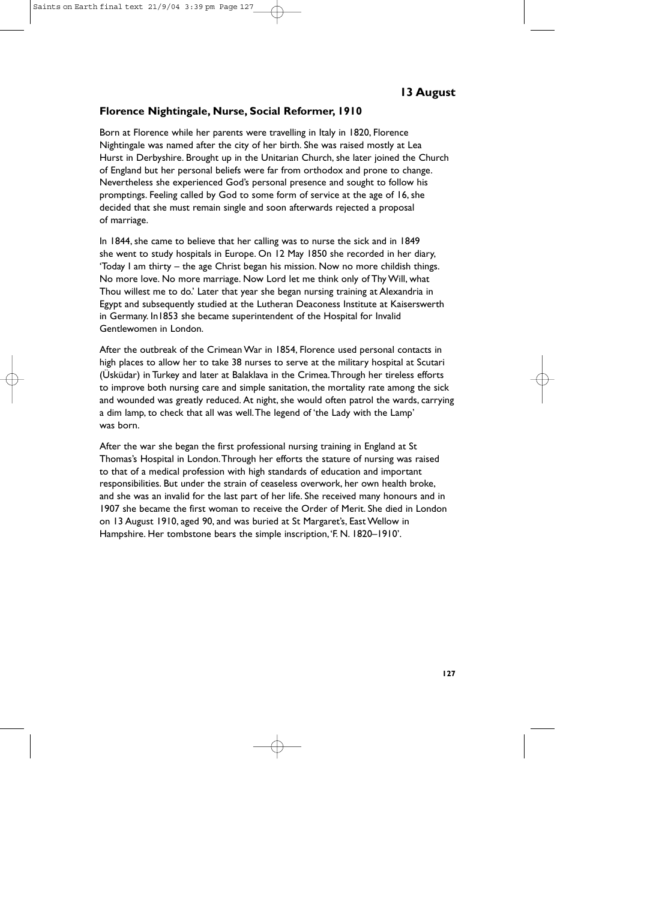## 13 August

### Florence Nightingale, Nurse, Social Reformer, 1910

Born at Florence while her parents were travelling in Italy in 1820, Florence Nightingale was named after the city of her birth. She was raised mostly at Lea Hurst in Derbyshire. Brought up in the Unitarian Church, she later joined the Church of England but her personal beliefs were far from orthodox and prone to change. Nevertheless she experienced God's personal presence and sought to follow his promptings. Feeling called by God to some form of service at the age of 16, she decided that she must remain single and soon afterwards rejected a proposal of marriage.

In 1844, she came to believe that her calling was to nurse the sick and in 1849 she went to study hospitals in Europe. On 12 May 1850 she recorded in her diary, 'Today I am thirty – the age Christ began his mission. Now no more childish things. No more love. No more marriage. Now Lord let me think only of Thy Will, what Thou willest me to do.' Later that year she began nursing training at Alexandria in Egypt and subsequently studied at the Lutheran Deaconess Institute at Kaiserswerth in Germany. In1853 she became superintendent of the Hospital for Invalid Gentlewomen in London.

After the outbreak of the Crimean War in 1854, Florence used personal contacts in high places to allow her to take 38 nurses to serve at the military hospital at Scutari (Üsküdar) in Turkey and later at Balaklava in the Crimea. Through her tireless efforts to improve both nursing care and simple sanitation, the mortality rate among the sick and wounded was greatly reduced. At night, she would often patrol the wards, carrying a dim lamp, to check that all was well. The legend of 'the Lady with the Lamp' was born.

After the war she began the first professional nursing training in England at St Thomas's Hospital in London. Through her efforts the stature of nursing was raised to that of a medical profession with high standards of education and important responsibilities. But under the strain of ceaseless overwork, her own health broke, and she was an invalid for the last part of her life. She received many honours and in 1907 she became the first woman to receive the Order of Merit. She died in London on 13 August 1910, aged 90, and was buried at St Margaret's, East Wellow in Hampshire. Her tombstone bears the simple inscription, 'F. N. 1820–1910'.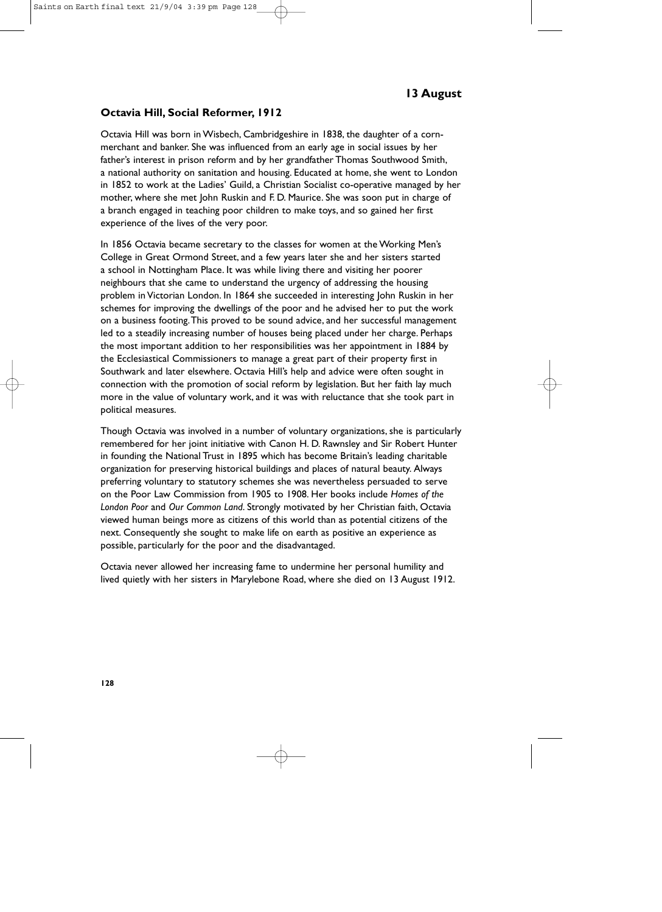## 13 August

### Octavia Hill, Social Reformer, 1912

Octavia Hill was born in Wisbech, Cambridgeshire in 1838, the daughter of a corn-merchant and banker. She was influenced from an early age in social issues by her father's interest in prison reform and by her grandfather Thomas Southwood Smith, a national authority on sanitation and housing. Educated at home, she went to London in 1852 to work at the Ladies' Guild, a Christian Socialist co-operative managed by her mother, where she met John Ruskin and F. D. Maurice. She was soon put in charge of a branch engaged in teaching poor children to make toys, and so gained her first experience of the lives of the very poor.

In 1856 Octavia became secretary to the classes for women at the Working Men's College in Great Ormond Street, and a few years later she and her sisters started a school in Nottingham Place. It was while living there and visiting her poorer neighbours that she came to understand the urgency of addressing the housing problem in Victorian London. In 1864 she succeeded in interesting John Ruskin in her schemes for improving the dwellings of the poor and he advised her to put the work on a business footing. This proved to be sound advice, and her successful management led to a steadily increasing number of houses being placed under her charge. Perhaps the most important addition to her responsibilities was her appointment in 1884 by the Ecclesiastical Commissioners to manage a great part of their property first in Southwark and later elsewhere. Octavia Hill's help and advice were often sought in connection with the promotion of social reform by legislation. But her faith lay much more in the value of voluntary work, and it was with reluctance that she took part in political measures.

Though Octavia was involved in a number of voluntary organizations, she is particularly remembered for her joint initiative with Canon H. D. Rawnsley and Sir Robert Hunter in founding the National Trust in 1895 which has become Britain's leading charitable organization for preserving historical buildings and places of natural beauty. Always preferring voluntary to statutory schemes she was nevertheless persuaded to serve on the Poor Law Commission from 1905 to 1908. Her books include *Homes of the London Poor* and *Our Common Land*. Strongly motivated by her Christian faith, Octavia viewed human beings more as citizens of this world than as potential citizens of the next. Consequently she sought to make life on earth as positive an experience as possible, particularly for the poor and the disadvantaged.

Octavia never allowed her increasing fame to undermine her personal humility and lived quietly with her sisters in Marylebone Road, where she died on 13 August 1912.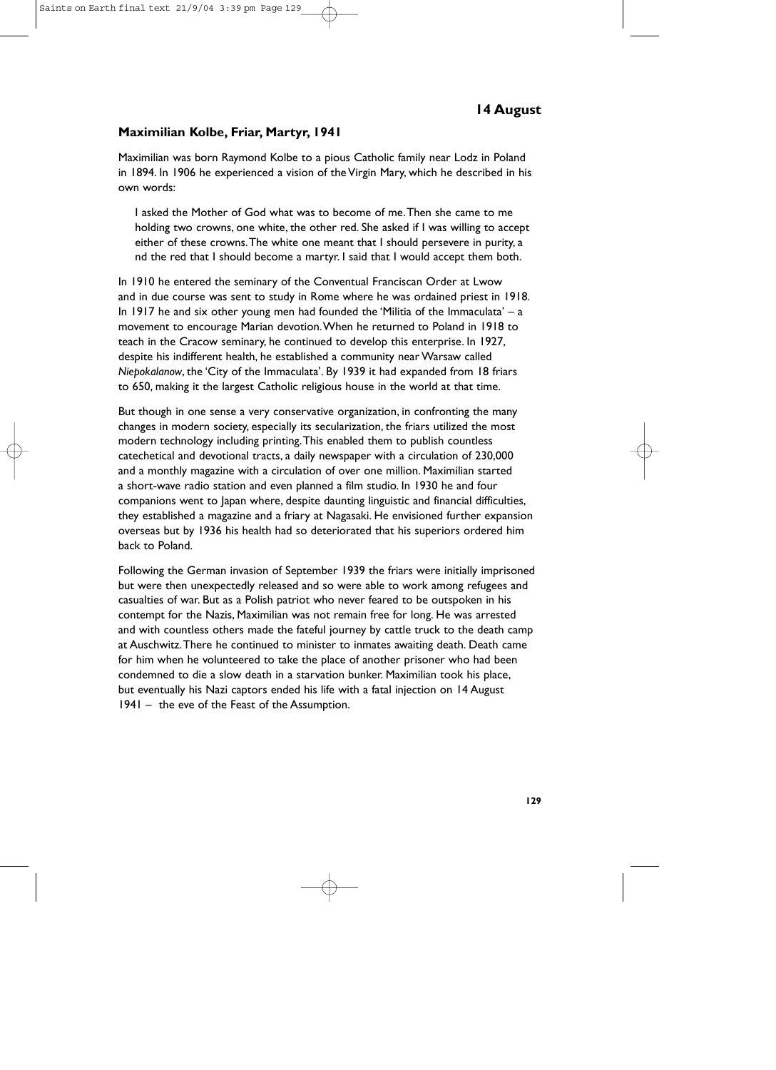## 14 August

### Maximilian Kolbe, Friar, Martyr, 1941

Maximilian was born Raymond Kolbe to a pious Catholic family near Lodz in Poland in 1894. In 1906 he experienced a vision of the Virgin Mary, which he described in his own words:

> I asked the Mother of God what was to become of me. Then she came to me holding two crowns, one white, the other red. She asked if I was willing to accept either of these crowns. The white one meant that I should persevere in purity, a nd the red that I should become a martyr. I said that I would accept them both.

In 1910 he entered the seminary of the Conventual Franciscan Order at Lwow and in due course was sent to study in Rome where he was ordained priest in 1918. In 1917 he and six other young men had founded the 'Militia of the Immaculata' – a movement to encourage Marian devotion. When he returned to Poland in 1918 to teach in the Cracow seminary, he continued to develop this enterprise. In 1927, despite his indifferent health, he established a community near Warsaw called *Niepokalanow*, the 'City of the Immaculata'. By 1939 it had expanded from 18 friars to 650, making it the largest Catholic religious house in the world at that time.

But though in one sense a very conservative organization, in confronting the many changes in modern society, especially its secularization, the friars utilized the most modern technology including printing. This enabled them to publish countless catechetical and devotional tracts, a daily newspaper with a circulation of 230,000 and a monthly magazine with a circulation of over one million. Maximilian started a short-wave radio station and even planned a film studio. In 1930 he and four companions went to Japan where, despite daunting linguistic and financial difficulties, they established a magazine and a friary at Nagasaki. He envisioned further expansion overseas but by 1936 his health had so deteriorated that his superiors ordered him back to Poland.

Following the German invasion of September 1939 the friars were initially imprisoned but were then unexpectedly released and so were able to work among refugees and casualties of war. But as a Polish patriot who never feared to be outspoken in his contempt for the Nazis, Maximilian was not remain free for long. He was arrested and with countless others made the fateful journey by cattle truck to the death camp at Auschwitz. There he continued to minister to inmates awaiting death. Death came for him when he volunteered to take the place of another prisoner who had been condemned to die a slow death in a starvation bunker. Maximilian took his place, but eventually his Nazi captors ended his life with a fatal injection on 14 August 1941 – the eve of the Feast of the Assumption.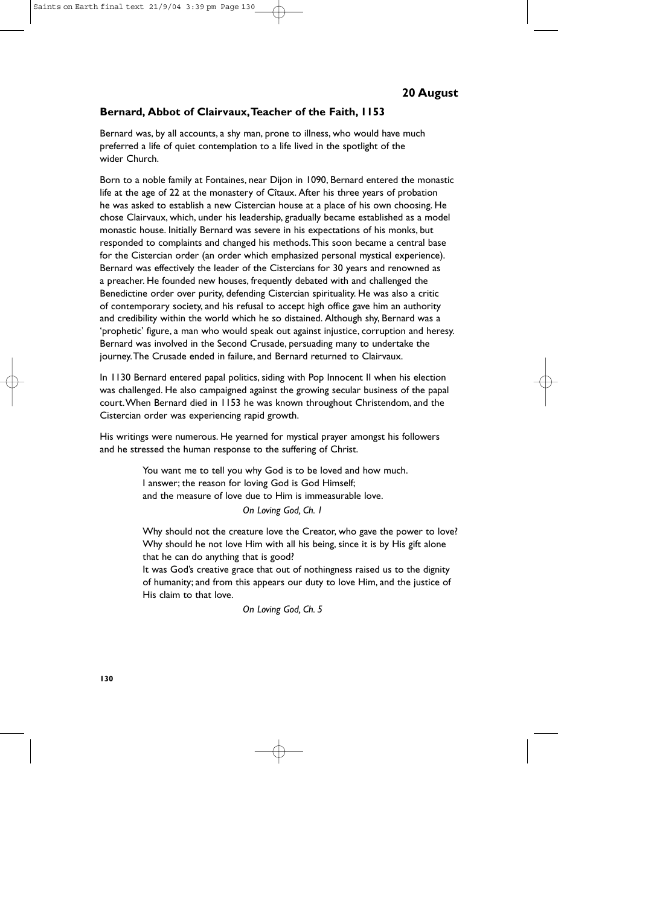## 20 August

### Bernard, Abbot of Clairvaux, Teacher of the Faith, 1153

Bernard was, by all accounts, a shy man, prone to illness, who would have much preferred a life of quiet contemplation to a life lived in the spotlight of the wider Church.

Born to a noble family at Fontaines, near Dijon in 1090, Bernard entered the monastic life at the age of 22 at the monastery of Cîtaux. After his three years of probation he was asked to establish a new Cistercian house at a place of his own choosing. He chose Clairvaux, which, under his leadership, gradually became established as a model monastic house. Initially Bernard was severe in his expectations of his monks, but responded to complaints and changed his methods. This soon became a central base for the Cistercian order (an order which emphasized personal mystical experience). Bernard was effectively the leader of the Cistercians for 30 years and renowned as a preacher. He founded new houses, frequently debated with and challenged the Benedictine order over purity, defending Cistercian spirituality. He was also a critic of contemporary society, and his refusal to accept high office gave him an authority and credibility within the world which he so distained. Although shy, Bernard was a 'prophetic' figure, a man who would speak out against injustice, corruption and heresy. Bernard was involved in the Second Crusade, persuading many to undertake the journey. The Crusade ended in failure, and Bernard returned to Clairvaux.

In 1130 Bernard entered papal politics, siding with Pop Innocent II when his election was challenged. He also campaigned against the growing secular business of the papal court. When Bernard died in 1153 he was known throughout Christendom, and the Cistercian order was experiencing rapid growth.

His writings were numerous. He yearned for mystical prayer amongst his followers and he stressed the human response to the suffering of Christ.

> You want me to tell you why God is to be loved and how much.
> I answer; the reason for loving God is God Himself;
> and the measure of love due to Him is immeasurable love.
>
> *On Loving God, Ch. 1*

> Why should not the creature love the Creator, who gave the power to love?
> Why should he not love Him with all his being, since it is by His gift alone that he can do anything that is good?
> It was God's creative grace that out of nothingness raised us to the dignity of humanity; and from this appears our duty to love Him, and the justice of His claim to that love.
>
> *On Loving God, Ch. 5*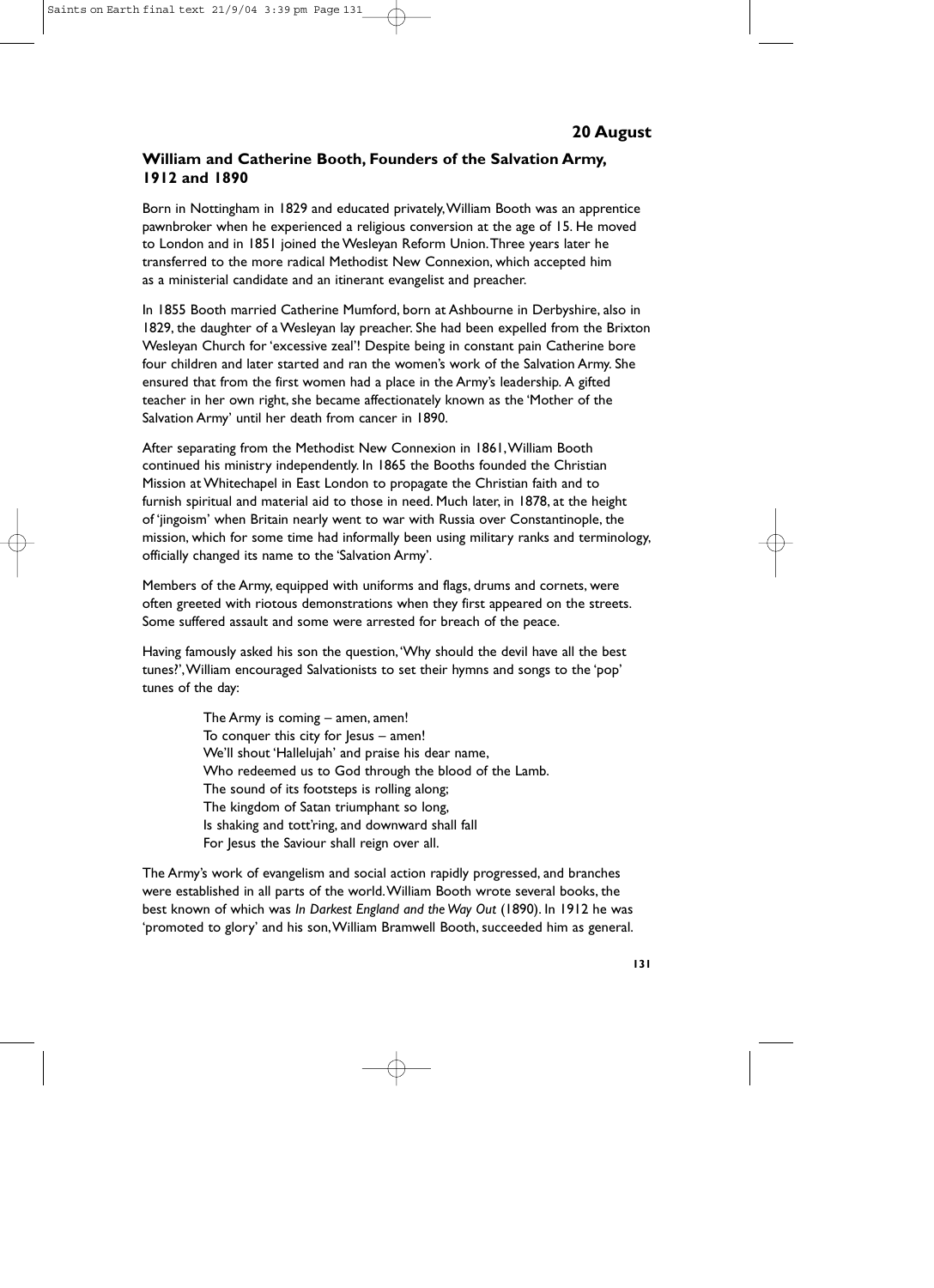## 20 August

### William and Catherine Booth, Founders of the Salvation Army, 1912 and 1890

Born in Nottingham in 1829 and educated privately, William Booth was an apprentice pawnbroker when he experienced a religious conversion at the age of 15. He moved to London and in 1851 joined the Wesleyan Reform Union. Three years later he transferred to the more radical Methodist New Connexion, which accepted him as a ministerial candidate and an itinerant evangelist and preacher.

In 1855 Booth married Catherine Mumford, born at Ashbourne in Derbyshire, also in 1829, the daughter of a Wesleyan lay preacher. She had been expelled from the Brixton Wesleyan Church for 'excessive zeal'! Despite being in constant pain Catherine bore four children and later started and ran the women's work of the Salvation Army. She ensured that from the first women had a place in the Army's leadership. A gifted teacher in her own right, she became affectionately known as the 'Mother of the Salvation Army' until her death from cancer in 1890.

After separating from the Methodist New Connexion in 1861, William Booth continued his ministry independently. In 1865 the Booths founded the Christian Mission at Whitechapel in East London to propagate the Christian faith and to furnish spiritual and material aid to those in need. Much later, in 1878, at the height of 'jingoism' when Britain nearly went to war with Russia over Constantinople, the mission, which for some time had informally been using military ranks and terminology, officially changed its name to the 'Salvation Army'.

Members of the Army, equipped with uniforms and flags, drums and cornets, were often greeted with riotous demonstrations when they first appeared on the streets. Some suffered assault and some were arrested for breach of the peace.

Having famously asked his son the question, 'Why should the devil have all the best tunes?', William encouraged Salvationists to set their hymns and songs to the 'pop' tunes of the day:

> The Army is coming – amen, amen!
> To conquer this city for Jesus – amen!
> We'll shout 'Hallelujah' and praise his dear name,
> Who redeemed us to God through the blood of the Lamb.
> The sound of its footsteps is rolling along;
> The kingdom of Satan triumphant so long,
> Is shaking and tott'ring, and downward shall fall
> For Jesus the Saviour shall reign over all.

The Army's work of evangelism and social action rapidly progressed, and branches were established in all parts of the world. William Booth wrote several books, the best known of which was *In Darkest England and the Way Out* (1890). In 1912 he was 'promoted to glory' and his son, William Bramwell Booth, succeeded him as general.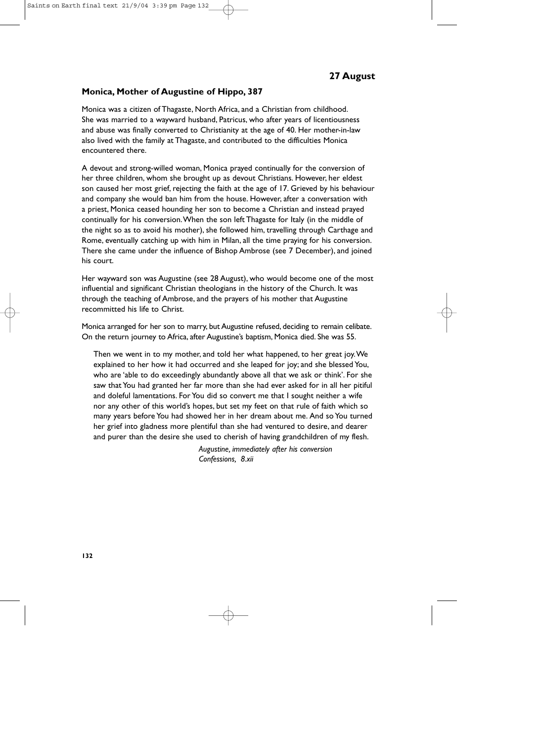## 27 August

### Monica, Mother of Augustine of Hippo, 387

Monica was a citizen of Thagaste, North Africa, and a Christian from childhood. She was married to a wayward husband, Patricus, who after years of licentiousness and abuse was finally converted to Christianity at the age of 40. Her mother-in-law also lived with the family at Thagaste, and contributed to the difficulties Monica encountered there.

A devout and strong-willed woman, Monica prayed continually for the conversion of her three children, whom she brought up as devout Christians. However, her eldest son caused her most grief, rejecting the faith at the age of 17. Grieved by his behaviour and company she would ban him from the house. However, after a conversation with a priest, Monica ceased hounding her son to become a Christian and instead prayed continually for his conversion. When the son left Thagaste for Italy (in the middle of the night so as to avoid his mother), she followed him, travelling through Carthage and Rome, eventually catching up with him in Milan, all the time praying for his conversion. There she came under the influence of Bishop Ambrose (see 7 December), and joined his court.

Her wayward son was Augustine (see 28 August), who would become one of the most influential and significant Christian theologians in the history of the Church. It was through the teaching of Ambrose, and the prayers of his mother that Augustine recommitted his life to Christ.

Monica arranged for her son to marry, but Augustine refused, deciding to remain celibate. On the return journey to Africa, after Augustine's baptism, Monica died. She was 55.

> Then we went in to my mother, and told her what happened, to her great joy. We explained to her how it had occurred and she leaped for joy; and she blessed You, who are 'able to do exceedingly abundantly above all that we ask or think'. For she saw that You had granted her far more than she had ever asked for in all her pitiful and doleful lamentations. For You did so convert me that I sought neither a wife nor any other of this world's hopes, but set my feet on that rule of faith which so many years before You had showed her in her dream about me. And so You turned her grief into gladness more plentiful than she had ventured to desire, and dearer and purer than the desire she used to cherish of having grandchildren of my flesh.
>
> *Augustine, immediately after his conversion*
> *Confessions, 8.xii*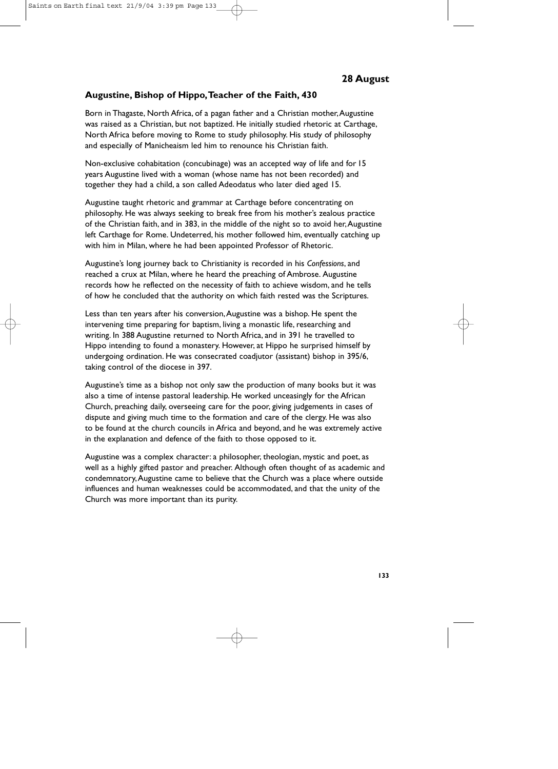## 28 August

### Augustine, Bishop of Hippo, Teacher of the Faith, 430

Born in Thagaste, North Africa, of a pagan father and a Christian mother, Augustine was raised as a Christian, but not baptized. He initially studied rhetoric at Carthage, North Africa before moving to Rome to study philosophy. His study of philosophy and especially of Manicheaism led him to renounce his Christian faith.

Non-exclusive cohabitation (concubinage) was an accepted way of life and for 15 years Augustine lived with a woman (whose name has not been recorded) and together they had a child, a son called Adeodatus who later died aged 15.

Augustine taught rhetoric and grammar at Carthage before concentrating on philosophy. He was always seeking to break free from his mother's zealous practice of the Christian faith, and in 383, in the middle of the night so to avoid her, Augustine left Carthage for Rome. Undeterred, his mother followed him, eventually catching up with him in Milan, where he had been appointed Professor of Rhetoric.

Augustine's long journey back to Christianity is recorded in his *Confessions*, and reached a crux at Milan, where he heard the preaching of Ambrose. Augustine records how he reflected on the necessity of faith to achieve wisdom, and he tells of how he concluded that the authority on which faith rested was the Scriptures.

Less than ten years after his conversion, Augustine was a bishop. He spent the intervening time preparing for baptism, living a monastic life, researching and writing. In 388 Augustine returned to North Africa, and in 391 he travelled to Hippo intending to found a monastery. However, at Hippo he surprised himself by undergoing ordination. He was consecrated coadjutor (assistant) bishop in 395/6, taking control of the diocese in 397.

Augustine's time as a bishop not only saw the production of many books but it was also a time of intense pastoral leadership. He worked unceasingly for the African Church, preaching daily, overseeing care for the poor, giving judgements in cases of dispute and giving much time to the formation and care of the clergy. He was also to be found at the church councils in Africa and beyond, and he was extremely active in the explanation and defence of the faith to those opposed to it.

Augustine was a complex character: a philosopher, theologian, mystic and poet, as well as a highly gifted pastor and preacher. Although often thought of as academic and condemnatory, Augustine came to believe that the Church was a place where outside influences and human weaknesses could be accommodated, and that the unity of the Church was more important than its purity.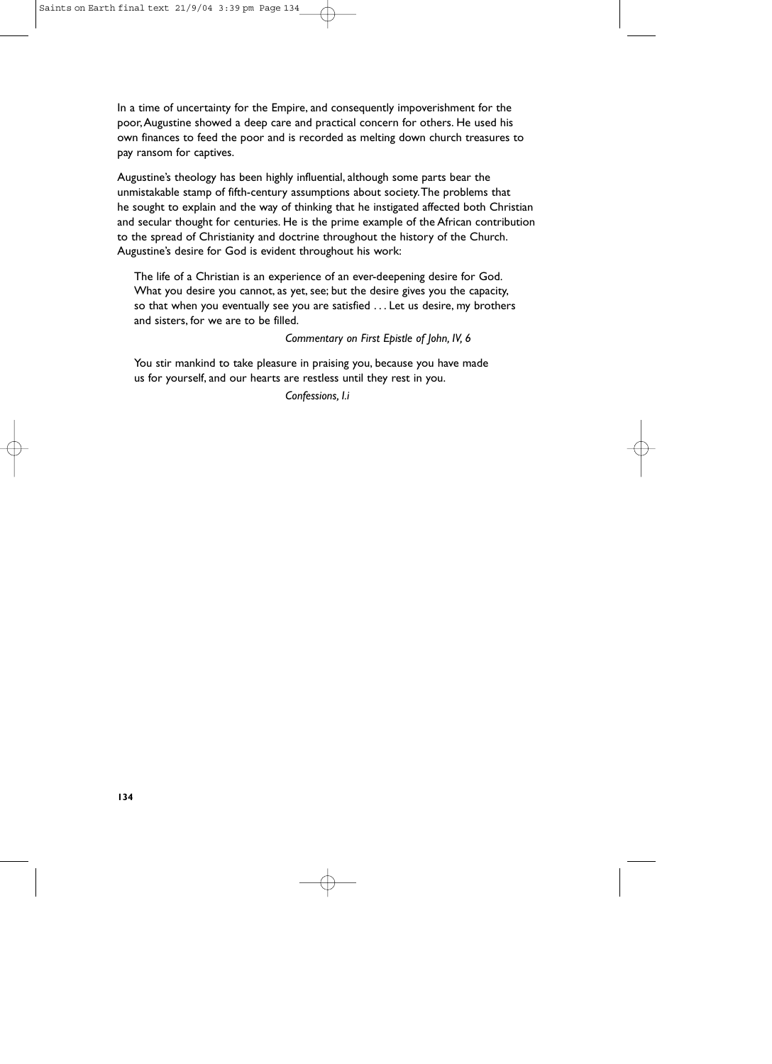In a time of uncertainty for the Empire, and consequently impoverishment for the poor, Augustine showed a deep care and practical concern for others. He used his own finances to feed the poor and is recorded as melting down church treasures to pay ransom for captives.

Augustine's theology has been highly influential, although some parts bear the unmistakable stamp of fifth-century assumptions about society. The problems that he sought to explain and the way of thinking that he instigated affected both Christian and secular thought for centuries. He is the prime example of the African contribution to the spread of Christianity and doctrine throughout the history of the Church. Augustine's desire for God is evident throughout his work:

> The life of a Christian is an experience of an ever-deepening desire for God. What you desire you cannot, as yet, see; but the desire gives you the capacity, so that when you eventually see you are satisfied . . . Let us desire, my brothers and sisters, for we are to be filled.
>
> *Commentary on First Epistle of John, IV, 6*

> You stir mankind to take pleasure in praising you, because you have made us for yourself, and our hearts are restless until they rest in you.
>
> *Confessions, I.i*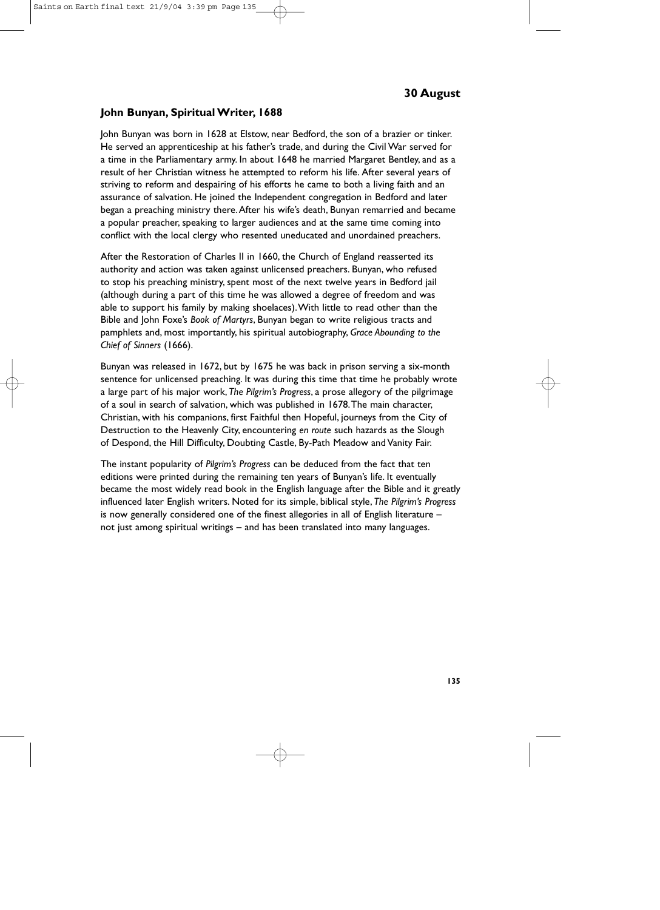## 30 August

### John Bunyan, Spiritual Writer, 1688

John Bunyan was born in 1628 at Elstow, near Bedford, the son of a brazier or tinker. He served an apprenticeship at his father's trade, and during the Civil War served for a time in the Parliamentary army. In about 1648 he married Margaret Bentley, and as a result of her Christian witness he attempted to reform his life. After several years of striving to reform and despairing of his efforts he came to both a living faith and an assurance of salvation. He joined the Independent congregation in Bedford and later began a preaching ministry there. After his wife's death, Bunyan remarried and became a popular preacher, speaking to larger audiences and at the same time coming into conflict with the local clergy who resented uneducated and unordained preachers.

After the Restoration of Charles II in 1660, the Church of England reasserted its authority and action was taken against unlicensed preachers. Bunyan, who refused to stop his preaching ministry, spent most of the next twelve years in Bedford jail (although during a part of this time he was allowed a degree of freedom and was able to support his family by making shoelaces). With little to read other than the Bible and John Foxe's *Book of Martyrs*, Bunyan began to write religious tracts and pamphlets and, most importantly, his spiritual autobiography, *Grace Abounding to the Chief of Sinners* (1666).

Bunyan was released in 1672, but by 1675 he was back in prison serving a six-month sentence for unlicensed preaching. It was during this time that time he probably wrote a large part of his major work, *The Pilgrim's Progress*, a prose allegory of the pilgrimage of a soul in search of salvation, which was published in 1678. The main character, Christian, with his companions, first Faithful then Hopeful, journeys from the City of Destruction to the Heavenly City, encountering *en route* such hazards as the Slough of Despond, the Hill Difficulty, Doubting Castle, By-Path Meadow and Vanity Fair.

The instant popularity of *Pilgrim's Progress* can be deduced from the fact that ten editions were printed during the remaining ten years of Bunyan's life. It eventually became the most widely read book in the English language after the Bible and it greatly influenced later English writers. Noted for its simple, biblical style, *The Pilgrim's Progress* is now generally considered one of the finest allegories in all of English literature – not just among spiritual writings – and has been translated into many languages.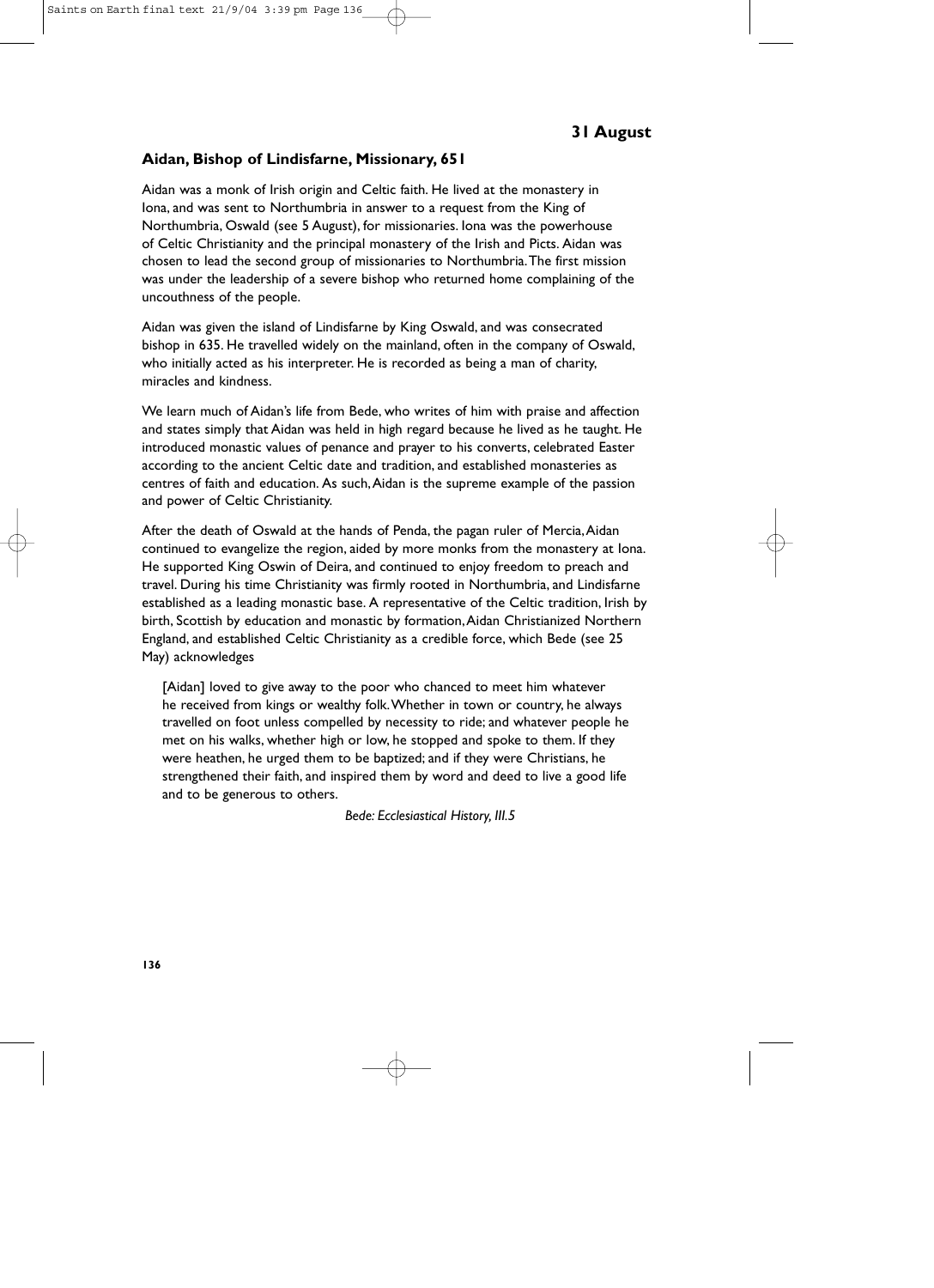## 31 August

### Aidan, Bishop of Lindisfarne, Missionary, 651

Aidan was a monk of Irish origin and Celtic faith. He lived at the monastery in Iona, and was sent to Northumbria in answer to a request from the King of Northumbria, Oswald (see 5 August), for missionaries. Iona was the powerhouse of Celtic Christianity and the principal monastery of the Irish and Picts. Aidan was chosen to lead the second group of missionaries to Northumbria. The first mission was under the leadership of a severe bishop who returned home complaining of the uncouthness of the people.

Aidan was given the island of Lindisfarne by King Oswald, and was consecrated bishop in 635. He travelled widely on the mainland, often in the company of Oswald, who initially acted as his interpreter. He is recorded as being a man of charity, miracles and kindness.

We learn much of Aidan's life from Bede, who writes of him with praise and affection and states simply that Aidan was held in high regard because he lived as he taught. He introduced monastic values of penance and prayer to his converts, celebrated Easter according to the ancient Celtic date and tradition, and established monasteries as centres of faith and education. As such, Aidan is the supreme example of the passion and power of Celtic Christianity.

After the death of Oswald at the hands of Penda, the pagan ruler of Mercia, Aidan continued to evangelize the region, aided by more monks from the monastery at Iona. He supported King Oswin of Deira, and continued to enjoy freedom to preach and travel. During his time Christianity was firmly rooted in Northumbria, and Lindisfarne established as a leading monastic base. A representative of the Celtic tradition, Irish by birth, Scottish by education and monastic by formation, Aidan Christianized Northern England, and established Celtic Christianity as a credible force, which Bede (see 25 May) acknowledges

> [Aidan] loved to give away to the poor who chanced to meet him whatever he received from kings or wealthy folk. Whether in town or country, he always travelled on foot unless compelled by necessity to ride; and whatever people he met on his walks, whether high or low, he stopped and spoke to them. If they were heathen, he urged them to be baptized; and if they were Christians, he strengthened their faith, and inspired them by word and deed to live a good life and to be generous to others.
>
> *Bede: Ecclesiastical History, III.5*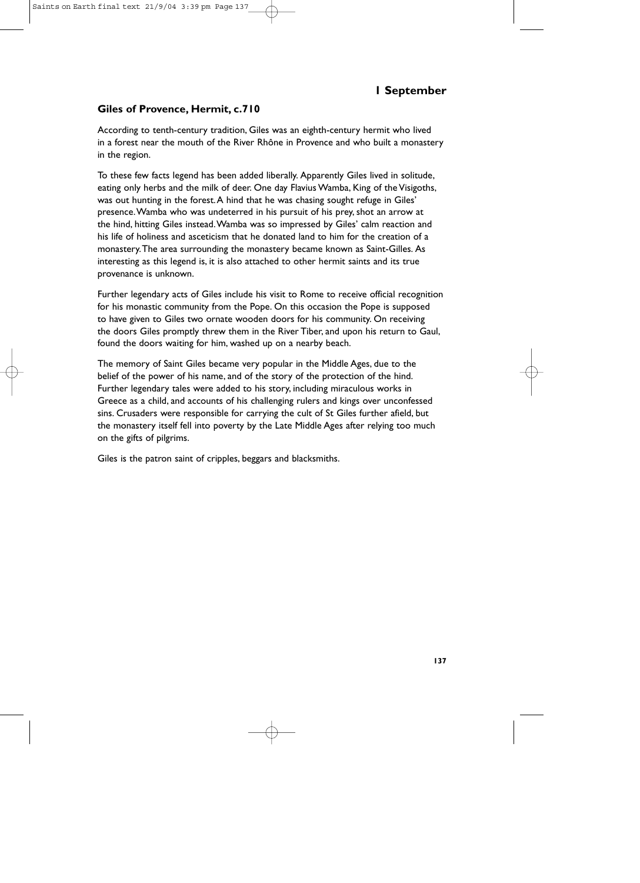# 1 September

## Giles of Provence, Hermit, c.710

According to tenth-century tradition, Giles was an eighth-century hermit who lived in a forest near the mouth of the River Rhône in Provence and who built a monastery in the region.

To these few facts legend has been added liberally. Apparently Giles lived in solitude, eating only herbs and the milk of deer. One day Flavius Wamba, King of the Visigoths, was out hunting in the forest. A hind that he was chasing sought refuge in Giles' presence. Wamba who was undeterred in his pursuit of his prey, shot an arrow at the hind, hitting Giles instead. Wamba was so impressed by Giles' calm reaction and his life of holiness and asceticism that he donated land to him for the creation of a monastery. The area surrounding the monastery became known as Saint-Gilles. As interesting as this legend is, it is also attached to other hermit saints and its true provenance is unknown.

Further legendary acts of Giles include his visit to Rome to receive official recognition for his monastic community from the Pope. On this occasion the Pope is supposed to have given to Giles two ornate wooden doors for his community. On receiving the doors Giles promptly threw them in the River Tiber, and upon his return to Gaul, found the doors waiting for him, washed up on a nearby beach.

The memory of Saint Giles became very popular in the Middle Ages, due to the belief of the power of his name, and of the story of the protection of the hind. Further legendary tales were added to his story, including miraculous works in Greece as a child, and accounts of his challenging rulers and kings over unconfessed sins. Crusaders were responsible for carrying the cult of St Giles further afield, but the monastery itself fell into poverty by the Late Middle Ages after relying too much on the gifts of pilgrims.

Giles is the patron saint of cripples, beggars and blacksmiths.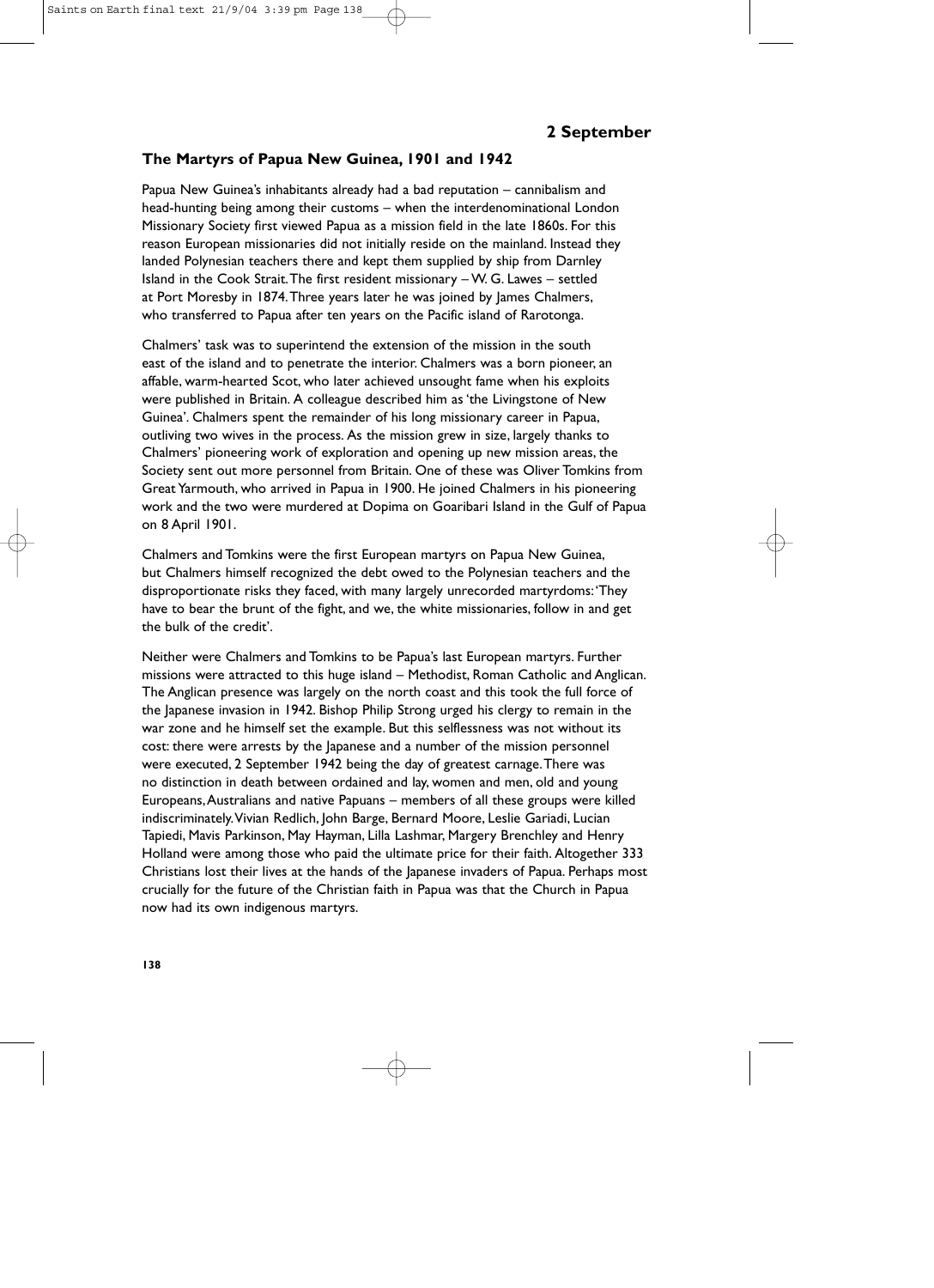## 2 September

### The Martyrs of Papua New Guinea, 1901 and 1942

Papua New Guinea's inhabitants already had a bad reputation – cannibalism and head-hunting being among their customs – when the interdenominational London Missionary Society first viewed Papua as a mission field in the late 1860s. For this reason European missionaries did not initially reside on the mainland. Instead they landed Polynesian teachers there and kept them supplied by ship from Darnley Island in the Cook Strait. The first resident missionary – W. G. Lawes – settled at Port Moresby in 1874. Three years later he was joined by James Chalmers, who transferred to Papua after ten years on the Pacific island of Rarotonga.

Chalmers' task was to superintend the extension of the mission in the south east of the island and to penetrate the interior. Chalmers was a born pioneer, an affable, warm-hearted Scot, who later achieved unsought fame when his exploits were published in Britain. A colleague described him as 'the Livingstone of New Guinea'. Chalmers spent the remainder of his long missionary career in Papua, outliving two wives in the process. As the mission grew in size, largely thanks to Chalmers' pioneering work of exploration and opening up new mission areas, the Society sent out more personnel from Britain. One of these was Oliver Tomkins from Great Yarmouth, who arrived in Papua in 1900. He joined Chalmers in his pioneering work and the two were murdered at Dopima on Goaribari Island in the Gulf of Papua on 8 April 1901.

Chalmers and Tomkins were the first European martyrs on Papua New Guinea, but Chalmers himself recognized the debt owed to the Polynesian teachers and the disproportionate risks they faced, with many largely unrecorded martyrdoms: 'They have to bear the brunt of the fight, and we, the white missionaries, follow in and get the bulk of the credit'.

Neither were Chalmers and Tomkins to be Papua's last European martyrs. Further missions were attracted to this huge island – Methodist, Roman Catholic and Anglican. The Anglican presence was largely on the north coast and this took the full force of the Japanese invasion in 1942. Bishop Philip Strong urged his clergy to remain in the war zone and he himself set the example. But this selflessness was not without its cost: there were arrests by the Japanese and a number of the mission personnel were executed, 2 September 1942 being the day of greatest carnage. There was no distinction in death between ordained and lay, women and men, old and young Europeans, Australians and native Papuans – members of all these groups were killed indiscriminately. Vivian Redlich, John Barge, Bernard Moore, Leslie Gariadi, Lucian Tapiedi, Mavis Parkinson, May Hayman, Lilla Lashmar, Margery Brenchley and Henry Holland were among those who paid the ultimate price for their faith. Altogether 333 Christians lost their lives at the hands of the Japanese invaders of Papua. Perhaps most crucially for the future of the Christian faith in Papua was that the Church in Papua now had its own indigenous martyrs.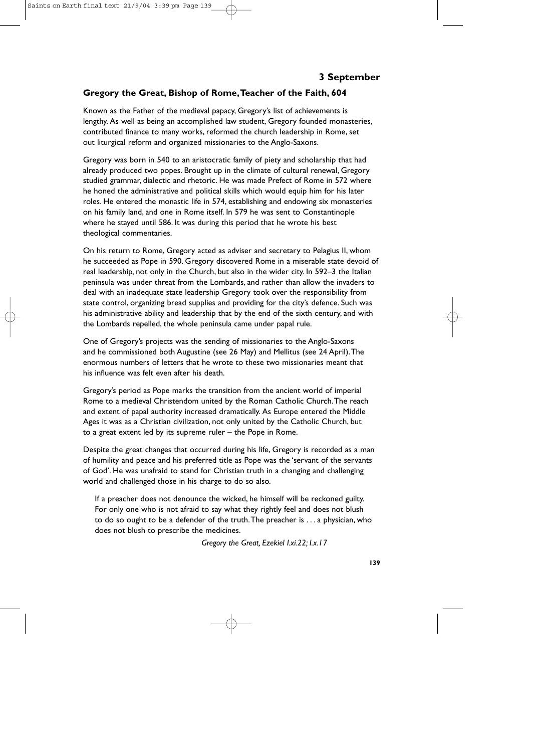## 3 September

### Gregory the Great, Bishop of Rome, Teacher of the Faith, 604

Known as the Father of the medieval papacy, Gregory's list of achievements is lengthy. As well as being an accomplished law student, Gregory founded monasteries, contributed finance to many works, reformed the church leadership in Rome, set out liturgical reform and organized missionaries to the Anglo-Saxons.

Gregory was born in 540 to an aristocratic family of piety and scholarship that had already produced two popes. Brought up in the climate of cultural renewal, Gregory studied grammar, dialectic and rhetoric. He was made Prefect of Rome in 572 where he honed the administrative and political skills which would equip him for his later roles. He entered the monastic life in 574, establishing and endowing six monasteries on his family land, and one in Rome itself. In 579 he was sent to Constantinople where he stayed until 586. It was during this period that he wrote his best theological commentaries.

On his return to Rome, Gregory acted as adviser and secretary to Pelagius II, whom he succeeded as Pope in 590. Gregory discovered Rome in a miserable state devoid of real leadership, not only in the Church, but also in the wider city. In 592–3 the Italian peninsula was under threat from the Lombards, and rather than allow the invaders to deal with an inadequate state leadership Gregory took over the responsibility from state control, organizing bread supplies and providing for the city's defence. Such was his administrative ability and leadership that by the end of the sixth century, and with the Lombards repelled, the whole peninsula came under papal rule.

One of Gregory's projects was the sending of missionaries to the Anglo-Saxons and he commissioned both Augustine (see 26 May) and Mellitus (see 24 April). The enormous numbers of letters that he wrote to these two missionaries meant that his influence was felt even after his death.

Gregory's period as Pope marks the transition from the ancient world of imperial Rome to a medieval Christendom united by the Roman Catholic Church. The reach and extent of papal authority increased dramatically. As Europe entered the Middle Ages it was as a Christian civilization, not only united by the Catholic Church, but to a great extent led by its supreme ruler – the Pope in Rome.

Despite the great changes that occurred during his life, Gregory is recorded as a man of humility and peace and his preferred title as Pope was the 'servant of the servants of God'. He was unafraid to stand for Christian truth in a changing and challenging world and challenged those in his charge to do so also.

> If a preacher does not denounce the wicked, he himself will be reckoned guilty. For only one who is not afraid to say what they rightly feel and does not blush to do so ought to be a defender of the truth. The preacher is . . . a physician, who does not blush to prescribe the medicines.
>
> *Gregory the Great, Ezekiel I.xi.22; I.x.17*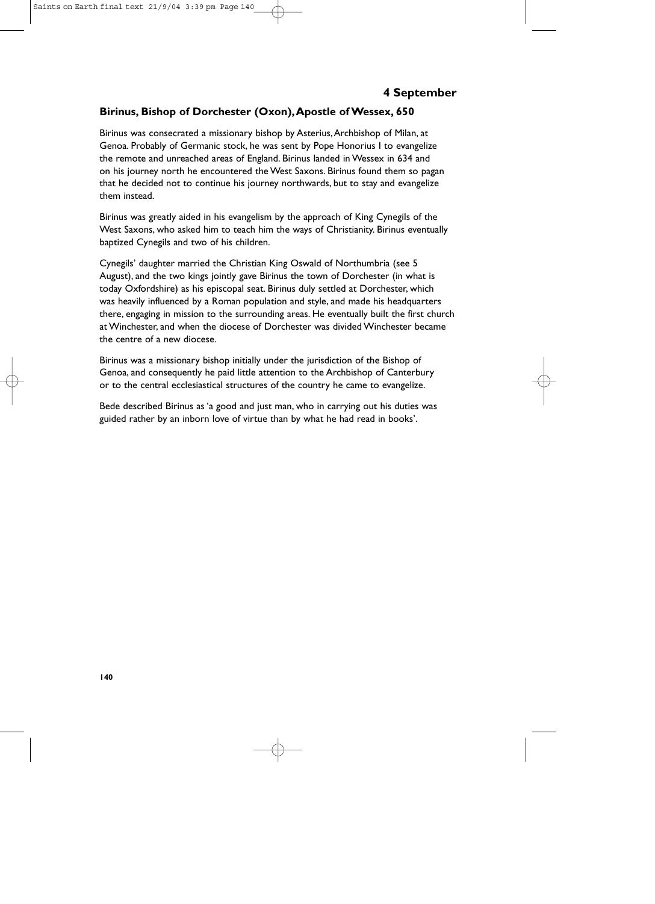## 4 September

### Birinus, Bishop of Dorchester (Oxon), Apostle of Wessex, 650

Birinus was consecrated a missionary bishop by Asterius, Archbishop of Milan, at Genoa. Probably of Germanic stock, he was sent by Pope Honorius I to evangelize the remote and unreached areas of England. Birinus landed in Wessex in 634 and on his journey north he encountered the West Saxons. Birinus found them so pagan that he decided not to continue his journey northwards, but to stay and evangelize them instead.

Birinus was greatly aided in his evangelism by the approach of King Cynegils of the West Saxons, who asked him to teach him the ways of Christianity. Birinus eventually baptized Cynegils and two of his children.

Cynegils' daughter married the Christian King Oswald of Northumbria (see 5 August), and the two kings jointly gave Birinus the town of Dorchester (in what is today Oxfordshire) as his episcopal seat. Birinus duly settled at Dorchester, which was heavily influenced by a Roman population and style, and made his headquarters there, engaging in mission to the surrounding areas. He eventually built the first church at Winchester, and when the diocese of Dorchester was divided Winchester became the centre of a new diocese.

Birinus was a missionary bishop initially under the jurisdiction of the Bishop of Genoa, and consequently he paid little attention to the Archbishop of Canterbury or to the central ecclesiastical structures of the country he came to evangelize.

Bede described Birinus as 'a good and just man, who in carrying out his duties was guided rather by an inborn love of virtue than by what he had read in books'.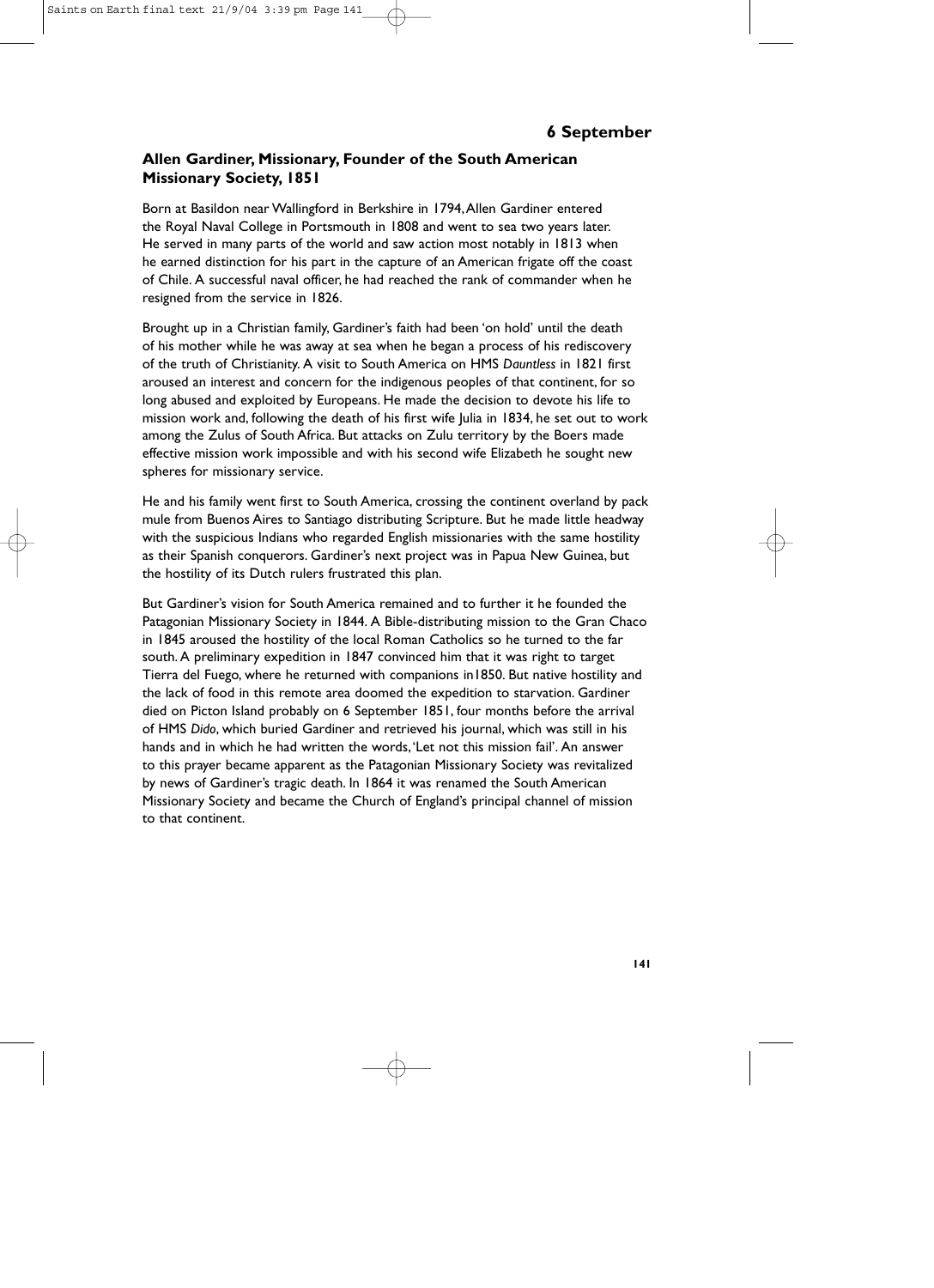## 6 September

### Allen Gardiner, Missionary, Founder of the South American Missionary Society, 1851

Born at Basildon near Wallingford in Berkshire in 1794, Allen Gardiner entered the Royal Naval College in Portsmouth in 1808 and went to sea two years later. He served in many parts of the world and saw action most notably in 1813 when he earned distinction for his part in the capture of an American frigate off the coast of Chile. A successful naval officer, he had reached the rank of commander when he resigned from the service in 1826.

Brought up in a Christian family, Gardiner's faith had been 'on hold' until the death of his mother while he was away at sea when he began a process of his rediscovery of the truth of Christianity. A visit to South America on HMS *Dauntless* in 1821 first aroused an interest and concern for the indigenous peoples of that continent, for so long abused and exploited by Europeans. He made the decision to devote his life to mission work and, following the death of his first wife Julia in 1834, he set out to work among the Zulus of South Africa. But attacks on Zulu territory by the Boers made effective mission work impossible and with his second wife Elizabeth he sought new spheres for missionary service.

He and his family went first to South America, crossing the continent overland by pack mule from Buenos Aires to Santiago distributing Scripture. But he made little headway with the suspicious Indians who regarded English missionaries with the same hostility as their Spanish conquerors. Gardiner's next project was in Papua New Guinea, but the hostility of its Dutch rulers frustrated this plan.

But Gardiner's vision for South America remained and to further it he founded the Patagonian Missionary Society in 1844. A Bible-distributing mission to the Gran Chaco in 1845 aroused the hostility of the local Roman Catholics so he turned to the far south. A preliminary expedition in 1847 convinced him that it was right to target Tierra del Fuego, where he returned with companions in1850. But native hostility and the lack of food in this remote area doomed the expedition to starvation. Gardiner died on Picton Island probably on 6 September 1851, four months before the arrival of HMS *Dido*, which buried Gardiner and retrieved his journal, which was still in his hands and in which he had written the words, 'Let not this mission fail'. An answer to this prayer became apparent as the Patagonian Missionary Society was revitalized by news of Gardiner's tragic death. In 1864 it was renamed the South American Missionary Society and became the Church of England's principal channel of mission to that continent.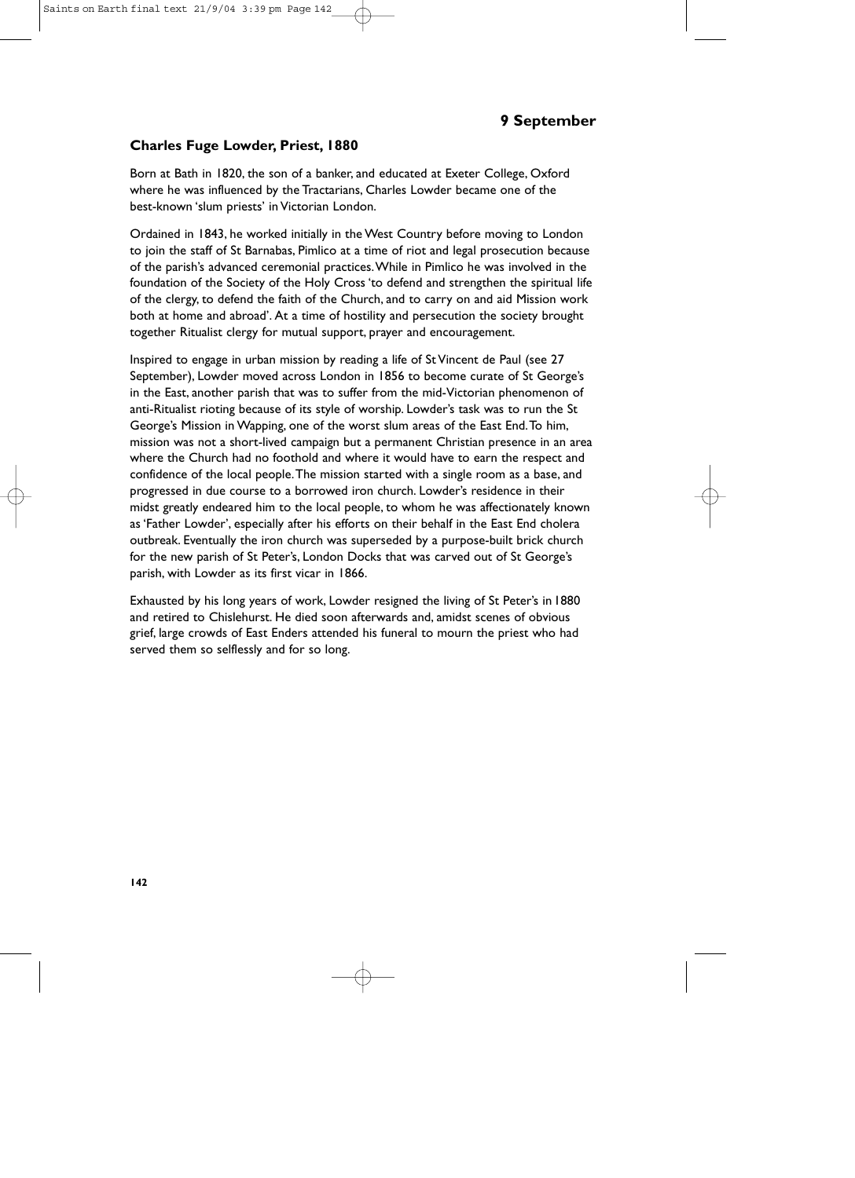## 9 September

### Charles Fuge Lowder, Priest, 1880

Born at Bath in 1820, the son of a banker, and educated at Exeter College, Oxford where he was influenced by the Tractarians, Charles Lowder became one of the best-known 'slum priests' in Victorian London.

Ordained in 1843, he worked initially in the West Country before moving to London to join the staff of St Barnabas, Pimlico at a time of riot and legal prosecution because of the parish's advanced ceremonial practices. While in Pimlico he was involved in the foundation of the Society of the Holy Cross 'to defend and strengthen the spiritual life of the clergy, to defend the faith of the Church, and to carry on and aid Mission work both at home and abroad'. At a time of hostility and persecution the society brought together Ritualist clergy for mutual support, prayer and encouragement.

Inspired to engage in urban mission by reading a life of St Vincent de Paul (see 27 September), Lowder moved across London in 1856 to become curate of St George's in the East, another parish that was to suffer from the mid-Victorian phenomenon of anti-Ritualist rioting because of its style of worship. Lowder's task was to run the St George's Mission in Wapping, one of the worst slum areas of the East End. To him, mission was not a short-lived campaign but a permanent Christian presence in an area where the Church had no foothold and where it would have to earn the respect and confidence of the local people. The mission started with a single room as a base, and progressed in due course to a borrowed iron church. Lowder's residence in their midst greatly endeared him to the local people, to whom he was affectionately known as 'Father Lowder', especially after his efforts on their behalf in the East End cholera outbreak. Eventually the iron church was superseded by a purpose-built brick church for the new parish of St Peter's, London Docks that was carved out of St George's parish, with Lowder as its first vicar in 1866.

Exhausted by his long years of work, Lowder resigned the living of St Peter's in 1880 and retired to Chislehurst. He died soon afterwards and, amidst scenes of obvious grief, large crowds of East Enders attended his funeral to mourn the priest who had served them so selflessly and for so long.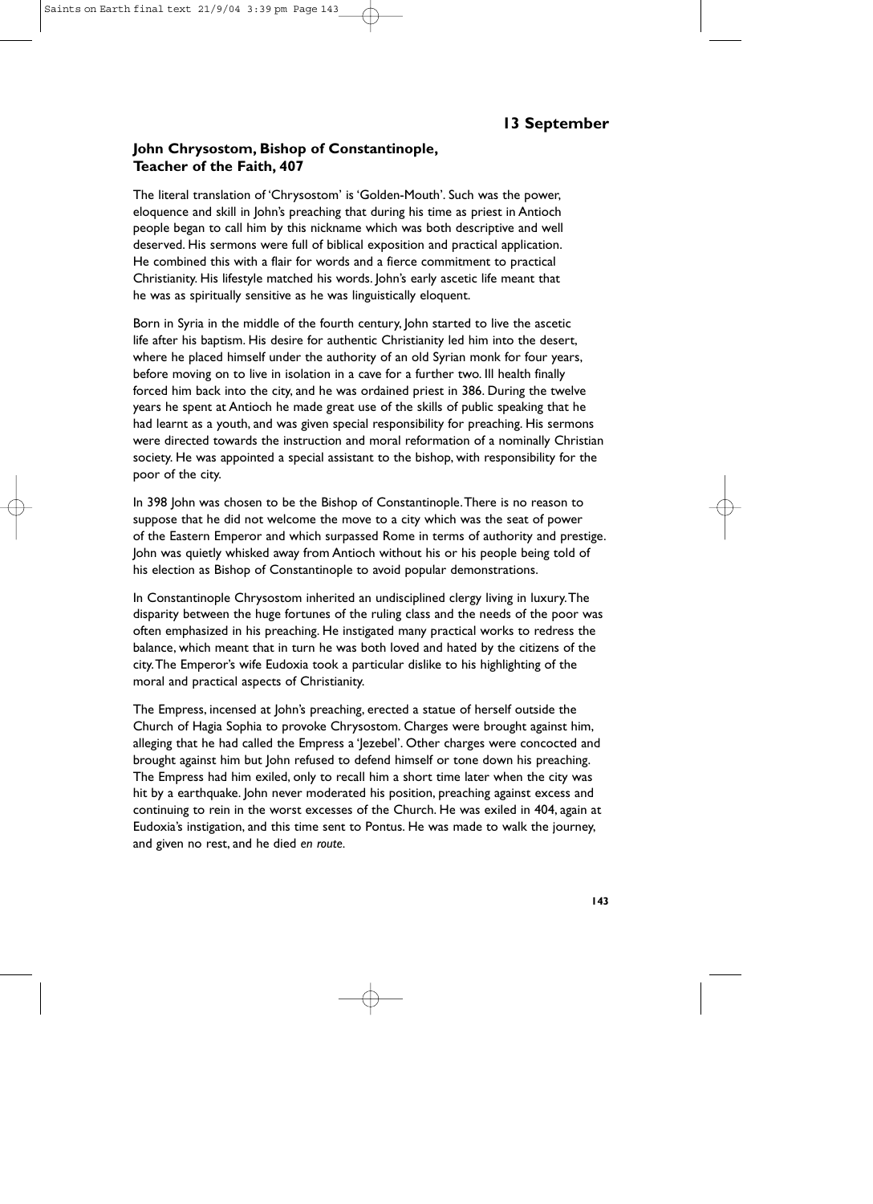## 13 September

### John Chrysostom, Bishop of Constantinople, Teacher of the Faith, 407

The literal translation of 'Chrysostom' is 'Golden-Mouth'. Such was the power, eloquence and skill in John's preaching that during his time as priest in Antioch people began to call him by this nickname which was both descriptive and well deserved. His sermons were full of biblical exposition and practical application. He combined this with a flair for words and a fierce commitment to practical Christianity. His lifestyle matched his words. John's early ascetic life meant that he was as spiritually sensitive as he was linguistically eloquent.

Born in Syria in the middle of the fourth century, John started to live the ascetic life after his baptism. His desire for authentic Christianity led him into the desert, where he placed himself under the authority of an old Syrian monk for four years, before moving on to live in isolation in a cave for a further two. Ill health finally forced him back into the city, and he was ordained priest in 386. During the twelve years he spent at Antioch he made great use of the skills of public speaking that he had learnt as a youth, and was given special responsibility for preaching. His sermons were directed towards the instruction and moral reformation of a nominally Christian society. He was appointed a special assistant to the bishop, with responsibility for the poor of the city.

In 398 John was chosen to be the Bishop of Constantinople. There is no reason to suppose that he did not welcome the move to a city which was the seat of power of the Eastern Emperor and which surpassed Rome in terms of authority and prestige. John was quietly whisked away from Antioch without his or his people being told of his election as Bishop of Constantinople to avoid popular demonstrations.

In Constantinople Chrysostom inherited an undisciplined clergy living in luxury. The disparity between the huge fortunes of the ruling class and the needs of the poor was often emphasized in his preaching. He instigated many practical works to redress the balance, which meant that in turn he was both loved and hated by the citizens of the city. The Emperor's wife Eudoxia took a particular dislike to his highlighting of the moral and practical aspects of Christianity.

The Empress, incensed at John's preaching, erected a statue of herself outside the Church of Hagia Sophia to provoke Chrysostom. Charges were brought against him, alleging that he had called the Empress a 'Jezebel'. Other charges were concocted and brought against him but John refused to defend himself or tone down his preaching. The Empress had him exiled, only to recall him a short time later when the city was hit by a earthquake. John never moderated his position, preaching against excess and continuing to rein in the worst excesses of the Church. He was exiled in 404, again at Eudoxia's instigation, and this time sent to Pontus. He was made to walk the journey, and given no rest, and he died *en route*.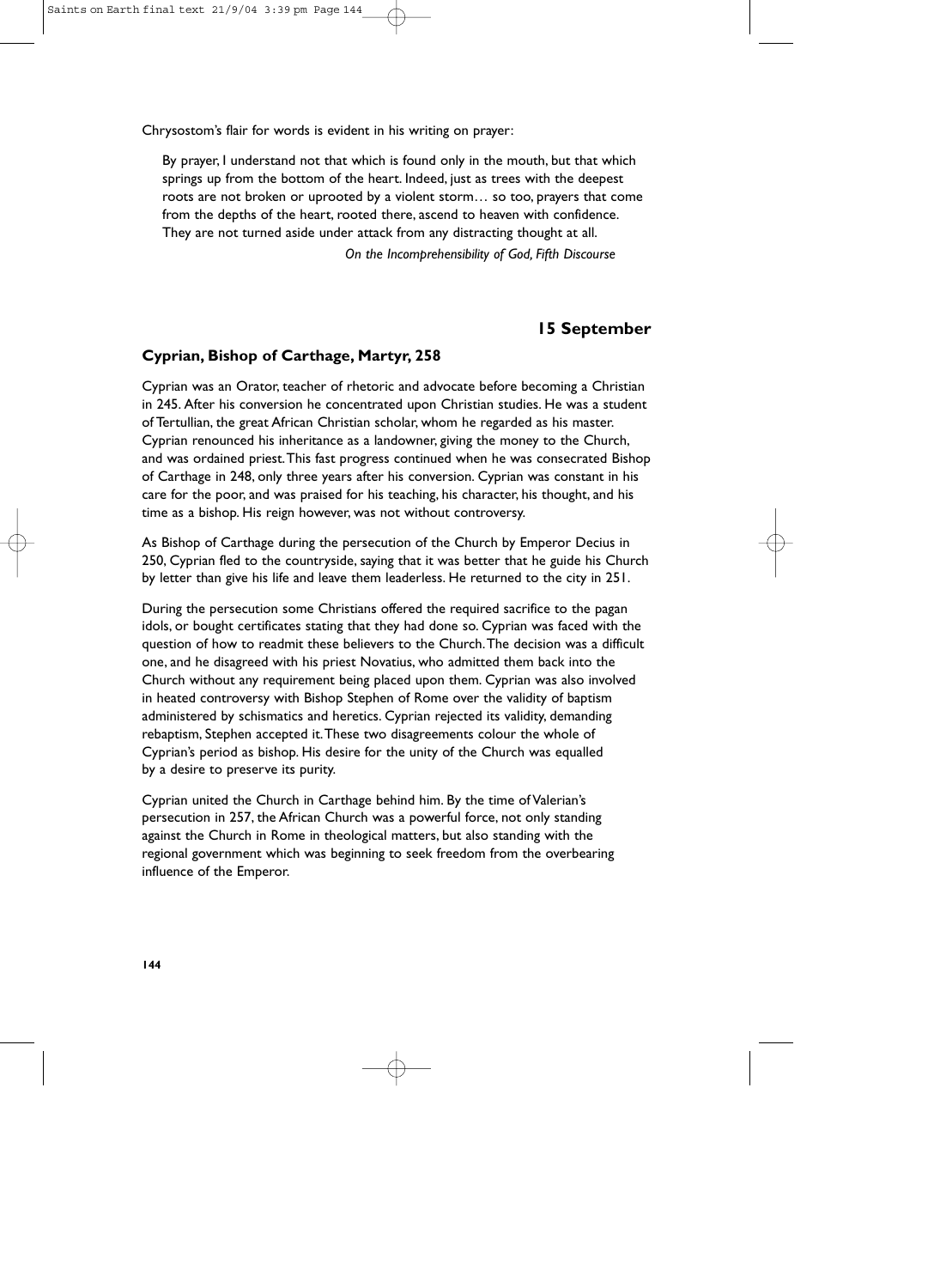Chrysostom's flair for words is evident in his writing on prayer:

> By prayer, I understand not that which is found only in the mouth, but that which springs up from the bottom of the heart. Indeed, just as trees with the deepest roots are not broken or uprooted by a violent storm… so too, prayers that come from the depths of the heart, rooted there, ascend to heaven with confidence. They are not turned aside under attack from any distracting thought at all.
>
> *On the Incomprehensibility of God, Fifth Discourse*

## 15 September

### Cyprian, Bishop of Carthage, Martyr, 258

Cyprian was an Orator, teacher of rhetoric and advocate before becoming a Christian in 245. After his conversion he concentrated upon Christian studies. He was a student of Tertullian, the great African Christian scholar, whom he regarded as his master. Cyprian renounced his inheritance as a landowner, giving the money to the Church, and was ordained priest. This fast progress continued when he was consecrated Bishop of Carthage in 248, only three years after his conversion. Cyprian was constant in his care for the poor, and was praised for his teaching, his character, his thought, and his time as a bishop. His reign however, was not without controversy.

As Bishop of Carthage during the persecution of the Church by Emperor Decius in 250, Cyprian fled to the countryside, saying that it was better that he guide his Church by letter than give his life and leave them leaderless. He returned to the city in 251.

During the persecution some Christians offered the required sacrifice to the pagan idols, or bought certificates stating that they had done so. Cyprian was faced with the question of how to readmit these believers to the Church. The decision was a difficult one, and he disagreed with his priest Novatius, who admitted them back into the Church without any requirement being placed upon them. Cyprian was also involved in heated controversy with Bishop Stephen of Rome over the validity of baptism administered by schismatics and heretics. Cyprian rejected its validity, demanding rebaptism, Stephen accepted it. These two disagreements colour the whole of Cyprian's period as bishop. His desire for the unity of the Church was equalled by a desire to preserve its purity.

Cyprian united the Church in Carthage behind him. By the time of Valerian's persecution in 257, the African Church was a powerful force, not only standing against the Church in Rome in theological matters, but also standing with the regional government which was beginning to seek freedom from the overbearing influence of the Emperor.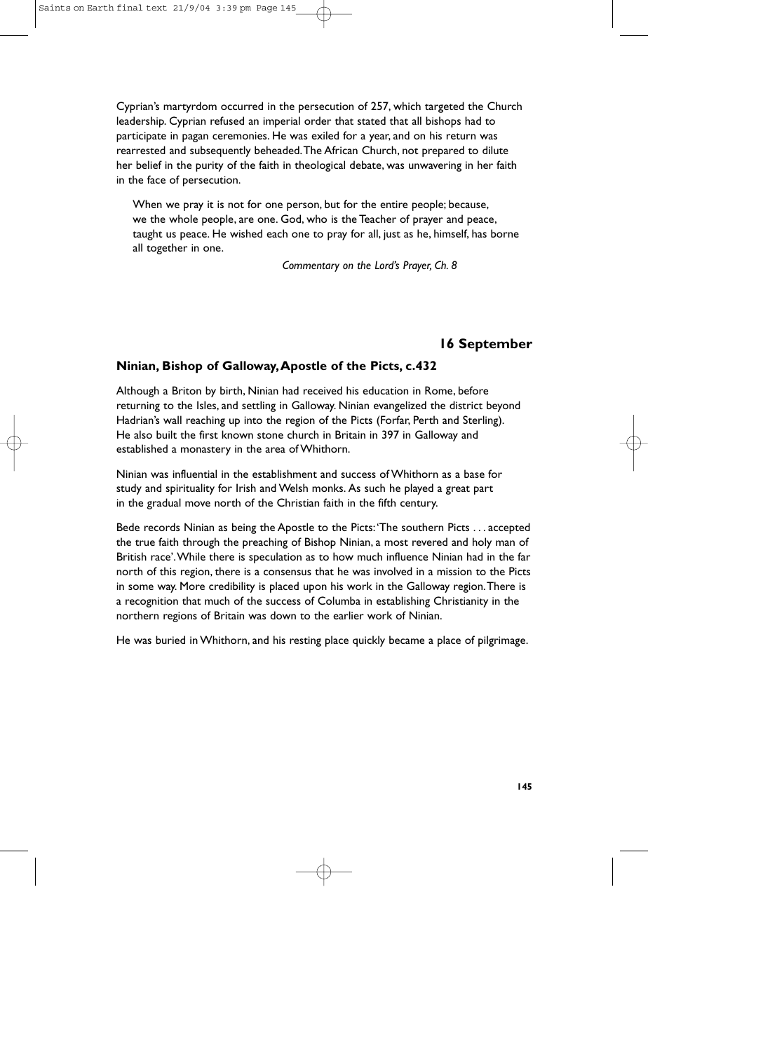Cyprian's martyrdom occurred in the persecution of 257, which targeted the Church leadership. Cyprian refused an imperial order that stated that all bishops had to participate in pagan ceremonies. He was exiled for a year, and on his return was rearrested and subsequently beheaded. The African Church, not prepared to dilute her belief in the purity of the faith in theological debate, was unwavering in her faith in the face of persecution.

> When we pray it is not for one person, but for the entire people; because, we the whole people, are one. God, who is the Teacher of prayer and peace, taught us peace. He wished each one to pray for all, just as he, himself, has borne all together in one.
>
> *Commentary on the Lord's Prayer, Ch. 8*

## 16 September

### Ninian, Bishop of Galloway, Apostle of the Picts, c.432

Although a Briton by birth, Ninian had received his education in Rome, before returning to the Isles, and settling in Galloway. Ninian evangelized the district beyond Hadrian's wall reaching up into the region of the Picts (Forfar, Perth and Sterling). He also built the first known stone church in Britain in 397 in Galloway and established a monastery in the area of Whithorn.

Ninian was influential in the establishment and success of Whithorn as a base for study and spirituality for Irish and Welsh monks. As such he played a great part in the gradual move north of the Christian faith in the fifth century.

Bede records Ninian as being the Apostle to the Picts: 'The southern Picts . . . accepted the true faith through the preaching of Bishop Ninian, a most revered and holy man of British race'. While there is speculation as to how much influence Ninian had in the far north of this region, there is a consensus that he was involved in a mission to the Picts in some way. More credibility is placed upon his work in the Galloway region. There is a recognition that much of the success of Columba in establishing Christianity in the northern regions of Britain was down to the earlier work of Ninian.

He was buried in Whithorn, and his resting place quickly became a place of pilgrimage.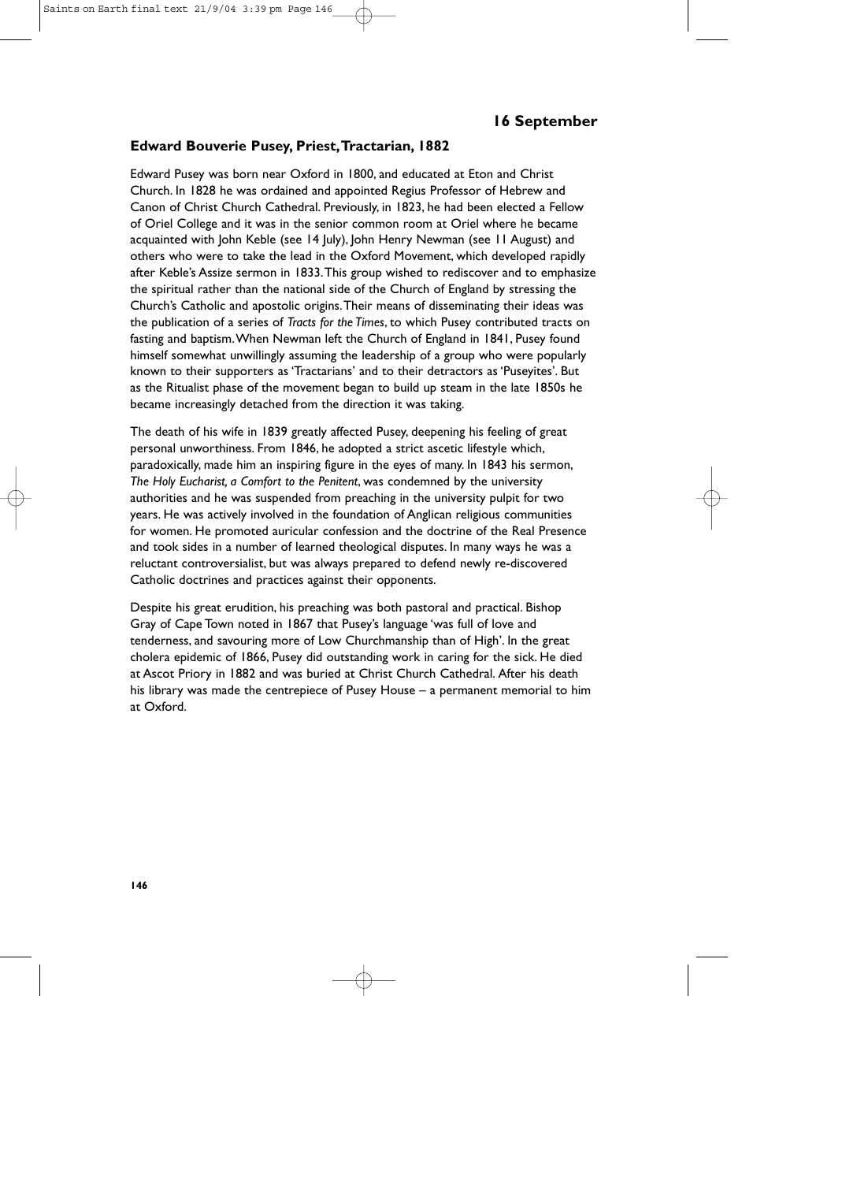## 16 September

### Edward Bouverie Pusey, Priest, Tractarian, 1882

Edward Pusey was born near Oxford in 1800, and educated at Eton and Christ Church. In 1828 he was ordained and appointed Regius Professor of Hebrew and Canon of Christ Church Cathedral. Previously, in 1823, he had been elected a Fellow of Oriel College and it was in the senior common room at Oriel where he became acquainted with John Keble (see 14 July), John Henry Newman (see 11 August) and others who were to take the lead in the Oxford Movement, which developed rapidly after Keble's Assize sermon in 1833. This group wished to rediscover and to emphasize the spiritual rather than the national side of the Church of England by stressing the Church's Catholic and apostolic origins. Their means of disseminating their ideas was the publication of a series of *Tracts for the Times*, to which Pusey contributed tracts on fasting and baptism. When Newman left the Church of England in 1841, Pusey found himself somewhat unwillingly assuming the leadership of a group who were popularly known to their supporters as 'Tractarians' and to their detractors as 'Puseyites'. But as the Ritualist phase of the movement began to build up steam in the late 1850s he became increasingly detached from the direction it was taking.

The death of his wife in 1839 greatly affected Pusey, deepening his feeling of great personal unworthiness. From 1846, he adopted a strict ascetic lifestyle which, paradoxically, made him an inspiring figure in the eyes of many. In 1843 his sermon, *The Holy Eucharist, a Comfort to the Penitent*, was condemned by the university authorities and he was suspended from preaching in the university pulpit for two years. He was actively involved in the foundation of Anglican religious communities for women. He promoted auricular confession and the doctrine of the Real Presence and took sides in a number of learned theological disputes. In many ways he was a reluctant controversialist, but was always prepared to defend newly re-discovered Catholic doctrines and practices against their opponents.

Despite his great erudition, his preaching was both pastoral and practical. Bishop Gray of Cape Town noted in 1867 that Pusey's language 'was full of love and tenderness, and savouring more of Low Churchmanship than of High'. In the great cholera epidemic of 1866, Pusey did outstanding work in caring for the sick. He died at Ascot Priory in 1882 and was buried at Christ Church Cathedral. After his death his library was made the centrepiece of Pusey House – a permanent memorial to him at Oxford.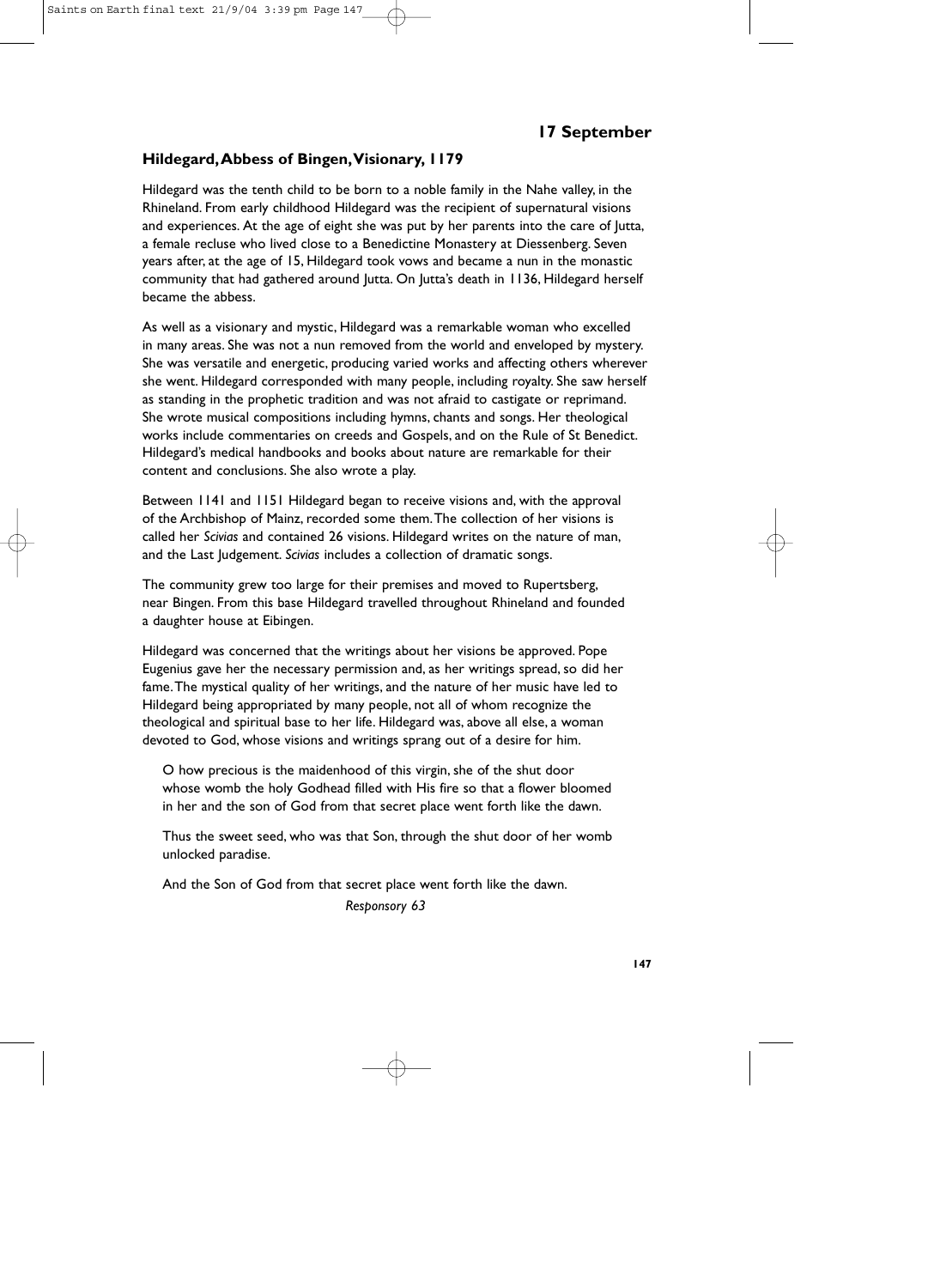## 17 September

### Hildegard, Abbess of Bingen, Visionary, 1179

Hildegard was the tenth child to be born to a noble family in the Nahe valley, in the Rhineland. From early childhood Hildegard was the recipient of supernatural visions and experiences. At the age of eight she was put by her parents into the care of Jutta, a female recluse who lived close to a Benedictine Monastery at Diessenberg. Seven years after, at the age of 15, Hildegard took vows and became a nun in the monastic community that had gathered around Jutta. On Jutta's death in 1136, Hildegard herself became the abbess.

As well as a visionary and mystic, Hildegard was a remarkable woman who excelled in many areas. She was not a nun removed from the world and enveloped by mystery. She was versatile and energetic, producing varied works and affecting others wherever she went. Hildegard corresponded with many people, including royalty. She saw herself as standing in the prophetic tradition and was not afraid to castigate or reprimand. She wrote musical compositions including hymns, chants and songs. Her theological works include commentaries on creeds and Gospels, and on the Rule of St Benedict. Hildegard's medical handbooks and books about nature are remarkable for their content and conclusions. She also wrote a play.

Between 1141 and 1151 Hildegard began to receive visions and, with the approval of the Archbishop of Mainz, recorded some them. The collection of her visions is called her *Scivias* and contained 26 visions. Hildegard writes on the nature of man, and the Last Judgement. *Scivias* includes a collection of dramatic songs.

The community grew too large for their premises and moved to Rupertsberg, near Bingen. From this base Hildegard travelled throughout Rhineland and founded a daughter house at Eibingen.

Hildegard was concerned that the writings about her visions be approved. Pope Eugenius gave her the necessary permission and, as her writings spread, so did her fame. The mystical quality of her writings, and the nature of her music have led to Hildegard being appropriated by many people, not all of whom recognize the theological and spiritual base to her life. Hildegard was, above all else, a woman devoted to God, whose visions and writings sprang out of a desire for him.

> O how precious is the maidenhood of this virgin, she of the shut door whose womb the holy Godhead filled with His fire so that a flower bloomed in her and the son of God from that secret place went forth like the dawn.
>
> Thus the sweet seed, who was that Son, through the shut door of her womb unlocked paradise.
>
> And the Son of God from that secret place went forth like the dawn.
>
> *Responsory 63*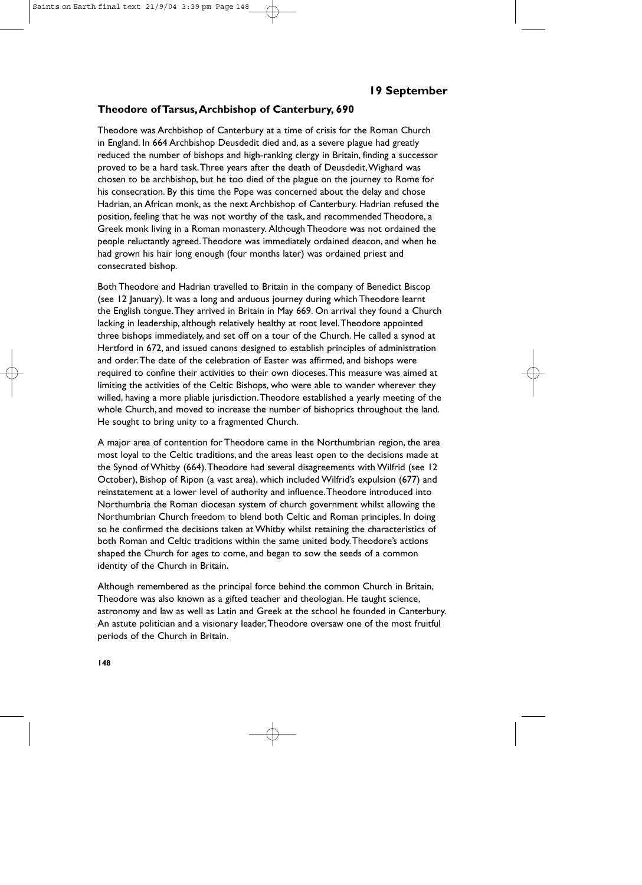## 19 September

### Theodore of Tarsus, Archbishop of Canterbury, 690

Theodore was Archbishop of Canterbury at a time of crisis for the Roman Church in England. In 664 Archbishop Deusdedit died and, as a severe plague had greatly reduced the number of bishops and high-ranking clergy in Britain, finding a successor proved to be a hard task. Three years after the death of Deusdedit, Wighard was chosen to be archbishop, but he too died of the plague on the journey to Rome for his consecration. By this time the Pope was concerned about the delay and chose Hadrian, an African monk, as the next Archbishop of Canterbury. Hadrian refused the position, feeling that he was not worthy of the task, and recommended Theodore, a Greek monk living in a Roman monastery. Although Theodore was not ordained the people reluctantly agreed. Theodore was immediately ordained deacon, and when he had grown his hair long enough (four months later) was ordained priest and consecrated bishop.

Both Theodore and Hadrian travelled to Britain in the company of Benedict Biscop (see 12 January). It was a long and arduous journey during which Theodore learnt the English tongue. They arrived in Britain in May 669. On arrival they found a Church lacking in leadership, although relatively healthy at root level. Theodore appointed three bishops immediately, and set off on a tour of the Church. He called a synod at Hertford in 672, and issued canons designed to establish principles of administration and order. The date of the celebration of Easter was affirmed, and bishops were required to confine their activities to their own dioceses. This measure was aimed at limiting the activities of the Celtic Bishops, who were able to wander wherever they willed, having a more pliable jurisdiction. Theodore established a yearly meeting of the whole Church, and moved to increase the number of bishoprics throughout the land. He sought to bring unity to a fragmented Church.

A major area of contention for Theodore came in the Northumbrian region, the area most loyal to the Celtic traditions, and the areas least open to the decisions made at the Synod of Whitby (664). Theodore had several disagreements with Wilfrid (see 12 October), Bishop of Ripon (a vast area), which included Wilfrid's expulsion (677) and reinstatement at a lower level of authority and influence. Theodore introduced into Northumbria the Roman diocesan system of church government whilst allowing the Northumbrian Church freedom to blend both Celtic and Roman principles. In doing so he confirmed the decisions taken at Whitby whilst retaining the characteristics of both Roman and Celtic traditions within the same united body. Theodore's actions shaped the Church for ages to come, and began to sow the seeds of a common identity of the Church in Britain.

Although remembered as the principal force behind the common Church in Britain, Theodore was also known as a gifted teacher and theologian. He taught science, astronomy and law as well as Latin and Greek at the school he founded in Canterbury. An astute politician and a visionary leader, Theodore oversaw one of the most fruitful periods of the Church in Britain.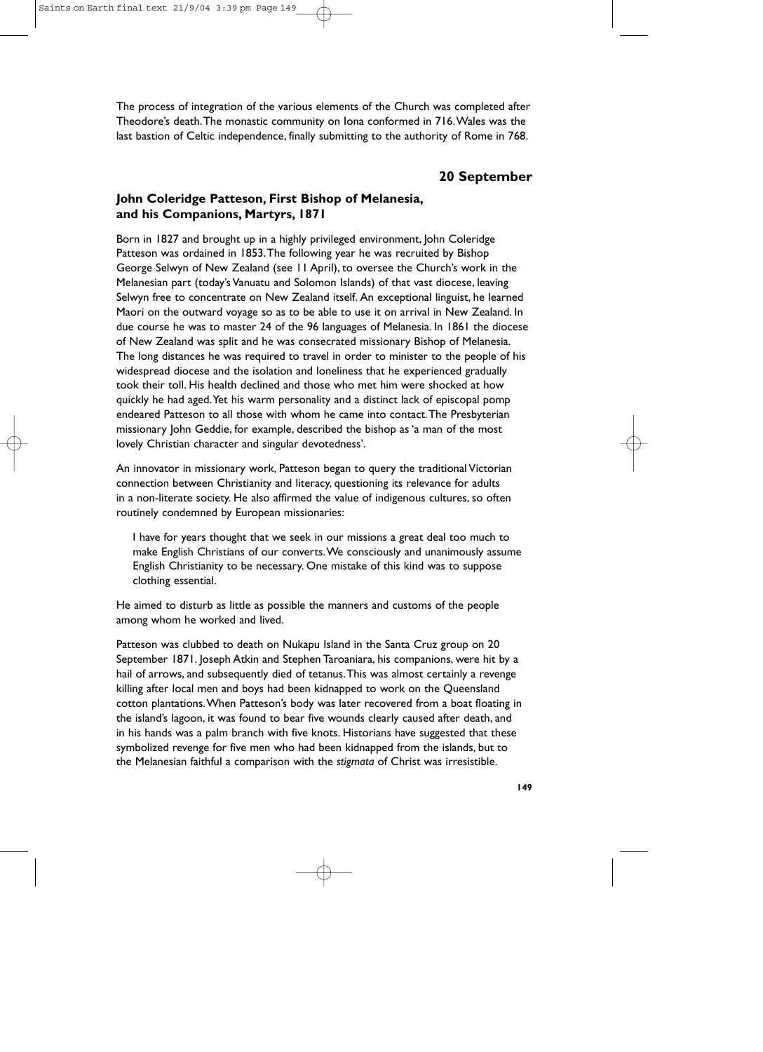The process of integration of the various elements of the Church was completed after Theodore's death. The monastic community on Iona conformed in 716. Wales was the last bastion of Celtic independence, finally submitting to the authority of Rome in 768.

## 20 September

### John Coleridge Patteson, First Bishop of Melanesia, and his Companions, Martyrs, 1871

Born in 1827 and brought up in a highly privileged environment, John Coleridge Patteson was ordained in 1853. The following year he was recruited by Bishop George Selwyn of New Zealand (see 11 April), to oversee the Church's work in the Melanesian part (today's Vanuatu and Solomon Islands) of that vast diocese, leaving Selwyn free to concentrate on New Zealand itself. An exceptional linguist, he learned Maori on the outward voyage so as to be able to use it on arrival in New Zealand. In due course he was to master 24 of the 96 languages of Melanesia. In 1861 the diocese of New Zealand was split and he was consecrated missionary Bishop of Melanesia. The long distances he was required to travel in order to minister to the people of his widespread diocese and the isolation and loneliness that he experienced gradually took their toll. His health declined and those who met him were shocked at how quickly he had aged. Yet his warm personality and a distinct lack of episcopal pomp endeared Patteson to all those with whom he came into contact. The Presbyterian missionary John Geddie, for example, described the bishop as 'a man of the most lovely Christian character and singular devotedness'.

An innovator in missionary work, Patteson began to query the traditional Victorian connection between Christianity and literacy, questioning its relevance for adults in a non-literate society. He also affirmed the value of indigenous cultures, so often routinely condemned by European missionaries:

> I have for years thought that we seek in our missions a great deal too much to make English Christians of our converts. We consciously and unanimously assume English Christianity to be necessary. One mistake of this kind was to suppose clothing essential.

He aimed to disturb as little as possible the manners and customs of the people among whom he worked and lived.

Patteson was clubbed to death on Nukapu Island in the Santa Cruz group on 20 September 1871. Joseph Atkin and Stephen Taroaniara, his companions, were hit by a hail of arrows, and subsequently died of tetanus. This was almost certainly a revenge killing after local men and boys had been kidnapped to work on the Queensland cotton plantations. When Patteson's body was later recovered from a boat floating in the island's lagoon, it was found to bear five wounds clearly caused after death, and in his hands was a palm branch with five knots. Historians have suggested that these symbolized revenge for five men who had been kidnapped from the islands, but to the Melanesian faithful a comparison with the *stigmata* of Christ was irresistible.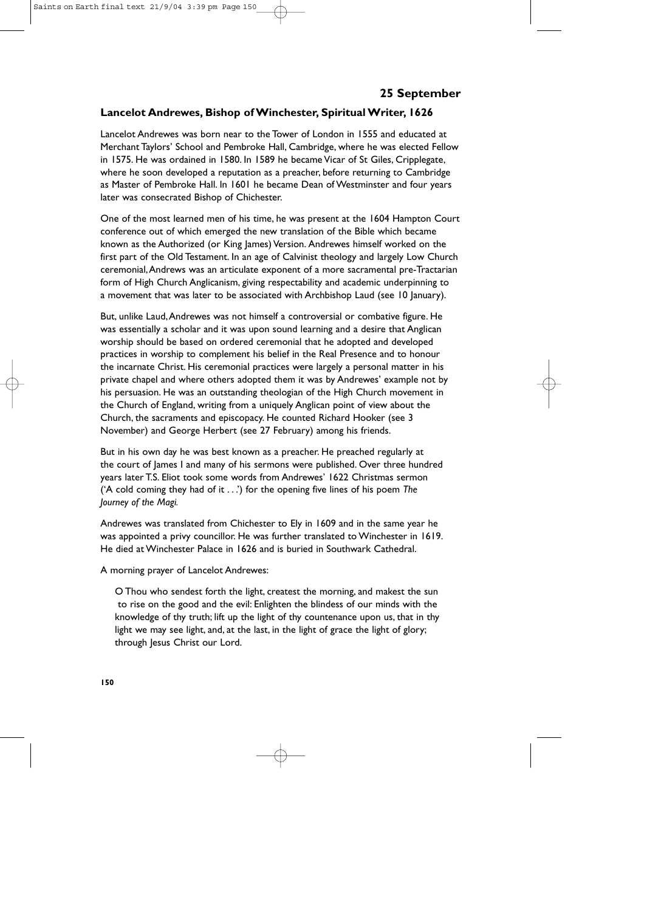## 25 September

### Lancelot Andrewes, Bishop of Winchester, Spiritual Writer, 1626

Lancelot Andrewes was born near to the Tower of London in 1555 and educated at Merchant Taylors' School and Pembroke Hall, Cambridge, where he was elected Fellow in 1575. He was ordained in 1580. In 1589 he became Vicar of St Giles, Cripplegate, where he soon developed a reputation as a preacher, before returning to Cambridge as Master of Pembroke Hall. In 1601 he became Dean of Westminster and four years later was consecrated Bishop of Chichester.

One of the most learned men of his time, he was present at the 1604 Hampton Court conference out of which emerged the new translation of the Bible which became known as the Authorized (or King James) Version. Andrewes himself worked on the first part of the Old Testament. In an age of Calvinist theology and largely Low Church ceremonial, Andrews was an articulate exponent of a more sacramental pre-Tractarian form of High Church Anglicanism, giving respectability and academic underpinning to a movement that was later to be associated with Archbishop Laud (see 10 January).

But, unlike Laud, Andrewes was not himself a controversial or combative figure. He was essentially a scholar and it was upon sound learning and a desire that Anglican worship should be based on ordered ceremonial that he adopted and developed practices in worship to complement his belief in the Real Presence and to honour the incarnate Christ. His ceremonial practices were largely a personal matter in his private chapel and where others adopted them it was by Andrewes' example not by his persuasion. He was an outstanding theologian of the High Church movement in the Church of England, writing from a uniquely Anglican point of view about the Church, the sacraments and episcopacy. He counted Richard Hooker (see 3 November) and George Herbert (see 27 February) among his friends.

But in his own day he was best known as a preacher. He preached regularly at the court of James I and many of his sermons were published. Over three hundred years later T.S. Eliot took some words from Andrewes' 1622 Christmas sermon ('A cold coming they had of it . . .') for the opening five lines of his poem *The Journey of the Magi.*

Andrewes was translated from Chichester to Ely in 1609 and in the same year he was appointed a privy councillor. He was further translated to Winchester in 1619. He died at Winchester Palace in 1626 and is buried in Southwark Cathedral.

A morning prayer of Lancelot Andrewes:

> O Thou who sendest forth the light, createst the morning, and makest the sun to rise on the good and the evil: Enlighten the blindess of our minds with the knowledge of thy truth; lift up the light of thy countenance upon us, that in thy light we may see light, and, at the last, in the light of grace the light of glory; through Jesus Christ our Lord.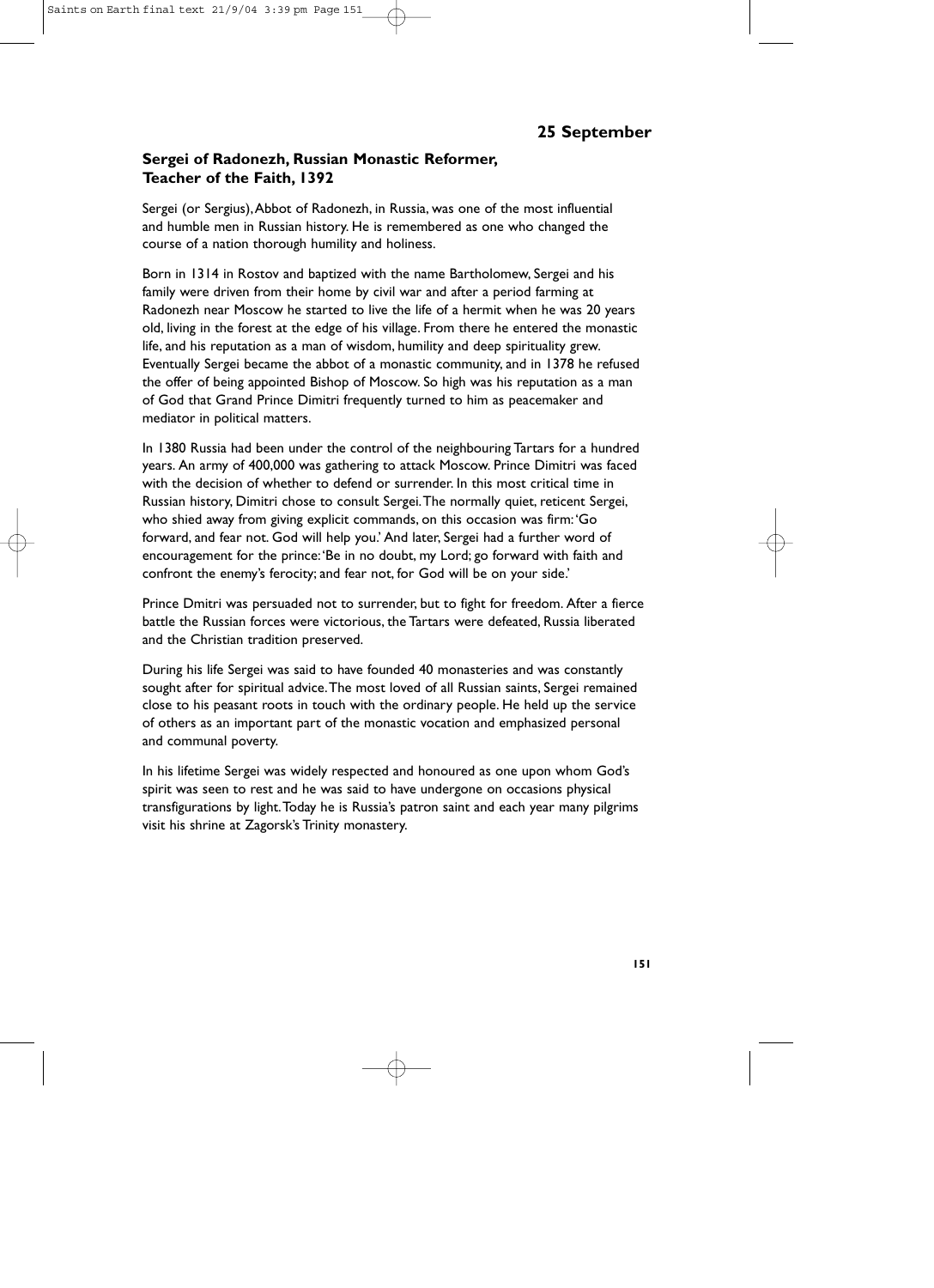## 25 September

### Sergei of Radonezh, Russian Monastic Reformer, Teacher of the Faith, 1392

Sergei (or Sergius), Abbot of Radonezh, in Russia, was one of the most influential and humble men in Russian history. He is remembered as one who changed the course of a nation thorough humility and holiness.

Born in 1314 in Rostov and baptized with the name Bartholomew, Sergei and his family were driven from their home by civil war and after a period farming at Radonezh near Moscow he started to live the life of a hermit when he was 20 years old, living in the forest at the edge of his village. From there he entered the monastic life, and his reputation as a man of wisdom, humility and deep spirituality grew. Eventually Sergei became the abbot of a monastic community, and in 1378 he refused the offer of being appointed Bishop of Moscow. So high was his reputation as a man of God that Grand Prince Dimitri frequently turned to him as peacemaker and mediator in political matters.

In 1380 Russia had been under the control of the neighbouring Tartars for a hundred years. An army of 400,000 was gathering to attack Moscow. Prince Dimitri was faced with the decision of whether to defend or surrender. In this most critical time in Russian history, Dimitri chose to consult Sergei. The normally quiet, reticent Sergei, who shied away from giving explicit commands, on this occasion was firm: 'Go forward, and fear not. God will help you.' And later, Sergei had a further word of encouragement for the prince: 'Be in no doubt, my Lord; go forward with faith and confront the enemy's ferocity; and fear not, for God will be on your side.'

Prince Dmitri was persuaded not to surrender, but to fight for freedom. After a fierce battle the Russian forces were victorious, the Tartars were defeated, Russia liberated and the Christian tradition preserved.

During his life Sergei was said to have founded 40 monasteries and was constantly sought after for spiritual advice. The most loved of all Russian saints, Sergei remained close to his peasant roots in touch with the ordinary people. He held up the service of others as an important part of the monastic vocation and emphasized personal and communal poverty.

In his lifetime Sergei was widely respected and honoured as one upon whom God's spirit was seen to rest and he was said to have undergone on occasions physical transfigurations by light. Today he is Russia's patron saint and each year many pilgrims visit his shrine at Zagorsk's Trinity monastery.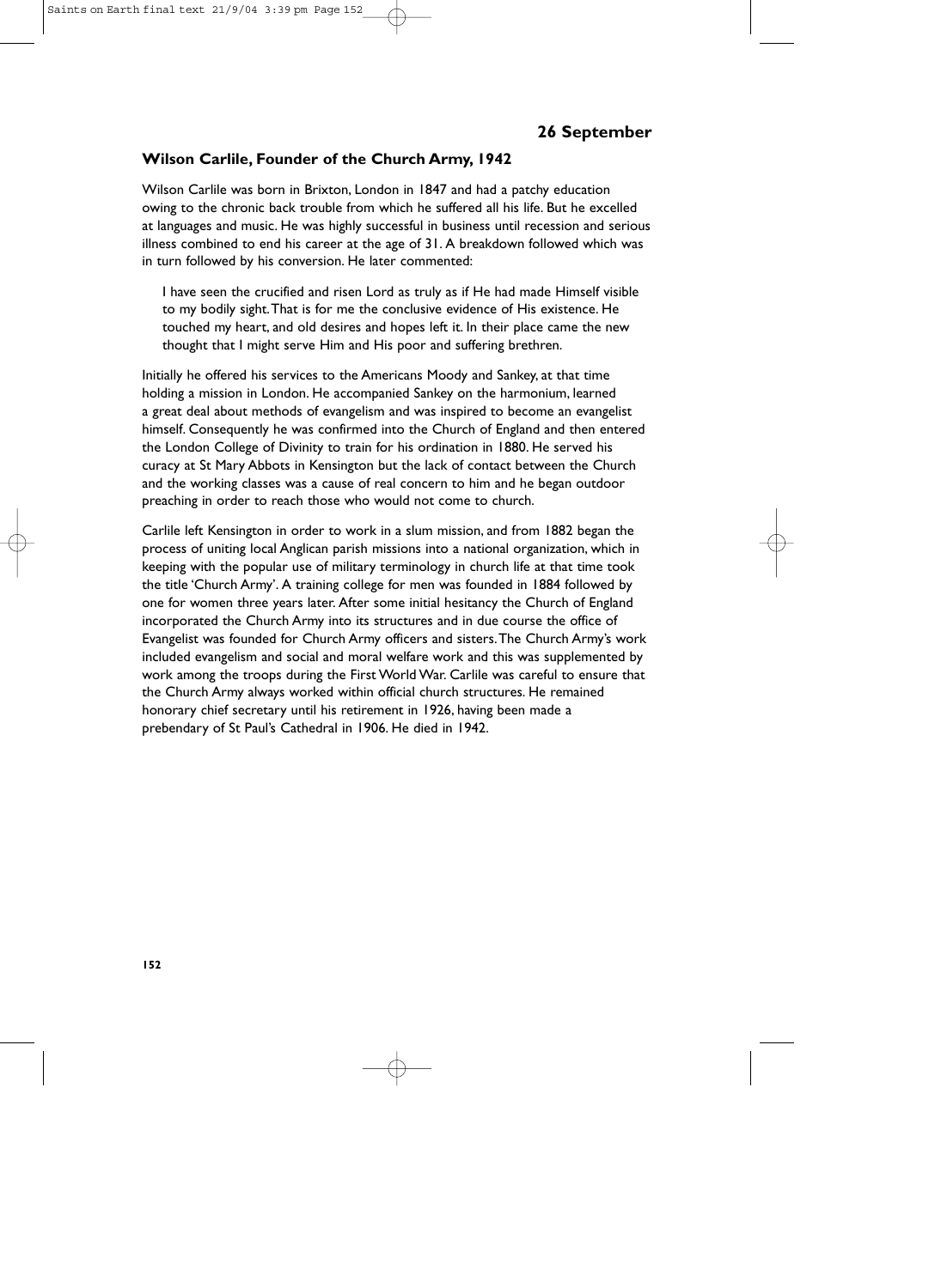## 26 September

### Wilson Carlile, Founder of the Church Army, 1942

Wilson Carlile was born in Brixton, London in 1847 and had a patchy education owing to the chronic back trouble from which he suffered all his life. But he excelled at languages and music. He was highly successful in business until recession and serious illness combined to end his career at the age of 31. A breakdown followed which was in turn followed by his conversion. He later commented:

> I have seen the crucified and risen Lord as truly as if He had made Himself visible to my bodily sight. That is for me the conclusive evidence of His existence. He touched my heart, and old desires and hopes left it. In their place came the new thought that I might serve Him and His poor and suffering brethren.

Initially he offered his services to the Americans Moody and Sankey, at that time holding a mission in London. He accompanied Sankey on the harmonium, learned a great deal about methods of evangelism and was inspired to become an evangelist himself. Consequently he was confirmed into the Church of England and then entered the London College of Divinity to train for his ordination in 1880. He served his curacy at St Mary Abbots in Kensington but the lack of contact between the Church and the working classes was a cause of real concern to him and he began outdoor preaching in order to reach those who would not come to church.

Carlile left Kensington in order to work in a slum mission, and from 1882 began the process of uniting local Anglican parish missions into a national organization, which in keeping with the popular use of military terminology in church life at that time took the title 'Church Army'. A training college for men was founded in 1884 followed by one for women three years later. After some initial hesitancy the Church of England incorporated the Church Army into its structures and in due course the office of Evangelist was founded for Church Army officers and sisters. The Church Army's work included evangelism and social and moral welfare work and this was supplemented by work among the troops during the First World War. Carlile was careful to ensure that the Church Army always worked within official church structures. He remained honorary chief secretary until his retirement in 1926, having been made a prebendary of St Paul's Cathedral in 1906. He died in 1942.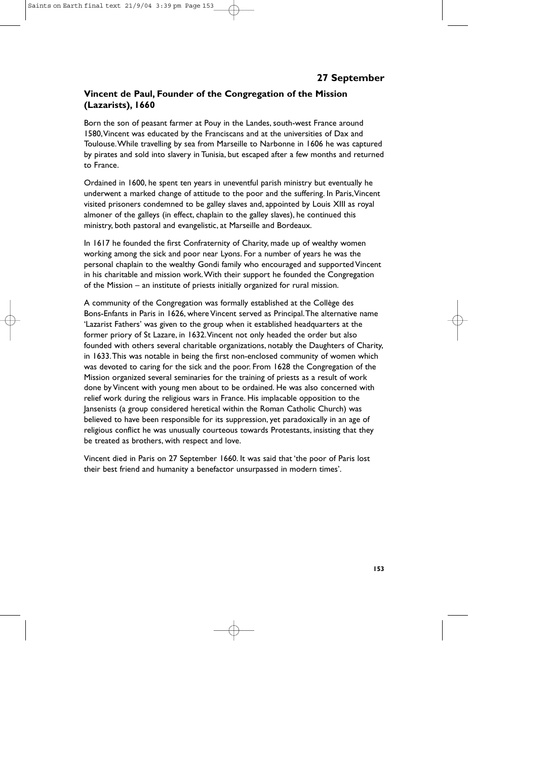## 27 September

### Vincent de Paul, Founder of the Congregation of the Mission (Lazarists), 1660

Born the son of peasant farmer at Pouy in the Landes, south-west France around 1580, Vincent was educated by the Franciscans and at the universities of Dax and Toulouse. While travelling by sea from Marseille to Narbonne in 1606 he was captured by pirates and sold into slavery in Tunisia, but escaped after a few months and returned to France.

Ordained in 1600, he spent ten years in uneventful parish ministry but eventually he underwent a marked change of attitude to the poor and the suffering. In Paris, Vincent visited prisoners condemned to be galley slaves and, appointed by Louis XIII as royal almoner of the galleys (in effect, chaplain to the galley slaves), he continued this ministry, both pastoral and evangelistic, at Marseille and Bordeaux.

In 1617 he founded the first Confraternity of Charity, made up of wealthy women working among the sick and poor near Lyons. For a number of years he was the personal chaplain to the wealthy Gondi family who encouraged and supported Vincent in his charitable and mission work. With their support he founded the Congregation of the Mission – an institute of priests initially organized for rural mission.

A community of the Congregation was formally established at the Collège des Bons-Enfants in Paris in 1626, where Vincent served as Principal. The alternative name 'Lazarist Fathers' was given to the group when it established headquarters at the former priory of St Lazare, in 1632. Vincent not only headed the order but also founded with others several charitable organizations, notably the Daughters of Charity, in 1633. This was notable in being the first non-enclosed community of women which was devoted to caring for the sick and the poor. From 1628 the Congregation of the Mission organized several seminaries for the training of priests as a result of work done by Vincent with young men about to be ordained. He was also concerned with relief work during the religious wars in France. His implacable opposition to the Jansenists (a group considered heretical within the Roman Catholic Church) was believed to have been responsible for its suppression, yet paradoxically in an age of religious conflict he was unusually courteous towards Protestants, insisting that they be treated as brothers, with respect and love.

Vincent died in Paris on 27 September 1660. It was said that 'the poor of Paris lost their best friend and humanity a benefactor unsurpassed in modern times'.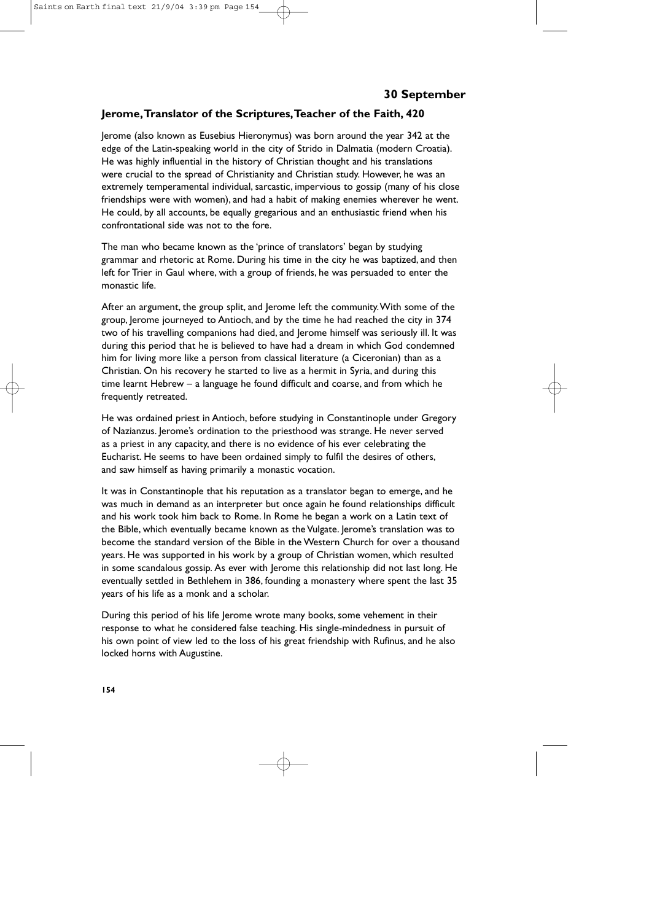## 30 September

### Jerome, Translator of the Scriptures, Teacher of the Faith, 420

Jerome (also known as Eusebius Hieronymus) was born around the year 342 at the edge of the Latin-speaking world in the city of Strido in Dalmatia (modern Croatia). He was highly influential in the history of Christian thought and his translations were crucial to the spread of Christianity and Christian study. However, he was an extremely temperamental individual, sarcastic, impervious to gossip (many of his close friendships were with women), and had a habit of making enemies wherever he went. He could, by all accounts, be equally gregarious and an enthusiastic friend when his confrontational side was not to the fore.

The man who became known as the 'prince of translators' began by studying grammar and rhetoric at Rome. During his time in the city he was baptized, and then left for Trier in Gaul where, with a group of friends, he was persuaded to enter the monastic life.

After an argument, the group split, and Jerome left the community. With some of the group, Jerome journeyed to Antioch, and by the time he had reached the city in 374 two of his travelling companions had died, and Jerome himself was seriously ill. It was during this period that he is believed to have had a dream in which God condemned him for living more like a person from classical literature (a Ciceronian) than as a Christian. On his recovery he started to live as a hermit in Syria, and during this time learnt Hebrew – a language he found difficult and coarse, and from which he frequently retreated.

He was ordained priest in Antioch, before studying in Constantinople under Gregory of Nazianzus. Jerome's ordination to the priesthood was strange. He never served as a priest in any capacity, and there is no evidence of his ever celebrating the Eucharist. He seems to have been ordained simply to fulfil the desires of others, and saw himself as having primarily a monastic vocation.

It was in Constantinople that his reputation as a translator began to emerge, and he was much in demand as an interpreter but once again he found relationships difficult and his work took him back to Rome. In Rome he began a work on a Latin text of the Bible, which eventually became known as the Vulgate. Jerome's translation was to become the standard version of the Bible in the Western Church for over a thousand years. He was supported in his work by a group of Christian women, which resulted in some scandalous gossip. As ever with Jerome this relationship did not last long. He eventually settled in Bethlehem in 386, founding a monastery where spent the last 35 years of his life as a monk and a scholar.

During this period of his life Jerome wrote many books, some vehement in their response to what he considered false teaching. His single-mindedness in pursuit of his own point of view led to the loss of his great friendship with Rufinus, and he also locked horns with Augustine.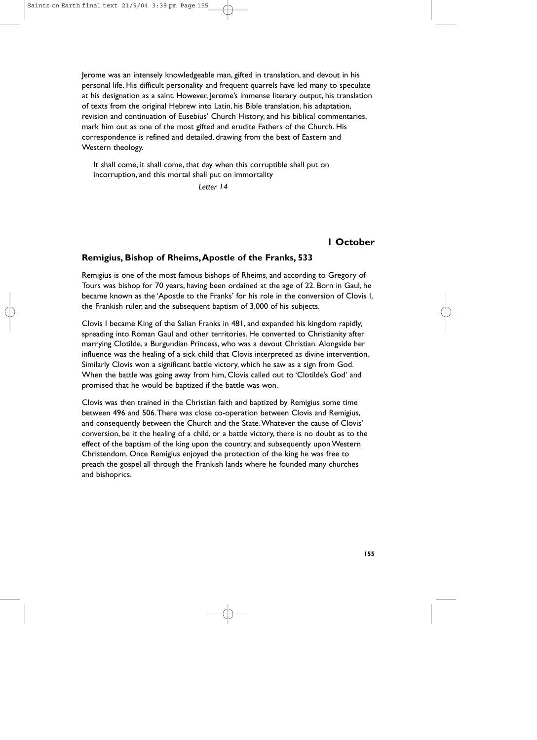Jerome was an intensely knowledgeable man, gifted in translation, and devout in his personal life. His difficult personality and frequent quarrels have led many to speculate at his designation as a saint. However, Jerome's immense literary output, his translation of texts from the original Hebrew into Latin, his Bible translation, his adaptation, revision and continuation of Eusebius' Church History, and his biblical commentaries, mark him out as one of the most gifted and erudite Fathers of the Church. His correspondence is refined and detailed, drawing from the best of Eastern and Western theology.

> It shall come, it shall come, that day when this corruptible shall put on incorruption, and this mortal shall put on immortality
>
> *Letter 14*

## 1 October

### Remigius, Bishop of Rheims, Apostle of the Franks, 533

Remigius is one of the most famous bishops of Rheims, and according to Gregory of Tours was bishop for 70 years, having been ordained at the age of 22. Born in Gaul, he became known as the 'Apostle to the Franks' for his role in the conversion of Clovis I, the Frankish ruler, and the subsequent baptism of 3,000 of his subjects.

Clovis I became King of the Salian Franks in 481, and expanded his kingdom rapidly, spreading into Roman Gaul and other territories. He converted to Christianity after marrying Clotilde, a Burgundian Princess, who was a devout Christian. Alongside her influence was the healing of a sick child that Clovis interpreted as divine intervention. Similarly Clovis won a significant battle victory, which he saw as a sign from God. When the battle was going away from him, Clovis called out to 'Clotilde's God' and promised that he would be baptized if the battle was won.

Clovis was then trained in the Christian faith and baptized by Remigius some time between 496 and 506. There was close co-operation between Clovis and Remigius, and consequently between the Church and the State. Whatever the cause of Clovis' conversion, be it the healing of a child, or a battle victory, there is no doubt as to the effect of the baptism of the king upon the country, and subsequently upon Western Christendom. Once Remigius enjoyed the protection of the king he was free to preach the gospel all through the Frankish lands where he founded many churches and bishoprics.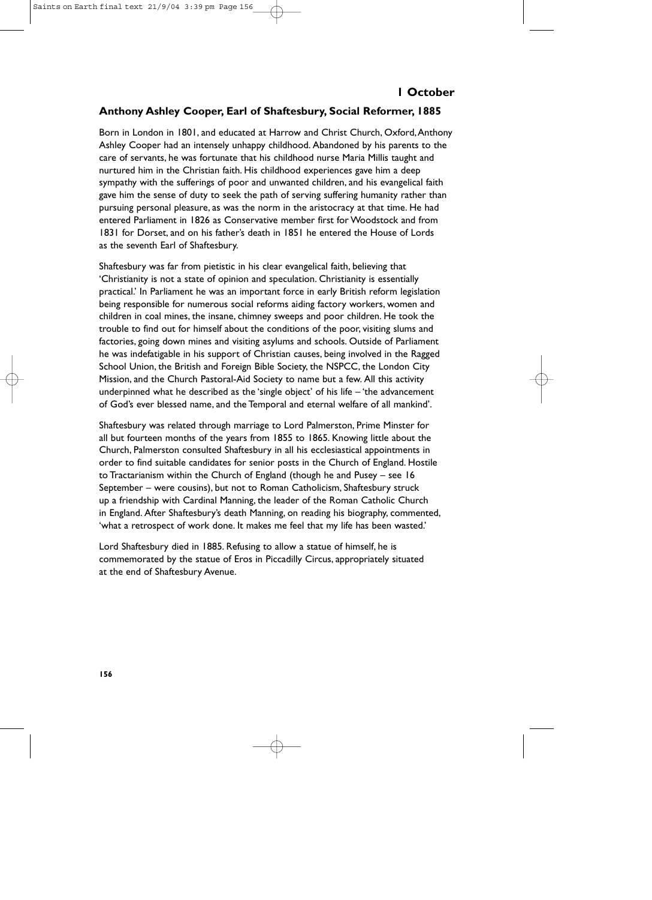## 1 October

### Anthony Ashley Cooper, Earl of Shaftesbury, Social Reformer, 1885

Born in London in 1801, and educated at Harrow and Christ Church, Oxford, Anthony Ashley Cooper had an intensely unhappy childhood. Abandoned by his parents to the care of servants, he was fortunate that his childhood nurse Maria Millis taught and nurtured him in the Christian faith. His childhood experiences gave him a deep sympathy with the sufferings of poor and unwanted children, and his evangelical faith gave him the sense of duty to seek the path of serving suffering humanity rather than pursuing personal pleasure, as was the norm in the aristocracy at that time. He had entered Parliament in 1826 as Conservative member first for Woodstock and from 1831 for Dorset, and on his father's death in 1851 he entered the House of Lords as the seventh Earl of Shaftesbury.

Shaftesbury was far from pietistic in his clear evangelical faith, believing that 'Christianity is not a state of opinion and speculation. Christianity is essentially practical.' In Parliament he was an important force in early British reform legislation being responsible for numerous social reforms aiding factory workers, women and children in coal mines, the insane, chimney sweeps and poor children. He took the trouble to find out for himself about the conditions of the poor, visiting slums and factories, going down mines and visiting asylums and schools. Outside of Parliament he was indefatigable in his support of Christian causes, being involved in the Ragged School Union, the British and Foreign Bible Society, the NSPCC, the London City Mission, and the Church Pastoral-Aid Society to name but a few. All this activity underpinned what he described as the 'single object' of his life – 'the advancement of God's ever blessed name, and the Temporal and eternal welfare of all mankind'.

Shaftesbury was related through marriage to Lord Palmerston, Prime Minster for all but fourteen months of the years from 1855 to 1865. Knowing little about the Church, Palmerston consulted Shaftesbury in all his ecclesiastical appointments in order to find suitable candidates for senior posts in the Church of England. Hostile to Tractarianism within the Church of England (though he and Pusey – see 16 September – were cousins), but not to Roman Catholicism, Shaftesbury struck up a friendship with Cardinal Manning, the leader of the Roman Catholic Church in England. After Shaftesbury's death Manning, on reading his biography, commented, 'what a retrospect of work done. It makes me feel that my life has been wasted.'

Lord Shaftesbury died in 1885. Refusing to allow a statue of himself, he is commemorated by the statue of Eros in Piccadilly Circus, appropriately situated at the end of Shaftesbury Avenue.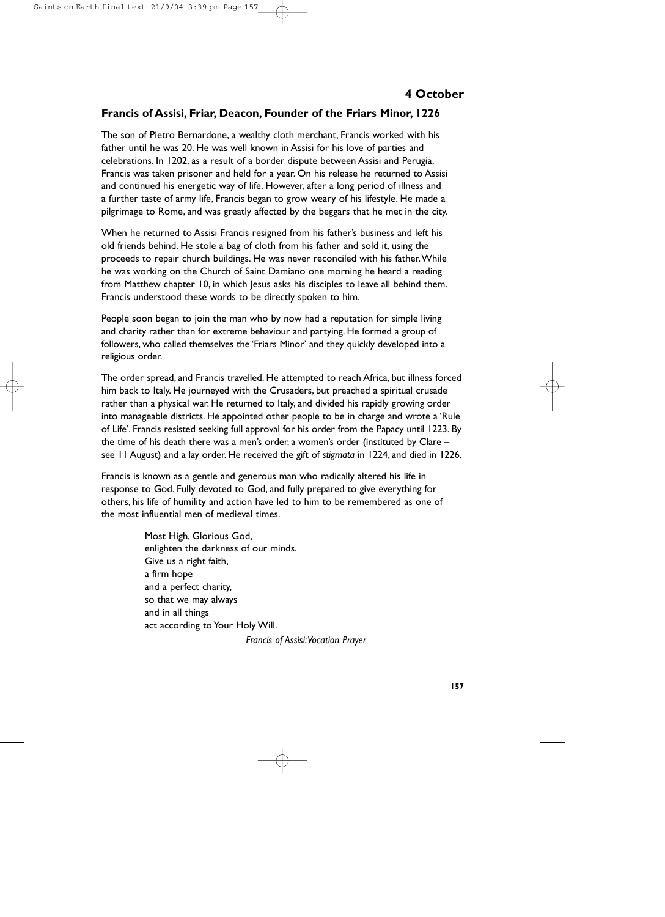## 4 October

### Francis of Assisi, Friar, Deacon, Founder of the Friars Minor, 1226

The son of Pietro Bernardone, a wealthy cloth merchant, Francis worked with his father until he was 20. He was well known in Assisi for his love of parties and celebrations. In 1202, as a result of a border dispute between Assisi and Perugia, Francis was taken prisoner and held for a year. On his release he returned to Assisi and continued his energetic way of life. However, after a long period of illness and a further taste of army life, Francis began to grow weary of his lifestyle. He made a pilgrimage to Rome, and was greatly affected by the beggars that he met in the city.

When he returned to Assisi Francis resigned from his father's business and left his old friends behind. He stole a bag of cloth from his father and sold it, using the proceeds to repair church buildings. He was never reconciled with his father. While he was working on the Church of Saint Damiano one morning he heard a reading from Matthew chapter 10, in which Jesus asks his disciples to leave all behind them. Francis understood these words to be directly spoken to him.

People soon began to join the man who by now had a reputation for simple living and charity rather than for extreme behaviour and partying. He formed a group of followers, who called themselves the 'Friars Minor' and they quickly developed into a religious order.

The order spread, and Francis travelled. He attempted to reach Africa, but illness forced him back to Italy. He journeyed with the Crusaders, but preached a spiritual crusade rather than a physical war. He returned to Italy, and divided his rapidly growing order into manageable districts. He appointed other people to be in charge and wrote a 'Rule of Life'. Francis resisted seeking full approval for his order from the Papacy until 1223. By the time of his death there was a men's order, a women's order (instituted by Clare – see 11 August) and a lay order. He received the gift of *stigmata* in 1224, and died in 1226.

Francis is known as a gentle and generous man who radically altered his life in response to God. Fully devoted to God, and fully prepared to give everything for others, his life of humility and action have led to him to be remembered as one of the most influential men of medieval times.

> Most High, Glorious God,
> enlighten the darkness of our minds.
> Give us a right faith,
> a firm hope
> and a perfect charity,
> so that we may always
> and in all things
> act according to Your Holy Will.
>
> *Francis of Assisi: Vocation Prayer*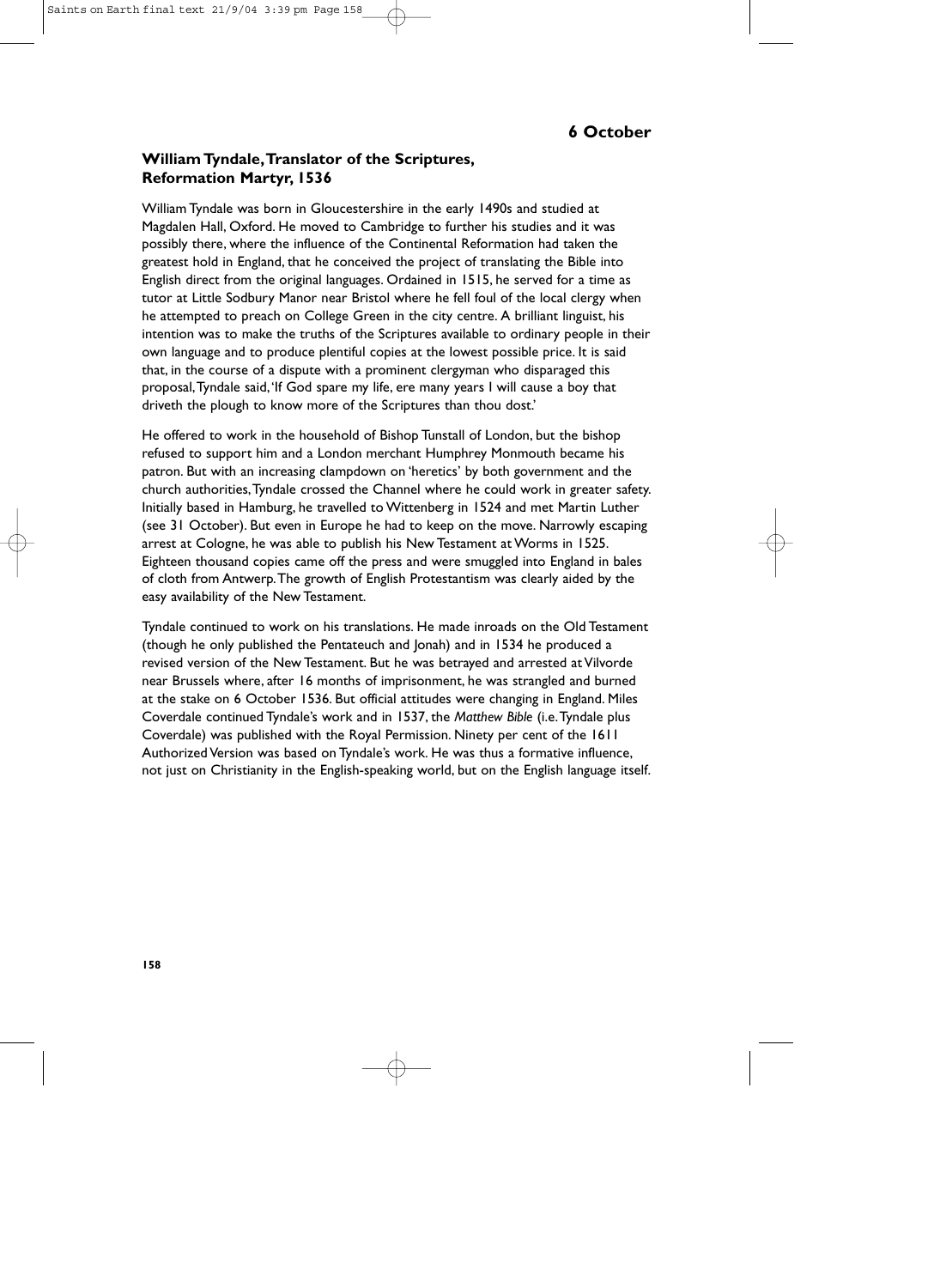## 6 October

### William Tyndale, Translator of the Scriptures, Reformation Martyr, 1536

William Tyndale was born in Gloucestershire in the early 1490s and studied at Magdalen Hall, Oxford. He moved to Cambridge to further his studies and it was possibly there, where the influence of the Continental Reformation had taken the greatest hold in England, that he conceived the project of translating the Bible into English direct from the original languages. Ordained in 1515, he served for a time as tutor at Little Sodbury Manor near Bristol where he fell foul of the local clergy when he attempted to preach on College Green in the city centre. A brilliant linguist, his intention was to make the truths of the Scriptures available to ordinary people in their own language and to produce plentiful copies at the lowest possible price. It is said that, in the course of a dispute with a prominent clergyman who disparaged this proposal, Tyndale said, 'If God spare my life, ere many years I will cause a boy that driveth the plough to know more of the Scriptures than thou dost.'

He offered to work in the household of Bishop Tunstall of London, but the bishop refused to support him and a London merchant Humphrey Monmouth became his patron. But with an increasing clampdown on 'heretics' by both government and the church authorities, Tyndale crossed the Channel where he could work in greater safety. Initially based in Hamburg, he travelled to Wittenberg in 1524 and met Martin Luther (see 31 October). But even in Europe he had to keep on the move. Narrowly escaping arrest at Cologne, he was able to publish his New Testament at Worms in 1525. Eighteen thousand copies came off the press and were smuggled into England in bales of cloth from Antwerp. The growth of English Protestantism was clearly aided by the easy availability of the New Testament.

Tyndale continued to work on his translations. He made inroads on the Old Testament (though he only published the Pentateuch and Jonah) and in 1534 he produced a revised version of the New Testament. But he was betrayed and arrested at Vilvorde near Brussels where, after 16 months of imprisonment, he was strangled and burned at the stake on 6 October 1536. But official attitudes were changing in England. Miles Coverdale continued Tyndale's work and in 1537, the *Matthew Bible* (i.e. Tyndale plus Coverdale) was published with the Royal Permission. Ninety per cent of the 1611 Authorized Version was based on Tyndale's work. He was thus a formative influence, not just on Christianity in the English-speaking world, but on the English language itself.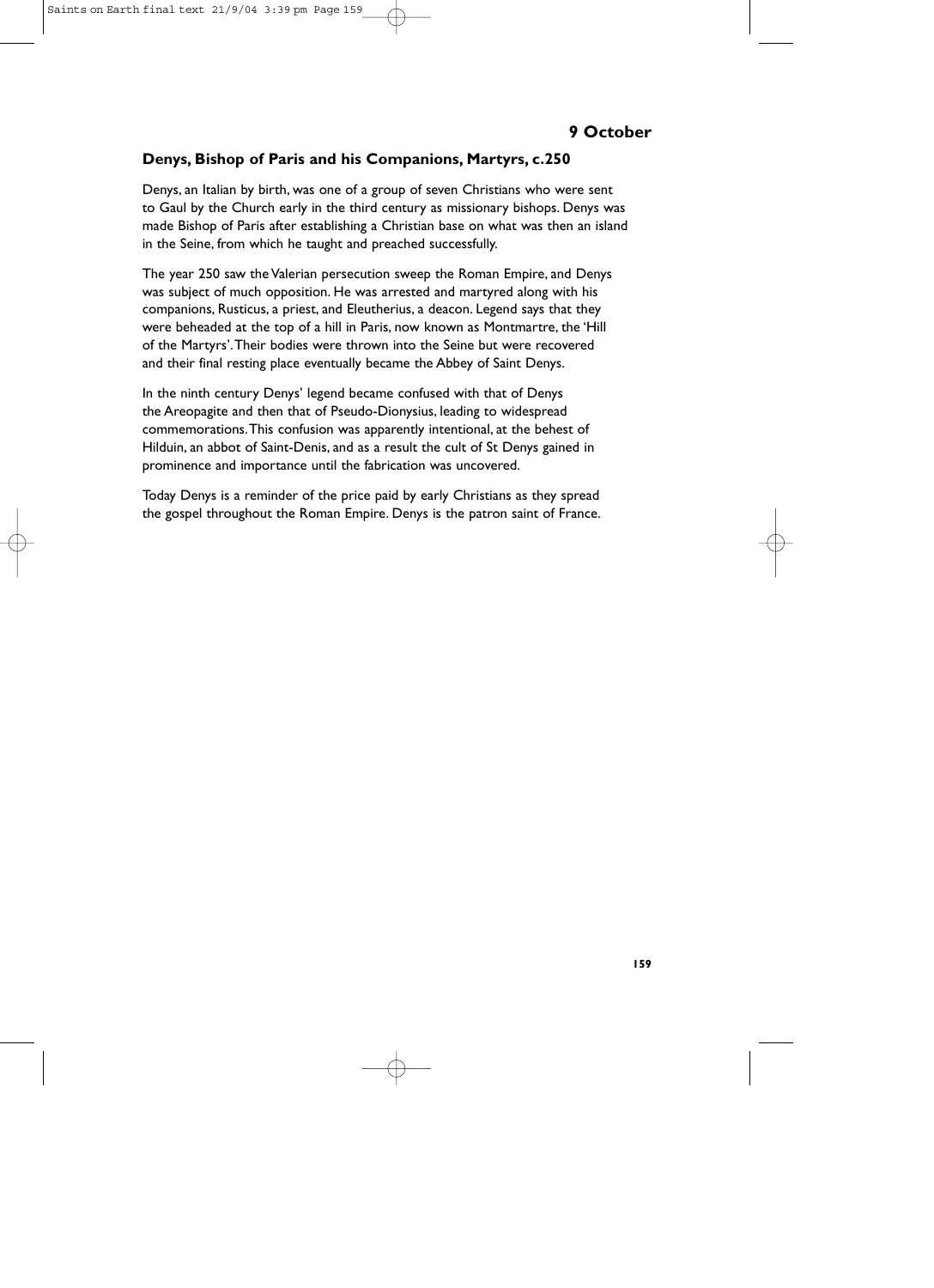## 9 October

### Denys, Bishop of Paris and his Companions, Martyrs, c.250

Denys, an Italian by birth, was one of a group of seven Christians who were sent to Gaul by the Church early in the third century as missionary bishops. Denys was made Bishop of Paris after establishing a Christian base on what was then an island in the Seine, from which he taught and preached successfully.

The year 250 saw the Valerian persecution sweep the Roman Empire, and Denys was subject of much opposition. He was arrested and martyred along with his companions, Rusticus, a priest, and Eleutherius, a deacon. Legend says that they were beheaded at the top of a hill in Paris, now known as Montmartre, the 'Hill of the Martyrs'. Their bodies were thrown into the Seine but were recovered and their final resting place eventually became the Abbey of Saint Denys.

In the ninth century Denys' legend became confused with that of Denys the Areopagite and then that of Pseudo-Dionysius, leading to widespread commemorations. This confusion was apparently intentional, at the behest of Hilduin, an abbot of Saint-Denis, and as a result the cult of St Denys gained in prominence and importance until the fabrication was uncovered.

Today Denys is a reminder of the price paid by early Christians as they spread the gospel throughout the Roman Empire. Denys is the patron saint of France.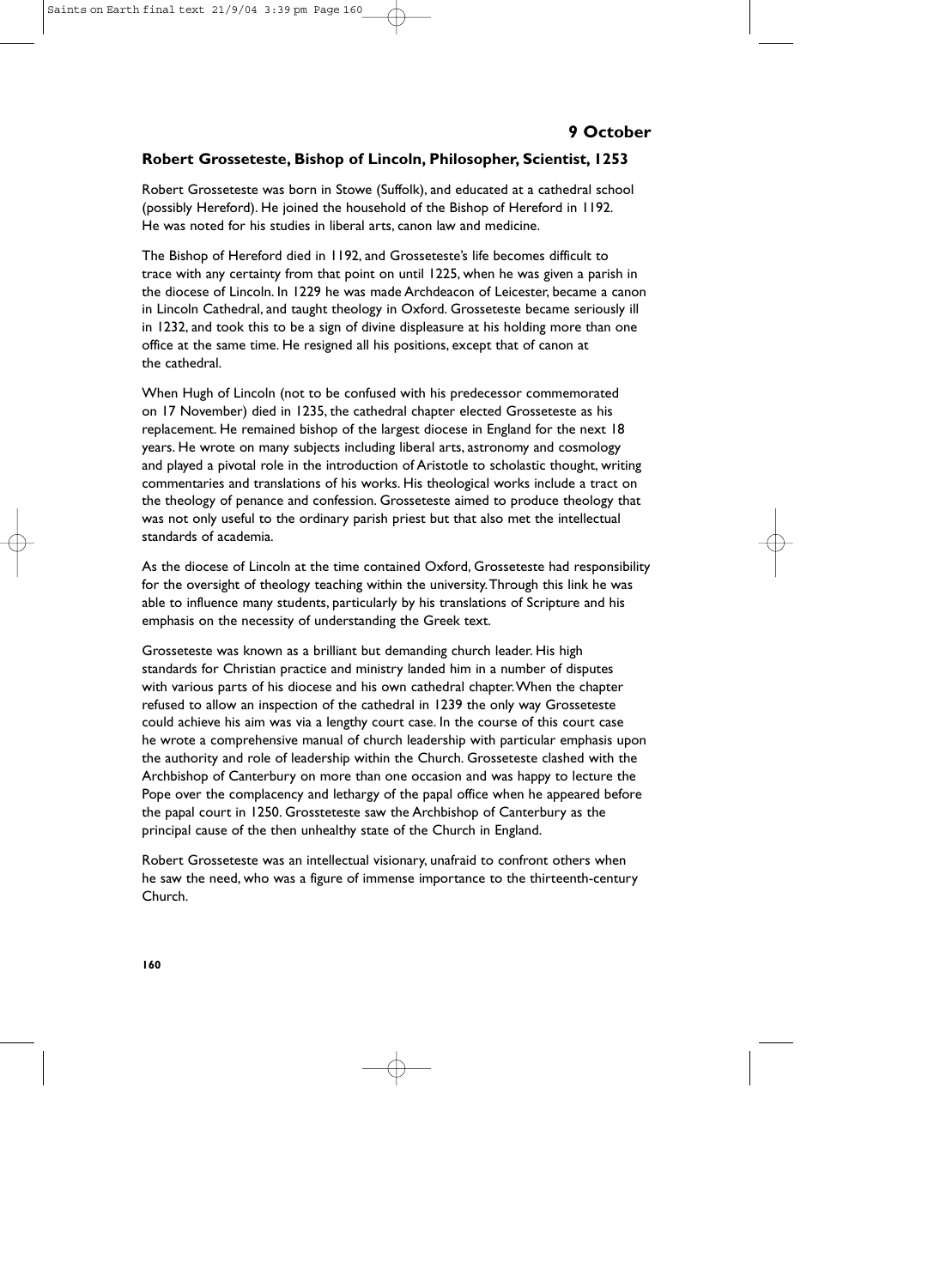## 9 October

### Robert Grosseteste, Bishop of Lincoln, Philosopher, Scientist, 1253

Robert Grosseteste was born in Stowe (Suffolk), and educated at a cathedral school (possibly Hereford). He joined the household of the Bishop of Hereford in 1192. He was noted for his studies in liberal arts, canon law and medicine.

The Bishop of Hereford died in 1192, and Grosseteste's life becomes difficult to trace with any certainty from that point on until 1225, when he was given a parish in the diocese of Lincoln. In 1229 he was made Archdeacon of Leicester, became a canon in Lincoln Cathedral, and taught theology in Oxford. Grosseteste became seriously ill in 1232, and took this to be a sign of divine displeasure at his holding more than one office at the same time. He resigned all his positions, except that of canon at the cathedral.

When Hugh of Lincoln (not to be confused with his predecessor commemorated on 17 November) died in 1235, the cathedral chapter elected Grosseteste as his replacement. He remained bishop of the largest diocese in England for the next 18 years. He wrote on many subjects including liberal arts, astronomy and cosmology and played a pivotal role in the introduction of Aristotle to scholastic thought, writing commentaries and translations of his works. His theological works include a tract on the theology of penance and confession. Grosseteste aimed to produce theology that was not only useful to the ordinary parish priest but that also met the intellectual standards of academia.

As the diocese of Lincoln at the time contained Oxford, Grosseteste had responsibility for the oversight of theology teaching within the university. Through this link he was able to influence many students, particularly by his translations of Scripture and his emphasis on the necessity of understanding the Greek text.

Grosseteste was known as a brilliant but demanding church leader. His high standards for Christian practice and ministry landed him in a number of disputes with various parts of his diocese and his own cathedral chapter. When the chapter refused to allow an inspection of the cathedral in 1239 the only way Grosseteste could achieve his aim was via a lengthy court case. In the course of this court case he wrote a comprehensive manual of church leadership with particular emphasis upon the authority and role of leadership within the Church. Grosseteste clashed with the Archbishop of Canterbury on more than one occasion and was happy to lecture the Pope over the complacency and lethargy of the papal office when he appeared before the papal court in 1250. Grossteteste saw the Archbishop of Canterbury as the principal cause of the then unhealthy state of the Church in England.

Robert Grosseteste was an intellectual visionary, unafraid to confront others when he saw the need, who was a figure of immense importance to the thirteenth-century Church.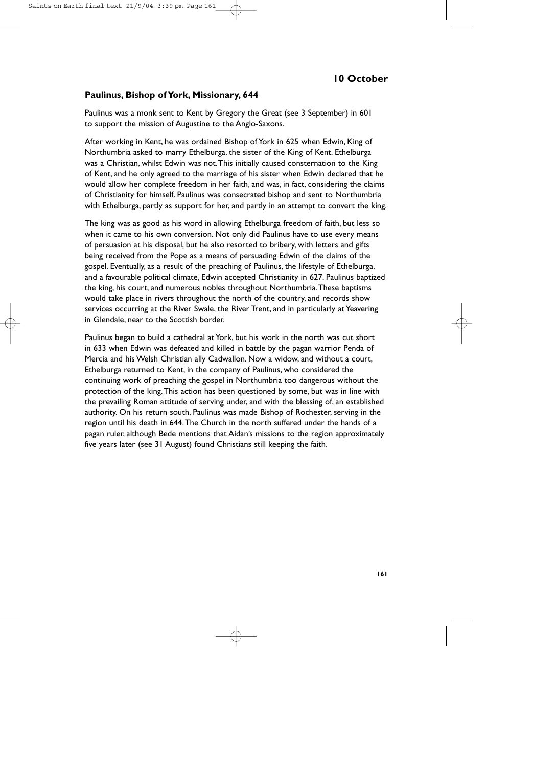## 10 October

### Paulinus, Bishop of York, Missionary, 644

Paulinus was a monk sent to Kent by Gregory the Great (see 3 September) in 601 to support the mission of Augustine to the Anglo-Saxons.

After working in Kent, he was ordained Bishop of York in 625 when Edwin, King of Northumbria asked to marry Ethelburga, the sister of the King of Kent. Ethelburga was a Christian, whilst Edwin was not. This initially caused consternation to the King of Kent, and he only agreed to the marriage of his sister when Edwin declared that he would allow her complete freedom in her faith, and was, in fact, considering the claims of Christianity for himself. Paulinus was consecrated bishop and sent to Northumbria with Ethelburga, partly as support for her, and partly in an attempt to convert the king.

The king was as good as his word in allowing Ethelburga freedom of faith, but less so when it came to his own conversion. Not only did Paulinus have to use every means of persuasion at his disposal, but he also resorted to bribery, with letters and gifts being received from the Pope as a means of persuading Edwin of the claims of the gospel. Eventually, as a result of the preaching of Paulinus, the lifestyle of Ethelburga, and a favourable political climate, Edwin accepted Christianity in 627. Paulinus baptized the king, his court, and numerous nobles throughout Northumbria. These baptisms would take place in rivers throughout the north of the country, and records show services occurring at the River Swale, the River Trent, and in particularly at Yeavering in Glendale, near to the Scottish border.

Paulinus began to build a cathedral at York, but his work in the north was cut short in 633 when Edwin was defeated and killed in battle by the pagan warrior Penda of Mercia and his Welsh Christian ally Cadwallon. Now a widow, and without a court, Ethelburga returned to Kent, in the company of Paulinus, who considered the continuing work of preaching the gospel in Northumbria too dangerous without the protection of the king. This action has been questioned by some, but was in line with the prevailing Roman attitude of serving under, and with the blessing of, an established authority. On his return south, Paulinus was made Bishop of Rochester, serving in the region until his death in 644. The Church in the north suffered under the hands of a pagan ruler, although Bede mentions that Aidan's missions to the region approximately five years later (see 31 August) found Christians still keeping the faith.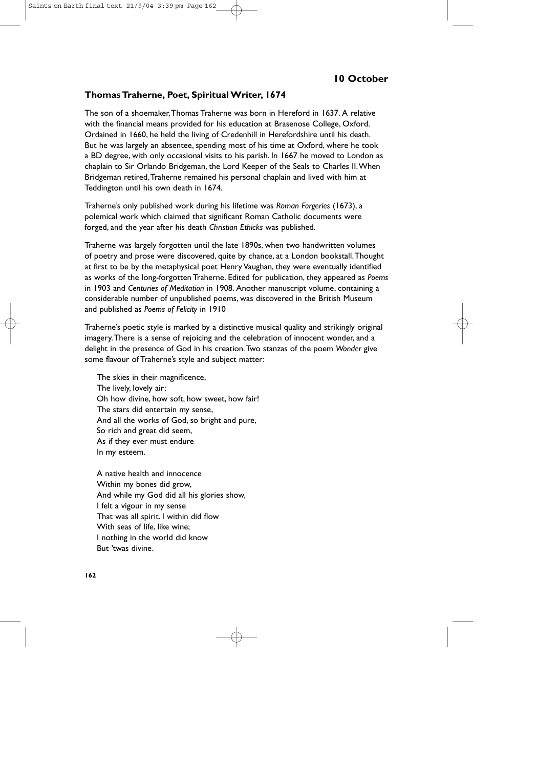## 10 October

### Thomas Traherne, Poet, Spiritual Writer, 1674

The son of a shoemaker, Thomas Traherne was born in Hereford in 1637. A relative with the financial means provided for his education at Brasenose College, Oxford. Ordained in 1660, he held the living of Credenhill in Herefordshire until his death. But he was largely an absentee, spending most of his time at Oxford, where he took a BD degree, with only occasional visits to his parish. In 1667 he moved to London as chaplain to Sir Orlando Bridgeman, the Lord Keeper of the Seals to Charles II. When Bridgeman retired, Traherne remained his personal chaplain and lived with him at Teddington until his own death in 1674.

Traherne's only published work during his lifetime was *Roman Forgeries* (1673), a polemical work which claimed that significant Roman Catholic documents were forged, and the year after his death *Christian Ethicks* was published.

Traherne was largely forgotten until the late 1890s, when two handwritten volumes of poetry and prose were discovered, quite by chance, at a London bookstall. Thought at first to be by the metaphysical poet Henry Vaughan, they were eventually identified as works of the long-forgotten Traherne. Edited for publication, they appeared as *Poems* in 1903 and *Centuries of Meditation* in 1908. Another manuscript volume, containing a considerable number of unpublished poems, was discovered in the British Museum and published as *Poems of Felicity* in 1910

Traherne's poetic style is marked by a distinctive musical quality and strikingly original imagery. There is a sense of rejoicing and the celebration of innocent wonder, and a delight in the presence of God in his creation. Two stanzas of the poem *Wonder* give some flavour of Traherne's style and subject matter:

> The skies in their magnificence,
> The lively, lovely air;
> Oh how divine, how soft, how sweet, how fair!
> The stars did entertain my sense,
> And all the works of God, so bright and pure,
> So rich and great did seem,
> As if they ever must endure
> In my esteem.
>
> A native health and innocence
> Within my bones did grow,
> And while my God did all his glories show,
> I felt a vigour in my sense
> That was all spirit. I within did flow
> With seas of life, like wine;
> I nothing in the world did know
> But 'twas divine.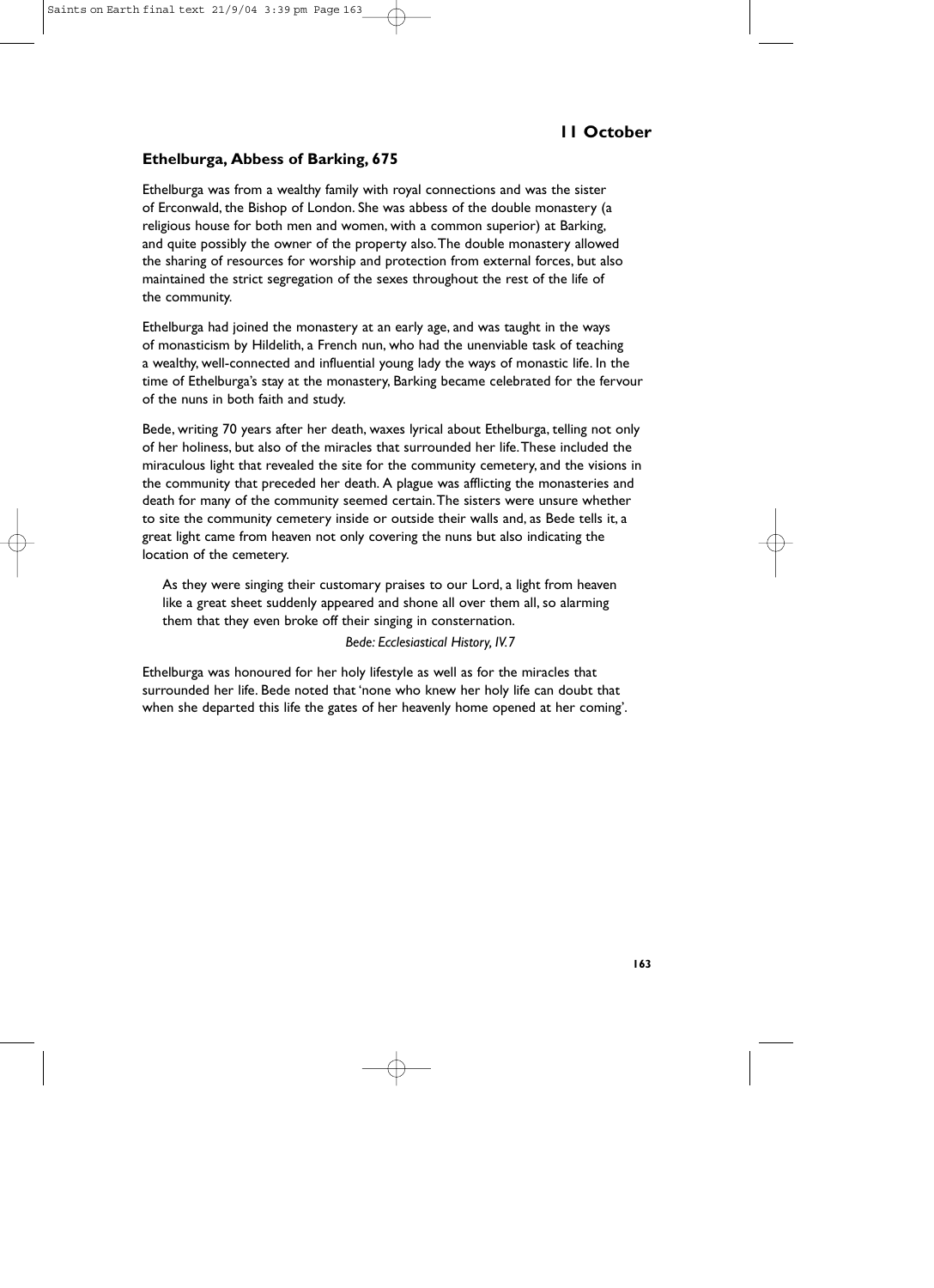## 11 October

### Ethelburga, Abbess of Barking, 675

Ethelburga was from a wealthy family with royal connections and was the sister of Erconwald, the Bishop of London. She was abbess of the double monastery (a religious house for both men and women, with a common superior) at Barking, and quite possibly the owner of the property also. The double monastery allowed the sharing of resources for worship and protection from external forces, but also maintained the strict segregation of the sexes throughout the rest of the life of the community.

Ethelburga had joined the monastery at an early age, and was taught in the ways of monasticism by Hildelith, a French nun, who had the unenviable task of teaching a wealthy, well-connected and influential young lady the ways of monastic life. In the time of Ethelburga's stay at the monastery, Barking became celebrated for the fervour of the nuns in both faith and study.

Bede, writing 70 years after her death, waxes lyrical about Ethelburga, telling not only of her holiness, but also of the miracles that surrounded her life. These included the miraculous light that revealed the site for the community cemetery, and the visions in the community that preceded her death. A plague was afflicting the monasteries and death for many of the community seemed certain. The sisters were unsure whether to site the community cemetery inside or outside their walls and, as Bede tells it, a great light came from heaven not only covering the nuns but also indicating the location of the cemetery.

> As they were singing their customary praises to our Lord, a light from heaven like a great sheet suddenly appeared and shone all over them all, so alarming them that they even broke off their singing in consternation.
>
> *Bede: Ecclesiastical History, IV.7*

Ethelburga was honoured for her holy lifestyle as well as for the miracles that surrounded her life. Bede noted that 'none who knew her holy life can doubt that when she departed this life the gates of her heavenly home opened at her coming'.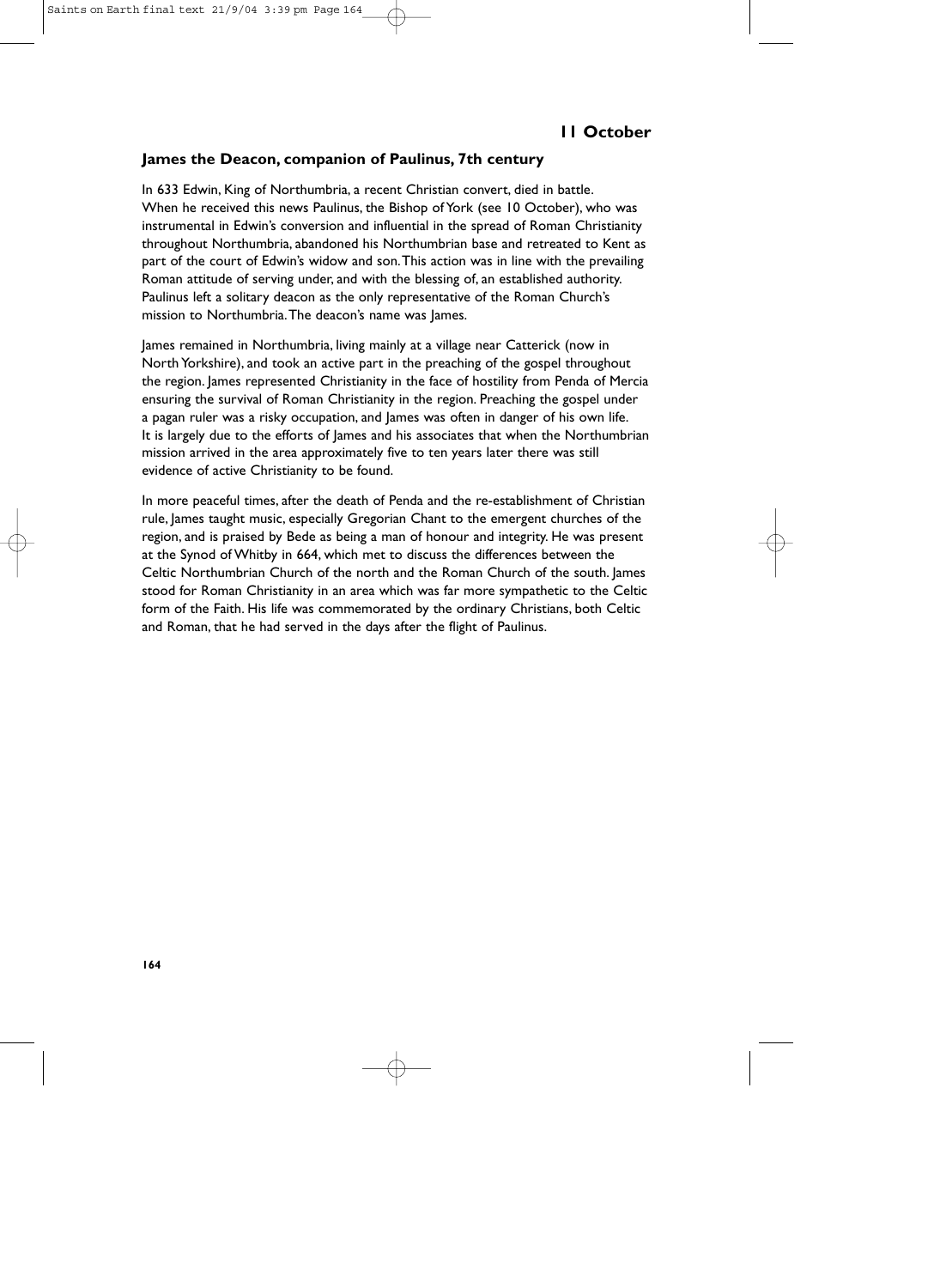## 11 October

### James the Deacon, companion of Paulinus, 7th century

In 633 Edwin, King of Northumbria, a recent Christian convert, died in battle. When he received this news Paulinus, the Bishop of York (see 10 October), who was instrumental in Edwin's conversion and influential in the spread of Roman Christianity throughout Northumbria, abandoned his Northumbrian base and retreated to Kent as part of the court of Edwin's widow and son. This action was in line with the prevailing Roman attitude of serving under, and with the blessing of, an established authority. Paulinus left a solitary deacon as the only representative of the Roman Church's mission to Northumbria. The deacon's name was James.

James remained in Northumbria, living mainly at a village near Catterick (now in North Yorkshire), and took an active part in the preaching of the gospel throughout the region. James represented Christianity in the face of hostility from Penda of Mercia ensuring the survival of Roman Christianity in the region. Preaching the gospel under a pagan ruler was a risky occupation, and James was often in danger of his own life. It is largely due to the efforts of James and his associates that when the Northumbrian mission arrived in the area approximately five to ten years later there was still evidence of active Christianity to be found.

In more peaceful times, after the death of Penda and the re-establishment of Christian rule, James taught music, especially Gregorian Chant to the emergent churches of the region, and is praised by Bede as being a man of honour and integrity. He was present at the Synod of Whitby in 664, which met to discuss the differences between the Celtic Northumbrian Church of the north and the Roman Church of the south. James stood for Roman Christianity in an area which was far more sympathetic to the Celtic form of the Faith. His life was commemorated by the ordinary Christians, both Celtic and Roman, that he had served in the days after the flight of Paulinus.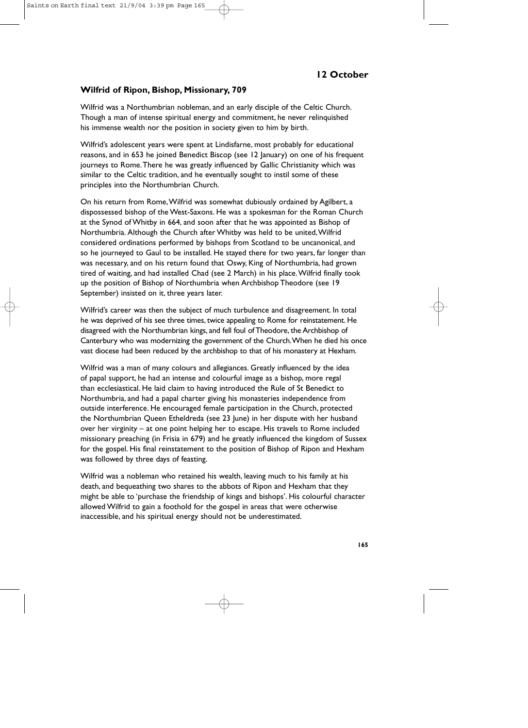# 12 October

## Wilfrid of Ripon, Bishop, Missionary, 709

Wilfrid was a Northumbrian nobleman, and an early disciple of the Celtic Church. Though a man of intense spiritual energy and commitment, he never relinquished his immense wealth nor the position in society given to him by birth.

Wilfrid's adolescent years were spent at Lindisfarne, most probably for educational reasons, and in 653 he joined Benedict Biscop (see 12 January) on one of his frequent journeys to Rome. There he was greatly influenced by Gallic Christianity which was similar to the Celtic tradition, and he eventually sought to instil some of these principles into the Northumbrian Church.

On his return from Rome, Wilfrid was somewhat dubiously ordained by Agilbert, a dispossessed bishop of the West-Saxons. He was a spokesman for the Roman Church at the Synod of Whitby in 664, and soon after that he was appointed as Bishop of Northumbria. Although the Church after Whitby was held to be united, Wilfrid considered ordinations performed by bishops from Scotland to be uncanonical, and so he journeyed to Gaul to be installed. He stayed there for two years, far longer than was necessary, and on his return found that Oswy, King of Northumbria, had grown tired of waiting, and had installed Chad (see 2 March) in his place. Wilfrid finally took up the position of Bishop of Northumbria when Archbishop Theodore (see 19 September) insisted on it, three years later.

Wilfrid's career was then the subject of much turbulence and disagreement. In total he was deprived of his see three times, twice appealing to Rome for reinstatement. He disagreed with the Northumbrian kings, and fell foul of Theodore, the Archbishop of Canterbury who was modernizing the government of the Church. When he died his once vast diocese had been reduced by the archbishop to that of his monastery at Hexham.

Wilfrid was a man of many colours and allegiances. Greatly influenced by the idea of papal support, he had an intense and colourful image as a bishop, more regal than ecclesiastical. He laid claim to having introduced the Rule of St Benedict to Northumbria, and had a papal charter giving his monasteries independence from outside interference. He encouraged female participation in the Church, protected the Northumbrian Queen Etheldreda (see 23 June) in her dispute with her husband over her virginity – at one point helping her to escape. His travels to Rome included missionary preaching (in Frisia in 679) and he greatly influenced the kingdom of Sussex for the gospel. His final reinstatement to the position of Bishop of Ripon and Hexham was followed by three days of feasting.

Wilfrid was a nobleman who retained his wealth, leaving much to his family at his death, and bequeathing two shares to the abbots of Ripon and Hexham that they might be able to 'purchase the friendship of kings and bishops'. His colourful character allowed Wilfrid to gain a foothold for the gospel in areas that were otherwise inaccessible, and his spiritual energy should not be underestimated.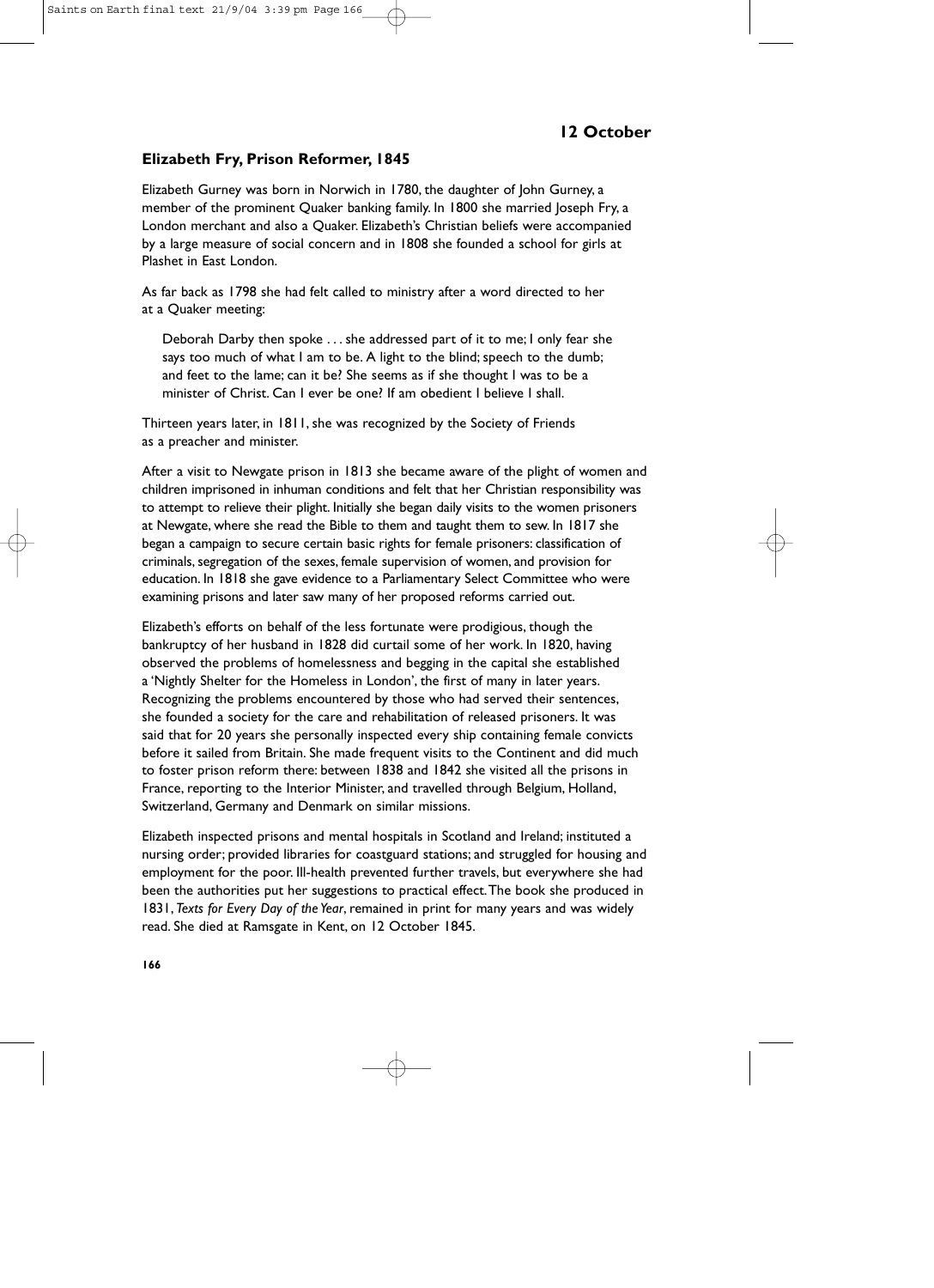## 12 October

### Elizabeth Fry, Prison Reformer, 1845

Elizabeth Gurney was born in Norwich in 1780, the daughter of John Gurney, a member of the prominent Quaker banking family. In 1800 she married Joseph Fry, a London merchant and also a Quaker. Elizabeth's Christian beliefs were accompanied by a large measure of social concern and in 1808 she founded a school for girls at Plashet in East London.

As far back as 1798 she had felt called to ministry after a word directed to her at a Quaker meeting:

> Deborah Darby then spoke . . . she addressed part of it to me; I only fear she says too much of what I am to be. A light to the blind; speech to the dumb; and feet to the lame; can it be? She seems as if she thought I was to be a minister of Christ. Can I ever be one? If am obedient I believe I shall.

Thirteen years later, in 1811, she was recognized by the Society of Friends as a preacher and minister.

After a visit to Newgate prison in 1813 she became aware of the plight of women and children imprisoned in inhuman conditions and felt that her Christian responsibility was to attempt to relieve their plight. Initially she began daily visits to the women prisoners at Newgate, where she read the Bible to them and taught them to sew. In 1817 she began a campaign to secure certain basic rights for female prisoners: classification of criminals, segregation of the sexes, female supervision of women, and provision for education. In 1818 she gave evidence to a Parliamentary Select Committee who were examining prisons and later saw many of her proposed reforms carried out.

Elizabeth's efforts on behalf of the less fortunate were prodigious, though the bankruptcy of her husband in 1828 did curtail some of her work. In 1820, having observed the problems of homelessness and begging in the capital she established a 'Nightly Shelter for the Homeless in London', the first of many in later years. Recognizing the problems encountered by those who had served their sentences, she founded a society for the care and rehabilitation of released prisoners. It was said that for 20 years she personally inspected every ship containing female convicts before it sailed from Britain. She made frequent visits to the Continent and did much to foster prison reform there: between 1838 and 1842 she visited all the prisons in France, reporting to the Interior Minister, and travelled through Belgium, Holland, Switzerland, Germany and Denmark on similar missions.

Elizabeth inspected prisons and mental hospitals in Scotland and Ireland; instituted a nursing order; provided libraries for coastguard stations; and struggled for housing and employment for the poor. Ill-health prevented further travels, but everywhere she had been the authorities put her suggestions to practical effect. The book she produced in 1831, *Texts for Every Day of the Year*, remained in print for many years and was widely read. She died at Ramsgate in Kent, on 12 October 1845.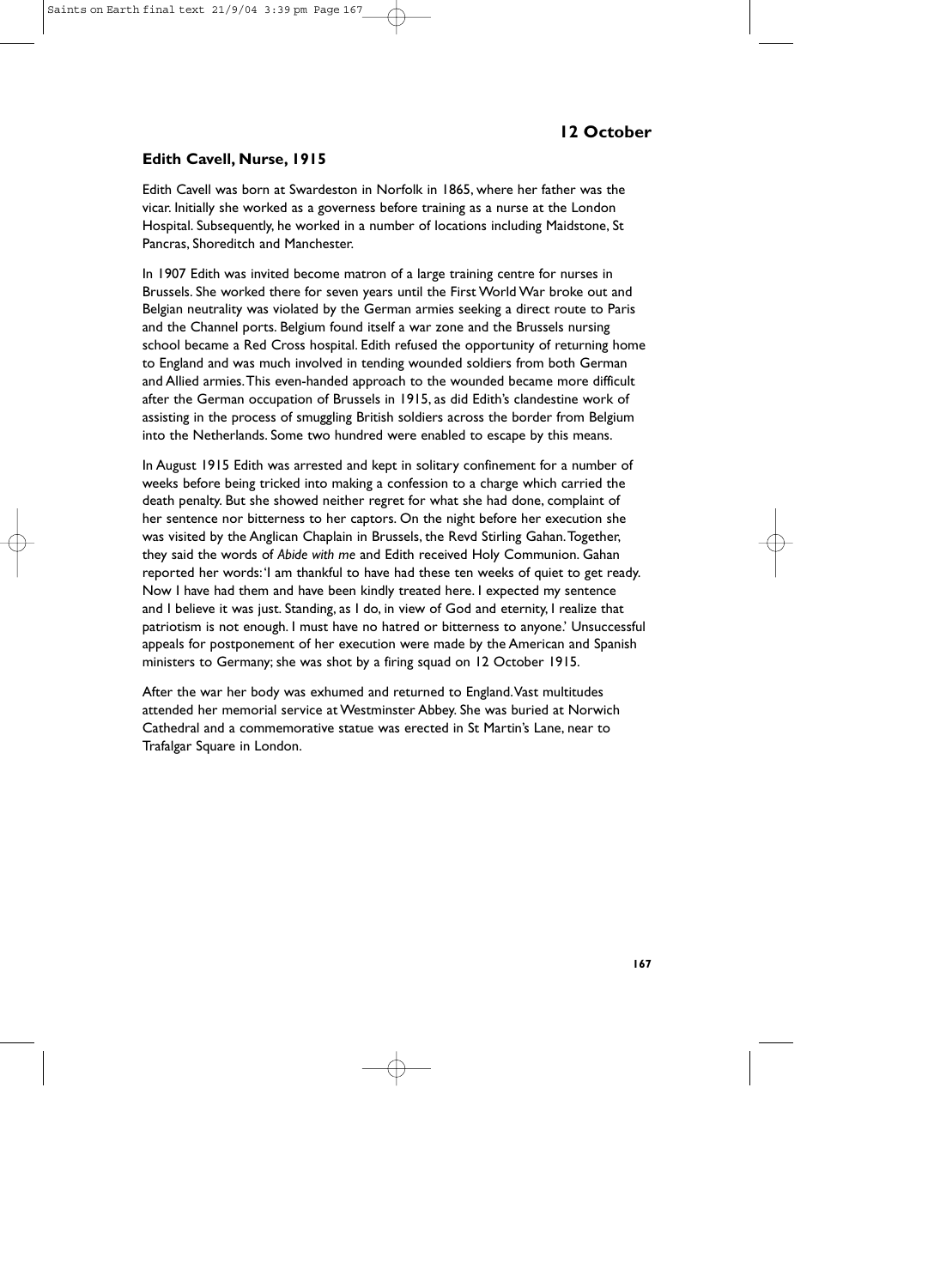## 12 October

### Edith Cavell, Nurse, 1915

Edith Cavell was born at Swardeston in Norfolk in 1865, where her father was the vicar. Initially she worked as a governess before training as a nurse at the London Hospital. Subsequently, he worked in a number of locations including Maidstone, St Pancras, Shoreditch and Manchester.

In 1907 Edith was invited become matron of a large training centre for nurses in Brussels. She worked there for seven years until the First World War broke out and Belgian neutrality was violated by the German armies seeking a direct route to Paris and the Channel ports. Belgium found itself a war zone and the Brussels nursing school became a Red Cross hospital. Edith refused the opportunity of returning home to England and was much involved in tending wounded soldiers from both German and Allied armies. This even-handed approach to the wounded became more difficult after the German occupation of Brussels in 1915, as did Edith's clandestine work of assisting in the process of smuggling British soldiers across the border from Belgium into the Netherlands. Some two hundred were enabled to escape by this means.

In August 1915 Edith was arrested and kept in solitary confinement for a number of weeks before being tricked into making a confession to a charge which carried the death penalty. But she showed neither regret for what she had done, complaint of her sentence nor bitterness to her captors. On the night before her execution she was visited by the Anglican Chaplain in Brussels, the Revd Stirling Gahan. Together, they said the words of *Abide with me* and Edith received Holy Communion. Gahan reported her words: 'I am thankful to have had these ten weeks of quiet to get ready. Now I have had them and have been kindly treated here. I expected my sentence and I believe it was just. Standing, as I do, in view of God and eternity, I realize that patriotism is not enough. I must have no hatred or bitterness to anyone.' Unsuccessful appeals for postponement of her execution were made by the American and Spanish ministers to Germany; she was shot by a firing squad on 12 October 1915.

After the war her body was exhumed and returned to England. Vast multitudes attended her memorial service at Westminster Abbey. She was buried at Norwich Cathedral and a commemorative statue was erected in St Martin's Lane, near to Trafalgar Square in London.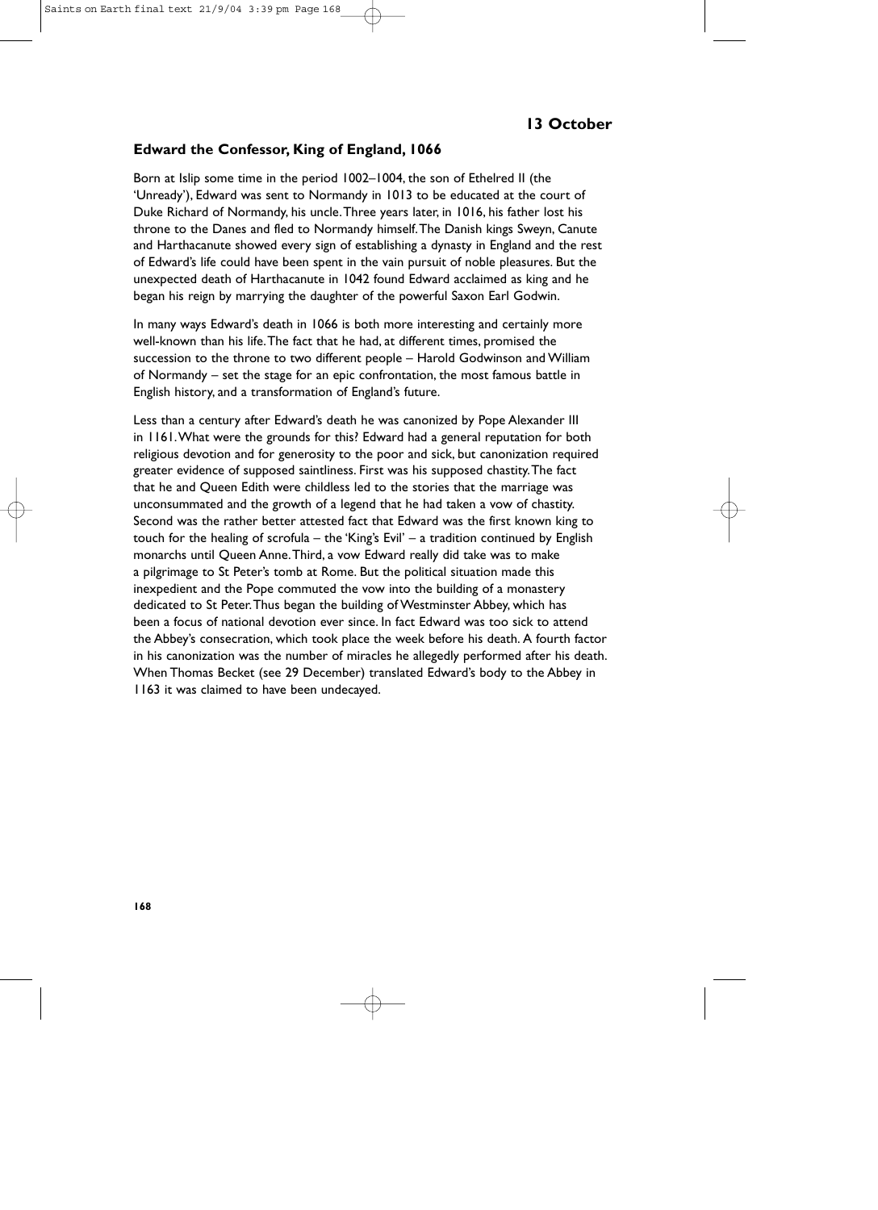## 13 October

### Edward the Confessor, King of England, 1066

Born at Islip some time in the period 1002–1004, the son of Ethelred II (the 'Unready'), Edward was sent to Normandy in 1013 to be educated at the court of Duke Richard of Normandy, his uncle. Three years later, in 1016, his father lost his throne to the Danes and fled to Normandy himself. The Danish kings Sweyn, Canute and Harthacanute showed every sign of establishing a dynasty in England and the rest of Edward's life could have been spent in the vain pursuit of noble pleasures. But the unexpected death of Harthacanute in 1042 found Edward acclaimed as king and he began his reign by marrying the daughter of the powerful Saxon Earl Godwin.

In many ways Edward's death in 1066 is both more interesting and certainly more well-known than his life. The fact that he had, at different times, promised the succession to the throne to two different people – Harold Godwinson and William of Normandy – set the stage for an epic confrontation, the most famous battle in English history, and a transformation of England's future.

Less than a century after Edward's death he was canonized by Pope Alexander III in 1161. What were the grounds for this? Edward had a general reputation for both religious devotion and for generosity to the poor and sick, but canonization required greater evidence of supposed saintliness. First was his supposed chastity. The fact that he and Queen Edith were childless led to the stories that the marriage was unconsummated and the growth of a legend that he had taken a vow of chastity. Second was the rather better attested fact that Edward was the first known king to touch for the healing of scrofula – the 'King's Evil' – a tradition continued by English monarchs until Queen Anne. Third, a vow Edward really did take was to make a pilgrimage to St Peter's tomb at Rome. But the political situation made this inexpedient and the Pope commuted the vow into the building of a monastery dedicated to St Peter. Thus began the building of Westminster Abbey, which has been a focus of national devotion ever since. In fact Edward was too sick to attend the Abbey's consecration, which took place the week before his death. A fourth factor in his canonization was the number of miracles he allegedly performed after his death. When Thomas Becket (see 29 December) translated Edward's body to the Abbey in 1163 it was claimed to have been undecayed.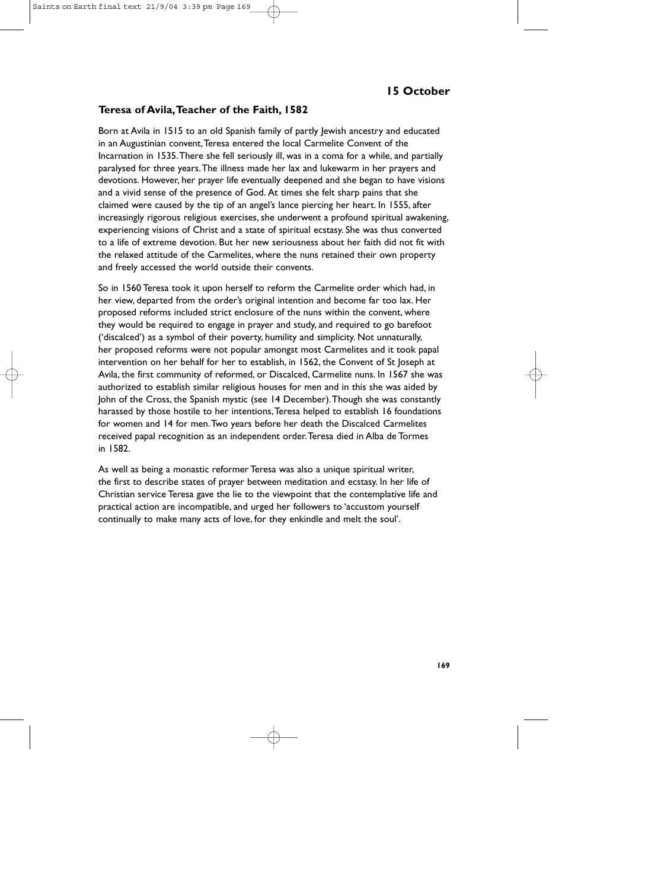## 15 October

### Teresa of Avila, Teacher of the Faith, 1582

Born at Avila in 1515 to an old Spanish family of partly Jewish ancestry and educated in an Augustinian convent, Teresa entered the local Carmelite Convent of the Incarnation in 1535. There she fell seriously ill, was in a coma for a while, and partially paralysed for three years. The illness made her lax and lukewarm in her prayers and devotions. However, her prayer life eventually deepened and she began to have visions and a vivid sense of the presence of God. At times she felt sharp pains that she claimed were caused by the tip of an angel's lance piercing her heart. In 1555, after increasingly rigorous religious exercises, she underwent a profound spiritual awakening, experiencing visions of Christ and a state of spiritual ecstasy. She was thus converted to a life of extreme devotion. But her new seriousness about her faith did not fit with the relaxed attitude of the Carmelites, where the nuns retained their own property and freely accessed the world outside their convents.

So in 1560 Teresa took it upon herself to reform the Carmelite order which had, in her view, departed from the order's original intention and become far too lax. Her proposed reforms included strict enclosure of the nuns within the convent, where they would be required to engage in prayer and study, and required to go barefoot ('discalced') as a symbol of their poverty, humility and simplicity. Not unnaturally, her proposed reforms were not popular amongst most Carmelites and it took papal intervention on her behalf for her to establish, in 1562, the Convent of St Joseph at Avila, the first community of reformed, or Discalced, Carmelite nuns. In 1567 she was authorized to establish similar religious houses for men and in this she was aided by John of the Cross, the Spanish mystic (see 14 December). Though she was constantly harassed by those hostile to her intentions, Teresa helped to establish 16 foundations for women and 14 for men. Two years before her death the Discalced Carmelites received papal recognition as an independent order. Teresa died in Alba de Tormes in 1582.

As well as being a monastic reformer Teresa was also a unique spiritual writer, the first to describe states of prayer between meditation and ecstasy. In her life of Christian service Teresa gave the lie to the viewpoint that the contemplative life and practical action are incompatible, and urged her followers to 'accustom yourself continually to make many acts of love, for they enkindle and melt the soul'.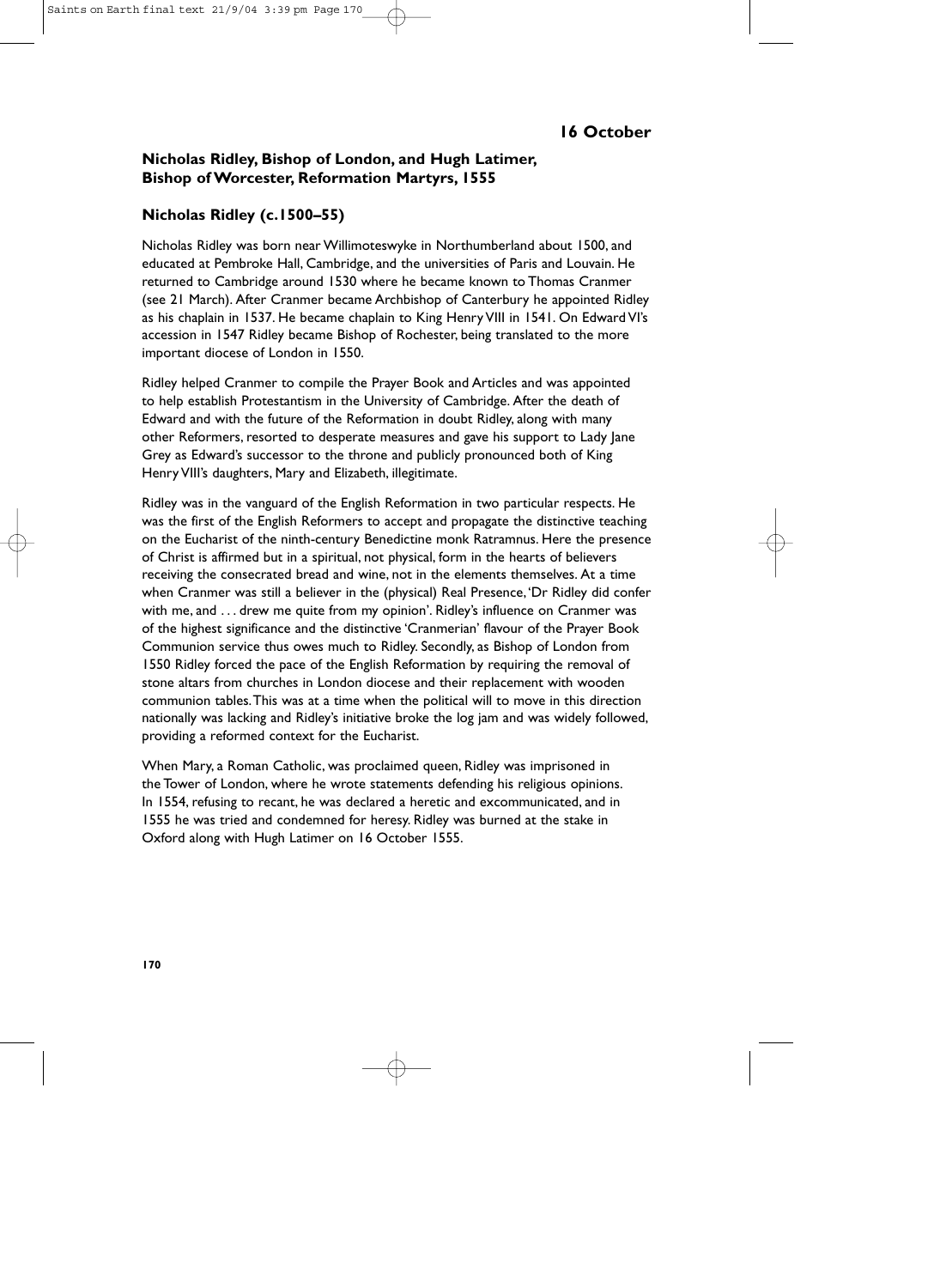## 16 October

### Nicholas Ridley, Bishop of London, and Hugh Latimer, Bishop of Worcester, Reformation Martyrs, 1555

### Nicholas Ridley (c.1500–55)

Nicholas Ridley was born near Willimoteswyke in Northumberland about 1500, and educated at Pembroke Hall, Cambridge, and the universities of Paris and Louvain. He returned to Cambridge around 1530 where he became known to Thomas Cranmer (see 21 March). After Cranmer became Archbishop of Canterbury he appointed Ridley as his chaplain in 1537. He became chaplain to King Henry VIII in 1541. On Edward VI's accession in 1547 Ridley became Bishop of Rochester, being translated to the more important diocese of London in 1550.

Ridley helped Cranmer to compile the Prayer Book and Articles and was appointed to help establish Protestantism in the University of Cambridge. After the death of Edward and with the future of the Reformation in doubt Ridley, along with many other Reformers, resorted to desperate measures and gave his support to Lady Jane Grey as Edward's successor to the throne and publicly pronounced both of King Henry VIII's daughters, Mary and Elizabeth, illegitimate.

Ridley was in the vanguard of the English Reformation in two particular respects. He was the first of the English Reformers to accept and propagate the distinctive teaching on the Eucharist of the ninth-century Benedictine monk Ratramnus. Here the presence of Christ is affirmed but in a spiritual, not physical, form in the hearts of believers receiving the consecrated bread and wine, not in the elements themselves. At a time when Cranmer was still a believer in the (physical) Real Presence, 'Dr Ridley did confer with me, and . . . drew me quite from my opinion'. Ridley's influence on Cranmer was of the highest significance and the distinctive 'Cranmerian' flavour of the Prayer Book Communion service thus owes much to Ridley. Secondly, as Bishop of London from 1550 Ridley forced the pace of the English Reformation by requiring the removal of stone altars from churches in London diocese and their replacement with wooden communion tables. This was at a time when the political will to move in this direction nationally was lacking and Ridley's initiative broke the log jam and was widely followed, providing a reformed context for the Eucharist.

When Mary, a Roman Catholic, was proclaimed queen, Ridley was imprisoned in the Tower of London, where he wrote statements defending his religious opinions. In 1554, refusing to recant, he was declared a heretic and excommunicated, and in 1555 he was tried and condemned for heresy. Ridley was burned at the stake in Oxford along with Hugh Latimer on 16 October 1555.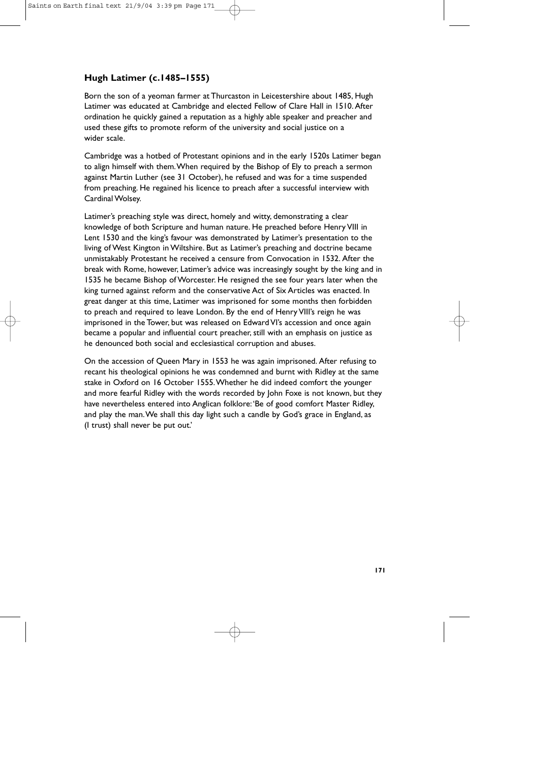### Hugh Latimer (c.1485–1555)

Born the son of a yeoman farmer at Thurcaston in Leicestershire about 1485, Hugh Latimer was educated at Cambridge and elected Fellow of Clare Hall in 1510. After ordination he quickly gained a reputation as a highly able speaker and preacher and used these gifts to promote reform of the university and social justice on a wider scale.

Cambridge was a hotbed of Protestant opinions and in the early 1520s Latimer began to align himself with them. When required by the Bishop of Ely to preach a sermon against Martin Luther (see 31 October), he refused and was for a time suspended from preaching. He regained his licence to preach after a successful interview with Cardinal Wolsey.

Latimer's preaching style was direct, homely and witty, demonstrating a clear knowledge of both Scripture and human nature. He preached before Henry VIII in Lent 1530 and the king's favour was demonstrated by Latimer's presentation to the living of West Kington in Wiltshire. But as Latimer's preaching and doctrine became unmistakably Protestant he received a censure from Convocation in 1532. After the break with Rome, however, Latimer's advice was increasingly sought by the king and in 1535 he became Bishop of Worcester. He resigned the see four years later when the king turned against reform and the conservative Act of Six Articles was enacted. In great danger at this time, Latimer was imprisoned for some months then forbidden to preach and required to leave London. By the end of Henry VIII's reign he was imprisoned in the Tower, but was released on Edward VI's accession and once again became a popular and influential court preacher, still with an emphasis on justice as he denounced both social and ecclesiastical corruption and abuses.

On the accession of Queen Mary in 1553 he was again imprisoned. After refusing to recant his theological opinions he was condemned and burnt with Ridley at the same stake in Oxford on 16 October 1555. Whether he did indeed comfort the younger and more fearful Ridley with the words recorded by John Foxe is not known, but they have nevertheless entered into Anglican folklore: 'Be of good comfort Master Ridley, and play the man. We shall this day light such a candle by God's grace in England, as (I trust) shall never be put out.'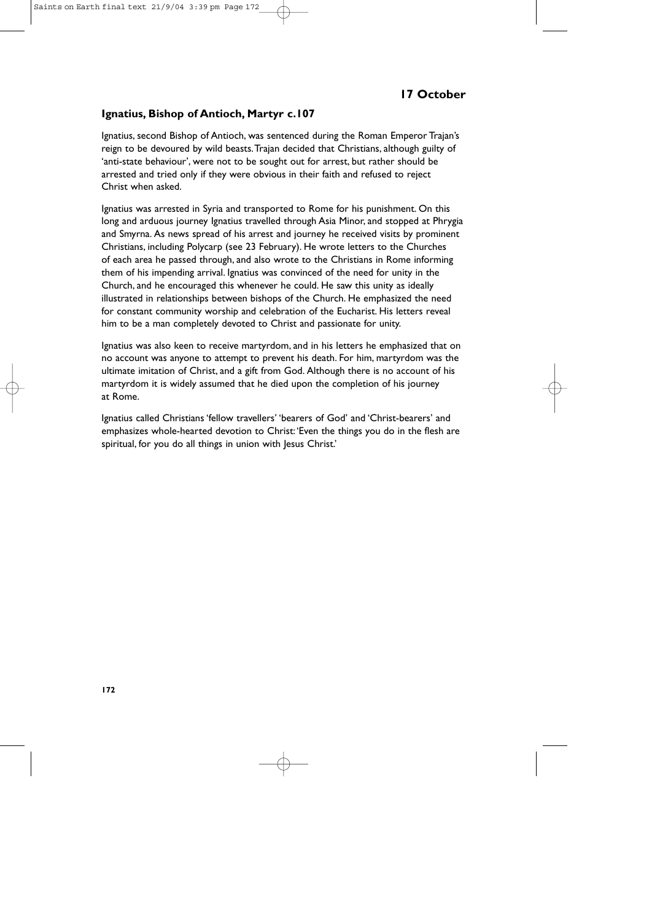## 17 October

### Ignatius, Bishop of Antioch, Martyr c.107

Ignatius, second Bishop of Antioch, was sentenced during the Roman Emperor Trajan's reign to be devoured by wild beasts. Trajan decided that Christians, although guilty of 'anti-state behaviour', were not to be sought out for arrest, but rather should be arrested and tried only if they were obvious in their faith and refused to reject Christ when asked.

Ignatius was arrested in Syria and transported to Rome for his punishment. On this long and arduous journey Ignatius travelled through Asia Minor, and stopped at Phrygia and Smyrna. As news spread of his arrest and journey he received visits by prominent Christians, including Polycarp (see 23 February). He wrote letters to the Churches of each area he passed through, and also wrote to the Christians in Rome informing them of his impending arrival. Ignatius was convinced of the need for unity in the Church, and he encouraged this whenever he could. He saw this unity as ideally illustrated in relationships between bishops of the Church. He emphasized the need for constant community worship and celebration of the Eucharist. His letters reveal him to be a man completely devoted to Christ and passionate for unity.

Ignatius was also keen to receive martyrdom, and in his letters he emphasized that on no account was anyone to attempt to prevent his death. For him, martyrdom was the ultimate imitation of Christ, and a gift from God. Although there is no account of his martyrdom it is widely assumed that he died upon the completion of his journey at Rome.

Ignatius called Christians 'fellow travellers' 'bearers of God' and 'Christ-bearers' and emphasizes whole-hearted devotion to Christ: 'Even the things you do in the flesh are spiritual, for you do all things in union with Jesus Christ.'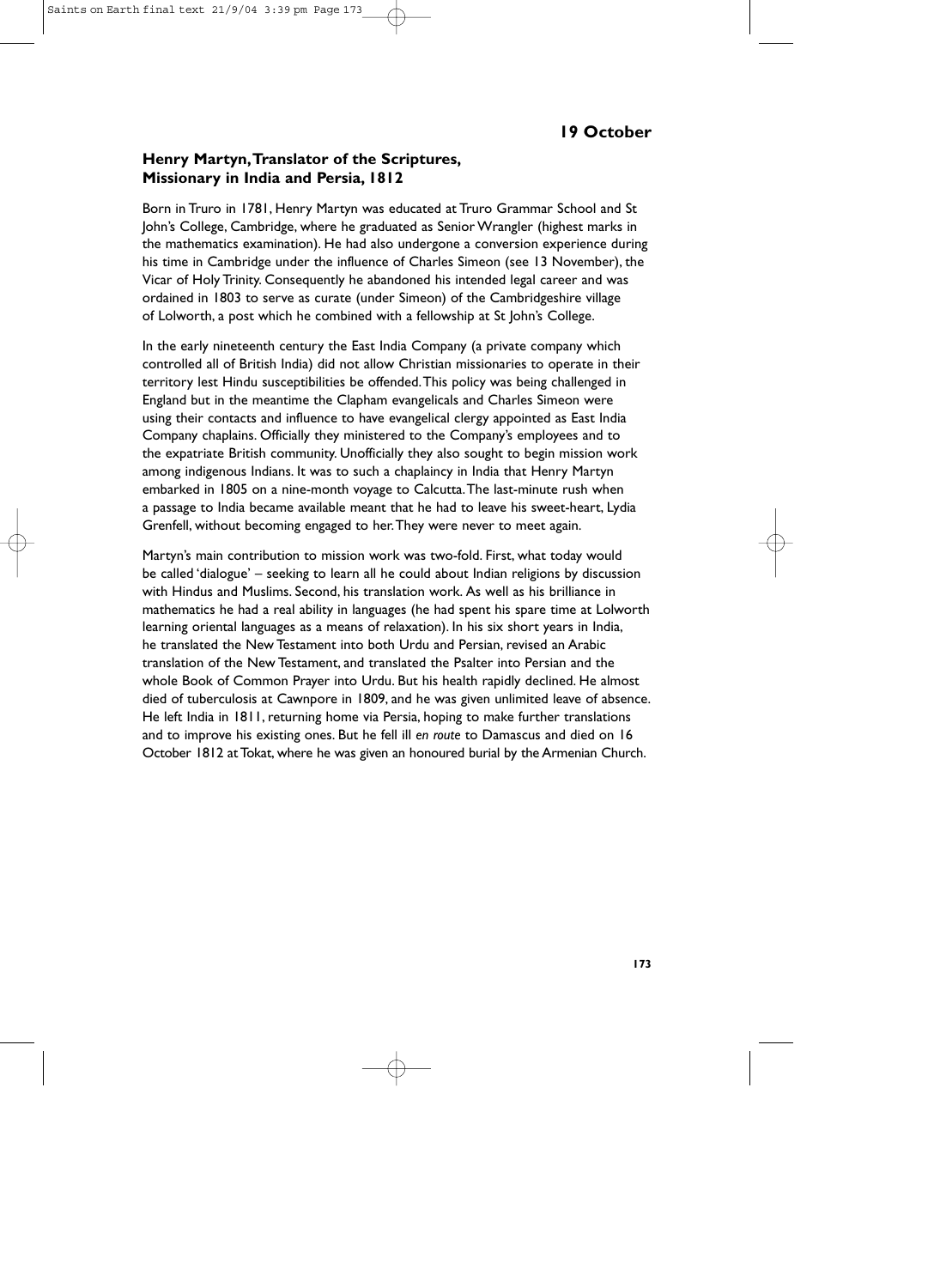## 19 October

### Henry Martyn, Translator of the Scriptures, Missionary in India and Persia, 1812

Born in Truro in 1781, Henry Martyn was educated at Truro Grammar School and St John's College, Cambridge, where he graduated as Senior Wrangler (highest marks in the mathematics examination). He had also undergone a conversion experience during his time in Cambridge under the influence of Charles Simeon (see 13 November), the Vicar of Holy Trinity. Consequently he abandoned his intended legal career and was ordained in 1803 to serve as curate (under Simeon) of the Cambridgeshire village of Lolworth, a post which he combined with a fellowship at St John's College.

In the early nineteenth century the East India Company (a private company which controlled all of British India) did not allow Christian missionaries to operate in their territory lest Hindu susceptibilities be offended. This policy was being challenged in England but in the meantime the Clapham evangelicals and Charles Simeon were using their contacts and influence to have evangelical clergy appointed as East India Company chaplains. Officially they ministered to the Company's employees and to the expatriate British community. Unofficially they also sought to begin mission work among indigenous Indians. It was to such a chaplaincy in India that Henry Martyn embarked in 1805 on a nine-month voyage to Calcutta. The last-minute rush when a passage to India became available meant that he had to leave his sweet-heart, Lydia Grenfell, without becoming engaged to her. They were never to meet again.

Martyn's main contribution to mission work was two-fold. First, what today would be called 'dialogue' – seeking to learn all he could about Indian religions by discussion with Hindus and Muslims. Second, his translation work. As well as his brilliance in mathematics he had a real ability in languages (he had spent his spare time at Lolworth learning oriental languages as a means of relaxation). In his six short years in India, he translated the New Testament into both Urdu and Persian, revised an Arabic translation of the New Testament, and translated the Psalter into Persian and the whole Book of Common Prayer into Urdu. But his health rapidly declined. He almost died of tuberculosis at Cawnpore in 1809, and he was given unlimited leave of absence. He left India in 1811, returning home via Persia, hoping to make further translations and to improve his existing ones. But he fell ill *en route* to Damascus and died on 16 October 1812 at Tokat, where he was given an honoured burial by the Armenian Church.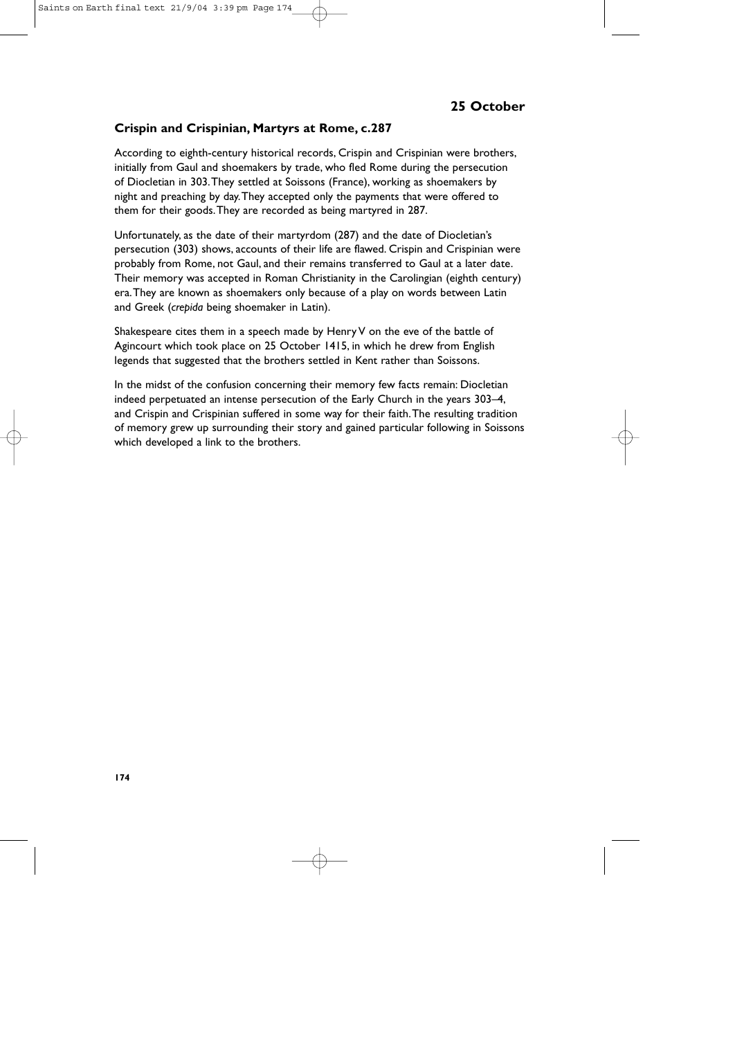## 25 October

### Crispin and Crispinian, Martyrs at Rome, c.287

According to eighth-century historical records, Crispin and Crispinian were brothers, initially from Gaul and shoemakers by trade, who fled Rome during the persecution of Diocletian in 303. They settled at Soissons (France), working as shoemakers by night and preaching by day. They accepted only the payments that were offered to them for their goods. They are recorded as being martyred in 287.

Unfortunately, as the date of their martyrdom (287) and the date of Diocletian's persecution (303) shows, accounts of their life are flawed. Crispin and Crispinian were probably from Rome, not Gaul, and their remains transferred to Gaul at a later date. Their memory was accepted in Roman Christianity in the Carolingian (eighth century) era. They are known as shoemakers only because of a play on words between Latin and Greek (*crepida* being shoemaker in Latin).

Shakespeare cites them in a speech made by Henry V on the eve of the battle of Agincourt which took place on 25 October 1415, in which he drew from English legends that suggested that the brothers settled in Kent rather than Soissons.

In the midst of the confusion concerning their memory few facts remain: Diocletian indeed perpetuated an intense persecution of the Early Church in the years 303–4, and Crispin and Crispinian suffered in some way for their faith. The resulting tradition of memory grew up surrounding their story and gained particular following in Soissons which developed a link to the brothers.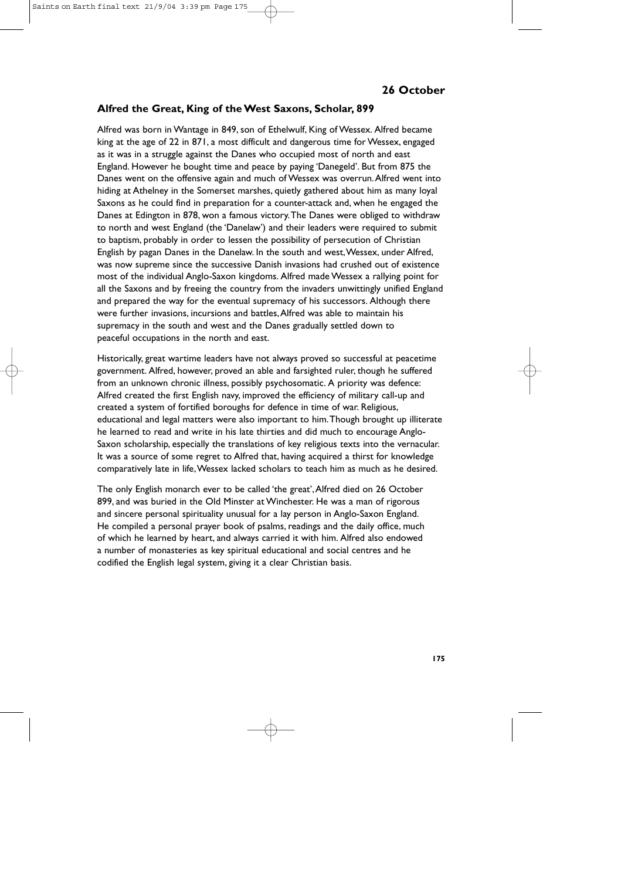## 26 October

### Alfred the Great, King of the West Saxons, Scholar, 899

Alfred was born in Wantage in 849, son of Ethelwulf, King of Wessex. Alfred became king at the age of 22 in 871, a most difficult and dangerous time for Wessex, engaged as it was in a struggle against the Danes who occupied most of north and east England. However he bought time and peace by paying 'Danegeld'. But from 875 the Danes went on the offensive again and much of Wessex was overrun. Alfred went into hiding at Athelney in the Somerset marshes, quietly gathered about him as many loyal Saxons as he could find in preparation for a counter-attack and, when he engaged the Danes at Edington in 878, won a famous victory. The Danes were obliged to withdraw to north and west England (the 'Danelaw') and their leaders were required to submit to baptism, probably in order to lessen the possibility of persecution of Christian English by pagan Danes in the Danelaw. In the south and west, Wessex, under Alfred, was now supreme since the successive Danish invasions had crushed out of existence most of the individual Anglo-Saxon kingdoms. Alfred made Wessex a rallying point for all the Saxons and by freeing the country from the invaders unwittingly unified England and prepared the way for the eventual supremacy of his successors. Although there were further invasions, incursions and battles, Alfred was able to maintain his supremacy in the south and west and the Danes gradually settled down to peaceful occupations in the north and east.

Historically, great wartime leaders have not always proved so successful at peacetime government. Alfred, however, proved an able and farsighted ruler, though he suffered from an unknown chronic illness, possibly psychosomatic. A priority was defence: Alfred created the first English navy, improved the efficiency of military call-up and created a system of fortified boroughs for defence in time of war. Religious, educational and legal matters were also important to him. Though brought up illiterate he learned to read and write in his late thirties and did much to encourage Anglo-Saxon scholarship, especially the translations of key religious texts into the vernacular. It was a source of some regret to Alfred that, having acquired a thirst for knowledge comparatively late in life, Wessex lacked scholars to teach him as much as he desired.

The only English monarch ever to be called 'the great', Alfred died on 26 October 899, and was buried in the Old Minster at Winchester. He was a man of rigorous and sincere personal spirituality unusual for a lay person in Anglo-Saxon England. He compiled a personal prayer book of psalms, readings and the daily office, much of which he learned by heart, and always carried it with him. Alfred also endowed a number of monasteries as key spiritual educational and social centres and he codified the English legal system, giving it a clear Christian basis.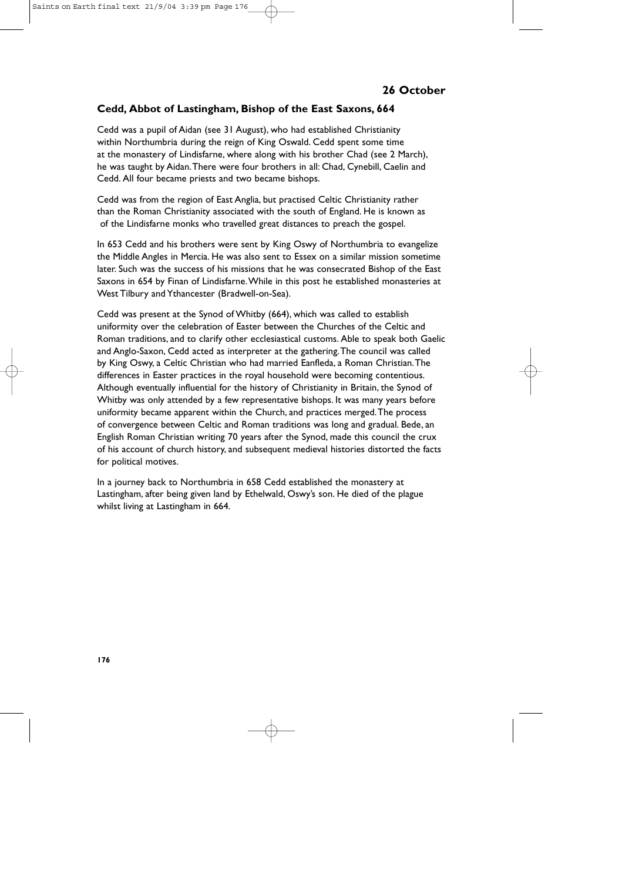## 26 October

### Cedd, Abbot of Lastingham, Bishop of the East Saxons, 664

Cedd was a pupil of Aidan (see 31 August), who had established Christianity within Northumbria during the reign of King Oswald. Cedd spent some time at the monastery of Lindisfarne, where along with his brother Chad (see 2 March), he was taught by Aidan. There were four brothers in all: Chad, Cynebill, Caelin and Cedd. All four became priests and two became bishops.

Cedd was from the region of East Anglia, but practised Celtic Christianity rather than the Roman Christianity associated with the south of England. He is known as of the Lindisfarne monks who travelled great distances to preach the gospel.

In 653 Cedd and his brothers were sent by King Oswy of Northumbria to evangelize the Middle Angles in Mercia. He was also sent to Essex on a similar mission sometime later. Such was the success of his missions that he was consecrated Bishop of the East Saxons in 654 by Finan of Lindisfarne. While in this post he established monasteries at West Tilbury and Ythancester (Bradwell-on-Sea).

Cedd was present at the Synod of Whitby (664), which was called to establish uniformity over the celebration of Easter between the Churches of the Celtic and Roman traditions, and to clarify other ecclesiastical customs. Able to speak both Gaelic and Anglo-Saxon, Cedd acted as interpreter at the gathering. The council was called by King Oswy, a Celtic Christian who had married Eanfleda, a Roman Christian. The differences in Easter practices in the royal household were becoming contentious. Although eventually influential for the history of Christianity in Britain, the Synod of Whitby was only attended by a few representative bishops. It was many years before uniformity became apparent within the Church, and practices merged. The process of convergence between Celtic and Roman traditions was long and gradual. Bede, an English Roman Christian writing 70 years after the Synod, made this council the crux of his account of church history, and subsequent medieval histories distorted the facts for political motives.

In a journey back to Northumbria in 658 Cedd established the monastery at Lastingham, after being given land by Ethelwald, Oswy's son. He died of the plague whilst living at Lastingham in 664.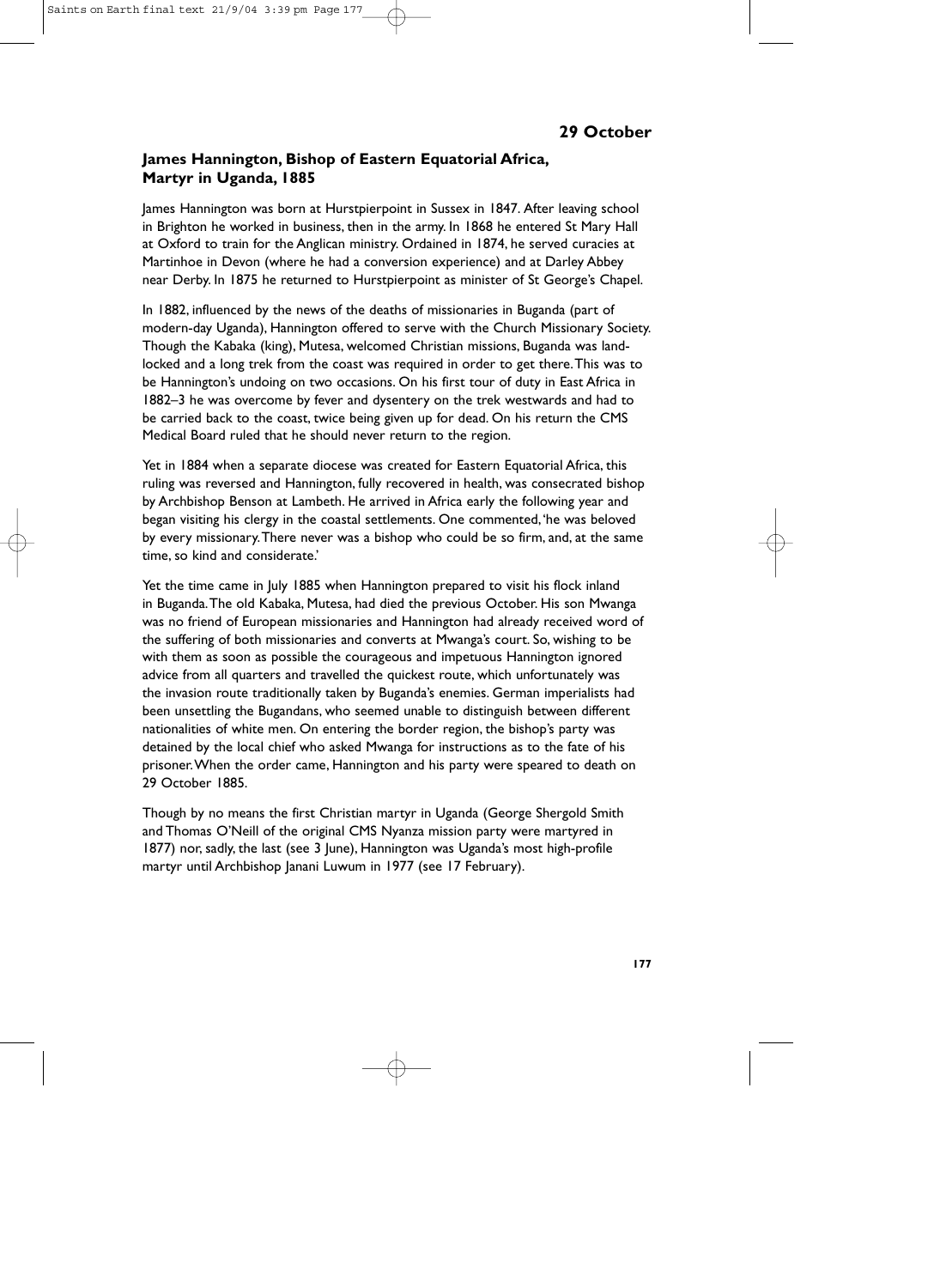## 29 October

### James Hannington, Bishop of Eastern Equatorial Africa, Martyr in Uganda, 1885

James Hannington was born at Hurstpierpoint in Sussex in 1847. After leaving school in Brighton he worked in business, then in the army. In 1868 he entered St Mary Hall at Oxford to train for the Anglican ministry. Ordained in 1874, he served curacies at Martinhoe in Devon (where he had a conversion experience) and at Darley Abbey near Derby. In 1875 he returned to Hurstpierpoint as minister of St George's Chapel.

In 1882, influenced by the news of the deaths of missionaries in Buganda (part of modern-day Uganda), Hannington offered to serve with the Church Missionary Society. Though the Kabaka (king), Mutesa, welcomed Christian missions, Buganda was land-locked and a long trek from the coast was required in order to get there. This was to be Hannington's undoing on two occasions. On his first tour of duty in East Africa in 1882–3 he was overcome by fever and dysentery on the trek westwards and had to be carried back to the coast, twice being given up for dead. On his return the CMS Medical Board ruled that he should never return to the region.

Yet in 1884 when a separate diocese was created for Eastern Equatorial Africa, this ruling was reversed and Hannington, fully recovered in health, was consecrated bishop by Archbishop Benson at Lambeth. He arrived in Africa early the following year and began visiting his clergy in the coastal settlements. One commented, 'he was beloved by every missionary. There never was a bishop who could be so firm, and, at the same time, so kind and considerate.'

Yet the time came in July 1885 when Hannington prepared to visit his flock inland in Buganda. The old Kabaka, Mutesa, had died the previous October. His son Mwanga was no friend of European missionaries and Hannington had already received word of the suffering of both missionaries and converts at Mwanga's court. So, wishing to be with them as soon as possible the courageous and impetuous Hannington ignored advice from all quarters and travelled the quickest route, which unfortunately was the invasion route traditionally taken by Buganda's enemies. German imperialists had been unsettling the Bugandans, who seemed unable to distinguish between different nationalities of white men. On entering the border region, the bishop's party was detained by the local chief who asked Mwanga for instructions as to the fate of his prisoner. When the order came, Hannington and his party were speared to death on 29 October 1885.

Though by no means the first Christian martyr in Uganda (George Shergold Smith and Thomas O'Neill of the original CMS Nyanza mission party were martyred in 1877) nor, sadly, the last (see 3 June), Hannington was Uganda's most high-profile martyr until Archbishop Janani Luwum in 1977 (see 17 February).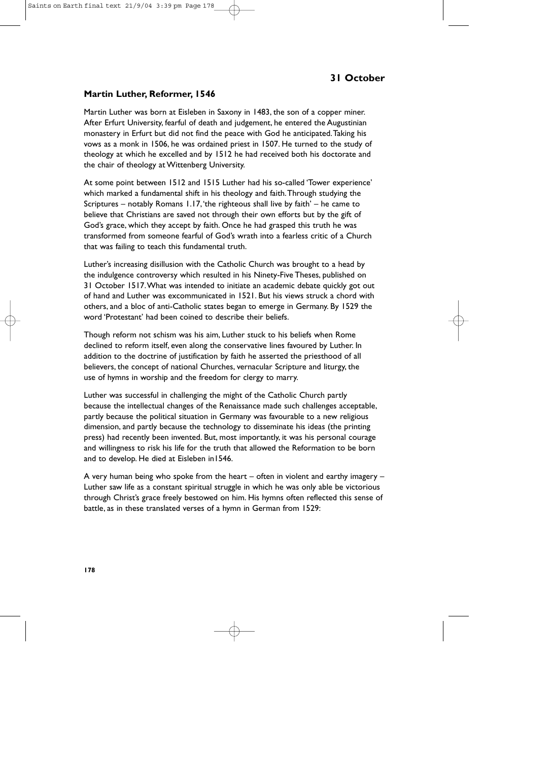## 31 October

### Martin Luther, Reformer, 1546

Martin Luther was born at Eisleben in Saxony in 1483, the son of a copper miner. After Erfurt University, fearful of death and judgement, he entered the Augustinian monastery in Erfurt but did not find the peace with God he anticipated. Taking his vows as a monk in 1506, he was ordained priest in 1507. He turned to the study of theology at which he excelled and by 1512 he had received both his doctorate and the chair of theology at Wittenberg University.

At some point between 1512 and 1515 Luther had his so-called 'Tower experience' which marked a fundamental shift in his theology and faith. Through studying the Scriptures – notably Romans 1.17, 'the righteous shall live by faith' – he came to believe that Christians are saved not through their own efforts but by the gift of God's grace, which they accept by faith. Once he had grasped this truth he was transformed from someone fearful of God's wrath into a fearless critic of a Church that was failing to teach this fundamental truth.

Luther's increasing disillusion with the Catholic Church was brought to a head by the indulgence controversy which resulted in his Ninety-Five Theses, published on 31 October 1517. What was intended to initiate an academic debate quickly got out of hand and Luther was excommunicated in 1521. But his views struck a chord with others, and a bloc of anti-Catholic states began to emerge in Germany. By 1529 the word 'Protestant' had been coined to describe their beliefs.

Though reform not schism was his aim, Luther stuck to his beliefs when Rome declined to reform itself, even along the conservative lines favoured by Luther. In addition to the doctrine of justification by faith he asserted the priesthood of all believers, the concept of national Churches, vernacular Scripture and liturgy, the use of hymns in worship and the freedom for clergy to marry.

Luther was successful in challenging the might of the Catholic Church partly because the intellectual changes of the Renaissance made such challenges acceptable, partly because the political situation in Germany was favourable to a new religious dimension, and partly because the technology to disseminate his ideas (the printing press) had recently been invented. But, most importantly, it was his personal courage and willingness to risk his life for the truth that allowed the Reformation to be born and to develop. He died at Eisleben in1546.

A very human being who spoke from the heart – often in violent and earthy imagery – Luther saw life as a constant spiritual struggle in which he was only able be victorious through Christ's grace freely bestowed on him. His hymns often reflected this sense of battle, as in these translated verses of a hymn in German from 1529: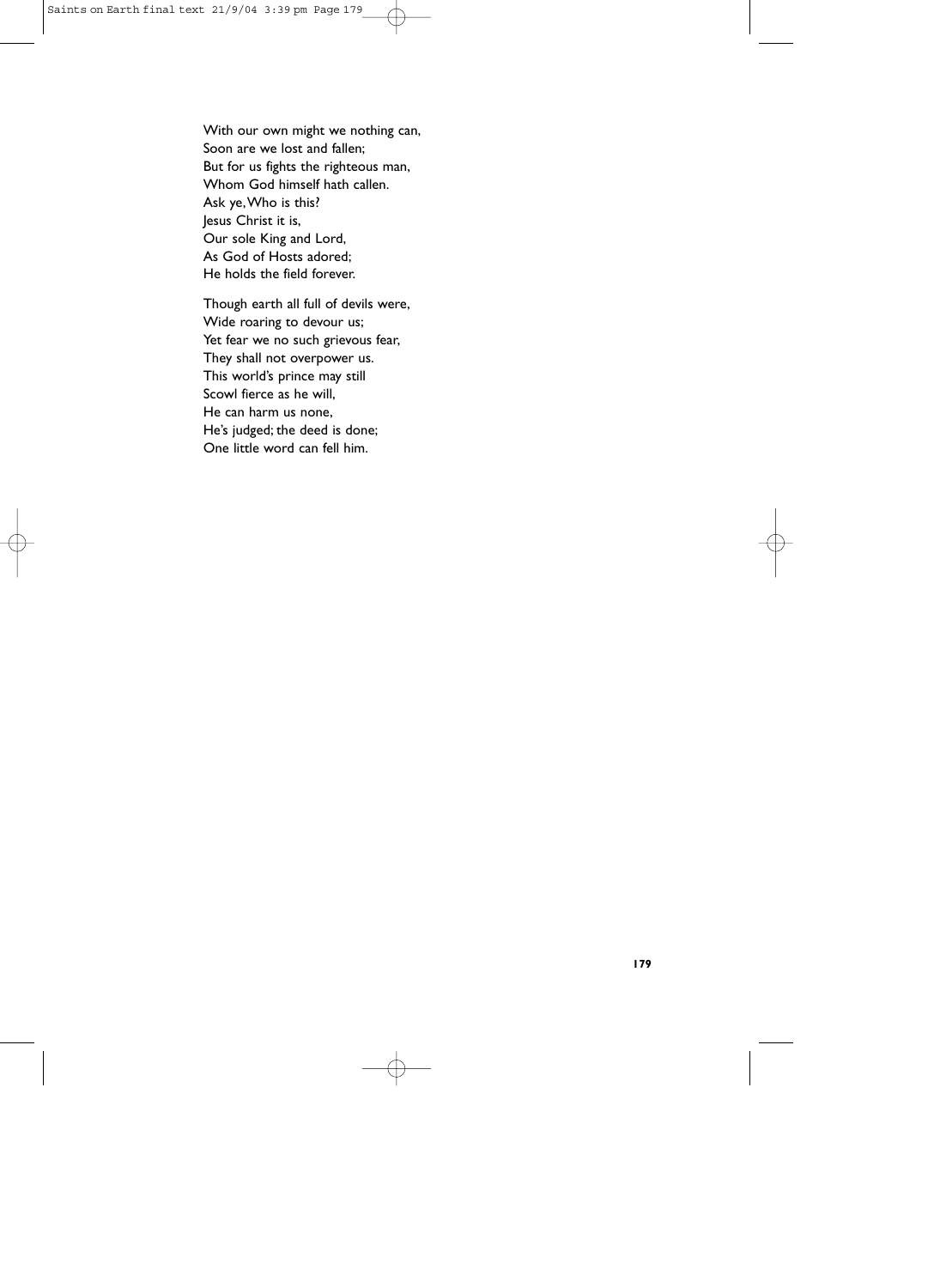With our own might we nothing can,  
Soon are we lost and fallen;  
But for us fights the righteous man,  
Whom God himself hath callen.  
Ask ye, Who is this?  
Jesus Christ it is,  
Our sole King and Lord,  
As God of Hosts adored;  
He holds the field forever.

Though earth all full of devils were,  
Wide roaring to devour us;  
Yet fear we no such grievous fear,  
They shall not overpower us.  
This world's prince may still  
Scowl fierce as he will,  
He can harm us none,  
He's judged; the deed is done;  
One little word can fell him.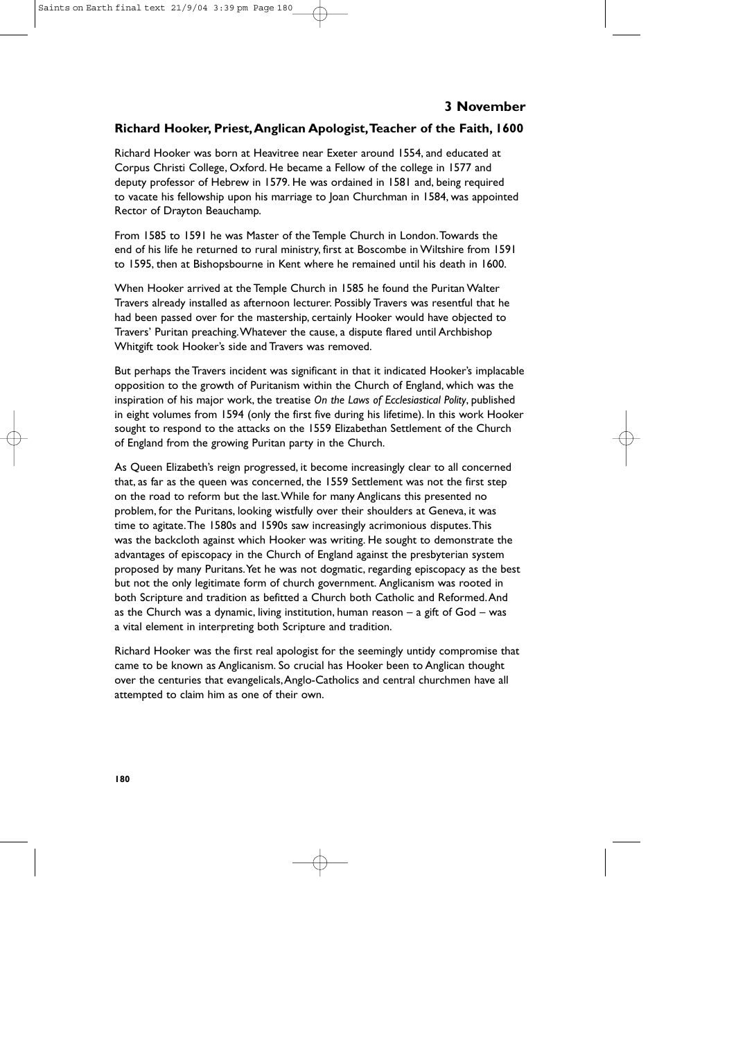## 3 November

### Richard Hooker, Priest, Anglican Apologist, Teacher of the Faith, 1600

Richard Hooker was born at Heavitree near Exeter around 1554, and educated at Corpus Christi College, Oxford. He became a Fellow of the college in 1577 and deputy professor of Hebrew in 1579. He was ordained in 1581 and, being required to vacate his fellowship upon his marriage to Joan Churchman in 1584, was appointed Rector of Drayton Beauchamp.

From 1585 to 1591 he was Master of the Temple Church in London. Towards the end of his life he returned to rural ministry, first at Boscombe in Wiltshire from 1591 to 1595, then at Bishopsbourne in Kent where he remained until his death in 1600.

When Hooker arrived at the Temple Church in 1585 he found the Puritan Walter Travers already installed as afternoon lecturer. Possibly Travers was resentful that he had been passed over for the mastership, certainly Hooker would have objected to Travers' Puritan preaching. Whatever the cause, a dispute flared until Archbishop Whitgift took Hooker's side and Travers was removed.

But perhaps the Travers incident was significant in that it indicated Hooker's implacable opposition to the growth of Puritanism within the Church of England, which was the inspiration of his major work, the treatise *On the Laws of Ecclesiastical Polity*, published in eight volumes from 1594 (only the first five during his lifetime). In this work Hooker sought to respond to the attacks on the 1559 Elizabethan Settlement of the Church of England from the growing Puritan party in the Church.

As Queen Elizabeth's reign progressed, it become increasingly clear to all concerned that, as far as the queen was concerned, the 1559 Settlement was not the first step on the road to reform but the last. While for many Anglicans this presented no problem, for the Puritans, looking wistfully over their shoulders at Geneva, it was time to agitate. The 1580s and 1590s saw increasingly acrimonious disputes. This was the backcloth against which Hooker was writing. He sought to demonstrate the advantages of episcopacy in the Church of England against the presbyterian system proposed by many Puritans. Yet he was not dogmatic, regarding episcopacy as the best but not the only legitimate form of church government. Anglicanism was rooted in both Scripture and tradition as befitted a Church both Catholic and Reformed. And as the Church was a dynamic, living institution, human reason – a gift of God – was a vital element in interpreting both Scripture and tradition.

Richard Hooker was the first real apologist for the seemingly untidy compromise that came to be known as Anglicanism. So crucial has Hooker been to Anglican thought over the centuries that evangelicals, Anglo-Catholics and central churchmen have all attempted to claim him as one of their own.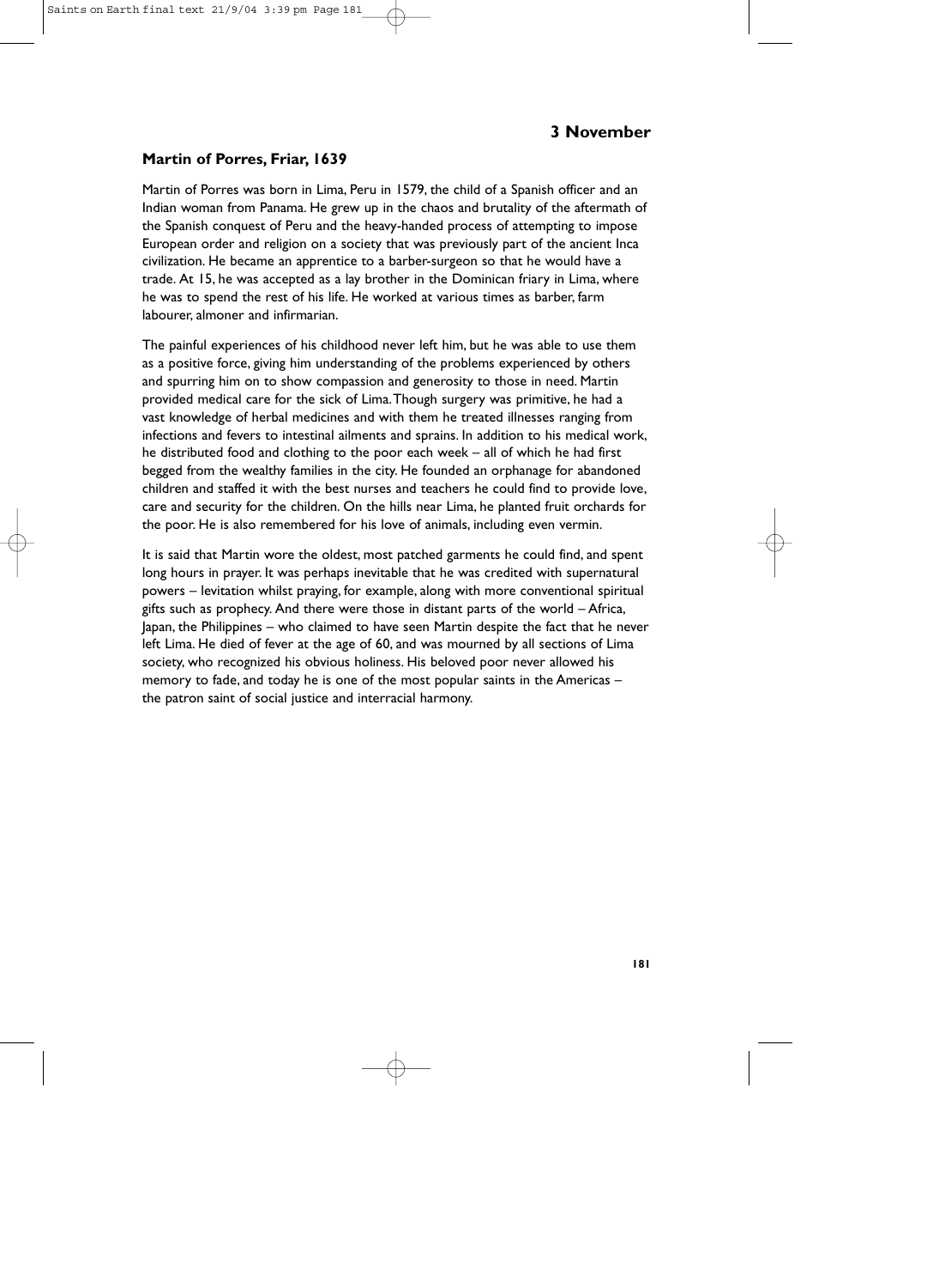## 3 November

### Martin of Porres, Friar, 1639

Martin of Porres was born in Lima, Peru in 1579, the child of a Spanish officer and an Indian woman from Panama. He grew up in the chaos and brutality of the aftermath of the Spanish conquest of Peru and the heavy-handed process of attempting to impose European order and religion on a society that was previously part of the ancient Inca civilization. He became an apprentice to a barber-surgeon so that he would have a trade. At 15, he was accepted as a lay brother in the Dominican friary in Lima, where he was to spend the rest of his life. He worked at various times as barber, farm labourer, almoner and infirmarian.

The painful experiences of his childhood never left him, but he was able to use them as a positive force, giving him understanding of the problems experienced by others and spurring him on to show compassion and generosity to those in need. Martin provided medical care for the sick of Lima. Though surgery was primitive, he had a vast knowledge of herbal medicines and with them he treated illnesses ranging from infections and fevers to intestinal ailments and sprains. In addition to his medical work, he distributed food and clothing to the poor each week – all of which he had first begged from the wealthy families in the city. He founded an orphanage for abandoned children and staffed it with the best nurses and teachers he could find to provide love, care and security for the children. On the hills near Lima, he planted fruit orchards for the poor. He is also remembered for his love of animals, including even vermin.

It is said that Martin wore the oldest, most patched garments he could find, and spent long hours in prayer. It was perhaps inevitable that he was credited with supernatural powers – levitation whilst praying, for example, along with more conventional spiritual gifts such as prophecy. And there were those in distant parts of the world – Africa, Japan, the Philippines – who claimed to have seen Martin despite the fact that he never left Lima. He died of fever at the age of 60, and was mourned by all sections of Lima society, who recognized his obvious holiness. His beloved poor never allowed his memory to fade, and today he is one of the most popular saints in the Americas – the patron saint of social justice and interracial harmony.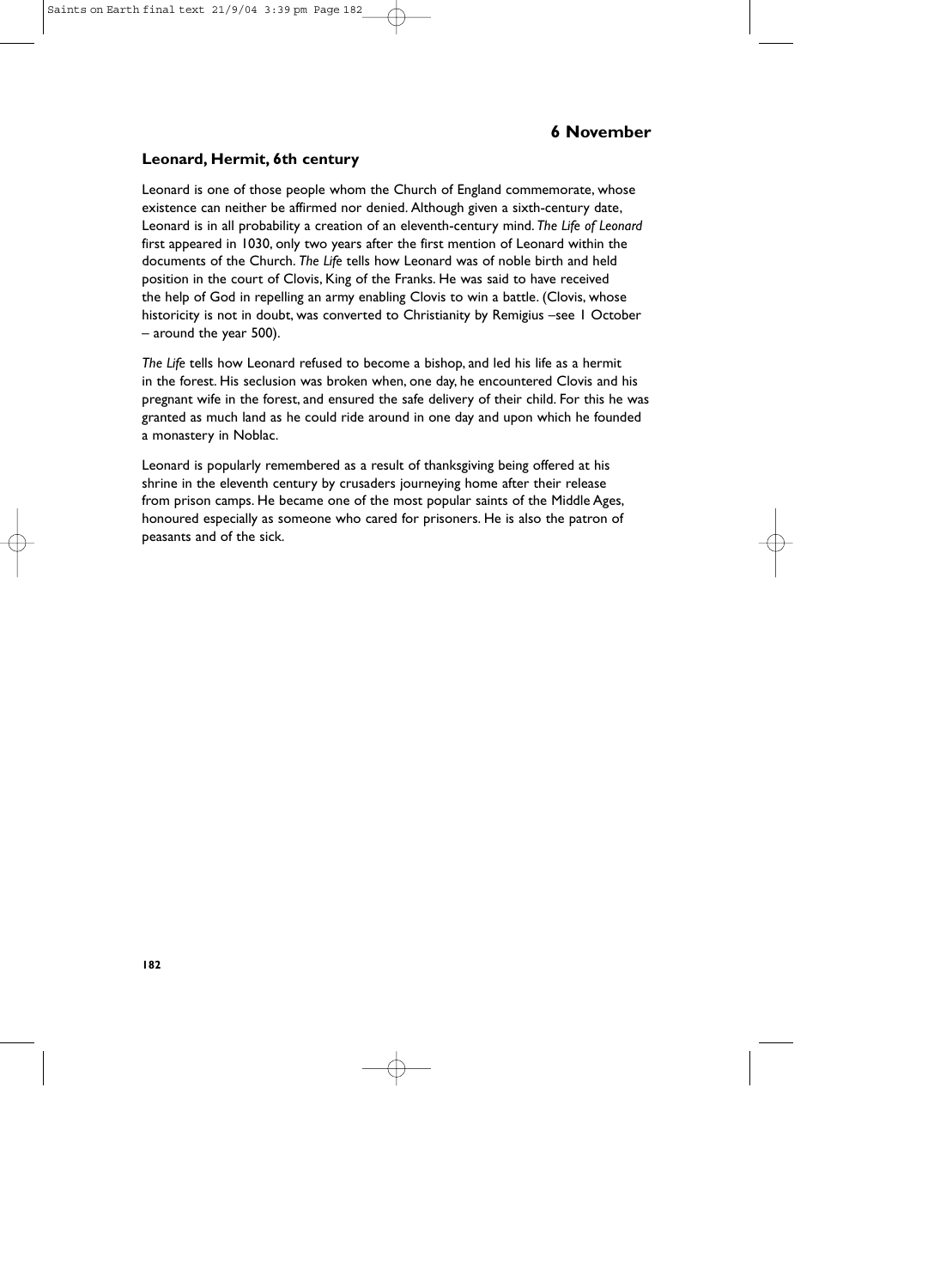## 6 November

### Leonard, Hermit, 6th century

Leonard is one of those people whom the Church of England commemorate, whose existence can neither be affirmed nor denied. Although given a sixth-century date, Leonard is in all probability a creation of an eleventh-century mind. *The Life of Leonard* first appeared in 1030, only two years after the first mention of Leonard within the documents of the Church. *The Life* tells how Leonard was of noble birth and held position in the court of Clovis, King of the Franks. He was said to have received the help of God in repelling an army enabling Clovis to win a battle. (Clovis, whose historicity is not in doubt, was converted to Christianity by Remigius –see 1 October – around the year 500).

*The Life* tells how Leonard refused to become a bishop, and led his life as a hermit in the forest. His seclusion was broken when, one day, he encountered Clovis and his pregnant wife in the forest, and ensured the safe delivery of their child. For this he was granted as much land as he could ride around in one day and upon which he founded a monastery in Noblac.

Leonard is popularly remembered as a result of thanksgiving being offered at his shrine in the eleventh century by crusaders journeying home after their release from prison camps. He became one of the most popular saints of the Middle Ages, honoured especially as someone who cared for prisoners. He is also the patron of peasants and of the sick.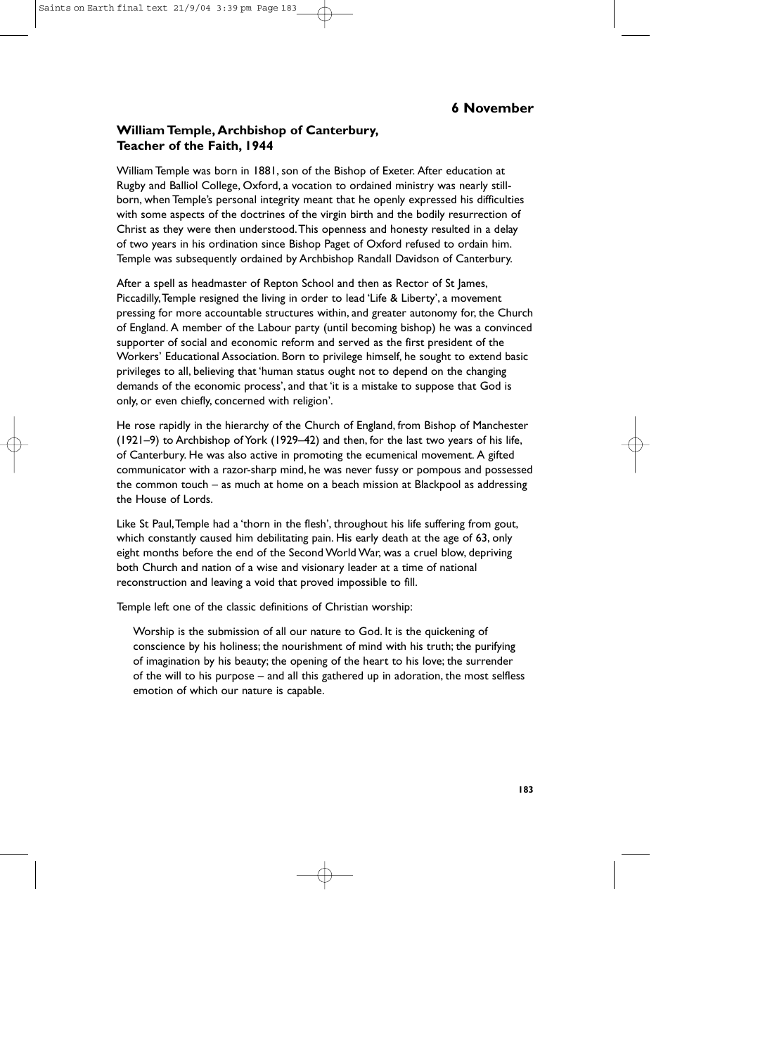## 6 November

### William Temple, Archbishop of Canterbury, Teacher of the Faith, 1944

William Temple was born in 1881, son of the Bishop of Exeter. After education at Rugby and Balliol College, Oxford, a vocation to ordained ministry was nearly still-born, when Temple's personal integrity meant that he openly expressed his difficulties with some aspects of the doctrines of the virgin birth and the bodily resurrection of Christ as they were then understood. This openness and honesty resulted in a delay of two years in his ordination since Bishop Paget of Oxford refused to ordain him. Temple was subsequently ordained by Archbishop Randall Davidson of Canterbury.

After a spell as headmaster of Repton School and then as Rector of St James, Piccadilly, Temple resigned the living in order to lead 'Life & Liberty', a movement pressing for more accountable structures within, and greater autonomy for, the Church of England. A member of the Labour party (until becoming bishop) he was a convinced supporter of social and economic reform and served as the first president of the Workers' Educational Association. Born to privilege himself, he sought to extend basic privileges to all, believing that 'human status ought not to depend on the changing demands of the economic process', and that 'it is a mistake to suppose that God is only, or even chiefly, concerned with religion'.

He rose rapidly in the hierarchy of the Church of England, from Bishop of Manchester (1921–9) to Archbishop of York (1929–42) and then, for the last two years of his life, of Canterbury. He was also active in promoting the ecumenical movement. A gifted communicator with a razor-sharp mind, he was never fussy or pompous and possessed the common touch – as much at home on a beach mission at Blackpool as addressing the House of Lords.

Like St Paul, Temple had a 'thorn in the flesh', throughout his life suffering from gout, which constantly caused him debilitating pain. His early death at the age of 63, only eight months before the end of the Second World War, was a cruel blow, depriving both Church and nation of a wise and visionary leader at a time of national reconstruction and leaving a void that proved impossible to fill.

Temple left one of the classic definitions of Christian worship:

> Worship is the submission of all our nature to God. It is the quickening of conscience by his holiness; the nourishment of mind with his truth; the purifying of imagination by his beauty; the opening of the heart to his love; the surrender of the will to his purpose – and all this gathered up in adoration, the most selfless emotion of which our nature is capable.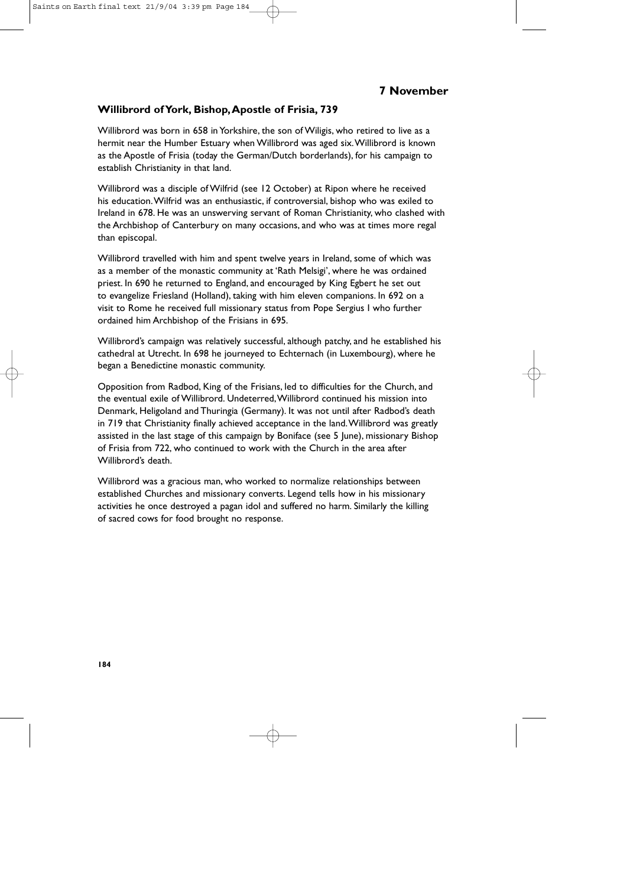## 7 November

### Willibrord of York, Bishop, Apostle of Frisia, 739

Willibrord was born in 658 in Yorkshire, the son of Wiligis, who retired to live as a hermit near the Humber Estuary when Willibrord was aged six. Willibrord is known as the Apostle of Frisia (today the German/Dutch borderlands), for his campaign to establish Christianity in that land.

Willibrord was a disciple of Wilfrid (see 12 October) at Ripon where he received his education. Wilfrid was an enthusiastic, if controversial, bishop who was exiled to Ireland in 678. He was an unswerving servant of Roman Christianity, who clashed with the Archbishop of Canterbury on many occasions, and who was at times more regal than episcopal.

Willibrord travelled with him and spent twelve years in Ireland, some of which was as a member of the monastic community at 'Rath Melsigi', where he was ordained priest. In 690 he returned to England, and encouraged by King Egbert he set out to evangelize Friesland (Holland), taking with him eleven companions. In 692 on a visit to Rome he received full missionary status from Pope Sergius I who further ordained him Archbishop of the Frisians in 695.

Willibrord's campaign was relatively successful, although patchy, and he established his cathedral at Utrecht. In 698 he journeyed to Echternach (in Luxembourg), where he began a Benedictine monastic community.

Opposition from Radbod, King of the Frisians, led to difficulties for the Church, and the eventual exile of Willibrord. Undeterred, Willibrord continued his mission into Denmark, Heligoland and Thuringia (Germany). It was not until after Radbod's death in 719 that Christianity finally achieved acceptance in the land. Willibrord was greatly assisted in the last stage of this campaign by Boniface (see 5 June), missionary Bishop of Frisia from 722, who continued to work with the Church in the area after Willibrord's death.

Willibrord was a gracious man, who worked to normalize relationships between established Churches and missionary converts. Legend tells how in his missionary activities he once destroyed a pagan idol and suffered no harm. Similarly the killing of sacred cows for food brought no response.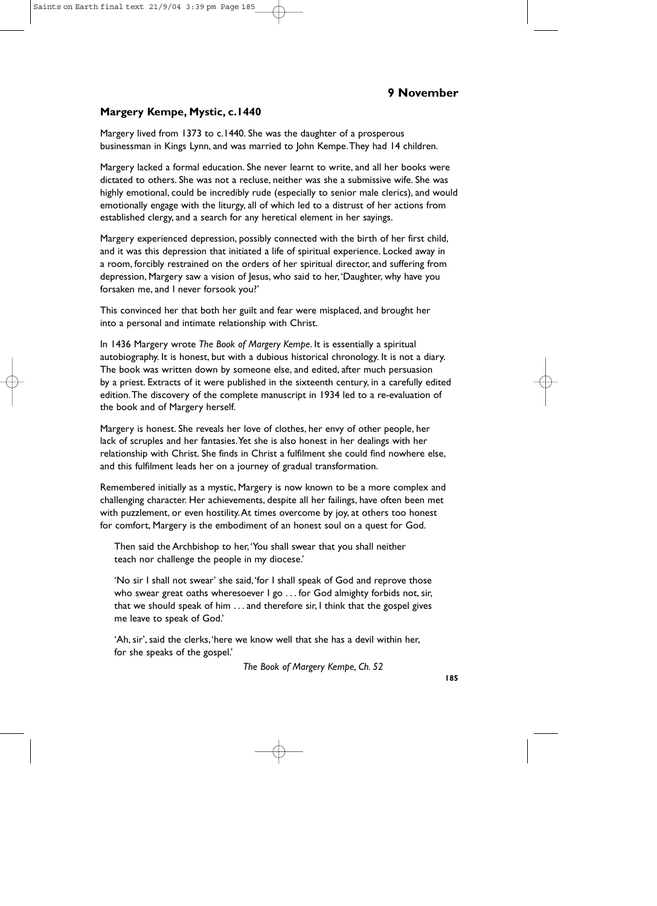## 9 November

### Margery Kempe, Mystic, c.1440

Margery lived from 1373 to c.1440. She was the daughter of a prosperous businessman in Kings Lynn, and was married to John Kempe. They had 14 children.

Margery lacked a formal education. She never learnt to write, and all her books were dictated to others. She was not a recluse, neither was she a submissive wife. She was highly emotional, could be incredibly rude (especially to senior male clerics), and would emotionally engage with the liturgy, all of which led to a distrust of her actions from established clergy, and a search for any heretical element in her sayings.

Margery experienced depression, possibly connected with the birth of her first child, and it was this depression that initiated a life of spiritual experience. Locked away in a room, forcibly restrained on the orders of her spiritual director, and suffering from depression, Margery saw a vision of Jesus, who said to her, 'Daughter, why have you forsaken me, and I never forsook you?'

This convinced her that both her guilt and fear were misplaced, and brought her into a personal and intimate relationship with Christ.

In 1436 Margery wrote *The Book of Margery Kempe*. It is essentially a spiritual autobiography. It is honest, but with a dubious historical chronology. It is not a diary. The book was written down by someone else, and edited, after much persuasion by a priest. Extracts of it were published in the sixteenth century, in a carefully edited edition. The discovery of the complete manuscript in 1934 led to a re-evaluation of the book and of Margery herself.

Margery is honest. She reveals her love of clothes, her envy of other people, her lack of scruples and her fantasies. Yet she is also honest in her dealings with her relationship with Christ. She finds in Christ a fulfilment she could find nowhere else, and this fulfilment leads her on a journey of gradual transformation.

Remembered initially as a mystic, Margery is now known to be a more complex and challenging character. Her achievements, despite all her failings, have often been met with puzzlement, or even hostility. At times overcome by joy, at others too honest for comfort, Margery is the embodiment of an honest soul on a quest for God.

> Then said the Archbishop to her, 'You shall swear that you shall neither teach nor challenge the people in my diocese.'
>
> 'No sir I shall not swear' she said, 'for I shall speak of God and reprove those who swear great oaths wheresoever I go . . . for God almighty forbids not, sir, that we should speak of him . . . and therefore sir, I think that the gospel gives me leave to speak of God.'
>
> 'Ah, sir', said the clerks, 'here we know well that she has a devil within her, for she speaks of the gospel.'
>
> *The Book of Margery Kempe, Ch. 52*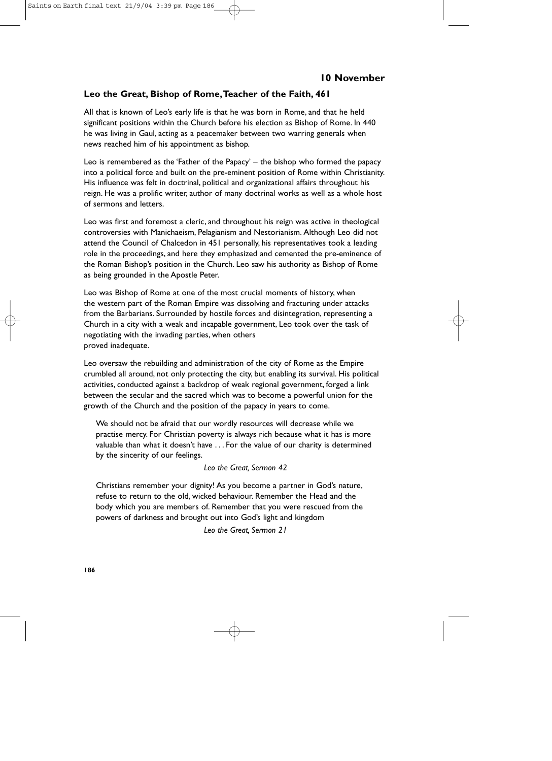## 10 November

### Leo the Great, Bishop of Rome, Teacher of the Faith, 461

All that is known of Leo's early life is that he was born in Rome, and that he held significant positions within the Church before his election as Bishop of Rome. In 440 he was living in Gaul, acting as a peacemaker between two warring generals when news reached him of his appointment as bishop.

Leo is remembered as the 'Father of the Papacy' – the bishop who formed the papacy into a political force and built on the pre-eminent position of Rome within Christianity. His influence was felt in doctrinal, political and organizational affairs throughout his reign. He was a prolific writer, author of many doctrinal works as well as a whole host of sermons and letters.

Leo was first and foremost a cleric, and throughout his reign was active in theological controversies with Manichaeism, Pelagianism and Nestorianism. Although Leo did not attend the Council of Chalcedon in 451 personally, his representatives took a leading role in the proceedings, and here they emphasized and cemented the pre-eminence of the Roman Bishop's position in the Church. Leo saw his authority as Bishop of Rome as being grounded in the Apostle Peter.

Leo was Bishop of Rome at one of the most crucial moments of history, when the western part of the Roman Empire was dissolving and fracturing under attacks from the Barbarians. Surrounded by hostile forces and disintegration, representing a Church in a city with a weak and incapable government, Leo took over the task of negotiating with the invading parties, when others proved inadequate.

Leo oversaw the rebuilding and administration of the city of Rome as the Empire crumbled all around, not only protecting the city, but enabling its survival. His political activities, conducted against a backdrop of weak regional government, forged a link between the secular and the sacred which was to become a powerful union for the growth of the Church and the position of the papacy in years to come.

> We should not be afraid that our wordly resources will decrease while we practise mercy. For Christian poverty is always rich because what it has is more valuable than what it doesn't have . . . For the value of our charity is determined by the sincerity of our feelings.
>
> *Leo the Great, Sermon 42*

> Christians remember your dignity! As you become a partner in God's nature, refuse to return to the old, wicked behaviour. Remember the Head and the body which you are members of. Remember that you were rescued from the powers of darkness and brought out into God's light and kingdom
>
> *Leo the Great, Sermon 21*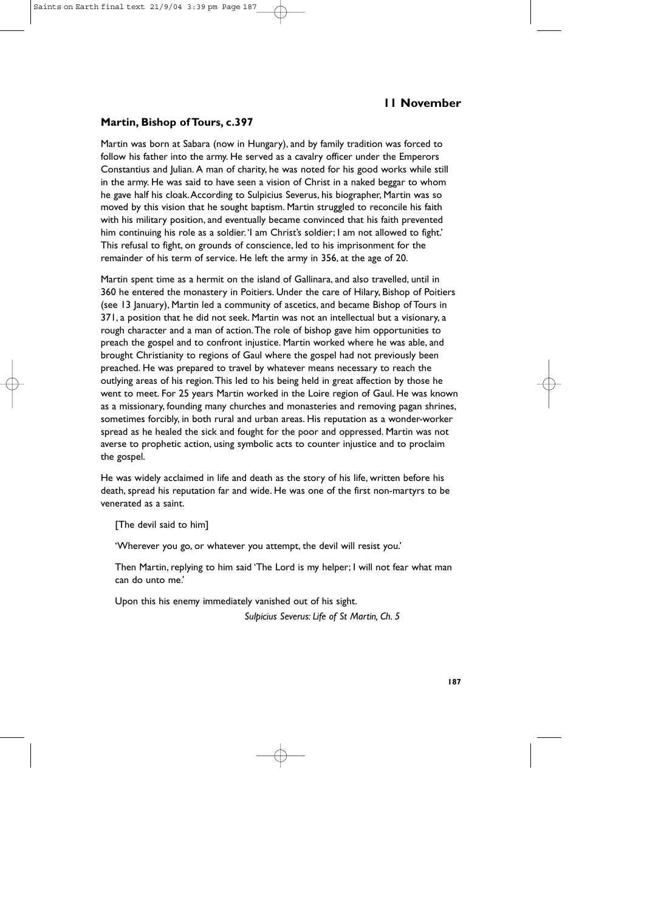## 11 November

### Martin, Bishop of Tours, c.397

Martin was born at Sabara (now in Hungary), and by family tradition was forced to follow his father into the army. He served as a cavalry officer under the Emperors Constantius and Julian. A man of charity, he was noted for his good works while still in the army. He was said to have seen a vision of Christ in a naked beggar to whom he gave half his cloak. According to Sulpicius Severus, his biographer, Martin was so moved by this vision that he sought baptism. Martin struggled to reconcile his faith with his military position, and eventually became convinced that his faith prevented him continuing his role as a soldier. 'I am Christ's soldier; I am not allowed to fight.' This refusal to fight, on grounds of conscience, led to his imprisonment for the remainder of his term of service. He left the army in 356, at the age of 20.

Martin spent time as a hermit on the island of Gallinara, and also travelled, until in 360 he entered the monastery in Poitiers. Under the care of Hilary, Bishop of Poitiers (see 13 January), Martin led a community of ascetics, and became Bishop of Tours in 371, a position that he did not seek. Martin was not an intellectual but a visionary, a rough character and a man of action. The role of bishop gave him opportunities to preach the gospel and to confront injustice. Martin worked where he was able, and brought Christianity to regions of Gaul where the gospel had not previously been preached. He was prepared to travel by whatever means necessary to reach the outlying areas of his region. This led to his being held in great affection by those he went to meet. For 25 years Martin worked in the Loire region of Gaul. He was known as a missionary, founding many churches and monasteries and removing pagan shrines, sometimes forcibly, in both rural and urban areas. His reputation as a wonder-worker spread as he healed the sick and fought for the poor and oppressed. Martin was not averse to prophetic action, using symbolic acts to counter injustice and to proclaim the gospel.

He was widely acclaimed in life and death as the story of his life, written before his death, spread his reputation far and wide. He was one of the first non-martyrs to be venerated as a saint.

> [The devil said to him]
>
> 'Wherever you go, or whatever you attempt, the devil will resist you.'
>
> Then Martin, replying to him said 'The Lord is my helper; I will not fear what man can do unto me.'
>
> Upon this his enemy immediately vanished out of his sight.
>
> *Sulpicius Severus: Life of St Martin, Ch. 5*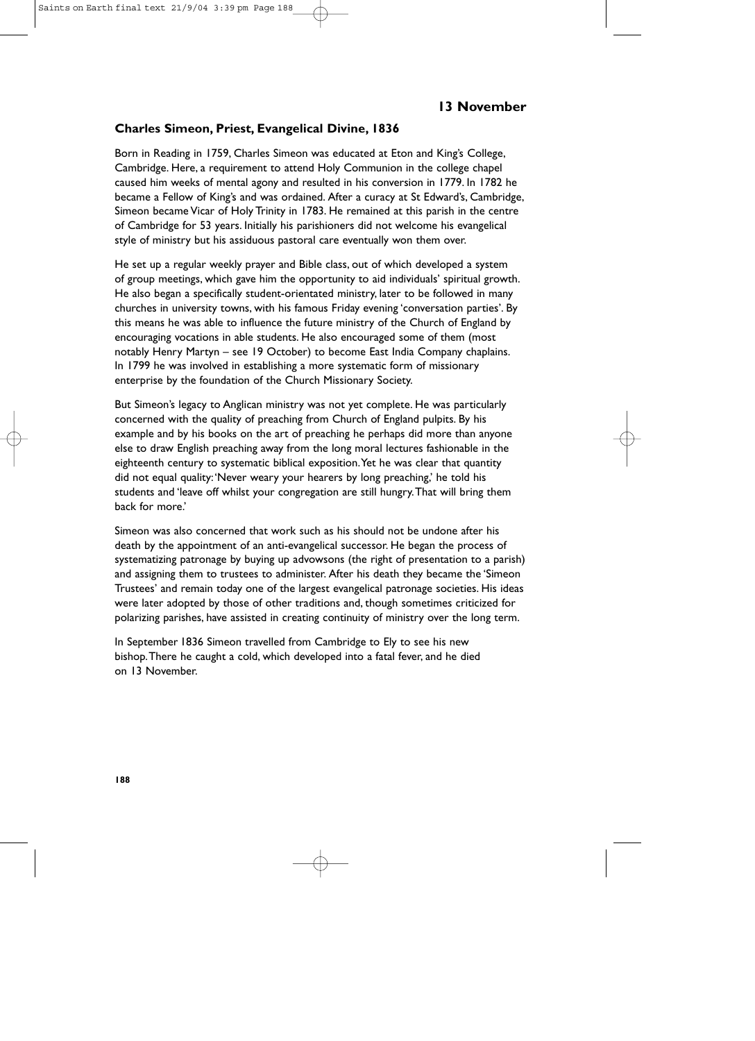## 13 November

### Charles Simeon, Priest, Evangelical Divine, 1836

Born in Reading in 1759, Charles Simeon was educated at Eton and King's College, Cambridge. Here, a requirement to attend Holy Communion in the college chapel caused him weeks of mental agony and resulted in his conversion in 1779. In 1782 he became a Fellow of King's and was ordained. After a curacy at St Edward's, Cambridge, Simeon became Vicar of Holy Trinity in 1783. He remained at this parish in the centre of Cambridge for 53 years. Initially his parishioners did not welcome his evangelical style of ministry but his assiduous pastoral care eventually won them over.

He set up a regular weekly prayer and Bible class, out of which developed a system of group meetings, which gave him the opportunity to aid individuals' spiritual growth. He also began a specifically student-orientated ministry, later to be followed in many churches in university towns, with his famous Friday evening 'conversation parties'. By this means he was able to influence the future ministry of the Church of England by encouraging vocations in able students. He also encouraged some of them (most notably Henry Martyn – see 19 October) to become East India Company chaplains. In 1799 he was involved in establishing a more systematic form of missionary enterprise by the foundation of the Church Missionary Society.

But Simeon's legacy to Anglican ministry was not yet complete. He was particularly concerned with the quality of preaching from Church of England pulpits. By his example and by his books on the art of preaching he perhaps did more than anyone else to draw English preaching away from the long moral lectures fashionable in the eighteenth century to systematic biblical exposition. Yet he was clear that quantity did not equal quality: 'Never weary your hearers by long preaching,' he told his students and 'leave off whilst your congregation are still hungry. That will bring them back for more.'

Simeon was also concerned that work such as his should not be undone after his death by the appointment of an anti-evangelical successor. He began the process of systematizing patronage by buying up advowsons (the right of presentation to a parish) and assigning them to trustees to administer. After his death they became the 'Simeon Trustees' and remain today one of the largest evangelical patronage societies. His ideas were later adopted by those of other traditions and, though sometimes criticized for polarizing parishes, have assisted in creating continuity of ministry over the long term.

In September 1836 Simeon travelled from Cambridge to Ely to see his new bishop. There he caught a cold, which developed into a fatal fever, and he died on 13 November.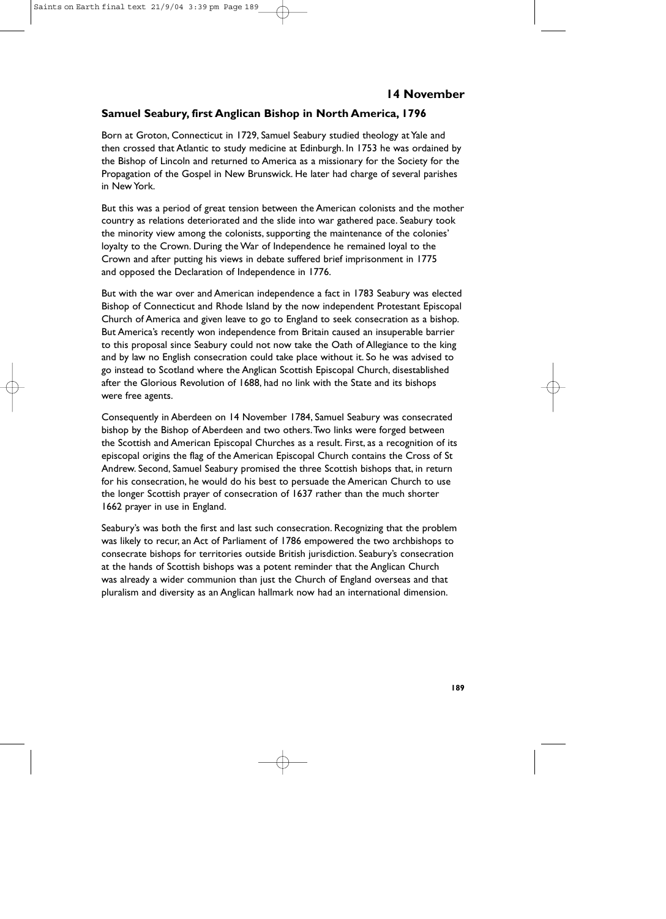## 14 November

### Samuel Seabury, first Anglican Bishop in North America, 1796

Born at Groton, Connecticut in 1729, Samuel Seabury studied theology at Yale and then crossed that Atlantic to study medicine at Edinburgh. In 1753 he was ordained by the Bishop of Lincoln and returned to America as a missionary for the Society for the Propagation of the Gospel in New Brunswick. He later had charge of several parishes in New York.

But this was a period of great tension between the American colonists and the mother country as relations deteriorated and the slide into war gathered pace. Seabury took the minority view among the colonists, supporting the maintenance of the colonies' loyalty to the Crown. During the War of Independence he remained loyal to the Crown and after putting his views in debate suffered brief imprisonment in 1775 and opposed the Declaration of Independence in 1776.

But with the war over and American independence a fact in 1783 Seabury was elected Bishop of Connecticut and Rhode Island by the now independent Protestant Episcopal Church of America and given leave to go to England to seek consecration as a bishop. But America's recently won independence from Britain caused an insuperable barrier to this proposal since Seabury could not now take the Oath of Allegiance to the king and by law no English consecration could take place without it. So he was advised to go instead to Scotland where the Anglican Scottish Episcopal Church, disestablished after the Glorious Revolution of 1688, had no link with the State and its bishops were free agents.

Consequently in Aberdeen on 14 November 1784, Samuel Seabury was consecrated bishop by the Bishop of Aberdeen and two others. Two links were forged between the Scottish and American Episcopal Churches as a result. First, as a recognition of its episcopal origins the flag of the American Episcopal Church contains the Cross of St Andrew. Second, Samuel Seabury promised the three Scottish bishops that, in return for his consecration, he would do his best to persuade the American Church to use the longer Scottish prayer of consecration of 1637 rather than the much shorter 1662 prayer in use in England.

Seabury's was both the first and last such consecration. Recognizing that the problem was likely to recur, an Act of Parliament of 1786 empowered the two archbishops to consecrate bishops for territories outside British jurisdiction. Seabury's consecration at the hands of Scottish bishops was a potent reminder that the Anglican Church was already a wider communion than just the Church of England overseas and that pluralism and diversity as an Anglican hallmark now had an international dimension.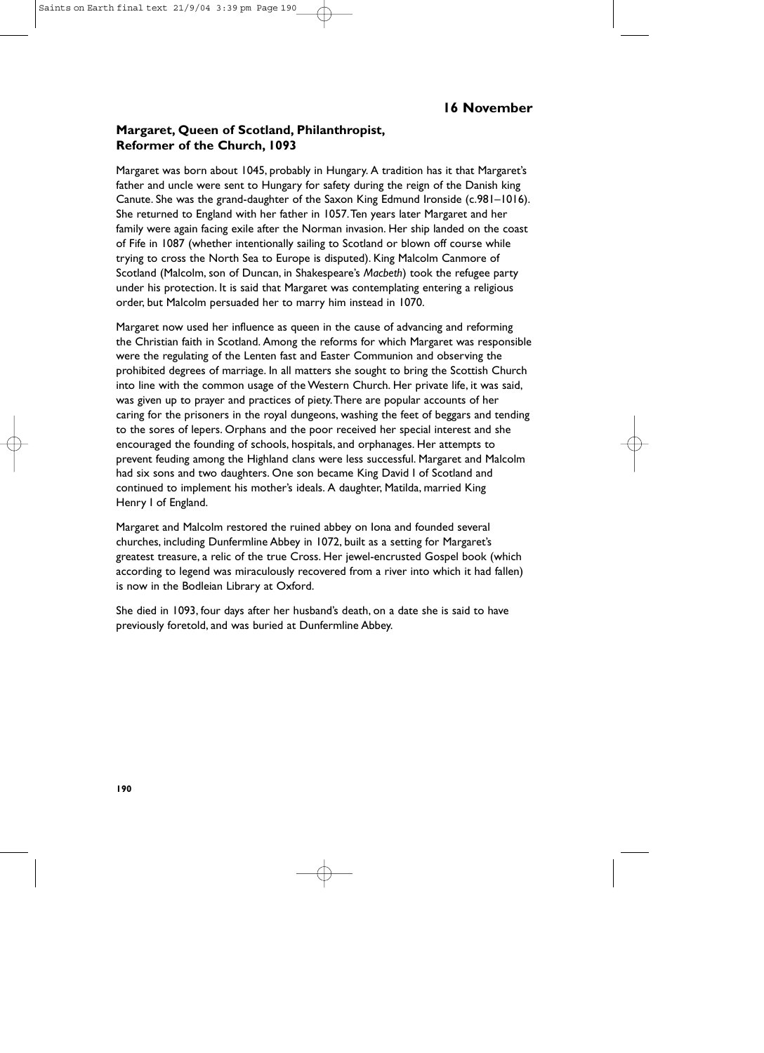## 16 November

### Margaret, Queen of Scotland, Philanthropist, Reformer of the Church, 1093

Margaret was born about 1045, probably in Hungary. A tradition has it that Margaret's father and uncle were sent to Hungary for safety during the reign of the Danish king Canute. She was the grand-daughter of the Saxon King Edmund Ironside (c.981–1016). She returned to England with her father in 1057. Ten years later Margaret and her family were again facing exile after the Norman invasion. Her ship landed on the coast of Fife in 1087 (whether intentionally sailing to Scotland or blown off course while trying to cross the North Sea to Europe is disputed). King Malcolm Canmore of Scotland (Malcolm, son of Duncan, in Shakespeare's *Macbeth*) took the refugee party under his protection. It is said that Margaret was contemplating entering a religious order, but Malcolm persuaded her to marry him instead in 1070.

Margaret now used her influence as queen in the cause of advancing and reforming the Christian faith in Scotland. Among the reforms for which Margaret was responsible were the regulating of the Lenten fast and Easter Communion and observing the prohibited degrees of marriage. In all matters she sought to bring the Scottish Church into line with the common usage of the Western Church. Her private life, it was said, was given up to prayer and practices of piety. There are popular accounts of her caring for the prisoners in the royal dungeons, washing the feet of beggars and tending to the sores of lepers. Orphans and the poor received her special interest and she encouraged the founding of schools, hospitals, and orphanages. Her attempts to prevent feuding among the Highland clans were less successful. Margaret and Malcolm had six sons and two daughters. One son became King David I of Scotland and continued to implement his mother's ideals. A daughter, Matilda, married King Henry I of England.

Margaret and Malcolm restored the ruined abbey on Iona and founded several churches, including Dunfermline Abbey in 1072, built as a setting for Margaret's greatest treasure, a relic of the true Cross. Her jewel-encrusted Gospel book (which according to legend was miraculously recovered from a river into which it had fallen) is now in the Bodleian Library at Oxford.

She died in 1093, four days after her husband's death, on a date she is said to have previously foretold, and was buried at Dunfermline Abbey.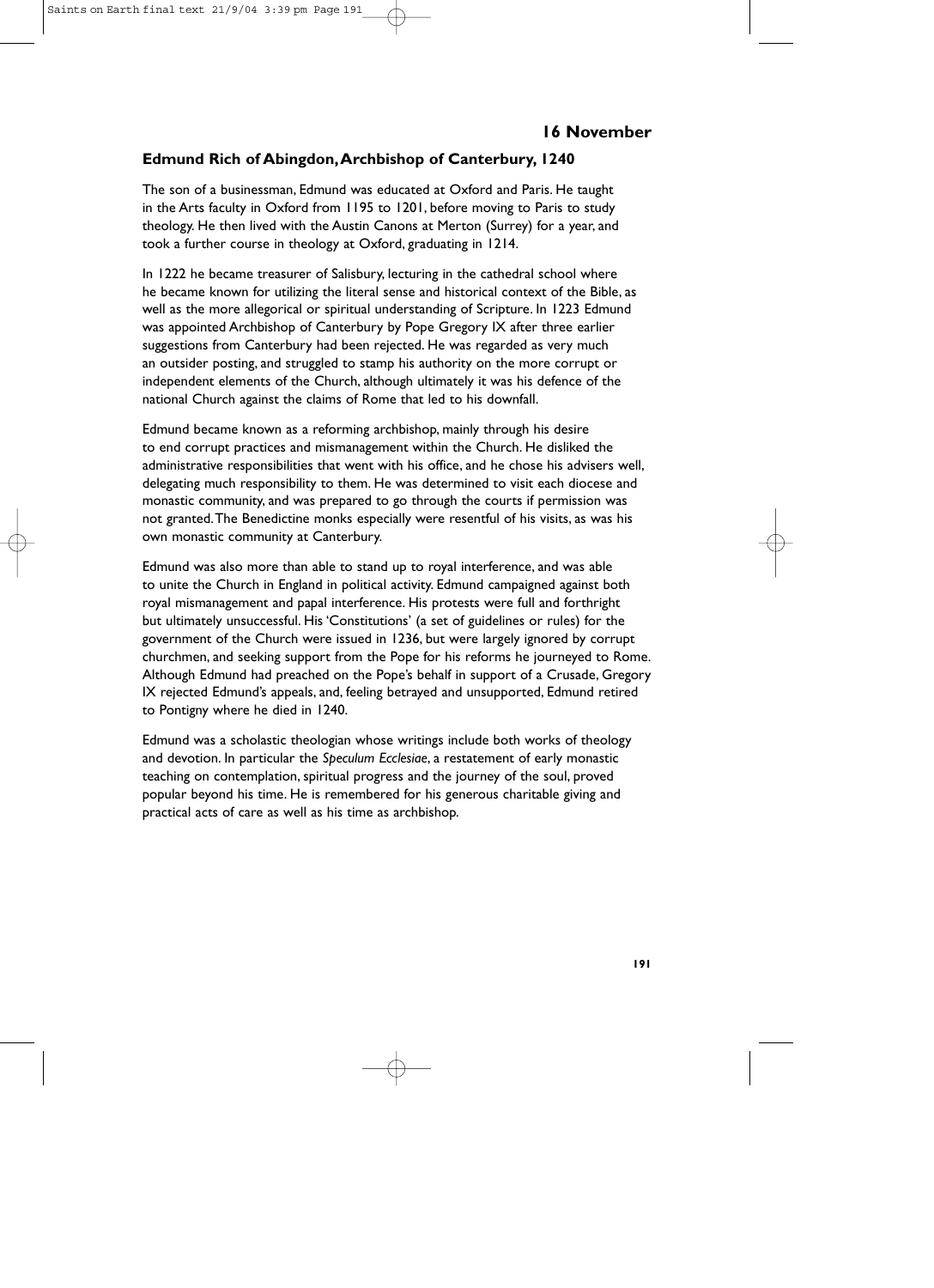## 16 November

### Edmund Rich of Abingdon, Archbishop of Canterbury, 1240

The son of a businessman, Edmund was educated at Oxford and Paris. He taught in the Arts faculty in Oxford from 1195 to 1201, before moving to Paris to study theology. He then lived with the Austin Canons at Merton (Surrey) for a year, and took a further course in theology at Oxford, graduating in 1214.

In 1222 he became treasurer of Salisbury, lecturing in the cathedral school where he became known for utilizing the literal sense and historical context of the Bible, as well as the more allegorical or spiritual understanding of Scripture. In 1223 Edmund was appointed Archbishop of Canterbury by Pope Gregory IX after three earlier suggestions from Canterbury had been rejected. He was regarded as very much an outsider posting, and struggled to stamp his authority on the more corrupt or independent elements of the Church, although ultimately it was his defence of the national Church against the claims of Rome that led to his downfall.

Edmund became known as a reforming archbishop, mainly through his desire to end corrupt practices and mismanagement within the Church. He disliked the administrative responsibilities that went with his office, and he chose his advisers well, delegating much responsibility to them. He was determined to visit each diocese and monastic community, and was prepared to go through the courts if permission was not granted. The Benedictine monks especially were resentful of his visits, as was his own monastic community at Canterbury.

Edmund was also more than able to stand up to royal interference, and was able to unite the Church in England in political activity. Edmund campaigned against both royal mismanagement and papal interference. His protests were full and forthright but ultimately unsuccessful. His 'Constitutions' (a set of guidelines or rules) for the government of the Church were issued in 1236, but were largely ignored by corrupt churchmen, and seeking support from the Pope for his reforms he journeyed to Rome. Although Edmund had preached on the Pope's behalf in support of a Crusade, Gregory IX rejected Edmund's appeals, and, feeling betrayed and unsupported, Edmund retired to Pontigny where he died in 1240.

Edmund was a scholastic theologian whose writings include both works of theology and devotion. In particular the *Speculum Ecclesiae*, a restatement of early monastic teaching on contemplation, spiritual progress and the journey of the soul, proved popular beyond his time. He is remembered for his generous charitable giving and practical acts of care as well as his time as archbishop.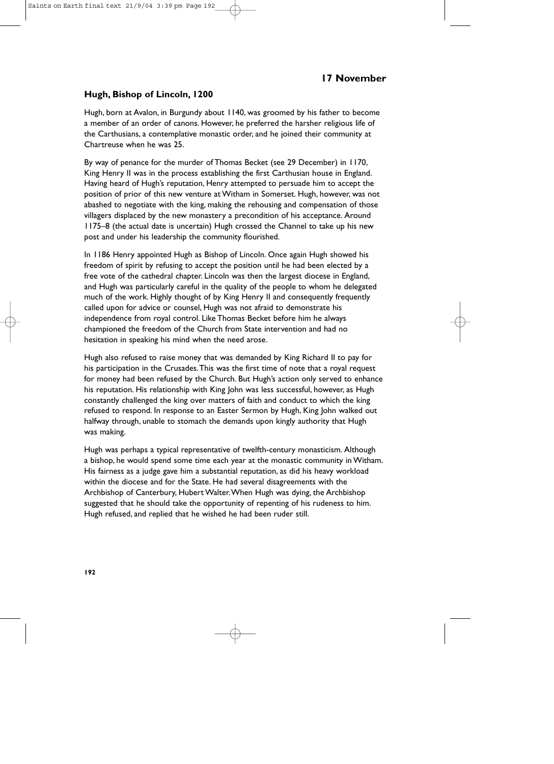## 17 November

### Hugh, Bishop of Lincoln, 1200

Hugh, born at Avalon, in Burgundy about 1140, was groomed by his father to become a member of an order of canons. However, he preferred the harsher religious life of the Carthusians, a contemplative monastic order, and he joined their community at Chartreuse when he was 25.

By way of penance for the murder of Thomas Becket (see 29 December) in 1170, King Henry II was in the process establishing the first Carthusian house in England. Having heard of Hugh's reputation, Henry attempted to persuade him to accept the position of prior of this new venture at Witham in Somerset. Hugh, however, was not abashed to negotiate with the king, making the rehousing and compensation of those villagers displaced by the new monastery a precondition of his acceptance. Around 1175–8 (the actual date is uncertain) Hugh crossed the Channel to take up his new post and under his leadership the community flourished.

In 1186 Henry appointed Hugh as Bishop of Lincoln. Once again Hugh showed his freedom of spirit by refusing to accept the position until he had been elected by a free vote of the cathedral chapter. Lincoln was then the largest diocese in England, and Hugh was particularly careful in the quality of the people to whom he delegated much of the work. Highly thought of by King Henry II and consequently frequently called upon for advice or counsel, Hugh was not afraid to demonstrate his independence from royal control. Like Thomas Becket before him he always championed the freedom of the Church from State intervention and had no hesitation in speaking his mind when the need arose.

Hugh also refused to raise money that was demanded by King Richard II to pay for his participation in the Crusades. This was the first time of note that a royal request for money had been refused by the Church. But Hugh's action only served to enhance his reputation. His relationship with King John was less successful, however, as Hugh constantly challenged the king over matters of faith and conduct to which the king refused to respond. In response to an Easter Sermon by Hugh, King John walked out halfway through, unable to stomach the demands upon kingly authority that Hugh was making.

Hugh was perhaps a typical representative of twelfth-century monasticism. Although a bishop, he would spend some time each year at the monastic community in Witham. His fairness as a judge gave him a substantial reputation, as did his heavy workload within the diocese and for the State. He had several disagreements with the Archbishop of Canterbury, Hubert Walter. When Hugh was dying, the Archbishop suggested that he should take the opportunity of repenting of his rudeness to him. Hugh refused, and replied that he wished he had been ruder still.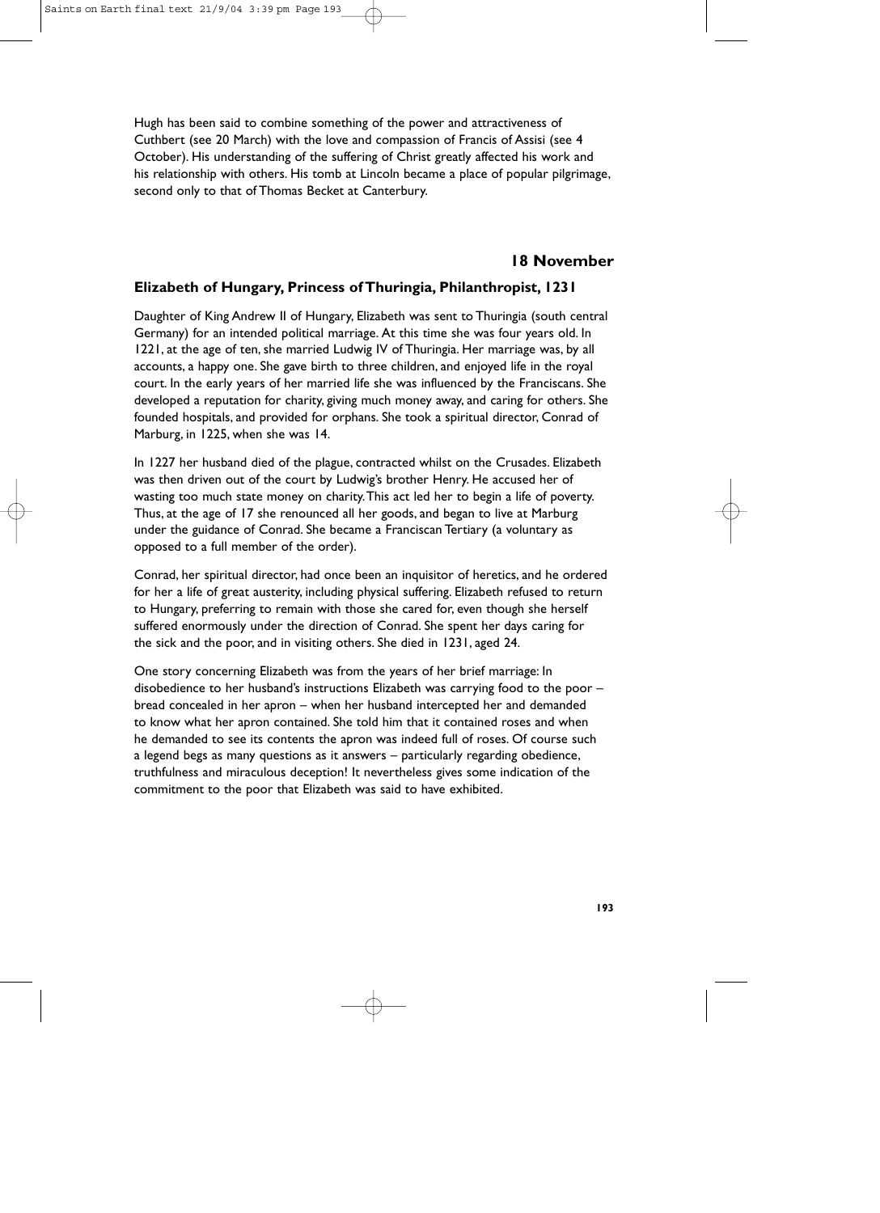Hugh has been said to combine something of the power and attractiveness of Cuthbert (see 20 March) with the love and compassion of Francis of Assisi (see 4 October). His understanding of the suffering of Christ greatly affected his work and his relationship with others. His tomb at Lincoln became a place of popular pilgrimage, second only to that of Thomas Becket at Canterbury.

## 18 November

### Elizabeth of Hungary, Princess of Thuringia, Philanthropist, 1231

Daughter of King Andrew II of Hungary, Elizabeth was sent to Thuringia (south central Germany) for an intended political marriage. At this time she was four years old. In 1221, at the age of ten, she married Ludwig IV of Thuringia. Her marriage was, by all accounts, a happy one. She gave birth to three children, and enjoyed life in the royal court. In the early years of her married life she was influenced by the Franciscans. She developed a reputation for charity, giving much money away, and caring for others. She founded hospitals, and provided for orphans. She took a spiritual director, Conrad of Marburg, in 1225, when she was 14.

In 1227 her husband died of the plague, contracted whilst on the Crusades. Elizabeth was then driven out of the court by Ludwig's brother Henry. He accused her of wasting too much state money on charity. This act led her to begin a life of poverty. Thus, at the age of 17 she renounced all her goods, and began to live at Marburg under the guidance of Conrad. She became a Franciscan Tertiary (a voluntary as opposed to a full member of the order).

Conrad, her spiritual director, had once been an inquisitor of heretics, and he ordered for her a life of great austerity, including physical suffering. Elizabeth refused to return to Hungary, preferring to remain with those she cared for, even though she herself suffered enormously under the direction of Conrad. She spent her days caring for the sick and the poor, and in visiting others. She died in 1231, aged 24.

One story concerning Elizabeth was from the years of her brief marriage: In disobedience to her husband's instructions Elizabeth was carrying food to the poor – bread concealed in her apron – when her husband intercepted her and demanded to know what her apron contained. She told him that it contained roses and when he demanded to see its contents the apron was indeed full of roses. Of course such a legend begs as many questions as it answers – particularly regarding obedience, truthfulness and miraculous deception! It nevertheless gives some indication of the commitment to the poor that Elizabeth was said to have exhibited.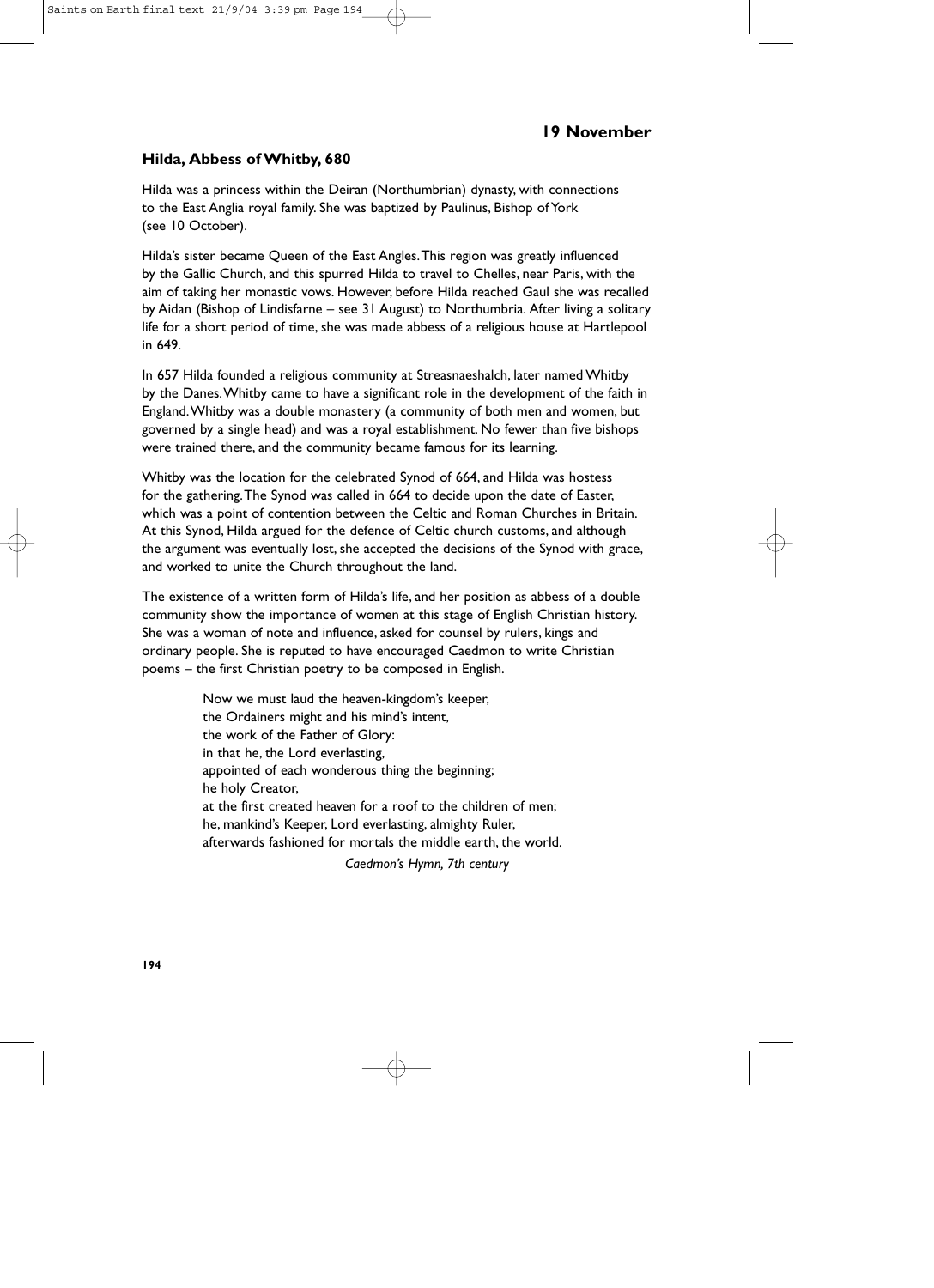## 19 November

### Hilda, Abbess of Whitby, 680

Hilda was a princess within the Deiran (Northumbrian) dynasty, with connections to the East Anglia royal family. She was baptized by Paulinus, Bishop of York (see 10 October).

Hilda's sister became Queen of the East Angles. This region was greatly influenced by the Gallic Church, and this spurred Hilda to travel to Chelles, near Paris, with the aim of taking her monastic vows. However, before Hilda reached Gaul she was recalled by Aidan (Bishop of Lindisfarne – see 31 August) to Northumbria. After living a solitary life for a short period of time, she was made abbess of a religious house at Hartlepool in 649.

In 657 Hilda founded a religious community at Streasnaeshalch, later named Whitby by the Danes. Whitby came to have a significant role in the development of the faith in England. Whitby was a double monastery (a community of both men and women, but governed by a single head) and was a royal establishment. No fewer than five bishops were trained there, and the community became famous for its learning.

Whitby was the location for the celebrated Synod of 664, and Hilda was hostess for the gathering. The Synod was called in 664 to decide upon the date of Easter, which was a point of contention between the Celtic and Roman Churches in Britain. At this Synod, Hilda argued for the defence of Celtic church customs, and although the argument was eventually lost, she accepted the decisions of the Synod with grace, and worked to unite the Church throughout the land.

The existence of a written form of Hilda's life, and her position as abbess of a double community show the importance of women at this stage of English Christian history. She was a woman of note and influence, asked for counsel by rulers, kings and ordinary people. She is reputed to have encouraged Caedmon to write Christian poems – the first Christian poetry to be composed in English.

> Now we must laud the heaven-kingdom's keeper,
> the Ordainers might and his mind's intent,
> the work of the Father of Glory:
> in that he, the Lord everlasting,
> appointed of each wonderous thing the beginning;
> he holy Creator,
> at the first created heaven for a roof to the children of men;
> he, mankind's Keeper, Lord everlasting, almighty Ruler,
> afterwards fashioned for mortals the middle earth, the world.
>
> *Caedmon's Hymn, 7th century*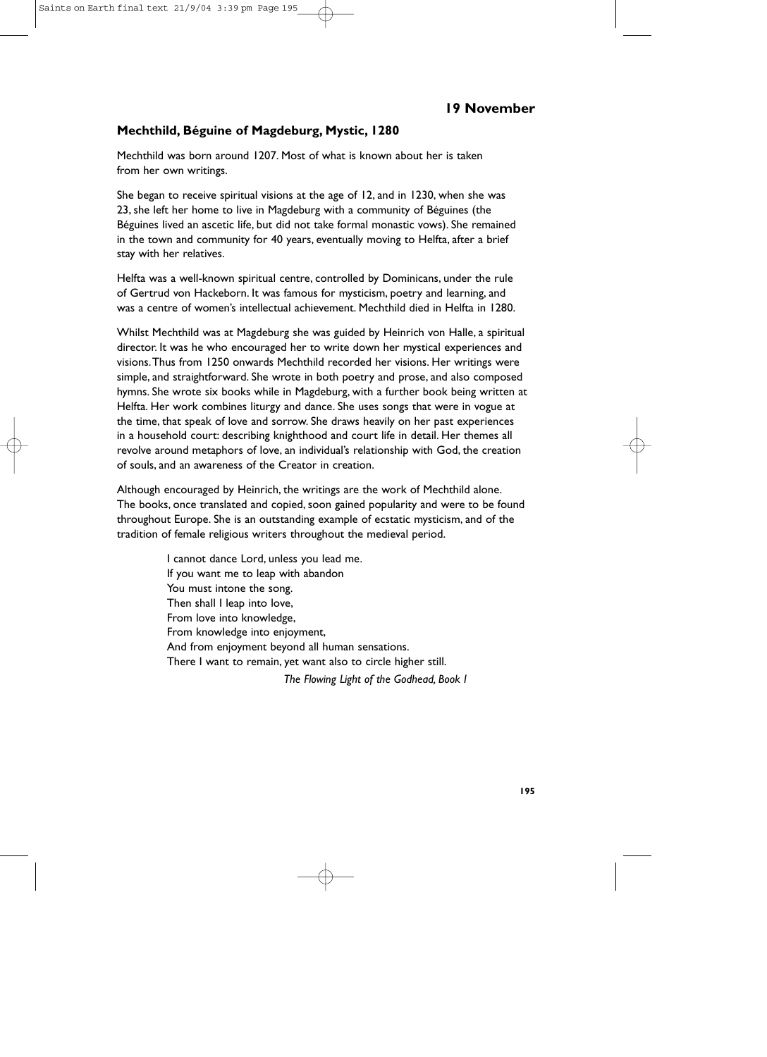## 19 November

### Mechthild, Béguine of Magdeburg, Mystic, 1280

Mechthild was born around 1207. Most of what is known about her is taken from her own writings.

She began to receive spiritual visions at the age of 12, and in 1230, when she was 23, she left her home to live in Magdeburg with a community of Béguines (the Béguines lived an ascetic life, but did not take formal monastic vows). She remained in the town and community for 40 years, eventually moving to Helfta, after a brief stay with her relatives.

Helfta was a well-known spiritual centre, controlled by Dominicans, under the rule of Gertrud von Hackeborn. It was famous for mysticism, poetry and learning, and was a centre of women's intellectual achievement. Mechthild died in Helfta in 1280.

Whilst Mechthild was at Magdeburg she was guided by Heinrich von Halle, a spiritual director. It was he who encouraged her to write down her mystical experiences and visions. Thus from 1250 onwards Mechthild recorded her visions. Her writings were simple, and straightforward. She wrote in both poetry and prose, and also composed hymns. She wrote six books while in Magdeburg, with a further book being written at Helfta. Her work combines liturgy and dance. She uses songs that were in vogue at the time, that speak of love and sorrow. She draws heavily on her past experiences in a household court: describing knighthood and court life in detail. Her themes all revolve around metaphors of love, an individual's relationship with God, the creation of souls, and an awareness of the Creator in creation.

Although encouraged by Heinrich, the writings are the work of Mechthild alone. The books, once translated and copied, soon gained popularity and were to be found throughout Europe. She is an outstanding example of ecstatic mysticism, and of the tradition of female religious writers throughout the medieval period.

> I cannot dance Lord, unless you lead me.
> If you want me to leap with abandon
> You must intone the song.
> Then shall I leap into love,
> From love into knowledge,
> From knowledge into enjoyment,
> And from enjoyment beyond all human sensations.
> There I want to remain, yet want also to circle higher still.
>
> *The Flowing Light of the Godhead, Book I*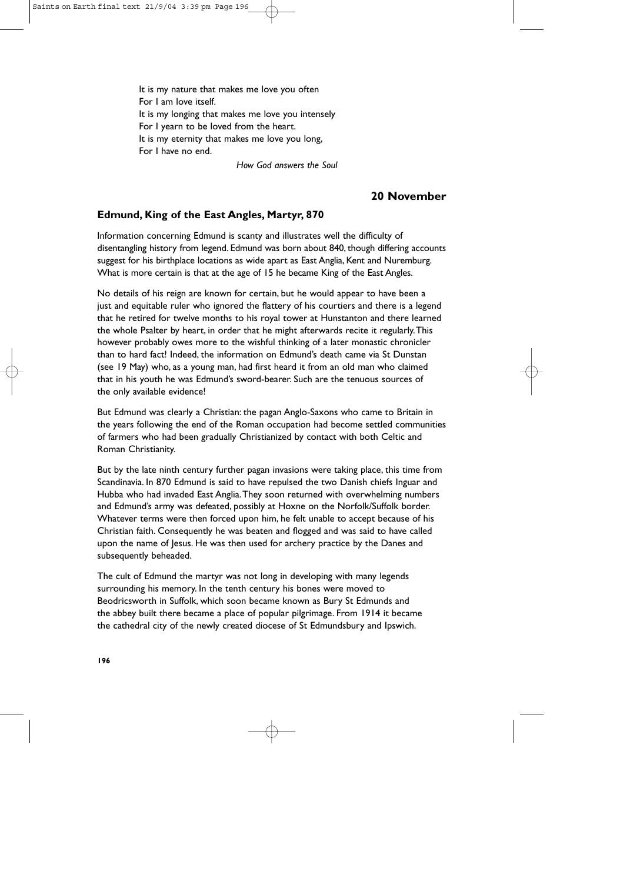It is my nature that makes me love you often
For I am love itself.
It is my longing that makes me love you intensely
For I yearn to be loved from the heart.
It is my eternity that makes me love you long,
For I have no end.

*How God answers the Soul*

## 20 November

### Edmund, King of the East Angles, Martyr, 870

Information concerning Edmund is scanty and illustrates well the difficulty of disentangling history from legend. Edmund was born about 840, though differing accounts suggest for his birthplace locations as wide apart as East Anglia, Kent and Nuremburg. What is more certain is that at the age of 15 he became King of the East Angles.

No details of his reign are known for certain, but he would appear to have been a just and equitable ruler who ignored the flattery of his courtiers and there is a legend that he retired for twelve months to his royal tower at Hunstanton and there learned the whole Psalter by heart, in order that he might afterwards recite it regularly. This however probably owes more to the wishful thinking of a later monastic chronicler than to hard fact! Indeed, the information on Edmund's death came via St Dunstan (see 19 May) who, as a young man, had first heard it from an old man who claimed that in his youth he was Edmund's sword-bearer. Such are the tenuous sources of the only available evidence!

But Edmund was clearly a Christian: the pagan Anglo-Saxons who came to Britain in the years following the end of the Roman occupation had become settled communities of farmers who had been gradually Christianized by contact with both Celtic and Roman Christianity.

But by the late ninth century further pagan invasions were taking place, this time from Scandinavia. In 870 Edmund is said to have repulsed the two Danish chiefs Inguar and Hubba who had invaded East Anglia. They soon returned with overwhelming numbers and Edmund's army was defeated, possibly at Hoxne on the Norfolk/Suffolk border. Whatever terms were then forced upon him, he felt unable to accept because of his Christian faith. Consequently he was beaten and flogged and was said to have called upon the name of Jesus. He was then used for archery practice by the Danes and subsequently beheaded.

The cult of Edmund the martyr was not long in developing with many legends surrounding his memory. In the tenth century his bones were moved to Beodricsworth in Suffolk, which soon became known as Bury St Edmunds and the abbey built there became a place of popular pilgrimage. From 1914 it became the cathedral city of the newly created diocese of St Edmundsbury and Ipswich.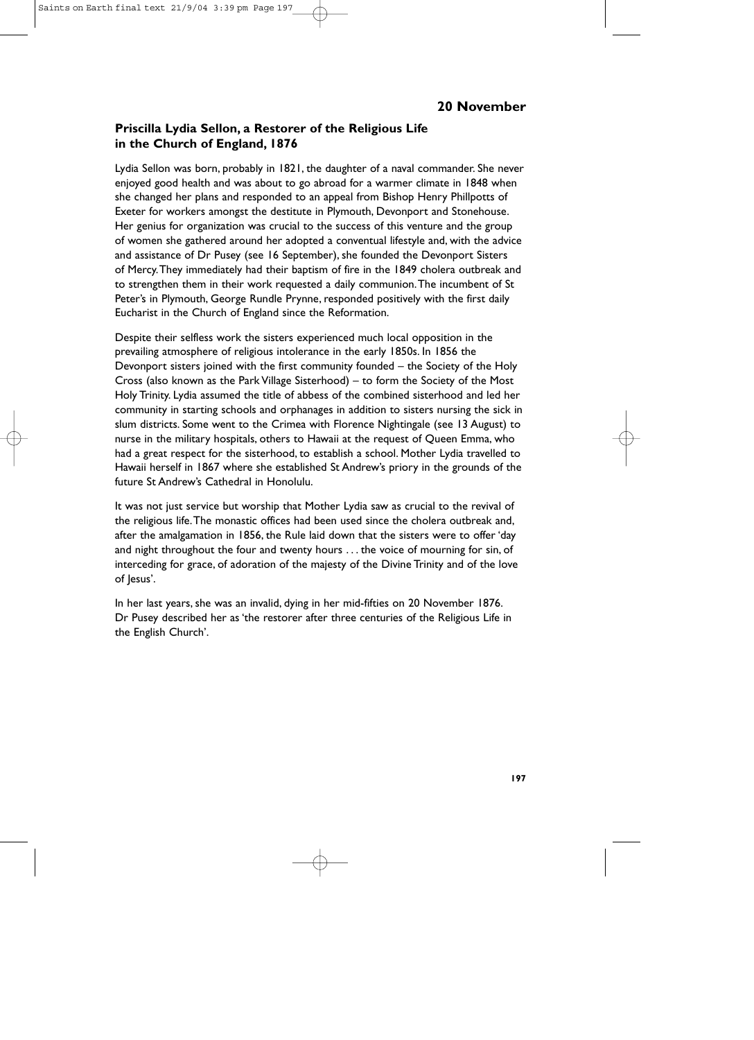## 20 November

### Priscilla Lydia Sellon, a Restorer of the Religious Life in the Church of England, 1876

Lydia Sellon was born, probably in 1821, the daughter of a naval commander. She never enjoyed good health and was about to go abroad for a warmer climate in 1848 when she changed her plans and responded to an appeal from Bishop Henry Phillpotts of Exeter for workers amongst the destitute in Plymouth, Devonport and Stonehouse. Her genius for organization was crucial to the success of this venture and the group of women she gathered around her adopted a conventual lifestyle and, with the advice and assistance of Dr Pusey (see 16 September), she founded the Devonport Sisters of Mercy. They immediately had their baptism of fire in the 1849 cholera outbreak and to strengthen them in their work requested a daily communion. The incumbent of St Peter's in Plymouth, George Rundle Prynne, responded positively with the first daily Eucharist in the Church of England since the Reformation.

Despite their selfless work the sisters experienced much local opposition in the prevailing atmosphere of religious intolerance in the early 1850s. In 1856 the Devonport sisters joined with the first community founded – the Society of the Holy Cross (also known as the Park Village Sisterhood) – to form the Society of the Most Holy Trinity. Lydia assumed the title of abbess of the combined sisterhood and led her community in starting schools and orphanages in addition to sisters nursing the sick in slum districts. Some went to the Crimea with Florence Nightingale (see 13 August) to nurse in the military hospitals, others to Hawaii at the request of Queen Emma, who had a great respect for the sisterhood, to establish a school. Mother Lydia travelled to Hawaii herself in 1867 where she established St Andrew's priory in the grounds of the future St Andrew's Cathedral in Honolulu.

It was not just service but worship that Mother Lydia saw as crucial to the revival of the religious life. The monastic offices had been used since the cholera outbreak and, after the amalgamation in 1856, the Rule laid down that the sisters were to offer 'day and night throughout the four and twenty hours . . . the voice of mourning for sin, of interceding for grace, of adoration of the majesty of the Divine Trinity and of the love of Jesus'.

In her last years, she was an invalid, dying in her mid-fifties on 20 November 1876. Dr Pusey described her as 'the restorer after three centuries of the Religious Life in the English Church'.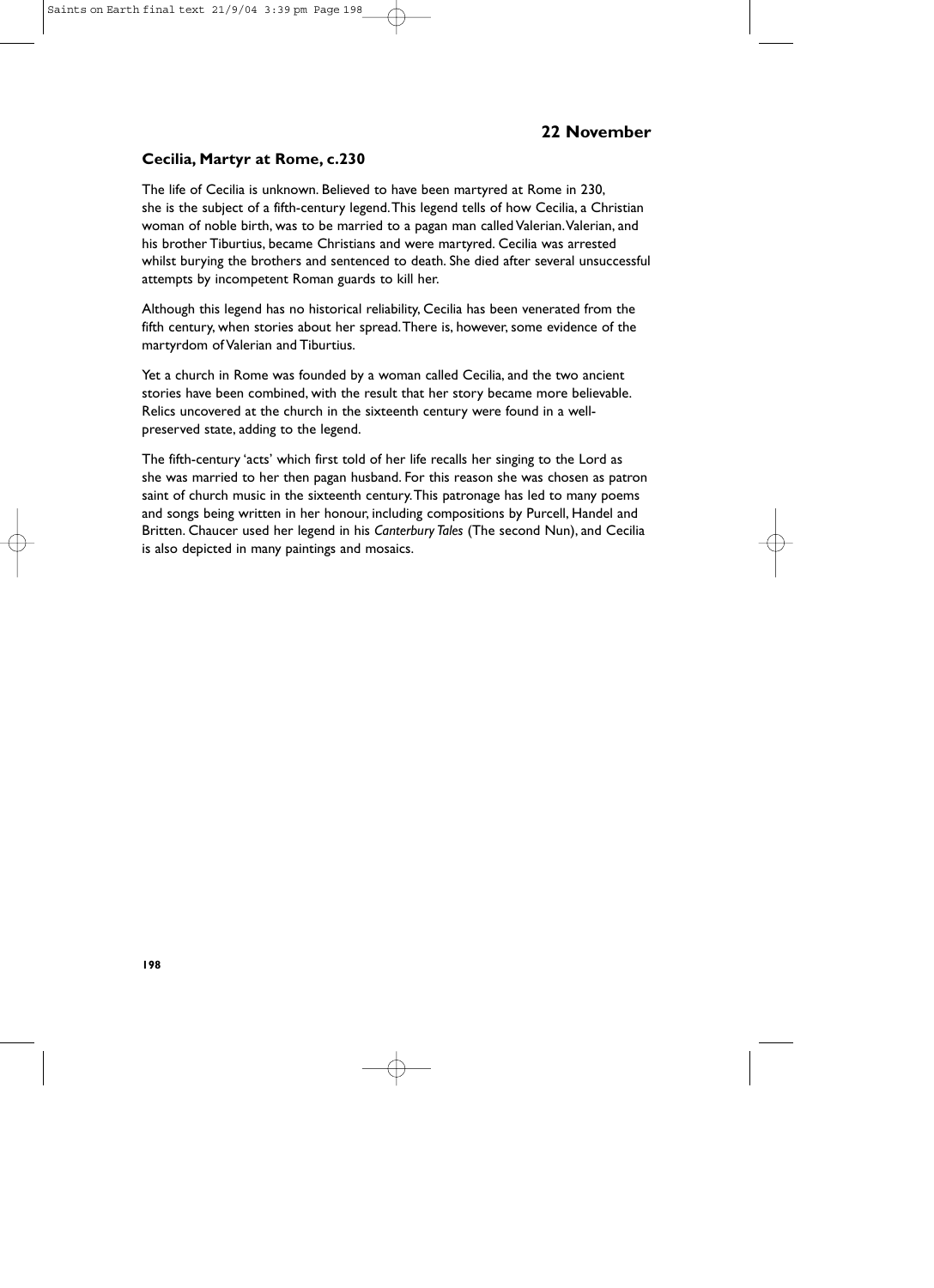## 22 November

### Cecilia, Martyr at Rome, c.230

The life of Cecilia is unknown. Believed to have been martyred at Rome in 230, she is the subject of a fifth-century legend. This legend tells of how Cecilia, a Christian woman of noble birth, was to be married to a pagan man called Valerian. Valerian, and his brother Tiburtius, became Christians and were martyred. Cecilia was arrested whilst burying the brothers and sentenced to death. She died after several unsuccessful attempts by incompetent Roman guards to kill her.

Although this legend has no historical reliability, Cecilia has been venerated from the fifth century, when stories about her spread. There is, however, some evidence of the martyrdom of Valerian and Tiburtius.

Yet a church in Rome was founded by a woman called Cecilia, and the two ancient stories have been combined, with the result that her story became more believable. Relics uncovered at the church in the sixteenth century were found in a well-preserved state, adding to the legend.

The fifth-century 'acts' which first told of her life recalls her singing to the Lord as she was married to her then pagan husband. For this reason she was chosen as patron saint of church music in the sixteenth century. This patronage has led to many poems and songs being written in her honour, including compositions by Purcell, Handel and Britten. Chaucer used her legend in his *Canterbury Tales* (The second Nun), and Cecilia is also depicted in many paintings and mosaics.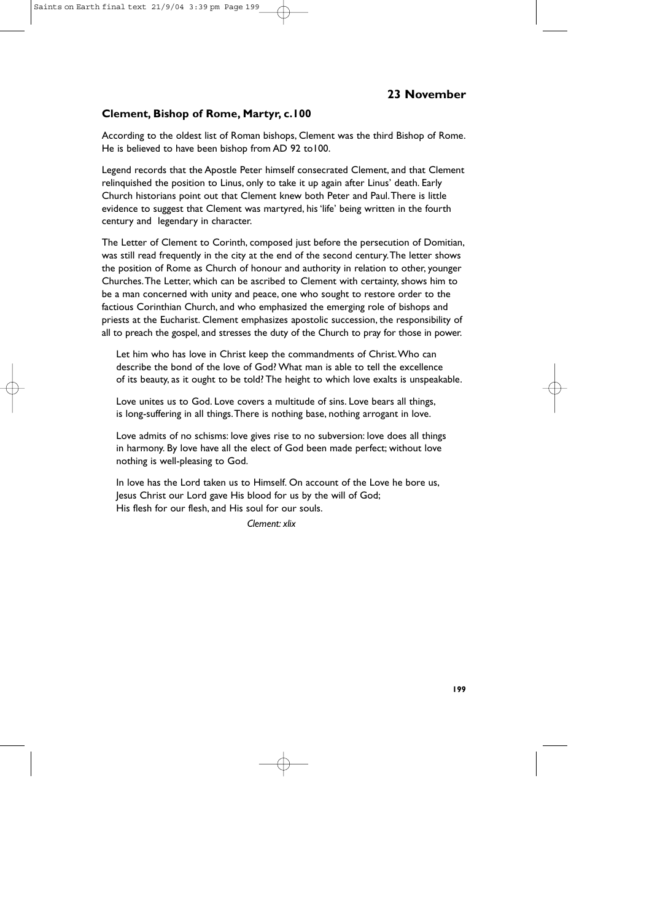## 23 November

### Clement, Bishop of Rome, Martyr, c.100

According to the oldest list of Roman bishops, Clement was the third Bishop of Rome. He is believed to have been bishop from AD 92 to100.

Legend records that the Apostle Peter himself consecrated Clement, and that Clement relinquished the position to Linus, only to take it up again after Linus' death. Early Church historians point out that Clement knew both Peter and Paul. There is little evidence to suggest that Clement was martyred, his 'life' being written in the fourth century and legendary in character.

The Letter of Clement to Corinth, composed just before the persecution of Domitian, was still read frequently in the city at the end of the second century. The letter shows the position of Rome as Church of honour and authority in relation to other, younger Churches. The Letter, which can be ascribed to Clement with certainty, shows him to be a man concerned with unity and peace, one who sought to restore order to the factious Corinthian Church, and who emphasized the emerging role of bishops and priests at the Eucharist. Clement emphasizes apostolic succession, the responsibility of all to preach the gospel, and stresses the duty of the Church to pray for those in power.

> Let him who has love in Christ keep the commandments of Christ. Who can describe the bond of the love of God? What man is able to tell the excellence of its beauty, as it ought to be told? The height to which love exalts is unspeakable.
>
> Love unites us to God. Love covers a multitude of sins. Love bears all things, is long-suffering in all things. There is nothing base, nothing arrogant in love.
>
> Love admits of no schisms: love gives rise to no subversion: love does all things in harmony. By love have all the elect of God been made perfect; without love nothing is well-pleasing to God.
>
> In love has the Lord taken us to Himself. On account of the Love he bore us, Jesus Christ our Lord gave His blood for us by the will of God; His flesh for our flesh, and His soul for our souls.
>
> *Clement: xlix*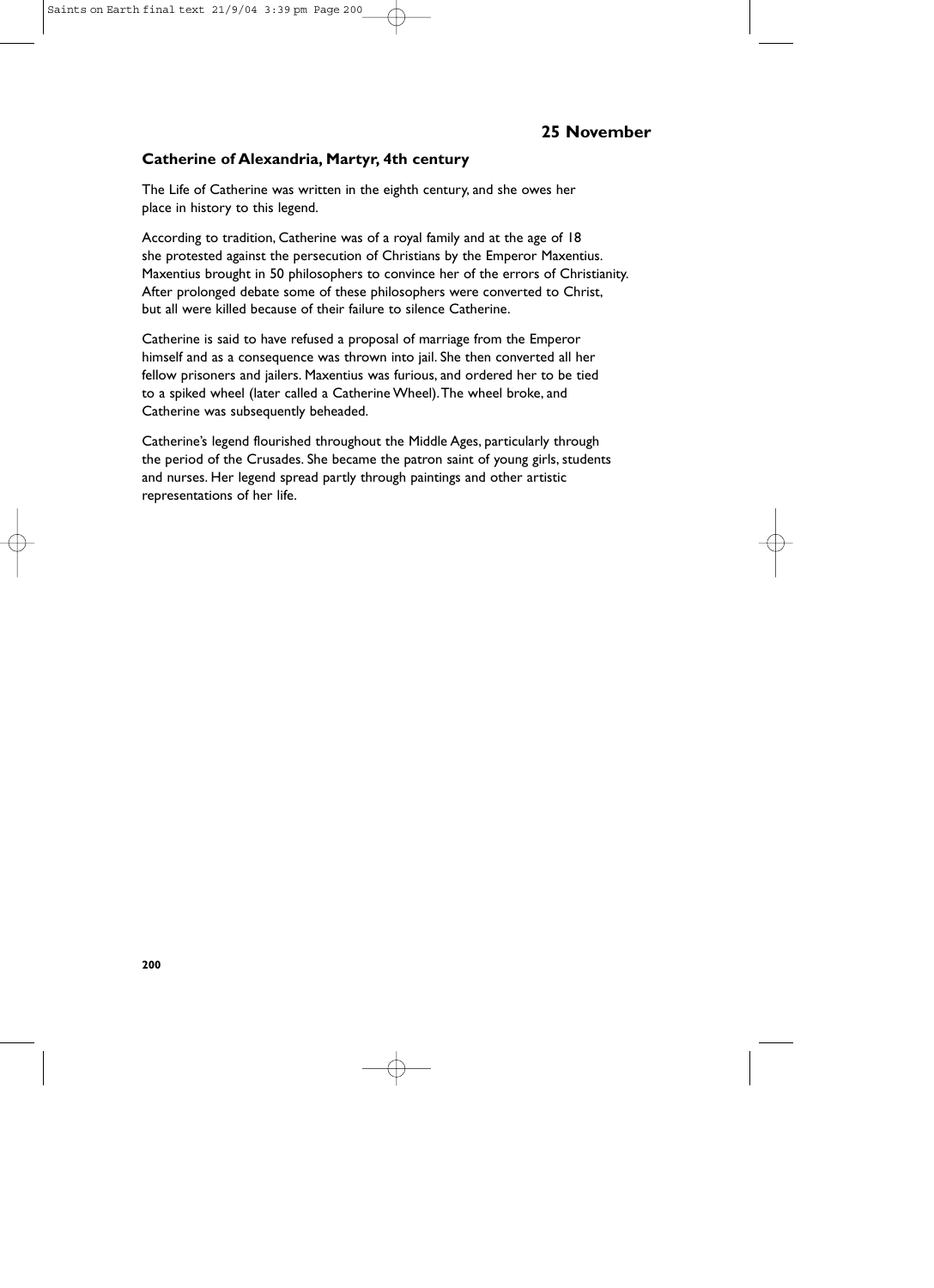## 25 November

### Catherine of Alexandria, Martyr, 4th century

The Life of Catherine was written in the eighth century, and she owes her place in history to this legend.

According to tradition, Catherine was of a royal family and at the age of 18 she protested against the persecution of Christians by the Emperor Maxentius. Maxentius brought in 50 philosophers to convince her of the errors of Christianity. After prolonged debate some of these philosophers were converted to Christ, but all were killed because of their failure to silence Catherine.

Catherine is said to have refused a proposal of marriage from the Emperor himself and as a consequence was thrown into jail. She then converted all her fellow prisoners and jailers. Maxentius was furious, and ordered her to be tied to a spiked wheel (later called a Catherine Wheel). The wheel broke, and Catherine was subsequently beheaded.

Catherine's legend flourished throughout the Middle Ages, particularly through the period of the Crusades. She became the patron saint of young girls, students and nurses. Her legend spread partly through paintings and other artistic representations of her life.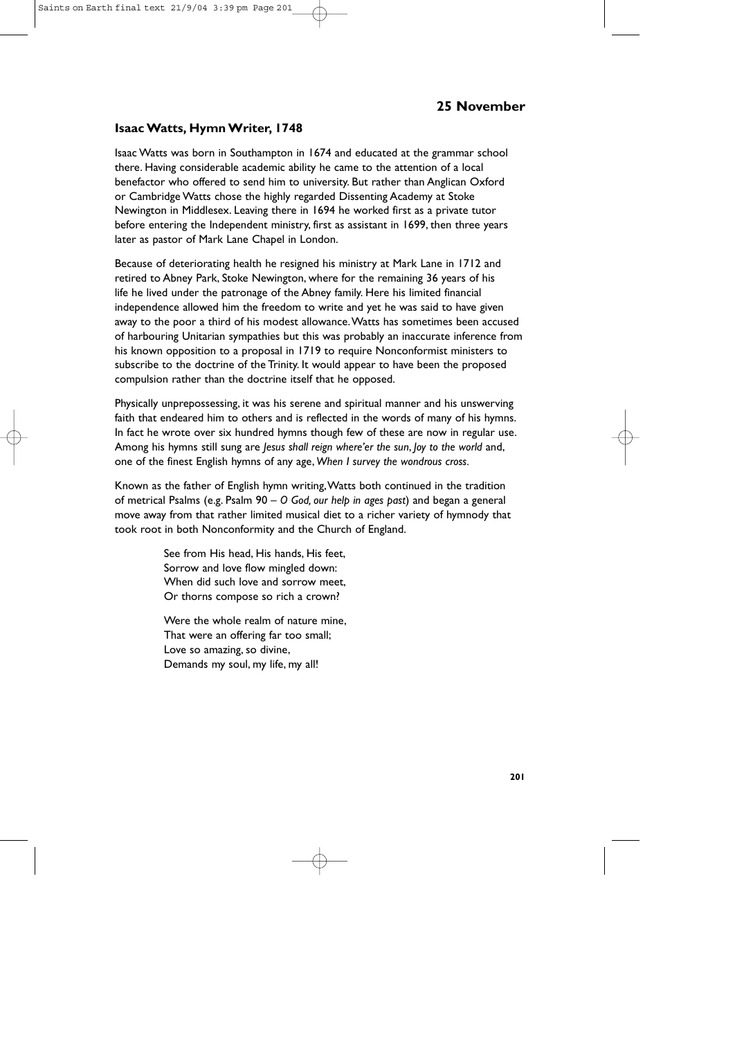## 25 November

### Isaac Watts, Hymn Writer, 1748

Isaac Watts was born in Southampton in 1674 and educated at the grammar school there. Having considerable academic ability he came to the attention of a local benefactor who offered to send him to university. But rather than Anglican Oxford or Cambridge Watts chose the highly regarded Dissenting Academy at Stoke Newington in Middlesex. Leaving there in 1694 he worked first as a private tutor before entering the Independent ministry, first as assistant in 1699, then three years later as pastor of Mark Lane Chapel in London.

Because of deteriorating health he resigned his ministry at Mark Lane in 1712 and retired to Abney Park, Stoke Newington, where for the remaining 36 years of his life he lived under the patronage of the Abney family. Here his limited financial independence allowed him the freedom to write and yet he was said to have given away to the poor a third of his modest allowance. Watts has sometimes been accused of harbouring Unitarian sympathies but this was probably an inaccurate inference from his known opposition to a proposal in 1719 to require Nonconformist ministers to subscribe to the doctrine of the Trinity. It would appear to have been the proposed compulsion rather than the doctrine itself that he opposed.

Physically unprepossessing, it was his serene and spiritual manner and his unswerving faith that endeared him to others and is reflected in the words of many of his hymns. In fact he wrote over six hundred hymns though few of these are now in regular use. Among his hymns still sung are *Jesus shall reign where'er the sun*, *Joy to the world* and, one of the finest English hymns of any age, *When I survey the wondrous cross*.

Known as the father of English hymn writing, Watts both continued in the tradition of metrical Psalms (e.g. Psalm 90 – *O God, our help in ages past*) and began a general move away from that rather limited musical diet to a richer variety of hymnody that took root in both Nonconformity and the Church of England.

> See from His head, His hands, His feet,
> Sorrow and love flow mingled down:
> When did such love and sorrow meet,
> Or thorns compose so rich a crown?
>
> Were the whole realm of nature mine,
> That were an offering far too small;
> Love so amazing, so divine,
> Demands my soul, my life, my all!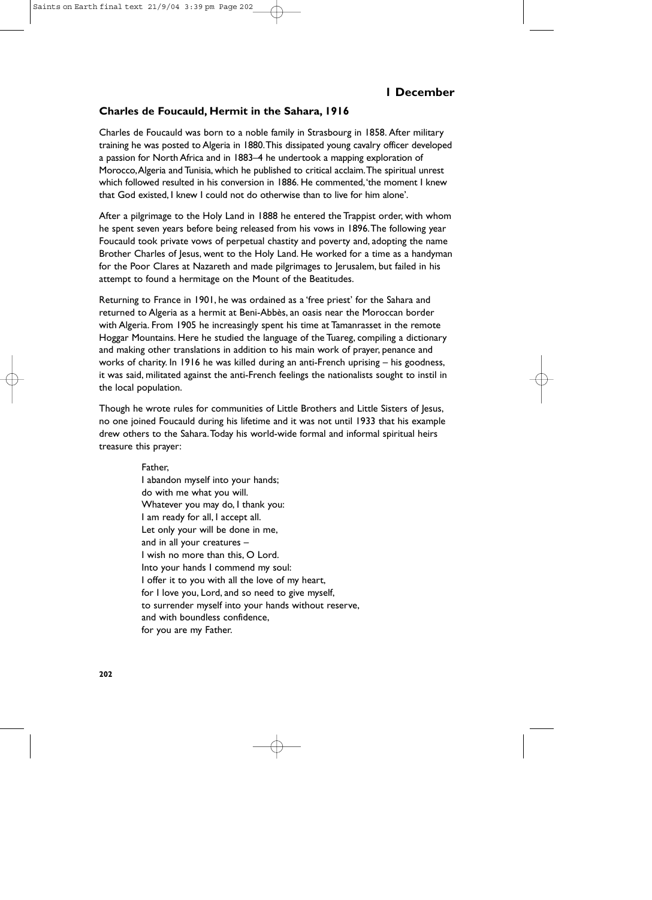## 1 December

### Charles de Foucauld, Hermit in the Sahara, 1916

Charles de Foucauld was born to a noble family in Strasbourg in 1858. After military training he was posted to Algeria in 1880. This dissipated young cavalry officer developed a passion for North Africa and in 1883–4 he undertook a mapping exploration of Morocco, Algeria and Tunisia, which he published to critical acclaim. The spiritual unrest which followed resulted in his conversion in 1886. He commented, 'the moment I knew that God existed, I knew I could not do otherwise than to live for him alone'.

After a pilgrimage to the Holy Land in 1888 he entered the Trappist order, with whom he spent seven years before being released from his vows in 1896. The following year Foucauld took private vows of perpetual chastity and poverty and, adopting the name Brother Charles of Jesus, went to the Holy Land. He worked for a time as a handyman for the Poor Clares at Nazareth and made pilgrimages to Jerusalem, but failed in his attempt to found a hermitage on the Mount of the Beatitudes.

Returning to France in 1901, he was ordained as a 'free priest' for the Sahara and returned to Algeria as a hermit at Beni-Abbès, an oasis near the Moroccan border with Algeria. From 1905 he increasingly spent his time at Tamanrasset in the remote Hoggar Mountains. Here he studied the language of the Tuareg, compiling a dictionary and making other translations in addition to his main work of prayer, penance and works of charity. In 1916 he was killed during an anti-French uprising – his goodness, it was said, militated against the anti-French feelings the nationalists sought to instil in the local population.

Though he wrote rules for communities of Little Brothers and Little Sisters of Jesus, no one joined Foucauld during his lifetime and it was not until 1933 that his example drew others to the Sahara. Today his world-wide formal and informal spiritual heirs treasure this prayer:

> Father,
> I abandon myself into your hands;
> do with me what you will.
> Whatever you may do, I thank you:
> I am ready for all, I accept all.
> Let only your will be done in me,
> and in all your creatures –
> I wish no more than this, O Lord.
> Into your hands I commend my soul:
> I offer it to you with all the love of my heart,
> for I love you, Lord, and so need to give myself,
> to surrender myself into your hands without reserve,
> and with boundless confidence,
> for you are my Father.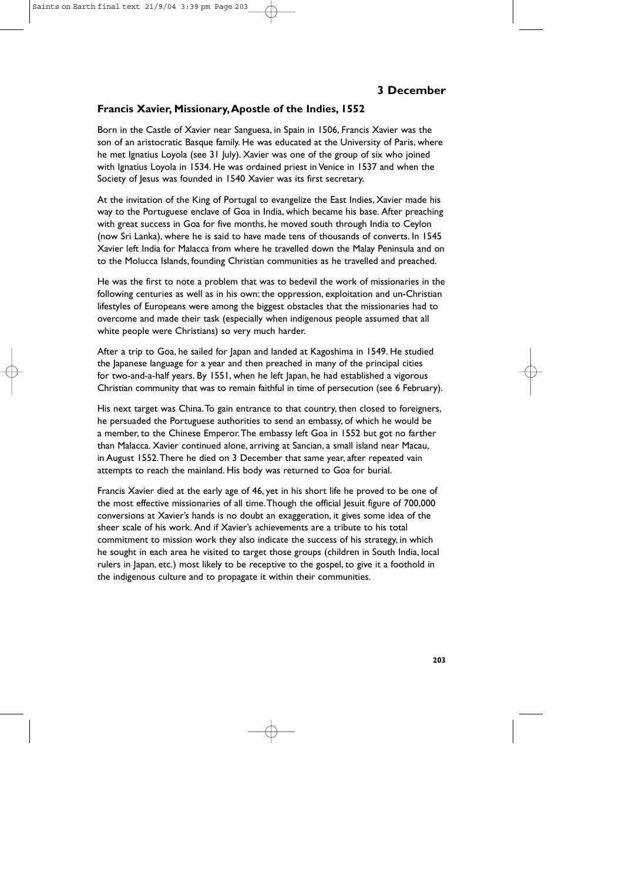## 3 December

### Francis Xavier, Missionary, Apostle of the Indies, 1552

Born in the Castle of Xavier near Sanguesa, in Spain in 1506, Francis Xavier was the son of an aristocratic Basque family. He was educated at the University of Paris, where he met Ignatius Loyola (see 31 July). Xavier was one of the group of six who joined with Ignatius Loyola in 1534. He was ordained priest in Venice in 1537 and when the Society of Jesus was founded in 1540 Xavier was its first secretary.

At the invitation of the King of Portugal to evangelize the East Indies, Xavier made his way to the Portuguese enclave of Goa in India, which became his base. After preaching with great success in Goa for five months, he moved south through India to Ceylon (now Sri Lanka), where he is said to have made tens of thousands of converts. In 1545 Xavier left India for Malacca from where he travelled down the Malay Peninsula and on to the Molucca Islands, founding Christian communities as he travelled and preached.

He was the first to note a problem that was to bedevil the work of missionaries in the following centuries as well as in his own: the oppression, exploitation and un-Christian lifestyles of Europeans were among the biggest obstacles that the missionaries had to overcome and made their task (especially when indigenous people assumed that all white people were Christians) so very much harder.

After a trip to Goa, he sailed for Japan and landed at Kagoshima in 1549. He studied the Japanese language for a year and then preached in many of the principal cities for two-and-a-half years. By 1551, when he left Japan, he had established a vigorous Christian community that was to remain faithful in time of persecution (see 6 February).

His next target was China. To gain entrance to that country, then closed to foreigners, he persuaded the Portuguese authorities to send an embassy, of which he would be a member, to the Chinese Emperor. The embassy left Goa in 1552 but got no farther than Malacca. Xavier continued alone, arriving at Sancian, a small island near Macau, in August 1552. There he died on 3 December that same year, after repeated vain attempts to reach the mainland. His body was returned to Goa for burial.

Francis Xavier died at the early age of 46, yet in his short life he proved to be one of the most effective missionaries of all time. Though the official Jesuit figure of 700,000 conversions at Xavier's hands is no doubt an exaggeration, it gives some idea of the sheer scale of his work. And if Xavier's achievements are a tribute to his total commitment to mission work they also indicate the success of his strategy, in which he sought in each area he visited to target those groups (children in South India, local rulers in Japan, etc.) most likely to be receptive to the gospel, to give it a foothold in the indigenous culture and to propagate it within their communities.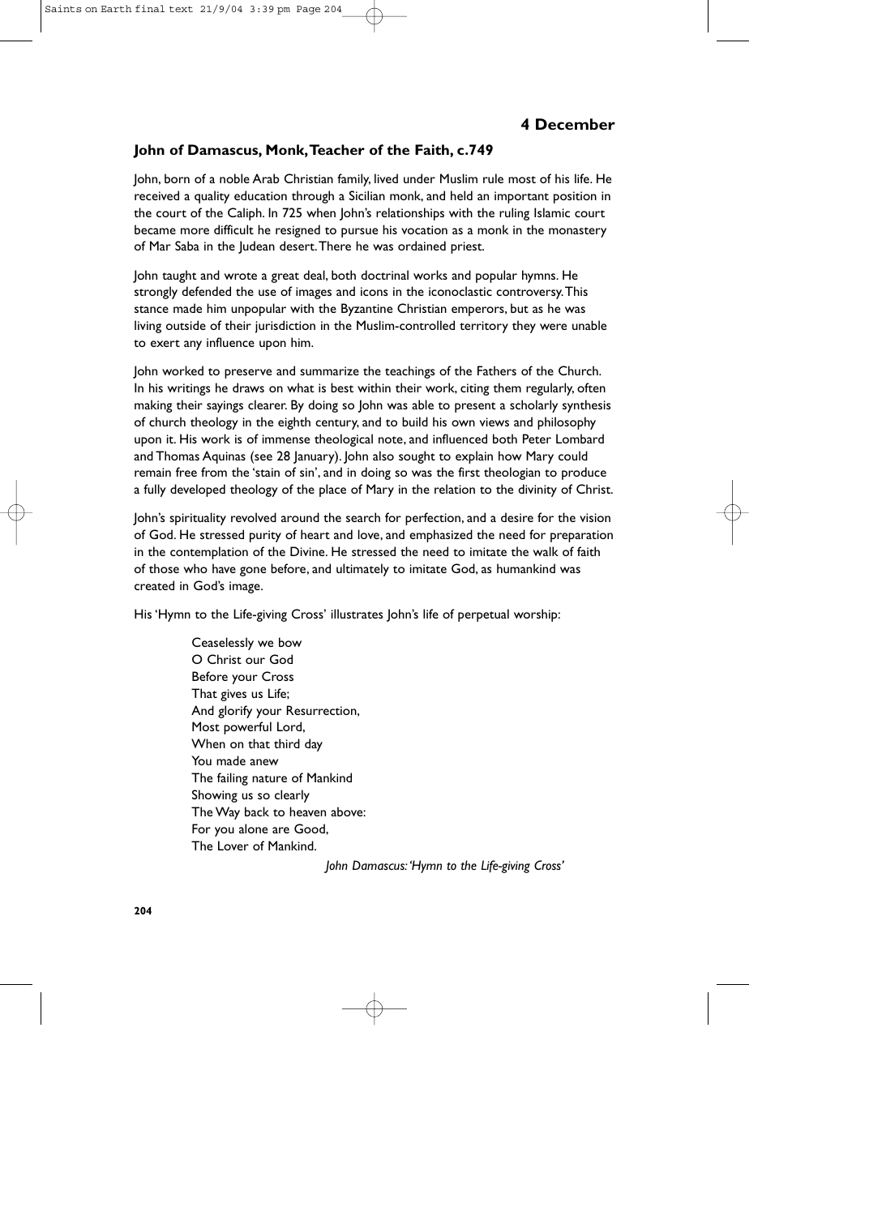## 4 December

### John of Damascus, Monk, Teacher of the Faith, c.749

John, born of a noble Arab Christian family, lived under Muslim rule most of his life. He received a quality education through a Sicilian monk, and held an important position in the court of the Caliph. In 725 when John's relationships with the ruling Islamic court became more difficult he resigned to pursue his vocation as a monk in the monastery of Mar Saba in the Judean desert. There he was ordained priest.

John taught and wrote a great deal, both doctrinal works and popular hymns. He strongly defended the use of images and icons in the iconoclastic controversy. This stance made him unpopular with the Byzantine Christian emperors, but as he was living outside of their jurisdiction in the Muslim-controlled territory they were unable to exert any influence upon him.

John worked to preserve and summarize the teachings of the Fathers of the Church. In his writings he draws on what is best within their work, citing them regularly, often making their sayings clearer. By doing so John was able to present a scholarly synthesis of church theology in the eighth century, and to build his own views and philosophy upon it. His work is of immense theological note, and influenced both Peter Lombard and Thomas Aquinas (see 28 January). John also sought to explain how Mary could remain free from the 'stain of sin', and in doing so was the first theologian to produce a fully developed theology of the place of Mary in the relation to the divinity of Christ.

John's spirituality revolved around the search for perfection, and a desire for the vision of God. He stressed purity of heart and love, and emphasized the need for preparation in the contemplation of the Divine. He stressed the need to imitate the walk of faith of those who have gone before, and ultimately to imitate God, as humankind was created in God's image.

His 'Hymn to the Life-giving Cross' illustrates John's life of perpetual worship:

> Ceaselessly we bow  
> O Christ our God  
> Before your Cross  
> That gives us Life;  
> And glorify your Resurrection,  
> Most powerful Lord,  
> When on that third day  
> You made anew  
> The failing nature of Mankind  
> Showing us so clearly  
> The Way back to heaven above:  
> For you alone are Good,  
> The Lover of Mankind.
>
> *John Damascus: 'Hymn to the Life-giving Cross'*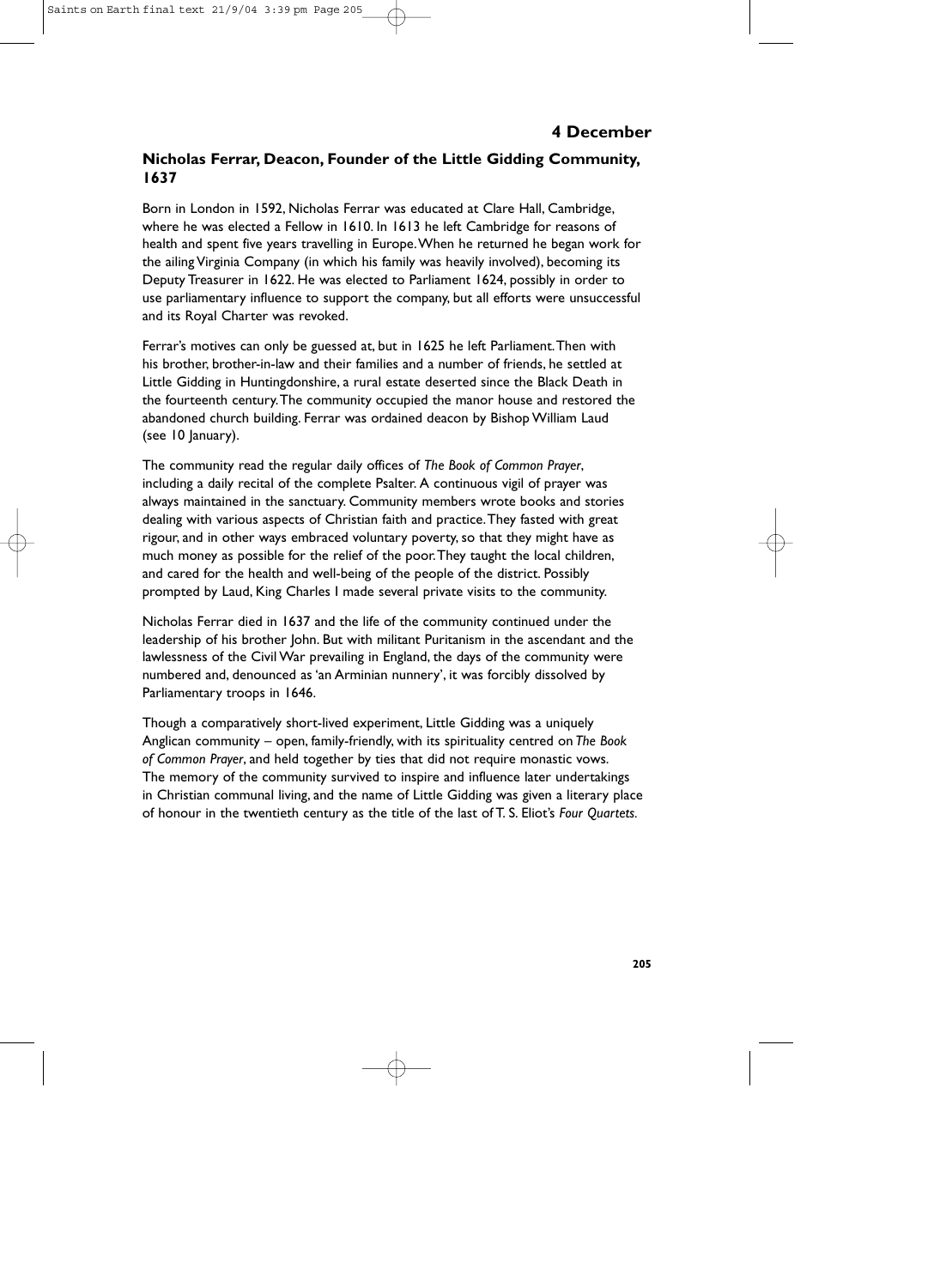## 4 December

### Nicholas Ferrar, Deacon, Founder of the Little Gidding Community, 1637

Born in London in 1592, Nicholas Ferrar was educated at Clare Hall, Cambridge, where he was elected a Fellow in 1610. In 1613 he left Cambridge for reasons of health and spent five years travelling in Europe. When he returned he began work for the ailing Virginia Company (in which his family was heavily involved), becoming its Deputy Treasurer in 1622. He was elected to Parliament 1624, possibly in order to use parliamentary influence to support the company, but all efforts were unsuccessful and its Royal Charter was revoked.

Ferrar's motives can only be guessed at, but in 1625 he left Parliament. Then with his brother, brother-in-law and their families and a number of friends, he settled at Little Gidding in Huntingdonshire, a rural estate deserted since the Black Death in the fourteenth century. The community occupied the manor house and restored the abandoned church building. Ferrar was ordained deacon by Bishop William Laud (see 10 January).

The community read the regular daily offices of *The Book of Common Prayer*, including a daily recital of the complete Psalter. A continuous vigil of prayer was always maintained in the sanctuary. Community members wrote books and stories dealing with various aspects of Christian faith and practice. They fasted with great rigour, and in other ways embraced voluntary poverty, so that they might have as much money as possible for the relief of the poor. They taught the local children, and cared for the health and well-being of the people of the district. Possibly prompted by Laud, King Charles I made several private visits to the community.

Nicholas Ferrar died in 1637 and the life of the community continued under the leadership of his brother John. But with militant Puritanism in the ascendant and the lawlessness of the Civil War prevailing in England, the days of the community were numbered and, denounced as 'an Arminian nunnery', it was forcibly dissolved by Parliamentary troops in 1646.

Though a comparatively short-lived experiment, Little Gidding was a uniquely Anglican community – open, family-friendly, with its spirituality centred on *The Book of Common Prayer*, and held together by ties that did not require monastic vows. The memory of the community survived to inspire and influence later undertakings in Christian communal living, and the name of Little Gidding was given a literary place of honour in the twentieth century as the title of the last of T. S. Eliot's *Four Quartets*.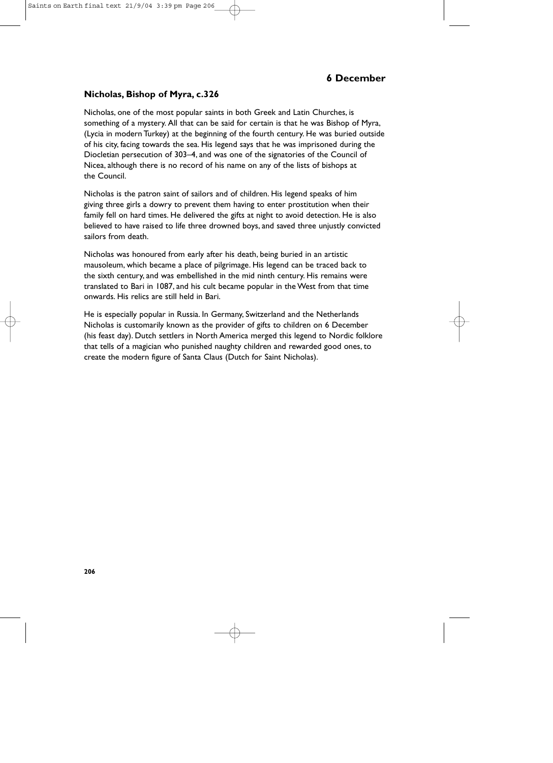## 6 December

### Nicholas, Bishop of Myra, c.326

Nicholas, one of the most popular saints in both Greek and Latin Churches, is something of a mystery. All that can be said for certain is that he was Bishop of Myra, (Lycia in modern Turkey) at the beginning of the fourth century. He was buried outside of his city, facing towards the sea. His legend says that he was imprisoned during the Diocletian persecution of 303–4, and was one of the signatories of the Council of Nicea, although there is no record of his name on any of the lists of bishops at the Council.

Nicholas is the patron saint of sailors and of children. His legend speaks of him giving three girls a dowry to prevent them having to enter prostitution when their family fell on hard times. He delivered the gifts at night to avoid detection. He is also believed to have raised to life three drowned boys, and saved three unjustly convicted sailors from death.

Nicholas was honoured from early after his death, being buried in an artistic mausoleum, which became a place of pilgrimage. His legend can be traced back to the sixth century, and was embellished in the mid ninth century. His remains were translated to Bari in 1087, and his cult became popular in the West from that time onwards. His relics are still held in Bari.

He is especially popular in Russia. In Germany, Switzerland and the Netherlands Nicholas is customarily known as the provider of gifts to children on 6 December (his feast day). Dutch settlers in North America merged this legend to Nordic folklore that tells of a magician who punished naughty children and rewarded good ones, to create the modern figure of Santa Claus (Dutch for Saint Nicholas).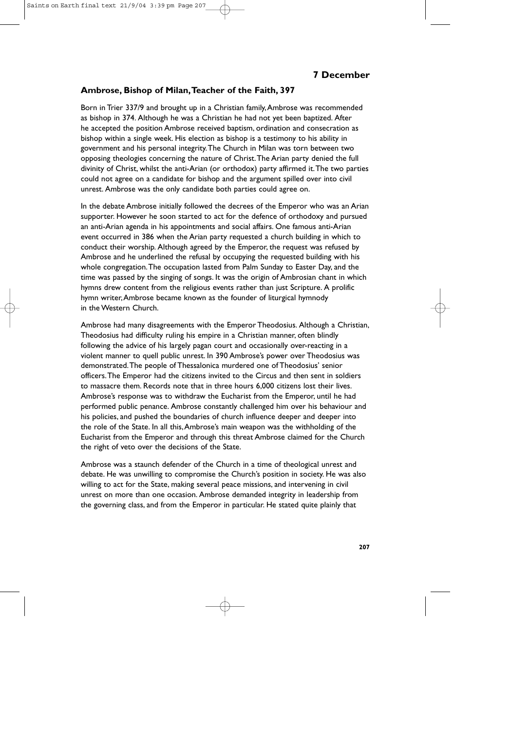## 7 December

### Ambrose, Bishop of Milan, Teacher of the Faith, 397

Born in Trier 337/9 and brought up in a Christian family, Ambrose was recommended as bishop in 374. Although he was a Christian he had not yet been baptized. After he accepted the position Ambrose received baptism, ordination and consecration as bishop within a single week. His election as bishop is a testimony to his ability in government and his personal integrity. The Church in Milan was torn between two opposing theologies concerning the nature of Christ. The Arian party denied the full divinity of Christ, whilst the anti-Arian (or orthodox) party affirmed it. The two parties could not agree on a candidate for bishop and the argument spilled over into civil unrest. Ambrose was the only candidate both parties could agree on.

In the debate Ambrose initially followed the decrees of the Emperor who was an Arian supporter. However he soon started to act for the defence of orthodoxy and pursued an anti-Arian agenda in his appointments and social affairs. One famous anti-Arian event occurred in 386 when the Arian party requested a church building in which to conduct their worship. Although agreed by the Emperor, the request was refused by Ambrose and he underlined the refusal by occupying the requested building with his whole congregation. The occupation lasted from Palm Sunday to Easter Day, and the time was passed by the singing of songs. It was the origin of Ambrosian chant in which hymns drew content from the religious events rather than just Scripture. A prolific hymn writer, Ambrose became known as the founder of liturgical hymnody in the Western Church.

Ambrose had many disagreements with the Emperor Theodosius. Although a Christian, Theodosius had difficulty ruling his empire in a Christian manner, often blindly following the advice of his largely pagan court and occasionally over-reacting in a violent manner to quell public unrest. In 390 Ambrose's power over Theodosius was demonstrated. The people of Thessalonica murdered one of Theodosius' senior officers. The Emperor had the citizens invited to the Circus and then sent in soldiers to massacre them. Records note that in three hours 6,000 citizens lost their lives. Ambrose's response was to withdraw the Eucharist from the Emperor, until he had performed public penance. Ambrose constantly challenged him over his behaviour and his policies, and pushed the boundaries of church influence deeper and deeper into the role of the State. In all this, Ambrose's main weapon was the withholding of the Eucharist from the Emperor and through this threat Ambrose claimed for the Church the right of veto over the decisions of the State.

Ambrose was a staunch defender of the Church in a time of theological unrest and debate. He was unwilling to compromise the Church's position in society. He was also willing to act for the State, making several peace missions, and intervening in civil unrest on more than one occasion. Ambrose demanded integrity in leadership from the governing class, and from the Emperor in particular. He stated quite plainly that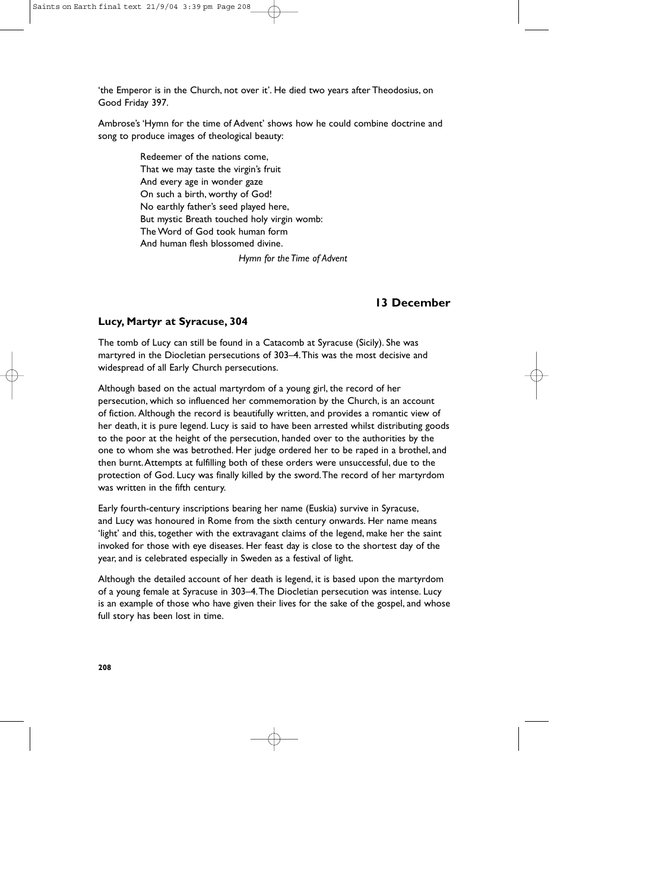'the Emperor is in the Church, not over it'. He died two years after Theodosius, on Good Friday 397.

Ambrose's 'Hymn for the time of Advent' shows how he could combine doctrine and song to produce images of theological beauty:

> Redeemer of the nations come,
> That we may taste the virgin's fruit
> And every age in wonder gaze
> On such a birth, worthy of God!
> No earthly father's seed played here,
> But mystic Breath touched holy virgin womb:
> The Word of God took human form
> And human flesh blossomed divine.
>
> *Hymn for the Time of Advent*

## 13 December

### Lucy, Martyr at Syracuse, 304

The tomb of Lucy can still be found in a Catacomb at Syracuse (Sicily). She was martyred in the Diocletian persecutions of 303–4. This was the most decisive and widespread of all Early Church persecutions.

Although based on the actual martyrdom of a young girl, the record of her persecution, which so influenced her commemoration by the Church, is an account of fiction. Although the record is beautifully written, and provides a romantic view of her death, it is pure legend. Lucy is said to have been arrested whilst distributing goods to the poor at the height of the persecution, handed over to the authorities by the one to whom she was betrothed. Her judge ordered her to be raped in a brothel, and then burnt. Attempts at fulfilling both of these orders were unsuccessful, due to the protection of God. Lucy was finally killed by the sword. The record of her martyrdom was written in the fifth century.

Early fourth-century inscriptions bearing her name (Euskia) survive in Syracuse, and Lucy was honoured in Rome from the sixth century onwards. Her name means 'light' and this, together with the extravagant claims of the legend, make her the saint invoked for those with eye diseases. Her feast day is close to the shortest day of the year, and is celebrated especially in Sweden as a festival of light.

Although the detailed account of her death is legend, it is based upon the martyrdom of a young female at Syracuse in 303–4. The Diocletian persecution was intense. Lucy is an example of those who have given their lives for the sake of the gospel, and whose full story has been lost in time.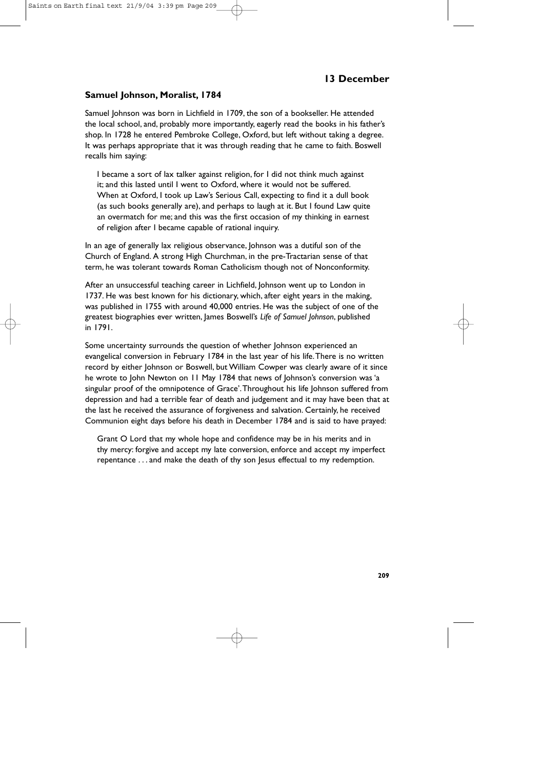## 13 December

### Samuel Johnson, Moralist, 1784

Samuel Johnson was born in Lichfield in 1709, the son of a bookseller. He attended the local school, and, probably more importantly, eagerly read the books in his father's shop. In 1728 he entered Pembroke College, Oxford, but left without taking a degree. It was perhaps appropriate that it was through reading that he came to faith. Boswell recalls him saying:

> I became a sort of lax talker against religion, for I did not think much against it; and this lasted until I went to Oxford, where it would not be suffered. When at Oxford, I took up Law's Serious Call, expecting to find it a dull book (as such books generally are), and perhaps to laugh at it. But I found Law quite an overmatch for me; and this was the first occasion of my thinking in earnest of religion after I became capable of rational inquiry.

In an age of generally lax religious observance, Johnson was a dutiful son of the Church of England. A strong High Churchman, in the pre-Tractarian sense of that term, he was tolerant towards Roman Catholicism though not of Nonconformity.

After an unsuccessful teaching career in Lichfield, Johnson went up to London in 1737. He was best known for his dictionary, which, after eight years in the making, was published in 1755 with around 40,000 entries. He was the subject of one of the greatest biographies ever written, James Boswell's *Life of Samuel Johnson*, published in 1791.

Some uncertainty surrounds the question of whether Johnson experienced an evangelical conversion in February 1784 in the last year of his life. There is no written record by either Johnson or Boswell, but William Cowper was clearly aware of it since he wrote to John Newton on 11 May 1784 that news of Johnson's conversion was 'a singular proof of the omnipotence of Grace'. Throughout his life Johnson suffered from depression and had a terrible fear of death and judgement and it may have been that at the last he received the assurance of forgiveness and salvation. Certainly, he received Communion eight days before his death in December 1784 and is said to have prayed:

> Grant O Lord that my whole hope and confidence may be in his merits and in thy mercy: forgive and accept my late conversion, enforce and accept my imperfect repentance . . . and make the death of thy son Jesus effectual to my redemption.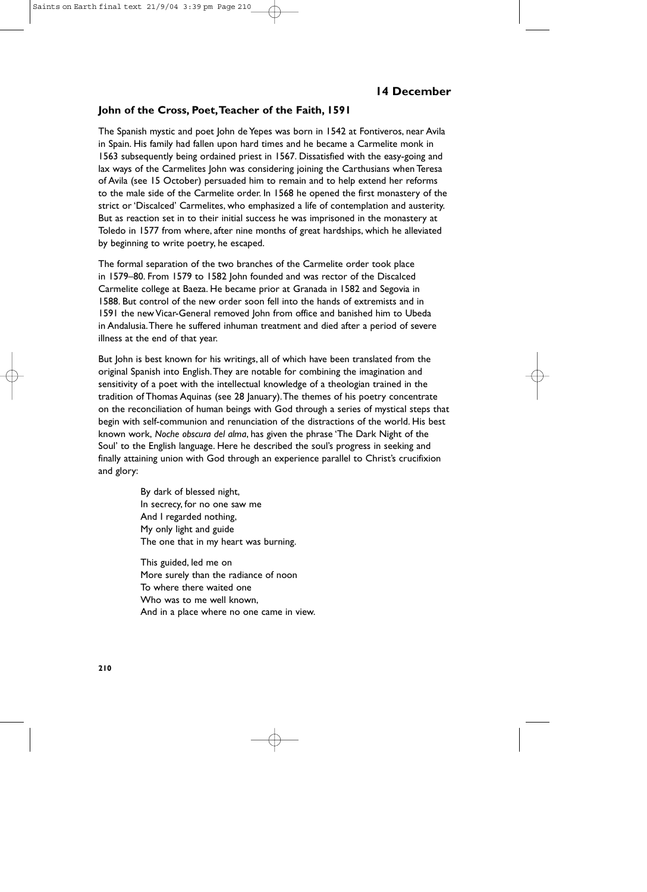## 14 December

### John of the Cross, Poet, Teacher of the Faith, 1591

The Spanish mystic and poet John de Yepes was born in 1542 at Fontiveros, near Avila in Spain. His family had fallen upon hard times and he became a Carmelite monk in 1563 subsequently being ordained priest in 1567. Dissatisfied with the easy-going and lax ways of the Carmelites John was considering joining the Carthusians when Teresa of Avila (see 15 October) persuaded him to remain and to help extend her reforms to the male side of the Carmelite order. In 1568 he opened the first monastery of the strict or 'Discalced' Carmelites, who emphasized a life of contemplation and austerity. But as reaction set in to their initial success he was imprisoned in the monastery at Toledo in 1577 from where, after nine months of great hardships, which he alleviated by beginning to write poetry, he escaped.

The formal separation of the two branches of the Carmelite order took place in 1579–80. From 1579 to 1582 John founded and was rector of the Discalced Carmelite college at Baeza. He became prior at Granada in 1582 and Segovia in 1588. But control of the new order soon fell into the hands of extremists and in 1591 the new Vicar-General removed John from office and banished him to Ubeda in Andalusia. There he suffered inhuman treatment and died after a period of severe illness at the end of that year.

But John is best known for his writings, all of which have been translated from the original Spanish into English. They are notable for combining the imagination and sensitivity of a poet with the intellectual knowledge of a theologian trained in the tradition of Thomas Aquinas (see 28 January). The themes of his poetry concentrate on the reconciliation of human beings with God through a series of mystical steps that begin with self-communion and renunciation of the distractions of the world. His best known work, *Noche obscura del alma*, has given the phrase 'The Dark Night of the Soul' to the English language. Here he described the soul's progress in seeking and finally attaining union with God through an experience parallel to Christ's crucifixion and glory:

> By dark of blessed night,
> In secrecy, for no one saw me
> And I regarded nothing,
> My only light and guide
> The one that in my heart was burning.
>
> This guided, led me on
> More surely than the radiance of noon
> To where there waited one
> Who was to me well known,
> And in a place where no one came in view.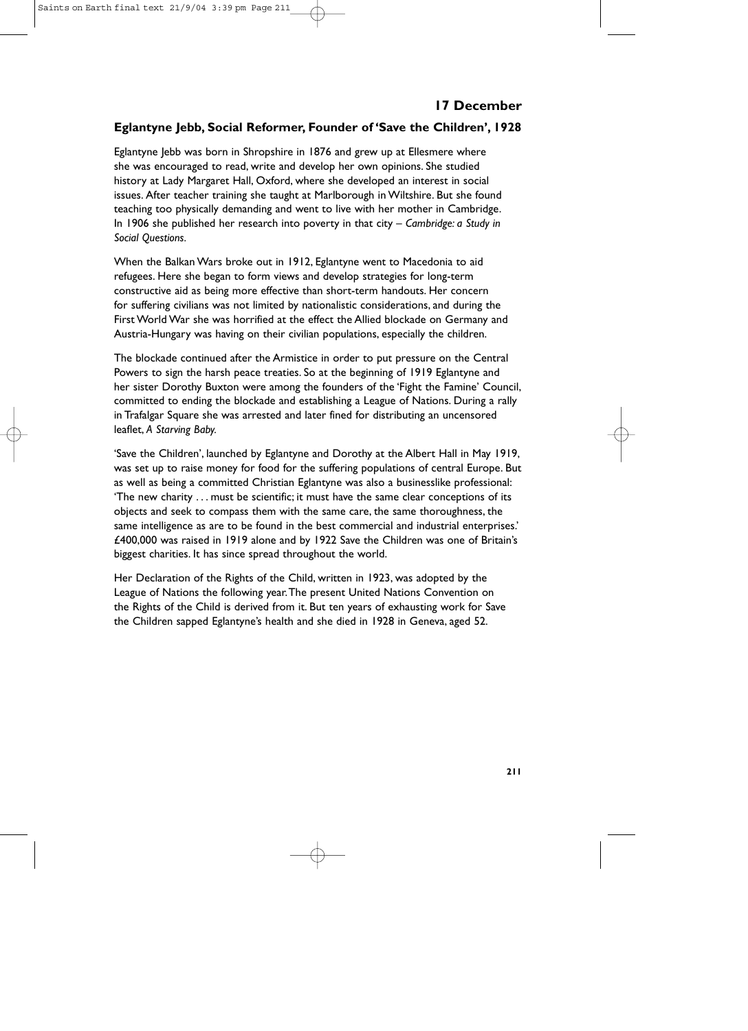## 17 December

### Eglantyne Jebb, Social Reformer, Founder of 'Save the Children', 1928

Eglantyne Jebb was born in Shropshire in 1876 and grew up at Ellesmere where she was encouraged to read, write and develop her own opinions. She studied history at Lady Margaret Hall, Oxford, where she developed an interest in social issues. After teacher training she taught at Marlborough in Wiltshire. But she found teaching too physically demanding and went to live with her mother in Cambridge. In 1906 she published her research into poverty in that city – *Cambridge: a Study in Social Questions*.

When the Balkan Wars broke out in 1912, Eglantyne went to Macedonia to aid refugees. Here she began to form views and develop strategies for long-term constructive aid as being more effective than short-term handouts. Her concern for suffering civilians was not limited by nationalistic considerations, and during the First World War she was horrified at the effect the Allied blockade on Germany and Austria-Hungary was having on their civilian populations, especially the children.

The blockade continued after the Armistice in order to put pressure on the Central Powers to sign the harsh peace treaties. So at the beginning of 1919 Eglantyne and her sister Dorothy Buxton were among the founders of the 'Fight the Famine' Council, committed to ending the blockade and establishing a League of Nations. During a rally in Trafalgar Square she was arrested and later fined for distributing an uncensored leaflet, *A Starving Baby*.

'Save the Children', launched by Eglantyne and Dorothy at the Albert Hall in May 1919, was set up to raise money for food for the suffering populations of central Europe. But as well as being a committed Christian Eglantyne was also a businesslike professional: 'The new charity . . . must be scientific; it must have the same clear conceptions of its objects and seek to compass them with the same care, the same thoroughness, the same intelligence as are to be found in the best commercial and industrial enterprises.' £400,000 was raised in 1919 alone and by 1922 Save the Children was one of Britain's biggest charities. It has since spread throughout the world.

Her Declaration of the Rights of the Child, written in 1923, was adopted by the League of Nations the following year. The present United Nations Convention on the Rights of the Child is derived from it. But ten years of exhausting work for Save the Children sapped Eglantyne's health and she died in 1928 in Geneva, aged 52.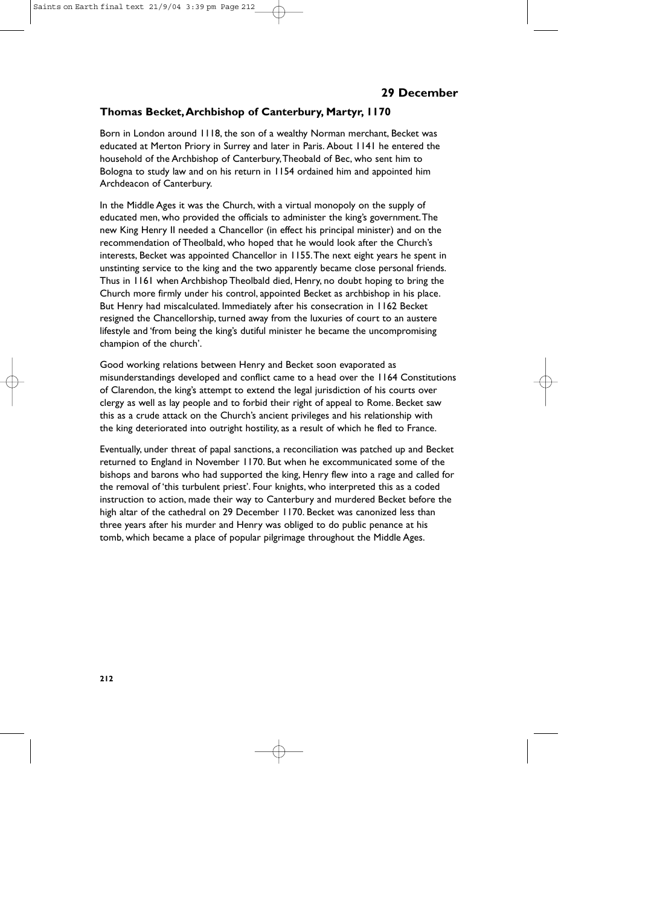## 29 December

### Thomas Becket, Archbishop of Canterbury, Martyr, 1170

Born in London around 1118, the son of a wealthy Norman merchant, Becket was educated at Merton Priory in Surrey and later in Paris. About 1141 he entered the household of the Archbishop of Canterbury, Theobald of Bec, who sent him to Bologna to study law and on his return in 1154 ordained him and appointed him Archdeacon of Canterbury.

In the Middle Ages it was the Church, with a virtual monopoly on the supply of educated men, who provided the officials to administer the king's government. The new King Henry II needed a Chancellor (in effect his principal minister) and on the recommendation of Theolbald, who hoped that he would look after the Church's interests, Becket was appointed Chancellor in 1155. The next eight years he spent in unstinting service to the king and the two apparently became close personal friends. Thus in 1161 when Archbishop Theolbald died, Henry, no doubt hoping to bring the Church more firmly under his control, appointed Becket as archbishop in his place. But Henry had miscalculated. Immediately after his consecration in 1162 Becket resigned the Chancellorship, turned away from the luxuries of court to an austere lifestyle and 'from being the king's dutiful minister he became the uncompromising champion of the church'.

Good working relations between Henry and Becket soon evaporated as misunderstandings developed and conflict came to a head over the 1164 Constitutions of Clarendon, the king's attempt to extend the legal jurisdiction of his courts over clergy as well as lay people and to forbid their right of appeal to Rome. Becket saw this as a crude attack on the Church's ancient privileges and his relationship with the king deteriorated into outright hostility, as a result of which he fled to France.

Eventually, under threat of papal sanctions, a reconciliation was patched up and Becket returned to England in November 1170. But when he excommunicated some of the bishops and barons who had supported the king, Henry flew into a rage and called for the removal of 'this turbulent priest'. Four knights, who interpreted this as a coded instruction to action, made their way to Canterbury and murdered Becket before the high altar of the cathedral on 29 December 1170. Becket was canonized less than three years after his murder and Henry was obliged to do public penance at his tomb, which became a place of popular pilgrimage throughout the Middle Ages.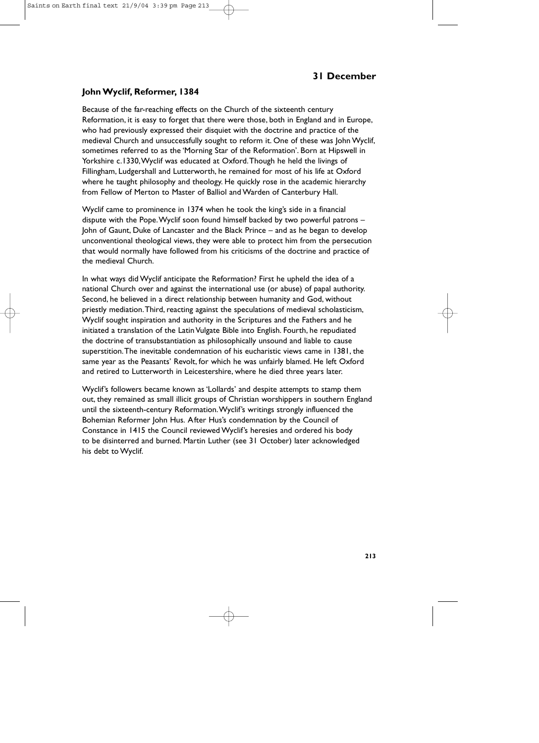## 31 December

### John Wyclif, Reformer, 1384

Because of the far-reaching effects on the Church of the sixteenth century Reformation, it is easy to forget that there were those, both in England and in Europe, who had previously expressed their disquiet with the doctrine and practice of the medieval Church and unsuccessfully sought to reform it. One of these was John Wyclif, sometimes referred to as the 'Morning Star of the Reformation'. Born at Hipswell in Yorkshire c.1330, Wyclif was educated at Oxford. Though he held the livings of Fillingham, Ludgershall and Lutterworth, he remained for most of his life at Oxford where he taught philosophy and theology. He quickly rose in the academic hierarchy from Fellow of Merton to Master of Balliol and Warden of Canterbury Hall.

Wyclif came to prominence in 1374 when he took the king's side in a financial dispute with the Pope. Wyclif soon found himself backed by two powerful patrons – John of Gaunt, Duke of Lancaster and the Black Prince – and as he began to develop unconventional theological views, they were able to protect him from the persecution that would normally have followed from his criticisms of the doctrine and practice of the medieval Church.

In what ways did Wyclif anticipate the Reformation? First he upheld the idea of a national Church over and against the international use (or abuse) of papal authority. Second, he believed in a direct relationship between humanity and God, without priestly mediation. Third, reacting against the speculations of medieval scholasticism, Wyclif sought inspiration and authority in the Scriptures and the Fathers and he initiated a translation of the Latin Vulgate Bible into English. Fourth, he repudiated the doctrine of transubstantiation as philosophically unsound and liable to cause superstition. The inevitable condemnation of his eucharistic views came in 1381, the same year as the Peasants' Revolt, for which he was unfairly blamed. He left Oxford and retired to Lutterworth in Leicestershire, where he died three years later.

Wyclif's followers became known as 'Lollards' and despite attempts to stamp them out, they remained as small illicit groups of Christian worshippers in southern England until the sixteenth-century Reformation. Wyclif's writings strongly influenced the Bohemian Reformer John Hus. After Hus's condemnation by the Council of Constance in 1415 the Council reviewed Wyclif's heresies and ordered his body to be disinterred and burned. Martin Luther (see 31 October) later acknowledged his debt to Wyclif.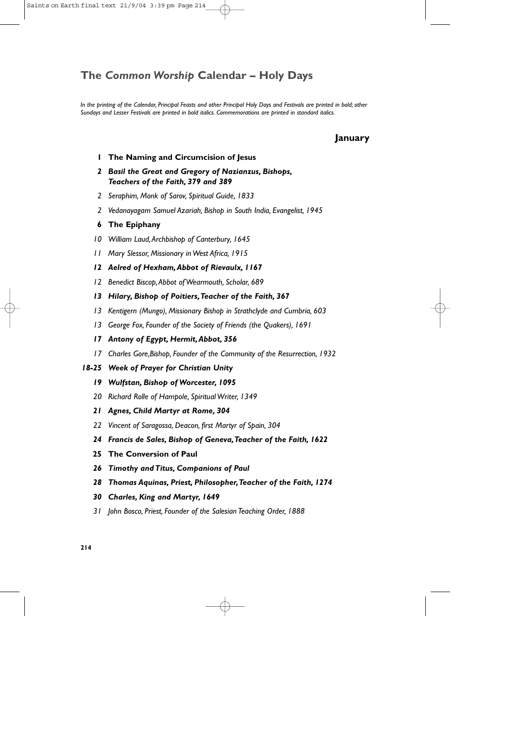# The *Common Worship* Calendar – Holy Days

*In the printing of the Calendar, Principal Feasts and other Principal Holy Days and Festivals are printed in bold; other Sundays and Lesser Festivals are printed in bold italics. Commemorations are printed in standard italics.*

## January

**1 The Naming and Circumcision of Jesus**

***2 Basil the Great and Gregory of Nazianzus, Bishops, Teachers of the Faith, 379 and 389***

*2 Seraphim, Monk of Sarov, Spiritual Guide, 1833*

*2 Vedanayagam Samuel Azariah, Bishop in South India, Evangelist, 1945*

**6 The Epiphany**

*10 William Laud, Archbishop of Canterbury, 1645*

*11 Mary Slessor, Missionary in West Africa, 1915*

***12 Aelred of Hexham, Abbot of Rievaulx, 1167***

*12 Benedict Biscop, Abbot of Wearmouth, Scholar, 689*

***13 Hilary, Bishop of Poitiers, Teacher of the Faith, 367***

*13 Kentigern (Mungo), Missionary Bishop in Strathclyde and Cumbria, 603*

*13 George Fox, Founder of the Society of Friends (the Quakers), 1691*

***17 Antony of Egypt, Hermit, Abbot, 356***

*17 Charles Gore, Bishop, Founder of the Community of the Resurrection, 1932*

***18-25 Week of Prayer for Christian Unity***

***19 Wulfstan, Bishop of Worcester, 1095***

*20 Richard Rolle of Hampole, Spiritual Writer, 1349*

***21 Agnes, Child Martyr at Rome, 304***

*22 Vincent of Saragossa, Deacon, first Martyr of Spain, 304*

***24 Francis de Sales, Bishop of Geneva, Teacher of the Faith, 1622***

**25 The Conversion of Paul**

***26 Timothy and Titus, Companions of Paul***

***28 Thomas Aquinas, Priest, Philosopher, Teacher of the Faith, 1274***

***30 Charles, King and Martyr, 1649***

*31 John Bosco, Priest, Founder of the Salesian Teaching Order, 1888*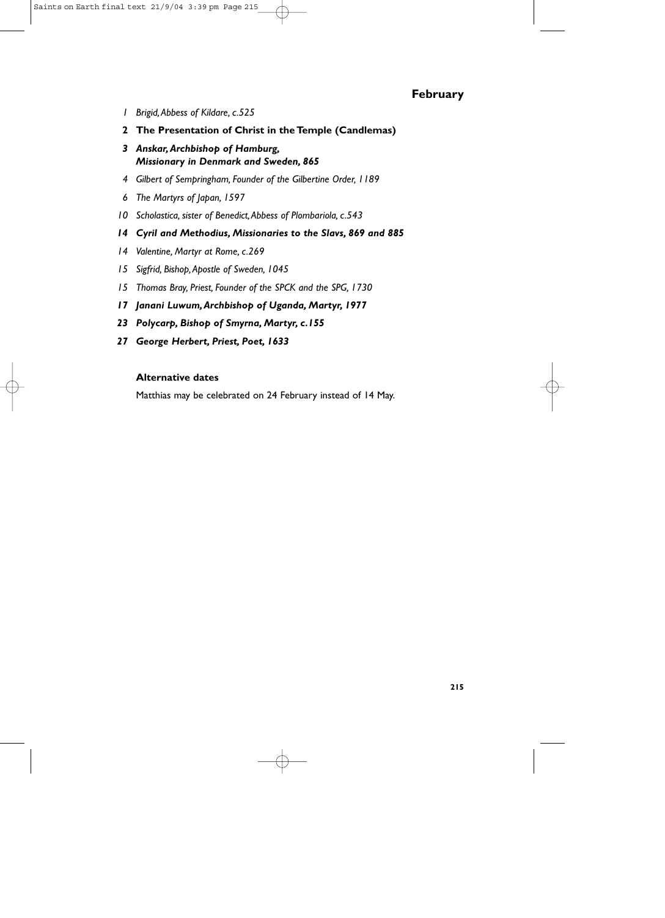## February

*1 Brigid, Abbess of Kildare, c.525*

**2 The Presentation of Christ in the Temple (Candlemas)**

***3 Anskar, Archbishop of Hamburg, Missionary in Denmark and Sweden, 865***

*4 Gilbert of Sempringham, Founder of the Gilbertine Order, 1189*

*6 The Martyrs of Japan, 1597*

*10 Scholastica, sister of Benedict, Abbess of Plombariola, c.543*

***14 Cyril and Methodius, Missionaries to the Slavs, 869 and 885***

*14 Valentine, Martyr at Rome, c.269*

*15 Sigfrid, Bishop, Apostle of Sweden, 1045*

*15 Thomas Bray, Priest, Founder of the SPCK and the SPG, 1730*

***17 Janani Luwum, Archbishop of Uganda, Martyr, 1977***

***23 Polycarp, Bishop of Smyrna, Martyr, c.155***

***27 George Herbert, Priest, Poet, 1633***

### Alternative dates

Matthias may be celebrated on 24 February instead of 14 May.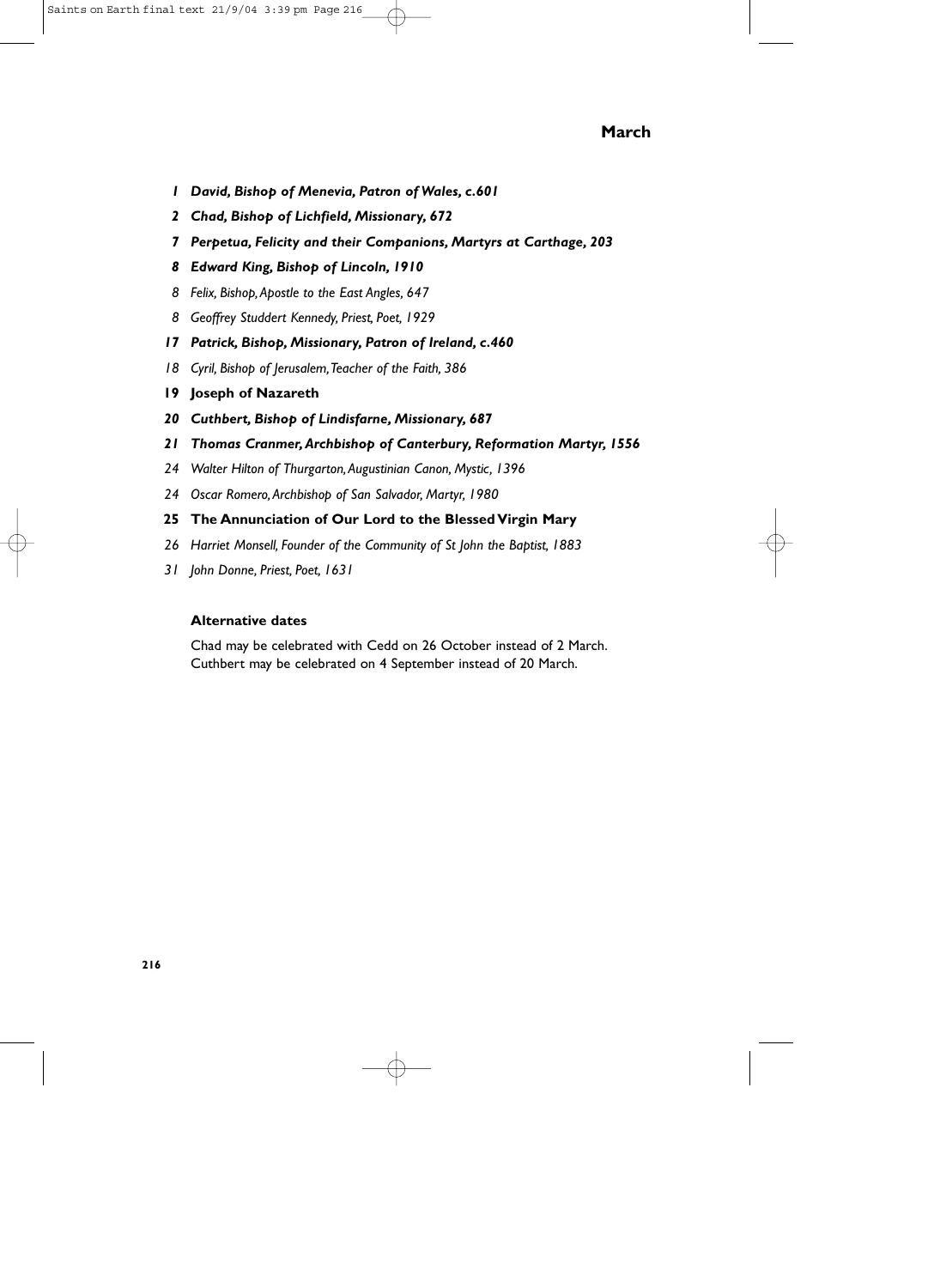## March

- 1 ***David, Bishop of Menevia, Patron of Wales, c.601***
- 2 ***Chad, Bishop of Lichfield, Missionary, 672***
- 7 ***Perpetua, Felicity and their Companions, Martyrs at Carthage, 203***
- 8 ***Edward King, Bishop of Lincoln, 1910***
- 8 *Felix, Bishop, Apostle to the East Angles, 647*
- 8 *Geoffrey Studdert Kennedy, Priest, Poet, 1929*
- 17 ***Patrick, Bishop, Missionary, Patron of Ireland, c.460***
- 18 *Cyril, Bishop of Jerusalem, Teacher of the Faith, 386*
- 19 **Joseph of Nazareth**
- 20 ***Cuthbert, Bishop of Lindisfarne, Missionary, 687***
- 21 ***Thomas Cranmer, Archbishop of Canterbury, Reformation Martyr, 1556***
- 24 *Walter Hilton of Thurgarton, Augustinian Canon, Mystic, 1396*
- 24 *Oscar Romero, Archbishop of San Salvador, Martyr, 1980*
- 25 **The Annunciation of Our Lord to the Blessed Virgin Mary**
- 26 *Harriet Monsell, Founder of the Community of St John the Baptist, 1883*
- 31 *John Donne, Priest, Poet, 1631*

**Alternative dates**

Chad may be celebrated with Cedd on 26 October instead of 2 March.
Cuthbert may be celebrated on 4 September instead of 20 March.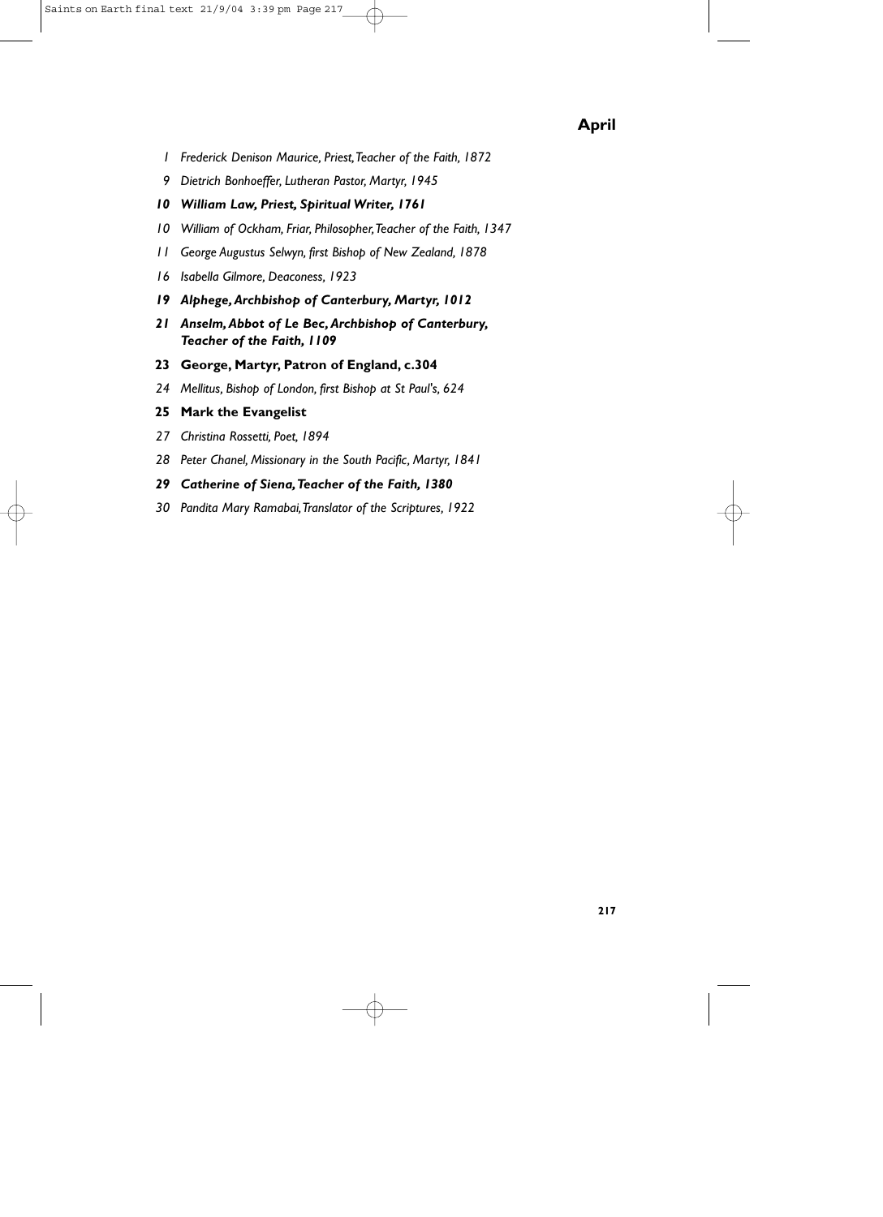## April

1 *Frederick Denison Maurice, Priest, Teacher of the Faith, 1872*

9 *Dietrich Bonhoeffer, Lutheran Pastor, Martyr, 1945*

**10** ***William Law, Priest, Spiritual Writer, 1761***

10 *William of Ockham, Friar, Philosopher, Teacher of the Faith, 1347*

11 *George Augustus Selwyn, first Bishop of New Zealand, 1878*

16 *Isabella Gilmore, Deaconess, 1923*

**19** ***Alphege, Archbishop of Canterbury, Martyr, 1012***

**21** ***Anselm, Abbot of Le Bec, Archbishop of Canterbury, Teacher of the Faith, 1109***

**23 George, Martyr, Patron of England, c.304**

24 *Mellitus, Bishop of London, first Bishop at St Paul's, 624*

**25 Mark the Evangelist**

27 *Christina Rossetti, Poet, 1894*

28 *Peter Chanel, Missionary in the South Pacific, Martyr, 1841*

**29** ***Catherine of Siena, Teacher of the Faith, 1380***

30 *Pandita Mary Ramabai, Translator of the Scriptures, 1922*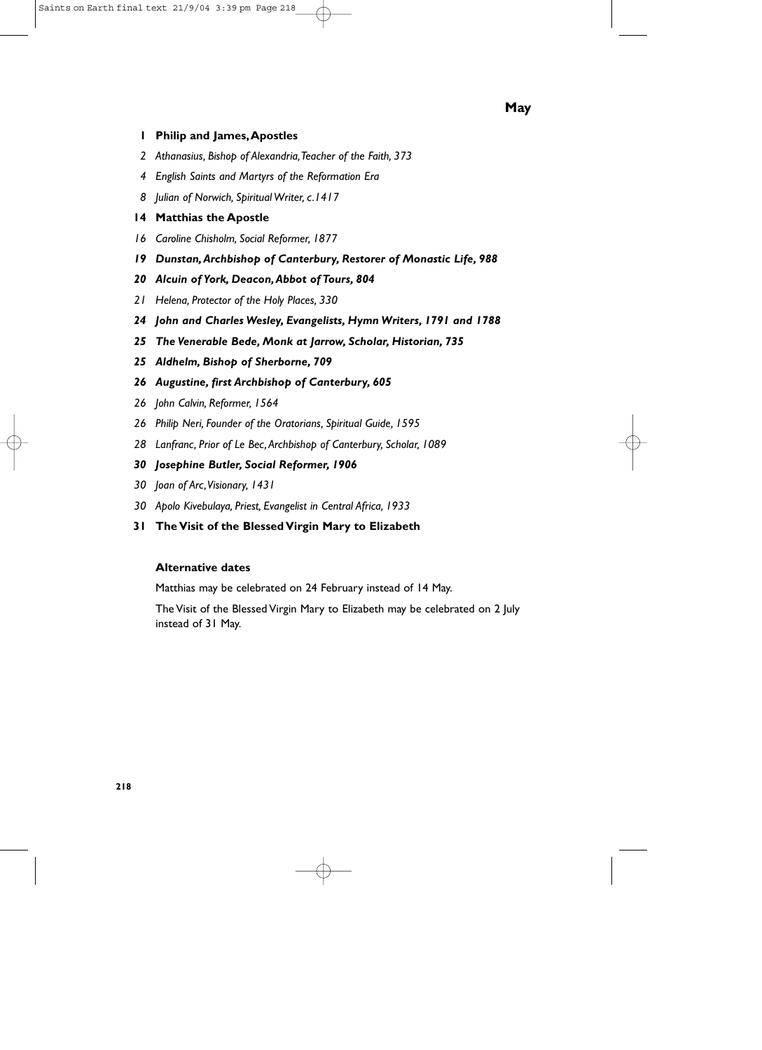## May

**1 Philip and James, Apostles**

*2 Athanasius, Bishop of Alexandria, Teacher of the Faith, 373*

*4 English Saints and Martyrs of the Reformation Era*

*8 Julian of Norwich, Spiritual Writer, c.1417*

**14 Matthias the Apostle**

*16 Caroline Chisholm, Social Reformer, 1877*

***19 Dunstan, Archbishop of Canterbury, Restorer of Monastic Life, 988***

***20 Alcuin of York, Deacon, Abbot of Tours, 804***

*21 Helena, Protector of the Holy Places, 330*

***24 John and Charles Wesley, Evangelists, Hymn Writers, 1791 and 1788***

***25 The Venerable Bede, Monk at Jarrow, Scholar, Historian, 735***

***25 Aldhelm, Bishop of Sherborne, 709***

***26 Augustine, first Archbishop of Canterbury, 605***

*26 John Calvin, Reformer, 1564*

*26 Philip Neri, Founder of the Oratorians, Spiritual Guide, 1595*

*28 Lanfranc, Prior of Le Bec, Archbishop of Canterbury, Scholar, 1089*

***30 Josephine Butler, Social Reformer, 1906***

*30 Joan of Arc, Visionary, 1431*

*30 Apolo Kivebulaya, Priest, Evangelist in Central Africa, 1933*

**31 The Visit of the Blessed Virgin Mary to Elizabeth**

**Alternative dates**

Matthias may be celebrated on 24 February instead of 14 May.

The Visit of the Blessed Virgin Mary to Elizabeth may be celebrated on 2 July instead of 31 May.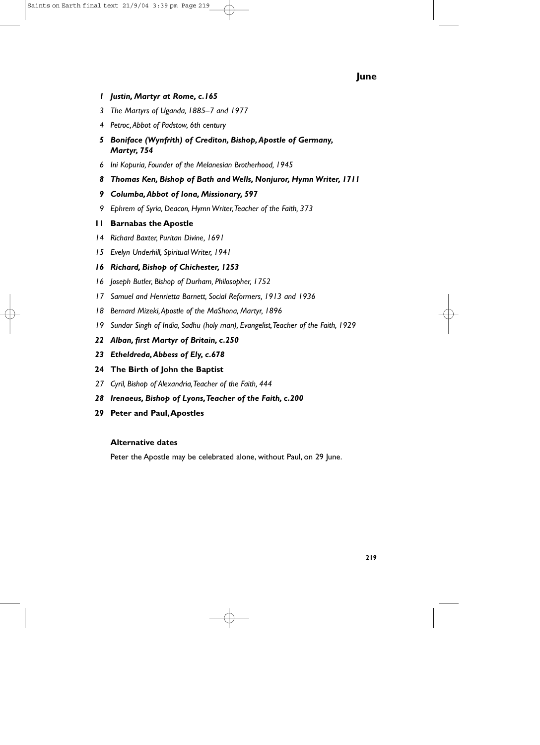# June

*1* ***Justin, Martyr at Rome, c.165***

*3 The Martyrs of Uganda, 1885–7 and 1977*

*4 Petroc, Abbot of Padstow, 6th century*

*5* ***Boniface (Wynfrith) of Crediton, Bishop, Apostle of Germany, Martyr, 754***

*6 Ini Kopuria, Founder of the Melanesian Brotherhood, 1945*

*8* ***Thomas Ken, Bishop of Bath and Wells, Nonjuror, Hymn Writer, 1711***

*9* ***Columba, Abbot of Iona, Missionary, 597***

*9 Ephrem of Syria, Deacon, Hymn Writer, Teacher of the Faith, 373*

**11 Barnabas the Apostle**

*14 Richard Baxter, Puritan Divine, 1691*

*15 Evelyn Underhill, Spiritual Writer, 1941*

*16* ***Richard, Bishop of Chichester, 1253***

*16 Joseph Butler, Bishop of Durham, Philosopher, 1752*

*17 Samuel and Henrietta Barnett, Social Reformers, 1913 and 1936*

*18 Bernard Mizeki, Apostle of the MaShona, Martyr, 1896*

*19 Sundar Singh of India, Sadhu (holy man), Evangelist, Teacher of the Faith, 1929*

*22* ***Alban, first Martyr of Britain, c.250***

*23* ***Etheldreda, Abbess of Ely, c.678***

**24 The Birth of John the Baptist**

*27 Cyril, Bishop of Alexandria, Teacher of the Faith, 444*

*28* ***Irenaeus, Bishop of Lyons, Teacher of the Faith, c.200***

**29 Peter and Paul, Apostles**

**Alternative dates**

Peter the Apostle may be celebrated alone, without Paul, on 29 June.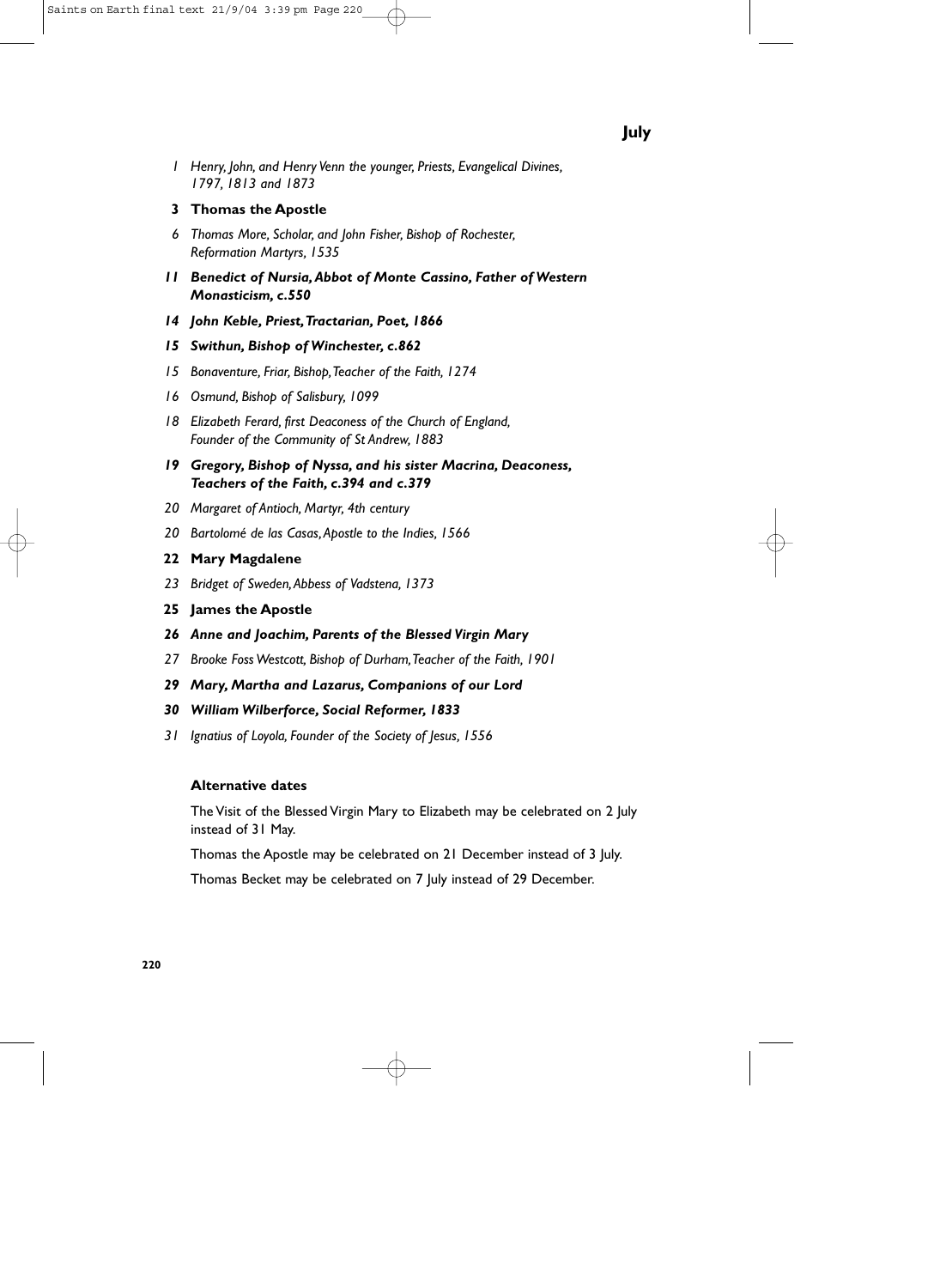# July

1 *Henry, John, and Henry Venn the younger, Priests, Evangelical Divines, 1797, 1813 and 1873*

**3 Thomas the Apostle**

6 *Thomas More, Scholar, and John Fisher, Bishop of Rochester, Reformation Martyrs, 1535*

***11 Benedict of Nursia, Abbot of Monte Cassino, Father of Western Monasticism, c.550***

***14 John Keble, Priest, Tractarian, Poet, 1866***

***15 Swithun, Bishop of Winchester, c.862***

15 *Bonaventure, Friar, Bishop, Teacher of the Faith, 1274*

16 *Osmund, Bishop of Salisbury, 1099*

18 *Elizabeth Ferard, first Deaconess of the Church of England, Founder of the Community of St Andrew, 1883*

***19 Gregory, Bishop of Nyssa, and his sister Macrina, Deaconess, Teachers of the Faith, c.394 and c.379***

20 *Margaret of Antioch, Martyr, 4th century*

20 *Bartolomé de las Casas, Apostle to the Indies, 1566*

**22 Mary Magdalene**

23 *Bridget of Sweden, Abbess of Vadstena, 1373*

**25 James the Apostle**

***26 Anne and Joachim, Parents of the Blessed Virgin Mary***

27 *Brooke Foss Westcott, Bishop of Durham, Teacher of the Faith, 1901*

***29 Mary, Martha and Lazarus, Companions of our Lord***

***30 William Wilberforce, Social Reformer, 1833***

31 *Ignatius of Loyola, Founder of the Society of Jesus, 1556*

### Alternative dates

The Visit of the Blessed Virgin Mary to Elizabeth may be celebrated on 2 July instead of 31 May.

Thomas the Apostle may be celebrated on 21 December instead of 3 July.

Thomas Becket may be celebrated on 7 July instead of 29 December.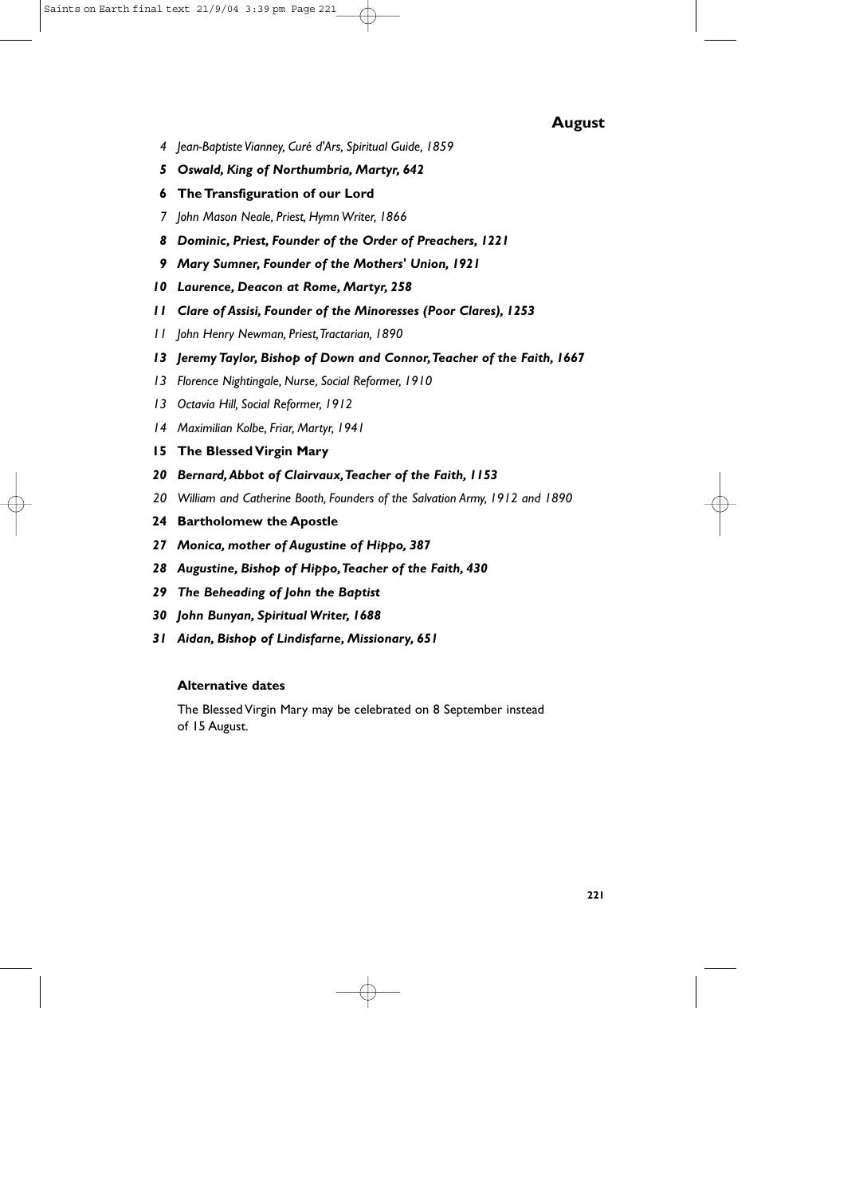## August

4 *Jean-Baptiste Vianney, Curé d'Ars, Spiritual Guide, 1859*

**5** ***Oswald, King of Northumbria, Martyr, 642***

**6** **The Transfiguration of our Lord**

7 *John Mason Neale, Priest, Hymn Writer, 1866*

**8** ***Dominic, Priest, Founder of the Order of Preachers, 1221***

**9** ***Mary Sumner, Founder of the Mothers' Union, 1921***

**10** ***Laurence, Deacon at Rome, Martyr, 258***

**11** ***Clare of Assisi, Founder of the Minoresses (Poor Clares), 1253***

11 *John Henry Newman, Priest, Tractarian, 1890*

**13** ***Jeremy Taylor, Bishop of Down and Connor, Teacher of the Faith, 1667***

13 *Florence Nightingale, Nurse, Social Reformer, 1910*

13 *Octavia Hill, Social Reformer, 1912*

14 *Maximilian Kolbe, Friar, Martyr, 1941*

**15** **The Blessed Virgin Mary**

**20** ***Bernard, Abbot of Clairvaux, Teacher of the Faith, 1153***

20 *William and Catherine Booth, Founders of the Salvation Army, 1912 and 1890*

**24** **Bartholomew the Apostle**

**27** ***Monica, mother of Augustine of Hippo, 387***

**28** ***Augustine, Bishop of Hippo, Teacher of the Faith, 430***

**29** ***The Beheading of John the Baptist***

**30** ***John Bunyan, Spiritual Writer, 1688***

**31** ***Aidan, Bishop of Lindisfarne, Missionary, 651***

### Alternative dates

The Blessed Virgin Mary may be celebrated on 8 September instead of 15 August.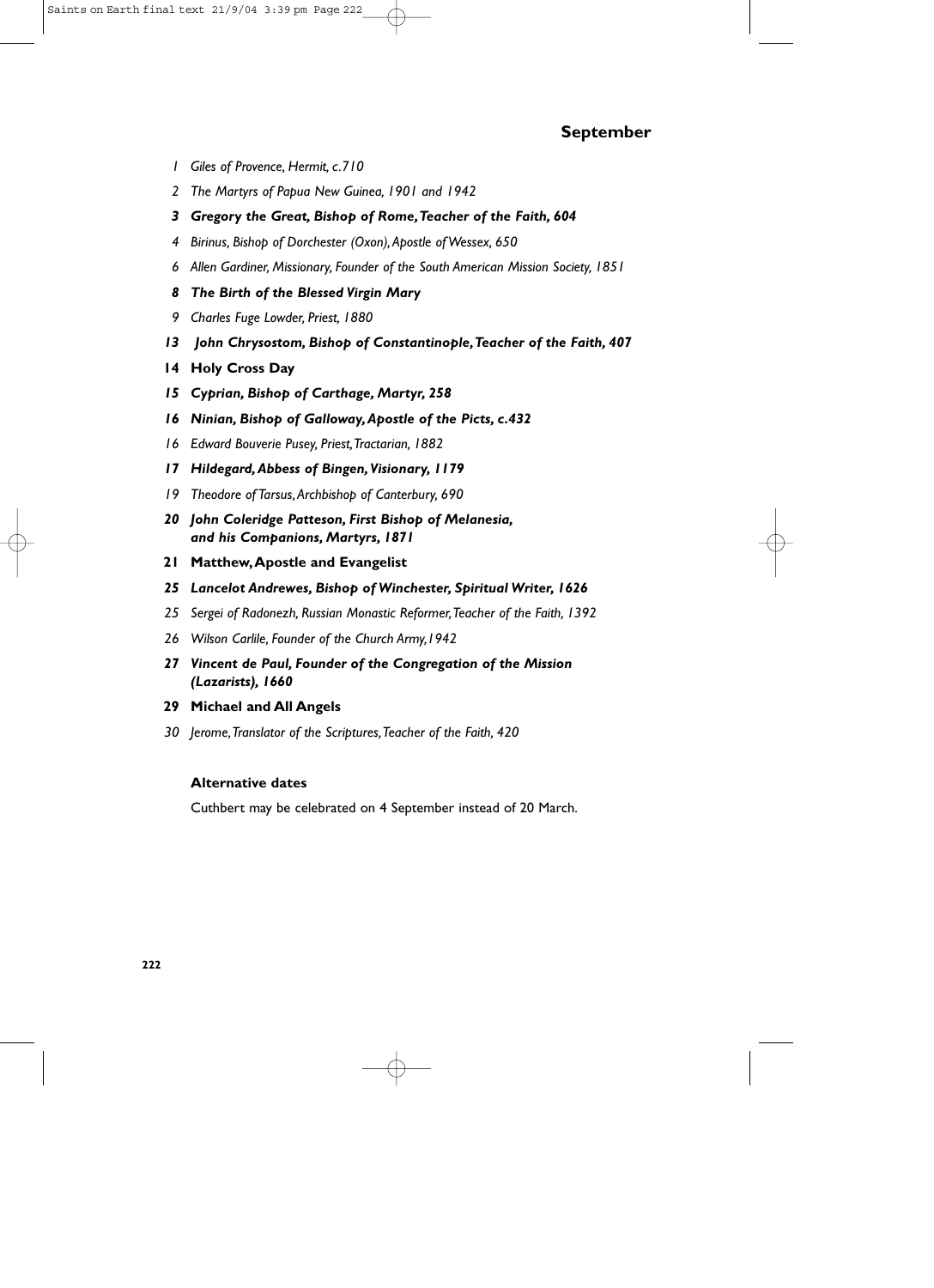## September

*1 Giles of Provence, Hermit, c.710*

*2 The Martyrs of Papua New Guinea, 1901 and 1942*

***3 Gregory the Great, Bishop of Rome, Teacher of the Faith, 604***

*4 Birinus, Bishop of Dorchester (Oxon), Apostle of Wessex, 650*

*6 Allen Gardiner, Missionary, Founder of the South American Mission Society, 1851*

***8 The Birth of the Blessed Virgin Mary***

*9 Charles Fuge Lowder, Priest, 1880*

***13 John Chrysostom, Bishop of Constantinople, Teacher of the Faith, 407***

**14 Holy Cross Day**

***15 Cyprian, Bishop of Carthage, Martyr, 258***

***16 Ninian, Bishop of Galloway, Apostle of the Picts, c.432***

*16 Edward Bouverie Pusey, Priest, Tractarian, 1882*

***17 Hildegard, Abbess of Bingen, Visionary, 1179***

*19 Theodore of Tarsus, Archbishop of Canterbury, 690*

***20 John Coleridge Patteson, First Bishop of Melanesia, and his Companions, Martyrs, 1871***

**21 Matthew, Apostle and Evangelist**

***25 Lancelot Andrewes, Bishop of Winchester, Spiritual Writer, 1626***

*25 Sergei of Radonezh, Russian Monastic Reformer, Teacher of the Faith, 1392*

*26 Wilson Carlile, Founder of the Church Army, 1942*

***27 Vincent de Paul, Founder of the Congregation of the Mission (Lazarists), 1660***

**29 Michael and All Angels**

*30 Jerome, Translator of the Scriptures, Teacher of the Faith, 420*

**Alternative dates**

Cuthbert may be celebrated on 4 September instead of 20 March.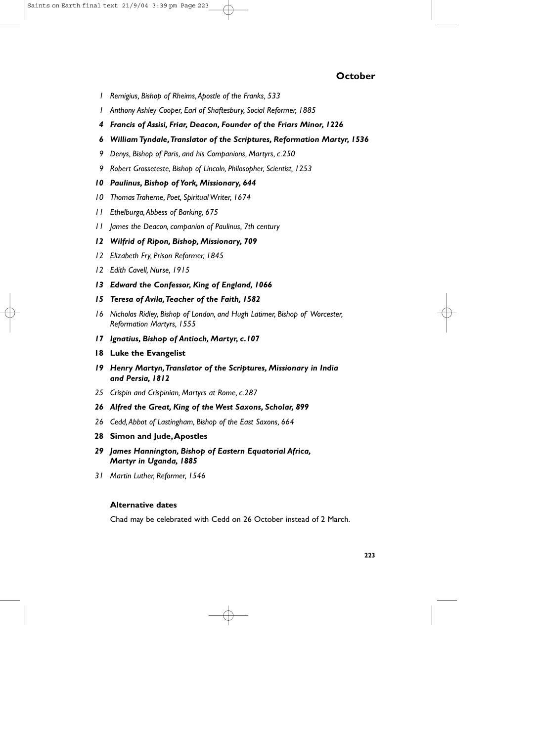## October

1 *Remigius, Bishop of Rheims, Apostle of the Franks, 533*

1 *Anthony Ashley Cooper, Earl of Shaftesbury, Social Reformer, 1885*

**4** ***Francis of Assisi, Friar, Deacon, Founder of the Friars Minor, 1226***

**6** ***William Tyndale, Translator of the Scriptures, Reformation Martyr, 1536***

9 *Denys, Bishop of Paris, and his Companions, Martyrs, c.250*

9 *Robert Grosseteste, Bishop of Lincoln, Philosopher, Scientist, 1253*

**10** ***Paulinus, Bishop of York, Missionary, 644***

10 *Thomas Traherne, Poet, Spiritual Writer, 1674*

11 *Ethelburga, Abbess of Barking, 675*

11 *James the Deacon, companion of Paulinus, 7th century*

**12** ***Wilfrid of Ripon, Bishop, Missionary, 709***

12 *Elizabeth Fry, Prison Reformer, 1845*

12 *Edith Cavell, Nurse, 1915*

**13** ***Edward the Confessor, King of England, 1066***

**15** ***Teresa of Avila, Teacher of the Faith, 1582***

16 *Nicholas Ridley, Bishop of London, and Hugh Latimer, Bishop of Worcester, Reformation Martyrs, 1555*

**17** ***Ignatius, Bishop of Antioch, Martyr, c.107***

**18 Luke the Evangelist**

**19** ***Henry Martyn, Translator of the Scriptures, Missionary in India and Persia, 1812***

25 *Crispin and Crispinian, Martyrs at Rome, c.287*

**26** ***Alfred the Great, King of the West Saxons, Scholar, 899***

26 *Cedd, Abbot of Lastingham, Bishop of the East Saxons, 664*

**28 Simon and Jude, Apostles**

**29** ***James Hannington, Bishop of Eastern Equatorial Africa, Martyr in Uganda, 1885***

31 *Martin Luther, Reformer, 1546*

### Alternative dates

Chad may be celebrated with Cedd on 26 October instead of 2 March.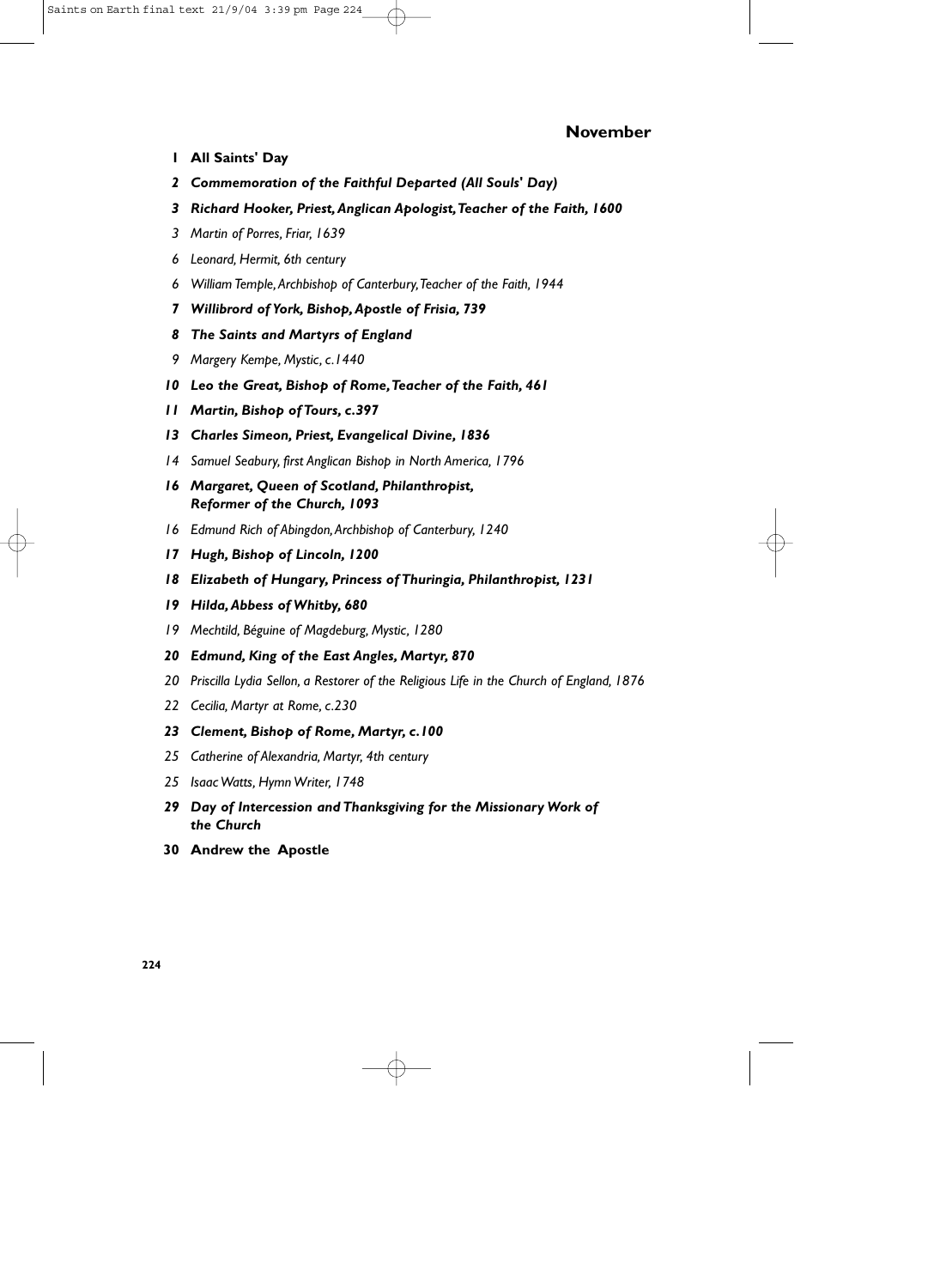## November

1 **All Saints' Day**

*2* ***Commemoration of the Faithful Departed (All Souls' Day)***

*3* ***Richard Hooker, Priest, Anglican Apologist, Teacher of the Faith, 1600***

*3 Martin of Porres, Friar, 1639*

*6 Leonard, Hermit, 6th century*

*6 William Temple, Archbishop of Canterbury, Teacher of the Faith, 1944*

*7* ***Willibrord of York, Bishop, Apostle of Frisia, 739***

*8* ***The Saints and Martyrs of England***

*9 Margery Kempe, Mystic, c.1440*

*10* ***Leo the Great, Bishop of Rome, Teacher of the Faith, 461***

*11* ***Martin, Bishop of Tours, c.397***

*13* ***Charles Simeon, Priest, Evangelical Divine, 1836***

*14 Samuel Seabury, first Anglican Bishop in North America, 1796*

*16* ***Margaret, Queen of Scotland, Philanthropist, Reformer of the Church, 1093***

*16 Edmund Rich of Abingdon, Archbishop of Canterbury, 1240*

*17* ***Hugh, Bishop of Lincoln, 1200***

*18* ***Elizabeth of Hungary, Princess of Thuringia, Philanthropist, 1231***

*19* ***Hilda, Abbess of Whitby, 680***

*19 Mechtild, Béguine of Magdeburg, Mystic, 1280*

*20* ***Edmund, King of the East Angles, Martyr, 870***

*20 Priscilla Lydia Sellon, a Restorer of the Religious Life in the Church of England, 1876*

*22 Cecilia, Martyr at Rome, c.230*

*23* ***Clement, Bishop of Rome, Martyr, c.100***

*25 Catherine of Alexandria, Martyr, 4th century*

*25 Isaac Watts, Hymn Writer, 1748*

*29* ***Day of Intercession and Thanksgiving for the Missionary Work of the Church***

30 **Andrew the Apostle**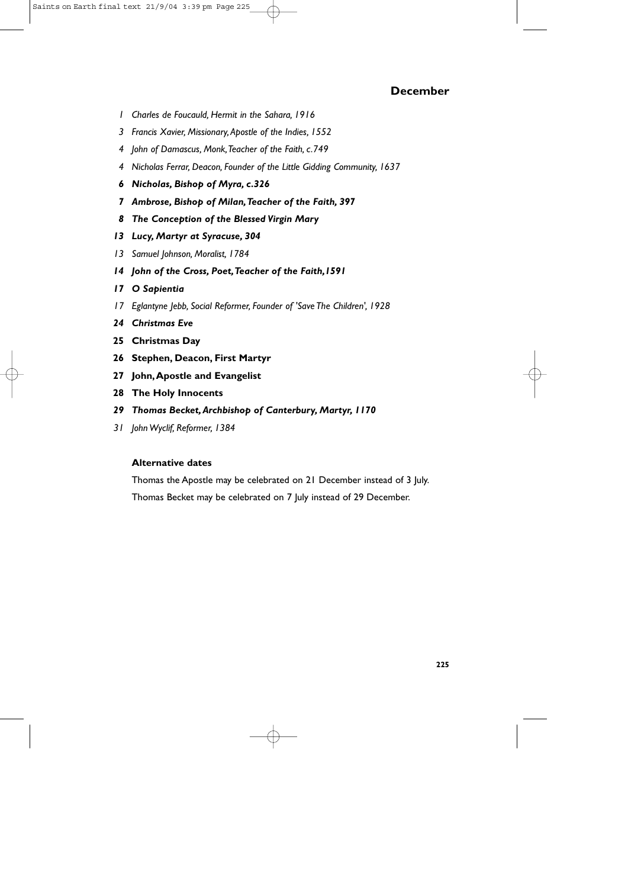## December

*1 Charles de Foucauld, Hermit in the Sahara, 1916*

*3 Francis Xavier, Missionary, Apostle of the Indies, 1552*

*4 John of Damascus, Monk, Teacher of the Faith, c.749*

*4 Nicholas Ferrar, Deacon, Founder of the Little Gidding Community, 1637*

***6 Nicholas, Bishop of Myra, c.326***

***7 Ambrose, Bishop of Milan, Teacher of the Faith, 397***

***8 The Conception of the Blessed Virgin Mary***

***13 Lucy, Martyr at Syracuse, 304***

*13 Samuel Johnson, Moralist, 1784*

***14 John of the Cross, Poet, Teacher of the Faith, 1591***

***17 O Sapientia***

*17 Eglantyne Jebb, Social Reformer, Founder of 'Save The Children', 1928*

***24 Christmas Eve***

**25 Christmas Day**

**26 Stephen, Deacon, First Martyr**

**27 John, Apostle and Evangelist**

**28 The Holy Innocents**

***29 Thomas Becket, Archbishop of Canterbury, Martyr, 1170***

*31 John Wyclif, Reformer, 1384*

### Alternative dates

Thomas the Apostle may be celebrated on 21 December instead of 3 July.

Thomas Becket may be celebrated on 7 July instead of 29 December.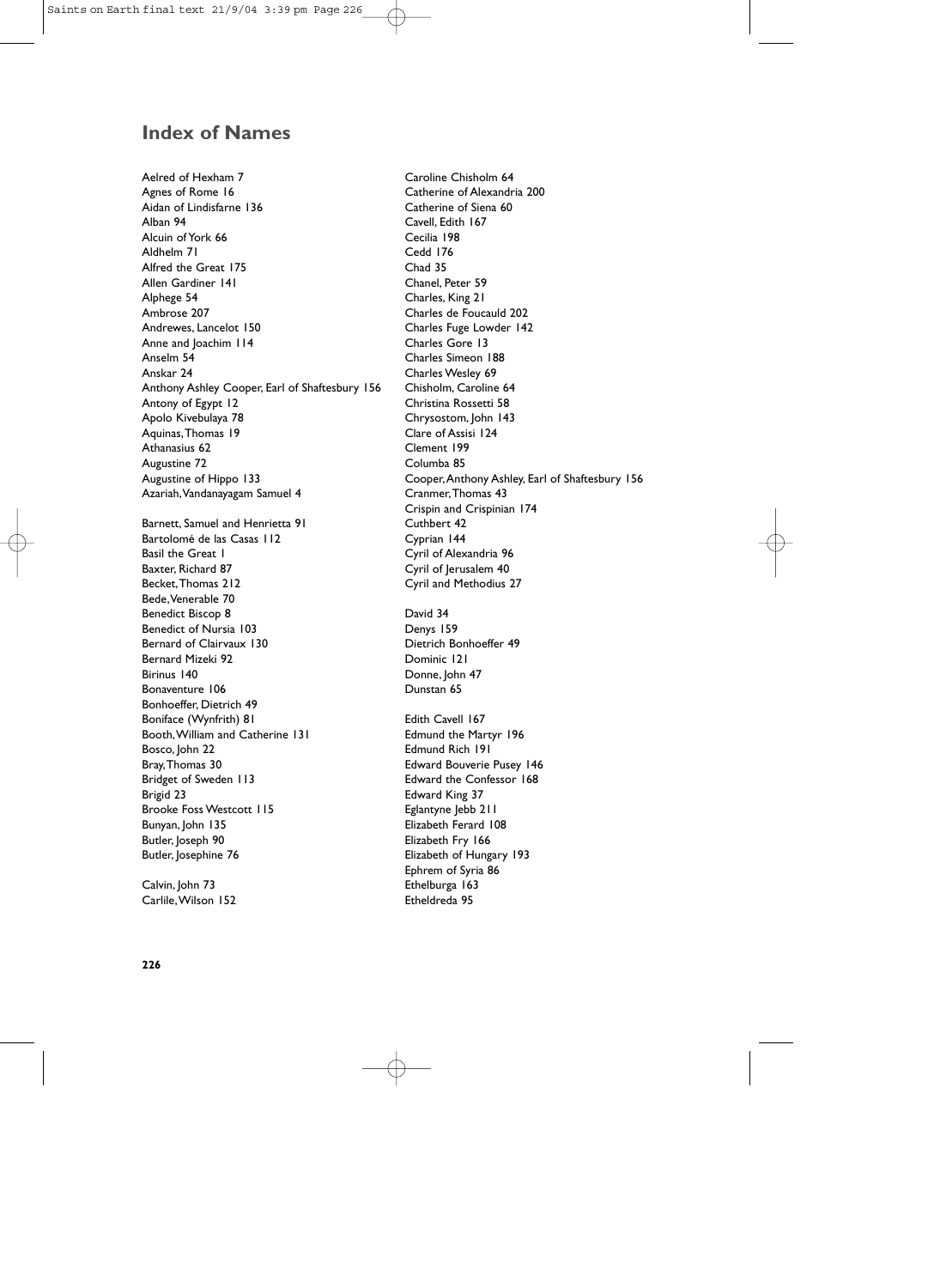## Index of Names

Aelred of Hexham 7
Agnes of Rome 16
Aidan of Lindisfarne 136
Alban 94
Alcuin of York 66
Aldhelm 71
Alfred the Great 175
Allen Gardiner 141
Alphege 54
Ambrose 207
Andrewes, Lancelot 150
Anne and Joachim 114
Anselm 54
Anskar 24
Anthony Ashley Cooper, Earl of Shaftesbury 156
Antony of Egypt 12
Apolo Kivebulaya 78
Aquinas, Thomas 19
Athanasius 62
Augustine 72
Augustine of Hippo 133
Azariah, Vandanayagam Samuel 4

Barnett, Samuel and Henrietta 91
Bartolomé de las Casas 112
Basil the Great 1
Baxter, Richard 87
Becket, Thomas 212
Bede, Venerable 70
Benedict Biscop 8
Benedict of Nursia 103
Bernard of Clairvaux 130
Bernard Mizeki 92
Birinus 140
Bonaventure 106
Bonhoeffer, Dietrich 49
Boniface (Wynfrith) 81
Booth, William and Catherine 131
Bosco, John 22
Bray, Thomas 30
Bridget of Sweden 113
Brigid 23
Brooke Foss Westcott 115
Bunyan, John 135
Butler, Joseph 90
Butler, Josephine 76

Calvin, John 73
Carlile, Wilson 152
Caroline Chisholm 64
Catherine of Alexandria 200
Catherine of Siena 60
Cavell, Edith 167
Cecilia 198
Cedd 176
Chad 35
Chanel, Peter 59
Charles, King 21
Charles de Foucauld 202
Charles Fuge Lowder 142
Charles Gore 13
Charles Simeon 188
Charles Wesley 69
Chisholm, Caroline 64
Christina Rossetti 58
Chrysostom, John 143
Clare of Assisi 124
Clement 199
Columba 85
Cooper, Anthony Ashley, Earl of Shaftesbury 156
Cranmer, Thomas 43
Crispin and Crispinian 174
Cuthbert 42
Cyprian 144
Cyril of Alexandria 96
Cyril of Jerusalem 40
Cyril and Methodius 27

David 34
Denys 159
Dietrich Bonhoeffer 49
Dominic 121
Donne, John 47
Dunstan 65

Edith Cavell 167
Edmund the Martyr 196
Edmund Rich 191
Edward Bouverie Pusey 146
Edward the Confessor 168
Edward King 37
Eglantyne Jebb 211
Elizabeth Ferard 108
Elizabeth Fry 166
Elizabeth of Hungary 193
Ephrem of Syria 86
Ethelburga 163
Etheldreda 95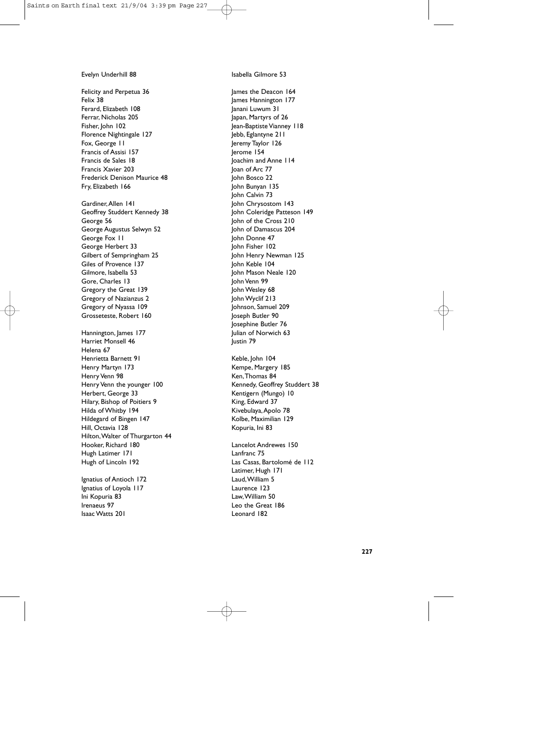Evelyn Underhill 88

Felicity and Perpetua 36
Felix 38
Ferard, Elizabeth 108
Ferrar, Nicholas 205
Fisher, John 102
Florence Nightingale 127
Fox, George 11
Francis of Assisi 157
Francis de Sales 18
Francis Xavier 203
Frederick Denison Maurice 48
Fry, Elizabeth 166

Gardiner, Allen 141
Geoffrey Studdert Kennedy 38
George 56
George Augustus Selwyn 52
George Fox 11
George Herbert 33
Gilbert of Sempringham 25
Giles of Provence 137
Gilmore, Isabella 53
Gore, Charles 13
Gregory the Great 139
Gregory of Nazianzus 2
Gregory of Nyassa 109
Grosseteste, Robert 160

Hannington, James 177
Harriet Monsell 46
Helena 67
Henrietta Barnett 91
Henry Martyn 173
Henry Venn 98
Henry Venn the younger 100
Herbert, George 33
Hilary, Bishop of Poitiers 9
Hilda of Whitby 194
Hildegard of Bingen 147
Hill, Octavia 128
Hilton, Walter of Thurgarton 44
Hooker, Richard 180
Hugh Latimer 171
Hugh of Lincoln 192

Ignatius of Antioch 172
Ignatius of Loyola 117
Ini Kopuria 83
Irenaeus 97
Isaac Watts 201

Isabella Gilmore 53

James the Deacon 164
James Hannington 177
Janani Luwum 31
Japan, Martyrs of 26
Jean-Baptiste Vianney 118
Jebb, Eglantyne 211
Jeremy Taylor 126
Jerome 154
Joachim and Anne 114
Joan of Arc 77
John Bosco 22
John Bunyan 135
John Calvin 73
John Chrysostom 143
John Coleridge Patteson 149
John of the Cross 210
John of Damascus 204
John Donne 47
John Fisher 102
John Henry Newman 125
John Keble 104
John Mason Neale 120
John Venn 99
John Wesley 68
John Wyclif 213
Johnson, Samuel 209
Joseph Butler 90
Josephine Butler 76
Julian of Norwich 63
Justin 79

Keble, John 104
Kempe, Margery 185
Ken, Thomas 84
Kennedy, Geoffrey Studdert 38
Kentigern (Mungo) 10
King, Edward 37
Kivebulaya, Apolo 78
Kolbe, Maximilian 129
Kopuria, Ini 83

Lancelot Andrewes 150
Lanfranc 75
Las Casas, Bartolomé de 112
Latimer, Hugh 171
Laud, William 5
Laurence 123
Law, William 50
Leo the Great 186
Leonard 182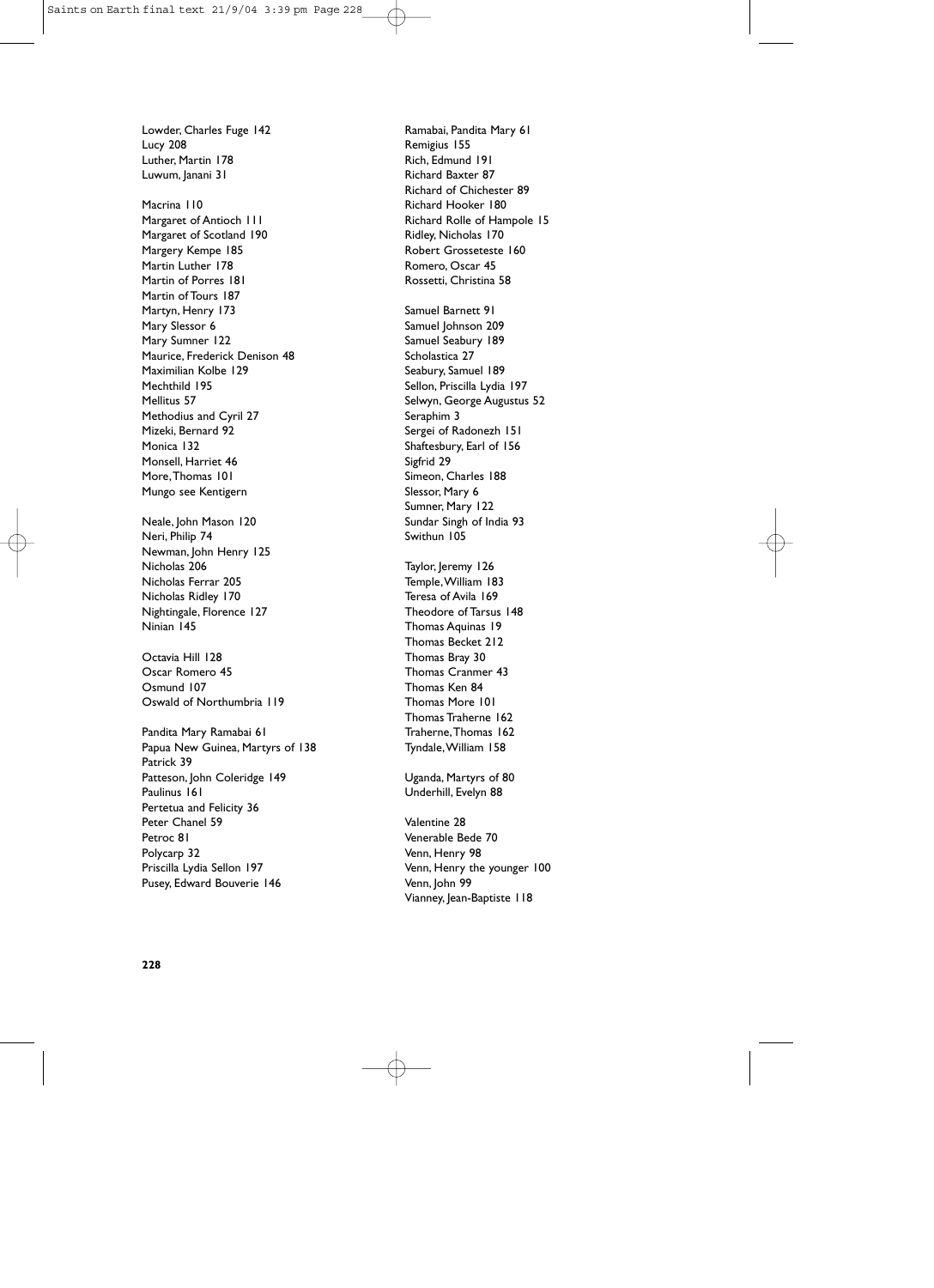Lowder, Charles Fuge 142
Lucy 208
Luther, Martin 178
Luwum, Janani 31

Macrina 110
Margaret of Antioch 111
Margaret of Scotland 190
Margery Kempe 185
Martin Luther 178
Martin of Porres 181
Martin of Tours 187
Martyn, Henry 173
Mary Slessor 6
Mary Sumner 122
Maurice, Frederick Denison 48
Maximilian Kolbe 129
Mechthild 195
Mellitus 57
Methodius and Cyril 27
Mizeki, Bernard 92
Monica 132
Monsell, Harriet 46
More, Thomas 101
Mungo see Kentigern

Neale, John Mason 120
Neri, Philip 74
Newman, John Henry 125
Nicholas 206
Nicholas Ferrar 205
Nicholas Ridley 170
Nightingale, Florence 127
Ninian 145

Octavia Hill 128
Oscar Romero 45
Osmund 107
Oswald of Northumbria 119

Pandita Mary Ramabai 61
Papua New Guinea, Martyrs of 138
Patrick 39
Patteson, John Coleridge 149
Paulinus 161
Pertetua and Felicity 36
Peter Chanel 59
Petroc 81
Polycarp 32
Priscilla Lydia Sellon 197
Pusey, Edward Bouverie 146

Ramabai, Pandita Mary 61
Remigius 155
Rich, Edmund 191
Richard Baxter 87
Richard of Chichester 89
Richard Hooker 180
Richard Rolle of Hampole 15
Ridley, Nicholas 170
Robert Grosseteste 160
Romero, Oscar 45
Rossetti, Christina 58

Samuel Barnett 91
Samuel Johnson 209
Samuel Seabury 189
Scholastica 27
Seabury, Samuel 189
Sellon, Priscilla Lydia 197
Selwyn, George Augustus 52
Seraphim 3
Sergei of Radonezh 151
Shaftesbury, Earl of 156
Sigfrid 29
Simeon, Charles 188
Slessor, Mary 6
Sumner, Mary 122
Sundar Singh of India 93
Swithun 105

Taylor, Jeremy 126
Temple, William 183
Teresa of Avila 169
Theodore of Tarsus 148
Thomas Aquinas 19
Thomas Becket 212
Thomas Bray 30
Thomas Cranmer 43
Thomas Ken 84
Thomas More 101
Thomas Traherne 162
Traherne, Thomas 162
Tyndale, William 158

Uganda, Martyrs of 80
Underhill, Evelyn 88

Valentine 28
Venerable Bede 70
Venn, Henry 98
Venn, Henry the younger 100
Venn, John 99
Vianney, Jean-Baptiste 118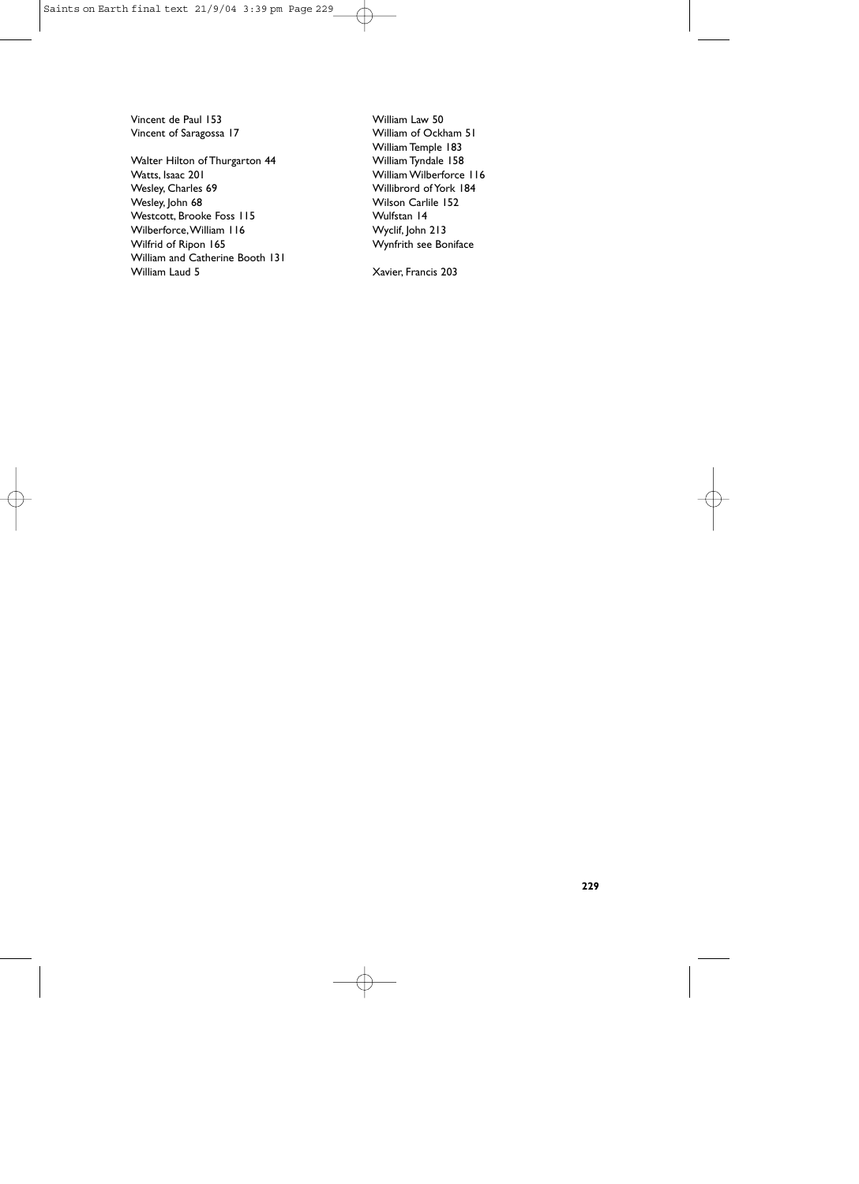Vincent de Paul 153
Vincent of Saragossa 17

Walter Hilton of Thurgarton 44
Watts, Isaac 201
Wesley, Charles 69
Wesley, John 68
Westcott, Brooke Foss 115
Wilberforce, William 116
Wilfrid of Ripon 165
William and Catherine Booth 131
William Laud 5
William Law 50
William of Ockham 51
William Temple 183
William Tyndale 158
William Wilberforce 116
Willibrord of York 184
Wilson Carlile 152
Wulfstan 14
Wyclif, John 213
Wynfrith see Boniface

Xavier, Francis 203